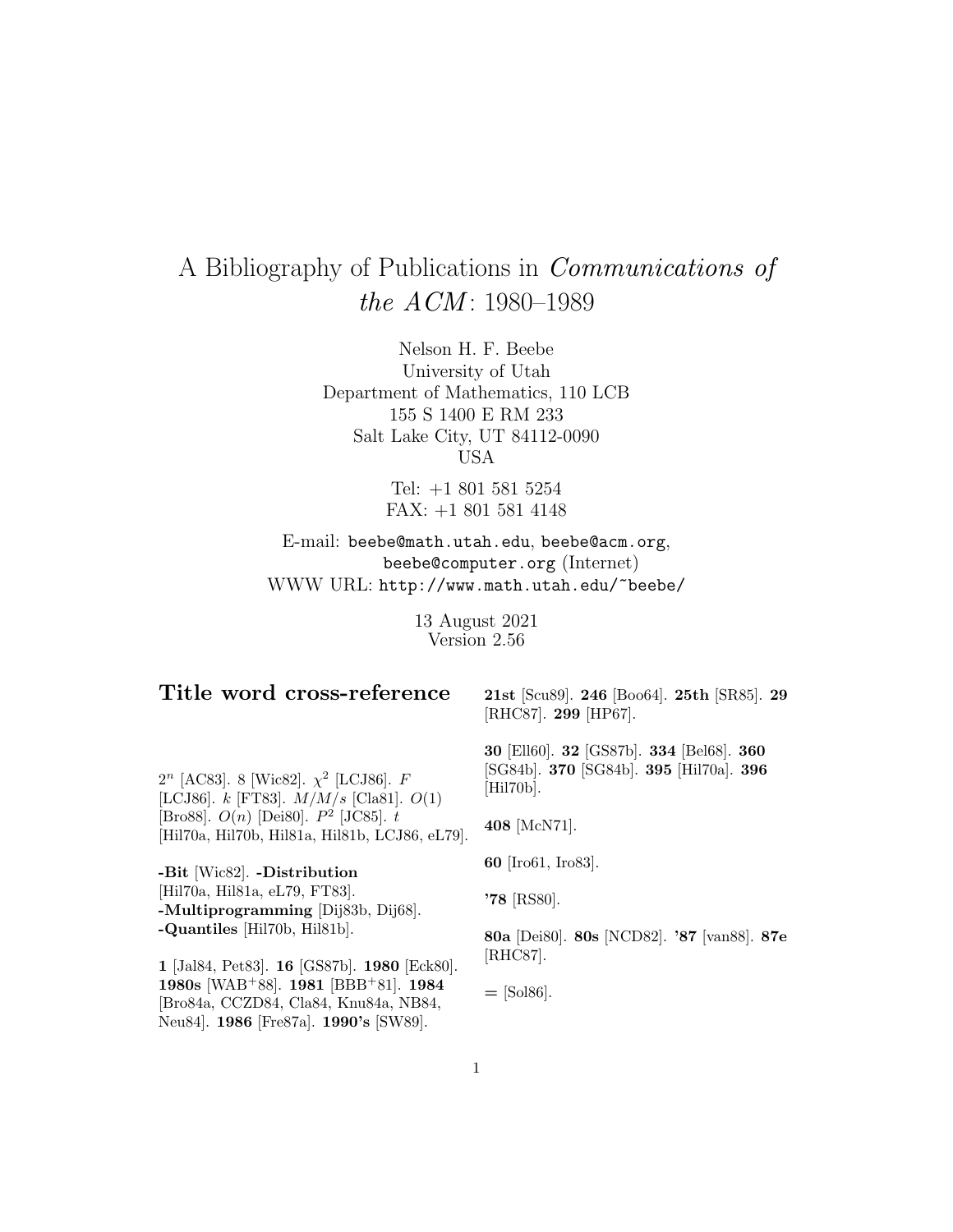# A Bibliography of Publications in *Communications of the ACM*: 1980–1989

Nelson H. F. Beebe
University of Utah
Department of Mathematics, 110 LCB
155 S 1400 E RM 233
Salt Lake City, UT 84112-0090
USA

Tel: +1 801 581 5254
FAX: +1 801 581 4148

E-mail: `beebe@math.utah.edu`, `beebe@acm.org`, `beebe@computer.org` (Internet)
WWW URL: `http://www.math.utah.edu/~beebe/`

13 August 2021
Version 2.56

## Title word cross-reference

$2^n$ [AC83]. 8 [Wic82]. $\chi^2$ [LCJ86]. $F$ [LCJ86]. $k$ [FT83]. $M/M/s$ [Cla81]. $O(1)$ [Bro88]. $O(n)$ [Dei80]. $P^2$ [JC85]. $t$ [Hil70a, Hil70b, Hil81a, Hil81b, LCJ86, eL79].

**-Bit** [Wic82]. **-Distribution** [Hil70a, Hil81a, eL79, FT83]. **-Multiprogramming** [Dij83b, Dij68]. **-Quantiles** [Hil70b, Hil81b].

**1** [Jal84, Pet83]. **16** [GS87b]. **1980** [Eck80]. **1980s** [WAB+88]. **1981** [BBB+81]. **1984** [Bro84a, CCZD84, Cla84, Knu84a, NB84, Neu84]. **1986** [Fre87a]. **1990's** [SW89].

**21st** [Scu89]. **246** [Boo64]. **25th** [SR85]. **29** [RHC87]. **299** [HP67].

**30** [Ell60]. **32** [GS87b]. **334** [Bel68]. **360** [SG84b]. **370** [SG84b]. **395** [Hil70a]. **396** [Hil70b].

**408** [McN71].

**60** [Iro61, Iro83].

**'78** [RS80].

**80a** [Dei80]. **80s** [NCD82]. **'87** [van88]. **87e** [RHC87].

**=** [Sol86].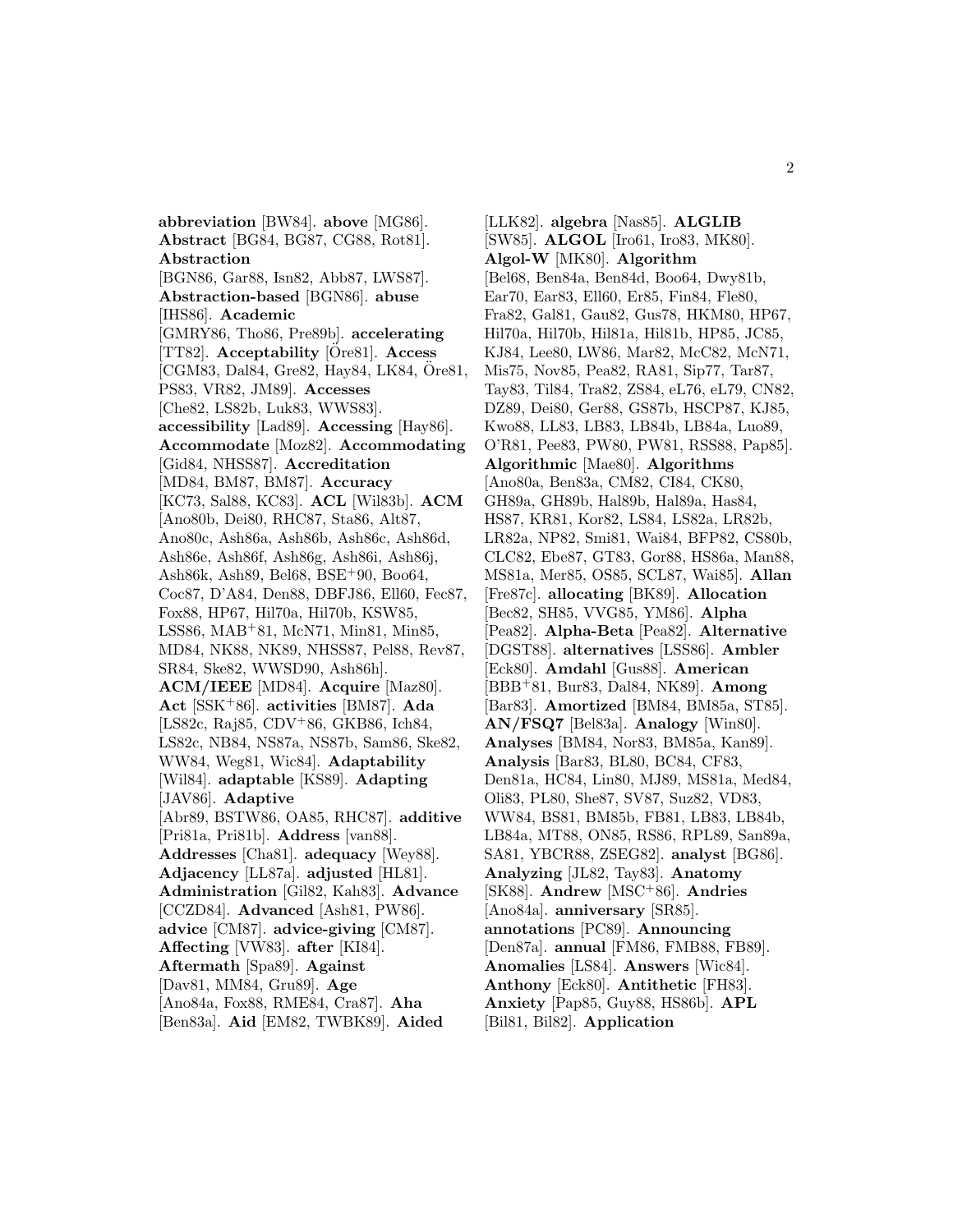**abbreviation** [BW84]. **above** [MG86]. **Abstract** [BG84, BG87, CG88, Rot81]. **Abstraction** [BGN86, Gar88, Isn82, Abb87, LWS87]. **Abstraction-based** [BGN86]. **abuse** [IHS86]. **Academic** [GMRY86, Tho86, Pre89b]. **accelerating** [TT82]. **Acceptability** [Öre81]. **Access** [CGM83, Dal84, Gre82, Hay84, LK84, Öre81, PS83, VR82, JM89]. **Accesses** [Che82, LS82b, Luk83, WWS83]. **accessibility** [Lad89]. **Accessing** [Hay86]. **Accommodate** [Moz82]. **Accommodating** [Gid84, NHSS87]. **Accreditation** [MD84, BM87, BM87]. **Accuracy** [KC73, Sal88, KC83]. **ACL** [Wil83b]. **ACM** [Ano80b, Dei80, RHC87, Sta86, Alt87, Ano80c, Ash86a, Ash86b, Ash86c, Ash86d, Ash86e, Ash86f, Ash86g, Ash86i, Ash86j, Ash86k, Ash89, Bel68, BSE+90, Boo64, Coc87, D'A84, Den88, DBFJ86, Ell60, Fec87, Fox88, HP67, Hil70a, Hil70b, KSW85, LSS86, MAB+81, McN71, Min81, Min85, MD84, NK88, NK89, NHSS87, Pel88, Rev87, SR84, Ske82, WWSD90, Ash86h]. **ACM/IEEE** [MD84]. **Acquire** [Maz80]. **Act** [SSK+86]. **activities** [BM87]. **Ada** [LS82c, Raj85, CDV+86, GKB86, Ich84, LS82c, NB84, NS87a, NS87b, Sam86, Ske82, WW84, Weg81, Wic84]. **Adaptability** [Wil84]. **adaptable** [KS89]. **Adapting** [JAV86]. **Adaptive** [Abr89, BSTW86, OA85, RHC87]. **additive** [Pri81a, Pri81b]. **Address** [van88]. **Addresses** [Cha81]. **adequacy** [Wey88]. **Adjacency** [LL87a]. **adjusted** [HL81]. **Administration** [Gil82, Kah83]. **Advance** [CCZD84]. **Advanced** [Ash81, PW86]. **advice** [CM87]. **advice-giving** [CM87]. **Affecting** [VW83]. **after** [KI84]. **Aftermath** [Spa89]. **Against** [Dav81, MM84, Gru89]. **Age** [Ano84a, Fox88, RME84, Cra87]. **Aha** [Ben83a]. **Aid** [EM82, TWBK89]. **Aided** [LLK82]. **algebra** [Nas85]. **ALGLIB** [SW85]. **ALGOL** [Iro61, Iro83, MK80]. **Algol-W** [MK80]. **Algorithm** [Bel68, Ben84a, Ben84d, Boo64, Dwy81b, Ear70, Ear83, Ell60, Er85, Fin84, Fle80, Fra82, Gal81, Gau82, Gus78, HKM80, HP67, Hil70a, Hil70b, Hil81a, Hil81b, HP85, JC85, KJ84, Lee80, LW86, Mar82, McC82, McN71, Mis75, Nov85, Pea82, RA81, Sip77, Tar87, Tay83, Til84, Tra82, ZS84, eL76, eL79, CN82, DZ89, Dei80, Ger88, GS87b, HSCP87, KJ85, Kwo88, LL83, LB83, LB84b, LB84a, Luo89, O'R81, Pee83, PW80, PW81, RSS88, Pap85]. **Algorithmic** [Mae80]. **Algorithms** [Ano80a, Ben83a, CM82, CI84, CK80, GH89a, GH89b, Hal89b, Hal89a, Has84, HS87, KR81, Kor82, LS84, LS82a, LR82b, LR82a, NP82, Smi81, Wai84, BFP82, CS80b, CLC82, Ebe87, GT83, Gor88, HS86a, Man88, MS81a, Mer85, OS85, SCL87, Wai85]. **Allan** [Fre87c]. **allocating** [BK89]. **Allocation** [Bec82, SH85, VVG85, YM86]. **Alpha** [Pea82]. **Alpha-Beta** [Pea82]. **Alternative** [DGST88]. **alternatives** [LSS86]. **Ambler** [Eck80]. **Amdahl** [Gus88]. **American** [BBB+81, Bur83, Dal84, NK89]. **Among** [Bar83]. **Amortized** [BM84, BM85a, ST85]. **AN/FSQ7** [Bel83a]. **Analogy** [Win80]. **Analyses** [BM84, Nor83, BM85a, Kan89]. **Analysis** [Bar83, BL80, BC84, CF83, Den81a, HC84, Lin80, MJ89, MS81a, Med84, Oli83, PL80, She87, SV87, Suz82, VD83, WW84, BS81, BM85b, FB81, LB83, LB84b, LB84a, MT88, ON85, RS86, RPL89, San89a, SA81, YBCR88, ZSEG82]. **analyst** [BG86]. **Analyzing** [JL82, Tay83]. **Anatomy** [SK88]. **Andrew** [MSC+86]. **Andries** [Ano84a]. **anniversary** [SR85]. **annotations** [PC89]. **Announcing** [Den87a]. **annual** [FM86, FMB88, FB89]. **Anomalies** [LS84]. **Answers** [Wic84]. **Anthony** [Eck80]. **Antithetic** [FH83]. **Anxiety** [Pap85, Guy88, HS86b]. **APL** [Bil81, Bil82]. **Application**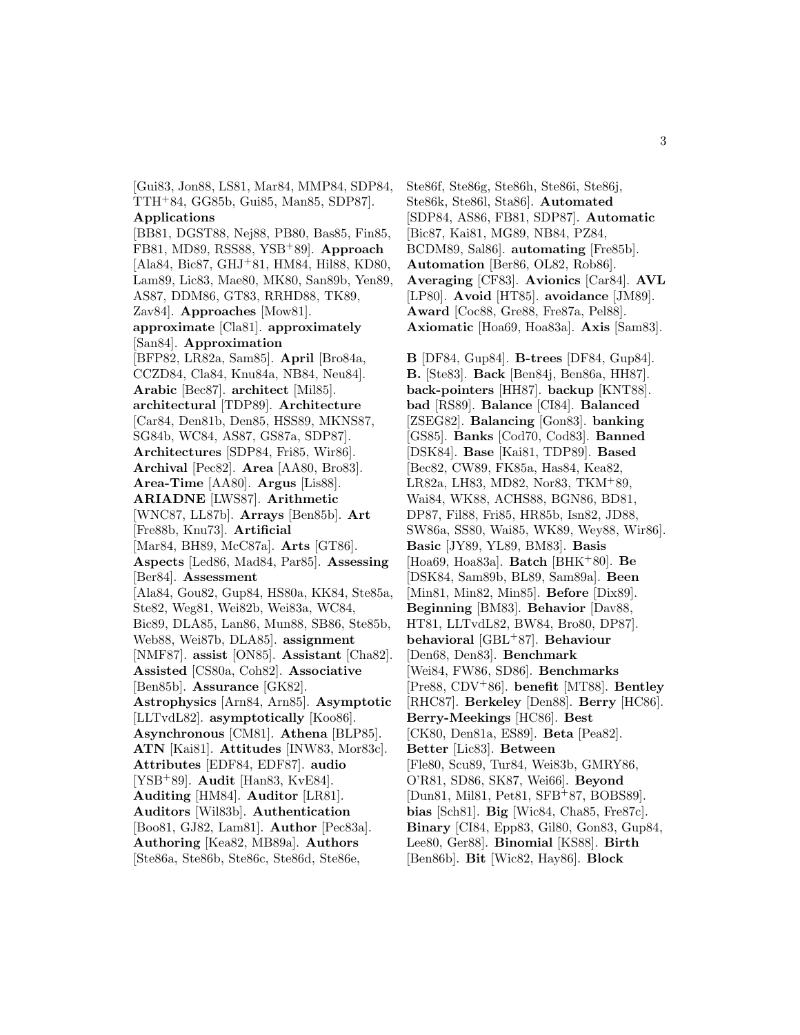[Gui83, Jon88, LS81, Mar84, MMP84, SDP84, TTH+84, GG85b, Gui85, Man85, SDP87]. **Applications** [BB81, DGST88, Nej88, PB80, Bas85, Fin85, FB81, MD89, RSS88, YSB+89]. **Approach** [Ala84, Bic87, GHJ+81, HM84, Hil88, KD80, Lam89, Lic83, Mae80, MK80, San89b, Yen89, AS87, DDM86, GT83, RRHD88, TK89, Zav84]. **Approaches** [Mow81]. **approximate** [Cla81]. **approximately** [San84]. **Approximation** [BFP82, LR82a, Sam85]. **April** [Bro84a, CCZD84, Cla84, Knu84a, NB84, Neu84]. **Arabic** [Bec87]. **architect** [Mil85]. **architectural** [TDP89]. **Architecture** [Car84, Den81b, Den85, HSS89, MKNS87, SG84b, WC84, AS87, GS87a, SDP87]. **Architectures** [SDP84, Fri85, Wir86]. **Archival** [Pec82]. **Area** [AA80, Bro83]. **Area-Time** [AA80]. **Argus** [Lis88]. **ARIADNE** [LWS87]. **Arithmetic** [WNC87, LL87b]. **Arrays** [Ben85b]. **Art** [Fre88b, Knu73]. **Artificial** [Mar84, BH89, McC87a]. **Arts** [GT86]. **Aspects** [Led86, Mad84, Par85]. **Assessing** [Ber84]. **Assessment** [Ala84, Gou82, Gup84, HS80a, KK84, Ste85a, Ste82, Weg81, Wei82b, Wei83a, WC84, Bic89, DLA85, Lan86, Mun88, SB86, Ste85b, Web88, Wei87b, DLA85]. **assignment** [NMF87]. **assist** [ON85]. **Assistant** [Cha82]. **Assisted** [CS80a, Coh82]. **Associative** [Ben85b]. **Assurance** [GK82]. **Astrophysics** [Arn84, Arn85]. **Asymptotic** [LLTvdL82]. **asymptotically** [Koo86]. **Asynchronous** [CM81]. **Athena** [BLP85]. **ATN** [Kai81]. **Attitudes** [INW83, Mor83c]. **Attributes** [EDF84, EDF87]. **audio** [YSB+89]. **Audit** [Han83, KvE84]. **Auditing** [HM84]. **Auditor** [LR81]. **Auditors** [Wil83b]. **Authentication** [Boo81, GJ82, Lam81]. **Author** [Pec83a]. **Authoring** [Kea82, MB89a]. **Authors** [Ste86a, Ste86b, Ste86c, Ste86d, Ste86e, Ste86f, Ste86g, Ste86h, Ste86i, Ste86j, Ste86k, Ste86l, Sta86]. **Automated** [SDP84, AS86, FB81, SDP87]. **Automatic** [Bic87, Kai81, MG89, NB84, PZ84, BCDM89, Sal86]. **automating** [Fre85b]. **Automation** [Ber86, OL82, Rob86]. **Averaging** [CF83]. **Avionics** [Car84]. **AVL** [LP80]. **Avoid** [HT85]. **avoidance** [JM89]. **Award** [Coc88, Gre88, Fre87a, Pel88]. **Axiomatic** [Hoa69, Hoa83a]. **Axis** [Sam83].

**B** [DF84, Gup84]. **B-trees** [DF84, Gup84]. **B.** [Ste83]. **Back** [Ben84j, Ben86a, HH87]. **back-pointers** [HH87]. **backup** [KNT88]. **bad** [RS89]. **Balance** [CI84]. **Balanced** [ZSEG82]. **Balancing** [Gon83]. **banking** [GS85]. **Banks** [Cod70, Cod83]. **Banned** [DSK84]. **Base** [Kai81, TDP89]. **Based** [Bec82, CW89, FK85a, Has84, Kea82, LR82a, LH83, MD82, Nor83, TKM+89, Wai84, WK88, ACHS88, BGN86, BD81, DP87, Fil88, Fri85, HR85b, Isn82, JD88, SW86a, SS80, Wai85, WK89, Wey88, Wir86]. **Basic** [JY89, YL89, BM83]. **Basis** [Hoa69, Hoa83a]. **Batch** [BHK+80]. **Be** [DSK84, Sam89b, BL89, Sam89a]. **Been** [Min81, Min82, Min85]. **Before** [Dix89]. **Beginning** [BM83]. **Behavior** [Dav88, HT81, LLTvdL82, BW84, Bro80, DP87]. **behavioral** [GBL+87]. **Behaviour** [Den68, Den83]. **Benchmark** [Wei84, FW86, SD86]. **Benchmarks** [Pre88, CDV+86]. **benefit** [MT88]. **Bentley** [RHC87]. **Berkeley** [Den88]. **Berry** [HC86]. **Berry-Meekings** [HC86]. **Best** [CK80, Den81a, ES89]. **Beta** [Pea82]. **Better** [Lic83]. **Between** [Fle80, Scu89, Tur84, Wei83b, GMRY86, O'R81, SD86, SK87, Wei66]. **Beyond** [Dun81, Mil81, Pet81, SFB+87, BOBS89]. **bias** [Sch81]. **Big** [Wic84, Cha85, Fre87c]. **Binary** [CI84, Epp83, Gil80, Gon83, Gup84, Lee80, Ger88]. **Binomial** [KS88]. **Birth** [Ben86b]. **Bit** [Wic82, Hay86]. **Block**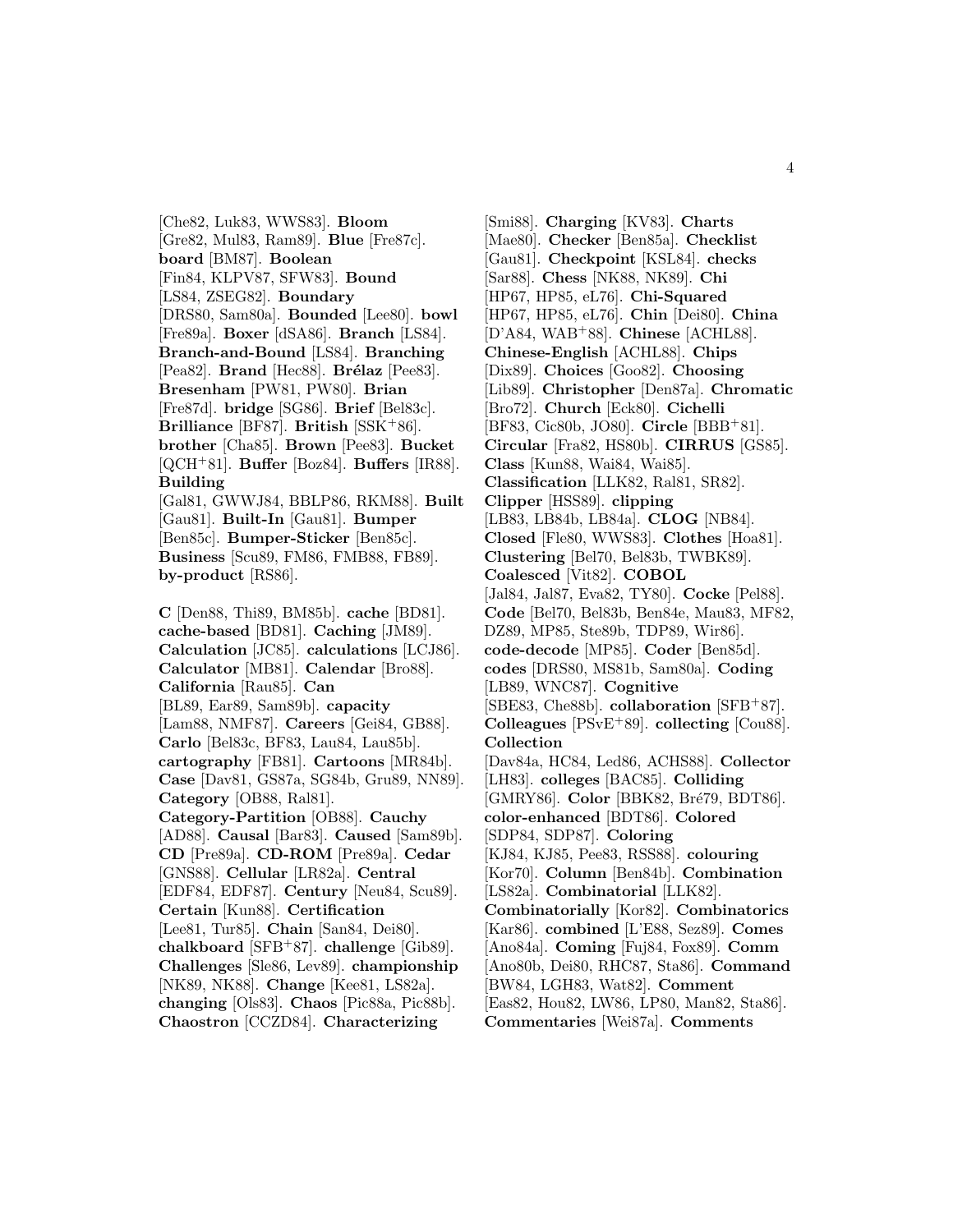[Che82, Luk83, WWS83]. **Bloom** [Gre82, Mul83, Ram89]. **Blue** [Fre87c]. **board** [BM87]. **Boolean** [Fin84, KLPV87, SFW83]. **Bound** [LS84, ZSEG82]. **Boundary** [DRS80, Sam80a]. **Bounded** [Lee80]. **bowl** [Fre89a]. **Boxer** [dSA86]. **Branch** [LS84]. **Branch-and-Bound** [LS84]. **Branching** [Pea82]. **Brand** [Hec88]. **Brélaz** [Pee83]. **Bresenham** [PW81, PW80]. **Brian** [Fre87d]. **bridge** [SG86]. **Brief** [Bel83c]. **Brilliance** [BF87]. **British** [SSK+86]. **brother** [Cha85]. **Brown** [Pee83]. **Bucket** [QCH+81]. **Buffer** [Boz84]. **Buffers** [IR88]. **Building** [Gal81, GWWJ84, BBLP86, RKM88]. **Built** [Gau81]. **Built-In** [Gau81]. **Bumper** [Ben85c]. **Bumper-Sticker** [Ben85c]. **Business** [Scu89, FM86, FMB88, FB89]. **by-product** [RS86].

**C** [Den88, Thi89, BM85b]. **cache** [BD81]. **cache-based** [BD81]. **Caching** [JM89]. **Calculation** [JC85]. **calculations** [LCJ86]. **Calculator** [MB81]. **Calendar** [Bro88]. **California** [Rau85]. **Can** [BL89, Ear89, Sam89b]. **capacity** [Lam88, NMF87]. **Careers** [Gei84, GB88]. **Carlo** [Bel83c, BF83, Lau84, Lau85b]. **cartography** [FB81]. **Cartoons** [MR84b]. **Case** [Dav81, GS87a, SG84b, Gru89, NN89]. **Category** [OB88, Ral81]. **Category-Partition** [OB88]. **Cauchy** [AD88]. **Causal** [Bar83]. **Caused** [Sam89b]. **CD** [Pre89a]. **CD-ROM** [Pre89a]. **Cedar** [GNS88]. **Cellular** [LR82a]. **Central** [EDF84, EDF87]. **Century** [Neu84, Scu89]. **Certain** [Kun88]. **Certification** [Lee81, Tur85]. **Chain** [San84, Dei80]. **chalkboard** [SFB+87]. **challenge** [Gib89]. **Challenges** [Sle86, Lev89]. **championship** [NK89, NK88]. **Change** [Kee81, LS82a]. **changing** [Ols83]. **Chaos** [Pic88a, Pic88b]. **Chaostron** [CCZD84]. **Characterizing** [Smi88]. **Charging** [KV83]. **Charts** [Mae80]. **Checker** [Ben85a]. **Checklist** [Gau81]. **Checkpoint** [KSL84]. **checks** [Sar88]. **Chess** [NK88, NK89]. **Chi** [HP67, HP85, eL76]. **Chi-Squared** [HP67, HP85, eL76]. **Chin** [Dei80]. **China** [D'A84, WAB+88]. **Chinese** [ACHL88]. **Chinese-English** [ACHL88]. **Chips** [Dix89]. **Choices** [Goo82]. **Choosing** [Lib89]. **Christopher** [Den87a]. **Chromatic** [Bro72]. **Church** [Eck80]. **Cichelli** [BF83, Cic80b, JO80]. **Circle** [BBB+81]. **Circular** [Fra82, HS80b]. **CIRRUS** [GS85]. **Class** [Kun88, Wai84, Wai85]. **Classification** [LLK82, Ral81, SR82]. **Clipper** [HSS89]. **clipping** [LB83, LB84b, LB84a]. **CLOG** [NB84]. **Closed** [Fle80, WWS83]. **Clothes** [Hoa81]. **Clustering** [Bel70, Bel83b, TWBK89]. **Coalesced** [Vit82]. **COBOL** [Jal84, Jal87, Eva82, TY80]. **Cocke** [Pel88]. **Code** [Bel70, Bel83b, Ben84e, Mau83, MF82, DZ89, MP85, Ste89b, TDP89, Wir86]. **code-decode** [MP85]. **Coder** [Ben85d]. **codes** [DRS80, MS81b, Sam80a]. **Coding** [LB89, WNC87]. **Cognitive** [SBE83, Che88b]. **collaboration** [SFB+87]. **Colleagues** [PSvE+89]. **collecting** [Cou88]. **Collection** [Dav84a, HC84, Led86, ACHS88]. **Collector** [LH83]. **colleges** [BAC85]. **Colliding** [GMRY86]. **Color** [BBK82, Bré79, BDT86]. **color-enhanced** [BDT86]. **Colored** [SDP84, SDP87]. **Coloring** [KJ84, KJ85, Pee83, RSS88]. **colouring** [Kor70]. **Column** [Ben84b]. **Combination** [LS82a]. **Combinatorial** [LLK82]. **Combinatorially** [Kor82]. **Combinatorics** [Kar86]. **combined** [L'E88, Sez89]. **Comes** [Ano84a]. **Coming** [Fuj84, Fox89]. **Comm** [Ano80b, Dei80, RHC87, Sta86]. **Command** [BW84, LGH83, Wat82]. **Comment** [Eas82, Hou82, LW86, LP80, Man82, Sta86]. **Commentaries** [Wei87a]. **Comments**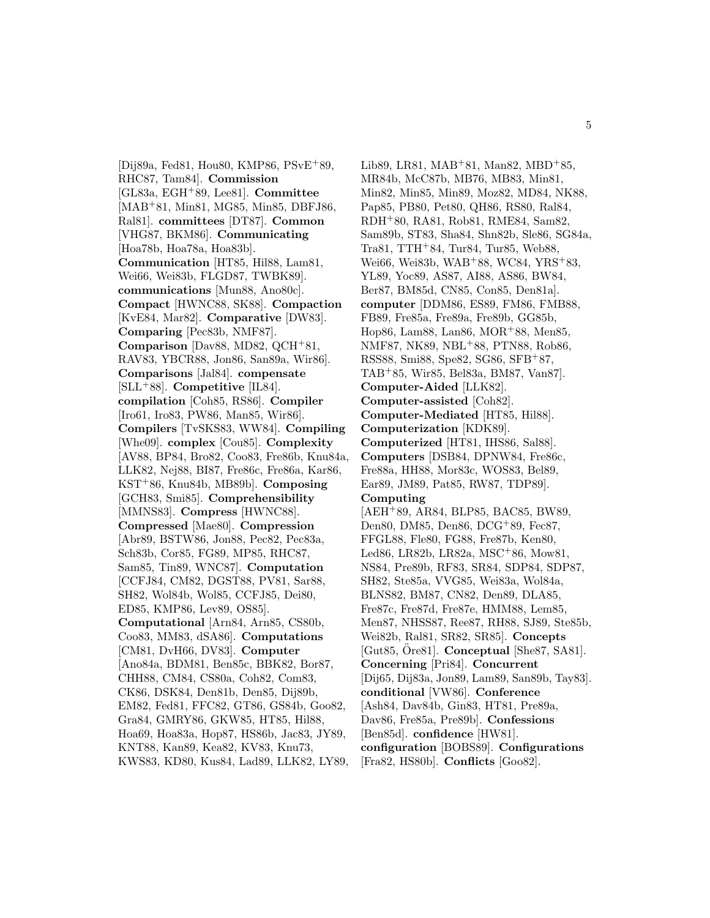[Dij89a, Fed81, Hou80, KMP86, PSvE+89, RHC87, Tam84]. **Commission** [GL83a, EGH+89, Lee81]. **Committee** [MAB+81, Min81, MG85, Min85, DBFJ86, Ral81]. **committees** [DT87]. **Common** [VHG87, BKM86]. **Communicating** [Hoa78b, Hoa78a, Hoa83b]. **Communication** [HT85, Hil88, Lam81, Wei66, Wei83b, FLGD87, TWBK89]. **communications** [Mun88, Ano80c]. **Compact** [HWNC88, SK88]. **Compaction** [KvE84, Mar82]. **Comparative** [DW83]. **Comparing** [Pec83b, NMF87]. **Comparison** [Dav88, MD82, QCH+81, RAV83, YBCR88, Jon86, San89a, Wir86]. **Comparisons** [Jal84]. **compensate** [SLL+88]. **Competitive** [IL84]. **compilation** [Coh85, RS86]. **Compiler** [Iro61, Iro83, PW86, Man85, Wir86]. **Compilers** [TvSKS83, WW84]. **Compiling** [Whe09]. **complex** [Cou85]. **Complexity** [AV88, BP84, Bro82, Coo83, Fre86b, Knu84a, LLK82, Nej88, BI87, Fre86c, Fre86a, Kar86, KST+86, Knu84b, MB89b]. **Composing** [GCH83, Smi85]. **Comprehensibility** [MMNS83]. **Compress** [HWNC88]. **Compressed** [Mae80]. **Compression** [Abr89, BSTW86, Jon88, Pec82, Pec83a, Sch83b, Cor85, FG89, MP85, RHC87, Sam85, Tin89, WNC87]. **Computation** [CCFJ84, CM82, DGST88, PV81, Sar88, SH82, Wol84b, Wol85, CCFJ85, Dei80, ED85, KMP86, Lev89, OS85]. **Computational** [Arn84, Arn85, CS80b, Coo83, MM83, dSA86]. **Computations** [CM81, DvH66, DV83]. **Computer** [Ano84a, BDM81, Ben85c, BBK82, Bor87, CHH88, CM84, CS80a, Coh82, Com83, CK86, DSK84, Den81b, Den85, Dij89b, EM82, Fed81, FFC82, GT86, GS84b, Goo82, Gra84, GMRY86, GKW85, HT85, Hil88, Hoa69, Hoa83a, Hop87, HS86b, Jac83, JY89, KNT88, Kan89, Kea82, KV83, Knu73, KWS83, KD80, Kus84, Lad89, LLK82, LY89, Lib89, LR81, MAB+81, Man82, MBD+85, MR84b, McC87b, MB76, MB83, Min81, Min82, Min85, Min89, Moz82, MD84, NK88, Pap85, PB80, Pet80, QH86, RS80, Ral84, RDH+80, RA81, Rob81, RME84, Sam82, Sam89b, ST83, Sha84, Shn82b, Sle86, SG84a, Tra81, TTH+84, Tur84, Tur85, Web88, Wei66, Wei83b, WAB+88, WC84, YRS+83, YL89, Yoc89, AS87, AI88, AS86, BW84, Ber87, BM85d, CN85, Con85, Den81a]. **computer** [DDM86, ES89, FM86, FMB88, FB89, Fre85a, Fre89a, Fre89b, GG85b, Hop86, Lam88, Lan86, MOR+88, Men85, NMF87, NK89, NBL+88, PTN88, Rob86, RSS88, Smi88, Spe82, SG86, SFB+87, TAB+85, Wir85, Bel83a, BM87, Van87]. **Computer-Aided** [LLK82]. **Computer-assisted** [Coh82]. **Computer-Mediated** [HT85, Hil88]. **Computerization** [KDK89]. **Computerized** [HT81, IHS86, Sal88]. **Computers** [DSB84, DPNW84, Fre86c, Fre88a, HH88, Mor83c, WOS83, Bel89, Ear89, JM89, Pat85, RW87, TDP89]. **Computing** [AEH+89, AR84, BLP85, BAC85, BW89, Den80, DM85, Den86, DCG+89, Fec87, FFGL88, Fle80, FG88, Fre87b, Ken80, Led86, LR82b, LR82a, MSC+86, Mow81, NS84, Pre89b, RF83, SR84, SDP84, SDP87, SH82, Ste85a, VVG85, Wei83a, Wol84a, BLNS82, BM87, CN82, Den89, DLA85, Fre87c, Fre87d, Fre87e, HMM88, Lem85, Men87, NHSS87, Ree87, RH88, SJ89, Ste85b, Wei82b, Ral81, SR82, SR85]. **Concepts** [Gut85, Öre81]. **Conceptual** [She87, SA81]. **Concerning** [Pri84]. **Concurrent** [Dij65, Dij83a, Jon89, Lam89, San89b, Tay83]. **conditional** [VW86]. **Conference** [Ash84, Dav84b, Gin83, HT81, Pre89a, Dav86, Fre85a, Pre89b]. **Confessions** [Ben85d]. **confidence** [HW81]. **configuration** [BOBS89]. **Configurations** [Fra82, HS80b]. **Conflicts** [Goo82].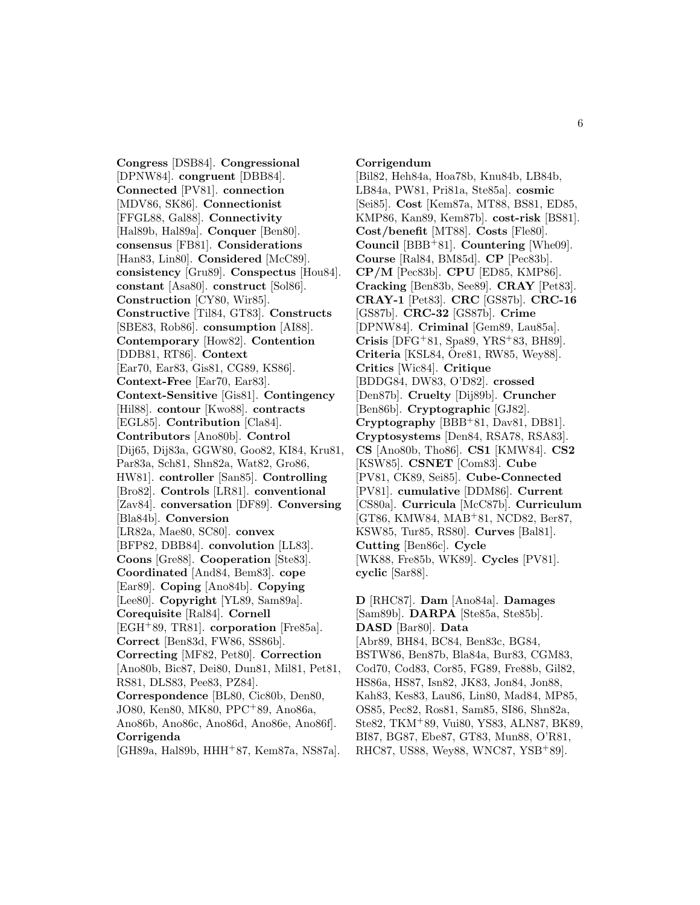**Congress** [DSB84]. **Congressional** [DPNW84]. **congruent** [DBB84]. **Connected** [PV81]. **connection** [MDV86, SK86]. **Connectionist** [FFGL88, Gal88]. **Connectivity** [Hal89b, Hal89a]. **Conquer** [Ben80]. **consensus** [FB81]. **Considerations** [Han83, Lin80]. **Considered** [McC89]. **consistency** [Gru89]. **Conspectus** [Hou84]. **constant** [Asa80]. **construct** [Sol86]. **Construction** [CY80, Wir85]. **Constructive** [Til84, GT83]. **Constructs** [SBE83, Rob86]. **consumption** [AI88]. **Contemporary** [How82]. **Contention** [DDB81, RT86]. **Context** [Ear70, Ear83, Gis81, CG89, KS86]. **Context-Free** [Ear70, Ear83]. **Context-Sensitive** [Gis81]. **Contingency** [Hil88]. **contour** [Kwo88]. **contracts** [EGL85]. **Contribution** [Cla84]. **Contributors** [Ano80b]. **Control** [Dij65, Dij83a, GGW80, Goo82, KI84, Kru81, Par83a, Sch81, Shn82a, Wat82, Gro86, HW81]. **controller** [San85]. **Controlling** [Bro82]. **Controls** [LR81]. **conventional** [Zav84]. **conversation** [DF89]. **Conversing** [Bla84b]. **Conversion** [LR82a, Mae80, SC80]. **convex** [BFP82, DBB84]. **convolution** [LL83]. **Coons** [Gre88]. **Cooperation** [Ste83]. **Coordinated** [And84, Bem83]. **cope** [Ear89]. **Coping** [Ano84b]. **Copying** [Lee80]. **Copyright** [YL89, Sam89a]. **Corequisite** [Ral84]. **Cornell** [EGH+89, TR81]. **corporation** [Fre85a]. **Correct** [Ben83d, FW86, SS86b]. **Correcting** [MF82, Pet80]. **Correction** [Ano80b, Bic87, Dei80, Dun81, Mil81, Pet81, RS81, DLS83, Pee83, PZ84]. **Correspondence** [BL80, Cic80b, Den80, JO80, Ken80, MK80, PPC+89, Ano86a, Ano86b, Ano86c, Ano86d, Ano86e, Ano86f]. **Corrigenda** [GH89a, Hal89b, HHH+87, Kem87a, NS87a]. **Corrigendum** [Bil82, Heh84a, Hoa78b, Knu84b, LB84b, LB84a, PW81, Pri81a, Ste85a]. **cosmic** [Sei85]. **Cost** [Kem87a, MT88, BS81, ED85, KMP86, Kan89, Kem87b]. **cost-risk** [BS81]. **Cost/benefit** [MT88]. **Costs** [Fle80]. **Council** [BBB+81]. **Countering** [Whe09]. **Course** [Ral84, BM85d]. **CP** [Pec83b]. **CP/M** [Pec83b]. **CPU** [ED85, KMP86]. **Cracking** [Ben83b, See89]. **CRAY** [Pet83]. **CRAY-1** [Pet83]. **CRC** [GS87b]. **CRC-16** [GS87b]. **CRC-32** [GS87b]. **Crime** [DPNW84]. **Criminal** [Gem89, Lau85a]. **Crisis** [DFG+81, Spa89, YRS+83, BH89]. **Criteria** [KSL84, Öre81, RW85, Wey88]. **Critics** [Wic84]. **Critique** [BDDG84, DW83, O'D82]. **crossed** [Den87b]. **Cruelty** [Dij89b]. **Cruncher** [Ben86b]. **Cryptographic** [GJ82]. **Cryptography** [BBB+81, Dav81, DB81]. **Cryptosystems** [Den84, RSA78, RSA83]. **CS** [Ano80b, Tho86]. **CS1** [KMW84]. **CS2** [KSW85]. **CSNET** [Com83]. **Cube** [PV81, CK89, Sei85]. **Cube-Connected** [PV81]. **cumulative** [DDM86]. **Current** [CS80a]. **Curricula** [McC87b]. **Curriculum** [GT86, KMW84, MAB+81, NCD82, Ber87, KSW85, Tur85, RS80]. **Curves** [Bal81]. **Cutting** [Ben86c]. **Cycle** [WK88, Fre85b, WK89]. **Cycles** [PV81]. **cyclic** [Sar88].

**D** [RHC87]. **Dam** [Ano84a]. **Damages** [Sam89b]. **DARPA** [Ste85a, Ste85b]. **DASD** [Bar80]. **Data** [Abr89, BH84, BC84, Ben83c, BG84, BSTW86, Ben87b, Bla84a, Bur83, CGM83, Cod70, Cod83, Cor85, FG89, Fre88b, Gil82, HS86a, HS87, Isn82, JK83, Jon84, Jon88, Kah83, Kes83, Lau86, Lin80, Mad84, MP85, OS85, Pec82, Ros81, Sam85, SI86, Shn82a, Ste82, TKM+89, Vui80, YS83, ALN87, BK89, BI87, BG87, Ebe87, GT83, Mun88, O'R81, RHC87, US88, Wey88, WNC87, YSB+89].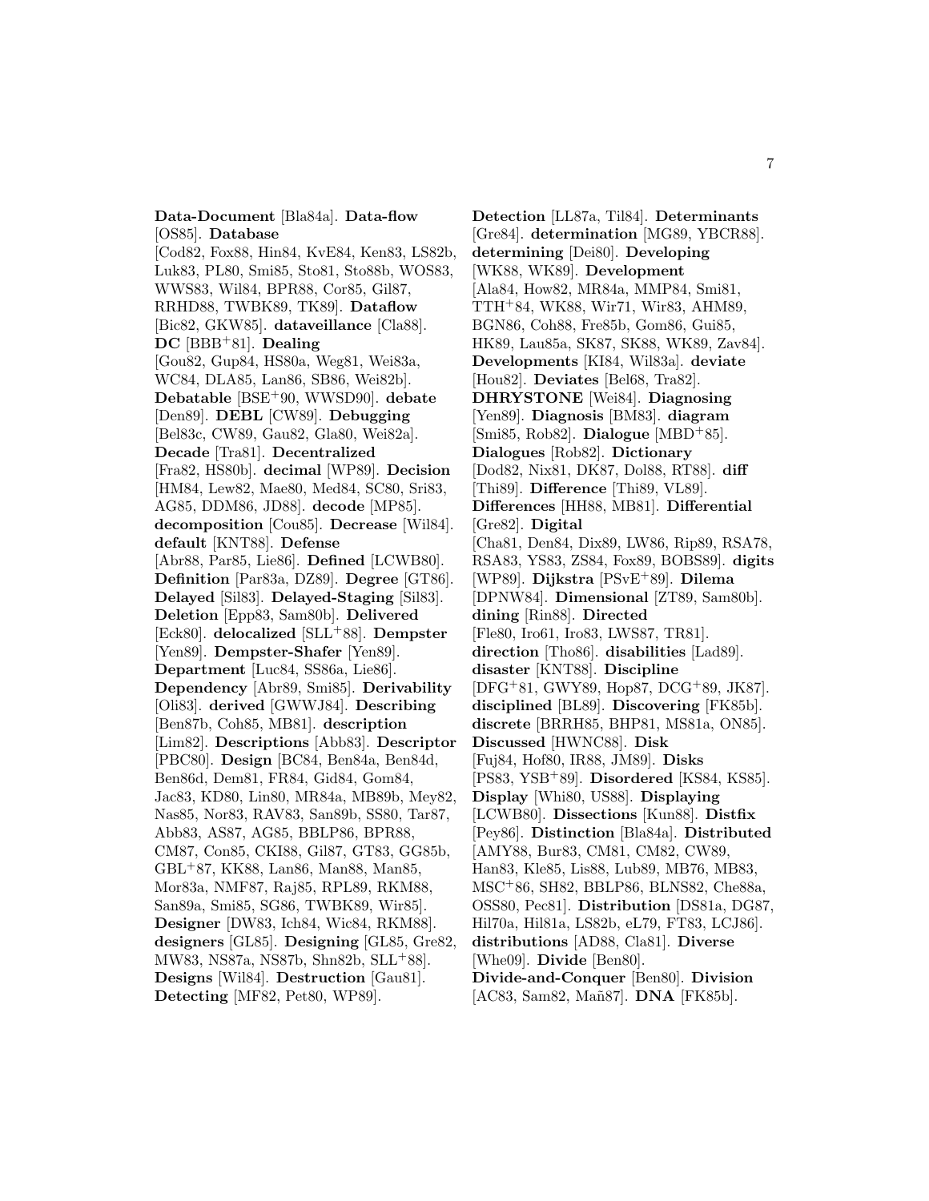**Data-Document** [Bla84a]. **Data-flow** [OS85]. **Database** [Cod82, Fox88, Hin84, KvE84, Ken83, LS82b, Luk83, PL80, Smi85, Sto81, Sto88b, WOS83, WWS83, Wil84, BPR88, Cor85, Gil87, RRHD88, TWBK89, TK89]. **Dataflow** [Bic82, GKW85]. **dataveillance** [Cla88]. **DC** [BBB+81]. **Dealing** [Gou82, Gup84, HS80a, Weg81, Wei83a, WC84, DLA85, Lan86, SB86, Wei82b]. **Debatable** [BSE+90, WWSD90]. **debate** [Den89]. **DEBL** [CW89]. **Debugging** [Bel83c, CW89, Gau82, Gla80, Wei82a]. **Decade** [Tra81]. **Decentralized** [Fra82, HS80b]. **decimal** [WP89]. **Decision** [HM84, Lew82, Mae80, Med84, SC80, Sri83, AG85, DDM86, JD88]. **decode** [MP85]. **decomposition** [Cou85]. **Decrease** [Wil84]. **default** [KNT88]. **Defense** [Abr88, Par85, Lie86]. **Defined** [LCWB80]. **Definition** [Par83a, DZ89]. **Degree** [GT86]. **Delayed** [Sil83]. **Delayed-Staging** [Sil83]. **Deletion** [Epp83, Sam80b]. **Delivered** [Eck80]. **delocalized** [SLL+88]. **Dempster** [Yen89]. **Dempster-Shafer** [Yen89]. **Department** [Luc84, SS86a, Lie86]. **Dependency** [Abr89, Smi85]. **Derivability** [Oli83]. **derived** [GWWJ84]. **Describing** [Ben87b, Coh85, MB81]. **description** [Lim82]. **Descriptions** [Abb83]. **Descriptor** [PBC80]. **Design** [BC84, Ben84a, Ben84d, Ben86d, Dem81, FR84, Gid84, Gom84, Jac83, KD80, Lin80, MR84a, MB89b, Mey82, Nas85, Nor83, RAV83, San89b, SS80, Tar87, Abb83, AS87, AG85, BBLP86, BPR88, CM87, Con85, CKI88, Gil87, GT83, GG85b, GBL+87, KK88, Lan86, Man88, Man85, Mor83a, NMF87, Raj85, RPL89, RKM88, San89a, Smi85, SG86, TWBK89, Wir85]. **Designer** [DW83, Ich84, Wic84, RKM88]. **designers** [GL85]. **Designing** [GL85, Gre82, MW83, NS87a, NS87b, Shn82b, SLL+88]. **Designs** [Wil84]. **Destruction** [Gau81]. **Detecting** [MF82, Pet80, WP89]. **Detection** [LL87a, Til84]. **Determinants** [Gre84]. **determination** [MG89, YBCR88]. **determining** [Dei80]. **Developing** [WK88, WK89]. **Development** [Ala84, How82, MR84a, MMP84, Smi81, TTH+84, WK88, Wir71, Wir83, AHM89, BGN86, Coh88, Fre85b, Gom86, Gui85, HK89, Lau85a, SK87, SK88, WK89, Zav84]. **Developments** [KI84, Wil83a]. **deviate** [Hou82]. **Deviates** [Bel68, Tra82]. **DHRYSTONE** [Wei84]. **Diagnosing** [Yen89]. **Diagnosis** [BM83]. **diagram** [Smi85, Rob82]. **Dialogue** [MBD+85]. **Dialogues** [Rob82]. **Dictionary** [Dod82, Nix81, DK87, Dol88, RT88]. **diff** [Thi89]. **Difference** [Thi89, VL89]. **Differences** [HH88, MB81]. **Differential** [Gre82]. **Digital** [Cha81, Den84, Dix89, LW86, Rip89, RSA78, RSA83, YS83, ZS84, Fox89, BOBS89]. **digits** [WP89]. **Dijkstra** [PSvE+89]. **Dilema** [DPNW84]. **Dimensional** [ZT89, Sam80b]. **dining** [Rin88]. **Directed** [Fle80, Iro61, Iro83, LWS87, TR81]. **direction** [Tho86]. **disabilities** [Lad89]. **disaster** [KNT88]. **Discipline** [DFG+81, GWY89, Hop87, DCG+89, JK87]. **disciplined** [BL89]. **Discovering** [FK85b]. **discrete** [BRRH85, BHP81, MS81a, ON85]. **Discussed** [HWNC88]. **Disk** [Fuj84, Hof80, IR88, JM89]. **Disks** [PS83, YSB+89]. **Disordered** [KS84, KS85]. **Display** [Whi80, US88]. **Displaying** [LCWB80]. **Dissections** [Kun88]. **Distfix** [Pey86]. **Distinction** [Bla84a]. **Distributed** [AMY88, Bur83, CM81, CM82, CW89, Han83, Kle85, Lis88, Lub89, MB76, MB83, MSC+86, SH82, BBLP86, BLNS82, Che88a, OSS80, Pec81]. **Distribution** [DS81a, DG87, Hil70a, Hil81a, LS82b, eL79, FT83, LCJ86]. **distributions** [AD88, Cla81]. **Diverse** [Whe09]. **Divide** [Ben80]. **Divide-and-Conquer** [Ben80]. **Division** [AC83, Sam82, Mañ87]. **DNA** [FK85b].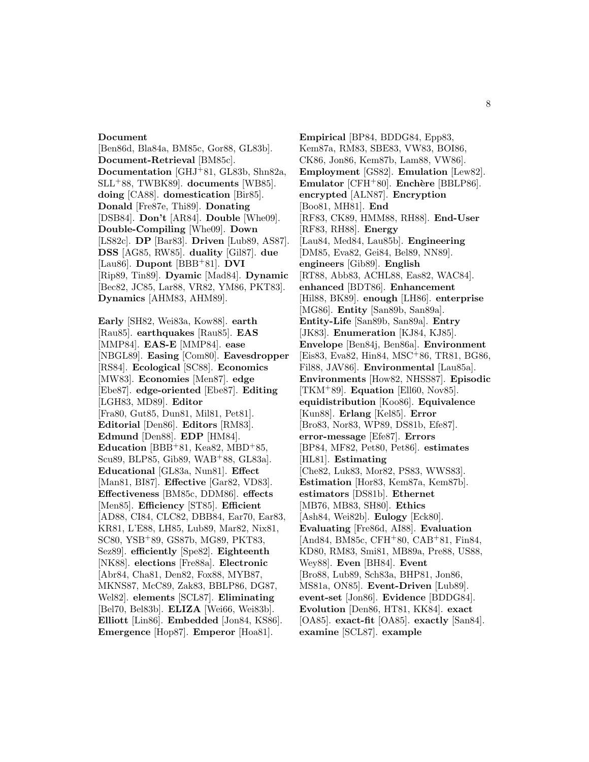**Document** [Ben86d, Bla84a, BM85c, Gor88, GL83b]. **Document-Retrieval** [BM85c]. **Documentation** [GHJ+81, GL83b, Shn82a, SLL+88, TWBK89]. **documents** [WB85]. **doing** [CA88]. **domestication** [Bir85]. **Donald** [Fre87e, Thi89]. **Donating** [DSB84]. **Don't** [AR84]. **Double** [Whe09]. **Double-Compiling** [Whe09]. **Down** [LS82c]. **DP** [Bar83]. **Driven** [Lub89, AS87]. **DSS** [AG85, RW85]. **duality** [Gil87]. **due** [Lau86]. **Dupont** [BBB+81]. **DVI** [Rip89, Tin89]. **Dyamic** [Mad84]. **Dynamic** [Bec82, JC85, Lar88, VR82, YM86, PKT83]. **Dynamics** [AHM83, AHM89].

**Early** [SH82, Wei83a, Kow88]. **earth** [Rau85]. **earthquakes** [Rau85]. **EAS** [MMP84]. **EAS-E** [MMP84]. **ease** [NBGL89]. **Easing** [Com80]. **Eavesdropper** [RS84]. **Ecological** [SC88]. **Economics** [MW83]. **Economies** [Men87]. **edge** [Ebe87]. **edge-oriented** [Ebe87]. **Editing** [LGH83, MD89]. **Editor** [Fra80, Gut85, Dun81, Mil81, Pet81]. **Editorial** [Den86]. **Editors** [RM83]. **Edmund** [Den88]. **EDP** [HM84]. **Education** [BBB+81, Kea82, MBD+85, Scu89, BLP85, Gib89, WAB+88, GL83a]. **Educational** [GL83a, Nun81]. **Effect** [Man81, BI87]. **Effective** [Gar82, VD83]. **Effectiveness** [BM85c, DDM86]. **effects** [Men85]. **Efficiency** [ST85]. **Efficient** [AD88, CI84, CLC82, DBB84, Ear70, Ear83, KR81, L'E88, LH85, Lub89, Mar82, Nix81, SC80, YSB+89, GS87b, MG89, PKT83, Sez89]. **efficiently** [Spe82]. **Eighteenth** [NK88]. **elections** [Fre88a]. **Electronic** [Abr84, Cha81, Den82, Fox88, MYB87, MKNS87, McC89, Zak83, BBLP86, DG87, Wel82]. **elements** [SCL87]. **Eliminating** [Bel70, Bel83b]. **ELIZA** [Wei66, Wei83b]. **Elliott** [Lin86]. **Embedded** [Jon84, KS86]. **Emergence** [Hop87]. **Emperor** [Hoa81].

**Empirical** [BP84, BDDG84, Epp83, Kem87a, RM83, SBE83, VW83, BOI86, CK86, Jon86, Kem87b, Lam88, VW86]. **Employment** [GS82]. **Emulation** [Lew82]. **Emulator** [CFH+80]. **Enchère** [BBLP86]. **encrypted** [ALN87]. **Encryption** [Boo81, MH81]. **End** [RF83, CK89, HMM88, RH88]. **End-User** [RF83, RH88]. **Energy** [Lau84, Med84, Lau85b]. **Engineering** [DM85, Eva82, Gei84, Bel89, NN89]. **engineers** [Gib89]. **English** [RT88, Abb83, ACHL88, Eas82, WAC84]. **enhanced** [BDT86]. **Enhancement** [Hil88, BK89]. **enough** [LH86]. **enterprise** [MG86]. **Entity** [San89b, San89a]. **Entity-Life** [San89b, San89a]. **Entry** [JK83]. **Enumeration** [KJ84, KJ85]. **Envelope** [Ben84j, Ben86a]. **Environment** [Eis83, Eva82, Hin84, MSC+86, TR81, BG86, Fil88, JAV86]. **Environmental** [Lau85a]. **Environments** [How82, NHSS87]. **Episodic** [TKM+89]. **Equation** [Ell60, Nov85]. **equidistribution** [Koo86]. **Equivalence** [Kun88]. **Erlang** [Kel85]. **Error** [Bro83, Nor83, WP89, DS81b, Efe87]. **error-message** [Efe87]. **Errors** [BP84, MF82, Pet80, Pet86]. **estimates** [HL81]. **Estimating** [Che82, Luk83, Mor82, PS83, WWS83]. **Estimation** [Hor83, Kem87a, Kem87b]. **estimators** [DS81b]. **Ethernet** [MB76, MB83, SH80]. **Ethics** [Ash84, Wei82b]. **Eulogy** [Eck80]. **Evaluating** [Fre86d, AI88]. **Evaluation** [And84, BM85c, CFH+80, CAB+81, Fin84, KD80, RM83, Smi81, MB89a, Pre88, US88, Wey88]. **Even** [BH84]. **Event** [Bro88, Lub89, Sch83a, BHP81, Jon86, MS81a, ON85]. **Event-Driven** [Lub89]. **event-set** [Jon86]. **Evidence** [BDDG84]. **Evolution** [Den86, HT81, KK84]. **exact** [OA85]. **exact-fit** [OA85]. **exactly** [San84]. **examine** [SCL87]. **example**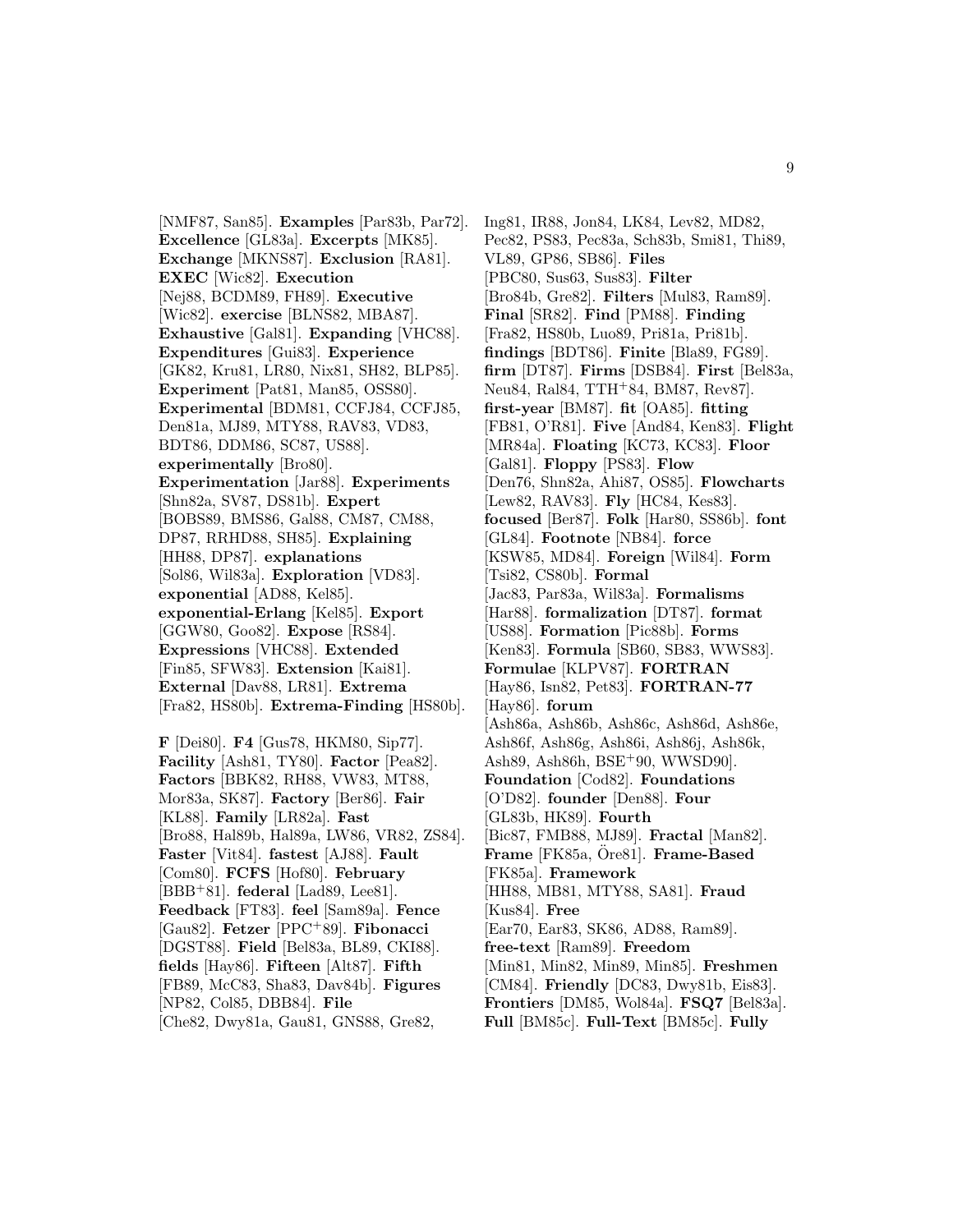[NMF87, San85]. **Examples** [Par83b, Par72]. **Excellence** [GL83a]. **Excerpts** [MK85]. **Exchange** [MKNS87]. **Exclusion** [RA81]. **EXEC** [Wic82]. **Execution** [Nej88, BCDM89, FH89]. **Executive** [Wic82]. **exercise** [BLNS82, MBA87]. **Exhaustive** [Gal81]. **Expanding** [VHC88]. **Expenditures** [Gui83]. **Experience** [GK82, Kru81, LR80, Nix81, SH82, BLP85]. **Experiment** [Pat81, Man85, OSS80]. **Experimental** [BDM81, CCFJ84, CCFJ85, Den81a, MJ89, MTY88, RAV83, VD83, BDT86, DDM86, SC87, US88]. **experimentally** [Bro80]. **Experimentation** [Jar88]. **Experiments** [Shn82a, SV87, DS81b]. **Expert** [BOBS89, BMS86, Gal88, CM87, CM88, DP87, RRHD88, SH85]. **Explaining** [HH88, DP87]. **explanations** [Sol86, Wil83a]. **Exploration** [VD83]. **exponential** [AD88, Kel85]. **exponential-Erlang** [Kel85]. **Export** [GGW80, Goo82]. **Expose** [RS84]. **Expressions** [VHC88]. **Extended** [Fin85, SFW83]. **Extension** [Kai81]. **External** [Dav88, LR81]. **Extrema** [Fra82, HS80b]. **Extrema-Finding** [HS80b].

**F** [Dei80]. **F4** [Gus78, HKM80, Sip77]. **Facility** [Ash81, TY80]. **Factor** [Pea82]. **Factors** [BBK82, RH88, VW83, MT88, Mor83a, SK87]. **Factory** [Ber86]. **Fair** [KL88]. **Family** [LR82a]. **Fast** [Bro88, Hal89b, Hal89a, LW86, VR82, ZS84]. **Faster** [Vit84]. **fastest** [AJ88]. **Fault** [Com80]. **FCFS** [Hof80]. **February** [BBB+81]. **federal** [Lad89, Lee81]. **Feedback** [FT83]. **feel** [Sam89a]. **Fence** [Gau82]. **Fetzer** [PPC+89]. **Fibonacci** [DGST88]. **Field** [Bel83a, BL89, CKI88]. **fields** [Hay86]. **Fifteen** [Alt87]. **Fifth** [FB89, McC83, Sha83, Dav84b]. **Figures** [NP82, Col85, DBB84]. **File** [Che82, Dwy81a, Gau81, GNS88, Gre82, Ing81, IR88, Jon84, LK84, Lev82, MD82, Pec82, PS83, Pec83a, Sch83b, Smi81, Thi89, VL89, GP86, SB86]. **Files** [PBC80, Sus63, Sus83]. **Filter** [Bro84b, Gre82]. **Filters** [Mul83, Ram89]. **Final** [SR82]. **Find** [PM88]. **Finding** [Fra82, HS80b, Luo89, Pri81a, Pri81b]. **findings** [BDT86]. **Finite** [Bla89, FG89]. **firm** [DT87]. **Firms** [DSB84]. **First** [Bel83a, Neu84, Ral84, TTH+84, BM87, Rev87]. **first-year** [BM87]. **fit** [OA85]. **fitting** [FB81, O'R81]. **Five** [And84, Ken83]. **Flight** [MR84a]. **Floating** [KC73, KC83]. **Floor** [Gal81]. **Floppy** [PS83]. **Flow** [Den76, Shn82a, Ahi87, OS85]. **Flowcharts** [Lew82, RAV83]. **Fly** [HC84, Kes83]. **focused** [Ber87]. **Folk** [Har80, SS86b]. **font** [GL84]. **Footnote** [NB84]. **force** [KSW85, MD84]. **Foreign** [Wil84]. **Form** [Tsi82, CS80b]. **Formal** [Jac83, Par83a, Wil83a]. **Formalisms** [Har88]. **formalization** [DT87]. **format** [US88]. **Formation** [Pic88b]. **Forms** [Ken83]. **Formula** [SB60, SB83, WWS83]. **Formulae** [KLPV87]. **FORTRAN** [Hay86, Isn82, Pet83]. **FORTRAN-77** [Hay86]. **forum** [Ash86a, Ash86b, Ash86c, Ash86d, Ash86e, Ash86f, Ash86g, Ash86i, Ash86j, Ash86k, Ash89, Ash86h, BSE+90, WWSD90]. **Foundation** [Cod82]. **Foundations** [O'D82]. **founder** [Den88]. **Four** [GL83b, HK89]. **Fourth** [Bic87, FMB88, MJ89]. **Fractal** [Man82]. **Frame** [FK85a, Öre81]. **Frame-Based** [FK85a]. **Framework** [HH88, MB81, MTY88, SA81]. **Fraud** [Kus84]. **Free** [Ear70, Ear83, SK86, AD88, Ram89]. **free-text** [Ram89]. **Freedom** [Min81, Min82, Min89, Min85]. **Freshmen** [CM84]. **Friendly** [DC83, Dwy81b, Eis83]. **Frontiers** [DM85, Wol84a]. **FSQ7** [Bel83a]. **Full** [BM85c]. **Full-Text** [BM85c]. **Fully**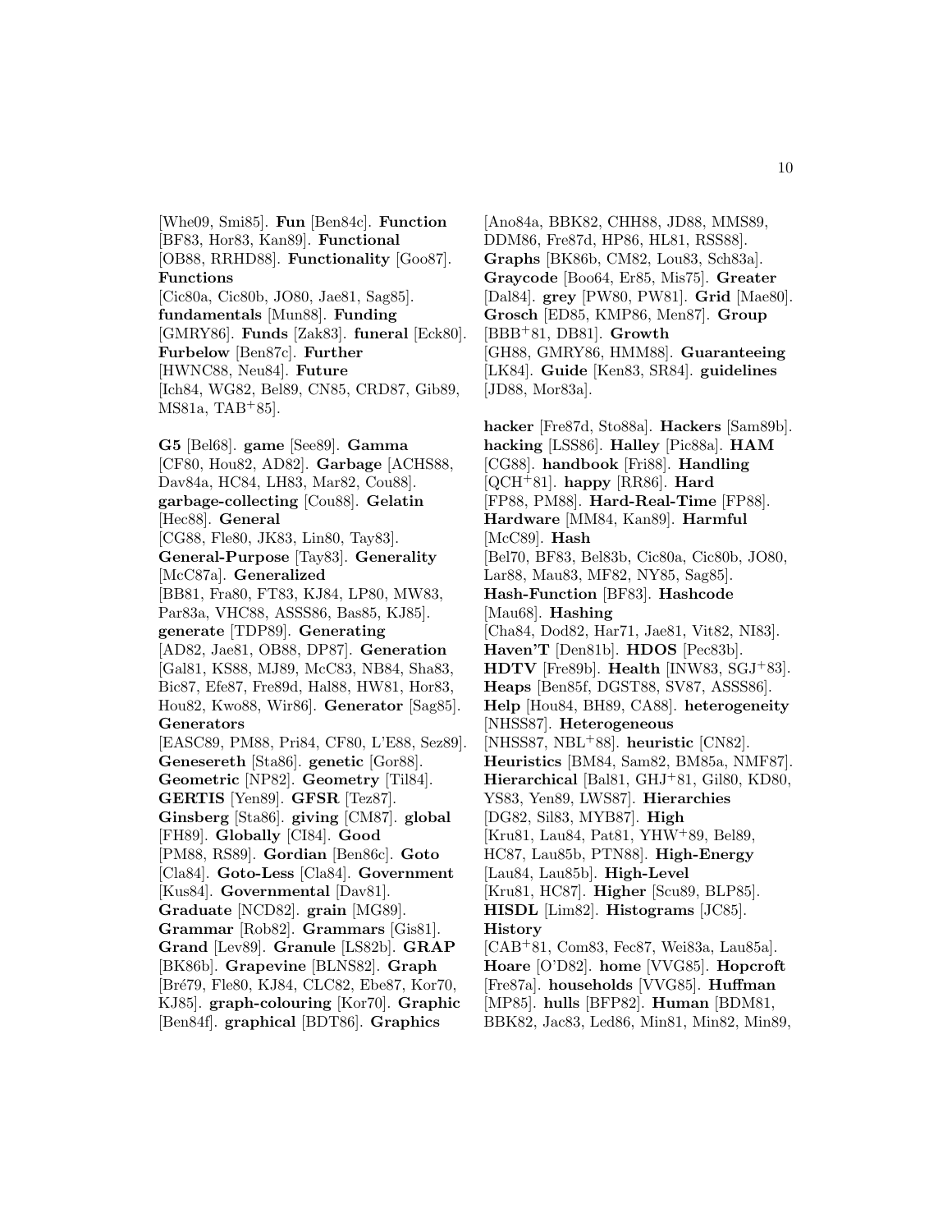[Whe09, Smi85]. **Fun** [Ben84c]. **Function** [BF83, Hor83, Kan89]. **Functional** [OB88, RRHD88]. **Functionality** [Goo87]. **Functions** [Cic80a, Cic80b, JO80, Jae81, Sag85]. **fundamentals** [Mun88]. **Funding** [GMRY86]. **Funds** [Zak83]. **funeral** [Eck80]. **Furbelow** [Ben87c]. **Further** [HWNC88, Neu84]. **Future** [Ich84, WG82, Bel89, CN85, CRD87, Gib89, MS81a, TAB+85].

**G5** [Bel68]. **game** [See89]. **Gamma** [CF80, Hou82, AD82]. **Garbage** [ACHS88, Dav84a, HC84, LH83, Mar82, Cou88]. **garbage-collecting** [Cou88]. **Gelatin** [Hec88]. **General** [CG88, Fle80, JK83, Lin80, Tay83]. **General-Purpose** [Tay83]. **Generality** [McC87a]. **Generalized** [BB81, Fra80, FT83, KJ84, LP80, MW83, Par83a, VHC88, ASSS86, Bas85, KJ85]. **generate** [TDP89]. **Generating** [AD82, Jae81, OB88, DP87]. **Generation** [Gal81, KS88, MJ89, McC83, NB84, Sha83, Bic87, Efe87, Fre89d, Hal88, HW81, Hor83, Hou82, Kwo88, Wir86]. **Generator** [Sag85]. **Generators** [EASC89, PM88, Pri84, CF80, L'E88, Sez89]. **Genesereth** [Sta86]. **genetic** [Gor88]. **Geometric** [NP82]. **Geometry** [Til84]. **GERTIS** [Yen89]. **GFSR** [Tez87]. **Ginsberg** [Sta86]. **giving** [CM87]. **global** [FH89]. **Globally** [CI84]. **Good** [PM88, RS89]. **Gordian** [Ben86c]. **Goto** [Cla84]. **Goto-Less** [Cla84]. **Government** [Kus84]. **Governmental** [Dav81]. **Graduate** [NCD82]. **grain** [MG89]. **Grammar** [Rob82]. **Grammars** [Gis81]. **Grand** [Lev89]. **Granule** [LS82b]. **GRAP** [BK86b]. **Grapevine** [BLNS82]. **Graph** [Bré79, Fle80, KJ84, CLC82, Ebe87, Kor70, KJ85]. **graph-colouring** [Kor70]. **Graphic** [Ben84f]. **graphical** [BDT86]. **Graphics** [Ano84a, BBK82, CHH88, JD88, MMS89, DDM86, Fre87d, HP86, HL81, RSS88]. **Graphs** [BK86b, CM82, Lou83, Sch83a]. **Graycode** [Boo64, Er85, Mis75]. **Greater** [Dal84]. **grey** [PW80, PW81]. **Grid** [Mae80]. **Grosch** [ED85, KMP86, Men87]. **Group** [BBB+81, DB81]. **Growth** [GH88, GMRY86, HMM88]. **Guaranteeing** [LK84]. **Guide** [Ken83, SR84]. **guidelines** [JD88, Mor83a].

**hacker** [Fre87d, Sto88a]. **Hackers** [Sam89b]. **hacking** [LSS86]. **Halley** [Pic88a]. **HAM** [CG88]. **handbook** [Fri88]. **Handling** [QCH+81]. **happy** [RR86]. **Hard** [FP88, PM88]. **Hard-Real-Time** [FP88]. **Hardware** [MM84, Kan89]. **Harmful** [McC89]. **Hash** [Bel70, BF83, Bel83b, Cic80a, Cic80b, JO80, Lar88, Mau83, MF82, NY85, Sag85]. **Hash-Function** [BF83]. **Hashcode** [Mau68]. **Hashing** [Cha84, Dod82, Har71, Jae81, Vit82, NI83]. **Haven'T** [Den81b]. **HDOS** [Pec83b]. **HDTV** [Fre89b]. **Health** [INW83, SGJ+83]. **Heaps** [Ben85f, DGST88, SV87, ASSS86]. **Help** [Hou84, BH89, CA88]. **heterogeneity** [NHSS87]. **Heterogeneous** [NHSS87, NBL+88]. **heuristic** [CN82]. **Heuristics** [BM84, Sam82, BM85a, NMF87]. **Hierarchical** [Bal81, GHJ+81, Gil80, KD80, YS83, Yen89, LWS87]. **Hierarchies** [DG82, Sil83, MYB87]. **High** [Kru81, Lau84, Pat81, YHW+89, Bel89, HC87, Lau85b, PTN88]. **High-Energy** [Lau84, Lau85b]. **High-Level** [Kru81, HC87]. **Higher** [Scu89, BLP85]. **HISDL** [Lim82]. **Histograms** [JC85]. **History** [CAB+81, Com83, Fec87, Wei83a, Lau85a]. **Hoare** [O'D82]. **home** [VVG85]. **Hopcroft** [Fre87a]. **households** [VVG85]. **Huffman** [MP85]. **hulls** [BFP82]. **Human** [BDM81, BBK82, Jac83, Led86, Min81, Min82, Min89,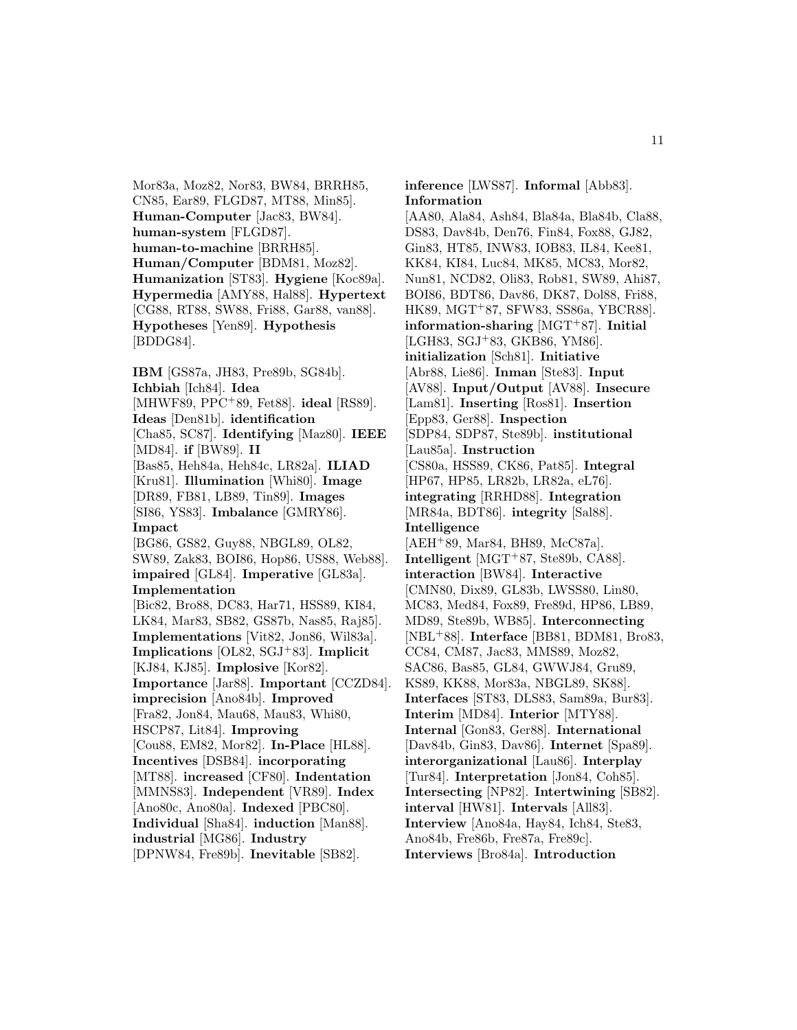Mor83a, Moz82, Nor83, BW84, BRRH85, CN85, Ear89, FLGD87, MT88, Min85]. **Human-Computer** [Jac83, BW84]. **human-system** [FLGD87]. **human-to-machine** [BRRH85]. **Human/Computer** [BDM81, Moz82]. **Humanization** [ST83]. **Hygiene** [Koc89a]. **Hypermedia** [AMY88, Hal88]. **Hypertext** [CG88, RT88, SW88, Fri88, Gar88, van88]. **Hypotheses** [Yen89]. **Hypothesis** [BDDG84].

**IBM** [GS87a, JH83, Pre89b, SG84b]. **Ichbiah** [Ich84]. **Idea** [MHWF89, PPC+89, Fet88]. **ideal** [RS89]. **Ideas** [Den81b]. **identification** [Cha85, SC87]. **Identifying** [Maz80]. **IEEE** [MD84]. **if** [BW89]. **II** [Bas85, Heh84a, Heh84c, LR82a]. **ILIAD** [Kru81]. **Illumination** [Whi80]. **Image** [DR89, FB81, LB89, Tin89]. **Images** [SI86, YS83]. **Imbalance** [GMRY86]. **Impact** [BG86, GS82, Guy88, NBGL89, OL82, SW89, Zak83, BOI86, Hop86, US88, Web88]. **impaired** [GL84]. **Imperative** [GL83a]. **Implementation** [Bic82, Bro88, DC83, Har71, HSS89, KI84, LK84, Mar83, SB82, GS87b, Nas85, Raj85]. **Implementations** [Vit82, Jon86, Wil83a]. **Implications** [OL82, SGJ+83]. **Implicit** [KJ84, KJ85]. **Implosive** [Kor82]. **Importance** [Jar88]. **Important** [CCZD84]. **imprecision** [Ano84b]. **Improved** [Fra82, Jon84, Mau68, Mau83, Whi80, HSCP87, Lit84]. **Improving** [Cou88, EM82, Mor82]. **In-Place** [HL88]. **Incentives** [DSB84]. **incorporating** [MT88]. **increased** [CF80]. **Indentation** [MMNS83]. **Independent** [VR89]. **Index** [Ano80c, Ano80a]. **Indexed** [PBC80]. **Individual** [Sha84]. **induction** [Man88]. **industrial** [MG86]. **Industry** [DPNW84, Fre89b]. **Inevitable** [SB82].

**inference** [LWS87]. **Informal** [Abb83]. **Information** [AA80, Ala84, Ash84, Bla84a, Bla84b, Cla88, DS83, Dav84b, Den76, Fin84, Fox88, GJ82, Gin83, HT85, INW83, IOB83, IL84, Kee81, KK84, KI84, Luc84, MK85, MC83, Mor82, Nun81, NCD82, Oli83, Rob81, SW89, Ahi87, BOI86, BDT86, Dav86, DK87, Dol88, Fri88, HK89, MGT+87, SFW83, SS86a, YBCR88]. **information-sharing** [MGT+87]. **Initial** [LGH83, SGJ+83, GKB86, YM86]. **initialization** [Sch81]. **Initiative** [Abr88, Lie86]. **Inman** [Ste83]. **Input** [AV88]. **Input/Output** [AV88]. **Insecure** [Lam81]. **Inserting** [Ros81]. **Insertion** [Epp83, Ger88]. **Inspection** [SDP84, SDP87, Ste89b]. **institutional** [Lau85a]. **Instruction** [CS80a, HSS89, CK86, Pat85]. **Integral** [HP67, HP85, LR82b, LR82a, eL76]. **integrating** [RRHD88]. **Integration** [MR84a, BDT86]. **integrity** [Sal88]. **Intelligence** [AEH+89, Mar84, BH89, McC87a]. **Intelligent** [MGT+87, Ste89b, CA88]. **interaction** [BW84]. **Interactive** [CMN80, Dix89, GL83b, LWSS80, Lin80, MC83, Med84, Fox89, Fre89d, HP86, LB89, MD89, Ste89b, WB85]. **Interconnecting** [NBL+88]. **Interface** [BB81, BDM81, Bro83, CC84, CM87, Jac83, MMS89, Moz82, SAC86, Bas85, GL84, GWWJ84, Gru89, KS89, KK88, Mor83a, NBGL89, SK88]. **Interfaces** [ST83, DLS83, Sam89a, Bur83]. **Interim** [MD84]. **Interior** [MTY88]. **Internal** [Gon83, Ger88]. **International** [Dav84b, Gin83, Dav86]. **Internet** [Spa89]. **interorganizational** [Lau86]. **Interplay** [Tur84]. **Interpretation** [Jon84, Coh85]. **Intersecting** [NP82]. **Intertwining** [SB82]. **interval** [HW81]. **Intervals** [All83]. **Interview** [Ano84a, Hay84, Ich84, Ste83, Ano84b, Fre86b, Fre87a, Fre89c]. **Interviews** [Bro84a]. **Introduction**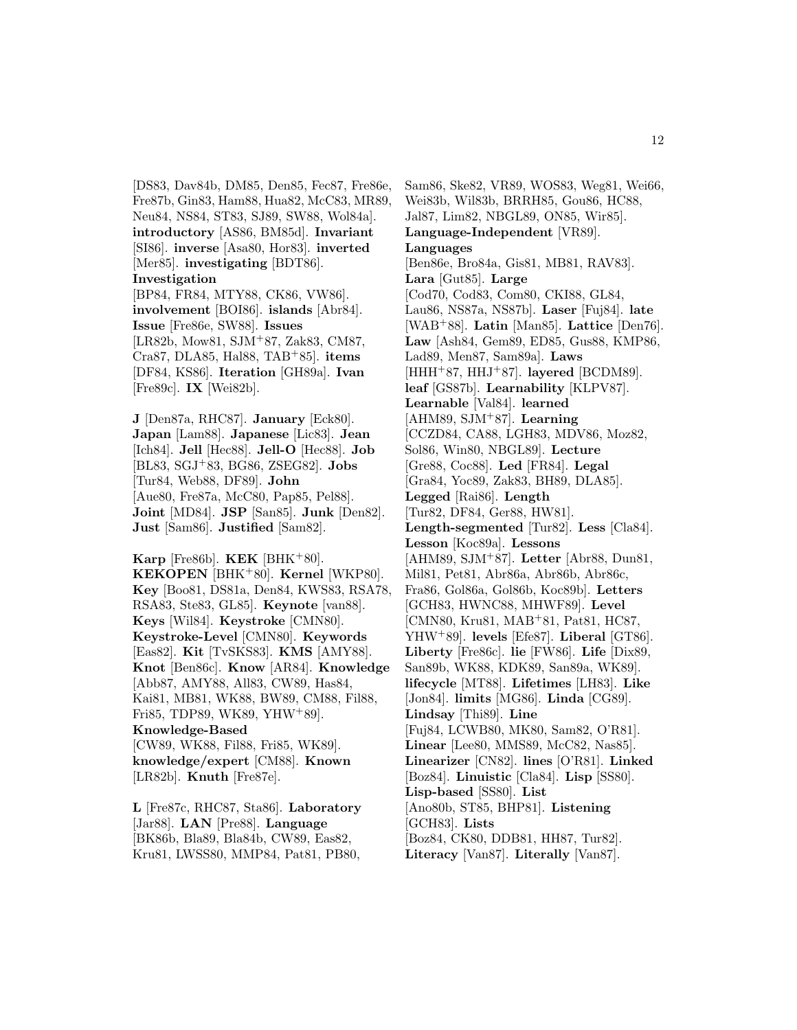[DS83, Dav84b, DM85, Den85, Fec87, Fre86e, Fre87b, Gin83, Ham88, Hua82, McC83, MR89, Neu84, NS84, ST83, SJ89, SW88, Wol84a]. **introductory** [AS86, BM85d]. **Invariant** [SI86]. **inverse** [Asa80, Hor83]. **inverted** [Mer85]. **investigating** [BDT86]. **Investigation** [BP84, FR84, MTY88, CK86, VW86]. **involvement** [BOI86]. **islands** [Abr84]. **Issue** [Fre86e, SW88]. **Issues** [LR82b, Mow81, SJM+87, Zak83, CM87, Cra87, DLA85, Hal88, TAB+85]. **items** [DF84, KS86]. **Iteration** [GH89a]. **Ivan** [Fre89c]. **IX** [Wei82b].

**J** [Den87a, RHC87]. **January** [Eck80]. **Japan** [Lam88]. **Japanese** [Lic83]. **Jean** [Ich84]. **Jell** [Hec88]. **Jell-O** [Hec88]. **Job** [BL83, SGJ+83, BG86, ZSEG82]. **Jobs** [Tur84, Web88, DF89]. **John** [Aue80, Fre87a, McC80, Pap85, Pel88]. **Joint** [MD84]. **JSP** [San85]. **Junk** [Den82]. **Just** [Sam86]. **Justified** [Sam82].

**Karp** [Fre86b]. **KEK** [BHK+80]. **KEKOPEN** [BHK+80]. **Kernel** [WKP80]. **Key** [Boo81, DS81a, Den84, KWS83, RSA78, RSA83, Ste83, GL85]. **Keynote** [van88]. **Keys** [Wil84]. **Keystroke** [CMN80]. **Keystroke-Level** [CMN80]. **Keywords** [Eas82]. **Kit** [TvSKS83]. **KMS** [AMY88]. **Knot** [Ben86c]. **Know** [AR84]. **Knowledge** [Abb87, AMY88, All83, CW89, Has84, Kai81, MB81, WK88, BW89, CM88, Fil88, Fri85, TDP89, WK89, YHW+89]. **Knowledge-Based** [CW89, WK88, Fil88, Fri85, WK89]. **knowledge/expert** [CM88]. **Known** [LR82b]. **Knuth** [Fre87e].

**L** [Fre87c, RHC87, Sta86]. **Laboratory** [Jar88]. **LAN** [Pre88]. **Language** [BK86b, Bla89, Bla84b, CW89, Eas82, Kru81, LWSS80, MMP84, Pat81, PB80, Sam86, Ske82, VR89, WOS83, Weg81, Wei66, Wei83b, Wil83b, BRRH85, Gou86, HC88, Jal87, Lim82, NBGL89, ON85, Wir85]. **Language-Independent** [VR89]. **Languages** [Ben86e, Bro84a, Gis81, MB81, RAV83]. **Lara** [Gut85]. **Large** [Cod70, Cod83, Com80, CKI88, GL84, Lau86, NS87a, NS87b]. **Laser** [Fuj84]. **late** [WAB+88]. **Latin** [Man85]. **Lattice** [Den76]. **Law** [Ash84, Gem89, ED85, Gus88, KMP86, Lad89, Men87, Sam89a]. **Laws** [HHH+87, HHJ+87]. **layered** [BCDM89]. **leaf** [GS87b]. **Learnability** [KLPV87]. **Learnable** [Val84]. **learned** [AHM89, SJM+87]. **Learning** [CCZD84, CA88, LGH83, MDV86, Moz82, Sol86, Win80, NBGL89]. **Lecture** [Gre88, Coc88]. **Led** [FR84]. **Legal** [Gra84, Yoc89, Zak83, BH89, DLA85]. **Legged** [Rai86]. **Length** [Tur82, DF84, Ger88, HW81]. **Length-segmented** [Tur82]. **Less** [Cla84]. **Lesson** [Koc89a]. **Lessons** [AHM89, SJM+87]. **Letter** [Abr88, Dun81, Mil81, Pet81, Abr86a, Abr86b, Abr86c, Fra86, Gol86a, Gol86b, Koc89b]. **Letters** [GCH83, HWNC88, MHWF89]. **Level** [CMN80, Kru81, MAB+81, Pat81, HC87, YHW+89]. **levels** [Efe87]. **Liberal** [GT86]. **Liberty** [Fre86c]. **lie** [FW86]. **Life** [Dix89, San89b, WK88, KDK89, San89a, WK89]. **lifecycle** [MT88]. **Lifetimes** [LH83]. **Like** [Jon84]. **limits** [MG86]. **Linda** [CG89]. **Lindsay** [Thi89]. **Line** [Fuj84, LCWB80, MK80, Sam82, O'R81]. **Linear** [Lee80, MMS89, McC82, Nas85]. **Linearizer** [CN82]. **lines** [O'R81]. **Linked** [Boz84]. **Linuistic** [Cla84]. **Lisp** [SS80]. **Lisp-based** [SS80]. **List** [Ano80b, ST85, BHP81]. **Listening** [GCH83]. **Lists** [Boz84, CK80, DDB81, HH87, Tur82]. **Literacy** [Van87]. **Literally** [Van87].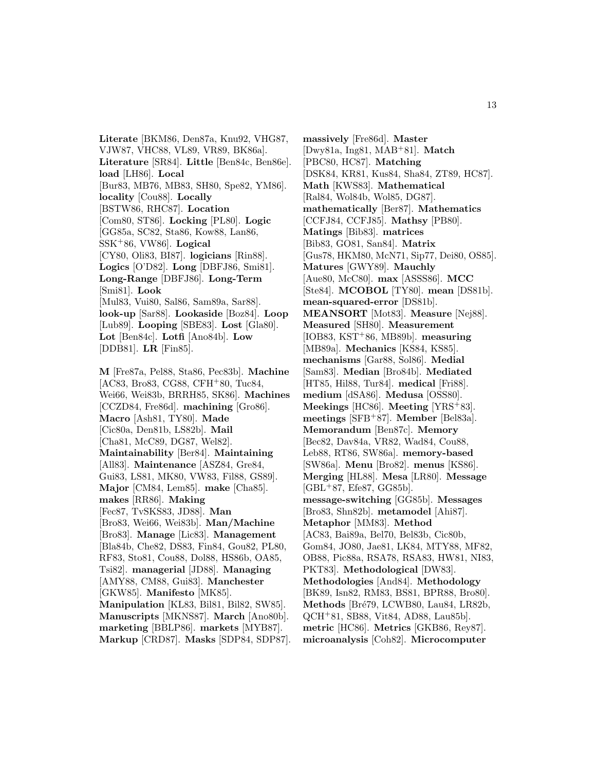**Literate** [BKM86, Den87a, Knu92, VHG87, VJW87, VHC88, VL89, VR89, BK86a]. **Literature** [SR84]. **Little** [Ben84c, Ben86e]. **load** [LH86]. **Local** [Bur83, MB76, MB83, SH80, Spe82, YM86]. **locality** [Cou88]. **Locally** [BSTW86, RHC87]. **Location** [Com80, ST86]. **Locking** [PL80]. **Logic** [GG85a, SC82, Sta86, Kow88, Lan86, SSK+86, VW86]. **Logical** [CY80, Oli83, BI87]. **logicians** [Rin88]. **Logics** [O'D82]. **Long** [DBFJ86, Smi81]. **Long-Range** [DBFJ86]. **Long-Term** [Smi81]. **Look** [Mul83, Vui80, Sal86, Sam89a, Sar88]. **look-up** [Sar88]. **Lookaside** [Boz84]. **Loop** [Lub89]. **Looping** [SBE83]. **Lost** [Gla80]. **Lot** [Ben84c]. **Lotfi** [Ano84b]. **Low** [DDB81]. **LR** [Fin85].

**M** [Fre87a, Pel88, Sta86, Pec83b]. **Machine** [AC83, Bro83, CG88, CFH+80, Tuc84, Wei66, Wei83b, BRRH85, SK86]. **Machines** [CCZD84, Fre86d]. **machining** [Gro86]. **Macro** [Ash81, TY80]. **Made** [Cic80a, Den81b, LS82b]. **Mail** [Cha81, McC89, DG87, Wel82]. **Maintainability** [Ber84]. **Maintaining** [All83]. **Maintenance** [ASZ84, Gre84, Gui83, LS81, MK80, VW83, Fil88, GS89]. **Major** [CM84, Lem85]. **make** [Cha85]. **makes** [RR86]. **Making** [Fec87, TvSKS83, JD88]. **Man** [Bro83, Wei66, Wei83b]. **Man/Machine** [Bro83]. **Manage** [Lic83]. **Management** [Bla84b, Che82, DS83, Fin84, Gou82, PL80, RF83, Sto81, Cou88, Dol88, HS86b, OA85, Tsi82]. **managerial** [JD88]. **Managing** [AMY88, CM88, Gui83]. **Manchester** [GKW85]. **Manifesto** [MK85]. **Manipulation** [KL83, Bil81, Bil82, SW85]. **Manuscripts** [MKNS87]. **March** [Ano80b]. **marketing** [BBLP86]. **markets** [MYB87]. **Markup** [CRD87]. **Masks** [SDP84, SDP87]. **massively** [Fre86d]. **Master** [Dwy81a, Ing81, MAB+81]. **Match** [PBC80, HC87]. **Matching** [DSK84, KR81, Kus84, Sha84, ZT89, HC87]. **Math** [KWS83]. **Mathematical** [Ral84, Wol84b, Wol85, DG87]. **mathematically** [Ber87]. **Mathematics** [CCFJ84, CCFJ85]. **Mathsy** [PB80]. **Matings** [Bib83]. **matrices** [Bib83, GO81, San84]. **Matrix** [Gus78, HKM80, McN71, Sip77, Dei80, OS85]. **Matures** [GWY89]. **Mauchly** [Aue80, McC80]. **max** [ASSS86]. **MCC** [Ste84]. **MCOBOL** [TY80]. **mean** [DS81b]. **mean-squared-error** [DS81b]. **MEANSORT** [Mot83]. **Measure** [Nej88]. **Measured** [SH80]. **Measurement** [IOB83, KST+86, MB89b]. **measuring** [MB89a]. **Mechanics** [KS84, KS85]. **mechanisms** [Gar88, Sol86]. **Medial** [Sam83]. **Median** [Bro84b]. **Mediated** [HT85, Hil88, Tur84]. **medical** [Fri88]. **medium** [dSA86]. **Medusa** [OSS80]. **Meekings** [HC86]. **Meeting** [YRS+83]. **meetings** [SFB+87]. **Member** [Bel83a]. **Memorandum** [Ben87c]. **Memory** [Bec82, Dav84a, VR82, Wad84, Cou88, Leb88, RT86, SW86a]. **memory-based** [SW86a]. **Menu** [Bro82]. **menus** [KS86]. **Merging** [HL88]. **Mesa** [LR80]. **Message** [GBL+87, Efe87, GG85b]. **message-switching** [GG85b]. **Messages** [Bro83, Shn82b]. **metamodel** [Ahi87]. **Metaphor** [MM83]. **Method** [AC83, Bai89a, Bel70, Bel83b, Cic80b, Gom84, JO80, Jae81, LK84, MTY88, MF82, OB88, Pic88a, RSA78, RSA83, HW81, NI83, PKT83]. **Methodological** [DW83]. **Methodologies** [And84]. **Methodology** [BK89, Isn82, RM83, BS81, BPR88, Bro80]. **Methods** [Bré79, LCWB80, Lau84, LR82b, QCH+81, SB88, Vit84, AD88, Lau85b]. **metric** [HC86]. **Metrics** [GKB86, Rey87]. **microanalysis** [Coh82]. **Microcomputer**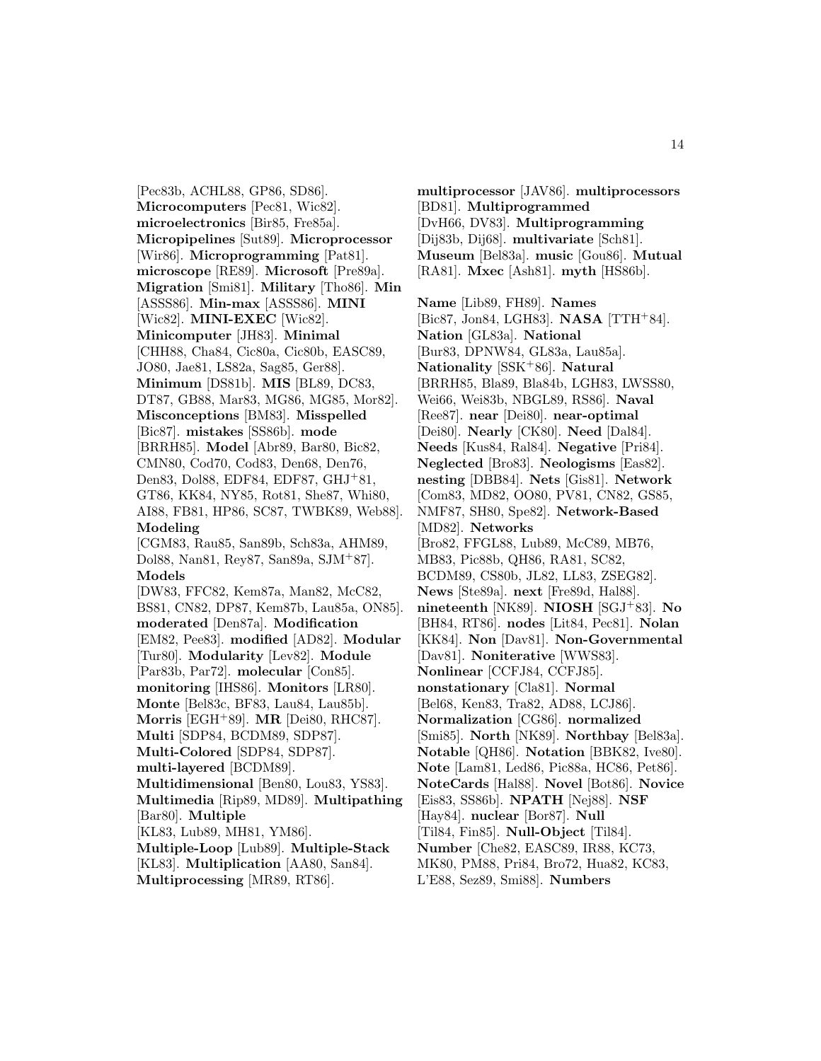[Pec83b, ACHL88, GP86, SD86]. **Microcomputers** [Pec81, Wic82]. **microelectronics** [Bir85, Fre85a]. **Micropipelines** [Sut89]. **Microprocessor** [Wir86]. **Microprogramming** [Pat81]. **microscope** [RE89]. **Microsoft** [Pre89a]. **Migration** [Smi81]. **Military** [Tho86]. **Min** [ASSS86]. **Min-max** [ASSS86]. **MINI** [Wic82]. **MINI-EXEC** [Wic82]. **Minicomputer** [JH83]. **Minimal** [CHH88, Cha84, Cic80a, Cic80b, EASC89, JO80, Jae81, LS82a, Sag85, Ger88]. **Minimum** [DS81b]. **MIS** [BL89, DC83, DT87, GB88, Mar83, MG86, MG85, Mor82]. **Misconceptions** [BM83]. **Misspelled** [Bic87]. **mistakes** [SS86b]. **mode** [BRRH85]. **Model** [Abr89, Bar80, Bic82, CMN80, Cod70, Cod83, Den68, Den76, Den83, Dol88, EDF84, EDF87, GHJ+81, GT86, KK84, NY85, Rot81, She87, Whi80, AI88, FB81, HP86, SC87, TWBK89, Web88]. **Modeling** [CGM83, Rau85, San89b, Sch83a, AHM89, Dol88, Nan81, Rey87, San89a, SJM+87]. **Models** [DW83, FFC82, Kem87a, Man82, McC82, BS81, CN82, DP87, Kem87b, Lau85a, ON85]. **moderated** [Den87a]. **Modification** [EM82, Pee83]. **modified** [AD82]. **Modular** [Tur80]. **Modularity** [Lev82]. **Module** [Par83b, Par72]. **molecular** [Con85]. **monitoring** [IHS86]. **Monitors** [LR80]. **Monte** [Bel83c, BF83, Lau84, Lau85b]. **Morris** [EGH+89]. **MR** [Dei80, RHC87]. **Multi** [SDP84, BCDM89, SDP87]. **Multi-Colored** [SDP84, SDP87]. **multi-layered** [BCDM89]. **Multidimensional** [Ben80, Lou83, YS83]. **Multimedia** [Rip89, MD89]. **Multipathing** [Bar80]. **Multiple** [KL83, Lub89, MH81, YM86]. **Multiple-Loop** [Lub89]. **Multiple-Stack** [KL83]. **Multiplication** [AA80, San84]. **Multiprocessing** [MR89, RT86]. **multiprocessor** [JAV86]. **multiprocessors** [BD81]. **Multiprogrammed** [DvH66, DV83]. **Multiprogramming** [Dij83b, Dij68]. **multivariate** [Sch81]. **Museum** [Bel83a]. **music** [Gou86]. **Mutual** [RA81]. **Mxec** [Ash81]. **myth** [HS86b].

**Name** [Lib89, FH89]. **Names** [Bic87, Jon84, LGH83]. **NASA** [TTH+84]. **Nation** [GL83a]. **National** [Bur83, DPNW84, GL83a, Lau85a]. **Nationality** [SSK+86]. **Natural** [BRRH85, Bla89, Bla84b, LGH83, LWSS80, Wei66, Wei83b, NBGL89, RS86]. **Naval** [Ree87]. **near** [Dei80]. **near-optimal** [Dei80]. **Nearly** [CK80]. **Need** [Dal84]. **Needs** [Kus84, Ral84]. **Negative** [Pri84]. **Neglected** [Bro83]. **Neologisms** [Eas82]. **nesting** [DBB84]. **Nets** [Gis81]. **Network** [Com83, MD82, OO80, PV81, CN82, GS85, NMF87, SH80, Spe82]. **Network-Based** [MD82]. **Networks** [Bro82, FFGL88, Lub89, McC89, MB76, MB83, Pic88b, QH86, RA81, SC82, BCDM89, CS80b, JL82, LL83, ZSEG82]. **News** [Ste89a]. **next** [Fre89d, Hal88]. **nineteenth** [NK89]. **NIOSH** [SGJ+83]. **No** [BH84, RT86]. **nodes** [Lit84, Pec81]. **Nolan** [KK84]. **Non** [Dav81]. **Non-Governmental** [Dav81]. **Noniterative** [WWS83]. **Nonlinear** [CCFJ84, CCFJ85]. **nonstationary** [Cla81]. **Normal** [Bel68, Ken83, Tra82, AD88, LCJ86]. **Normalization** [CG86]. **normalized** [Smi85]. **North** [NK89]. **Northbay** [Bel83a]. **Notable** [QH86]. **Notation** [BBK82, Ive80]. **Note** [Lam81, Led86, Pic88a, HC86, Pet86]. **NoteCards** [Hal88]. **Novel** [Bot86]. **Novice** [Eis83, SS86b]. **NPATH** [Nej88]. **NSF** [Hay84]. **nuclear** [Bor87]. **Null** [Til84, Fin85]. **Null-Object** [Til84]. **Number** [Che82, EASC89, IR88, KC73, MK80, PM88, Pri84, Bro72, Hua82, KC83, L'E88, Sez89, Smi88]. **Numbers**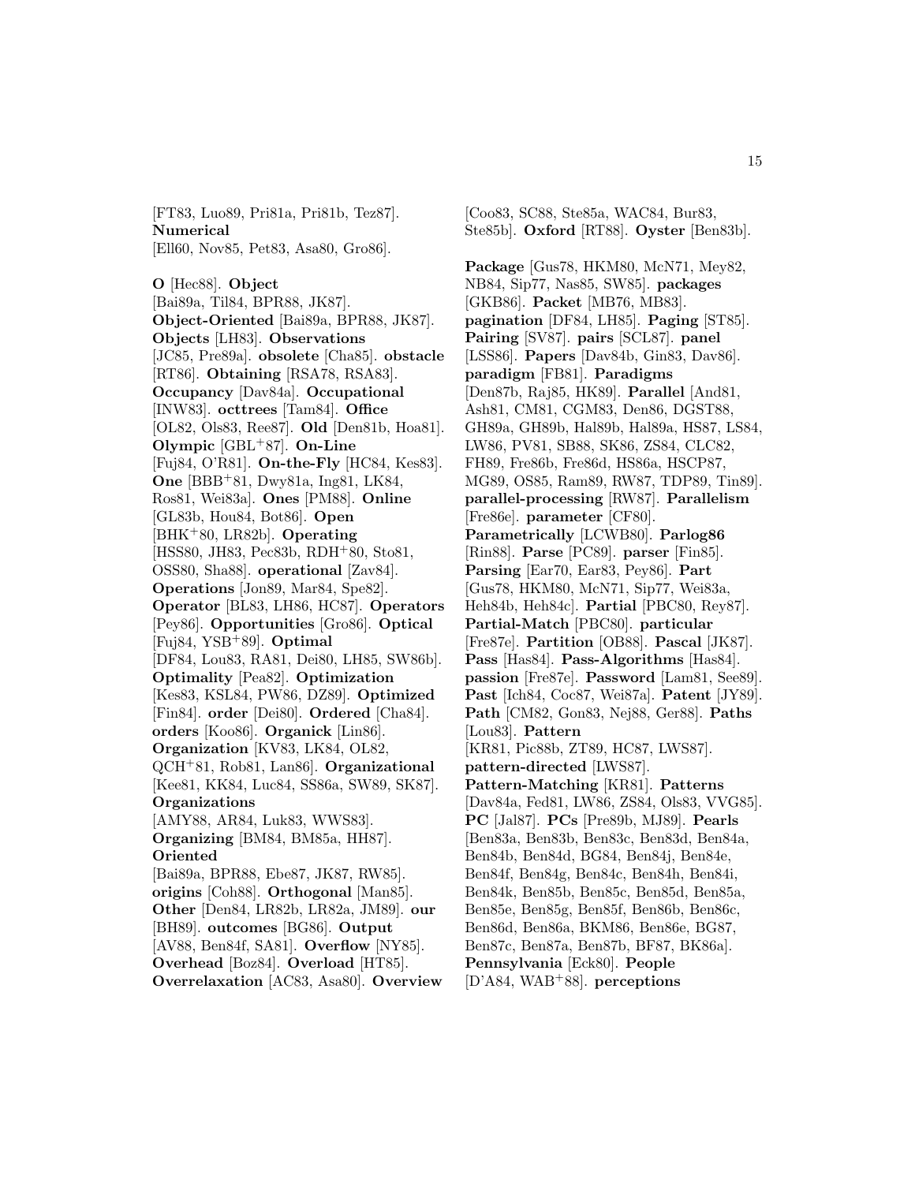[FT83, Luo89, Pri81a, Pri81b, Tez87]. **Numerical** [Ell60, Nov85, Pet83, Asa80, Gro86].

**O** [Hec88]. **Object** [Bai89a, Til84, BPR88, JK87]. **Object-Oriented** [Bai89a, BPR88, JK87]. **Objects** [LH83]. **Observations** [JC85, Pre89a]. **obsolete** [Cha85]. **obstacle** [RT86]. **Obtaining** [RSA78, RSA83]. **Occupancy** [Dav84a]. **Occupational** [INW83]. **octtrees** [Tam84]. **Office** [OL82, Ols83, Ree87]. **Old** [Den81b, Hoa81]. **Olympic** [GBL+87]. **On-Line** [Fuj84, O'R81]. **On-the-Fly** [HC84, Kes83]. **One** [BBB+81, Dwy81a, Ing81, LK84, Ros81, Wei83a]. **Ones** [PM88]. **Online** [GL83b, Hou84, Bot86]. **Open** [BHK+80, LR82b]. **Operating** [HSS80, JH83, Pec83b, RDH+80, Sto81, OSS80, Sha88]. **operational** [Zav84]. **Operations** [Jon89, Mar84, Spe82]. **Operator** [BL83, LH86, HC87]. **Operators** [Pey86]. **Opportunities** [Gro86]. **Optical** [Fuj84, YSB+89]. **Optimal** [DF84, Lou83, RA81, Dei80, LH85, SW86b]. **Optimality** [Pea82]. **Optimization** [Kes83, KSL84, PW86, DZ89]. **Optimized** [Fin84]. **order** [Dei80]. **Ordered** [Cha84]. **orders** [Koo86]. **Organick** [Lin86]. **Organization** [KV83, LK84, OL82, QCH+81, Rob81, Lan86]. **Organizational** [Kee81, KK84, Luc84, SS86a, SW89, SK87]. **Organizations** [AMY88, AR84, Luk83, WWS83]. **Organizing** [BM84, BM85a, HH87]. **Oriented** [Bai89a, BPR88, Ebe87, JK87, RW85]. **origins** [Coh88]. **Orthogonal** [Man85]. **Other** [Den84, LR82b, LR82a, JM89]. **our** [BH89]. **outcomes** [BG86]. **Output** [AV88, Ben84f, SA81]. **Overflow** [NY85]. **Overhead** [Boz84]. **Overload** [HT85]. **Overrelaxation** [AC83, Asa80]. **Overview** [Coo83, SC88, Ste85a, WAC84, Bur83, Ste85b]. **Oxford** [RT88]. **Oyster** [Ben83b].

**Package** [Gus78, HKM80, McN71, Mey82, NB84, Sip77, Nas85, SW85]. **packages** [GKB86]. **Packet** [MB76, MB83]. **pagination** [DF84, LH85]. **Paging** [ST85]. **Pairing** [SV87]. **pairs** [SCL87]. **panel** [LSS86]. **Papers** [Dav84b, Gin83, Dav86]. **paradigm** [FB81]. **Paradigms** [Den87b, Raj85, HK89]. **Parallel** [And81, Ash81, CM81, CGM83, Den86, DGST88, GH89a, GH89b, Hal89b, Hal89a, HS87, LS84, LW86, PV81, SB88, SK86, ZS84, CLC82, FH89, Fre86b, Fre86d, HS86a, HSCP87, MG89, OS85, Ram89, RW87, TDP89, Tin89]. **parallel-processing** [RW87]. **Parallelism** [Fre86e]. **parameter** [CF80]. **Parametrically** [LCWB80]. **Parlog86** [Rin88]. **Parse** [PC89]. **parser** [Fin85]. **Parsing** [Ear70, Ear83, Pey86]. **Part** [Gus78, HKM80, McN71, Sip77, Wei83a, Heh84b, Heh84c]. **Partial** [PBC80, Rey87]. **Partial-Match** [PBC80]. **particular** [Fre87e]. **Partition** [OB88]. **Pascal** [JK87]. **Pass** [Has84]. **Pass-Algorithms** [Has84]. **passion** [Fre87e]. **Password** [Lam81, See89]. **Past** [Ich84, Coc87, Wei87a]. **Patent** [JY89]. **Path** [CM82, Gon83, Nej88, Ger88]. **Paths** [Lou83]. **Pattern** [KR81, Pic88b, ZT89, HC87, LWS87]. **pattern-directed** [LWS87]. **Pattern-Matching** [KR81]. **Patterns** [Dav84a, Fed81, LW86, ZS84, Ols83, VVG85]. **PC** [Jal87]. **PCs** [Pre89b, MJ89]. **Pearls** [Ben83a, Ben83b, Ben83c, Ben83d, Ben84a, Ben84b, Ben84d, BG84, Ben84j, Ben84e, Ben84f, Ben84g, Ben84c, Ben84h, Ben84i, Ben84k, Ben85b, Ben85c, Ben85d, Ben85a, Ben85e, Ben85g, Ben85f, Ben86b, Ben86c, Ben86d, Ben86a, BKM86, Ben86e, BG87, Ben87c, Ben87a, Ben87b, BF87, BK86a]. **Pennsylvania** [Eck80]. **People** [D'A84, WAB+88]. **perceptions**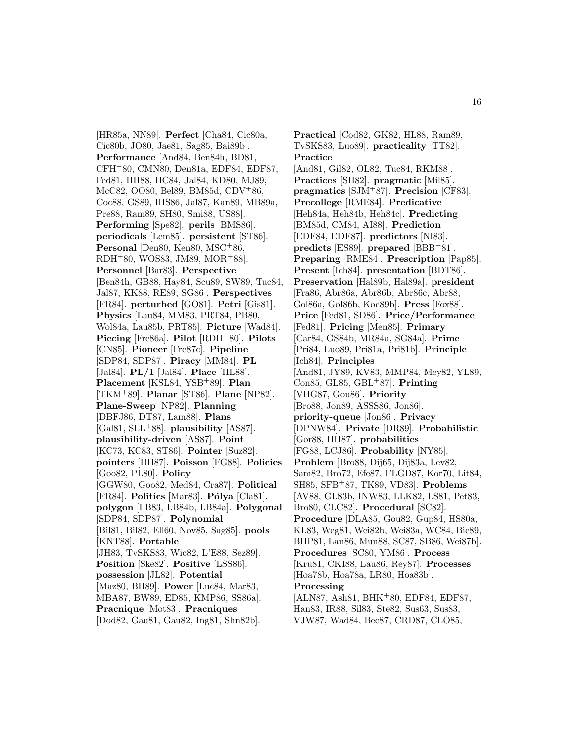[HR85a, NN89]. **Perfect** [Cha84, Cic80a, Cic80b, JO80, Jae81, Sag85, Bai89b]. **Performance** [And84, Ben84h, BD81, CFH+80, CMN80, Den81a, EDF84, EDF87, Fed81, HH88, HC84, Jal84, KD80, MJ89, McC82, OO80, Bel89, BM85d, CDV+86, Coc88, GS89, IHS86, Jal87, Kan89, MB89a, Pre88, Ram89, SH80, Smi88, US88]. **Performing** [Spe82]. **perils** [BMS86]. **periodicals** [Lem85]. **persistent** [ST86]. **Personal** [Den80, Ken80, MSC+86, RDH+80, WOS83, JM89, MOR+88]. **Personnel** [Bar83]. **Perspective** [Ben84h, GB88, Hay84, Scu89, SW89, Tuc84, Jal87, KK88, RE89, SG86]. **Perspectives** [FR84]. **perturbed** [GO81]. **Petri** [Gis81]. **Physics** [Lau84, MM83, PRT84, PB80, Wol84a, Lau85b, PRT85]. **Picture** [Wad84]. **Piecing** [Fre86a]. **Pilot** [RDH+80]. **Pilots** [CN85]. **Pioneer** [Fre87c]. **Pipeline** [SDP84, SDP87]. **Piracy** [MM84]. **PL** [Jal84]. **PL/1** [Jal84]. **Place** [HL88]. **Placement** [KSL84, YSB+89]. **Plan** [TKM+89]. **Planar** [ST86]. **Plane** [NP82]. **Plane-Sweep** [NP82]. **Planning** [DBFJ86, DT87, Lam88]. **Plans** [Gal81, SLL+88]. **plausibility** [AS87]. **plausibility-driven** [AS87]. **Point** [KC73, KC83, ST86]. **Pointer** [Suz82]. **pointers** [HH87]. **Poisson** [FG88]. **Policies** [Goo82, PL80]. **Policy** [GGW80, Goo82, Med84, Cra87]. **Political** [FR84]. **Politics** [Mar83]. **Pólya** [Cla81]. **polygon** [LB83, LB84b, LB84a]. **Polygonal** [SDP84, SDP87]. **Polynomial** [Bil81, Bil82, Ell60, Nov85, Sag85]. **pools** [KNT88]. **Portable** [JH83, TvSKS83, Wic82, L'E88, Sez89]. **Position** [Ske82]. **Positive** [LSS86]. **possession** [JL82]. **Potential** [Maz80, BH89]. **Power** [Luc84, Mar83, MBA87, BW89, ED85, KMP86, SS86a]. **Pracnique** [Mot83]. **Pracniques** [Dod82, Gau81, Gau82, Ing81, Shn82b].

**Practical** [Cod82, GK82, HL88, Ram89, TvSKS83, Luo89]. **practicality** [TT82]. **Practice** [And81, Gil82, OL82, Tuc84, RKM88]. **Practices** [SH82]. **pragmatic** [Mil85]. **pragmatics** [SJM+87]. **Precision** [CF83]. **Precollege** [RME84]. **Predicative** [Heh84a, Heh84b, Heh84c]. **Predicting** [BM85d, CM84, AI88]. **Prediction** [EDF84, EDF87]. **predictors** [NI83]. **predicts** [ES89]. **prepared** [BBB+81]. **Preparing** [RME84]. **Prescription** [Pap85]. **Present** [Ich84]. **presentation** [BDT86]. **Preservation** [Hal89b, Hal89a]. **president** [Fra86, Abr86a, Abr86b, Abr86c, Abr88, Gol86a, Gol86b, Koc89b]. **Press** [Fox88]. **Price** [Fed81, SD86]. **Price/Performance** [Fed81]. **Pricing** [Men85]. **Primary** [Car84, GS84b, MR84a, SG84a]. **Prime** [Pri84, Luo89, Pri81a, Pri81b]. **Principle** [Ich84]. **Principles** [And81, JY89, KV83, MMP84, Mey82, YL89, Con85, GL85, GBL+87]. **Printing** [VHG87, Gou86]. **Priority** [Bro88, Jon89, ASSS86, Jon86]. **priority-queue** [Jon86]. **Privacy** [DPNW84]. **Private** [DR89]. **Probabilistic** [Gor88, HH87]. **probabilities** [FG88, LCJ86]. **Probability** [NY85]. **Problem** [Bro88, Dij65, Dij83a, Lev82, Sam82, Bro72, Efe87, FLGD87, Kor70, Lit84, SH85, SFB+87, TK89, VD83]. **Problems** [AV88, GL83b, INW83, LLK82, LS81, Pet83, Bro80, CLC82]. **Procedural** [SC82]. **Procedure** [DLA85, Gou82, Gup84, HS80a, KL83, Weg81, Wei82b, Wei83a, WC84, Bic89, BHP81, Lan86, Mun88, SC87, SB86, Wei87b]. **Procedures** [SC80, YM86]. **Process** [Kru81, CKI88, Lau86, Rey87]. **Processes** [Hoa78b, Hoa78a, LR80, Hoa83b]. **Processing** [ALN87, Ash81, BHK+80, EDF84, EDF87, Han83, IR88, Sil83, Ste82, Sus63, Sus83, VJW87, Wad84, Bec87, CRD87, CLO85,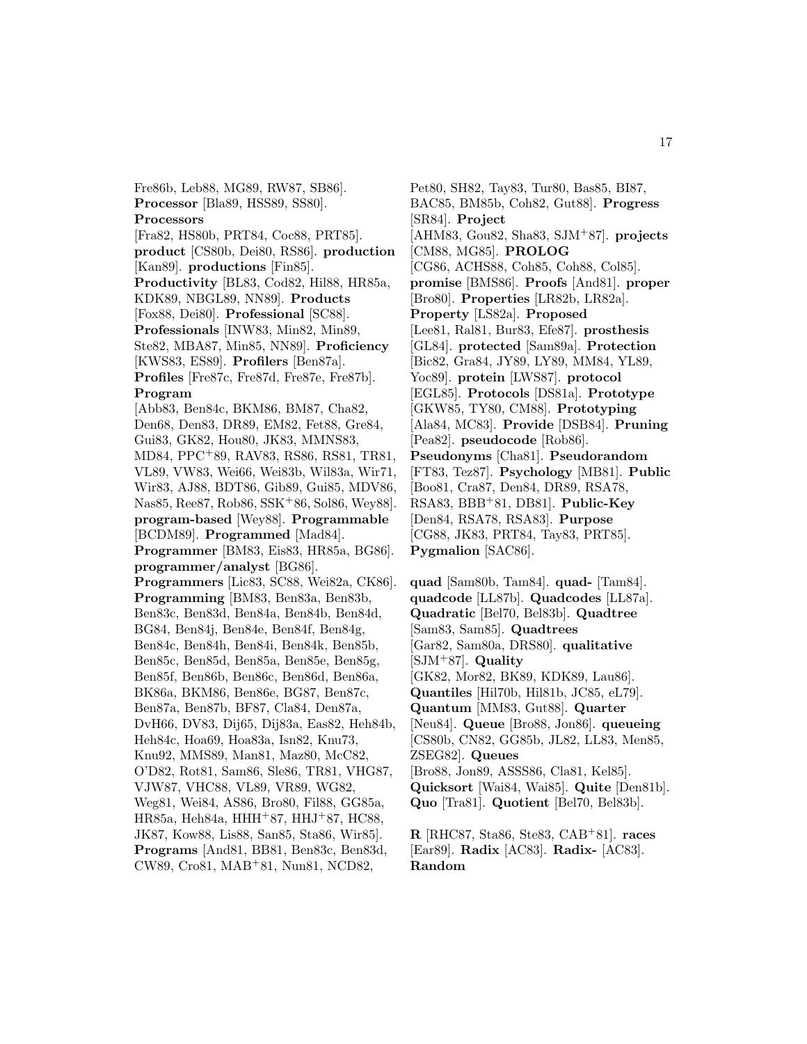Fre86b, Leb88, MG89, RW87, SB86]. **Processor** [Bla89, HSS89, SS80]. **Processors** [Fra82, HS80b, PRT84, Coc88, PRT85]. **product** [CS80b, Dei80, RS86]. **production** [Kan89]. **productions** [Fin85]. **Productivity** [BL83, Cod82, Hil88, HR85a, KDK89, NBGL89, NN89]. **Products** [Fox88, Dei80]. **Professional** [SC88]. **Professionals** [INW83, Min82, Min89, Ste82, MBA87, Min85, NN89]. **Proficiency** [KWS83, ES89]. **Profilers** [Ben87a]. **Profiles** [Fre87c, Fre87d, Fre87e, Fre87b]. **Program** [Abb83, Ben84c, BKM86, BM87, Cha82, Den68, Den83, DR89, EM82, Fet88, Gre84, Gui83, GK82, Hou80, JK83, MMNS83, MD84, PPC+89, RAV83, RS86, RS81, TR81, VL89, VW83, Wei66, Wei83b, Wil83a, Wir71, Wir83, AJ88, BDT86, Gib89, Gui85, MDV86, Nas85, Ree87, Rob86, SSK+86, Sol86, Wey88]. **program-based** [Wey88]. **Programmable** [BCDM89]. **Programmed** [Mad84]. **Programmer** [BM83, Eis83, HR85a, BG86]. **programmer/analyst** [BG86]. **Programmers** [Lic83, SC88, Wei82a, CK86]. **Programming** [BM83, Ben83a, Ben83b, Ben83c, Ben83d, Ben84a, Ben84b, Ben84d, BG84, Ben84j, Ben84e, Ben84f, Ben84g, Ben84c, Ben84h, Ben84i, Ben84k, Ben85b, Ben85c, Ben85d, Ben85a, Ben85e, Ben85g, Ben85f, Ben86b, Ben86c, Ben86d, Ben86a, BK86a, BKM86, Ben86e, BG87, Ben87c, Ben87a, Ben87b, BF87, Cla84, Den87a, DvH66, DV83, Dij65, Dij83a, Eas82, Heh84b, Heh84c, Hoa69, Hoa83a, Isn82, Knu73, Knu92, MMS89, Man81, Maz80, McC82, O'D82, Rot81, Sam86, Sle86, TR81, VHG87, VJW87, VHC88, VL89, VR89, WG82, Weg81, Wei84, AS86, Bro80, Fil88, GG85a, HR85a, Heh84a, HHH+87, HHJ+87, HC88, JK87, Kow88, Lis88, San85, Sta86, Wir85]. **Programs** [And81, BB81, Ben83c, Ben83d, CW89, Cro81, MAB+81, Nun81, NCD82, Pet80, SH82, Tay83, Tur80, Bas85, BI87, BAC85, BM85b, Coh82, Gut88]. **Progress** [SR84]. **Project** [AHM83, Gou82, Sha83, SJM+87]. **projects** [CM88, MG85]. **PROLOG** [CG86, ACHS88, Coh85, Coh88, Col85]. **promise** [BMS86]. **Proofs** [And81]. **proper** [Bro80]. **Properties** [LR82b, LR82a]. **Property** [LS82a]. **Proposed** [Lee81, Ral81, Bur83, Efe87]. **prosthesis** [GL84]. **protected** [Sam89a]. **Protection** [Bic82, Gra84, JY89, LY89, MM84, YL89, Yoc89]. **protein** [LWS87]. **protocol** [EGL85]. **Protocols** [DS81a]. **Prototype** [GKW85, TY80, CM88]. **Prototyping** [Ala84, MC83]. **Provide** [DSB84]. **Pruning** [Pea82]. **pseudocode** [Rob86]. **Pseudonyms** [Cha81]. **Pseudorandom** [FT83, Tez87]. **Psychology** [MB81]. **Public** [Boo81, Cra87, Den84, DR89, RSA78, RSA83, BBB+81, DB81]. **Public-Key** [Den84, RSA78, RSA83]. **Purpose** [CG88, JK83, PRT84, Tay83, PRT85]. **Pygmalion** [SAC86].

**quad** [Sam80b, Tam84]. **quad-** [Tam84]. **quadcode** [LL87b]. **Quadcodes** [LL87a]. **Quadratic** [Bel70, Bel83b]. **Quadtree** [Sam83, Sam85]. **Quadtrees** [Gar82, Sam80a, DRS80]. **qualitative** [SJM+87]. **Quality** [GK82, Mor82, BK89, KDK89, Lau86]. **Quantiles** [Hil70b, Hil81b, JC85, eL79]. **Quantum** [MM83, Gut88]. **Quarter** [Neu84]. **Queue** [Bro88, Jon86]. **queueing** [CS80b, CN82, GG85b, JL82, LL83, Men85, ZSEG82]. **Queues** [Bro88, Jon89, ASSS86, Cla81, Kel85]. **Quicksort** [Wai84, Wai85]. **Quite** [Den81b]. **Quo** [Tra81]. **Quotient** [Bel70, Bel83b].

**R** [RHC87, Sta86, Ste83, CAB+81]. **races** [Ear89]. **Radix** [AC83]. **Radix-** [AC83]. **Random**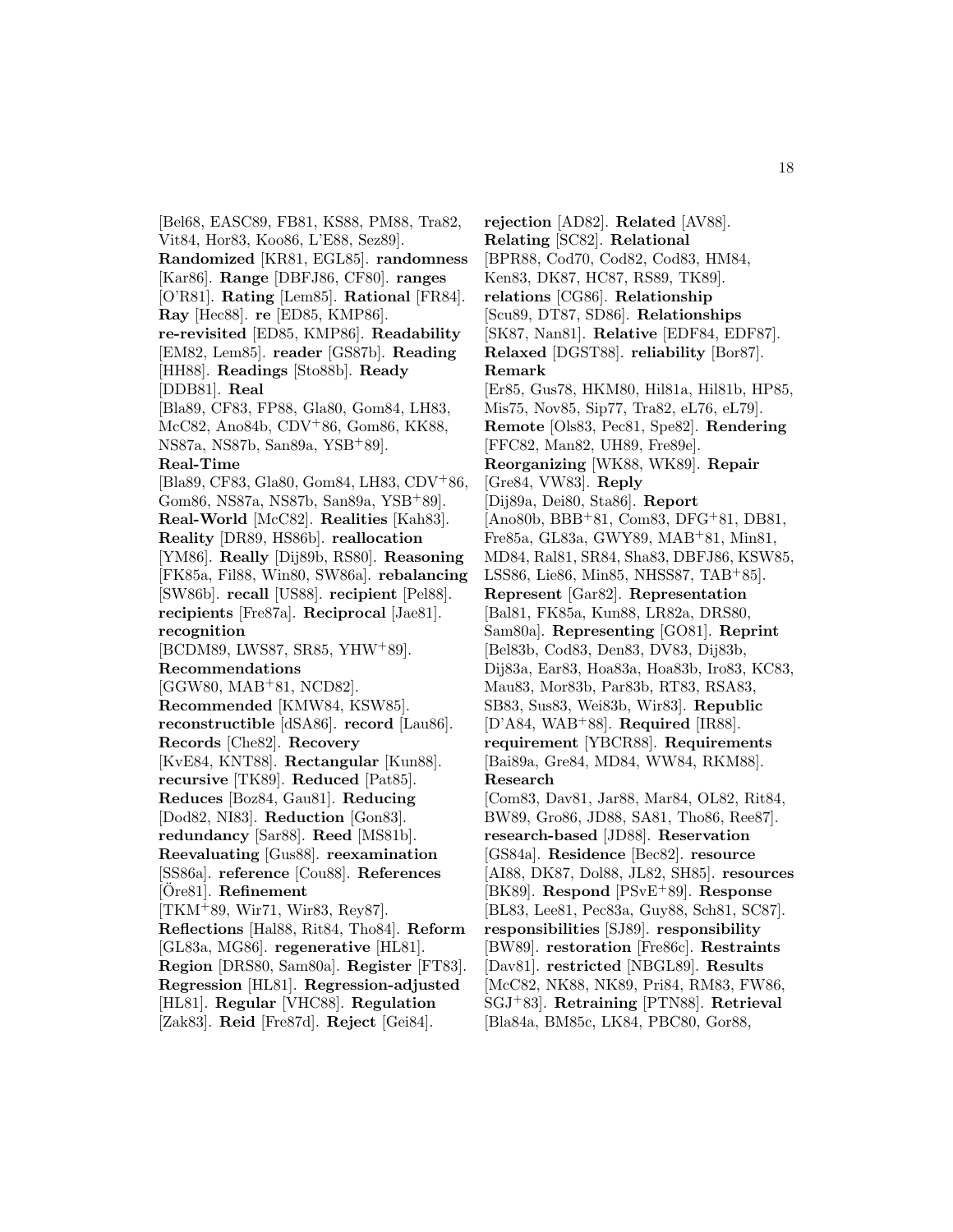[Bel68, EASC89, FB81, KS88, PM88, Tra82, Vit84, Hor83, Koo86, L'E88, Sez89]. **Randomized** [KR81, EGL85]. **randomness** [Kar86]. **Range** [DBFJ86, CF80]. **ranges** [O'R81]. **Rating** [Lem85]. **Rational** [FR84]. **Ray** [Hec88]. **re** [ED85, KMP86]. **re-revisited** [ED85, KMP86]. **Readability** [EM82, Lem85]. **reader** [GS87b]. **Reading** [HH88]. **Readings** [Sto88b]. **Ready** [DDB81]. **Real** [Bla89, CF83, FP88, Gla80, Gom84, LH83, McC82, Ano84b, CDV+86, Gom86, KK88, NS87a, NS87b, San89a, YSB+89]. **Real-Time** [Bla89, CF83, Gla80, Gom84, LH83, CDV+86, Gom86, NS87a, NS87b, San89a, YSB+89]. **Real-World** [McC82]. **Realities** [Kah83]. **Reality** [DR89, HS86b]. **reallocation** [YM86]. **Really** [Dij89b, RS80]. **Reasoning** [FK85a, Fil88, Win80, SW86a]. **rebalancing** [SW86b]. **recall** [US88]. **recipient** [Pel88]. **recipients** [Fre87a]. **Reciprocal** [Jae81]. **recognition** [BCDM89, LWS87, SR85, YHW+89]. **Recommendations** [GGW80, MAB+81, NCD82]. **Recommended** [KMW84, KSW85]. **reconstructible** [dSA86]. **record** [Lau86]. **Records** [Che82]. **Recovery** [KvE84, KNT88]. **Rectangular** [Kun88]. **recursive** [TK89]. **Reduced** [Pat85]. **Reduces** [Boz84, Gau81]. **Reducing** [Dod82, NI83]. **Reduction** [Gon83]. **redundancy** [Sar88]. **Reed** [MS81b]. **Reevaluating** [Gus88]. **reexamination** [SS86a]. **reference** [Cou88]. **References** [Öre81]. **Refinement** [TKM+89, Wir71, Wir83, Rey87]. **Reflections** [Hal88, Rit84, Tho84]. **Reform** [GL83a, MG86]. **regenerative** [HL81]. **Region** [DRS80, Sam80a]. **Register** [FT83]. **Regression** [HL81]. **Regression-adjusted** [HL81]. **Regular** [VHC88]. **Regulation** [Zak83]. **Reid** [Fre87d]. **Reject** [Gei84].

**rejection** [AD82]. **Related** [AV88]. **Relating** [SC82]. **Relational** [BPR88, Cod70, Cod82, Cod83, HM84, Ken83, DK87, HC87, RS89, TK89]. **relations** [CG86]. **Relationship** [Scu89, DT87, SD86]. **Relationships** [SK87, Nan81]. **Relative** [EDF84, EDF87]. **Relaxed** [DGST88]. **reliability** [Bor87]. **Remark** [Er85, Gus78, HKM80, Hil81a, Hil81b, HP85, Mis75, Nov85, Sip77, Tra82, eL76, eL79]. **Remote** [Ols83, Pec81, Spe82]. **Rendering** [FFC82, Man82, UH89, Fre89e]. **Reorganizing** [WK88, WK89]. **Repair** [Gre84, VW83]. **Reply** [Dij89a, Dei80, Sta86]. **Report** [Ano80b, BBB+81, Com83, DFG+81, DB81, Fre85a, GL83a, GWY89, MAB+81, Min81, MD84, Ral81, SR84, Sha83, DBFJ86, KSW85, LSS86, Lie86, Min85, NHSS87, TAB+85]. **Represent** [Gar82]. **Representation** [Bal81, FK85a, Kun88, LR82a, DRS80, Sam80a]. **Representing** [GO81]. **Reprint** [Bel83b, Cod83, Den83, DV83, Dij83b, Dij83a, Ear83, Hoa83a, Hoa83b, Iro83, KC83, Mau83, Mor83b, Par83b, RT83, RSA83, SB83, Sus83, Wei83b, Wir83]. **Republic** [D'A84, WAB+88]. **Required** [IR88]. **requirement** [YBCR88]. **Requirements** [Bai89a, Gre84, MD84, WW84, RKM88]. **Research** [Com83, Dav81, Jar88, Mar84, OL82, Rit84, BW89, Gro86, JD88, SA81, Tho86, Ree87]. **research-based** [JD88]. **Reservation** [GS84a]. **Residence** [Bec82]. **resource** [AI88, DK87, Dol88, JL82, SH85]. **resources** [BK89]. **Respond** [PSvE+89]. **Response** [BL83, Lee81, Pec83a, Guy88, Sch81, SC87]. **responsibilities** [SJ89]. **responsibility** [BW89]. **restoration** [Fre86c]. **Restraints** [Dav81]. **restricted** [NBGL89]. **Results** [McC82, NK88, NK89, Pri84, RM83, FW86, SGJ+83]. **Retraining** [PTN88]. **Retrieval** [Bla84a, BM85c, LK84, PBC80, Gor88,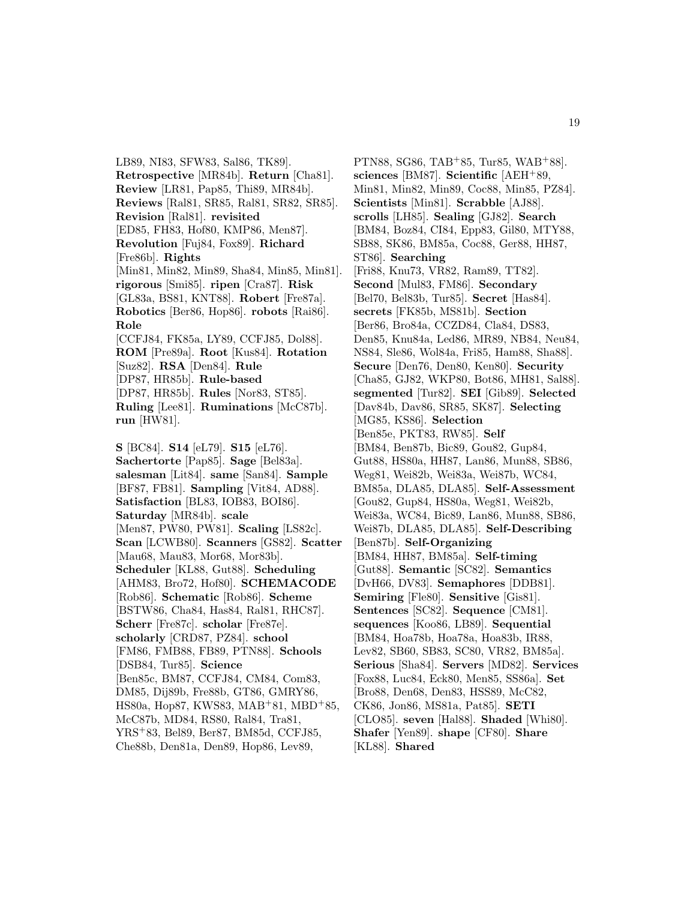LB89, NI83, SFW83, Sal86, TK89]. **Retrospective** [MR84b]. **Return** [Cha81]. **Review** [LR81, Pap85, Thi89, MR84b]. **Reviews** [Ral81, SR85, Ral81, SR82, SR85]. **Revision** [Ral81]. **revisited** [ED85, FH83, Hof80, KMP86, Men87]. **Revolution** [Fuj84, Fox89]. **Richard** [Fre86b]. **Rights** [Min81, Min82, Min89, Sha84, Min85, Min81]. **rigorous** [Smi85]. **ripen** [Cra87]. **Risk** [GL83a, BS81, KNT88]. **Robert** [Fre87a]. **Robotics** [Ber86, Hop86]. **robots** [Rai86]. **Role** [CCFJ84, FK85a, LY89, CCFJ85, Dol88]. **ROM** [Pre89a]. **Root** [Kus84]. **Rotation** [Suz82]. **RSA** [Den84]. **Rule** [DP87, HR85b]. **Rule-based** [DP87, HR85b]. **Rules** [Nor83, ST85]. **Ruling** [Lee81]. **Ruminations** [McC87b]. **run** [HW81].

**S** [BC84]. **S14** [eL79]. **S15** [eL76]. **Sachertorte** [Pap85]. **Sage** [Bel83a]. **salesman** [Lit84]. **same** [San84]. **Sample** [BF87, FB81]. **Sampling** [Vit84, AD88]. **Satisfaction** [BL83, IOB83, BOI86]. **Saturday** [MR84b]. **scale** [Men87, PW80, PW81]. **Scaling** [LS82c]. **Scan** [LCWB80]. **Scanners** [GS82]. **Scatter** [Mau68, Mau83, Mor68, Mor83b]. **Scheduler** [KL88, Gut88]. **Scheduling** [AHM83, Bro72, Hof80]. **SCHEMACODE** [Rob86]. **Schematic** [Rob86]. **Scheme** [BSTW86, Cha84, Has84, Ral81, RHC87]. **Scherr** [Fre87c]. **scholar** [Fre87e]. **scholarly** [CRD87, PZ84]. **school** [FM86, FMB88, FB89, PTN88]. **Schools** [DSB84, Tur85]. **Science** [Ben85c, BM87, CCFJ84, CM84, Com83, DM85, Dij89b, Fre88b, GT86, GMRY86, HS80a, Hop87, KWS83, MAB+81, MBD+85, McC87b, MD84, RS80, Ral84, Tra81, YRS+83, Bel89, Ber87, BM85d, CCFJ85, Che88b, Den81a, Den89, Hop86, Lev89, PTN88, SG86, TAB+85, Tur85, WAB+88]. **sciences** [BM87]. **Scientific** [AEH+89, Min81, Min82, Min89, Coc88, Min85, PZ84]. **Scientists** [Min81]. **Scrabble** [AJ88]. **scrolls** [LH85]. **Sealing** [GJ82]. **Search** [BM84, Boz84, CI84, Epp83, Gil80, MTY88, SB88, SK86, BM85a, Coc88, Ger88, HH87, ST86]. **Searching** [Fri88, Knu73, VR82, Ram89, TT82]. **Second** [Mul83, FM86]. **Secondary** [Bel70, Bel83b, Tur85]. **Secret** [Has84]. **secrets** [FK85b, MS81b]. **Section** [Ber86, Bro84a, CCZD84, Cla84, DS83, Den85, Knu84a, Led86, MR89, NB84, Neu84, NS84, Sle86, Wol84a, Fri85, Ham88, Sha88]. **Secure** [Den76, Den80, Ken80]. **Security** [Cha85, GJ82, WKP80, Bot86, MH81, Sal88]. **segmented** [Tur82]. **SEI** [Gib89]. **Selected** [Dav84b, Dav86, SR85, SK87]. **Selecting** [MG85, KS86]. **Selection** [Ben85e, PKT83, RW85]. **Self** [BM84, Ben87b, Bic89, Gou82, Gup84, Gut88, HS80a, HH87, Lan86, Mun88, SB86, Weg81, Wei82b, Wei83a, Wei87b, WC84, BM85a, DLA85, DLA85]. **Self-Assessment** [Gou82, Gup84, HS80a, Weg81, Wei82b, Wei83a, WC84, Bic89, Lan86, Mun88, SB86, Wei87b, DLA85, DLA85]. **Self-Describing** [Ben87b]. **Self-Organizing** [BM84, HH87, BM85a]. **Self-timing** [Gut88]. **Semantic** [SC82]. **Semantics** [DvH66, DV83]. **Semaphores** [DDB81]. **Semiring** [Fle80]. **Sensitive** [Gis81]. **Sentences** [SC82]. **Sequence** [CM81]. **sequences** [Koo86, LB89]. **Sequential** [BM84, Hoa78b, Hoa78a, Hoa83b, IR88, Lev82, SB60, SB83, SC80, VR82, BM85a]. **Serious** [Sha84]. **Servers** [MD82]. **Services** [Fox88, Luc84, Eck80, Men85, SS86a]. **Set** [Bro88, Den68, Den83, HSS89, McC82, CK86, Jon86, MS81a, Pat85]. **SETI** [CLO85]. **seven** [Hal88]. **Shaded** [Whi80]. **Shafer** [Yen89]. **shape** [CF80]. **Share** [KL88]. **Shared**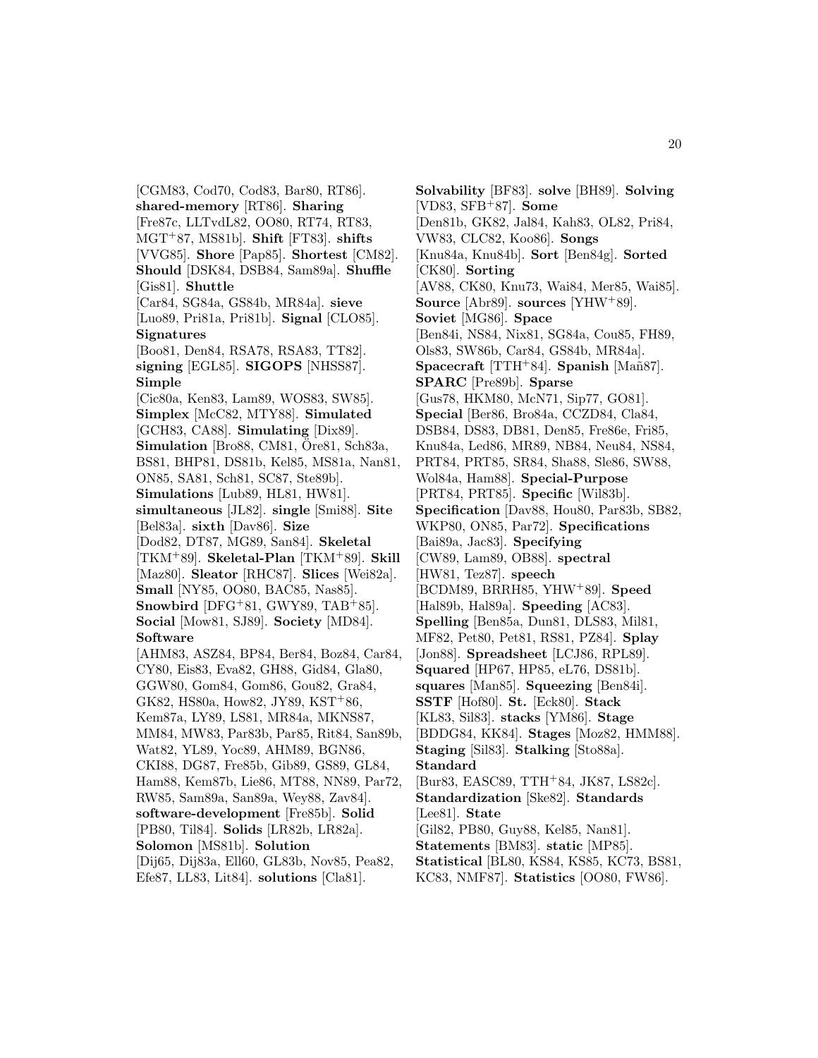[CGM83, Cod70, Cod83, Bar80, RT86]. **shared-memory** [RT86]. **Sharing** [Fre87c, LLTvdL82, OO80, RT74, RT83, MGT+87, MS81b]. **Shift** [FT83]. **shifts** [VVG85]. **Shore** [Pap85]. **Shortest** [CM82]. **Should** [DSK84, DSB84, Sam89a]. **Shuffle** [Gis81]. **Shuttle** [Car84, SG84a, GS84b, MR84a]. **sieve** [Luo89, Pri81a, Pri81b]. **Signal** [CLO85]. **Signatures** [Boo81, Den84, RSA78, RSA83, TT82]. **signing** [EGL85]. **SIGOPS** [NHSS87]. **Simple** [Cic80a, Ken83, Lam89, WOS83, SW85]. **Simplex** [McC82, MTY88]. **Simulated** [GCH83, CA88]. **Simulating** [Dix89]. **Simulation** [Bro88, CM81, Öre81, Sch83a, BS81, BHP81, DS81b, Kel85, MS81a, Nan81, ON85, SA81, Sch81, SC87, Ste89b]. **Simulations** [Lub89, HL81, HW81]. **simultaneous** [JL82]. **single** [Smi88]. **Site** [Bel83a]. **sixth** [Dav86]. **Size** [Dod82, DT87, MG89, San84]. **Skeletal** [TKM+89]. **Skeletal-Plan** [TKM+89]. **Skill** [Maz80]. **Sleator** [RHC87]. **Slices** [Wei82a]. **Small** [NY85, OO80, BAC85, Nas85]. **Snowbird** [DFG+81, GWY89, TAB+85]. **Social** [Mow81, SJ89]. **Society** [MD84]. **Software** [AHM83, ASZ84, BP84, Ber84, Boz84, Car84, CY80, Eis83, Eva82, GH88, Gid84, Gla80, GGW80, Gom84, Gom86, Gou82, Gra84, GK82, HS80a, How82, JY89, KST+86, Kem87a, LY89, LS81, MR84a, MKNS87, MM84, MW83, Par83b, Par85, Rit84, San89b, Wat82, YL89, Yoc89, AHM89, BGN86, CKI88, DG87, Fre85b, Gib89, GS89, GL84, Ham88, Kem87b, Lie86, MT88, NN89, Par72, RW85, Sam89a, San89a, Wey88, Zav84]. **software-development** [Fre85b]. **Solid** [PB80, Til84]. **Solids** [LR82b, LR82a]. **Solomon** [MS81b]. **Solution** [Dij65, Dij83a, Ell60, GL83b, Nov85, Pea82, Efe87, LL83, Lit84]. **solutions** [Cla81].

**Solvability** [BF83]. **solve** [BH89]. **Solving** [VD83, SFB+87]. **Some** [Den81b, GK82, Jal84, Kah83, OL82, Pri84, VW83, CLC82, Koo86]. **Songs** [Knu84a, Knu84b]. **Sort** [Ben84g]. **Sorted** [CK80]. **Sorting** [AV88, CK80, Knu73, Wai84, Mer85, Wai85]. **Source** [Abr89]. **sources** [YHW+89]. **Soviet** [MG86]. **Space** [Ben84i, NS84, Nix81, SG84a, Cou85, FH89, Ols83, SW86b, Car84, GS84b, MR84a]. **Spacecraft** [TTH+84]. **Spanish** [Mañ87]. **SPARC** [Pre89b]. **Sparse** [Gus78, HKM80, McN71, Sip77, GO81]. **Special** [Ber86, Bro84a, CCZD84, Cla84, DSB84, DS83, DB81, Den85, Fre86e, Fri85, Knu84a, Led86, MR89, NB84, Neu84, NS84, PRT84, PRT85, SR84, Sha88, Sle86, SW88, Wol84a, Ham88]. **Special-Purpose** [PRT84, PRT85]. **Specific** [Wil83b]. **Specification** [Dav88, Hou80, Par83b, SB82, WKP80, ON85, Par72]. **Specifications** [Bai89a, Jac83]. **Specifying** [CW89, Lam89, OB88]. **spectral** [HW81, Tez87]. **speech** [BCDM89, BRRH85, YHW+89]. **Speed** [Hal89b, Hal89a]. **Speeding** [AC83]. **Spelling** [Ben85a, Dun81, DLS83, Mil81, MF82, Pet80, Pet81, RS81, PZ84]. **Splay** [Jon88]. **Spreadsheet** [LCJ86, RPL89]. **Squared** [HP67, HP85, eL76, DS81b]. **squares** [Man85]. **Squeezing** [Ben84i]. **SSTF** [Hof80]. **St.** [Eck80]. **Stack** [KL83, Sil83]. **stacks** [YM86]. **Stage** [BDDG84, KK84]. **Stages** [Moz82, HMM88]. **Staging** [Sil83]. **Stalking** [Sto88a]. **Standard** [Bur83, EASC89, TTH+84, JK87, LS82c]. **Standardization** [Ske82]. **Standards** [Lee81]. **State** [Gil82, PB80, Guy88, Kel85, Nan81]. **Statements** [BM83]. **static** [MP85]. **Statistical** [BL80, KS84, KS85, KC73, BS81, KC83, NMF87]. **Statistics** [OO80, FW86].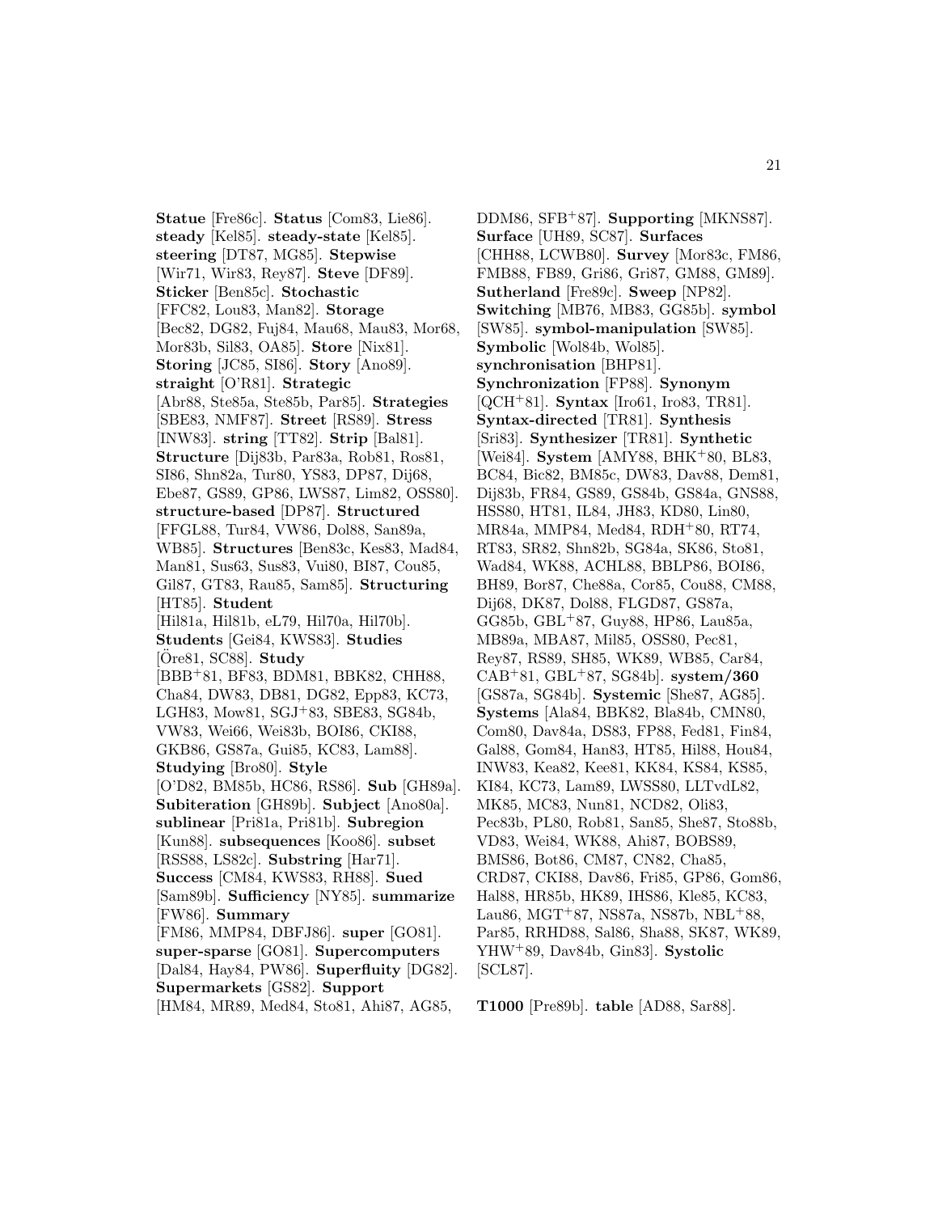**Statue** [Fre86c]. **Status** [Com83, Lie86]. **steady** [Kel85]. **steady-state** [Kel85]. **steering** [DT87, MG85]. **Stepwise** [Wir71, Wir83, Rey87]. **Steve** [DF89]. **Sticker** [Ben85c]. **Stochastic** [FFC82, Lou83, Man82]. **Storage** [Bec82, DG82, Fuj84, Mau68, Mau83, Mor68, Mor83b, Sil83, OA85]. **Store** [Nix81]. **Storing** [JC85, SI86]. **Story** [Ano89]. **straight** [O'R81]. **Strategic** [Abr88, Ste85a, Ste85b, Par85]. **Strategies** [SBE83, NMF87]. **Street** [RS89]. **Stress** [INW83]. **string** [TT82]. **Strip** [Bal81]. **Structure** [Dij83b, Par83a, Rob81, Ros81, SI86, Shn82a, Tur80, YS83, DP87, Dij68, Ebe87, GS89, GP86, LWS87, Lim82, OSS80]. **structure-based** [DP87]. **Structured** [FFGL88, Tur84, VW86, Dol88, San89a, WB85]. **Structures** [Ben83c, Kes83, Mad84, Man81, Sus63, Sus83, Vui80, BI87, Cou85, Gil87, GT83, Rau85, Sam85]. **Structuring** [HT85]. **Student** [Hil81a, Hil81b, eL79, Hil70a, Hil70b]. **Students** [Gei84, KWS83]. **Studies** [Öre81, SC88]. **Study** [BBB+81, BF83, BDM81, BBK82, CHH88, Cha84, DW83, DB81, DG82, Epp83, KC73, LGH83, Mow81, SGJ+83, SBE83, SG84b, VW83, Wei66, Wei83b, BOI86, CKI88, GKB86, GS87a, Gui85, KC83, Lam88]. **Studying** [Bro80]. **Style** [O'D82, BM85b, HC86, RS86]. **Sub** [GH89a]. **Subiteration** [GH89b]. **Subject** [Ano80a]. **sublinear** [Pri81a, Pri81b]. **Subregion** [Kun88]. **subsequences** [Koo86]. **subset** [RSS88, LS82c]. **Substring** [Har71]. **Success** [CM84, KWS83, RH88]. **Sued** [Sam89b]. **Sufficiency** [NY85]. **summarize** [FW86]. **Summary** [FM86, MMP84, DBFJ86]. **super** [GO81]. **super-sparse** [GO81]. **Supercomputers** [Dal84, Hay84, PW86]. **Superfluity** [DG82]. **Supermarkets** [GS82]. **Support** [HM84, MR89, Med84, Sto81, Ahi87, AG85, DDM86, SFB+87]. **Supporting** [MKNS87]. **Surface** [UH89, SC87]. **Surfaces** [CHH88, LCWB80]. **Survey** [Mor83c, FM86, FMB88, FB89, Gri86, Gri87, GM88, GM89]. **Sutherland** [Fre89c]. **Sweep** [NP82]. **Switching** [MB76, MB83, GG85b]. **symbol** [SW85]. **symbol-manipulation** [SW85]. **Symbolic** [Wol84b, Wol85]. **synchronisation** [BHP81]. **Synchronization** [FP88]. **Synonym** [QCH+81]. **Syntax** [Iro61, Iro83, TR81]. **Syntax-directed** [TR81]. **Synthesis** [Sri83]. **Synthesizer** [TR81]. **Synthetic** [Wei84]. **System** [AMY88, BHK+80, BL83, BC84, Bic82, BM85c, DW83, Dav88, Dem81, Dij83b, FR84, GS89, GS84b, GS84a, GNS88, HSS80, HT81, IL84, JH83, KD80, Lin80, MR84a, MMP84, Med84, RDH+80, RT74, RT83, SR82, Shn82b, SG84a, SK86, Sto81, Wad84, WK88, ACHL88, BBLP86, BOI86, BH89, Bor87, Che88a, Cor85, Cou88, CM88, Dij68, DK87, Dol88, FLGD87, GS87a, GG85b, GBL+87, Guy88, HP86, Lau85a, MB89a, MBA87, Mil85, OSS80, Pec81, Rey87, RS89, SH85, WK89, WB85, Car84, CAB+81, GBL+87, SG84b]. **system/360** [GS87a, SG84b]. **Systemic** [She87, AG85]. **Systems** [Ala84, BBK82, Bla84b, CMN80, Com80, Dav84a, DS83, FP88, Fed81, Fin84, Gal88, Gom84, Han83, HT85, Hil88, Hou84, INW83, Kea82, Kee81, KK84, KS84, KS85, KI84, KC73, Lam89, LWSS80, LLTvdL82, MK85, MC83, Nun81, NCD82, Oli83, Pec83b, PL80, Rob81, San85, She87, Sto88b, VD83, Wei84, WK88, Ahi87, BOBS89, BMS86, Bot86, CM87, CN82, Cha85, CRD87, CKI88, Dav86, Fri85, GP86, Gom86, Hal88, HR85b, HK89, IHS86, Kle85, KC83, Lau86, MGT+87, NS87a, NS87b, NBL+88, Par85, RRHD88, Sal86, Sha88, SK87, WK89, YHW+89, Dav84b, Gin83]. **Systolic** [SCL87].

**T1000** [Pre89b]. **table** [AD88, Sar88].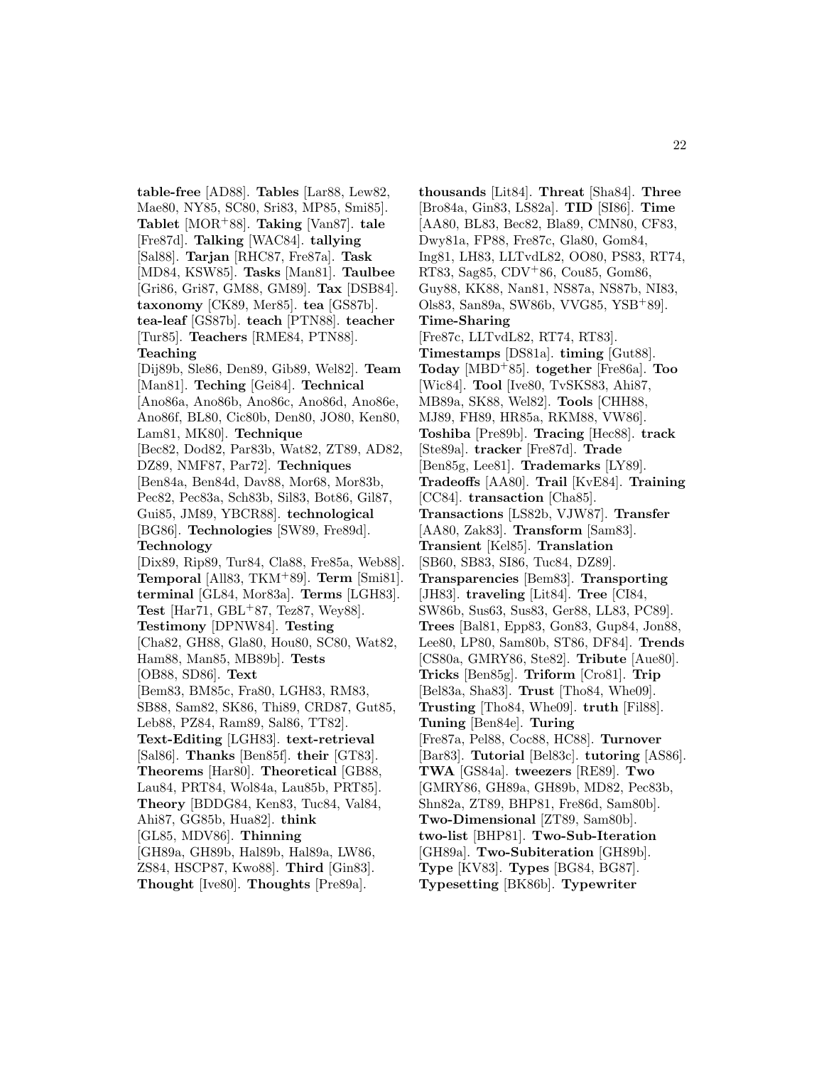**table-free** [AD88]. **Tables** [Lar88, Lew82, Mae80, NY85, SC80, Sri83, MP85, Smi85]. **Tablet** [MOR+88]. **Taking** [Van87]. **tale** [Fre87d]. **Talking** [WAC84]. **tallying** [Sal88]. **Tarjan** [RHC87, Fre87a]. **Task** [MD84, KSW85]. **Tasks** [Man81]. **Taulbee** [Gri86, Gri87, GM88, GM89]. **Tax** [DSB84]. **taxonomy** [CK89, Mer85]. **tea** [GS87b]. **tea-leaf** [GS87b]. **teach** [PTN88]. **teacher** [Tur85]. **Teachers** [RME84, PTN88]. **Teaching** [Dij89b, Sle86, Den89, Gib89, Wel82]. **Team** [Man81]. **Teching** [Gei84]. **Technical** [Ano86a, Ano86b, Ano86c, Ano86d, Ano86e, Ano86f, BL80, Cic80b, Den80, JO80, Ken80, Lam81, MK80]. **Technique** [Bec82, Dod82, Par83b, Wat82, ZT89, AD82, DZ89, NMF87, Par72]. **Techniques** [Ben84a, Ben84d, Dav88, Mor68, Mor83b, Pec82, Pec83a, Sch83b, Sil83, Bot86, Gil87, Gui85, JM89, YBCR88]. **technological** [BG86]. **Technologies** [SW89, Fre89d]. **Technology** [Dix89, Rip89, Tur84, Cla88, Fre85a, Web88]. **Temporal** [All83, TKM+89]. **Term** [Smi81]. **terminal** [GL84, Mor83a]. **Terms** [LGH83]. **Test** [Har71, GBL+87, Tez87, Wey88]. **Testimony** [DPNW84]. **Testing** [Cha82, GH88, Gla80, Hou80, SC80, Wat82, Ham88, Man85, MB89b]. **Tests** [OB88, SD86]. **Text** [Bem83, BM85c, Fra80, LGH83, RM83, SB88, Sam82, SK86, Thi89, CRD87, Gut85, Leb88, PZ84, Ram89, Sal86, TT82]. **Text-Editing** [LGH83]. **text-retrieval** [Sal86]. **Thanks** [Ben85f]. **their** [GT83]. **Theorems** [Har80]. **Theoretical** [GB88, Lau84, PRT84, Wol84a, Lau85b, PRT85]. **Theory** [BDDG84, Ken83, Tuc84, Val84, Ahi87, GG85b, Hua82]. **think** [GL85, MDV86]. **Thinning** [GH89a, GH89b, Hal89b, Hal89a, LW86, ZS84, HSCP87, Kwo88]. **Third** [Gin83]. **Thought** [Ive80]. **Thoughts** [Pre89a].

**thousands** [Lit84]. **Threat** [Sha84]. **Three** [Bro84a, Gin83, LS82a]. **TID** [SI86]. **Time** [AA80, BL83, Bec82, Bla89, CMN80, CF83, Dwy81a, FP88, Fre87c, Gla80, Gom84, Ing81, LH83, LLTvdL82, OO80, PS83, RT74, RT83, Sag85, CDV+86, Cou85, Gom86, Guy88, KK88, Nan81, NS87a, NS87b, NI83, Ols83, San89a, SW86b, VVG85, YSB+89]. **Time-Sharing** [Fre87c, LLTvdL82, RT74, RT83]. **Timestamps** [DS81a]. **timing** [Gut88]. **Today** [MBD+85]. **together** [Fre86a]. **Too** [Wic84]. **Tool** [Ive80, TvSKS83, Ahi87, MB89a, SK88, Wel82]. **Tools** [CHH88, MJ89, FH89, HR85a, RKM88, VW86]. **Toshiba** [Pre89b]. **Tracing** [Hec88]. **track** [Ste89a]. **tracker** [Fre87d]. **Trade** [Ben85g, Lee81]. **Trademarks** [LY89]. **Tradeoffs** [AA80]. **Trail** [KvE84]. **Training** [CC84]. **transaction** [Cha85]. **Transactions** [LS82b, VJW87]. **Transfer** [AA80, Zak83]. **Transform** [Sam83]. **Transient** [Kel85]. **Translation** [SB60, SB83, SI86, Tuc84, DZ89]. **Transparencies** [Bem83]. **Transporting** [JH83]. **traveling** [Lit84]. **Tree** [CI84, SW86b, Sus63, Sus83, Ger88, LL83, PC89]. **Trees** [Bal81, Epp83, Gon83, Gup84, Jon88, Lee80, LP80, Sam80b, ST86, DF84]. **Trends** [CS80a, GMRY86, Ste82]. **Tribute** [Aue80]. **Tricks** [Ben85g]. **Triform** [Cro81]. **Trip** [Bel83a, Sha83]. **Trust** [Tho84, Whe09]. **Trusting** [Tho84, Whe09]. **truth** [Fil88]. **Tuning** [Ben84e]. **Turing** [Fre87a, Pel88, Coc88, HC88]. **Turnover** [Bar83]. **Tutorial** [Bel83c]. **tutoring** [AS86]. **TWA** [GS84a]. **tweezers** [RE89]. **Two** [GMRY86, GH89a, GH89b, MD82, Pec83b, Shn82a, ZT89, BHP81, Fre86d, Sam80b]. **Two-Dimensional** [ZT89, Sam80b]. **two-list** [BHP81]. **Two-Sub-Iteration** [GH89a]. **Two-Subiteration** [GH89b]. **Type** [KV83]. **Types** [BG84, BG87]. **Typesetting** [BK86b]. **Typewriter**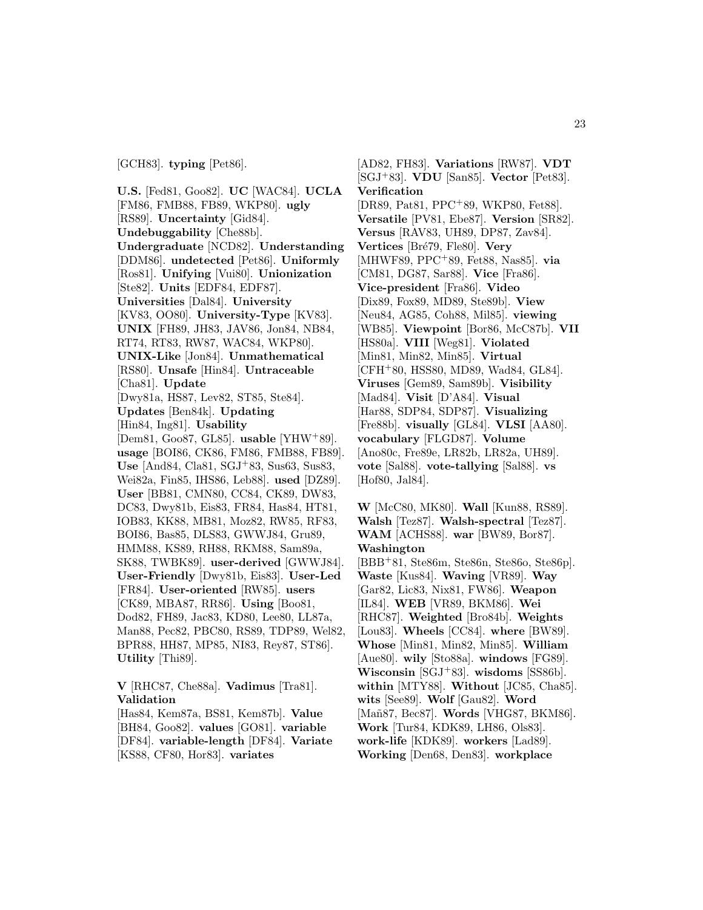[GCH83]. **typing** [Pet86].

**U.S.** [Fed81, Goo82]. **UC** [WAC84]. **UCLA** [FM86, FMB88, FB89, WKP80]. **ugly** [RS89]. **Uncertainty** [Gid84]. **Undebuggability** [Che88b]. **Undergraduate** [NCD82]. **Understanding** [DDM86]. **undetected** [Pet86]. **Uniformly** [Ros81]. **Unifying** [Vui80]. **Unionization** [Ste82]. **Units** [EDF84, EDF87]. **Universities** [Dal84]. **University** [KV83, OO80]. **University-Type** [KV83]. **UNIX** [FH89, JH83, JAV86, Jon84, NB84, RT74, RT83, RW87, WAC84, WKP80]. **UNIX-Like** [Jon84]. **Unmathematical** [RS80]. **Unsafe** [Hin84]. **Untraceable** [Cha81]. **Update** [Dwy81a, HS87, Lev82, ST85, Ste84]. **Updates** [Ben84k]. **Updating** [Hin84, Ing81]. **Usability** [Dem81, Goo87, GL85]. **usable** [YHW+89]. **usage** [BOI86, CK86, FM86, FMB88, FB89]. **Use** [And84, Cla81, SGJ+83, Sus63, Sus83, Wei82a, Fin85, IHS86, Leb88]. **used** [DZ89]. **User** [BB81, CMN80, CC84, CK89, DW83, DC83, Dwy81b, Eis83, FR84, Has84, HT81, IOB83, KK88, MB81, Moz82, RW85, RF83, BOI86, Bas85, DLS83, GWWJ84, Gru89, HMM88, KS89, RH88, RKM88, Sam89a, SK88, TWBK89]. **user-derived** [GWWJ84]. **User-Friendly** [Dwy81b, Eis83]. **User-Led** [FR84]. **User-oriented** [RW85]. **users** [CK89, MBA87, RR86]. **Using** [Boo81, Dod82, FH89, Jac83, KD80, Lee80, LL87a, Man88, Pec82, PBC80, RS89, TDP89, Wel82, BPR88, HH87, MP85, NI83, Rey87, ST86]. **Utility** [Thi89].

**V** [RHC87, Che88a]. **Vadimus** [Tra81]. **Validation** [Has84, Kem87a, BS81, Kem87b]. **Value** [BH84, Goo82]. **values** [GO81]. **variable** [DF84]. **variable-length** [DF84]. **Variate** [KS88, CF80, Hor83]. **variates** [AD82, FH83]. **Variations** [RW87]. **VDT** [SGJ+83]. **VDU** [San85]. **Vector** [Pet83]. **Verification** [DR89, Pat81, PPC+89, WKP80, Fet88]. **Versatile** [PV81, Ebe87]. **Version** [SR82]. **Versus** [RAV83, UH89, DP87, Zav84]. **Vertices** [Bré79, Fle80]. **Very** [MHWF89, PPC+89, Fet88, Nas85]. **via** [CM81, DG87, Sar88]. **Vice** [Fra86]. **Vice-president** [Fra86]. **Video** [Dix89, Fox89, MD89, Ste89b]. **View** [Neu84, AG85, Coh88, Mil85]. **viewing** [WB85]. **Viewpoint** [Bor86, McC87b]. **VII** [HS80a]. **VIII** [Weg81]. **Violated** [Min81, Min82, Min85]. **Virtual** [CFH+80, HSS80, MD89, Wad84, GL84]. **Viruses** [Gem89, Sam89b]. **Visibility** [Mad84]. **Visit** [D'A84]. **Visual** [Har88, SDP84, SDP87]. **Visualizing** [Fre88b]. **visually** [GL84]. **VLSI** [AA80]. **vocabulary** [FLGD87]. **Volume** [Ano80c, Fre89e, LR82b, LR82a, UH89]. **vote** [Sal88]. **vote-tallying** [Sal88]. **vs** [Hof80, Jal84].

**W** [McC80, MK80]. **Wall** [Kun88, RS89]. **Walsh** [Tez87]. **Walsh-spectral** [Tez87]. **WAM** [ACHS88]. **war** [BW89, Bor87]. **Washington** [BBB+81, Ste86m, Ste86n, Ste86o, Ste86p]. **Waste** [Kus84]. **Waving** [VR89]. **Way** [Gar82, Lic83, Nix81, FW86]. **Weapon** [IL84]. **WEB** [VR89, BKM86]. **Wei** [RHC87]. **Weighted** [Bro84b]. **Weights** [Lou83]. **Wheels** [CC84]. **where** [BW89]. **Whose** [Min81, Min82, Min85]. **William** [Aue80]. **wily** [Sto88a]. **windows** [FG89]. **Wisconsin** [SGJ+83]. **wisdoms** [SS86b]. **within** [MTY88]. **Without** [JC85, Cha85]. **wits** [See89]. **Wolf** [Gau82]. **Word** [Mañ87, Bec87]. **Words** [VHG87, BKM86]. **Work** [Tur84, KDK89, LH86, Ols83]. **work-life** [KDK89]. **workers** [Lad89]. **Working** [Den68, Den83]. **workplace**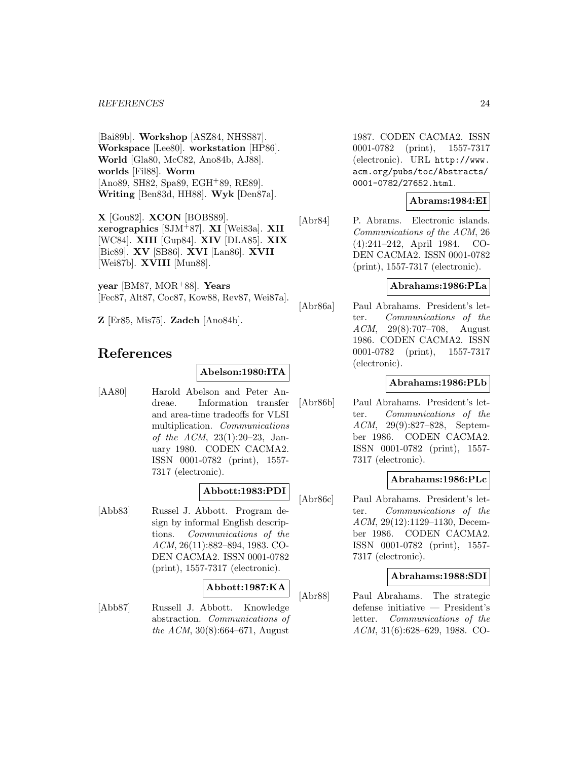[Bai89b]. **Workshop** [ASZ84, NHSS87]. **Workspace** [Lee80]. **workstation** [HP86]. **World** [Gla80, McC82, Ano84b, AJ88]. **worlds** [Fil88]. **Worm** [Ano89, SH82, Spa89, EGH$^{+}$89, RE89]. **Writing** [Ben83d, HH88]. **Wyk** [Den87a].

**X** [Gou82]. **XCON** [BOBS89]. **xerographics** [SJM$^{+}$87]. **XI** [Wei83a]. **XII** [WC84]. **XIII** [Gup84]. **XIV** [DLA85]. **XIX** [Bic89]. **XV** [SB86]. **XVI** [Lan86]. **XVII** [Wei87b]. **XVIII** [Mun88].

**year** [BM87, MOR$^{+}$88]. **Years** [Fec87, Alt87, Coc87, Kow88, Rev87, Wei87a].

**Z** [Er85, Mis75]. **Zadeh** [Ano84b].

# References

**Abelson:1980:ITA**

[AA80] Harold Abelson and Peter Andreae. Information transfer and area-time tradeoffs for VLSI multiplication. *Communications of the ACM*, 23(1):20–23, January 1980. CODEN CACMA2. ISSN 0001-0782 (print), 1557-7317 (electronic).

**Abbott:1983:PDI**

[Abb83] Russel J. Abbott. Program design by informal English descriptions. *Communications of the ACM*, 26(11):882–894, 1983. CODEN CACMA2. ISSN 0001-0782 (print), 1557-7317 (electronic).

**Abbott:1987:KA**

[Abb87] Russell J. Abbott. Knowledge abstraction. *Communications of the ACM*, 30(8):664–671, August 1987. CODEN CACMA2. ISSN 0001-0782 (print), 1557-7317 (electronic). URL http://www.acm.org/pubs/toc/Abstracts/0001-0782/27652.html.

**Abrams:1984:EI**

[Abr84] P. Abrams. Electronic islands. *Communications of the ACM*, 26 (4):241–242, April 1984. CODEN CACMA2. ISSN 0001-0782 (print), 1557-7317 (electronic).

**Abrahams:1986:PLa**

[Abr86a] Paul Abrahams. President's letter. *Communications of the ACM*, 29(8):707–708, August 1986. CODEN CACMA2. ISSN 0001-0782 (print), 1557-7317 (electronic).

**Abrahams:1986:PLb**

[Abr86b] Paul Abrahams. President's letter. *Communications of the ACM*, 29(9):827–828, September 1986. CODEN CACMA2. ISSN 0001-0782 (print), 1557-7317 (electronic).

**Abrahams:1986:PLc**

[Abr86c] Paul Abrahams. President's letter. *Communications of the ACM*, 29(12):1129–1130, December 1986. CODEN CACMA2. ISSN 0001-0782 (print), 1557-7317 (electronic).

**Abrahams:1988:SDI**

[Abr88] Paul Abrahams. The strategic defense initiative — President's letter. *Communications of the ACM*, 31(6):628–629, 1988. CO-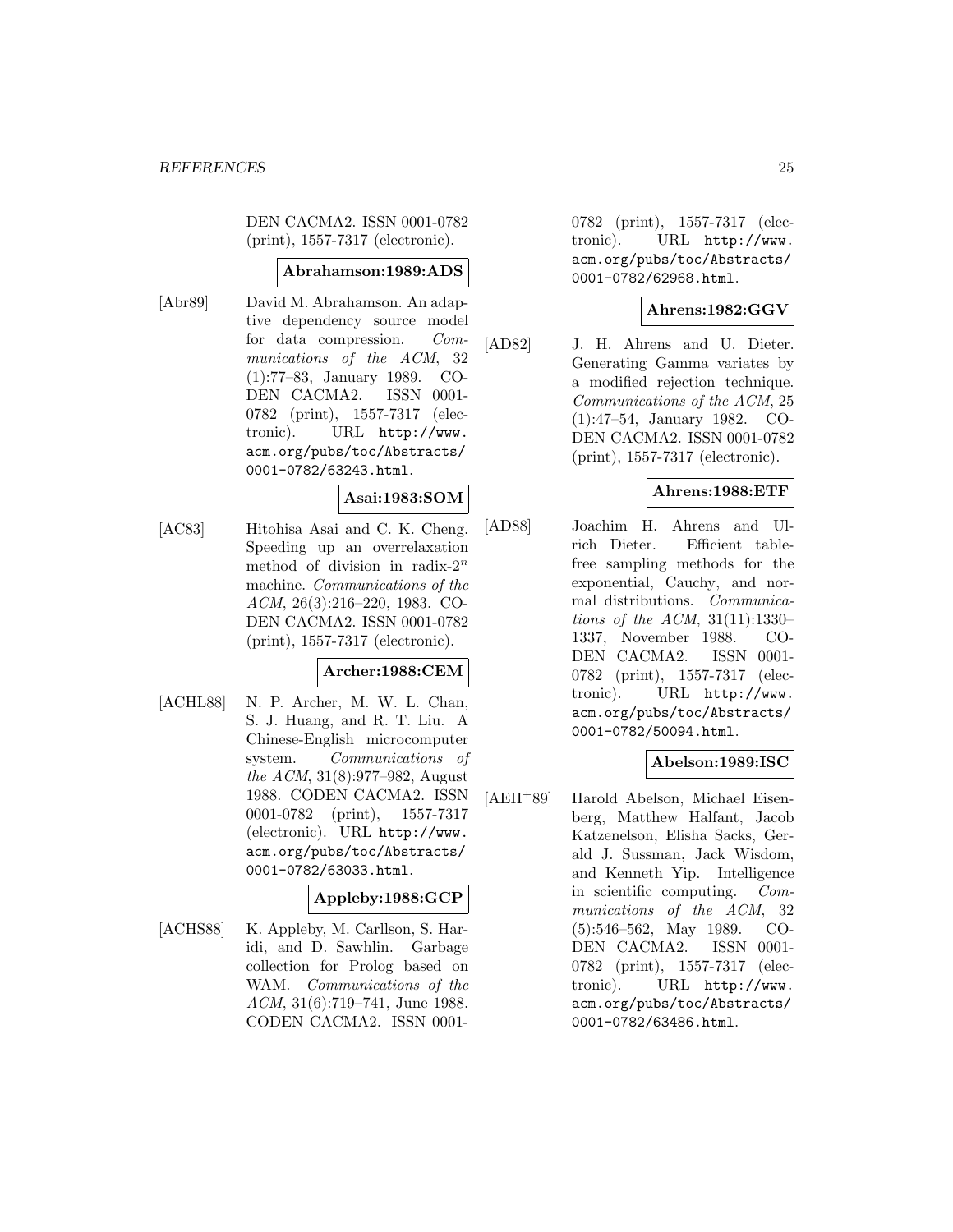DEN CACMA2. ISSN 0001-0782 (print), 1557-7317 (electronic).

**Abrahamson:1989:ADS**

[Abr89] David M. Abrahamson. An adaptive dependency source model for data compression. *Communications of the ACM*, 32 (1):77–83, January 1989. CODEN CACMA2. ISSN 0001-0782 (print), 1557-7317 (electronic). URL http://www.acm.org/pubs/toc/Abstracts/0001-0782/63243.html.

**Asai:1983:SOM**

[AC83] Hitohisa Asai and C. K. Cheng. Speeding up an overrelaxation method of division in radix-$2^n$ machine. *Communications of the ACM*, 26(3):216–220, 1983. CODEN CACMA2. ISSN 0001-0782 (print), 1557-7317 (electronic).

**Archer:1988:CEM**

[ACHL88] N. P. Archer, M. W. L. Chan, S. J. Huang, and R. T. Liu. A Chinese-English microcomputer system. *Communications of the ACM*, 31(8):977–982, August 1988. CODEN CACMA2. ISSN 0001-0782 (print), 1557-7317 (electronic). URL http://www.acm.org/pubs/toc/Abstracts/0001-0782/63033.html.

**Appleby:1988:GCP**

[ACHS88] K. Appleby, M. Carllson, S. Haridi, and D. Sawhlin. Garbage collection for Prolog based on WAM. *Communications of the ACM*, 31(6):719–741, June 1988. CODEN CACMA2. ISSN 0001-0782 (print), 1557-7317 (electronic). URL http://www.acm.org/pubs/toc/Abstracts/0001-0782/62968.html.

**Ahrens:1982:GGV**

[AD82] J. H. Ahrens and U. Dieter. Generating Gamma variates by a modified rejection technique. *Communications of the ACM*, 25 (1):47–54, January 1982. CODEN CACMA2. ISSN 0001-0782 (print), 1557-7317 (electronic).

**Ahrens:1988:ETF**

[AD88] Joachim H. Ahrens and Ulrich Dieter. Efficient table-free sampling methods for the exponential, Cauchy, and normal distributions. *Communications of the ACM*, 31(11):1330–1337, November 1988. CODEN CACMA2. ISSN 0001-0782 (print), 1557-7317 (electronic). URL http://www.acm.org/pubs/toc/Abstracts/0001-0782/50094.html.

**Abelson:1989:ISC**

[AEH+89] Harold Abelson, Michael Eisenberg, Matthew Halfant, Jacob Katzenelson, Elisha Sacks, Gerald J. Sussman, Jack Wisdom, and Kenneth Yip. Intelligence in scientific computing. *Communications of the ACM*, 32 (5):546–562, May 1989. CODEN CACMA2. ISSN 0001-0782 (print), 1557-7317 (electronic). URL http://www.acm.org/pubs/toc/Abstracts/0001-0782/63486.html.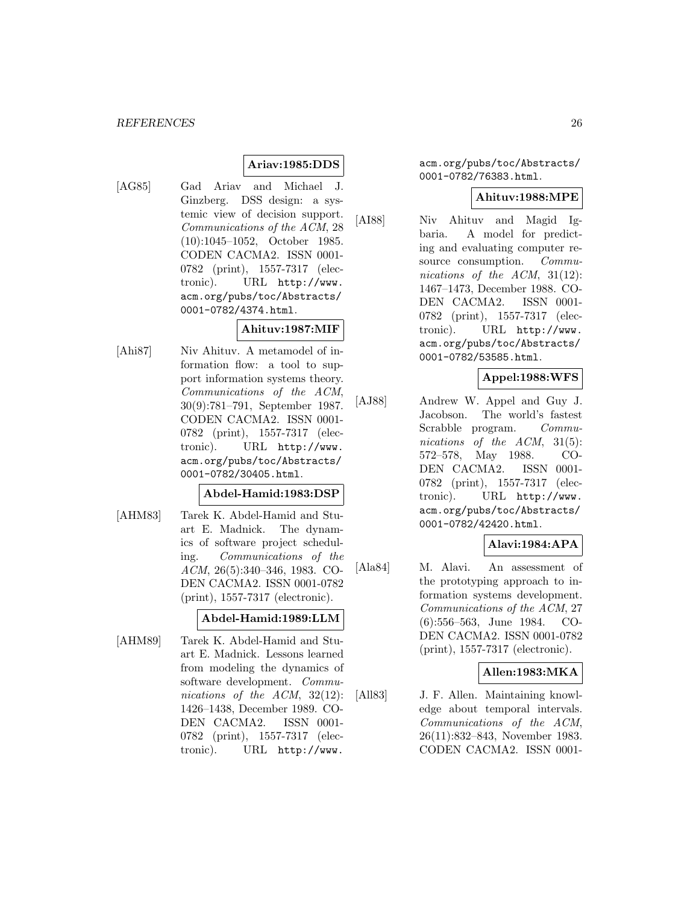**Ariav:1985:DDS**

[AG85] Gad Ariav and Michael J. Ginzberg. DSS design: a systemic view of decision support. *Communications of the ACM*, 28 (10):1045–1052, October 1985. CODEN CACMA2. ISSN 0001-0782 (print), 1557-7317 (electronic). URL http://www.acm.org/pubs/toc/Abstracts/0001-0782/4374.html.

**Ahituv:1987:MIF**

[Ahi87] Niv Ahituv. A metamodel of information flow: a tool to support information systems theory. *Communications of the ACM*, 30(9):781–791, September 1987. CODEN CACMA2. ISSN 0001-0782 (print), 1557-7317 (electronic). URL http://www.acm.org/pubs/toc/Abstracts/0001-0782/30405.html.

**Abdel-Hamid:1983:DSP**

[AHM83] Tarek K. Abdel-Hamid and Stuart E. Madnick. The dynamics of software project scheduling. *Communications of the ACM*, 26(5):340–346, 1983. CODEN CACMA2. ISSN 0001-0782 (print), 1557-7317 (electronic).

**Abdel-Hamid:1989:LLM**

[AHM89] Tarek K. Abdel-Hamid and Stuart E. Madnick. Lessons learned from modeling the dynamics of software development. *Communications of the ACM*, 32(12): 1426–1438, December 1989. CODEN CACMA2. ISSN 0001-0782 (print), 1557-7317 (electronic). URL http://www.acm.org/pubs/toc/Abstracts/0001-0782/76383.html.

**Ahituv:1988:MPE**

[AI88] Niv Ahituv and Magid Igbaria. A model for predicting and evaluating computer resource consumption. *Communications of the ACM*, 31(12): 1467–1473, December 1988. CODEN CACMA2. ISSN 0001-0782 (print), 1557-7317 (electronic). URL http://www.acm.org/pubs/toc/Abstracts/0001-0782/53585.html.

**Appel:1988:WFS**

[AJ88] Andrew W. Appel and Guy J. Jacobson. The world's fastest Scrabble program. *Communications of the ACM*, 31(5): 572–578, May 1988. CODEN CACMA2. ISSN 0001-0782 (print), 1557-7317 (electronic). URL http://www.acm.org/pubs/toc/Abstracts/0001-0782/42420.html.

**Alavi:1984:APA**

[Ala84] M. Alavi. An assessment of the prototyping approach to information systems development. *Communications of the ACM*, 27 (6):556–563, June 1984. CODEN CACMA2. ISSN 0001-0782 (print), 1557-7317 (electronic).

**Allen:1983:MKA**

[All83] J. F. Allen. Maintaining knowledge about temporal intervals. *Communications of the ACM*, 26(11):832–843, November 1983. CODEN CACMA2. ISSN 0001-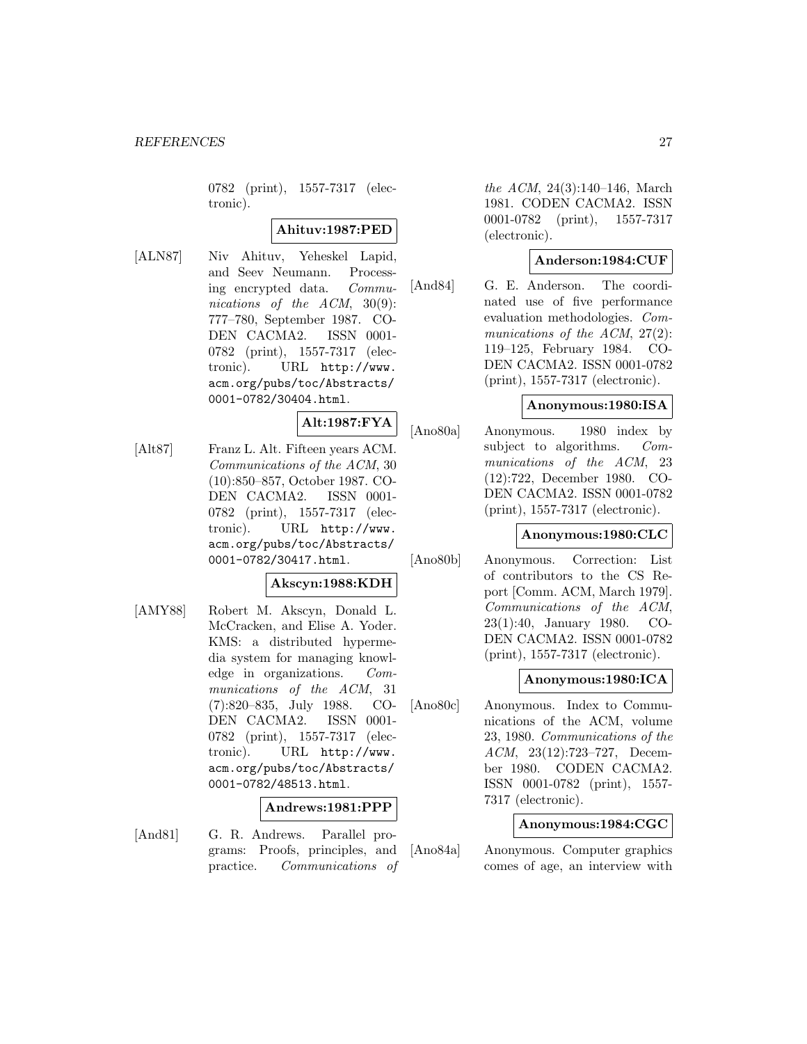0782 (print), 1557-7317 (electronic).

**Ahituv:1987:PED**

[ALN87] Niv Ahituv, Yeheskel Lapid, and Seev Neumann. Processing encrypted data. *Communications of the ACM*, 30(9): 777–780, September 1987. CODEN CACMA2. ISSN 0001-0782 (print), 1557-7317 (electronic). URL http://www.acm.org/pubs/toc/Abstracts/0001-0782/30404.html.

**Alt:1987:FYA**

[Alt87] Franz L. Alt. Fifteen years ACM. *Communications of the ACM*, 30 (10):850–857, October 1987. CODEN CACMA2. ISSN 0001-0782 (print), 1557-7317 (electronic). URL http://www.acm.org/pubs/toc/Abstracts/0001-0782/30417.html.

**Akscyn:1988:KDH**

[AMY88] Robert M. Akscyn, Donald L. McCracken, and Elise A. Yoder. KMS: a distributed hypermedia system for managing knowledge in organizations. *Communications of the ACM*, 31 (7):820–835, July 1988. CODEN CACMA2. ISSN 0001-0782 (print), 1557-7317 (electronic). URL http://www.acm.org/pubs/toc/Abstracts/0001-0782/48513.html.

**Andrews:1981:PPP**

[And81] G. R. Andrews. Parallel programs: Proofs, principles, and practice. *Communications of the ACM*, 24(3):140–146, March 1981. CODEN CACMA2. ISSN 0001-0782 (print), 1557-7317 (electronic).

**Anderson:1984:CUF**

[And84] G. E. Anderson. The coordinated use of five performance evaluation methodologies. *Communications of the ACM*, 27(2): 119–125, February 1984. CODEN CACMA2. ISSN 0001-0782 (print), 1557-7317 (electronic).

**Anonymous:1980:ISA**

[Ano80a] Anonymous. 1980 index by subject to algorithms. *Communications of the ACM*, 23 (12):722, December 1980. CODEN CACMA2. ISSN 0001-0782 (print), 1557-7317 (electronic).

**Anonymous:1980:CLC**

[Ano80b] Anonymous. Correction: List of contributors to the CS Report [Comm. ACM, March 1979]. *Communications of the ACM*, 23(1):40, January 1980. CODEN CACMA2. ISSN 0001-0782 (print), 1557-7317 (electronic).

**Anonymous:1980:ICA**

[Ano80c] Anonymous. Index to Communications of the ACM, volume 23, 1980. *Communications of the ACM*, 23(12):723–727, December 1980. CODEN CACMA2. ISSN 0001-0782 (print), 1557-7317 (electronic).

**Anonymous:1984:CGC**

[Ano84a] Anonymous. Computer graphics comes of age, an interview with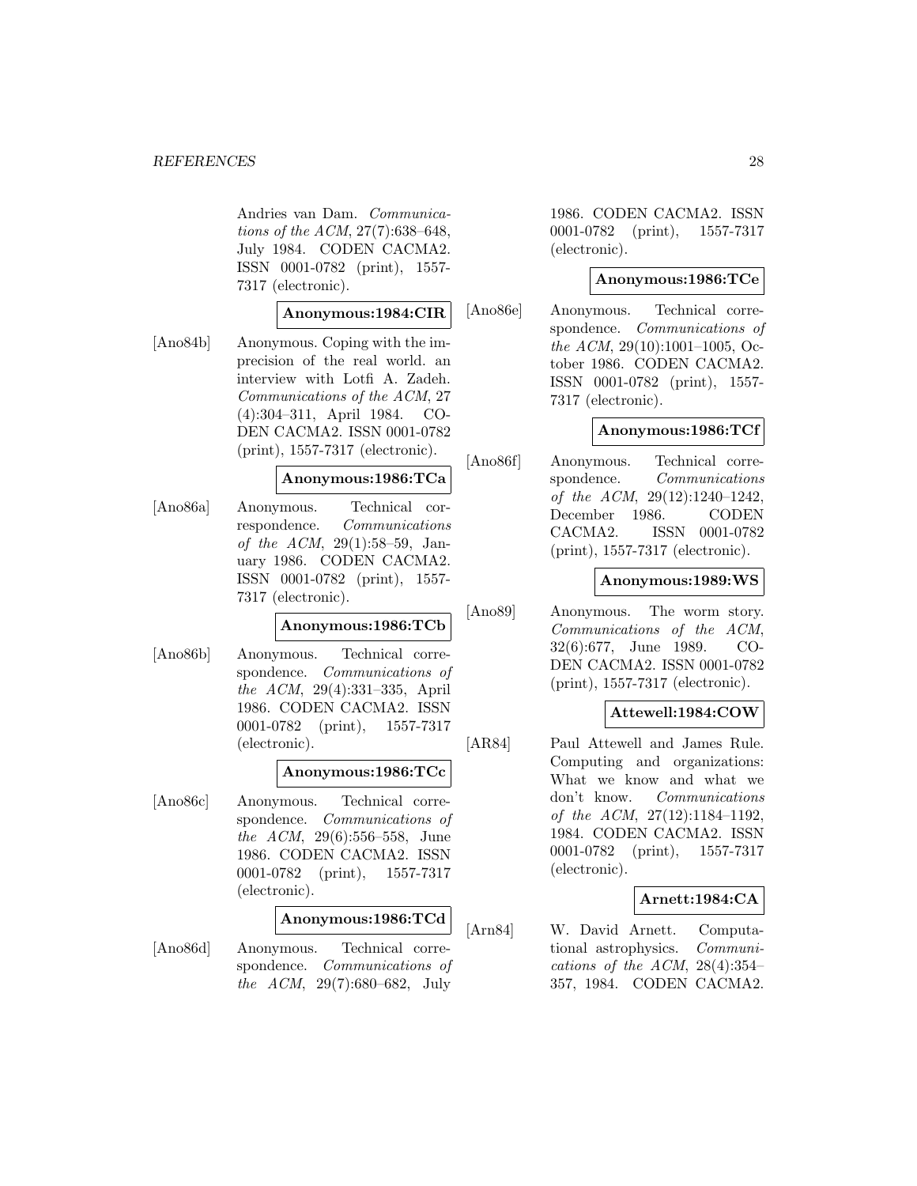Andries van Dam. *Communications of the ACM*, 27(7):638–648, July 1984. CODEN CACMA2. ISSN 0001-0782 (print), 1557-7317 (electronic).

**Anonymous:1984:CIR**

[Ano84b] Anonymous. Coping with the imprecision of the real world. an interview with Lotfi A. Zadeh. *Communications of the ACM*, 27 (4):304–311, April 1984. CODEN CACMA2. ISSN 0001-0782 (print), 1557-7317 (electronic).

**Anonymous:1986:TCa**

[Ano86a] Anonymous. Technical correspondence. *Communications of the ACM*, 29(1):58–59, January 1986. CODEN CACMA2. ISSN 0001-0782 (print), 1557-7317 (electronic).

**Anonymous:1986:TCb**

[Ano86b] Anonymous. Technical correspondence. *Communications of the ACM*, 29(4):331–335, April 1986. CODEN CACMA2. ISSN 0001-0782 (print), 1557-7317 (electronic).

**Anonymous:1986:TCc**

[Ano86c] Anonymous. Technical correspondence. *Communications of the ACM*, 29(6):556–558, June 1986. CODEN CACMA2. ISSN 0001-0782 (print), 1557-7317 (electronic).

**Anonymous:1986:TCd**

[Ano86d] Anonymous. Technical correspondence. *Communications of the ACM*, 29(7):680–682, July 1986. CODEN CACMA2. ISSN 0001-0782 (print), 1557-7317 (electronic).

**Anonymous:1986:TCe**

[Ano86e] Anonymous. Technical correspondence. *Communications of the ACM*, 29(10):1001–1005, October 1986. CODEN CACMA2. ISSN 0001-0782 (print), 1557-7317 (electronic).

**Anonymous:1986:TCf**

[Ano86f] Anonymous. Technical correspondence. *Communications of the ACM*, 29(12):1240–1242, December 1986. CODEN CACMA2. ISSN 0001-0782 (print), 1557-7317 (electronic).

**Anonymous:1989:WS**

[Ano89] Anonymous. The worm story. *Communications of the ACM*, 32(6):677, June 1989. CODEN CACMA2. ISSN 0001-0782 (print), 1557-7317 (electronic).

**Attewell:1984:COW**

[AR84] Paul Attewell and James Rule. Computing and organizations: What we know and what we don't know. *Communications of the ACM*, 27(12):1184–1192, 1984. CODEN CACMA2. ISSN 0001-0782 (print), 1557-7317 (electronic).

**Arnett:1984:CA**

[Arn84] W. David Arnett. Computational astrophysics. *Communications of the ACM*, 28(4):354–357, 1984. CODEN CACMA2.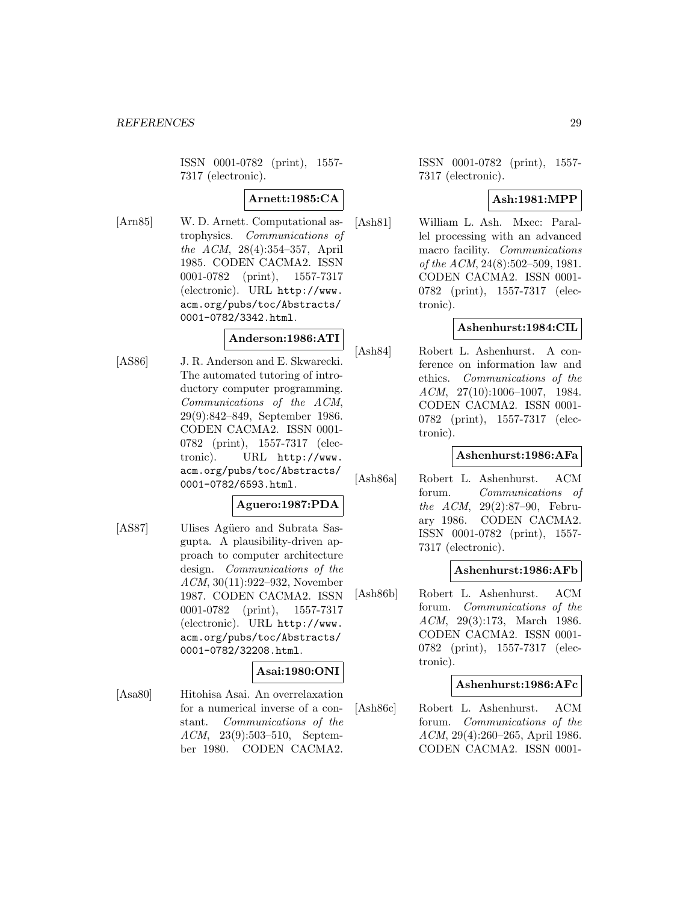ISSN 0001-0782 (print), 1557-7317 (electronic).

**Arnett:1985:CA**

[Arn85] W. D. Arnett. Computational astrophysics. *Communications of the ACM*, 28(4):354–357, April 1985. CODEN CACMA2. ISSN 0001-0782 (print), 1557-7317 (electronic). URL http://www.acm.org/pubs/toc/Abstracts/0001-0782/3342.html.

**Anderson:1986:ATI**

[AS86] J. R. Anderson and E. Skwarecki. The automated tutoring of introductory computer programming. *Communications of the ACM*, 29(9):842–849, September 1986. CODEN CACMA2. ISSN 0001-0782 (print), 1557-7317 (electronic). URL http://www.acm.org/pubs/toc/Abstracts/0001-0782/6593.html.

**Aguero:1987:PDA**

[AS87] Ulises Agüero and Subrata Sasgupta. A plausibility-driven approach to computer architecture design. *Communications of the ACM*, 30(11):922–932, November 1987. CODEN CACMA2. ISSN 0001-0782 (print), 1557-7317 (electronic). URL http://www.acm.org/pubs/toc/Abstracts/0001-0782/32208.html.

**Asai:1980:ONI**

[Asa80] Hitohisa Asai. An overrelaxation for a numerical inverse of a constant. *Communications of the ACM*, 23(9):503–510, September 1980. CODEN CACMA2. ISSN 0001-0782 (print), 1557-7317 (electronic).

**Ash:1981:MPP**

[Ash81] William L. Ash. Mxec: Parallel processing with an advanced macro facility. *Communications of the ACM*, 24(8):502–509, 1981. CODEN CACMA2. ISSN 0001-0782 (print), 1557-7317 (electronic).

**Ashenhurst:1984:CIL**

[Ash84] Robert L. Ashenhurst. A conference on information law and ethics. *Communications of the ACM*, 27(10):1006–1007, 1984. CODEN CACMA2. ISSN 0001-0782 (print), 1557-7317 (electronic).

**Ashenhurst:1986:AFa**

[Ash86a] Robert L. Ashenhurst. ACM forum. *Communications of the ACM*, 29(2):87–90, February 1986. CODEN CACMA2. ISSN 0001-0782 (print), 1557-7317 (electronic).

**Ashenhurst:1986:AFb**

[Ash86b] Robert L. Ashenhurst. ACM forum. *Communications of the ACM*, 29(3):173, March 1986. CODEN CACMA2. ISSN 0001-0782 (print), 1557-7317 (electronic).

**Ashenhurst:1986:AFc**

[Ash86c] Robert L. Ashenhurst. ACM forum. *Communications of the ACM*, 29(4):260–265, April 1986. CODEN CACMA2. ISSN 0001-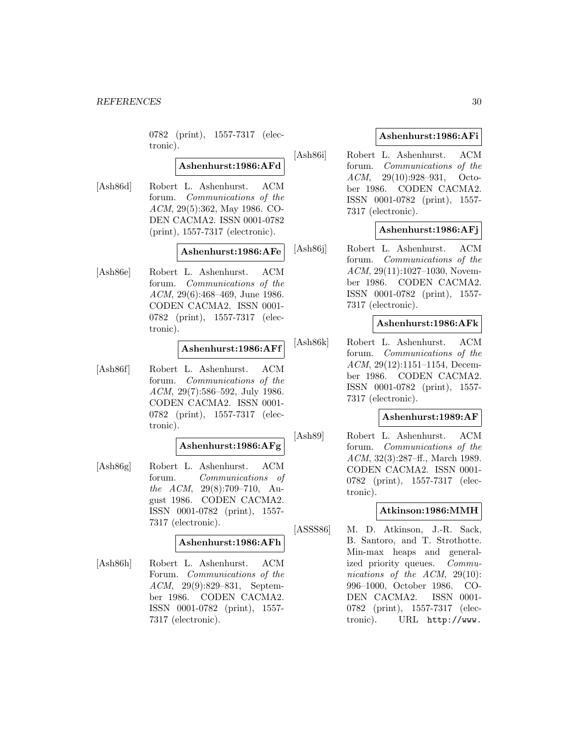0782 (print), 1557-7317 (electronic).

**Ashenhurst:1986:AFd**

[Ash86d] Robert L. Ashenhurst. ACM forum. *Communications of the ACM*, 29(5):362, May 1986. CODEN CACMA2. ISSN 0001-0782 (print), 1557-7317 (electronic).

**Ashenhurst:1986:AFe**

[Ash86e] Robert L. Ashenhurst. ACM forum. *Communications of the ACM*, 29(6):468–469, June 1986. CODEN CACMA2. ISSN 0001-0782 (print), 1557-7317 (electronic).

**Ashenhurst:1986:AFf**

[Ash86f] Robert L. Ashenhurst. ACM forum. *Communications of the ACM*, 29(7):586–592, July 1986. CODEN CACMA2. ISSN 0001-0782 (print), 1557-7317 (electronic).

**Ashenhurst:1986:AFg**

[Ash86g] Robert L. Ashenhurst. ACM forum. *Communications of the ACM*, 29(8):709–710, August 1986. CODEN CACMA2. ISSN 0001-0782 (print), 1557-7317 (electronic).

**Ashenhurst:1986:AFh**

[Ash86h] Robert L. Ashenhurst. ACM Forum. *Communications of the ACM*, 29(9):829–831, September 1986. CODEN CACMA2. ISSN 0001-0782 (print), 1557-7317 (electronic).

**Ashenhurst:1986:AFi**

[Ash86i] Robert L. Ashenhurst. ACM forum. *Communications of the ACM*, 29(10):928–931, October 1986. CODEN CACMA2. ISSN 0001-0782 (print), 1557-7317 (electronic).

**Ashenhurst:1986:AFj**

[Ash86j] Robert L. Ashenhurst. ACM forum. *Communications of the ACM*, 29(11):1027–1030, November 1986. CODEN CACMA2. ISSN 0001-0782 (print), 1557-7317 (electronic).

**Ashenhurst:1986:AFk**

[Ash86k] Robert L. Ashenhurst. ACM forum. *Communications of the ACM*, 29(12):1151–1154, December 1986. CODEN CACMA2. ISSN 0001-0782 (print), 1557-7317 (electronic).

**Ashenhurst:1989:AF**

[Ash89] Robert L. Ashenhurst. ACM forum. *Communications of the ACM*, 32(3):287–ff., March 1989. CODEN CACMA2. ISSN 0001-0782 (print), 1557-7317 (electronic).

**Atkinson:1986:MMH**

[ASSS86] M. D. Atkinson, J.-R. Sack, B. Santoro, and T. Strothotte. Min-max heaps and generalized priority queues. *Communications of the ACM*, 29(10):996–1000, October 1986. CODEN CACMA2. ISSN 0001-0782 (print), 1557-7317 (electronic). URL http://www.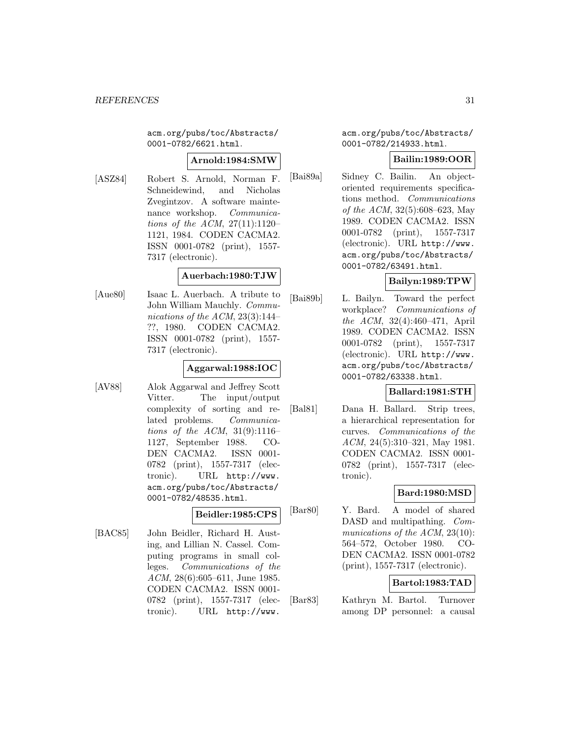acm.org/pubs/toc/Abstracts/0001-0782/6621.html.

**Arnold:1984:SMW**

[ASZ84] Robert S. Arnold, Norman F. Schneidewind, and Nicholas Zvegintzov. A software maintenance workshop. *Communications of the ACM*, 27(11):1120–1121, 1984. CODEN CACMA2. ISSN 0001-0782 (print), 1557-7317 (electronic).

**Auerbach:1980:TJW**

[Aue80] Isaac L. Auerbach. A tribute to John William Mauchly. *Communications of the ACM*, 23(3):144–??, 1980. CODEN CACMA2. ISSN 0001-0782 (print), 1557-7317 (electronic).

**Aggarwal:1988:IOC**

[AV88] Alok Aggarwal and Jeffrey Scott Vitter. The input/output complexity of sorting and related problems. *Communications of the ACM*, 31(9):1116–1127, September 1988. CODEN CACMA2. ISSN 0001-0782 (print), 1557-7317 (electronic). URL http://www.acm.org/pubs/toc/Abstracts/0001-0782/48535.html.

**Beidler:1985:CPS**

[BAC85] John Beidler, Richard H. Austing, and Lillian N. Cassel. Computing programs in small colleges. *Communications of the ACM*, 28(6):605–611, June 1985. CODEN CACMA2. ISSN 0001-0782 (print), 1557-7317 (electronic). URL http://www.acm.org/pubs/toc/Abstracts/0001-0782/214933.html.

**Bailin:1989:OOR**

[Bai89a] Sidney C. Bailin. An object-oriented requirements specifications method. *Communications of the ACM*, 32(5):608–623, May 1989. CODEN CACMA2. ISSN 0001-0782 (print), 1557-7317 (electronic). URL http://www.acm.org/pubs/toc/Abstracts/0001-0782/63491.html.

**Bailyn:1989:TPW**

[Bai89b] L. Bailyn. Toward the perfect workplace? *Communications of the ACM*, 32(4):460–471, April 1989. CODEN CACMA2. ISSN 0001-0782 (print), 1557-7317 (electronic). URL http://www.acm.org/pubs/toc/Abstracts/0001-0782/63338.html.

**Ballard:1981:STH**

[Bal81] Dana H. Ballard. Strip trees, a hierarchical representation for curves. *Communications of the ACM*, 24(5):310–321, May 1981. CODEN CACMA2. ISSN 0001-0782 (print), 1557-7317 (electronic).

**Bard:1980:MSD**

[Bar80] Y. Bard. A model of shared DASD and multipathing. *Communications of the ACM*, 23(10):564–572, October 1980. CODEN CACMA2. ISSN 0001-0782 (print), 1557-7317 (electronic).

**Bartol:1983:TAD**

[Bar83] Kathryn M. Bartol. Turnover among DP personnel: a causal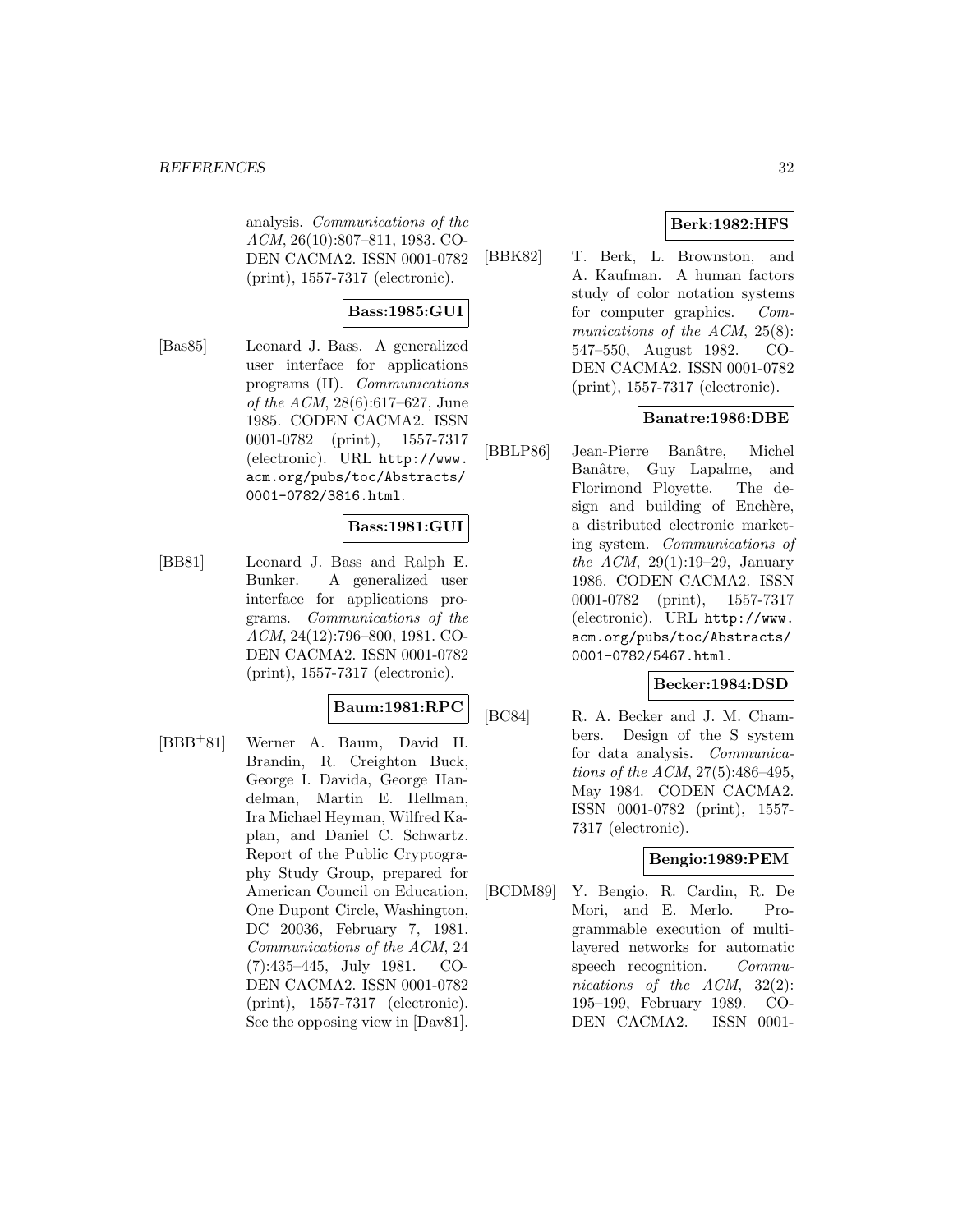analysis. *Communications of the ACM*, 26(10):807–811, 1983. CODEN CACMA2. ISSN 0001-0782 (print), 1557-7317 (electronic).

**Bass:1985:GUI**

[Bas85] Leonard J. Bass. A generalized user interface for applications programs (II). *Communications of the ACM*, 28(6):617–627, June 1985. CODEN CACMA2. ISSN 0001-0782 (print), 1557-7317 (electronic). URL `http://www.acm.org/pubs/toc/Abstracts/0001-0782/3816.html`.

**Bass:1981:GUI**

[BB81] Leonard J. Bass and Ralph E. Bunker. A generalized user interface for applications programs. *Communications of the ACM*, 24(12):796–800, 1981. CODEN CACMA2. ISSN 0001-0782 (print), 1557-7317 (electronic).

**Baum:1981:RPC**

[BBB+81] Werner A. Baum, David H. Brandin, R. Creighton Buck, George I. Davida, George Handelman, Martin E. Hellman, Ira Michael Heyman, Wilfred Kaplan, and Daniel C. Schwartz. Report of the Public Cryptography Study Group, prepared for American Council on Education, One Dupont Circle, Washington, DC 20036, February 7, 1981. *Communications of the ACM*, 24 (7):435–445, July 1981. CODEN CACMA2. ISSN 0001-0782 (print), 1557-7317 (electronic). See the opposing view in [Dav81].

**Berk:1982:HFS**

[BBK82] T. Berk, L. Brownston, and A. Kaufman. A human factors study of color notation systems for computer graphics. *Communications of the ACM*, 25(8): 547–550, August 1982. CODEN CACMA2. ISSN 0001-0782 (print), 1557-7317 (electronic).

**Banatre:1986:DBE**

[BBLP86] Jean-Pierre Banâtre, Michel Banâtre, Guy Lapalme, and Florimond Ployette. The design and building of Enchère, a distributed electronic marketing system. *Communications of the ACM*, 29(1):19–29, January 1986. CODEN CACMA2. ISSN 0001-0782 (print), 1557-7317 (electronic). URL `http://www.acm.org/pubs/toc/Abstracts/0001-0782/5467.html`.

**Becker:1984:DSD**

[BC84] R. A. Becker and J. M. Chambers. Design of the S system for data analysis. *Communications of the ACM*, 27(5):486–495, May 1984. CODEN CACMA2. ISSN 0001-0782 (print), 1557-7317 (electronic).

**Bengio:1989:PEM**

[BCDM89] Y. Bengio, R. Cardin, R. De Mori, and E. Merlo. Programmable execution of multi-layered networks for automatic speech recognition. *Communications of the ACM*, 32(2): 195–199, February 1989. CODEN CACMA2. ISSN 0001-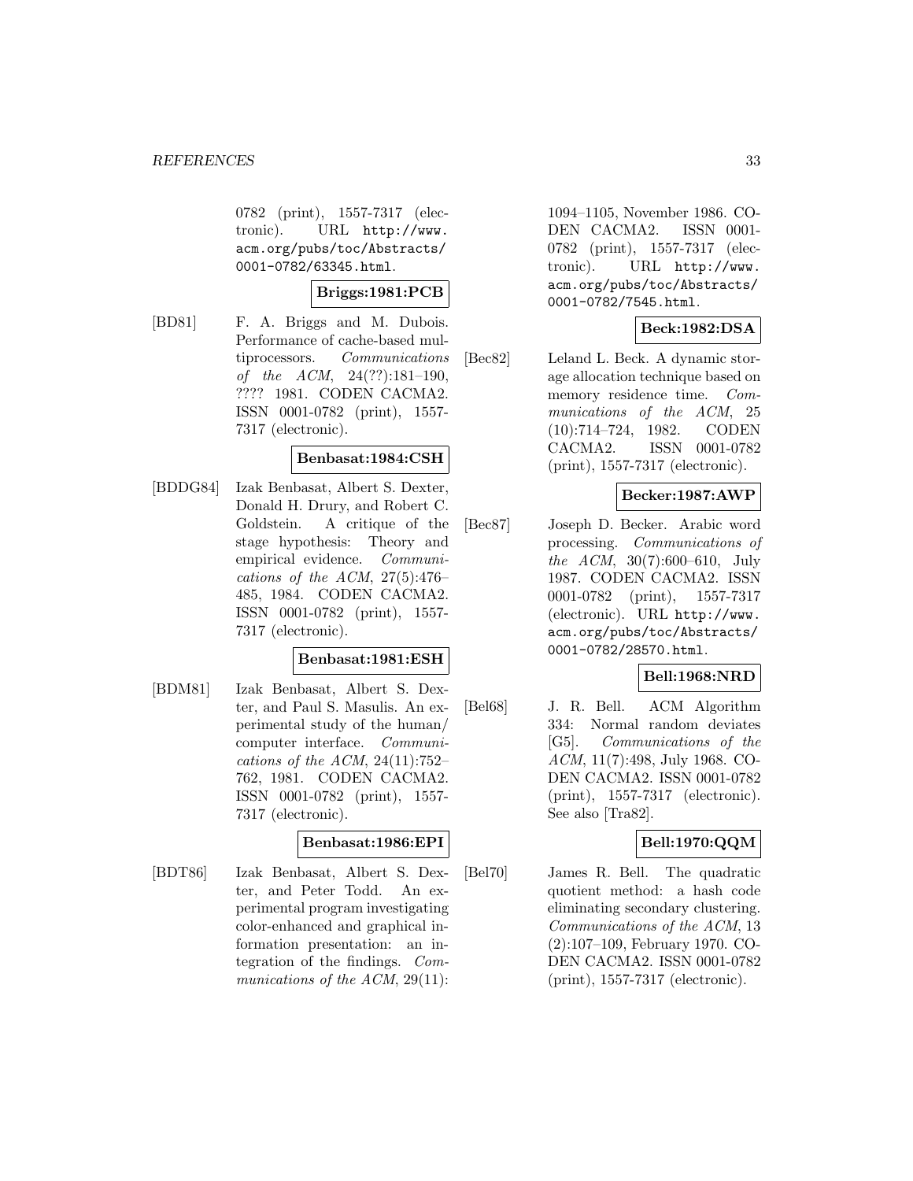0782 (print), 1557-7317 (electronic). URL http://www.acm.org/pubs/toc/Abstracts/0001-0782/63345.html.

**Briggs:1981:PCB**

[BD81] F. A. Briggs and M. Dubois. Performance of cache-based multiprocessors. *Communications of the ACM*, 24(??):181–190, ???? 1981. CODEN CACMA2. ISSN 0001-0782 (print), 1557-7317 (electronic).

**Benbasat:1984:CSH**

[BDDG84] Izak Benbasat, Albert S. Dexter, Donald H. Drury, and Robert C. Goldstein. A critique of the stage hypothesis: Theory and empirical evidence. *Communications of the ACM*, 27(5):476–485, 1984. CODEN CACMA2. ISSN 0001-0782 (print), 1557-7317 (electronic).

**Benbasat:1981:ESH**

[BDM81] Izak Benbasat, Albert S. Dexter, and Paul S. Masulis. An experimental study of the human/computer interface. *Communications of the ACM*, 24(11):752–762, 1981. CODEN CACMA2. ISSN 0001-0782 (print), 1557-7317 (electronic).

**Benbasat:1986:EPI**

[BDT86] Izak Benbasat, Albert S. Dexter, and Peter Todd. An experimental program investigating color-enhanced and graphical information presentation: an integration of the findings. *Communications of the ACM*, 29(11):1094–1105, November 1986. CODEN CACMA2. ISSN 0001-0782 (print), 1557-7317 (electronic). URL http://www.acm.org/pubs/toc/Abstracts/0001-0782/7545.html.

**Beck:1982:DSA**

[Bec82] Leland L. Beck. A dynamic storage allocation technique based on memory residence time. *Communications of the ACM*, 25(10):714–724, 1982. CODEN CACMA2. ISSN 0001-0782 (print), 1557-7317 (electronic).

**Becker:1987:AWP**

[Bec87] Joseph D. Becker. Arabic word processing. *Communications of the ACM*, 30(7):600–610, July 1987. CODEN CACMA2. ISSN 0001-0782 (print), 1557-7317 (electronic). URL http://www.acm.org/pubs/toc/Abstracts/0001-0782/28570.html.

**Bell:1968:NRD**

[Bel68] J. R. Bell. ACM Algorithm 334: Normal random deviates [G5]. *Communications of the ACM*, 11(7):498, July 1968. CODEN CACMA2. ISSN 0001-0782 (print), 1557-7317 (electronic). See also [Tra82].

**Bell:1970:QQM**

[Bel70] James R. Bell. The quadratic quotient method: a hash code eliminating secondary clustering. *Communications of the ACM*, 13(2):107–109, February 1970. CODEN CACMA2. ISSN 0001-0782 (print), 1557-7317 (electronic).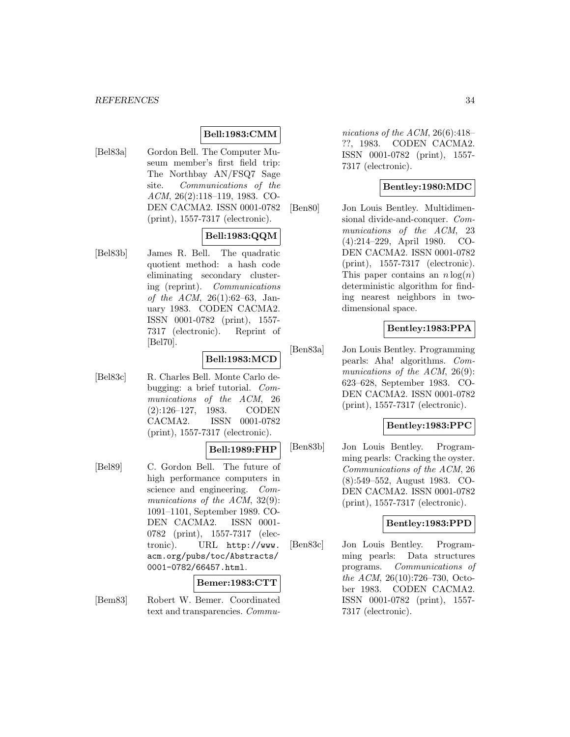**Bell:1983:CMM**

[Bel83a] Gordon Bell. The Computer Museum member's first field trip: The Northbay AN/FSQ7 Sage site. *Communications of the ACM*, 26(2):118–119, 1983. CODEN CACMA2. ISSN 0001-0782 (print), 1557-7317 (electronic).

**Bell:1983:QQM**

[Bel83b] James R. Bell. The quadratic quotient method: a hash code eliminating secondary clustering (reprint). *Communications of the ACM*, 26(1):62–63, January 1983. CODEN CACMA2. ISSN 0001-0782 (print), 1557-7317 (electronic). Reprint of [Bel70].

**Bell:1983:MCD**

[Bel83c] R. Charles Bell. Monte Carlo debugging: a brief tutorial. *Communications of the ACM*, 26 (2):126–127, 1983. CODEN CACMA2. ISSN 0001-0782 (print), 1557-7317 (electronic).

**Bell:1989:FHP**

[Bel89] C. Gordon Bell. The future of high performance computers in science and engineering. *Communications of the ACM*, 32(9): 1091–1101, September 1989. CODEN CACMA2. ISSN 0001-0782 (print), 1557-7317 (electronic). URL `http://www.acm.org/pubs/toc/Abstracts/0001-0782/66457.html`.

**Bemer:1983:CTT**

[Bem83] Robert W. Bemer. Coordinated text and transparencies. *Communications of the ACM*, 26(6):418–??, 1983. CODEN CACMA2. ISSN 0001-0782 (print), 1557-7317 (electronic).

**Bentley:1980:MDC**

[Ben80] Jon Louis Bentley. Multidimensional divide-and-conquer. *Communications of the ACM*, 23 (4):214–229, April 1980. CODEN CACMA2. ISSN 0001-0782 (print), 1557-7317 (electronic). This paper contains an $n \log(n)$ deterministic algorithm for finding nearest neighbors in two-dimensional space.

**Bentley:1983:PPA**

[Ben83a] Jon Louis Bentley. Programming pearls: Aha! algorithms. *Communications of the ACM*, 26(9): 623–628, September 1983. CODEN CACMA2. ISSN 0001-0782 (print), 1557-7317 (electronic).

**Bentley:1983:PPC**

[Ben83b] Jon Louis Bentley. Programming pearls: Cracking the oyster. *Communications of the ACM*, 26 (8):549–552, August 1983. CODEN CACMA2. ISSN 0001-0782 (print), 1557-7317 (electronic).

**Bentley:1983:PPD**

[Ben83c] Jon Louis Bentley. Programming pearls: Data structures programs. *Communications of the ACM*, 26(10):726–730, October 1983. CODEN CACMA2. ISSN 0001-0782 (print), 1557-7317 (electronic).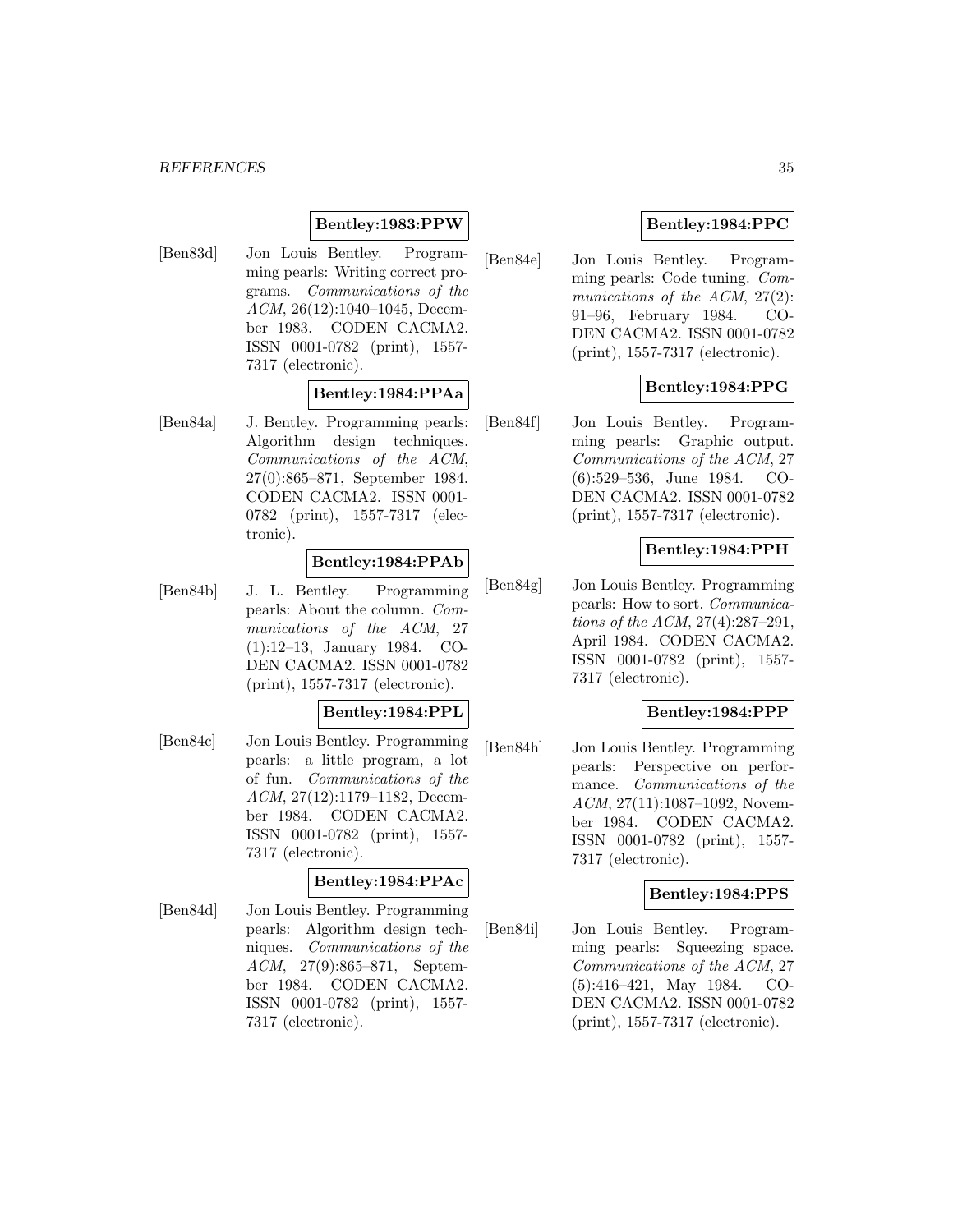**Bentley:1983:PPW**

[Ben83d] Jon Louis Bentley. Programming pearls: Writing correct programs. *Communications of the ACM*, 26(12):1040–1045, December 1983. CODEN CACMA2. ISSN 0001-0782 (print), 1557-7317 (electronic).

**Bentley:1984:PPAa**

[Ben84a] J. Bentley. Programming pearls: Algorithm design techniques. *Communications of the ACM*, 27(0):865–871, September 1984. CODEN CACMA2. ISSN 0001-0782 (print), 1557-7317 (electronic).

**Bentley:1984:PPAb**

[Ben84b] J. L. Bentley. Programming pearls: About the column. *Communications of the ACM*, 27 (1):12–13, January 1984. CODEN CACMA2. ISSN 0001-0782 (print), 1557-7317 (electronic).

**Bentley:1984:PPL**

[Ben84c] Jon Louis Bentley. Programming pearls: a little program, a lot of fun. *Communications of the ACM*, 27(12):1179–1182, December 1984. CODEN CACMA2. ISSN 0001-0782 (print), 1557-7317 (electronic).

**Bentley:1984:PPAc**

[Ben84d] Jon Louis Bentley. Programming pearls: Algorithm design techniques. *Communications of the ACM*, 27(9):865–871, September 1984. CODEN CACMA2. ISSN 0001-0782 (print), 1557-7317 (electronic).

**Bentley:1984:PPC**

[Ben84e] Jon Louis Bentley. Programming pearls: Code tuning. *Communications of the ACM*, 27(2): 91–96, February 1984. CODEN CACMA2. ISSN 0001-0782 (print), 1557-7317 (electronic).

**Bentley:1984:PPG**

[Ben84f] Jon Louis Bentley. Programming pearls: Graphic output. *Communications of the ACM*, 27 (6):529–536, June 1984. CODEN CACMA2. ISSN 0001-0782 (print), 1557-7317 (electronic).

**Bentley:1984:PPH**

[Ben84g] Jon Louis Bentley. Programming pearls: How to sort. *Communications of the ACM*, 27(4):287–291, April 1984. CODEN CACMA2. ISSN 0001-0782 (print), 1557-7317 (electronic).

**Bentley:1984:PPP**

[Ben84h] Jon Louis Bentley. Programming pearls: Perspective on performance. *Communications of the ACM*, 27(11):1087–1092, November 1984. CODEN CACMA2. ISSN 0001-0782 (print), 1557-7317 (electronic).

**Bentley:1984:PPS**

[Ben84i] Jon Louis Bentley. Programming pearls: Squeezing space. *Communications of the ACM*, 27 (5):416–421, May 1984. CODEN CACMA2. ISSN 0001-0782 (print), 1557-7317 (electronic).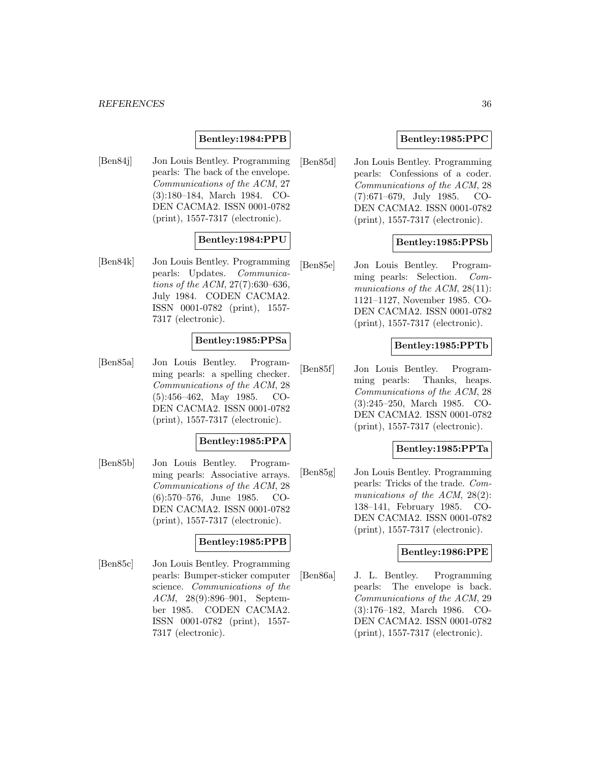**Bentley:1984:PPB**

[Ben84j] Jon Louis Bentley. Programming pearls: The back of the envelope. *Communications of the ACM*, 27 (3):180–184, March 1984. CODEN CACMA2. ISSN 0001-0782 (print), 1557-7317 (electronic).

**Bentley:1984:PPU**

[Ben84k] Jon Louis Bentley. Programming pearls: Updates. *Communications of the ACM*, 27(7):630–636, July 1984. CODEN CACMA2. ISSN 0001-0782 (print), 1557-7317 (electronic).

**Bentley:1985:PPSa**

[Ben85a] Jon Louis Bentley. Programming pearls: a spelling checker. *Communications of the ACM*, 28 (5):456–462, May 1985. CODEN CACMA2. ISSN 0001-0782 (print), 1557-7317 (electronic).

**Bentley:1985:PPA**

[Ben85b] Jon Louis Bentley. Programming pearls: Associative arrays. *Communications of the ACM*, 28 (6):570–576, June 1985. CODEN CACMA2. ISSN 0001-0782 (print), 1557-7317 (electronic).

**Bentley:1985:PPB**

[Ben85c] Jon Louis Bentley. Programming pearls: Bumper-sticker computer science. *Communications of the ACM*, 28(9):896–901, September 1985. CODEN CACMA2. ISSN 0001-0782 (print), 1557-7317 (electronic).

**Bentley:1985:PPC**

[Ben85d] Jon Louis Bentley. Programming pearls: Confessions of a coder. *Communications of the ACM*, 28 (7):671–679, July 1985. CODEN CACMA2. ISSN 0001-0782 (print), 1557-7317 (electronic).

**Bentley:1985:PPSb**

[Ben85e] Jon Louis Bentley. Programming pearls: Selection. *Communications of the ACM*, 28(11): 1121–1127, November 1985. CODEN CACMA2. ISSN 0001-0782 (print), 1557-7317 (electronic).

**Bentley:1985:PPTb**

[Ben85f] Jon Louis Bentley. Programming pearls: Thanks, heaps. *Communications of the ACM*, 28 (3):245–250, March 1985. CODEN CACMA2. ISSN 0001-0782 (print), 1557-7317 (electronic).

**Bentley:1985:PPTa**

[Ben85g] Jon Louis Bentley. Programming pearls: Tricks of the trade. *Communications of the ACM*, 28(2): 138–141, February 1985. CODEN CACMA2. ISSN 0001-0782 (print), 1557-7317 (electronic).

**Bentley:1986:PPE**

[Ben86a] J. L. Bentley. Programming pearls: The envelope is back. *Communications of the ACM*, 29 (3):176–182, March 1986. CODEN CACMA2. ISSN 0001-0782 (print), 1557-7317 (electronic).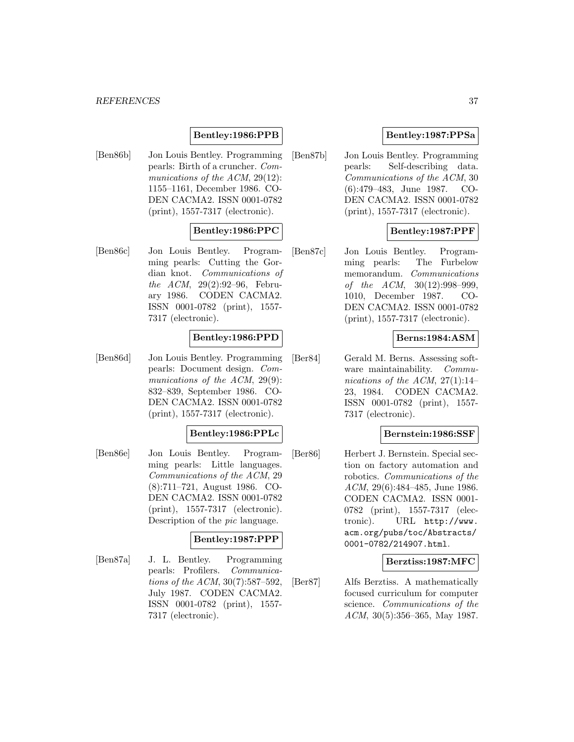**Bentley:1986:PPB**

[Ben86b] Jon Louis Bentley. Programming pearls: Birth of a cruncher. *Communications of the ACM*, 29(12): 1155–1161, December 1986. CODEN CACMA2. ISSN 0001-0782 (print), 1557-7317 (electronic).

**Bentley:1986:PPC**

[Ben86c] Jon Louis Bentley. Programming pearls: Cutting the Gordian knot. *Communications of the ACM*, 29(2):92–96, February 1986. CODEN CACMA2. ISSN 0001-0782 (print), 1557-7317 (electronic).

**Bentley:1986:PPD**

[Ben86d] Jon Louis Bentley. Programming pearls: Document design. *Communications of the ACM*, 29(9): 832–839, September 1986. CODEN CACMA2. ISSN 0001-0782 (print), 1557-7317 (electronic).

**Bentley:1986:PPLc**

[Ben86e] Jon Louis Bentley. Programming pearls: Little languages. *Communications of the ACM*, 29 (8):711–721, August 1986. CODEN CACMA2. ISSN 0001-0782 (print), 1557-7317 (electronic). Description of the *pic* language.

**Bentley:1987:PPP**

[Ben87a] J. L. Bentley. Programming pearls: Profilers. *Communications of the ACM*, 30(7):587–592, July 1987. CODEN CACMA2. ISSN 0001-0782 (print), 1557-7317 (electronic).

**Bentley:1987:PPSa**

[Ben87b] Jon Louis Bentley. Programming pearls: Self-describing data. *Communications of the ACM*, 30 (6):479–483, June 1987. CODEN CACMA2. ISSN 0001-0782 (print), 1557-7317 (electronic).

**Bentley:1987:PPF**

[Ben87c] Jon Louis Bentley. Programming pearls: The Furbelow memorandum. *Communications of the ACM*, 30(12):998–999, 1010, December 1987. CODEN CACMA2. ISSN 0001-0782 (print), 1557-7317 (electronic).

**Berns:1984:ASM**

[Ber84] Gerald M. Berns. Assessing software maintainability. *Communications of the ACM*, 27(1):14–23, 1984. CODEN CACMA2. ISSN 0001-0782 (print), 1557-7317 (electronic).

**Bernstein:1986:SSF**

[Ber86] Herbert J. Bernstein. Special section on factory automation and robotics. *Communications of the ACM*, 29(6):484–485, June 1986. CODEN CACMA2. ISSN 0001-0782 (print), 1557-7317 (electronic). URL `http://www.acm.org/pubs/toc/Abstracts/0001-0782/214907.html`.

**Berztiss:1987:MFC**

[Ber87] Alfs Berztiss. A mathematically focused curriculum for computer science. *Communications of the ACM*, 30(5):356–365, May 1987.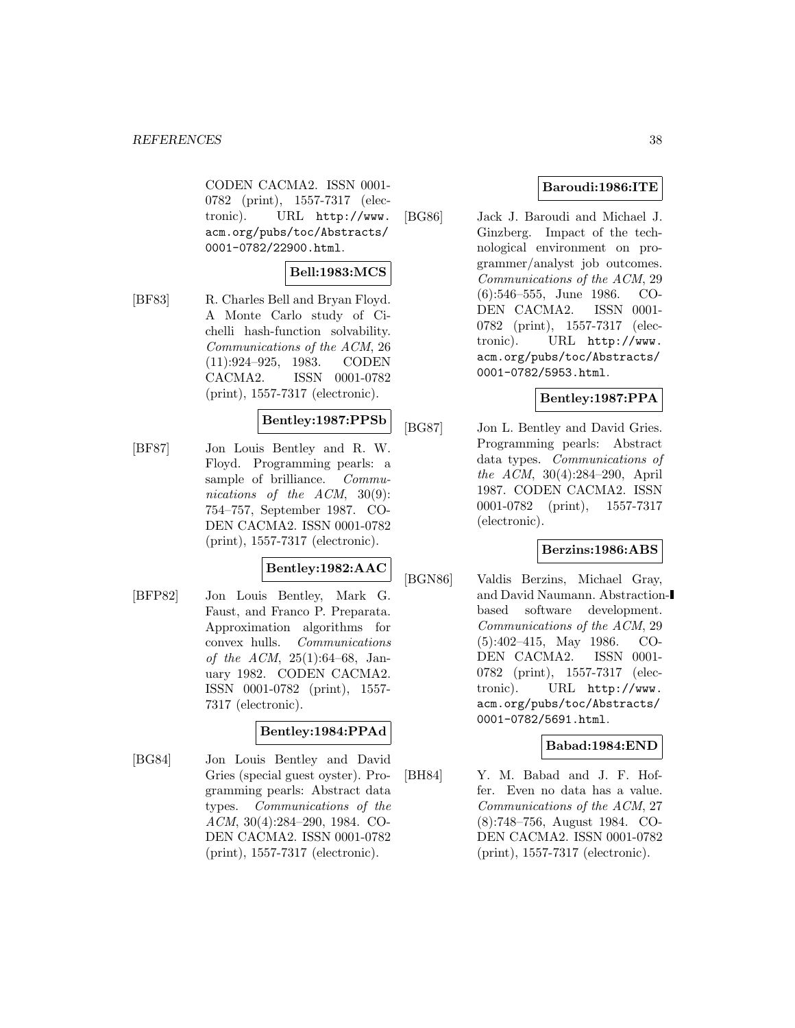CODEN CACMA2. ISSN 0001-0782 (print), 1557-7317 (electronic). URL http://www.acm.org/pubs/toc/Abstracts/0001-0782/22900.html.

**Bell:1983:MCS**

[BF83] R. Charles Bell and Bryan Floyd. A Monte Carlo study of Cichelli hash-function solvability. *Communications of the ACM*, 26 (11):924–925, 1983. CODEN CACMA2. ISSN 0001-0782 (print), 1557-7317 (electronic).

**Bentley:1987:PPSb**

[BF87] Jon Louis Bentley and R. W. Floyd. Programming pearls: a sample of brilliance. *Communications of the ACM*, 30(9): 754–757, September 1987. CODEN CACMA2. ISSN 0001-0782 (print), 1557-7317 (electronic).

**Bentley:1982:AAC**

[BFP82] Jon Louis Bentley, Mark G. Faust, and Franco P. Preparata. Approximation algorithms for convex hulls. *Communications of the ACM*, 25(1):64–68, January 1982. CODEN CACMA2. ISSN 0001-0782 (print), 1557-7317 (electronic).

**Bentley:1984:PPAd**

[BG84] Jon Louis Bentley and David Gries (special guest oyster). Programming pearls: Abstract data types. *Communications of the ACM*, 30(4):284–290, 1984. CODEN CACMA2. ISSN 0001-0782 (print), 1557-7317 (electronic).

**Baroudi:1986:ITE**

[BG86] Jack J. Baroudi and Michael J. Ginzberg. Impact of the technological environment on programmer/analyst job outcomes. *Communications of the ACM*, 29 (6):546–555, June 1986. CODEN CACMA2. ISSN 0001-0782 (print), 1557-7317 (electronic). URL http://www.acm.org/pubs/toc/Abstracts/0001-0782/5953.html.

**Bentley:1987:PPA**

[BG87] Jon L. Bentley and David Gries. Programming pearls: Abstract data types. *Communications of the ACM*, 30(4):284–290, April 1987. CODEN CACMA2. ISSN 0001-0782 (print), 1557-7317 (electronic).

**Berzins:1986:ABS**

[BGN86] Valdis Berzins, Michael Gray, and David Naumann. Abstraction-based software development. *Communications of the ACM*, 29 (5):402–415, May 1986. CODEN CACMA2. ISSN 0001-0782 (print), 1557-7317 (electronic). URL http://www.acm.org/pubs/toc/Abstracts/0001-0782/5691.html.

**Babad:1984:END**

[BH84] Y. M. Babad and J. F. Hoffer. Even no data has a value. *Communications of the ACM*, 27 (8):748–756, August 1984. CODEN CACMA2. ISSN 0001-0782 (print), 1557-7317 (electronic).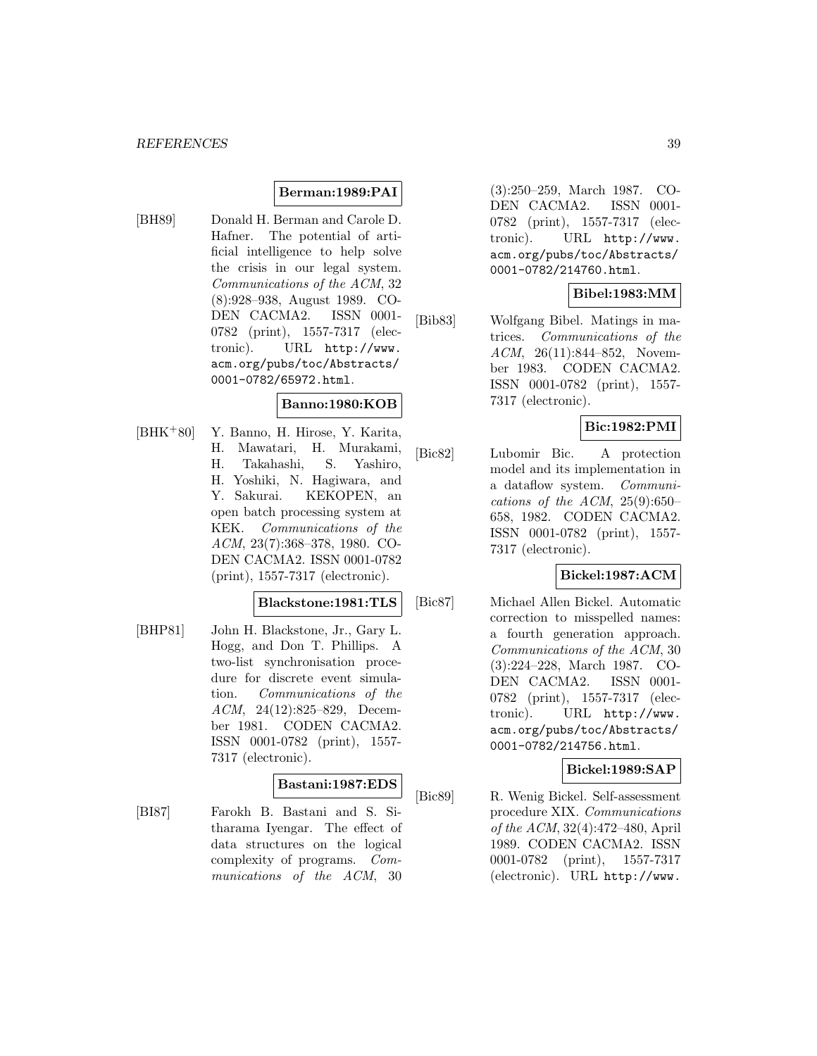**Berman:1989:PAI**

[BH89] Donald H. Berman and Carole D. Hafner. The potential of artificial intelligence to help solve the crisis in our legal system. *Communications of the ACM*, 32 (8):928–938, August 1989. CODEN CACMA2. ISSN 0001-0782 (print), 1557-7317 (electronic). URL `http://www.acm.org/pubs/toc/Abstracts/0001-0782/65972.html`.

**Banno:1980:KOB**

[BHK+80] Y. Banno, H. Hirose, Y. Karita, H. Mawatari, H. Murakami, H. Takahashi, S. Yashiro, H. Yoshiki, N. Hagiwara, and Y. Sakurai. KEKOPEN, an open batch processing system at KEK. *Communications of the ACM*, 23(7):368–378, 1980. CODEN CACMA2. ISSN 0001-0782 (print), 1557-7317 (electronic).

**Blackstone:1981:TLS**

[BHP81] John H. Blackstone, Jr., Gary L. Hogg, and Don T. Phillips. A two-list synchronisation procedure for discrete event simulation. *Communications of the ACM*, 24(12):825–829, December 1981. CODEN CACMA2. ISSN 0001-0782 (print), 1557-7317 (electronic).

**Bastani:1987:EDS**

[BI87] Farokh B. Bastani and S. Sitharama Iyengar. The effect of data structures on the logical complexity of programs. *Communications of the ACM*, 30 (3):250–259, March 1987. CODEN CACMA2. ISSN 0001-0782 (print), 1557-7317 (electronic). URL `http://www.acm.org/pubs/toc/Abstracts/0001-0782/214760.html`.

**Bibel:1983:MM**

[Bib83] Wolfgang Bibel. Matings in matrices. *Communications of the ACM*, 26(11):844–852, November 1983. CODEN CACMA2. ISSN 0001-0782 (print), 1557-7317 (electronic).

**Bic:1982:PMI**

[Bic82] Lubomir Bic. A protection model and its implementation in a dataflow system. *Communications of the ACM*, 25(9):650–658, 1982. CODEN CACMA2. ISSN 0001-0782 (print), 1557-7317 (electronic).

**Bickel:1987:ACM**

[Bic87] Michael Allen Bickel. Automatic correction to misspelled names: a fourth generation approach. *Communications of the ACM*, 30 (3):224–228, March 1987. CODEN CACMA2. ISSN 0001-0782 (print), 1557-7317 (electronic). URL `http://www.acm.org/pubs/toc/Abstracts/0001-0782/214756.html`.

**Bickel:1989:SAP**

[Bic89] R. Wenig Bickel. Self-assessment procedure XIX. *Communications of the ACM*, 32(4):472–480, April 1989. CODEN CACMA2. ISSN 0001-0782 (print), 1557-7317 (electronic). URL `http://www.`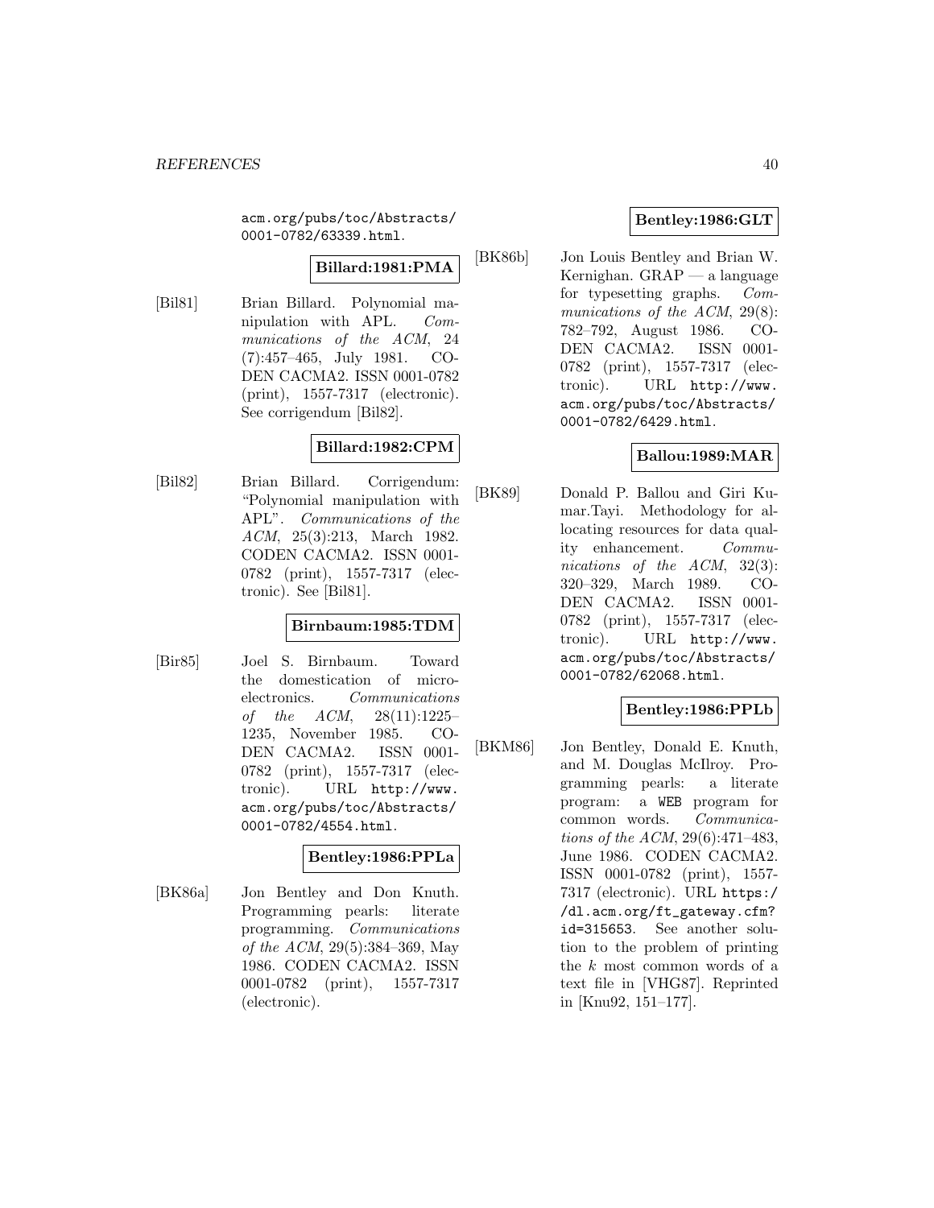acm.org/pubs/toc/Abstracts/0001-0782/63339.html.

**Billard:1981:PMA**

[Bil81] Brian Billard. Polynomial manipulation with APL. *Communications of the ACM*, 24 (7):457–465, July 1981. CODEN CACMA2. ISSN 0001-0782 (print), 1557-7317 (electronic). See corrigendum [Bil82].

**Billard:1982:CPM**

[Bil82] Brian Billard. Corrigendum: "Polynomial manipulation with APL". *Communications of the ACM*, 25(3):213, March 1982. CODEN CACMA2. ISSN 0001-0782 (print), 1557-7317 (electronic). See [Bil81].

**Birnbaum:1985:TDM**

[Bir85] Joel S. Birnbaum. Toward the domestication of microelectronics. *Communications of the ACM*, 28(11):1225–1235, November 1985. CODEN CACMA2. ISSN 0001-0782 (print), 1557-7317 (electronic). URL http://www.acm.org/pubs/toc/Abstracts/0001-0782/4554.html.

**Bentley:1986:PPLa**

[BK86a] Jon Bentley and Don Knuth. Programming pearls: literate programming. *Communications of the ACM*, 29(5):384–369, May 1986. CODEN CACMA2. ISSN 0001-0782 (print), 1557-7317 (electronic).

**Bentley:1986:GLT**

[BK86b] Jon Louis Bentley and Brian W. Kernighan. GRAP — a language for typesetting graphs. *Communications of the ACM*, 29(8): 782–792, August 1986. CODEN CACMA2. ISSN 0001-0782 (print), 1557-7317 (electronic). URL http://www.acm.org/pubs/toc/Abstracts/0001-0782/6429.html.

**Ballou:1989:MAR**

[BK89] Donald P. Ballou and Giri Kumar.Tayi. Methodology for allocating resources for data quality enhancement. *Communications of the ACM*, 32(3): 320–329, March 1989. CODEN CACMA2. ISSN 0001-0782 (print), 1557-7317 (electronic). URL http://www.acm.org/pubs/toc/Abstracts/0001-0782/62068.html.

**Bentley:1986:PPLb**

[BKM86] Jon Bentley, Donald E. Knuth, and M. Douglas McIlroy. Programming pearls: a literate program: a WEB program for common words. *Communications of the ACM*, 29(6):471–483, June 1986. CODEN CACMA2. ISSN 0001-0782 (print), 1557-7317 (electronic). URL https://dl.acm.org/ft_gateway.cfm?id=315653. See another solution to the problem of printing the $k$ most common words of a text file in [VHG87]. Reprinted in [Knu92, 151–177].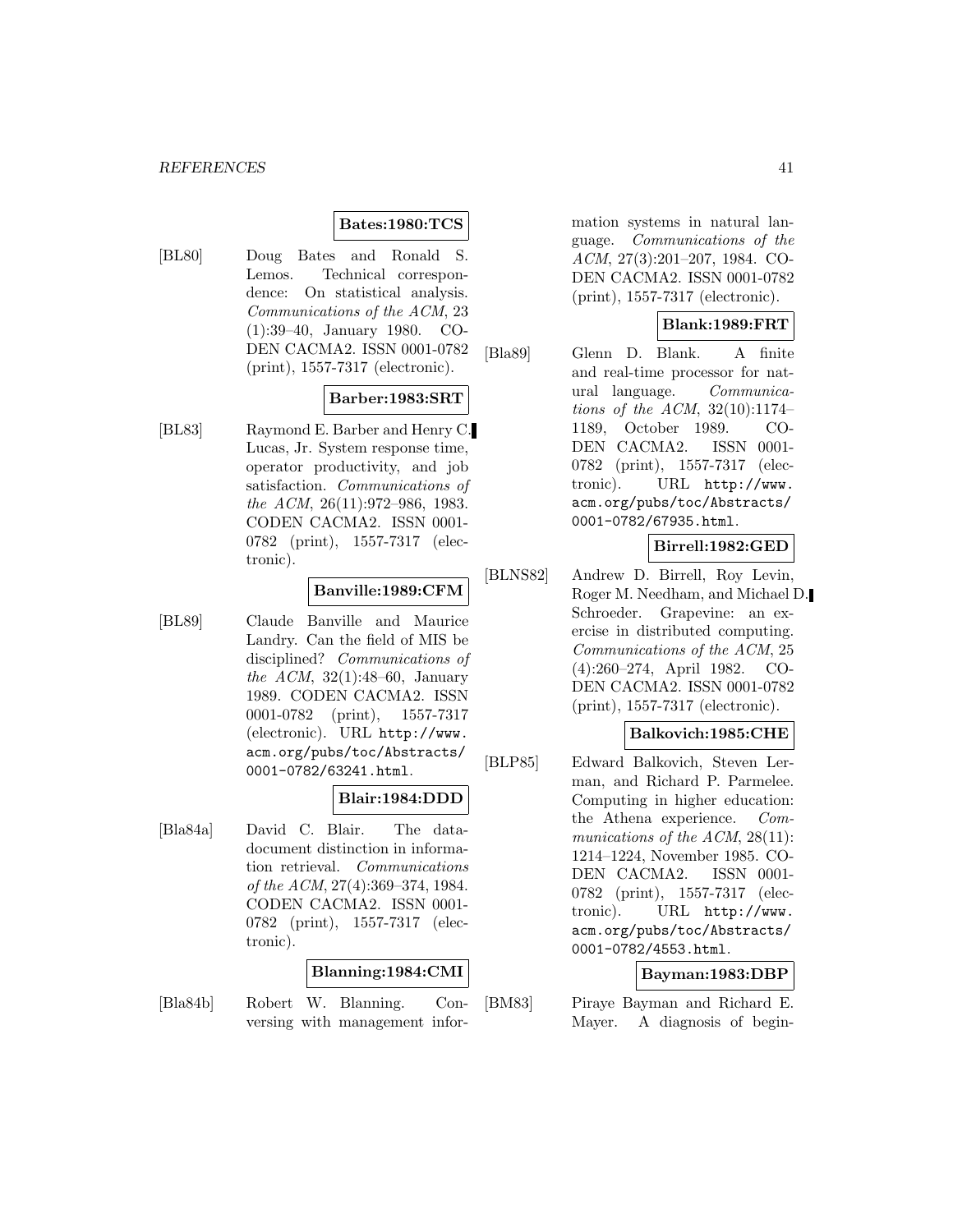**Bates:1980:TCS**

[BL80] Doug Bates and Ronald S. Lemos. Technical correspondence: On statistical analysis. *Communications of the ACM*, 23 (1):39–40, January 1980. CODEN CACMA2. ISSN 0001-0782 (print), 1557-7317 (electronic).

**Barber:1983:SRT**

[BL83] Raymond E. Barber and Henry C. Lucas, Jr. System response time, operator productivity, and job satisfaction. *Communications of the ACM*, 26(11):972–986, 1983. CODEN CACMA2. ISSN 0001-0782 (print), 1557-7317 (electronic).

**Banville:1989:CFM**

[BL89] Claude Banville and Maurice Landry. Can the field of MIS be disciplined? *Communications of the ACM*, 32(1):48–60, January 1989. CODEN CACMA2. ISSN 0001-0782 (print), 1557-7317 (electronic). URL http://www.acm.org/pubs/toc/Abstracts/0001-0782/63241.html.

**Blair:1984:DDD**

[Bla84a] David C. Blair. The data-document distinction in information retrieval. *Communications of the ACM*, 27(4):369–374, 1984. CODEN CACMA2. ISSN 0001-0782 (print), 1557-7317 (electronic).

**Blanning:1984:CMI**

[Bla84b] Robert W. Blanning. Conversing with management information systems in natural language. *Communications of the ACM*, 27(3):201–207, 1984. CODEN CACMA2. ISSN 0001-0782 (print), 1557-7317 (electronic).

**Blank:1989:FRT**

[Bla89] Glenn D. Blank. A finite and real-time processor for natural language. *Communications of the ACM*, 32(10):1174–1189, October 1989. CODEN CACMA2. ISSN 0001-0782 (print), 1557-7317 (electronic). URL http://www.acm.org/pubs/toc/Abstracts/0001-0782/67935.html.

**Birrell:1982:GED**

[BLNS82] Andrew D. Birrell, Roy Levin, Roger M. Needham, and Michael D. Schroeder. Grapevine: an exercise in distributed computing. *Communications of the ACM*, 25 (4):260–274, April 1982. CODEN CACMA2. ISSN 0001-0782 (print), 1557-7317 (electronic).

**Balkovich:1985:CHE**

[BLP85] Edward Balkovich, Steven Lerman, and Richard P. Parmelee. Computing in higher education: the Athena experience. *Communications of the ACM*, 28(11): 1214–1224, November 1985. CODEN CACMA2. ISSN 0001-0782 (print), 1557-7317 (electronic). URL http://www.acm.org/pubs/toc/Abstracts/0001-0782/4553.html.

**Bayman:1983:DBP**

[BM83] Piraye Bayman and Richard E. Mayer. A diagnosis of begin-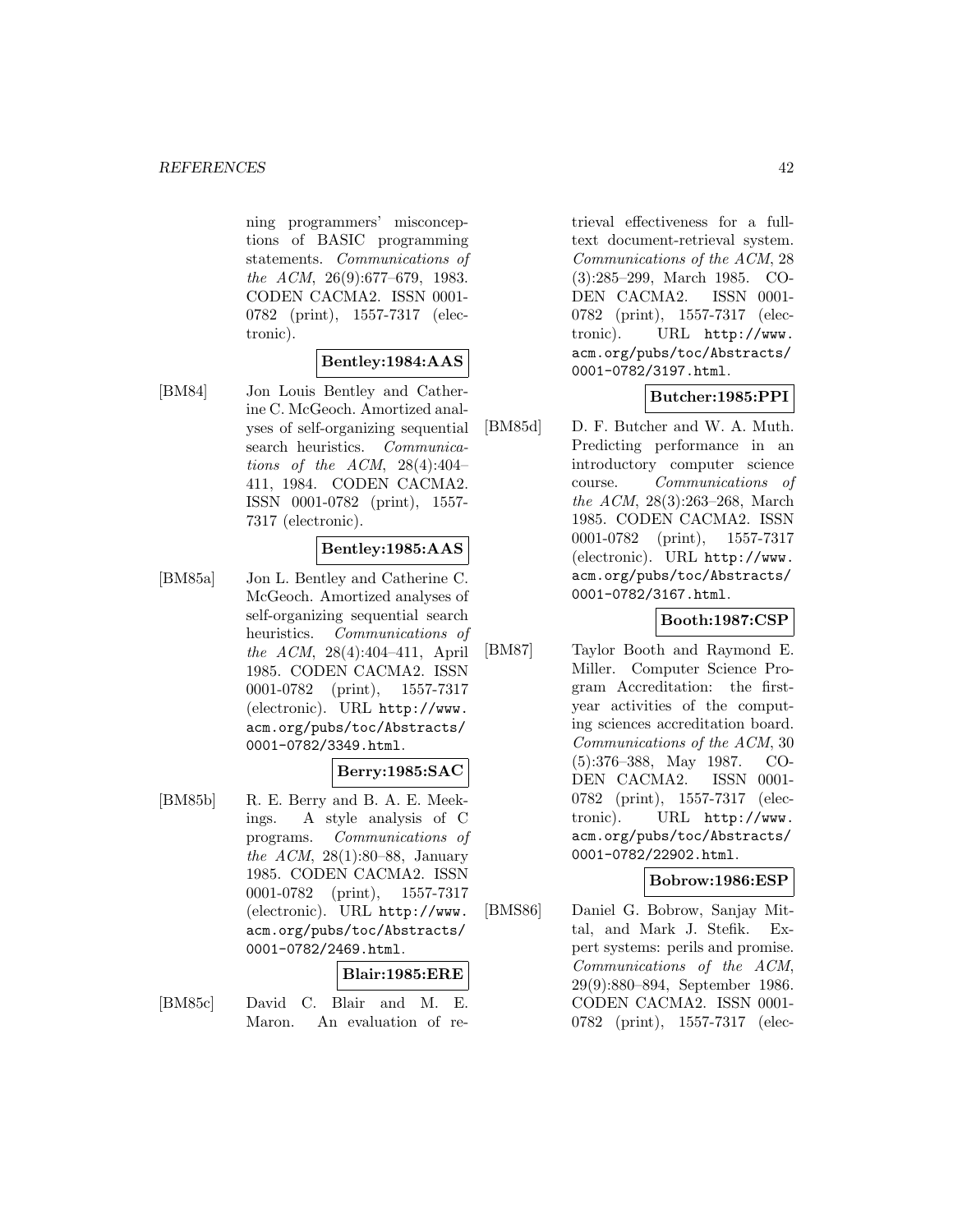ning programmers' misconceptions of BASIC programming statements. *Communications of the ACM*, 26(9):677–679, 1983. CODEN CACMA2. ISSN 0001-0782 (print), 1557-7317 (electronic).

**Bentley:1984:AAS**

[BM84] Jon Louis Bentley and Catherine C. McGeoch. Amortized analyses of self-organizing sequential search heuristics. *Communications of the ACM*, 28(4):404–411, 1984. CODEN CACMA2. ISSN 0001-0782 (print), 1557-7317 (electronic).

**Bentley:1985:AAS**

[BM85a] Jon L. Bentley and Catherine C. McGeoch. Amortized analyses of self-organizing sequential search heuristics. *Communications of the ACM*, 28(4):404–411, April 1985. CODEN CACMA2. ISSN 0001-0782 (print), 1557-7317 (electronic). URL http://www.acm.org/pubs/toc/Abstracts/0001-0782/3349.html.

**Berry:1985:SAC**

[BM85b] R. E. Berry and B. A. E. Meekings. A style analysis of C programs. *Communications of the ACM*, 28(1):80–88, January 1985. CODEN CACMA2. ISSN 0001-0782 (print), 1557-7317 (electronic). URL http://www.acm.org/pubs/toc/Abstracts/0001-0782/2469.html.

**Blair:1985:ERE**

[BM85c] David C. Blair and M. E. Maron. An evaluation of retrieval effectiveness for a full-text document-retrieval system. *Communications of the ACM*, 28 (3):285–299, March 1985. CODEN CACMA2. ISSN 0001-0782 (print), 1557-7317 (electronic). URL http://www.acm.org/pubs/toc/Abstracts/0001-0782/3197.html.

**Butcher:1985:PPI**

[BM85d] D. F. Butcher and W. A. Muth. Predicting performance in an introductory computer science course. *Communications of the ACM*, 28(3):263–268, March 1985. CODEN CACMA2. ISSN 0001-0782 (print), 1557-7317 (electronic). URL http://www.acm.org/pubs/toc/Abstracts/0001-0782/3167.html.

**Booth:1987:CSP**

[BM87] Taylor Booth and Raymond E. Miller. Computer Science Program Accreditation: the first-year activities of the computing sciences accreditation board. *Communications of the ACM*, 30 (5):376–388, May 1987. CODEN CACMA2. ISSN 0001-0782 (print), 1557-7317 (electronic). URL http://www.acm.org/pubs/toc/Abstracts/0001-0782/22902.html.

**Bobrow:1986:ESP**

[BMS86] Daniel G. Bobrow, Sanjay Mittal, and Mark J. Stefik. Expert systems: perils and promise. *Communications of the ACM*, 29(9):880–894, September 1986. CODEN CACMA2. ISSN 0001-0782 (print), 1557-7317 (elec-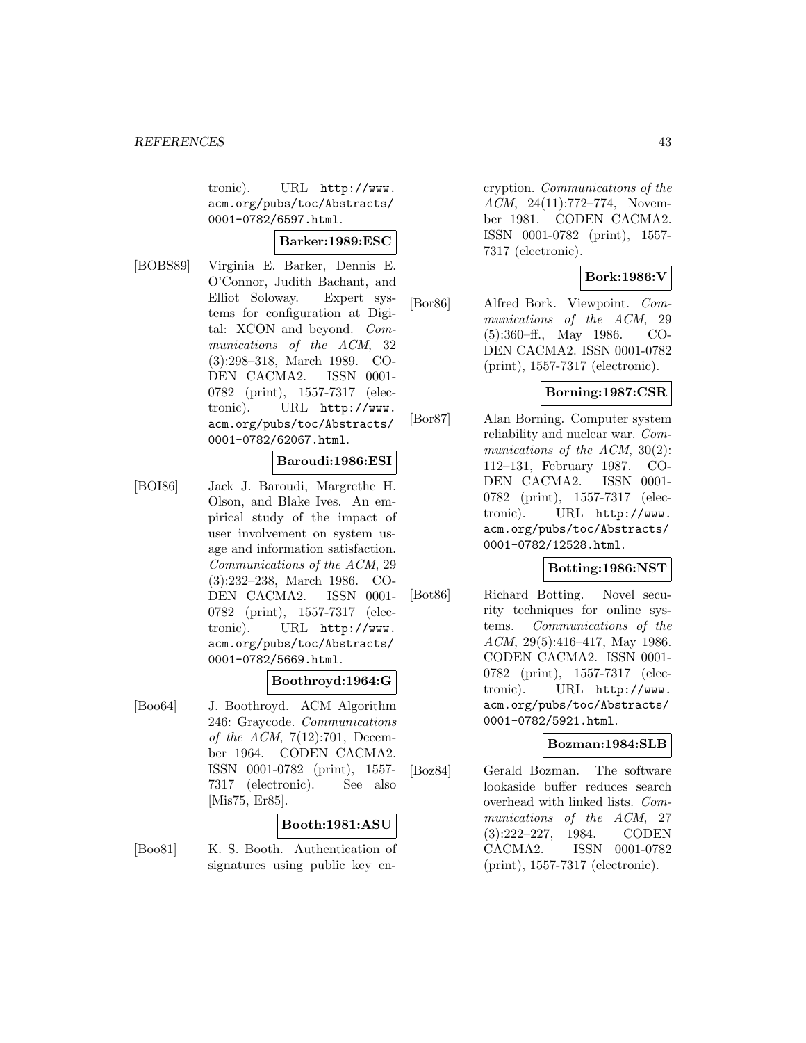tronic). URL http://www.acm.org/pubs/toc/Abstracts/0001-0782/6597.html.

**Barker:1989:ESC**

[BOBS89] Virginia E. Barker, Dennis E. O'Connor, Judith Bachant, and Elliot Soloway. Expert systems for configuration at Digital: XCON and beyond. *Communications of the ACM*, 32 (3):298–318, March 1989. CODEN CACMA2. ISSN 0001-0782 (print), 1557-7317 (electronic). URL http://www.acm.org/pubs/toc/Abstracts/0001-0782/62067.html.

**Baroudi:1986:ESI**

[BOI86] Jack J. Baroudi, Margrethe H. Olson, and Blake Ives. An empirical study of the impact of user involvement on system usage and information satisfaction. *Communications of the ACM*, 29 (3):232–238, March 1986. CODEN CACMA2. ISSN 0001-0782 (print), 1557-7317 (electronic). URL http://www.acm.org/pubs/toc/Abstracts/0001-0782/5669.html.

**Boothroyd:1964:G**

[Boo64] J. Boothroyd. ACM Algorithm 246: Graycode. *Communications of the ACM*, 7(12):701, December 1964. CODEN CACMA2. ISSN 0001-0782 (print), 1557-7317 (electronic). See also [Mis75, Er85].

**Booth:1981:ASU**

[Boo81] K. S. Booth. Authentication of signatures using public key encryption. *Communications of the ACM*, 24(11):772–774, November 1981. CODEN CACMA2. ISSN 0001-0782 (print), 1557-7317 (electronic).

**Bork:1986:V**

[Bor86] Alfred Bork. Viewpoint. *Communications of the ACM*, 29 (5):360–ff., May 1986. CODEN CACMA2. ISSN 0001-0782 (print), 1557-7317 (electronic).

**Borning:1987:CSR**

[Bor87] Alan Borning. Computer system reliability and nuclear war. *Communications of the ACM*, 30(2): 112–131, February 1987. CODEN CACMA2. ISSN 0001-0782 (print), 1557-7317 (electronic). URL http://www.acm.org/pubs/toc/Abstracts/0001-0782/12528.html.

**Botting:1986:NST**

[Bot86] Richard Botting. Novel security techniques for online systems. *Communications of the ACM*, 29(5):416–417, May 1986. CODEN CACMA2. ISSN 0001-0782 (print), 1557-7317 (electronic). URL http://www.acm.org/pubs/toc/Abstracts/0001-0782/5921.html.

**Bozman:1984:SLB**

[Boz84] Gerald Bozman. The software lookaside buffer reduces search overhead with linked lists. *Communications of the ACM*, 27 (3):222–227, 1984. CODEN CACMA2. ISSN 0001-0782 (print), 1557-7317 (electronic).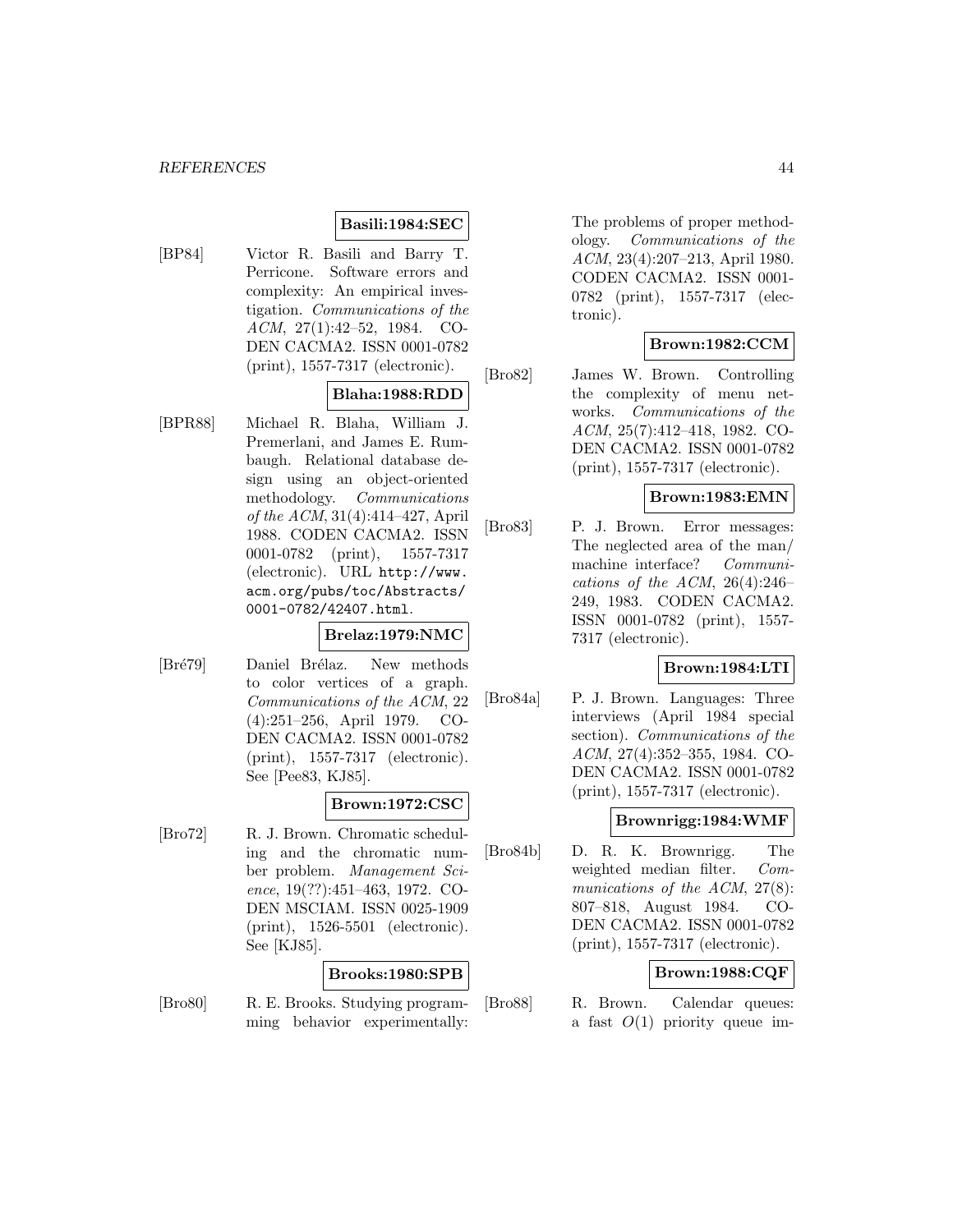**Basili:1984:SEC**

[BP84] Victor R. Basili and Barry T. Perricone. Software errors and complexity: An empirical investigation. *Communications of the ACM*, 27(1):42–52, 1984. CODEN CACMA2. ISSN 0001-0782 (print), 1557-7317 (electronic).

**Blaha:1988:RDD**

[BPR88] Michael R. Blaha, William J. Premerlani, and James E. Rumbaugh. Relational database design using an object-oriented methodology. *Communications of the ACM*, 31(4):414–427, April 1988. CODEN CACMA2. ISSN 0001-0782 (print), 1557-7317 (electronic). URL http://www.acm.org/pubs/toc/Abstracts/0001-0782/42407.html.

**Brelaz:1979:NMC**

[Bré79] Daniel Brélaz. New methods to color vertices of a graph. *Communications of the ACM*, 22 (4):251–256, April 1979. CODEN CACMA2. ISSN 0001-0782 (print), 1557-7317 (electronic). See [Pee83, KJ85].

**Brown:1972:CSC**

[Bro72] R. J. Brown. Chromatic scheduling and the chromatic number problem. *Management Science*, 19(??):451–463, 1972. CODEN MSCIAM. ISSN 0025-1909 (print), 1526-5501 (electronic). See [KJ85].

**Brooks:1980:SPB**

[Bro80] R. E. Brooks. Studying programming behavior experimentally: The problems of proper methodology. *Communications of the ACM*, 23(4):207–213, April 1980. CODEN CACMA2. ISSN 0001-0782 (print), 1557-7317 (electronic).

**Brown:1982:CCM**

[Bro82] James W. Brown. Controlling the complexity of menu networks. *Communications of the ACM*, 25(7):412–418, 1982. CODEN CACMA2. ISSN 0001-0782 (print), 1557-7317 (electronic).

**Brown:1983:EMN**

[Bro83] P. J. Brown. Error messages: The neglected area of the man/machine interface? *Communications of the ACM*, 26(4):246–249, 1983. CODEN CACMA2. ISSN 0001-0782 (print), 1557-7317 (electronic).

**Brown:1984:LTI**

[Bro84a] P. J. Brown. Languages: Three interviews (April 1984 special section). *Communications of the ACM*, 27(4):352–355, 1984. CODEN CACMA2. ISSN 0001-0782 (print), 1557-7317 (electronic).

**Brownrigg:1984:WMF**

[Bro84b] D. R. K. Brownrigg. The weighted median filter. *Communications of the ACM*, 27(8):807–818, August 1984. CODEN CACMA2. ISSN 0001-0782 (print), 1557-7317 (electronic).

**Brown:1988:CQF**

[Bro88] R. Brown. Calendar queues: a fast $O(1)$ priority queue im-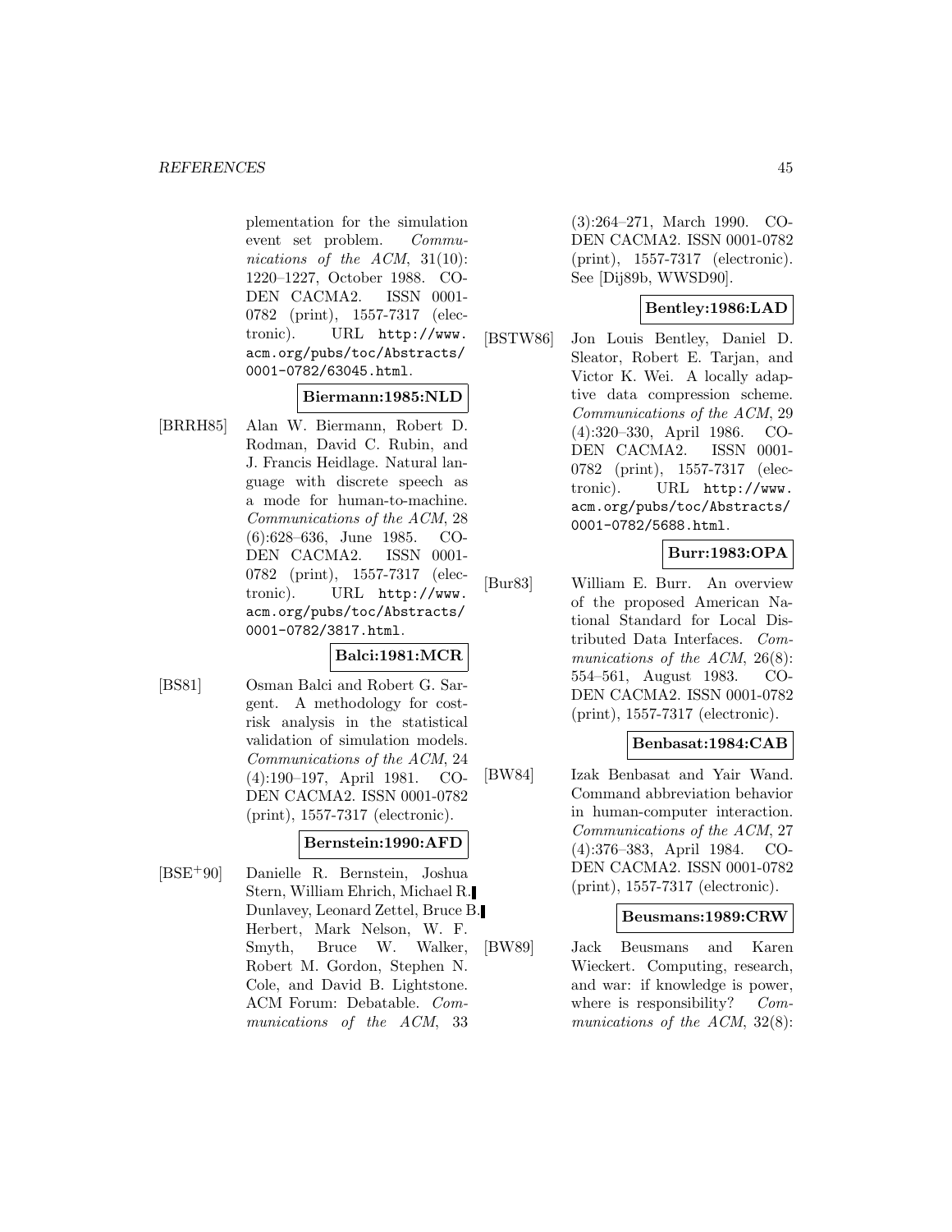plementation for the simulation event set problem. *Communications of the ACM*, 31(10): 1220–1227, October 1988. CODEN CACMA2. ISSN 0001-0782 (print), 1557-7317 (electronic). URL http://www.acm.org/pubs/toc/Abstracts/0001-0782/63045.html.

**Biermann:1985:NLD**

[BRRH85] Alan W. Biermann, Robert D. Rodman, David C. Rubin, and J. Francis Heidlage. Natural language with discrete speech as a mode for human-to-machine. *Communications of the ACM*, 28 (6):628–636, June 1985. CODEN CACMA2. ISSN 0001-0782 (print), 1557-7317 (electronic). URL http://www.acm.org/pubs/toc/Abstracts/0001-0782/3817.html.

**Balci:1981:MCR**

[BS81] Osman Balci and Robert G. Sargent. A methodology for cost-risk analysis in the statistical validation of simulation models. *Communications of the ACM*, 24 (4):190–197, April 1981. CODEN CACMA2. ISSN 0001-0782 (print), 1557-7317 (electronic).

**Bernstein:1990:AFD**

[BSE+90] Danielle R. Bernstein, Joshua Stern, William Ehrich, Michael R. Dunlavey, Leonard Zettel, Bruce B. Herbert, Mark Nelson, W. F. Smyth, Bruce W. Walker, Robert M. Gordon, Stephen N. Cole, and David B. Lightstone. ACM Forum: Debatable. *Communications of the ACM*, 33 (3):264–271, March 1990. CODEN CACMA2. ISSN 0001-0782 (print), 1557-7317 (electronic). See [Dij89b, WWSD90].

**Bentley:1986:LAD**

[BSTW86] Jon Louis Bentley, Daniel D. Sleator, Robert E. Tarjan, and Victor K. Wei. A locally adaptive data compression scheme. *Communications of the ACM*, 29 (4):320–330, April 1986. CODEN CACMA2. ISSN 0001-0782 (print), 1557-7317 (electronic). URL http://www.acm.org/pubs/toc/Abstracts/0001-0782/5688.html.

**Burr:1983:OPA**

[Bur83] William E. Burr. An overview of the proposed American National Standard for Local Distributed Data Interfaces. *Communications of the ACM*, 26(8): 554–561, August 1983. CODEN CACMA2. ISSN 0001-0782 (print), 1557-7317 (electronic).

**Benbasat:1984:CAB**

[BW84] Izak Benbasat and Yair Wand. Command abbreviation behavior in human-computer interaction. *Communications of the ACM*, 27 (4):376–383, April 1984. CODEN CACMA2. ISSN 0001-0782 (print), 1557-7317 (electronic).

**Beusmans:1989:CRW**

[BW89] Jack Beusmans and Karen Wieckert. Computing, research, and war: if knowledge is power, where is responsibility? *Communications of the ACM*, 32(8):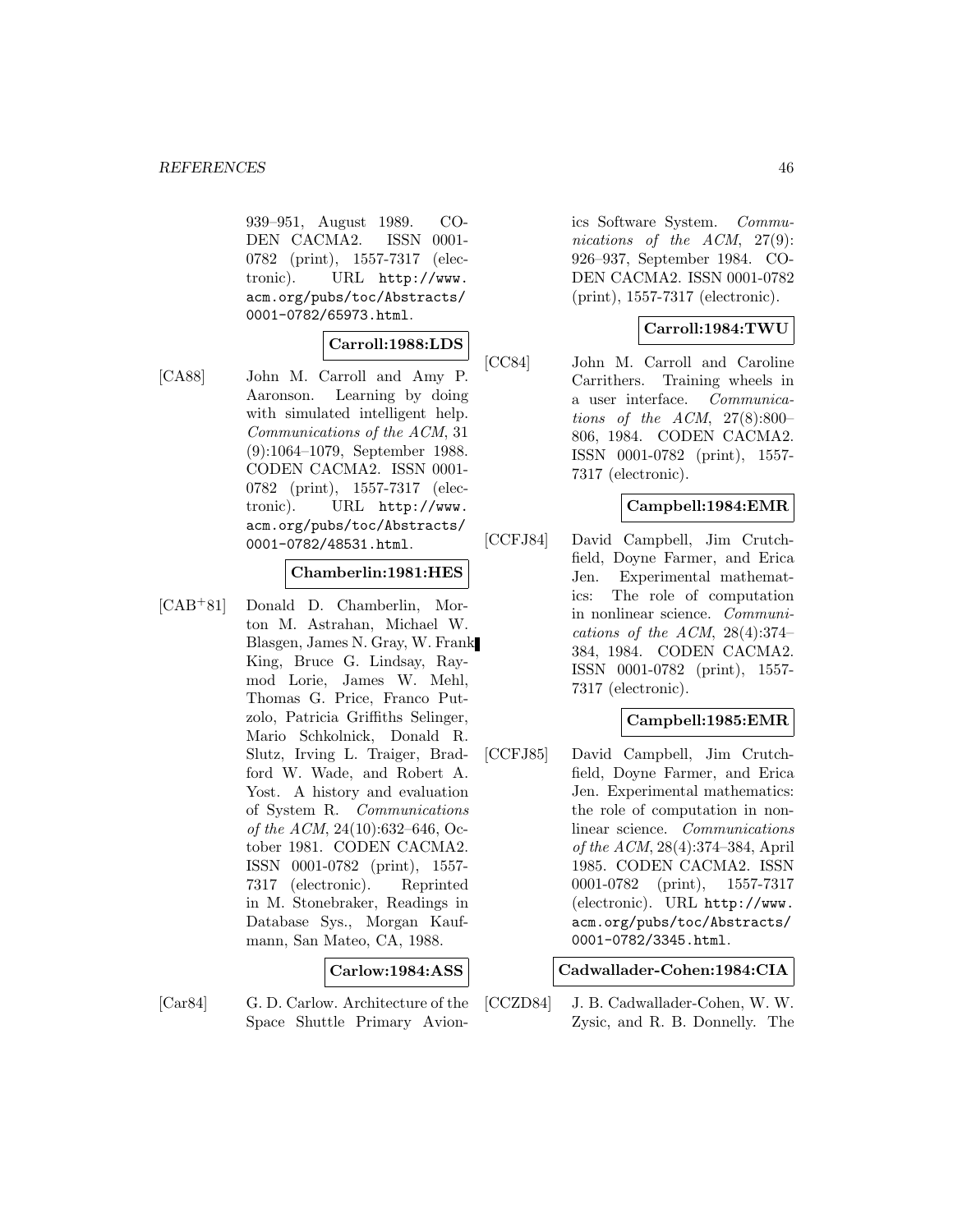939–951, August 1989. CODEN CACMA2. ISSN 0001-0782 (print), 1557-7317 (electronic). URL http://www.acm.org/pubs/toc/Abstracts/0001-0782/65973.html.

**Carroll:1988:LDS**

[CA88] John M. Carroll and Amy P. Aaronson. Learning by doing with simulated intelligent help. *Communications of the ACM*, 31 (9):1064–1079, September 1988. CODEN CACMA2. ISSN 0001-0782 (print), 1557-7317 (electronic). URL http://www.acm.org/pubs/toc/Abstracts/0001-0782/48531.html.

**Chamberlin:1981:HES**

[CAB+81] Donald D. Chamberlin, Morton M. Astrahan, Michael W. Blasgen, James N. Gray, W. Frank King, Bruce G. Lindsay, Raymod Lorie, James W. Mehl, Thomas G. Price, Franco Putzolo, Patricia Griffiths Selinger, Mario Schkolnick, Donald R. Slutz, Irving L. Traiger, Bradford W. Wade, and Robert A. Yost. A history and evaluation of System R. *Communications of the ACM*, 24(10):632–646, October 1981. CODEN CACMA2. ISSN 0001-0782 (print), 1557-7317 (electronic). Reprinted in M. Stonebraker, Readings in Database Sys., Morgan Kaufmann, San Mateo, CA, 1988.

**Carlow:1984:ASS**

[Car84] G. D. Carlow. Architecture of the Space Shuttle Primary Avionics Software System. *Communications of the ACM*, 27(9): 926–937, September 1984. CODEN CACMA2. ISSN 0001-0782 (print), 1557-7317 (electronic).

**Carroll:1984:TWU**

[CC84] John M. Carroll and Caroline Carrithers. Training wheels in a user interface. *Communications of the ACM*, 27(8):800–806, 1984. CODEN CACMA2. ISSN 0001-0782 (print), 1557-7317 (electronic).

**Campbell:1984:EMR**

[CCFJ84] David Campbell, Jim Crutchfield, Doyne Farmer, and Erica Jen. Experimental mathematics: The role of computation in nonlinear science. *Communications of the ACM*, 28(4):374–384, 1984. CODEN CACMA2. ISSN 0001-0782 (print), 1557-7317 (electronic).

**Campbell:1985:EMR**

[CCFJ85] David Campbell, Jim Crutchfield, Doyne Farmer, and Erica Jen. Experimental mathematics: the role of computation in nonlinear science. *Communications of the ACM*, 28(4):374–384, April 1985. CODEN CACMA2. ISSN 0001-0782 (print), 1557-7317 (electronic). URL http://www.acm.org/pubs/toc/Abstracts/0001-0782/3345.html.

**Cadwallader-Cohen:1984:CIA**

[CCZD84] J. B. Cadwallader-Cohen, W. W. Zysic, and R. B. Donnelly. The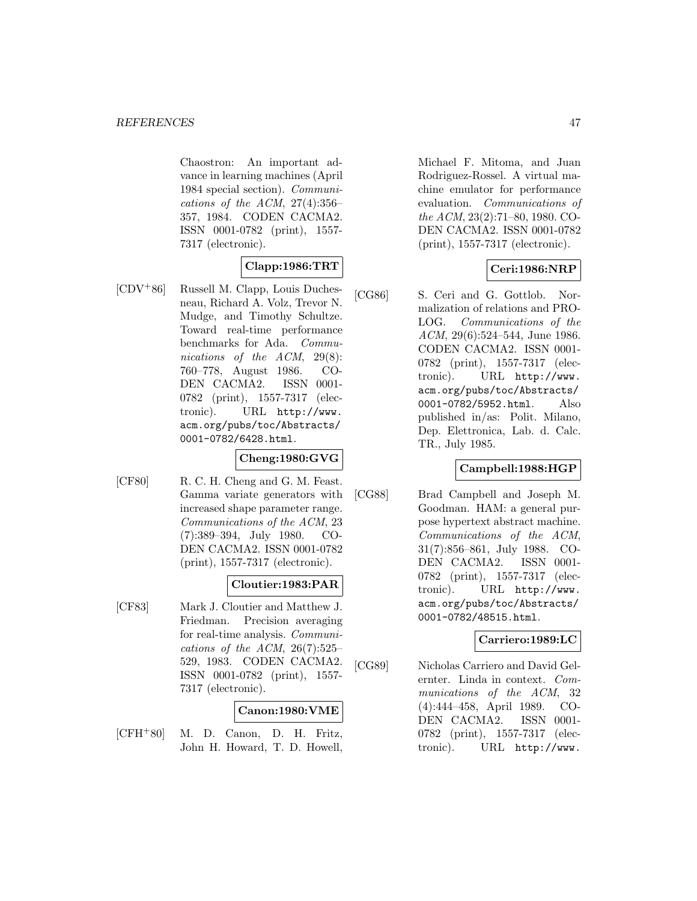Chaostron: An important advance in learning machines (April 1984 special section). *Communications of the ACM*, 27(4):356–357, 1984. CODEN CACMA2. ISSN 0001-0782 (print), 1557-7317 (electronic).

**Clapp:1986:TRT**

[CDV+86] Russell M. Clapp, Louis Duchesneau, Richard A. Volz, Trevor N. Mudge, and Timothy Schultze. Toward real-time performance benchmarks for Ada. *Communications of the ACM*, 29(8): 760–778, August 1986. CODEN CACMA2. ISSN 0001-0782 (print), 1557-7317 (electronic). URL http://www.acm.org/pubs/toc/Abstracts/0001-0782/6428.html.

**Cheng:1980:GVG**

[CF80] R. C. H. Cheng and G. M. Feast. Gamma variate generators with increased shape parameter range. *Communications of the ACM*, 23 (7):389–394, July 1980. CODEN CACMA2. ISSN 0001-0782 (print), 1557-7317 (electronic).

**Cloutier:1983:PAR**

[CF83] Mark J. Cloutier and Matthew J. Friedman. Precision averaging for real-time analysis. *Communications of the ACM*, 26(7):525–529, 1983. CODEN CACMA2. ISSN 0001-0782 (print), 1557-7317 (electronic).

**Canon:1980:VME**

[CFH+80] M. D. Canon, D. H. Fritz, John H. Howard, T. D. Howell, Michael F. Mitoma, and Juan Rodriguez-Rossel. A virtual machine emulator for performance evaluation. *Communications of the ACM*, 23(2):71–80, 1980. CODEN CACMA2. ISSN 0001-0782 (print), 1557-7317 (electronic).

**Ceri:1986:NRP**

[CG86] S. Ceri and G. Gottlob. Normalization of relations and PROLOG. *Communications of the ACM*, 29(6):524–544, June 1986. CODEN CACMA2. ISSN 0001-0782 (print), 1557-7317 (electronic). URL http://www.acm.org/pubs/toc/Abstracts/0001-0782/5952.html. Also published in/as: Polit. Milano, Dep. Elettronica, Lab. d. Calc. TR., July 1985.

**Campbell:1988:HGP**

[CG88] Brad Campbell and Joseph M. Goodman. HAM: a general purpose hypertext abstract machine. *Communications of the ACM*, 31(7):856–861, July 1988. CODEN CACMA2. ISSN 0001-0782 (print), 1557-7317 (electronic). URL http://www.acm.org/pubs/toc/Abstracts/0001-0782/48515.html.

**Carriero:1989:LC**

[CG89] Nicholas Carriero and David Gelernter. Linda in context. *Communications of the ACM*, 32 (4):444–458, April 1989. CODEN CACMA2. ISSN 0001-0782 (print), 1557-7317 (electronic). URL http://www.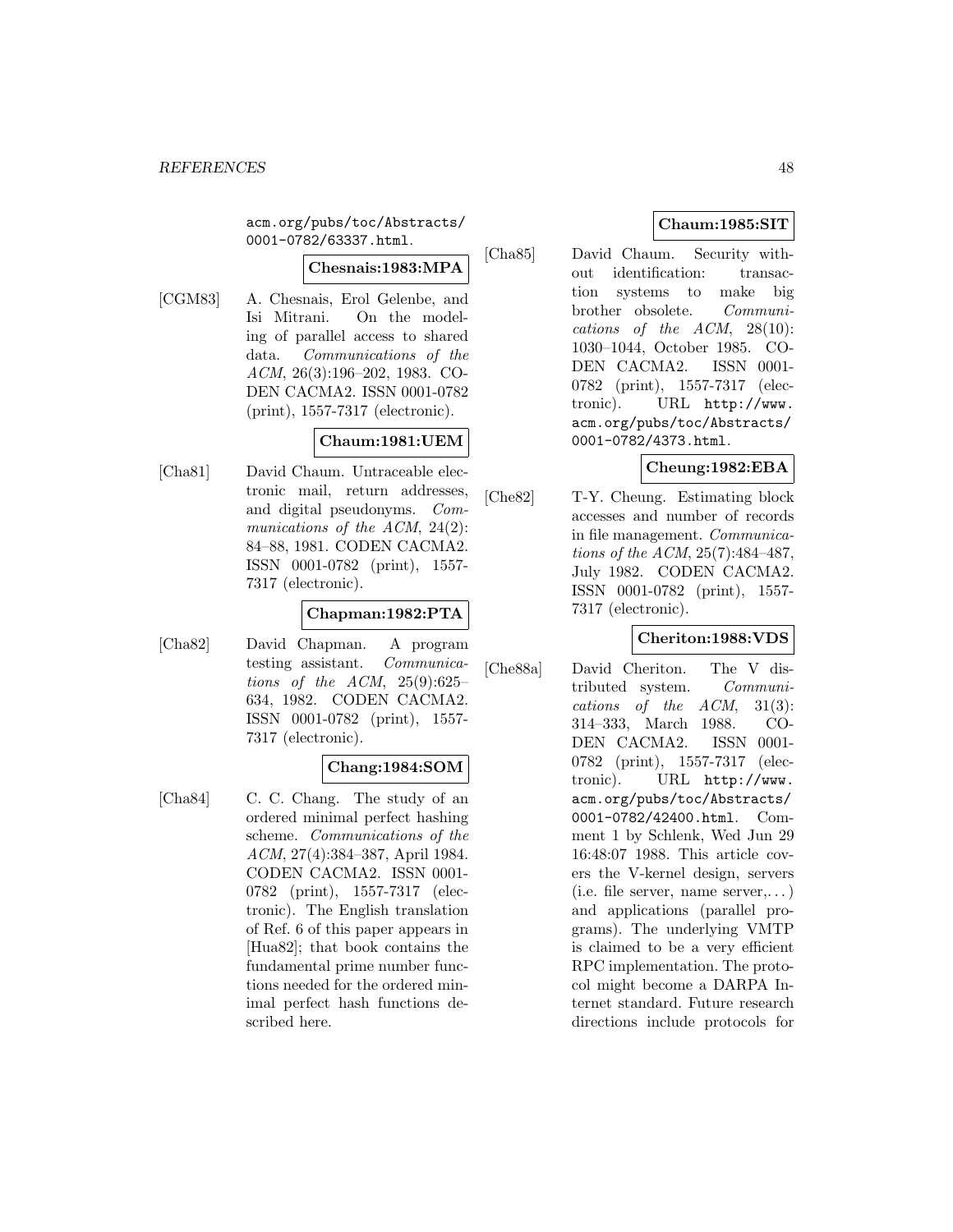acm.org/pubs/toc/Abstracts/0001-0782/63337.html.

**Chesnais:1983:MPA**

[CGM83] A. Chesnais, Erol Gelenbe, and Isi Mitrani. On the modeling of parallel access to shared data. *Communications of the ACM*, 26(3):196–202, 1983. CODEN CACMA2. ISSN 0001-0782 (print), 1557-7317 (electronic).

**Chaum:1981:UEM**

[Cha81] David Chaum. Untraceable electronic mail, return addresses, and digital pseudonyms. *Communications of the ACM*, 24(2): 84–88, 1981. CODEN CACMA2. ISSN 0001-0782 (print), 1557-7317 (electronic).

**Chapman:1982:PTA**

[Cha82] David Chapman. A program testing assistant. *Communications of the ACM*, 25(9):625–634, 1982. CODEN CACMA2. ISSN 0001-0782 (print), 1557-7317 (electronic).

**Chang:1984:SOM**

[Cha84] C. C. Chang. The study of an ordered minimal perfect hashing scheme. *Communications of the ACM*, 27(4):384–387, April 1984. CODEN CACMA2. ISSN 0001-0782 (print), 1557-7317 (electronic). The English translation of Ref. 6 of this paper appears in [Hua82]; that book contains the fundamental prime number functions needed for the ordered minimal perfect hash functions described here.

**Chaum:1985:SIT**

[Cha85] David Chaum. Security without identification: transaction systems to make big brother obsolete. *Communications of the ACM*, 28(10): 1030–1044, October 1985. CODEN CACMA2. ISSN 0001-0782 (print), 1557-7317 (electronic). URL http://www.acm.org/pubs/toc/Abstracts/0001-0782/4373.html.

**Cheung:1982:EBA**

[Che82] T-Y. Cheung. Estimating block accesses and number of records in file management. *Communications of the ACM*, 25(7):484–487, July 1982. CODEN CACMA2. ISSN 0001-0782 (print), 1557-7317 (electronic).

**Cheriton:1988:VDS**

[Che88a] David Cheriton. The V distributed system. *Communications of the ACM*, 31(3): 314–333, March 1988. CODEN CACMA2. ISSN 0001-0782 (print), 1557-7317 (electronic). URL http://www.acm.org/pubs/toc/Abstracts/0001-0782/42400.html. Comment 1 by Schlenk, Wed Jun 29 16:48:07 1988. This article covers the V-kernel design, servers (i.e. file server, name server,...) and applications (parallel programs). The underlying VMTP is claimed to be a very efficient RPC implementation. The protocol might become a DARPA Internet standard. Future research directions include protocols for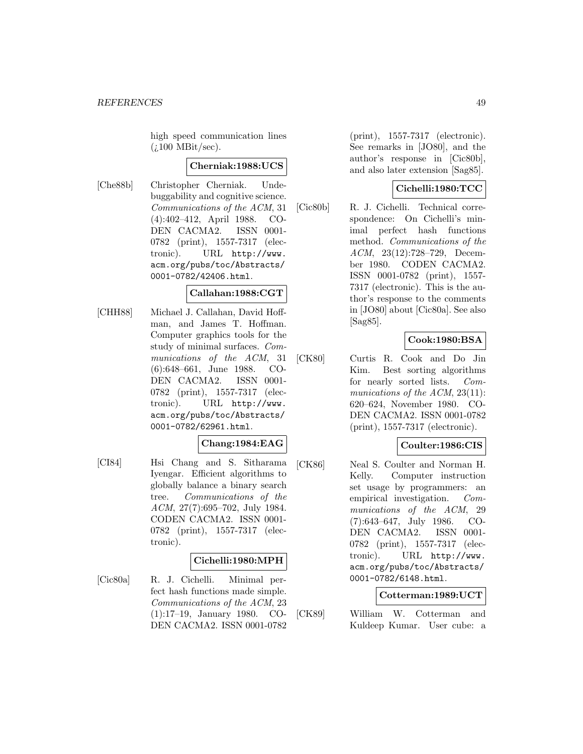high speed communication lines (¿100 MBit/sec).

**Cherniak:1988:UCS**

[Che88b] Christopher Cherniak. Undebuggability and cognitive science. *Communications of the ACM*, 31 (4):402–412, April 1988. CODEN CACMA2. ISSN 0001-0782 (print), 1557-7317 (electronic). URL `http://www.acm.org/pubs/toc/Abstracts/0001-0782/42406.html`.

**Callahan:1988:CGT**

[CHH88] Michael J. Callahan, David Hoffman, and James T. Hoffman. Computer graphics tools for the study of minimal surfaces. *Communications of the ACM*, 31 (6):648–661, June 1988. CODEN CACMA2. ISSN 0001-0782 (print), 1557-7317 (electronic). URL `http://www.acm.org/pubs/toc/Abstracts/0001-0782/62961.html`.

**Chang:1984:EAG**

[CI84] Hsi Chang and S. Sitharama Iyengar. Efficient algorithms to globally balance a binary search tree. *Communications of the ACM*, 27(7):695–702, July 1984. CODEN CACMA2. ISSN 0001-0782 (print), 1557-7317 (electronic).

**Cichelli:1980:MPH**

[Cic80a] R. J. Cichelli. Minimal perfect hash functions made simple. *Communications of the ACM*, 23 (1):17–19, January 1980. CODEN CACMA2. ISSN 0001-0782 (print), 1557-7317 (electronic). See remarks in [JO80], and the author's response in [Cic80b], and also later extension [Sag85].

**Cichelli:1980:TCC**

[Cic80b] R. J. Cichelli. Technical correspondence: On Cichelli's minimal perfect hash functions method. *Communications of the ACM*, 23(12):728–729, December 1980. CODEN CACMA2. ISSN 0001-0782 (print), 1557-7317 (electronic). This is the author's response to the comments in [JO80] about [Cic80a]. See also [Sag85].

**Cook:1980:BSA**

[CK80] Curtis R. Cook and Do Jin Kim. Best sorting algorithms for nearly sorted lists. *Communications of the ACM*, 23(11): 620–624, November 1980. CODEN CACMA2. ISSN 0001-0782 (print), 1557-7317 (electronic).

**Coulter:1986:CIS**

[CK86] Neal S. Coulter and Norman H. Kelly. Computer instruction set usage by programmers: an empirical investigation. *Communications of the ACM*, 29 (7):643–647, July 1986. CODEN CACMA2. ISSN 0001-0782 (print), 1557-7317 (electronic). URL `http://www.acm.org/pubs/toc/Abstracts/0001-0782/6148.html`.

**Cotterman:1989:UCT**

[CK89] William W. Cotterman and Kuldeep Kumar. User cube: a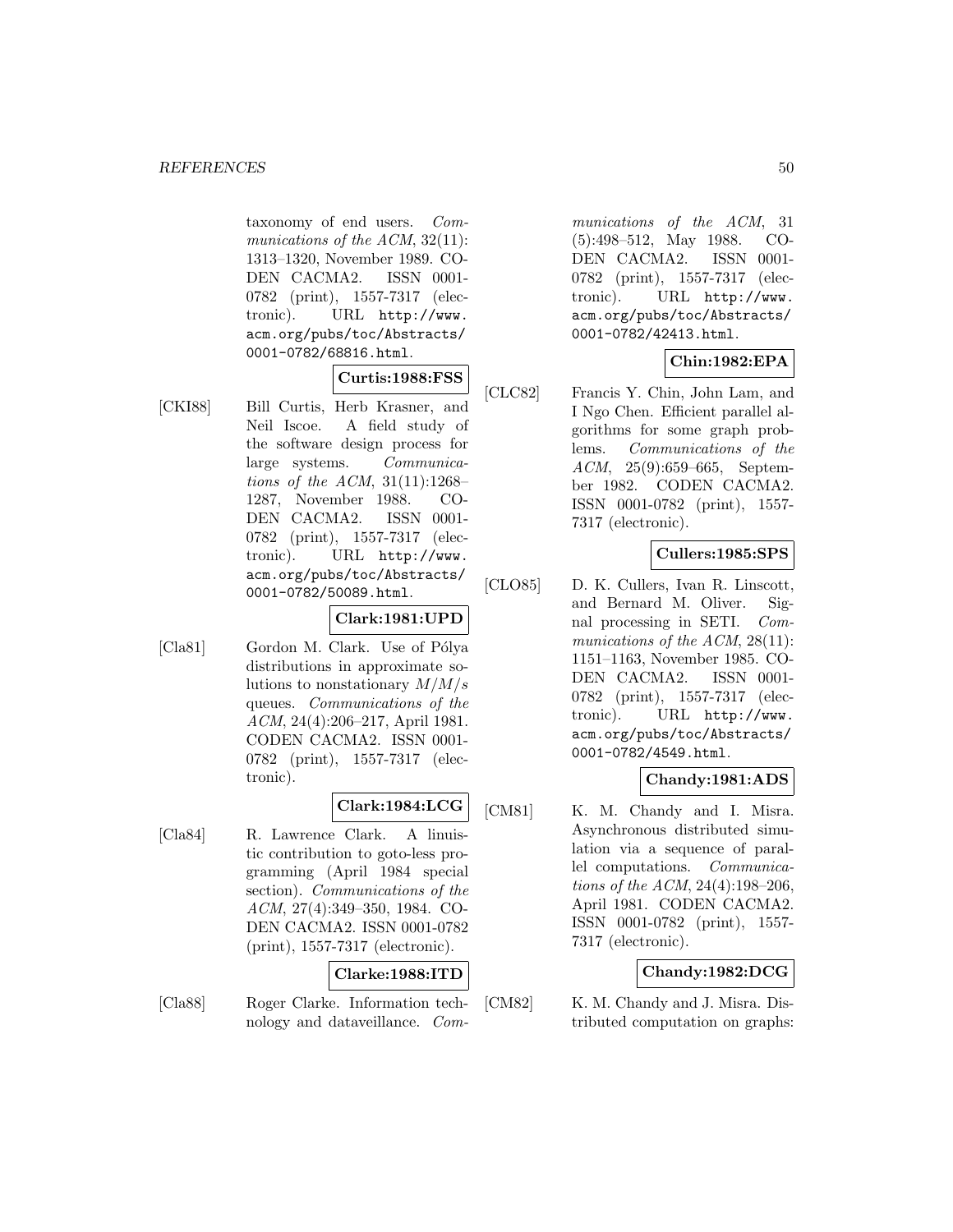taxonomy of end users. *Communications of the ACM*, 32(11): 1313–1320, November 1989. CODEN CACMA2. ISSN 0001-0782 (print), 1557-7317 (electronic). URL http://www.acm.org/pubs/toc/Abstracts/0001-0782/68816.html.

**Curtis:1988:FSS**

[CKI88] Bill Curtis, Herb Krasner, and Neil Iscoe. A field study of the software design process for large systems. *Communications of the ACM*, 31(11):1268–1287, November 1988. CODEN CACMA2. ISSN 0001-0782 (print), 1557-7317 (electronic). URL http://www.acm.org/pubs/toc/Abstracts/0001-0782/50089.html.

**Clark:1981:UPD**

[Cla81] Gordon M. Clark. Use of Pólya distributions in approximate solutions to nonstationary $M/M/s$ queues. *Communications of the ACM*, 24(4):206–217, April 1981. CODEN CACMA2. ISSN 0001-0782 (print), 1557-7317 (electronic).

**Clark:1984:LCG**

[Cla84] R. Lawrence Clark. A linuistic contribution to goto-less programming (April 1984 special section). *Communications of the ACM*, 27(4):349–350, 1984. CODEN CACMA2. ISSN 0001-0782 (print), 1557-7317 (electronic).

**Clarke:1988:ITD**

[Cla88] Roger Clarke. Information technology and dataveillance. *Communications of the ACM*, 31 (5):498–512, May 1988. CODEN CACMA2. ISSN 0001-0782 (print), 1557-7317 (electronic). URL http://www.acm.org/pubs/toc/Abstracts/0001-0782/42413.html.

**Chin:1982:EPA**

[CLC82] Francis Y. Chin, John Lam, and I Ngo Chen. Efficient parallel algorithms for some graph problems. *Communications of the ACM*, 25(9):659–665, September 1982. CODEN CACMA2. ISSN 0001-0782 (print), 1557-7317 (electronic).

**Cullers:1985:SPS**

[CLO85] D. K. Cullers, Ivan R. Linscott, and Bernard M. Oliver. Signal processing in SETI. *Communications of the ACM*, 28(11): 1151–1163, November 1985. CODEN CACMA2. ISSN 0001-0782 (print), 1557-7317 (electronic). URL http://www.acm.org/pubs/toc/Abstracts/0001-0782/4549.html.

**Chandy:1981:ADS**

[CM81] K. M. Chandy and I. Misra. Asynchronous distributed simulation via a sequence of parallel computations. *Communications of the ACM*, 24(4):198–206, April 1981. CODEN CACMA2. ISSN 0001-0782 (print), 1557-7317 (electronic).

**Chandy:1982:DCG**

[CM82] K. M. Chandy and J. Misra. Distributed computation on graphs: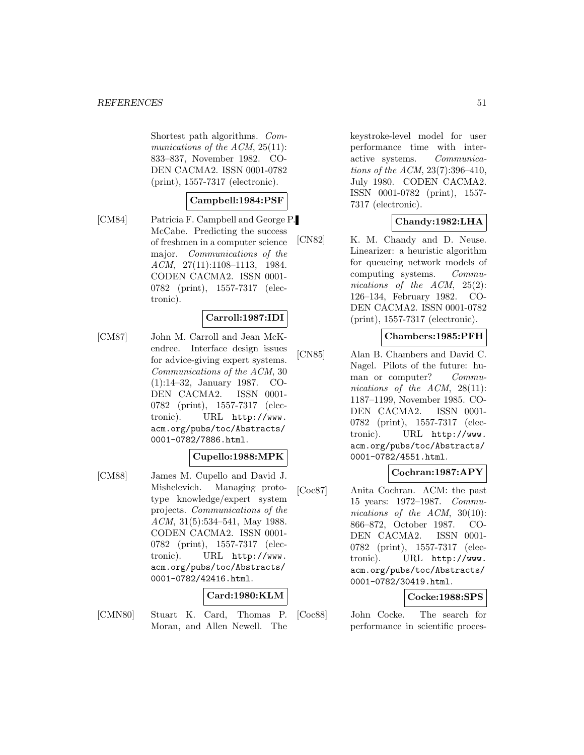Shortest path algorithms. *Communications of the ACM*, 25(11): 833–837, November 1982. CODEN CACMA2. ISSN 0001-0782 (print), 1557-7317 (electronic).

**Campbell:1984:PSF**

[CM84] Patricia F. Campbell and George P. McCabe. Predicting the success of freshmen in a computer science major. *Communications of the ACM*, 27(11):1108–1113, 1984. CODEN CACMA2. ISSN 0001-0782 (print), 1557-7317 (electronic).

**Carroll:1987:IDI**

[CM87] John M. Carroll and Jean McKendree. Interface design issues for advice-giving expert systems. *Communications of the ACM*, 30 (1):14–32, January 1987. CODEN CACMA2. ISSN 0001-0782 (print), 1557-7317 (electronic). URL `http://www.acm.org/pubs/toc/Abstracts/0001-0782/7886.html`.

**Cupello:1988:MPK**

[CM88] James M. Cupello and David J. Mishelevich. Managing prototype knowledge/expert system projects. *Communications of the ACM*, 31(5):534–541, May 1988. CODEN CACMA2. ISSN 0001-0782 (print), 1557-7317 (electronic). URL `http://www.acm.org/pubs/toc/Abstracts/0001-0782/42416.html`.

**Card:1980:KLM**

[CMN80] Stuart K. Card, Thomas P. Moran, and Allen Newell. The keystroke-level model for user performance time with interactive systems. *Communications of the ACM*, 23(7):396–410, July 1980. CODEN CACMA2. ISSN 0001-0782 (print), 1557-7317 (electronic).

**Chandy:1982:LHA**

[CN82] K. M. Chandy and D. Neuse. Linearizer: a heuristic algorithm for queueing network models of computing systems. *Communications of the ACM*, 25(2): 126–134, February 1982. CODEN CACMA2. ISSN 0001-0782 (print), 1557-7317 (electronic).

**Chambers:1985:PFH**

[CN85] Alan B. Chambers and David C. Nagel. Pilots of the future: human or computer? *Communications of the ACM*, 28(11): 1187–1199, November 1985. CODEN CACMA2. ISSN 0001-0782 (print), 1557-7317 (electronic). URL `http://www.acm.org/pubs/toc/Abstracts/0001-0782/4551.html`.

**Cochran:1987:APY**

[Coc87] Anita Cochran. ACM: the past 15 years: 1972–1987. *Communications of the ACM*, 30(10): 866–872, October 1987. CODEN CACMA2. ISSN 0001-0782 (print), 1557-7317 (electronic). URL `http://www.acm.org/pubs/toc/Abstracts/0001-0782/30419.html`.

**Cocke:1988:SPS**

[Coc88] John Cocke. The search for performance in scientific proces-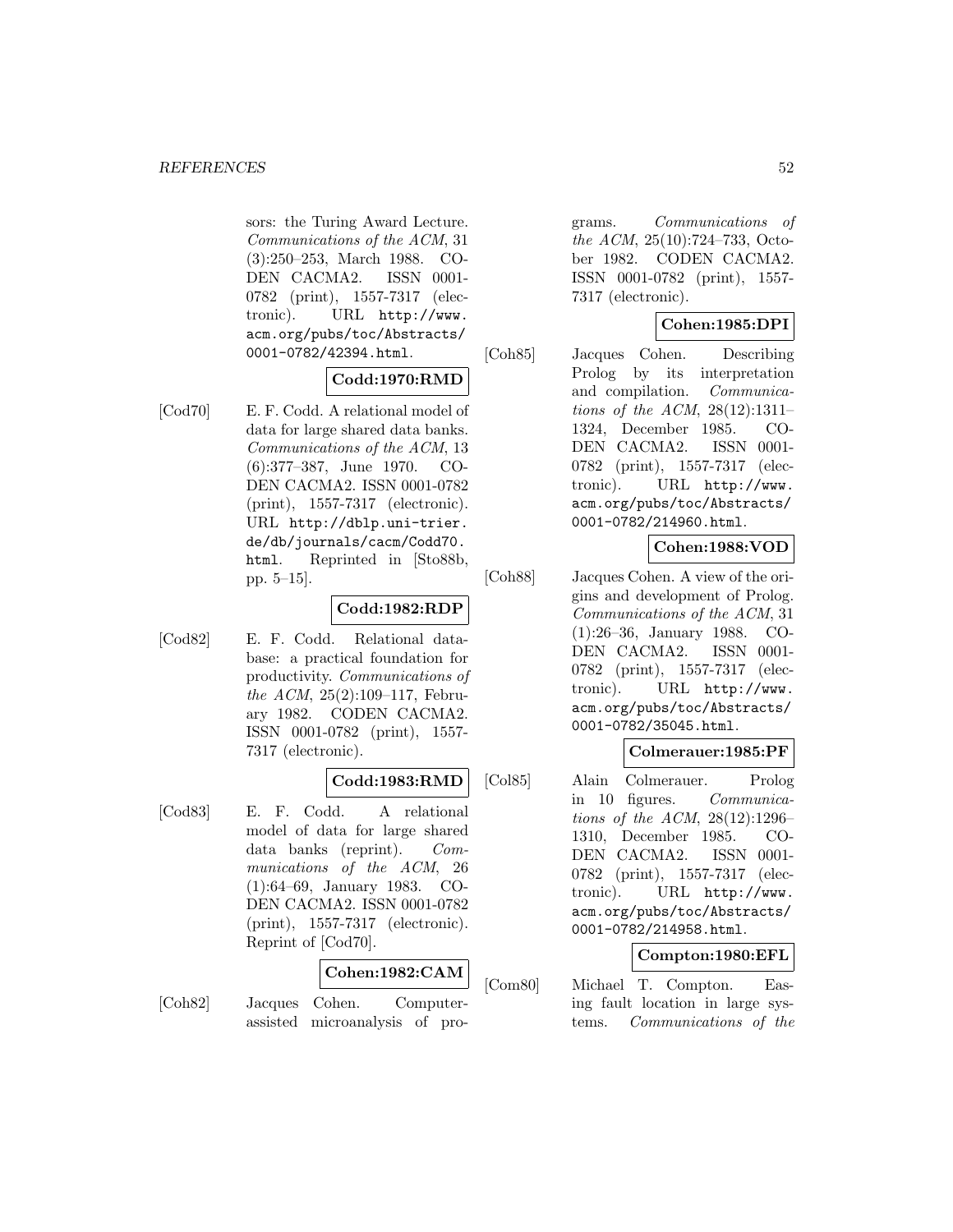sors: the Turing Award Lecture. *Communications of the ACM*, 31 (3):250–253, March 1988. CODEN CACMA2. ISSN 0001-0782 (print), 1557-7317 (electronic). URL http://www.acm.org/pubs/toc/Abstracts/0001-0782/42394.html.

**Codd:1970:RMD**

[Cod70] E. F. Codd. A relational model of data for large shared data banks. *Communications of the ACM*, 13 (6):377–387, June 1970. CODEN CACMA2. ISSN 0001-0782 (print), 1557-7317 (electronic). URL http://dblp.uni-trier.de/db/journals/cacm/Codd70.html. Reprinted in [Sto88b, pp. 5–15].

**Codd:1982:RDP**

[Cod82] E. F. Codd. Relational database: a practical foundation for productivity. *Communications of the ACM*, 25(2):109–117, February 1982. CODEN CACMA2. ISSN 0001-0782 (print), 1557-7317 (electronic).

**Codd:1983:RMD**

[Cod83] E. F. Codd. A relational model of data for large shared data banks (reprint). *Communications of the ACM*, 26 (1):64–69, January 1983. CODEN CACMA2. ISSN 0001-0782 (print), 1557-7317 (electronic). Reprint of [Cod70].

**Cohen:1982:CAM**

[Coh82] Jacques Cohen. Computer-assisted microanalysis of programs. *Communications of the ACM*, 25(10):724–733, October 1982. CODEN CACMA2. ISSN 0001-0782 (print), 1557-7317 (electronic).

**Cohen:1985:DPI**

[Coh85] Jacques Cohen. Describing Prolog by its interpretation and compilation. *Communications of the ACM*, 28(12):1311–1324, December 1985. CODEN CACMA2. ISSN 0001-0782 (print), 1557-7317 (electronic). URL http://www.acm.org/pubs/toc/Abstracts/0001-0782/214960.html.

**Cohen:1988:VOD**

[Coh88] Jacques Cohen. A view of the origins and development of Prolog. *Communications of the ACM*, 31 (1):26–36, January 1988. CODEN CACMA2. ISSN 0001-0782 (print), 1557-7317 (electronic). URL http://www.acm.org/pubs/toc/Abstracts/0001-0782/35045.html.

**Colmerauer:1985:PF**

[Col85] Alain Colmerauer. Prolog in 10 figures. *Communications of the ACM*, 28(12):1296–1310, December 1985. CODEN CACMA2. ISSN 0001-0782 (print), 1557-7317 (electronic). URL http://www.acm.org/pubs/toc/Abstracts/0001-0782/214958.html.

**Compton:1980:EFL**

[Com80] Michael T. Compton. Easing fault location in large systems. *Communications of the*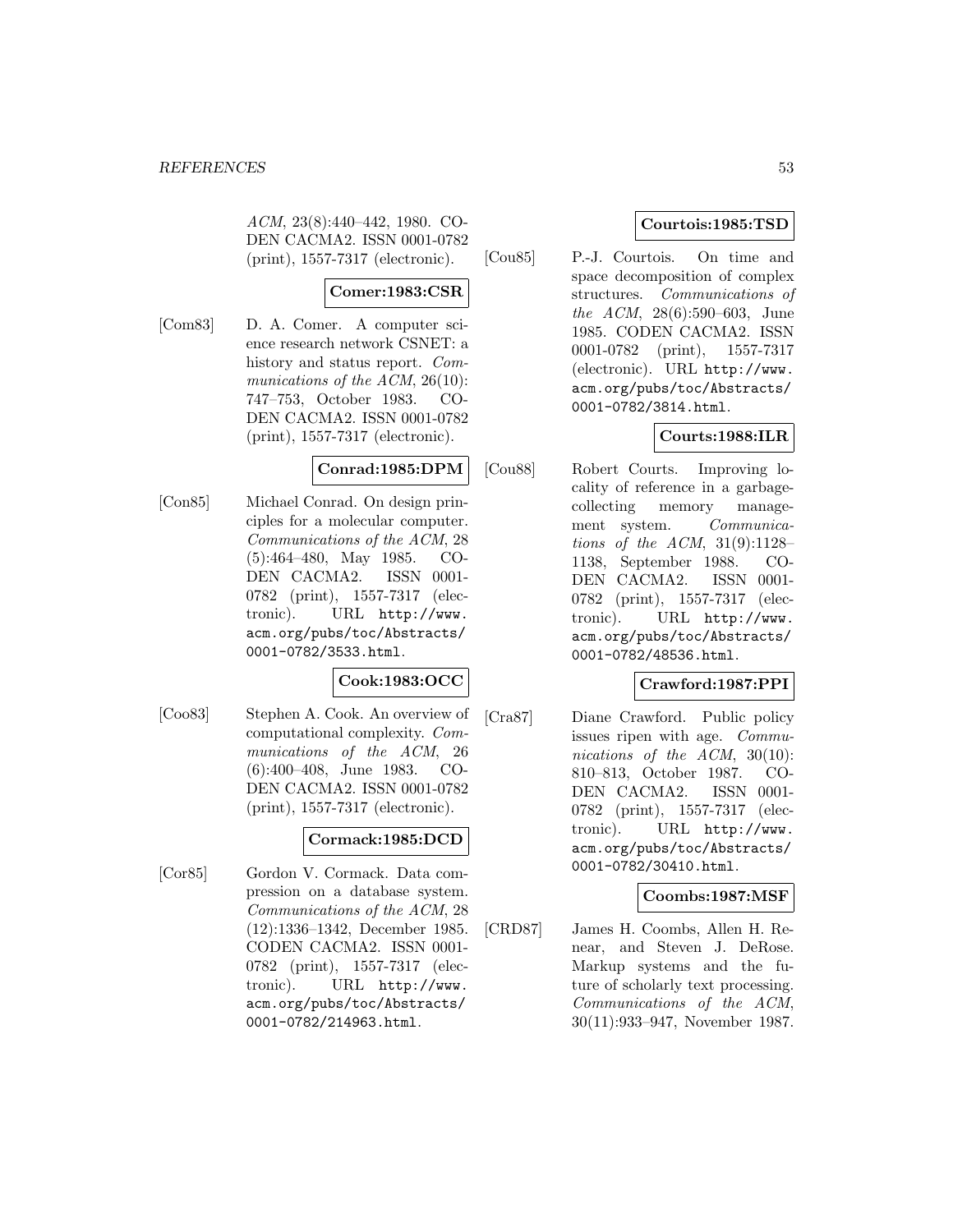*ACM*, 23(8):440–442, 1980. CODEN CACMA2. ISSN 0001-0782 (print), 1557-7317 (electronic).

**Comer:1983:CSR**

[Com83] D. A. Comer. A computer science research network CSNET: a history and status report. *Communications of the ACM*, 26(10): 747–753, October 1983. CODEN CACMA2. ISSN 0001-0782 (print), 1557-7317 (electronic).

**Conrad:1985:DPM**

[Con85] Michael Conrad. On design principles for a molecular computer. *Communications of the ACM*, 28 (5):464–480, May 1985. CODEN CACMA2. ISSN 0001-0782 (print), 1557-7317 (electronic). URL `http://www.acm.org/pubs/toc/Abstracts/0001-0782/3533.html`.

**Cook:1983:OCC**

[Coo83] Stephen A. Cook. An overview of computational complexity. *Communications of the ACM*, 26 (6):400–408, June 1983. CODEN CACMA2. ISSN 0001-0782 (print), 1557-7317 (electronic).

**Cormack:1985:DCD**

[Cor85] Gordon V. Cormack. Data compression on a database system. *Communications of the ACM*, 28 (12):1336–1342, December 1985. CODEN CACMA2. ISSN 0001-0782 (print), 1557-7317 (electronic). URL `http://www.acm.org/pubs/toc/Abstracts/0001-0782/214963.html`.

**Courtois:1985:TSD**

[Cou85] P.-J. Courtois. On time and space decomposition of complex structures. *Communications of the ACM*, 28(6):590–603, June 1985. CODEN CACMA2. ISSN 0001-0782 (print), 1557-7317 (electronic). URL `http://www.acm.org/pubs/toc/Abstracts/0001-0782/3814.html`.

**Courts:1988:ILR**

[Cou88] Robert Courts. Improving locality of reference in a garbage-collecting memory management system. *Communications of the ACM*, 31(9):1128–1138, September 1988. CODEN CACMA2. ISSN 0001-0782 (print), 1557-7317 (electronic). URL `http://www.acm.org/pubs/toc/Abstracts/0001-0782/48536.html`.

**Crawford:1987:PPI**

[Cra87] Diane Crawford. Public policy issues ripen with age. *Communications of the ACM*, 30(10): 810–813, October 1987. CODEN CACMA2. ISSN 0001-0782 (print), 1557-7317 (electronic). URL `http://www.acm.org/pubs/toc/Abstracts/0001-0782/30410.html`.

**Coombs:1987:MSF**

[CRD87] James H. Coombs, Allen H. Renear, and Steven J. DeRose. Markup systems and the future of scholarly text processing. *Communications of the ACM*, 30(11):933–947, November 1987.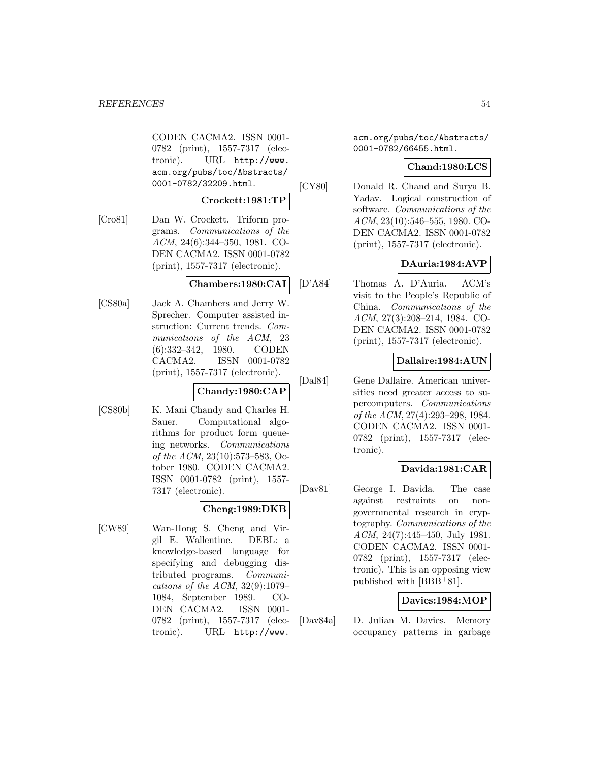CODEN CACMA2. ISSN 0001-0782 (print), 1557-7317 (electronic). URL http://www.acm.org/pubs/toc/Abstracts/0001-0782/32209.html.

**Crockett:1981:TP**

[Cro81] Dan W. Crockett. Triform programs. *Communications of the ACM*, 24(6):344–350, 1981. CODEN CACMA2. ISSN 0001-0782 (print), 1557-7317 (electronic).

**Chambers:1980:CAI**

[CS80a] Jack A. Chambers and Jerry W. Sprecher. Computer assisted instruction: Current trends. *Communications of the ACM*, 23 (6):332–342, 1980. CODEN CACMA2. ISSN 0001-0782 (print), 1557-7317 (electronic).

**Chandy:1980:CAP**

[CS80b] K. Mani Chandy and Charles H. Sauer. Computational algorithms for product form queueing networks. *Communications of the ACM*, 23(10):573–583, October 1980. CODEN CACMA2. ISSN 0001-0782 (print), 1557-7317 (electronic).

**Cheng:1989:DKB**

[CW89] Wan-Hong S. Cheng and Virgil E. Wallentine. DEBL: a knowledge-based language for specifying and debugging distributed programs. *Communications of the ACM*, 32(9):1079–1084, September 1989. CODEN CACMA2. ISSN 0001-0782 (print), 1557-7317 (electronic). URL http://www.acm.org/pubs/toc/Abstracts/0001-0782/66455.html.

**Chand:1980:LCS**

[CY80] Donald R. Chand and Surya B. Yadav. Logical construction of software. *Communications of the ACM*, 23(10):546–555, 1980. CODEN CACMA2. ISSN 0001-0782 (print), 1557-7317 (electronic).

**DAuria:1984:AVP**

[D'A84] Thomas A. D'Auria. ACM's visit to the People's Republic of China. *Communications of the ACM*, 27(3):208–214, 1984. CODEN CACMA2. ISSN 0001-0782 (print), 1557-7317 (electronic).

**Dallaire:1984:AUN**

[Dal84] Gene Dallaire. American universities need greater access to supercomputers. *Communications of the ACM*, 27(4):293–298, 1984. CODEN CACMA2. ISSN 0001-0782 (print), 1557-7317 (electronic).

**Davida:1981:CAR**

[Dav81] George I. Davida. The case against restraints on non-governmental research in cryptography. *Communications of the ACM*, 24(7):445–450, July 1981. CODEN CACMA2. ISSN 0001-0782 (print), 1557-7317 (electronic). This is an opposing view published with [BBB+81].

**Davies:1984:MOP**

[Dav84a] D. Julian M. Davies. Memory occupancy patterns in garbage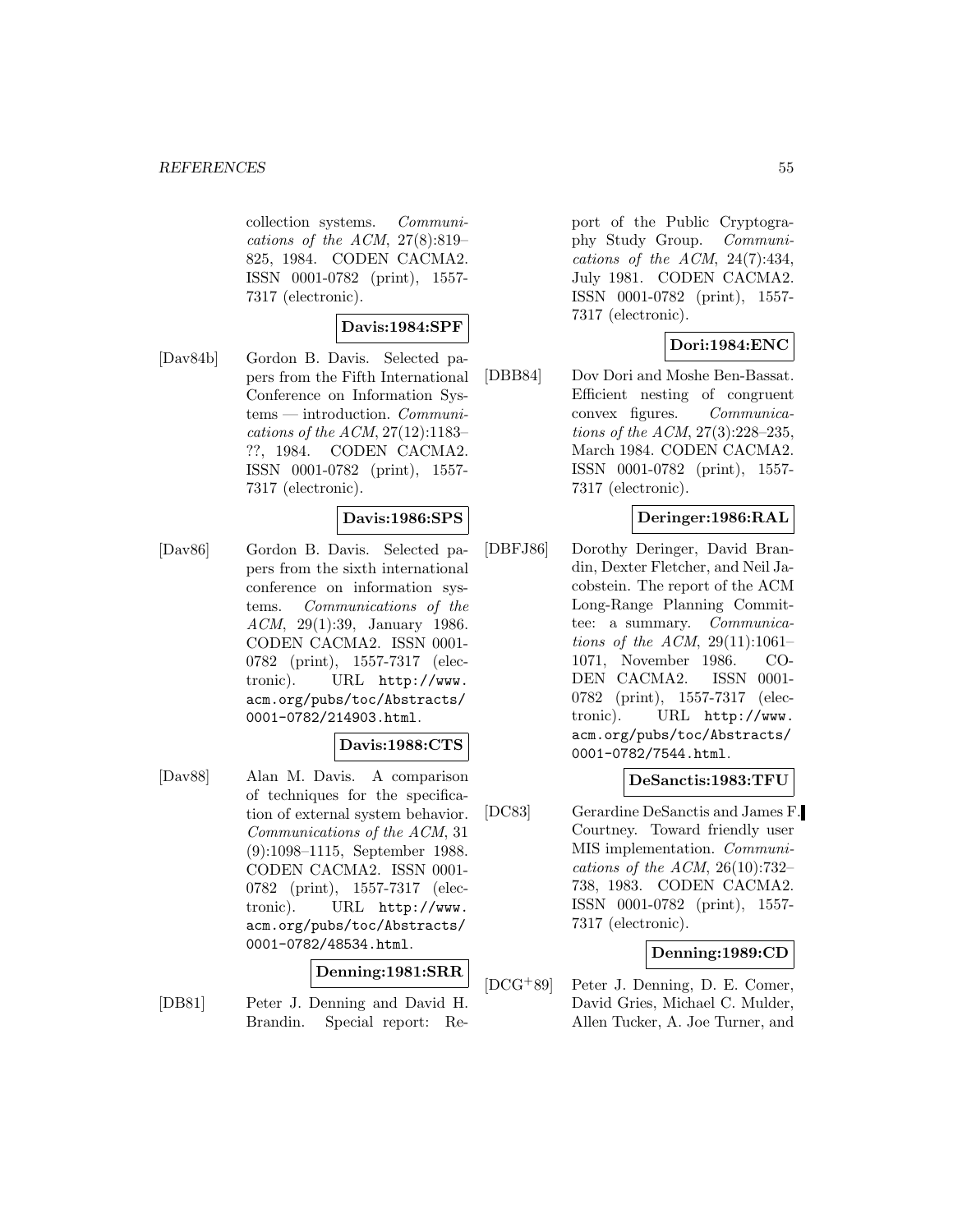collection systems. *Communications of the ACM*, 27(8):819–825, 1984. CODEN CACMA2. ISSN 0001-0782 (print), 1557-7317 (electronic).

**Davis:1984:SPF**

[Dav84b] Gordon B. Davis. Selected papers from the Fifth International Conference on Information Systems — introduction. *Communications of the ACM*, 27(12):1183–??, 1984. CODEN CACMA2. ISSN 0001-0782 (print), 1557-7317 (electronic).

**Davis:1986:SPS**

[Dav86] Gordon B. Davis. Selected papers from the sixth international conference on information systems. *Communications of the ACM*, 29(1):39, January 1986. CODEN CACMA2. ISSN 0001-0782 (print), 1557-7317 (electronic). URL `http://www.acm.org/pubs/toc/Abstracts/0001-0782/214903.html`.

**Davis:1988:CTS**

[Dav88] Alan M. Davis. A comparison of techniques for the specification of external system behavior. *Communications of the ACM*, 31 (9):1098–1115, September 1988. CODEN CACMA2. ISSN 0001-0782 (print), 1557-7317 (electronic). URL `http://www.acm.org/pubs/toc/Abstracts/0001-0782/48534.html`.

**Denning:1981:SRR**

[DB81] Peter J. Denning and David H. Brandin. Special report: Report of the Public Cryptography Study Group. *Communications of the ACM*, 24(7):434, July 1981. CODEN CACMA2. ISSN 0001-0782 (print), 1557-7317 (electronic).

**Dori:1984:ENC**

[DBB84] Dov Dori and Moshe Ben-Bassat. Efficient nesting of congruent convex figures. *Communications of the ACM*, 27(3):228–235, March 1984. CODEN CACMA2. ISSN 0001-0782 (print), 1557-7317 (electronic).

**Deringer:1986:RAL**

[DBFJ86] Dorothy Deringer, David Brandin, Dexter Fletcher, and Neil Jacobstein. The report of the ACM Long-Range Planning Committee: a summary. *Communications of the ACM*, 29(11):1061–1071, November 1986. CODEN CACMA2. ISSN 0001-0782 (print), 1557-7317 (electronic). URL `http://www.acm.org/pubs/toc/Abstracts/0001-0782/7544.html`.

**DeSanctis:1983:TFU**

[DC83] Gerardine DeSanctis and James F. Courtney. Toward friendly user MIS implementation. *Communications of the ACM*, 26(10):732–738, 1983. CODEN CACMA2. ISSN 0001-0782 (print), 1557-7317 (electronic).

**Denning:1989:CD**

[DCG+89] Peter J. Denning, D. E. Comer, David Gries, Michael C. Mulder, Allen Tucker, A. Joe Turner, and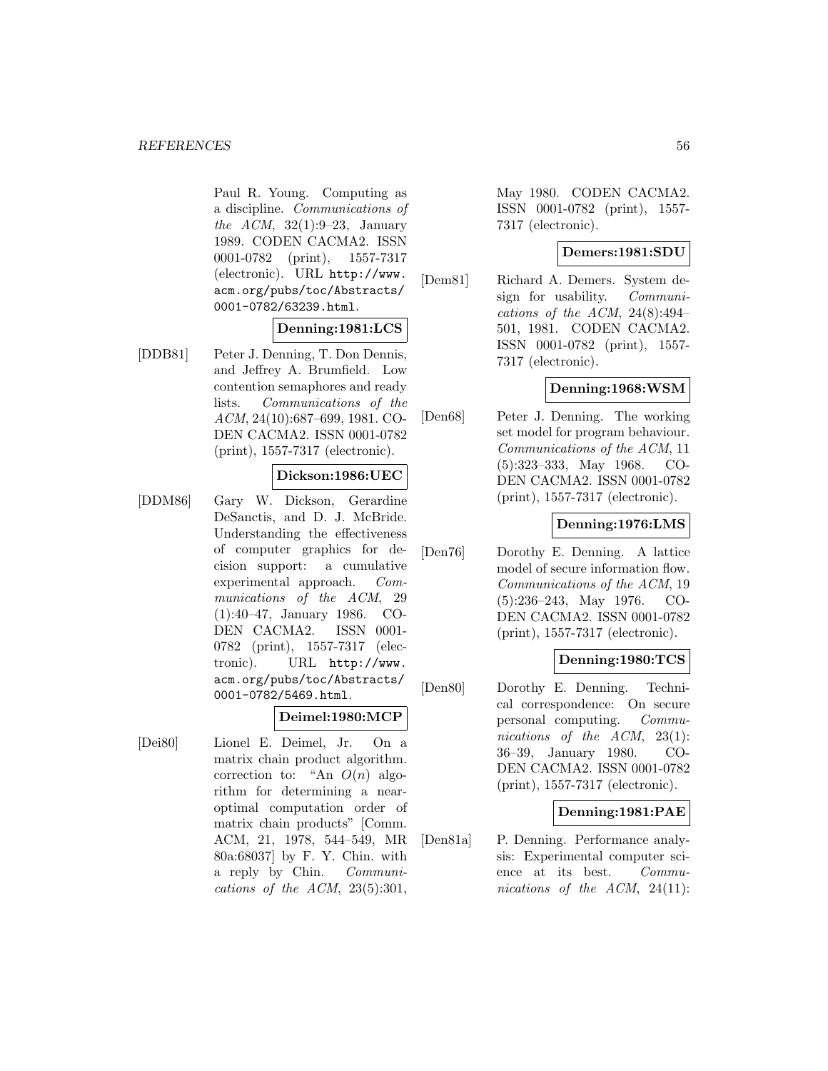Paul R. Young. Computing as a discipline. *Communications of the ACM*, 32(1):9–23, January 1989. CODEN CACMA2. ISSN 0001-0782 (print), 1557-7317 (electronic). URL http://www.acm.org/pubs/toc/Abstracts/0001-0782/63239.html.

**Denning:1981:LCS**

[DDB81] Peter J. Denning, T. Don Dennis, and Jeffrey A. Brumfield. Low contention semaphores and ready lists. *Communications of the ACM*, 24(10):687–699, 1981. CODEN CACMA2. ISSN 0001-0782 (print), 1557-7317 (electronic).

**Dickson:1986:UEC**

[DDM86] Gary W. Dickson, Gerardine DeSanctis, and D. J. McBride. Understanding the effectiveness of computer graphics for decision support: a cumulative experimental approach. *Communications of the ACM*, 29 (1):40–47, January 1986. CODEN CACMA2. ISSN 0001-0782 (print), 1557-7317 (electronic). URL http://www.acm.org/pubs/toc/Abstracts/0001-0782/5469.html.

**Deimel:1980:MCP**

[Dei80] Lionel E. Deimel, Jr. On a matrix chain product algorithm. correction to: "An $O(n)$ algorithm for determining a near-optimal computation order of matrix chain products" [Comm. ACM, 21, 1978, 544–549, MR 80a:68037] by F. Y. Chin. with a reply by Chin. *Communications of the ACM*, 23(5):301, May 1980. CODEN CACMA2. ISSN 0001-0782 (print), 1557-7317 (electronic).

**Demers:1981:SDU**

[Dem81] Richard A. Demers. System design for usability. *Communications of the ACM*, 24(8):494–501, 1981. CODEN CACMA2. ISSN 0001-0782 (print), 1557-7317 (electronic).

**Denning:1968:WSM**

[Den68] Peter J. Denning. The working set model for program behaviour. *Communications of the ACM*, 11 (5):323–333, May 1968. CODEN CACMA2. ISSN 0001-0782 (print), 1557-7317 (electronic).

**Denning:1976:LMS**

[Den76] Dorothy E. Denning. A lattice model of secure information flow. *Communications of the ACM*, 19 (5):236–243, May 1976. CODEN CACMA2. ISSN 0001-0782 (print), 1557-7317 (electronic).

**Denning:1980:TCS**

[Den80] Dorothy E. Denning. Technical correspondence: On secure personal computing. *Communications of the ACM*, 23(1): 36–39, January 1980. CODEN CACMA2. ISSN 0001-0782 (print), 1557-7317 (electronic).

**Denning:1981:PAE**

[Den81a] P. Denning. Performance analysis: Experimental computer science at its best. *Communications of the ACM*, 24(11):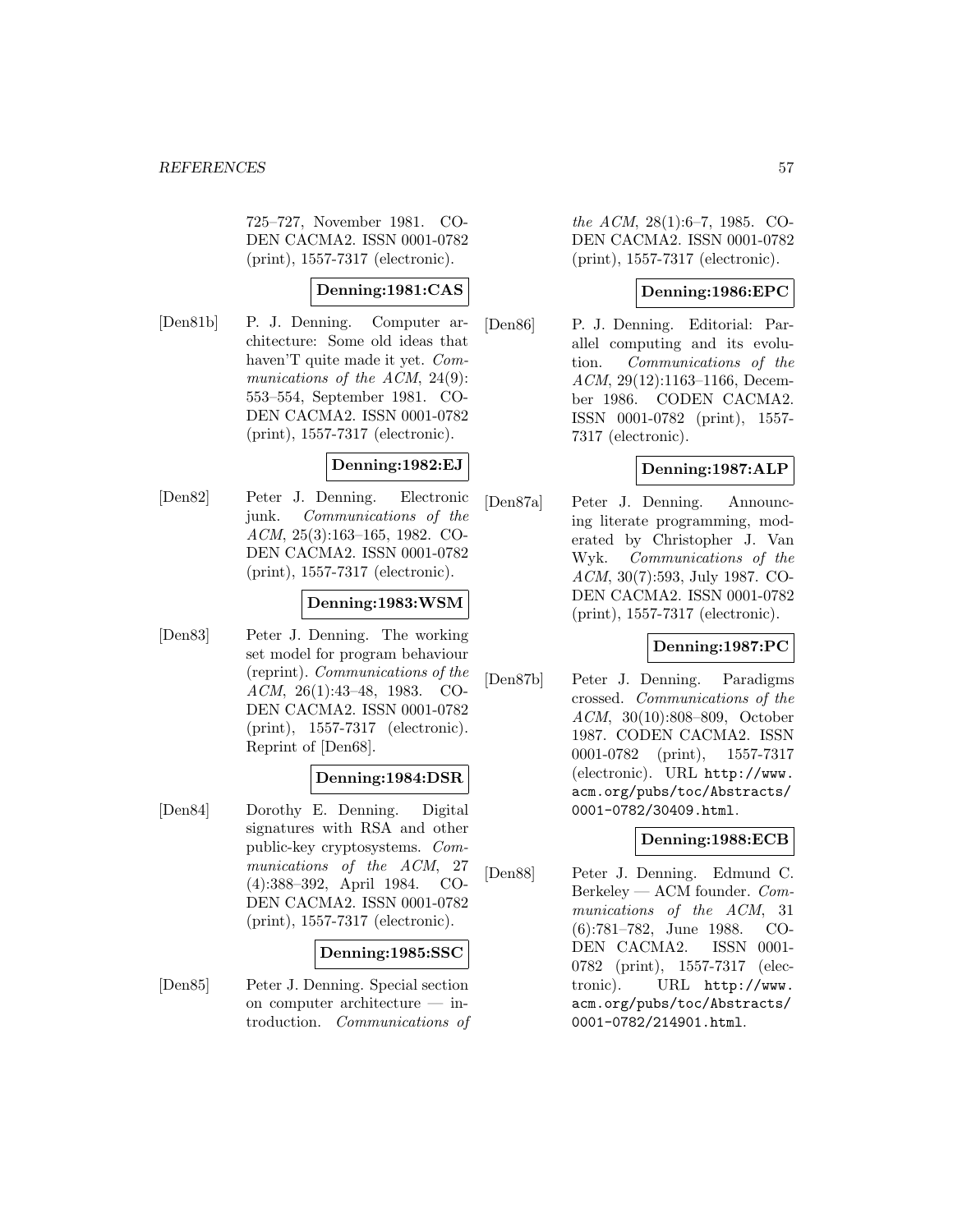725–727, November 1981. CODEN CACMA2. ISSN 0001-0782 (print), 1557-7317 (electronic).

**Denning:1981:CAS**

[Den81b] P. J. Denning. Computer architecture: Some old ideas that haven'T quite made it yet. *Communications of the ACM*, 24(9): 553–554, September 1981. CODEN CACMA2. ISSN 0001-0782 (print), 1557-7317 (electronic).

**Denning:1982:EJ**

[Den82] Peter J. Denning. Electronic junk. *Communications of the ACM*, 25(3):163–165, 1982. CODEN CACMA2. ISSN 0001-0782 (print), 1557-7317 (electronic).

**Denning:1983:WSM**

[Den83] Peter J. Denning. The working set model for program behaviour (reprint). *Communications of the ACM*, 26(1):43–48, 1983. CODEN CACMA2. ISSN 0001-0782 (print), 1557-7317 (electronic). Reprint of [Den68].

**Denning:1984:DSR**

[Den84] Dorothy E. Denning. Digital signatures with RSA and other public-key cryptosystems. *Communications of the ACM*, 27 (4):388–392, April 1984. CODEN CACMA2. ISSN 0001-0782 (print), 1557-7317 (electronic).

**Denning:1985:SSC**

[Den85] Peter J. Denning. Special section on computer architecture — introduction. *Communications of the ACM*, 28(1):6–7, 1985. CODEN CACMA2. ISSN 0001-0782 (print), 1557-7317 (electronic).

**Denning:1986:EPC**

[Den86] P. J. Denning. Editorial: Parallel computing and its evolution. *Communications of the ACM*, 29(12):1163–1166, December 1986. CODEN CACMA2. ISSN 0001-0782 (print), 1557-7317 (electronic).

**Denning:1987:ALP**

[Den87a] Peter J. Denning. Announcing literate programming, moderated by Christopher J. Van Wyk. *Communications of the ACM*, 30(7):593, July 1987. CODEN CACMA2. ISSN 0001-0782 (print), 1557-7317 (electronic).

**Denning:1987:PC**

[Den87b] Peter J. Denning. Paradigms crossed. *Communications of the ACM*, 30(10):808–809, October 1987. CODEN CACMA2. ISSN 0001-0782 (print), 1557-7317 (electronic). URL http://www.acm.org/pubs/toc/Abstracts/0001-0782/30409.html.

**Denning:1988:ECB**

[Den88] Peter J. Denning. Edmund C. Berkeley — ACM founder. *Communications of the ACM*, 31 (6):781–782, June 1988. CODEN CACMA2. ISSN 0001-0782 (print), 1557-7317 (electronic). URL http://www.acm.org/pubs/toc/Abstracts/0001-0782/214901.html.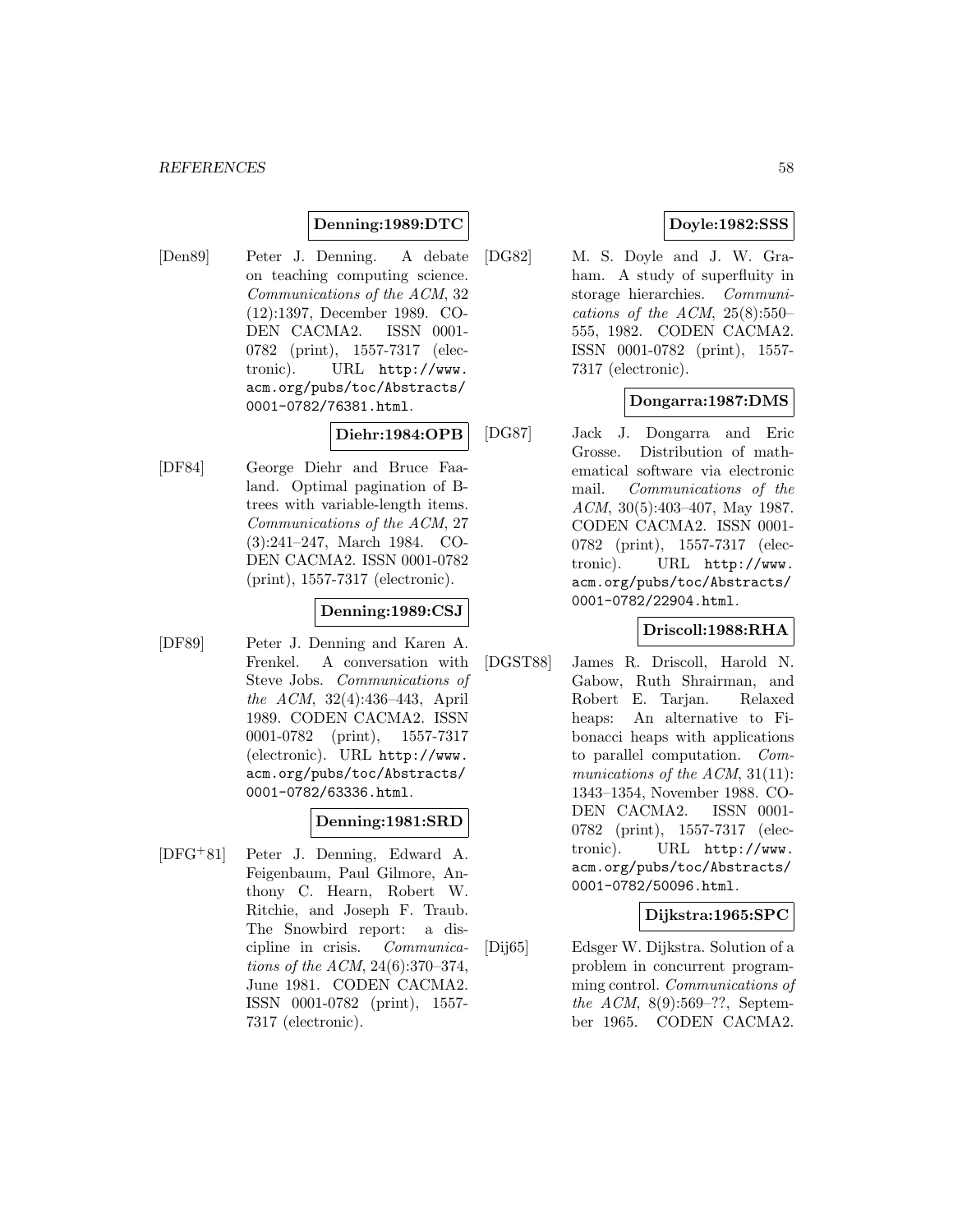**Denning:1989:DTC**

[Den89] Peter J. Denning. A debate on teaching computing science. *Communications of the ACM*, 32 (12):1397, December 1989. CODEN CACMA2. ISSN 0001-0782 (print), 1557-7317 (electronic). URL http://www.acm.org/pubs/toc/Abstracts/0001-0782/76381.html.

**Diehr:1984:OPB**

[DF84] George Diehr and Bruce Faaland. Optimal pagination of B-trees with variable-length items. *Communications of the ACM*, 27 (3):241–247, March 1984. CODEN CACMA2. ISSN 0001-0782 (print), 1557-7317 (electronic).

**Denning:1989:CSJ**

[DF89] Peter J. Denning and Karen A. Frenkel. A conversation with Steve Jobs. *Communications of the ACM*, 32(4):436–443, April 1989. CODEN CACMA2. ISSN 0001-0782 (print), 1557-7317 (electronic). URL http://www.acm.org/pubs/toc/Abstracts/0001-0782/63336.html.

**Denning:1981:SRD**

[DFG+81] Peter J. Denning, Edward A. Feigenbaum, Paul Gilmore, Anthony C. Hearn, Robert W. Ritchie, and Joseph F. Traub. The Snowbird report: a discipline in crisis. *Communications of the ACM*, 24(6):370–374, June 1981. CODEN CACMA2. ISSN 0001-0782 (print), 1557-7317 (electronic).

**Doyle:1982:SSS**

[DG82] M. S. Doyle and J. W. Graham. A study of superfluity in storage hierarchies. *Communications of the ACM*, 25(8):550–555, 1982. CODEN CACMA2. ISSN 0001-0782 (print), 1557-7317 (electronic).

**Dongarra:1987:DMS**

[DG87] Jack J. Dongarra and Eric Grosse. Distribution of mathematical software via electronic mail. *Communications of the ACM*, 30(5):403–407, May 1987. CODEN CACMA2. ISSN 0001-0782 (print), 1557-7317 (electronic). URL http://www.acm.org/pubs/toc/Abstracts/0001-0782/22904.html.

**Driscoll:1988:RHA**

[DGST88] James R. Driscoll, Harold N. Gabow, Ruth Shrairman, and Robert E. Tarjan. Relaxed heaps: An alternative to Fibonacci heaps with applications to parallel computation. *Communications of the ACM*, 31(11): 1343–1354, November 1988. CODEN CACMA2. ISSN 0001-0782 (print), 1557-7317 (electronic). URL http://www.acm.org/pubs/toc/Abstracts/0001-0782/50096.html.

**Dijkstra:1965:SPC**

[Dij65] Edsger W. Dijkstra. Solution of a problem in concurrent programming control. *Communications of the ACM*, 8(9):569–??, September 1965. CODEN CACMA2.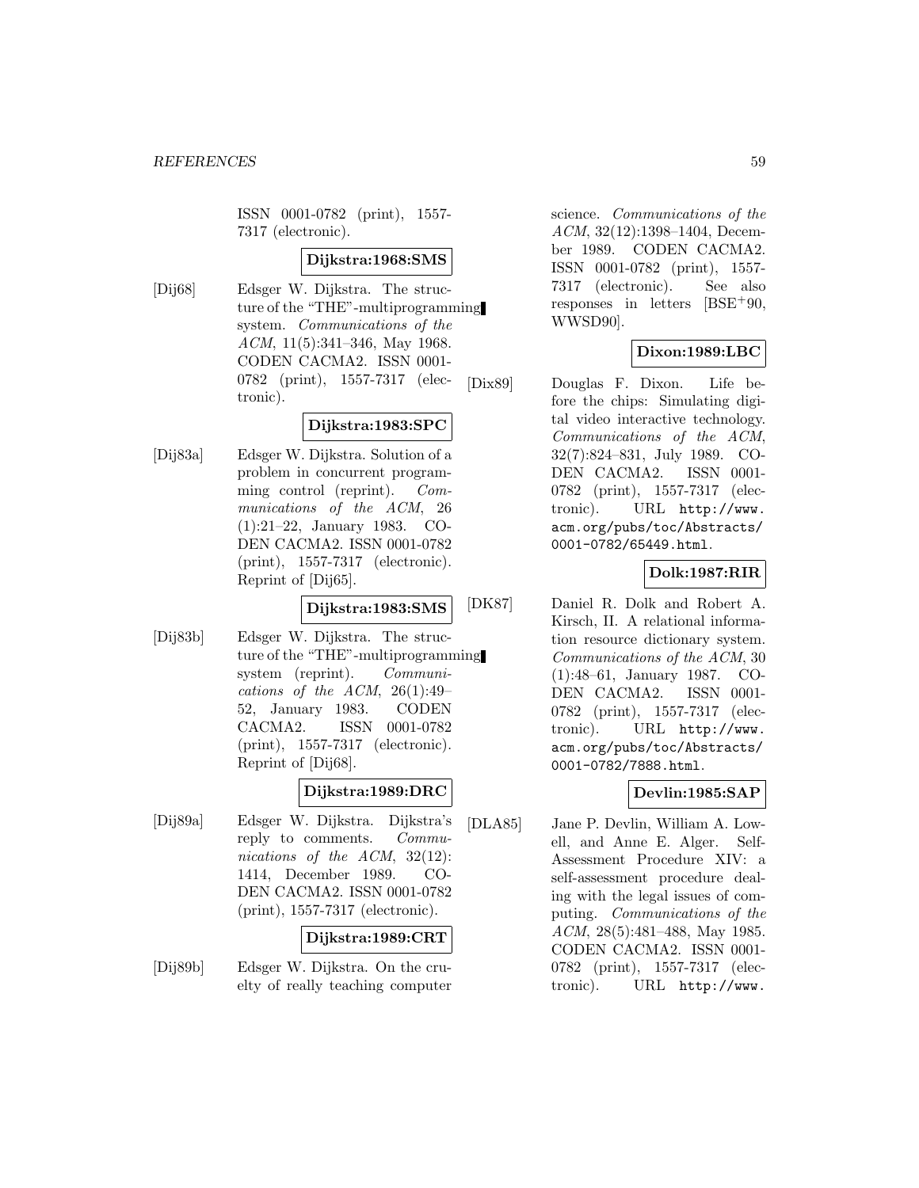ISSN 0001-0782 (print), 1557-7317 (electronic).

**Dijkstra:1968:SMS**

[Dij68] Edsger W. Dijkstra. The structure of the "THE"-multiprogramming system. *Communications of the ACM*, 11(5):341–346, May 1968. CODEN CACMA2. ISSN 0001-0782 (print), 1557-7317 (electronic).

**Dijkstra:1983:SPC**

[Dij83a] Edsger W. Dijkstra. Solution of a problem in concurrent programming control (reprint). *Communications of the ACM*, 26 (1):21–22, January 1983. CODEN CACMA2. ISSN 0001-0782 (print), 1557-7317 (electronic). Reprint of [Dij65].

**Dijkstra:1983:SMS**

[Dij83b] Edsger W. Dijkstra. The structure of the "THE"-multiprogramming system (reprint). *Communications of the ACM*, 26(1):49–52, January 1983. CODEN CACMA2. ISSN 0001-0782 (print), 1557-7317 (electronic). Reprint of [Dij68].

**Dijkstra:1989:DRC**

[Dij89a] Edsger W. Dijkstra. Dijkstra's reply to comments. *Communications of the ACM*, 32(12): 1414, December 1989. CODEN CACMA2. ISSN 0001-0782 (print), 1557-7317 (electronic).

**Dijkstra:1989:CRT**

[Dij89b] Edsger W. Dijkstra. On the cruelty of really teaching computer science. *Communications of the ACM*, 32(12):1398–1404, December 1989. CODEN CACMA2. ISSN 0001-0782 (print), 1557-7317 (electronic). See also responses in letters [BSE+90, WWSD90].

**Dixon:1989:LBC**

[Dix89] Douglas F. Dixon. Life before the chips: Simulating digital video interactive technology. *Communications of the ACM*, 32(7):824–831, July 1989. CODEN CACMA2. ISSN 0001-0782 (print), 1557-7317 (electronic). URL http://www.acm.org/pubs/toc/Abstracts/0001-0782/65449.html.

**Dolk:1987:RIR**

[DK87] Daniel R. Dolk and Robert A. Kirsch, II. A relational information resource dictionary system. *Communications of the ACM*, 30 (1):48–61, January 1987. CODEN CACMA2. ISSN 0001-0782 (print), 1557-7317 (electronic). URL http://www.acm.org/pubs/toc/Abstracts/0001-0782/7888.html.

**Devlin:1985:SAP**

[DLA85] Jane P. Devlin, William A. Lowell, and Anne E. Alger. Self-Assessment Procedure XIV: a self-assessment procedure dealing with the legal issues of computing. *Communications of the ACM*, 28(5):481–488, May 1985. CODEN CACMA2. ISSN 0001-0782 (print), 1557-7317 (electronic). URL http://www.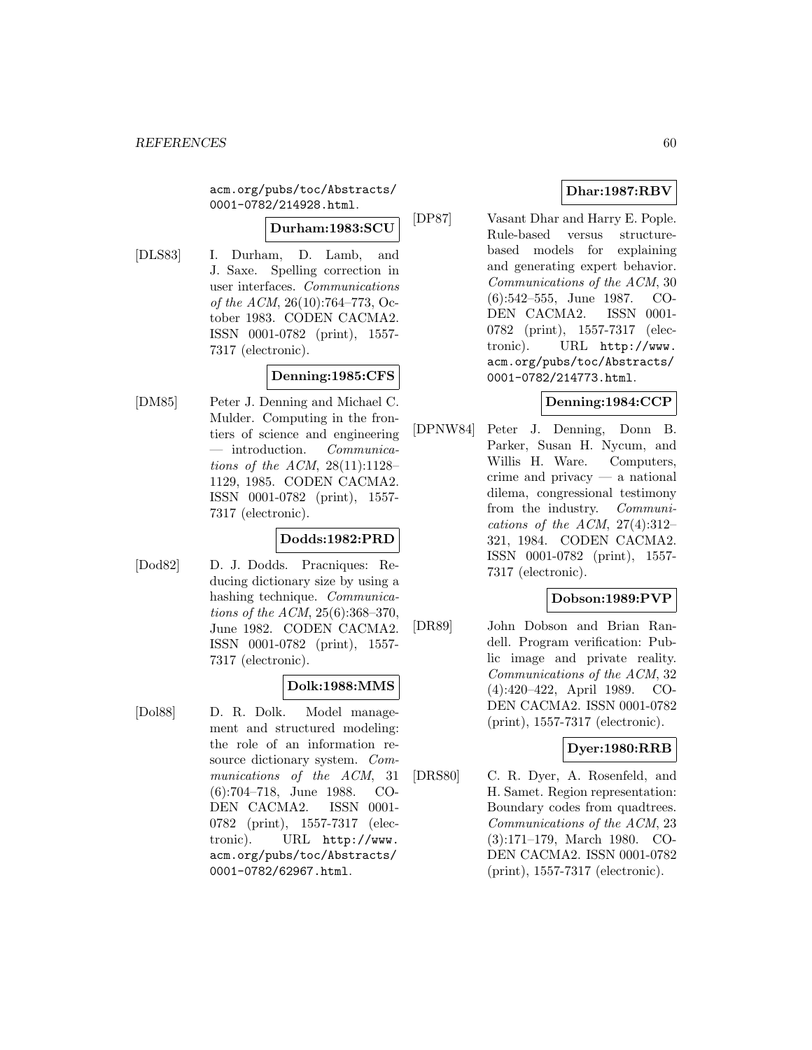acm.org/pubs/toc/Abstracts/0001-0782/214928.html.

**Durham:1983:SCU**

[DLS83] I. Durham, D. Lamb, and J. Saxe. Spelling correction in user interfaces. *Communications of the ACM*, 26(10):764–773, October 1983. CODEN CACMA2. ISSN 0001-0782 (print), 1557-7317 (electronic).

**Denning:1985:CFS**

[DM85] Peter J. Denning and Michael C. Mulder. Computing in the frontiers of science and engineering — introduction. *Communications of the ACM*, 28(11):1128–1129, 1985. CODEN CACMA2. ISSN 0001-0782 (print), 1557-7317 (electronic).

**Dodds:1982:PRD**

[Dod82] D. J. Dodds. Pracniques: Reducing dictionary size by using a hashing technique. *Communications of the ACM*, 25(6):368–370, June 1982. CODEN CACMA2. ISSN 0001-0782 (print), 1557-7317 (electronic).

**Dolk:1988:MMS**

[Dol88] D. R. Dolk. Model management and structured modeling: the role of an information resource dictionary system. *Communications of the ACM*, 31 (6):704–718, June 1988. CODEN CACMA2. ISSN 0001-0782 (print), 1557-7317 (electronic). URL http://www.acm.org/pubs/toc/Abstracts/0001-0782/62967.html.

**Dhar:1987:RBV**

[DP87] Vasant Dhar and Harry E. Pople. Rule-based versus structure-based models for explaining and generating expert behavior. *Communications of the ACM*, 30 (6):542–555, June 1987. CODEN CACMA2. ISSN 0001-0782 (print), 1557-7317 (electronic). URL http://www.acm.org/pubs/toc/Abstracts/0001-0782/214773.html.

**Denning:1984:CCP**

[DPNW84] Peter J. Denning, Donn B. Parker, Susan H. Nycum, and Willis H. Ware. Computers, crime and privacy — a national dilema, congressional testimony from the industry. *Communications of the ACM*, 27(4):312–321, 1984. CODEN CACMA2. ISSN 0001-0782 (print), 1557-7317 (electronic).

**Dobson:1989:PVP**

[DR89] John Dobson and Brian Randell. Program verification: Public image and private reality. *Communications of the ACM*, 32 (4):420–422, April 1989. CODEN CACMA2. ISSN 0001-0782 (print), 1557-7317 (electronic).

**Dyer:1980:RRB**

[DRS80] C. R. Dyer, A. Rosenfeld, and H. Samet. Region representation: Boundary codes from quadtrees. *Communications of the ACM*, 23 (3):171–179, March 1980. CODEN CACMA2. ISSN 0001-0782 (print), 1557-7317 (electronic).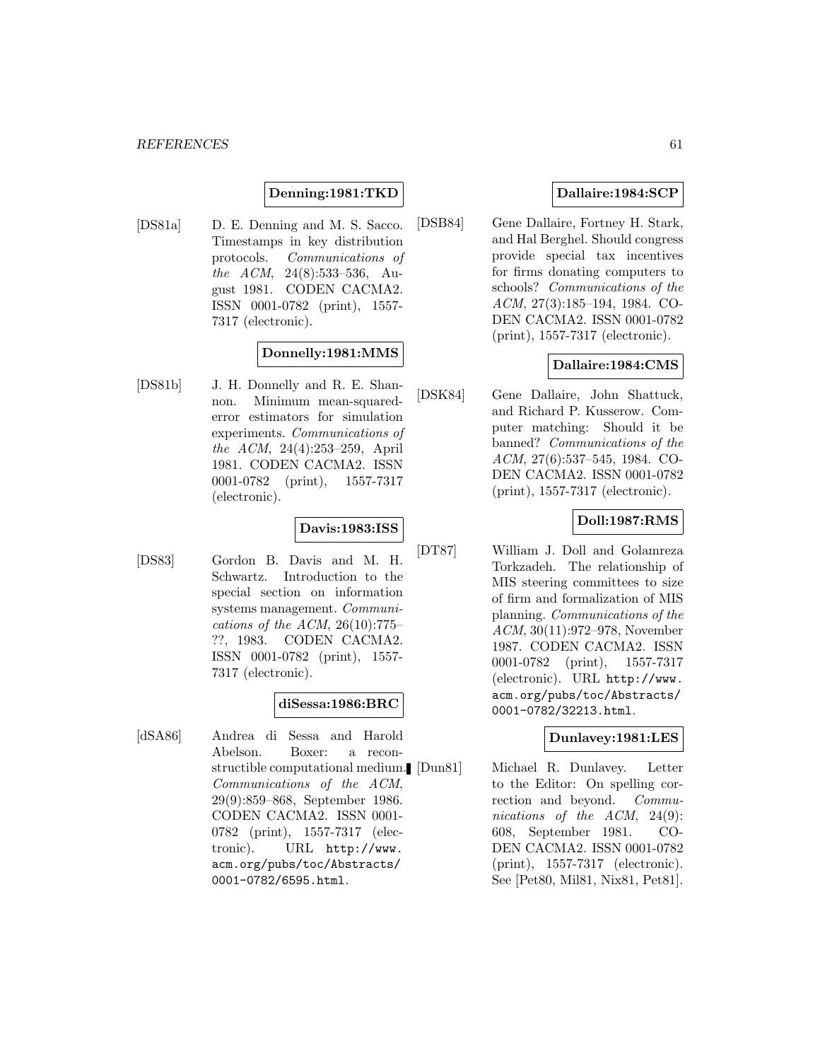**Denning:1981:TKD**

[DS81a] D. E. Denning and M. S. Sacco. Timestamps in key distribution protocols. *Communications of the ACM*, 24(8):533–536, August 1981. CODEN CACMA2. ISSN 0001-0782 (print), 1557-7317 (electronic).

**Donnelly:1981:MMS**

[DS81b] J. H. Donnelly and R. E. Shannon. Minimum mean-squared-error estimators for simulation experiments. *Communications of the ACM*, 24(4):253–259, April 1981. CODEN CACMA2. ISSN 0001-0782 (print), 1557-7317 (electronic).

**Davis:1983:ISS**

[DS83] Gordon B. Davis and M. H. Schwartz. Introduction to the special section on information systems management. *Communications of the ACM*, 26(10):775–??, 1983. CODEN CACMA2. ISSN 0001-0782 (print), 1557-7317 (electronic).

**diSessa:1986:BRC**

[dSA86] Andrea di Sessa and Harold Abelson. Boxer: a reconstructible computational medium. *Communications of the ACM*, 29(9):859–868, September 1986. CODEN CACMA2. ISSN 0001-0782 (print), 1557-7317 (electronic). URL http://www.acm.org/pubs/toc/Abstracts/0001-0782/6595.html.

**Dallaire:1984:SCP**

[DSB84] Gene Dallaire, Fortney H. Stark, and Hal Berghel. Should congress provide special tax incentives for firms donating computers to schools? *Communications of the ACM*, 27(3):185–194, 1984. CODEN CACMA2. ISSN 0001-0782 (print), 1557-7317 (electronic).

**Dallaire:1984:CMS**

[DSK84] Gene Dallaire, John Shattuck, and Richard P. Kusserow. Computer matching: Should it be banned? *Communications of the ACM*, 27(6):537–545, 1984. CODEN CACMA2. ISSN 0001-0782 (print), 1557-7317 (electronic).

**Doll:1987:RMS**

[DT87] William J. Doll and Golamreza Torkzadeh. The relationship of MIS steering committees to size of firm and formalization of MIS planning. *Communications of the ACM*, 30(11):972–978, November 1987. CODEN CACMA2. ISSN 0001-0782 (print), 1557-7317 (electronic). URL http://www.acm.org/pubs/toc/Abstracts/0001-0782/32213.html.

**Dunlavey:1981:LES**

[Dun81] Michael R. Dunlavey. Letter to the Editor: On spelling correction and beyond. *Communications of the ACM*, 24(9):608, September 1981. CODEN CACMA2. ISSN 0001-0782 (print), 1557-7317 (electronic). See [Pet80, Mil81, Nix81, Pet81].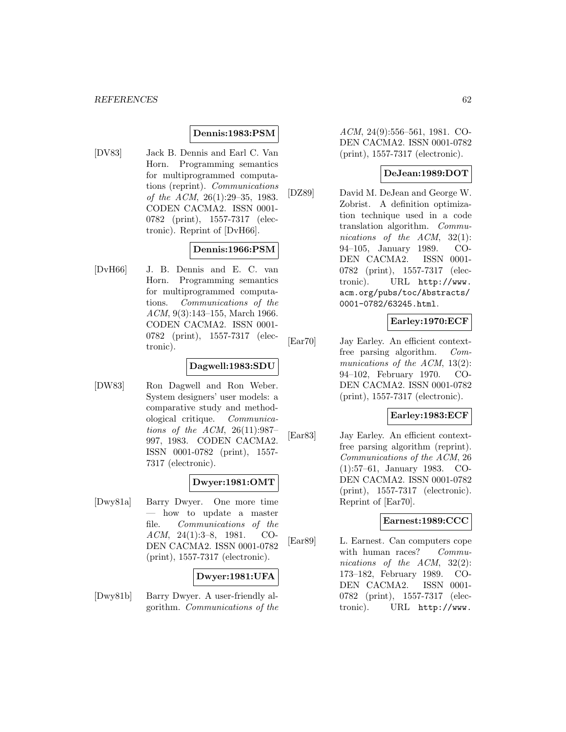**Dennis:1983:PSM**

[DV83] Jack B. Dennis and Earl C. Van Horn. Programming semantics for multiprogrammed computations (reprint). *Communications of the ACM*, 26(1):29–35, 1983. CODEN CACMA2. ISSN 0001-0782 (print), 1557-7317 (electronic). Reprint of [DvH66].

**Dennis:1966:PSM**

[DvH66] J. B. Dennis and E. C. van Horn. Programming semantics for multiprogrammed computations. *Communications of the ACM*, 9(3):143–155, March 1966. CODEN CACMA2. ISSN 0001-0782 (print), 1557-7317 (electronic).

**Dagwell:1983:SDU**

[DW83] Ron Dagwell and Ron Weber. System designers' user models: a comparative study and methodological critique. *Communications of the ACM*, 26(11):987–997, 1983. CODEN CACMA2. ISSN 0001-0782 (print), 1557-7317 (electronic).

**Dwyer:1981:OMT**

[Dwy81a] Barry Dwyer. One more time — how to update a master file. *Communications of the ACM*, 24(1):3–8, 1981. CODEN CACMA2. ISSN 0001-0782 (print), 1557-7317 (electronic).

**Dwyer:1981:UFA**

[Dwy81b] Barry Dwyer. A user-friendly algorithm. *Communications of the ACM*, 24(9):556–561, 1981. CODEN CACMA2. ISSN 0001-0782 (print), 1557-7317 (electronic).

**DeJean:1989:DOT**

[DZ89] David M. DeJean and George W. Zobrist. A definition optimization technique used in a code translation algorithm. *Communications of the ACM*, 32(1): 94–105, January 1989. CODEN CACMA2. ISSN 0001-0782 (print), 1557-7317 (electronic). URL http://www.acm.org/pubs/toc/Abstracts/0001-0782/63245.html.

**Earley:1970:ECF**

[Ear70] Jay Earley. An efficient context-free parsing algorithm. *Communications of the ACM*, 13(2): 94–102, February 1970. CODEN CACMA2. ISSN 0001-0782 (print), 1557-7317 (electronic).

**Earley:1983:ECF**

[Ear83] Jay Earley. An efficient context-free parsing algorithm (reprint). *Communications of the ACM*, 26 (1):57–61, January 1983. CODEN CACMA2. ISSN 0001-0782 (print), 1557-7317 (electronic). Reprint of [Ear70].

**Earnest:1989:CCC**

[Ear89] L. Earnest. Can computers cope with human races? *Communications of the ACM*, 32(2): 173–182, February 1989. CODEN CACMA2. ISSN 0001-0782 (print), 1557-7317 (electronic). URL http://www.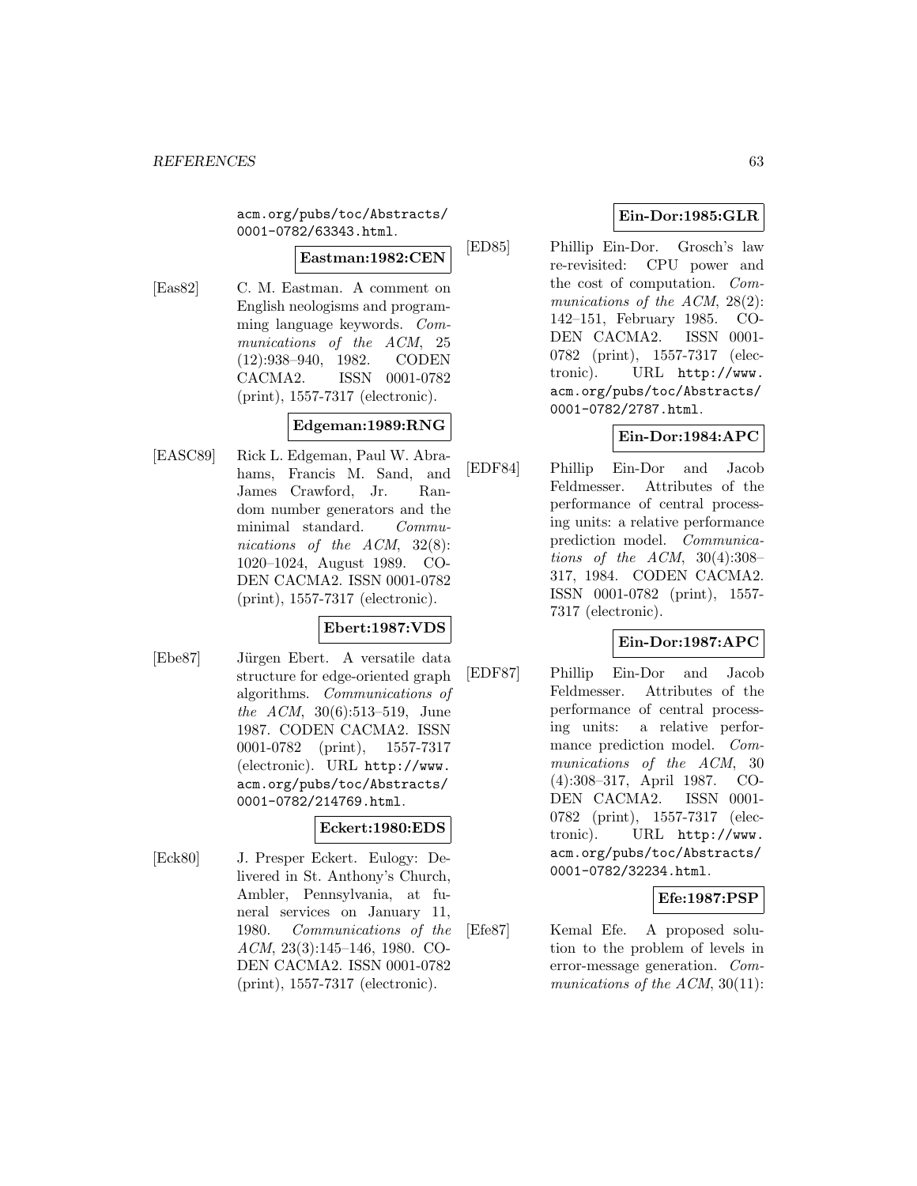acm.org/pubs/toc/Abstracts/0001-0782/63343.html.

**Eastman:1982:CEN**

[Eas82] C. M. Eastman. A comment on English neologisms and programming language keywords. *Communications of the ACM*, 25 (12):938–940, 1982. CODEN CACMA2. ISSN 0001-0782 (print), 1557-7317 (electronic).

**Edgeman:1989:RNG**

[EASC89] Rick L. Edgeman, Paul W. Abrahams, Francis M. Sand, and James Crawford, Jr. Random number generators and the minimal standard. *Communications of the ACM*, 32(8): 1020–1024, August 1989. CODEN CACMA2. ISSN 0001-0782 (print), 1557-7317 (electronic).

**Ebert:1987:VDS**

[Ebe87] Jürgen Ebert. A versatile data structure for edge-oriented graph algorithms. *Communications of the ACM*, 30(6):513–519, June 1987. CODEN CACMA2. ISSN 0001-0782 (print), 1557-7317 (electronic). URL http://www.acm.org/pubs/toc/Abstracts/0001-0782/214769.html.

**Eckert:1980:EDS**

[Eck80] J. Presper Eckert. Eulogy: Delivered in St. Anthony's Church, Ambler, Pennsylvania, at funeral services on January 11, 1980. *Communications of the ACM*, 23(3):145–146, 1980. CODEN CACMA2. ISSN 0001-0782 (print), 1557-7317 (electronic).

**Ein-Dor:1985:GLR**

[ED85] Phillip Ein-Dor. Grosch's law re-revisited: CPU power and the cost of computation. *Communications of the ACM*, 28(2): 142–151, February 1985. CODEN CACMA2. ISSN 0001-0782 (print), 1557-7317 (electronic). URL http://www.acm.org/pubs/toc/Abstracts/0001-0782/2787.html.

**Ein-Dor:1984:APC**

[EDF84] Phillip Ein-Dor and Jacob Feldmesser. Attributes of the performance of central processing units: a relative performance prediction model. *Communications of the ACM*, 30(4):308–317, 1984. CODEN CACMA2. ISSN 0001-0782 (print), 1557-7317 (electronic).

**Ein-Dor:1987:APC**

[EDF87] Phillip Ein-Dor and Jacob Feldmesser. Attributes of the performance of central processing units: a relative performance prediction model. *Communications of the ACM*, 30 (4):308–317, April 1987. CODEN CACMA2. ISSN 0001-0782 (print), 1557-7317 (electronic). URL http://www.acm.org/pubs/toc/Abstracts/0001-0782/32234.html.

**Efe:1987:PSP**

[Efe87] Kemal Efe. A proposed solution to the problem of levels in error-message generation. *Communications of the ACM*, 30(11):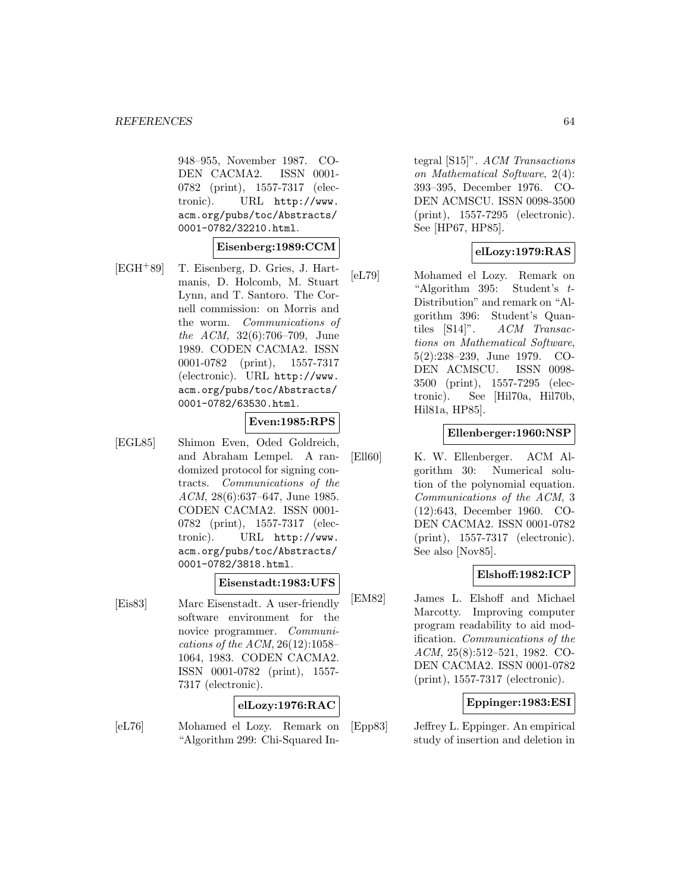948–955, November 1987. CODEN CACMA2. ISSN 0001-0782 (print), 1557-7317 (electronic). URL http://www.acm.org/pubs/toc/Abstracts/0001-0782/32210.html.

**Eisenberg:1989:CCM**

[EGH+89] T. Eisenberg, D. Gries, J. Hartmanis, D. Holcomb, M. Stuart Lynn, and T. Santoro. The Cornell commission: on Morris and the worm. *Communications of the ACM*, 32(6):706–709, June 1989. CODEN CACMA2. ISSN 0001-0782 (print), 1557-7317 (electronic). URL http://www.acm.org/pubs/toc/Abstracts/0001-0782/63530.html.

**Even:1985:RPS**

[EGL85] Shimon Even, Oded Goldreich, and Abraham Lempel. A randomized protocol for signing contracts. *Communications of the ACM*, 28(6):637–647, June 1985. CODEN CACMA2. ISSN 0001-0782 (print), 1557-7317 (electronic). URL http://www.acm.org/pubs/toc/Abstracts/0001-0782/3818.html.

**Eisenstadt:1983:UFS**

[Eis83] Marc Eisenstadt. A user-friendly software environment for the novice programmer. *Communications of the ACM*, 26(12):1058–1064, 1983. CODEN CACMA2. ISSN 0001-0782 (print), 1557-7317 (electronic).

**elLozy:1976:RAC**

[eL76] Mohamed el Lozy. Remark on "Algorithm 299: Chi-Squared Integral [S15]". *ACM Transactions on Mathematical Software*, 2(4): 393–395, December 1976. CODEN ACMSCU. ISSN 0098-3500 (print), 1557-7295 (electronic). See [HP67, HP85].

**elLozy:1979:RAS**

[eL79] Mohamed el Lozy. Remark on "Algorithm 395: Student's $t$-Distribution" and remark on "Algorithm 396: Student's Quantiles [S14]". *ACM Transactions on Mathematical Software*, 5(2):238–239, June 1979. CODEN ACMSCU. ISSN 0098-3500 (print), 1557-7295 (electronic). See [Hil70a, Hil70b, Hil81a, HP85].

**Ellenberger:1960:NSP**

[Ell60] K. W. Ellenberger. ACM Algorithm 30: Numerical solution of the polynomial equation. *Communications of the ACM*, 3 (12):643, December 1960. CODEN CACMA2. ISSN 0001-0782 (print), 1557-7317 (electronic). See also [Nov85].

**Elshoff:1982:ICP**

[EM82] James L. Elshoff and Michael Marcotty. Improving computer program readability to aid modification. *Communications of the ACM*, 25(8):512–521, 1982. CODEN CACMA2. ISSN 0001-0782 (print), 1557-7317 (electronic).

**Eppinger:1983:ESI**

[Epp83] Jeffrey L. Eppinger. An empirical study of insertion and deletion in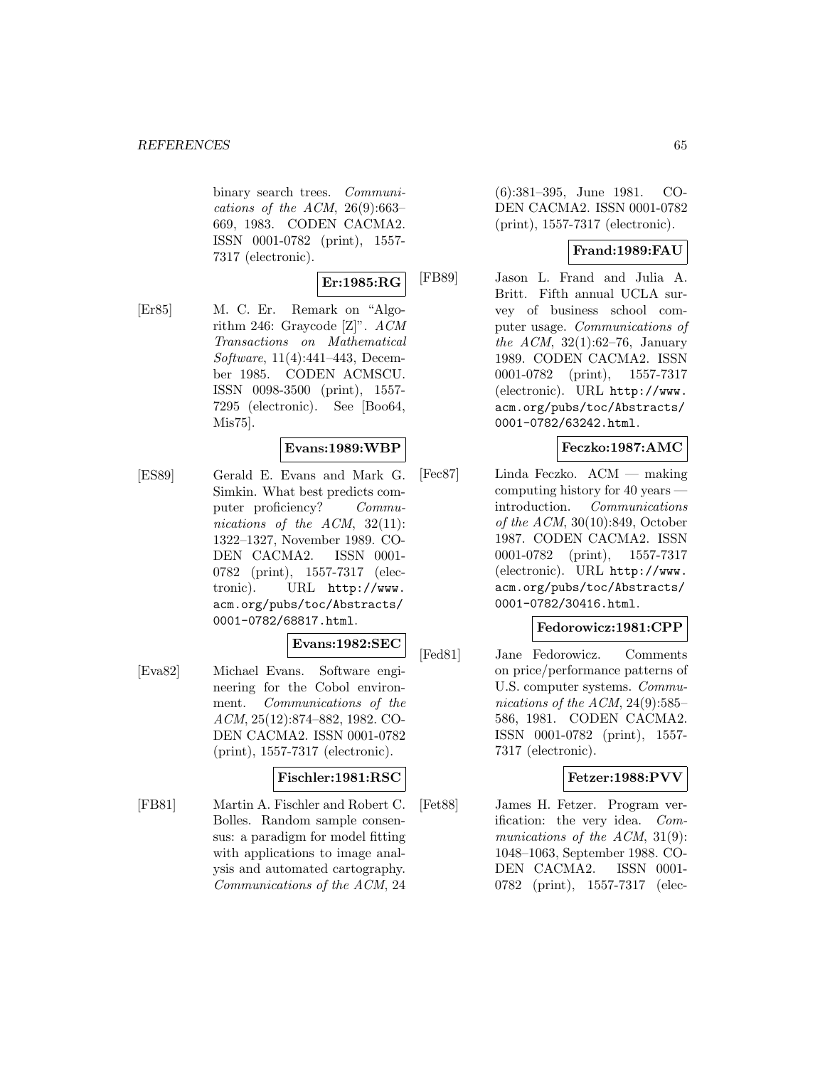binary search trees. *Communications of the ACM*, 26(9):663–669, 1983. CODEN CACMA2. ISSN 0001-0782 (print), 1557-7317 (electronic).

**Er:1985:RG**

[Er85] M. C. Er. Remark on "Algorithm 246: Graycode [Z]". *ACM Transactions on Mathematical Software*, 11(4):441–443, December 1985. CODEN ACMSCU. ISSN 0098-3500 (print), 1557-7295 (electronic). See [Boo64, Mis75].

**Evans:1989:WBP**

[ES89] Gerald E. Evans and Mark G. Simkin. What best predicts computer proficiency? *Communications of the ACM*, 32(11): 1322–1327, November 1989. CODEN CACMA2. ISSN 0001-0782 (print), 1557-7317 (electronic). URL `http://www.acm.org/pubs/toc/Abstracts/0001-0782/68817.html`.

**Evans:1982:SEC**

[Eva82] Michael Evans. Software engineering for the Cobol environment. *Communications of the ACM*, 25(12):874–882, 1982. CODEN CACMA2. ISSN 0001-0782 (print), 1557-7317 (electronic).

**Fischler:1981:RSC**

[FB81] Martin A. Fischler and Robert C. Bolles. Random sample consensus: a paradigm for model fitting with applications to image analysis and automated cartography. *Communications of the ACM*, 24 (6):381–395, June 1981. CODEN CACMA2. ISSN 0001-0782 (print), 1557-7317 (electronic).

**Frand:1989:FAU**

[FB89] Jason L. Frand and Julia A. Britt. Fifth annual UCLA survey of business school computer usage. *Communications of the ACM*, 32(1):62–76, January 1989. CODEN CACMA2. ISSN 0001-0782 (print), 1557-7317 (electronic). URL `http://www.acm.org/pubs/toc/Abstracts/0001-0782/63242.html`.

**Feczko:1987:AMC**

[Fec87] Linda Feczko. ACM — making computing history for 40 years — introduction. *Communications of the ACM*, 30(10):849, October 1987. CODEN CACMA2. ISSN 0001-0782 (print), 1557-7317 (electronic). URL `http://www.acm.org/pubs/toc/Abstracts/0001-0782/30416.html`.

**Fedorowicz:1981:CPP**

[Fed81] Jane Fedorowicz. Comments on price/performance patterns of U.S. computer systems. *Communications of the ACM*, 24(9):585–586, 1981. CODEN CACMA2. ISSN 0001-0782 (print), 1557-7317 (electronic).

**Fetzer:1988:PVV**

[Fet88] James H. Fetzer. Program verification: the very idea. *Communications of the ACM*, 31(9): 1048–1063, September 1988. CODEN CACMA2. ISSN 0001-0782 (print), 1557-7317 (elec-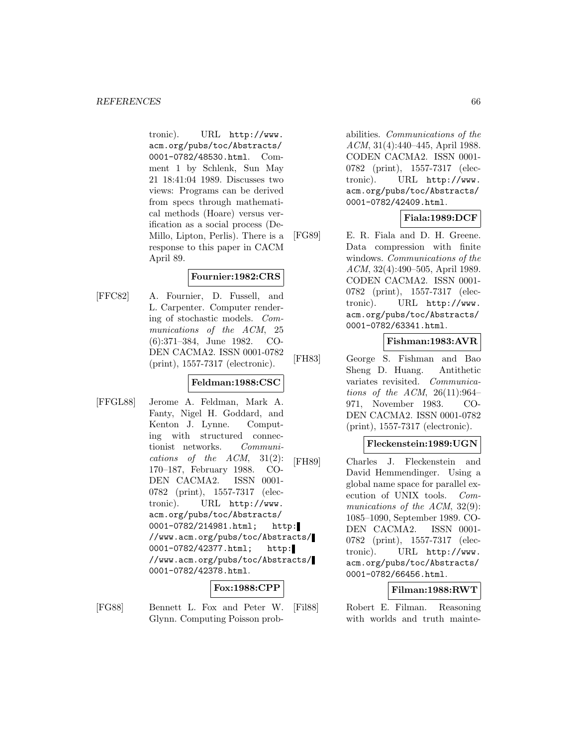tronic). URL http://www.acm.org/pubs/toc/Abstracts/0001-0782/48530.html. Comment 1 by Schlenk, Sun May 21 18:41:04 1989. Discusses two views: Programs can be derived from specs through mathematical methods (Hoare) versus verification as a social process (DeMillo, Lipton, Perlis). There is a response to this paper in CACM April 89.

**Fournier:1982:CRS**

[FFC82] A. Fournier, D. Fussell, and L. Carpenter. Computer rendering of stochastic models. *Communications of the ACM*, 25 (6):371–384, June 1982. CODEN CACMA2. ISSN 0001-0782 (print), 1557-7317 (electronic).

**Feldman:1988:CSC**

[FFGL88] Jerome A. Feldman, Mark A. Fanty, Nigel H. Goddard, and Kenton J. Lynne. Computing with structured connectionist networks. *Communications of the ACM*, 31(2): 170–187, February 1988. CODEN CACMA2. ISSN 0001-0782 (print), 1557-7317 (electronic). URL http://www.acm.org/pubs/toc/Abstracts/0001-0782/214981.html; http://www.acm.org/pubs/toc/Abstracts/0001-0782/42377.html; http://www.acm.org/pubs/toc/Abstracts/0001-0782/42378.html.

**Fox:1988:CPP**

[FG88] Bennett L. Fox and Peter W. Glynn. Computing Poisson probabilities. *Communications of the ACM*, 31(4):440–445, April 1988. CODEN CACMA2. ISSN 0001-0782 (print), 1557-7317 (electronic). URL http://www.acm.org/pubs/toc/Abstracts/0001-0782/42409.html.

**Fiala:1989:DCF**

[FG89] E. R. Fiala and D. H. Greene. Data compression with finite windows. *Communications of the ACM*, 32(4):490–505, April 1989. CODEN CACMA2. ISSN 0001-0782 (print), 1557-7317 (electronic). URL http://www.acm.org/pubs/toc/Abstracts/0001-0782/63341.html.

**Fishman:1983:AVR**

[FH83] George S. Fishman and Bao Sheng D. Huang. Antithetic variates revisited. *Communications of the ACM*, 26(11):964–971, November 1983. CODEN CACMA2. ISSN 0001-0782 (print), 1557-7317 (electronic).

**Fleckenstein:1989:UGN**

[FH89] Charles J. Fleckenstein and David Hemmendinger. Using a global name space for parallel execution of UNIX tools. *Communications of the ACM*, 32(9): 1085–1090, September 1989. CODEN CACMA2. ISSN 0001-0782 (print), 1557-7317 (electronic). URL http://www.acm.org/pubs/toc/Abstracts/0001-0782/66456.html.

**Filman:1988:RWT**

[Fil88] Robert E. Filman. Reasoning with worlds and truth mainte-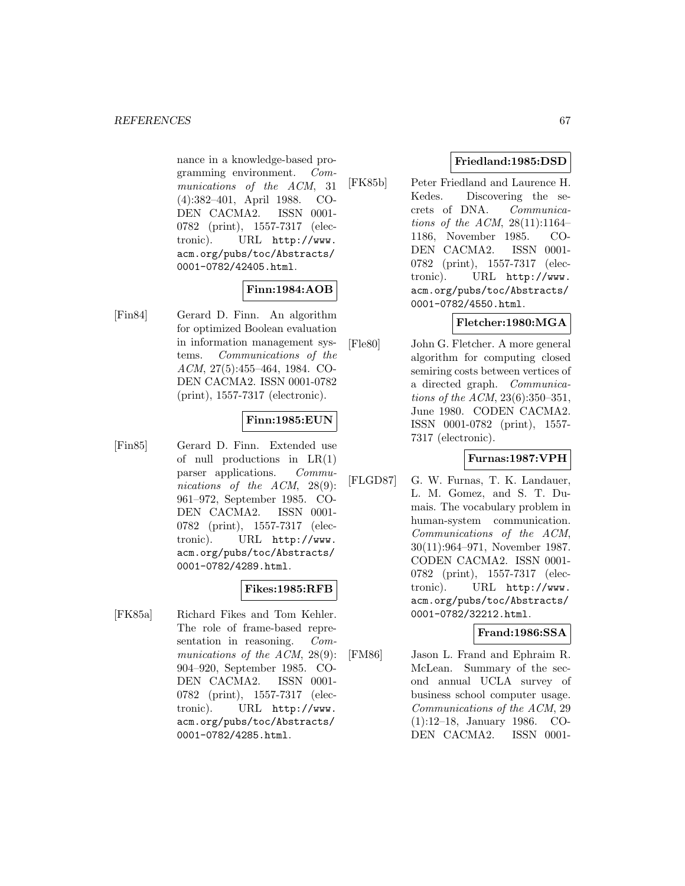nance in a knowledge-based programming environment. *Communications of the ACM*, 31 (4):382–401, April 1988. CODEN CACMA2. ISSN 0001-0782 (print), 1557-7317 (electronic). URL `http://www.acm.org/pubs/toc/Abstracts/0001-0782/42405.html`.

**Finn:1984:AOB**

[Fin84] Gerard D. Finn. An algorithm for optimized Boolean evaluation in information management systems. *Communications of the ACM*, 27(5):455–464, 1984. CODEN CACMA2. ISSN 0001-0782 (print), 1557-7317 (electronic).

**Finn:1985:EUN**

[Fin85] Gerard D. Finn. Extended use of null productions in LR(1) parser applications. *Communications of the ACM*, 28(9): 961–972, September 1985. CODEN CACMA2. ISSN 0001-0782 (print), 1557-7317 (electronic). URL `http://www.acm.org/pubs/toc/Abstracts/0001-0782/4289.html`.

**Fikes:1985:RFB**

[FK85a] Richard Fikes and Tom Kehler. The role of frame-based representation in reasoning. *Communications of the ACM*, 28(9): 904–920, September 1985. CODEN CACMA2. ISSN 0001-0782 (print), 1557-7317 (electronic). URL `http://www.acm.org/pubs/toc/Abstracts/0001-0782/4285.html`.

**Friedland:1985:DSD**

[FK85b] Peter Friedland and Laurence H. Kedes. Discovering the secrets of DNA. *Communications of the ACM*, 28(11):1164–1186, November 1985. CODEN CACMA2. ISSN 0001-0782 (print), 1557-7317 (electronic). URL `http://www.acm.org/pubs/toc/Abstracts/0001-0782/4550.html`.

**Fletcher:1980:MGA**

[Fle80] John G. Fletcher. A more general algorithm for computing closed semiring costs between vertices of a directed graph. *Communications of the ACM*, 23(6):350–351, June 1980. CODEN CACMA2. ISSN 0001-0782 (print), 1557-7317 (electronic).

**Furnas:1987:VPH**

[FLGD87] G. W. Furnas, T. K. Landauer, L. M. Gomez, and S. T. Dumais. The vocabulary problem in human-system communication. *Communications of the ACM*, 30(11):964–971, November 1987. CODEN CACMA2. ISSN 0001-0782 (print), 1557-7317 (electronic). URL `http://www.acm.org/pubs/toc/Abstracts/0001-0782/32212.html`.

**Frand:1986:SSA**

[FM86] Jason L. Frand and Ephraim R. McLean. Summary of the second annual UCLA survey of business school computer usage. *Communications of the ACM*, 29 (1):12–18, January 1986. CODEN CACMA2. ISSN 0001-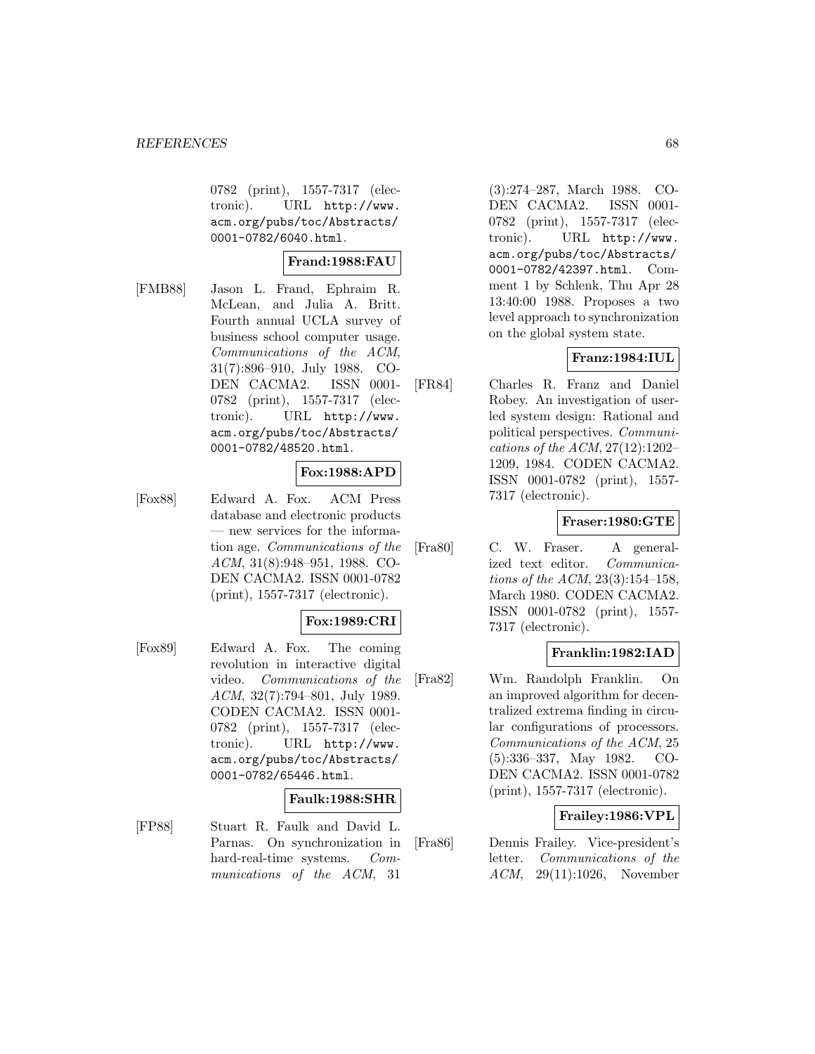0782 (print), 1557-7317 (electronic). URL http://www.acm.org/pubs/toc/Abstracts/0001-0782/6040.html.

**Frand:1988:FAU**

[FMB88] Jason L. Frand, Ephraim R. McLean, and Julia A. Britt. Fourth annual UCLA survey of business school computer usage. *Communications of the ACM*, 31(7):896–910, July 1988. CODEN CACMA2. ISSN 0001-0782 (print), 1557-7317 (electronic). URL http://www.acm.org/pubs/toc/Abstracts/0001-0782/48520.html.

**Fox:1988:APD**

[Fox88] Edward A. Fox. ACM Press database and electronic products — new services for the information age. *Communications of the ACM*, 31(8):948–951, 1988. CODEN CACMA2. ISSN 0001-0782 (print), 1557-7317 (electronic).

**Fox:1989:CRI**

[Fox89] Edward A. Fox. The coming revolution in interactive digital video. *Communications of the ACM*, 32(7):794–801, July 1989. CODEN CACMA2. ISSN 0001-0782 (print), 1557-7317 (electronic). URL http://www.acm.org/pubs/toc/Abstracts/0001-0782/65446.html.

**Faulk:1988:SHR**

[FP88] Stuart R. Faulk and David L. Parnas. On synchronization in hard-real-time systems. *Communications of the ACM*, 31 (3):274–287, March 1988. CODEN CACMA2. ISSN 0001-0782 (print), 1557-7317 (electronic). URL http://www.acm.org/pubs/toc/Abstracts/0001-0782/42397.html. Comment 1 by Schlenk, Thu Apr 28 13:40:00 1988. Proposes a two level approach to synchronization on the global system state.

**Franz:1984:IUL**

[FR84] Charles R. Franz and Daniel Robey. An investigation of user-led system design: Rational and political perspectives. *Communications of the ACM*, 27(12):1202–1209, 1984. CODEN CACMA2. ISSN 0001-0782 (print), 1557-7317 (electronic).

**Fraser:1980:GTE**

[Fra80] C. W. Fraser. A generalized text editor. *Communications of the ACM*, 23(3):154–158, March 1980. CODEN CACMA2. ISSN 0001-0782 (print), 1557-7317 (electronic).

**Franklin:1982:IAD**

[Fra82] Wm. Randolph Franklin. On an improved algorithm for decentralized extrema finding in circular configurations of processors. *Communications of the ACM*, 25 (5):336–337, May 1982. CODEN CACMA2. ISSN 0001-0782 (print), 1557-7317 (electronic).

**Frailey:1986:VPL**

[Fra86] Dennis Frailey. Vice-president's letter. *Communications of the ACM*, 29(11):1026, November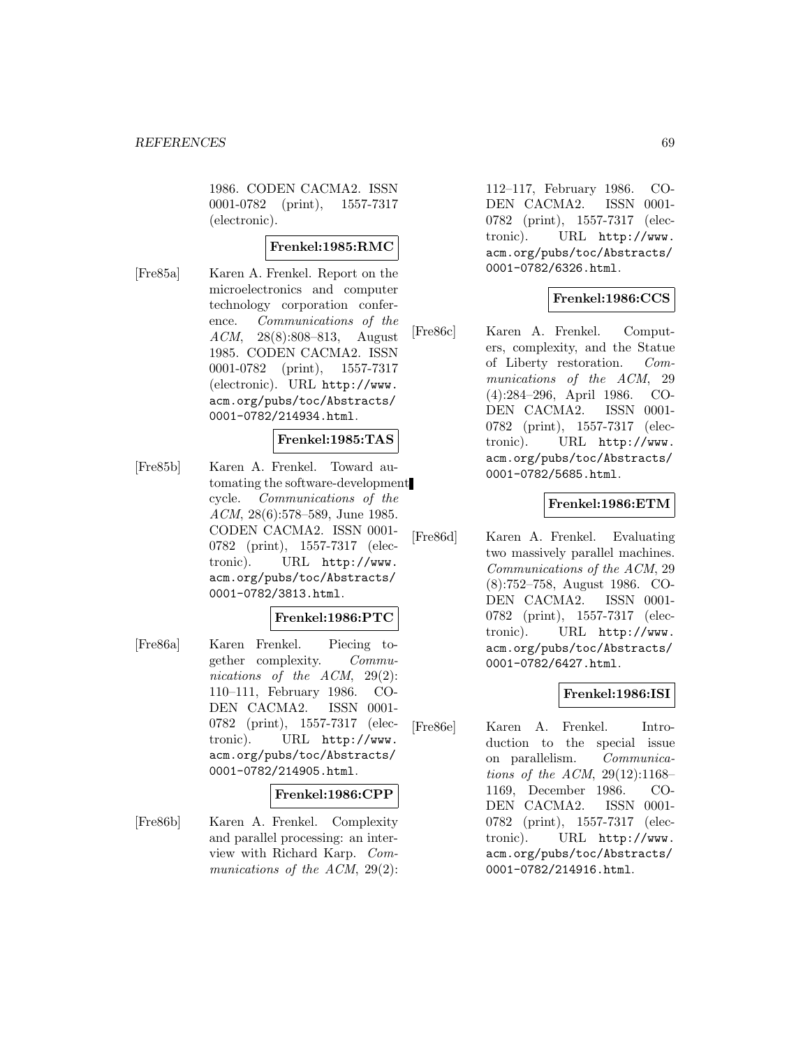1986. CODEN CACMA2. ISSN 0001-0782 (print), 1557-7317 (electronic).

**Frenkel:1985:RMC**

[Fre85a] Karen A. Frenkel. Report on the microelectronics and computer technology corporation conference. *Communications of the ACM*, 28(8):808–813, August 1985. CODEN CACMA2. ISSN 0001-0782 (print), 1557-7317 (electronic). URL `http://www.acm.org/pubs/toc/Abstracts/0001-0782/214934.html`.

**Frenkel:1985:TAS**

[Fre85b] Karen A. Frenkel. Toward automating the software-development cycle. *Communications of the ACM*, 28(6):578–589, June 1985. CODEN CACMA2. ISSN 0001-0782 (print), 1557-7317 (electronic). URL `http://www.acm.org/pubs/toc/Abstracts/0001-0782/3813.html`.

**Frenkel:1986:PTC**

[Fre86a] Karen Frenkel. Piecing together complexity. *Communications of the ACM*, 29(2):110–111, February 1986. CODEN CACMA2. ISSN 0001-0782 (print), 1557-7317 (electronic). URL `http://www.acm.org/pubs/toc/Abstracts/0001-0782/214905.html`.

**Frenkel:1986:CPP**

[Fre86b] Karen A. Frenkel. Complexity and parallel processing: an interview with Richard Karp. *Communications of the ACM*, 29(2):112–117, February 1986. CODEN CACMA2. ISSN 0001-0782 (print), 1557-7317 (electronic). URL `http://www.acm.org/pubs/toc/Abstracts/0001-0782/6326.html`.

**Frenkel:1986:CCS**

[Fre86c] Karen A. Frenkel. Computers, complexity, and the Statue of Liberty restoration. *Communications of the ACM*, 29(4):284–296, April 1986. CODEN CACMA2. ISSN 0001-0782 (print), 1557-7317 (electronic). URL `http://www.acm.org/pubs/toc/Abstracts/0001-0782/5685.html`.

**Frenkel:1986:ETM**

[Fre86d] Karen A. Frenkel. Evaluating two massively parallel machines. *Communications of the ACM*, 29(8):752–758, August 1986. CODEN CACMA2. ISSN 0001-0782 (print), 1557-7317 (electronic). URL `http://www.acm.org/pubs/toc/Abstracts/0001-0782/6427.html`.

**Frenkel:1986:ISI**

[Fre86e] Karen A. Frenkel. Introduction to the special issue on parallelism. *Communications of the ACM*, 29(12):1168–1169, December 1986. CODEN CACMA2. ISSN 0001-0782 (print), 1557-7317 (electronic). URL `http://www.acm.org/pubs/toc/Abstracts/0001-0782/214916.html`.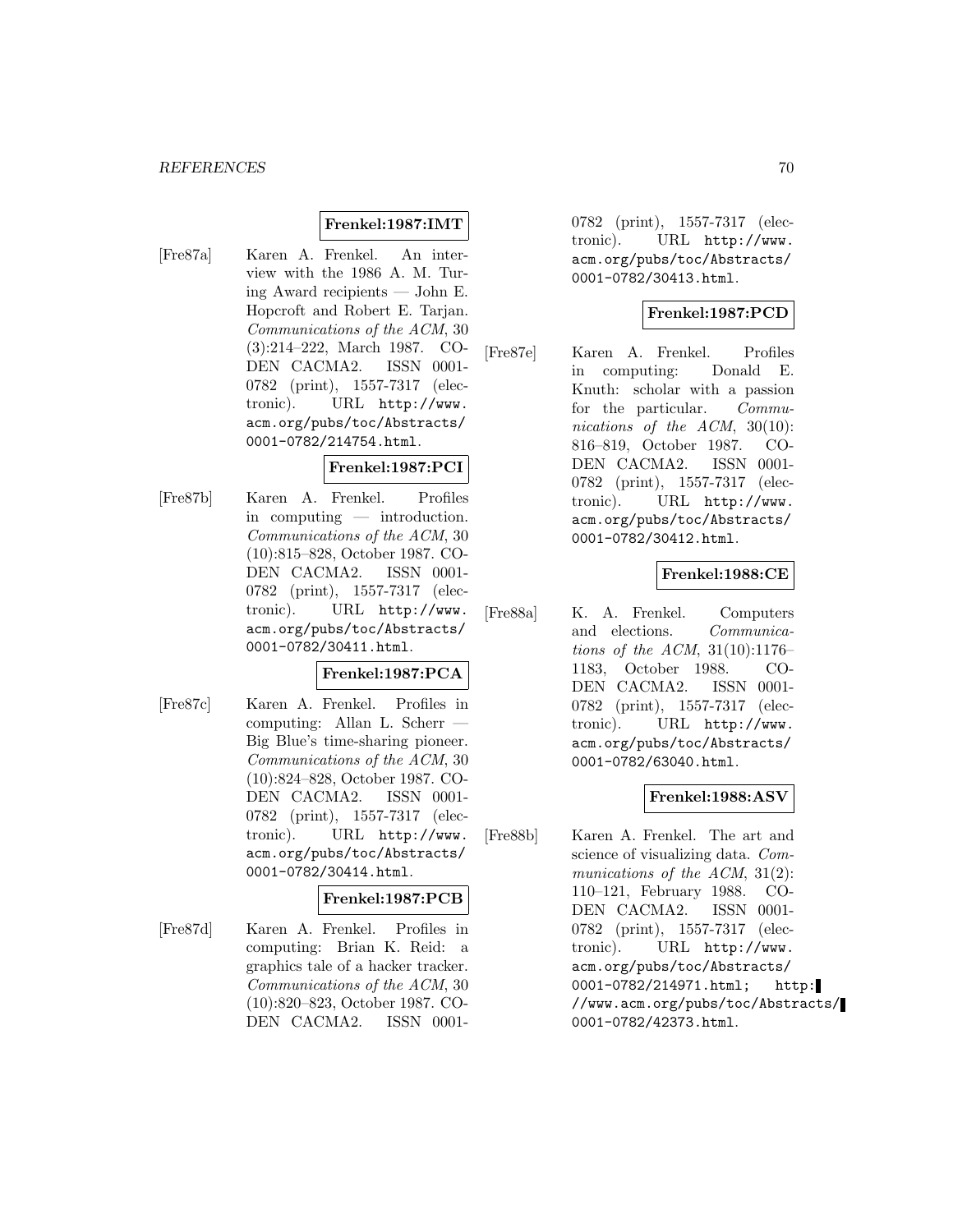**Frenkel:1987:IMT**

[Fre87a] Karen A. Frenkel. An interview with the 1986 A. M. Turing Award recipients — John E. Hopcroft and Robert E. Tarjan. *Communications of the ACM*, 30 (3):214–222, March 1987. CODEN CACMA2. ISSN 0001-0782 (print), 1557-7317 (electronic). URL http://www.acm.org/pubs/toc/Abstracts/0001-0782/214754.html.

**Frenkel:1987:PCI**

[Fre87b] Karen A. Frenkel. Profiles in computing — introduction. *Communications of the ACM*, 30 (10):815–828, October 1987. CODEN CACMA2. ISSN 0001-0782 (print), 1557-7317 (electronic). URL http://www.acm.org/pubs/toc/Abstracts/0001-0782/30411.html.

**Frenkel:1987:PCA**

[Fre87c] Karen A. Frenkel. Profiles in computing: Allan L. Scherr — Big Blue's time-sharing pioneer. *Communications of the ACM*, 30 (10):824–828, October 1987. CODEN CACMA2. ISSN 0001-0782 (print), 1557-7317 (electronic). URL http://www.acm.org/pubs/toc/Abstracts/0001-0782/30414.html.

**Frenkel:1987:PCB**

[Fre87d] Karen A. Frenkel. Profiles in computing: Brian K. Reid: a graphics tale of a hacker tracker. *Communications of the ACM*, 30 (10):820–823, October 1987. CODEN CACMA2. ISSN 0001-0782 (print), 1557-7317 (electronic). URL http://www.acm.org/pubs/toc/Abstracts/0001-0782/30413.html.

**Frenkel:1987:PCD**

[Fre87e] Karen A. Frenkel. Profiles in computing: Donald E. Knuth: scholar with a passion for the particular. *Communications of the ACM*, 30(10): 816–819, October 1987. CODEN CACMA2. ISSN 0001-0782 (print), 1557-7317 (electronic). URL http://www.acm.org/pubs/toc/Abstracts/0001-0782/30412.html.

**Frenkel:1988:CE**

[Fre88a] K. A. Frenkel. Computers and elections. *Communications of the ACM*, 31(10):1176–1183, October 1988. CODEN CACMA2. ISSN 0001-0782 (print), 1557-7317 (electronic). URL http://www.acm.org/pubs/toc/Abstracts/0001-0782/63040.html.

**Frenkel:1988:ASV**

[Fre88b] Karen A. Frenkel. The art and science of visualizing data. *Communications of the ACM*, 31(2): 110–121, February 1988. CODEN CACMA2. ISSN 0001-0782 (print), 1557-7317 (electronic). URL http://www.acm.org/pubs/toc/Abstracts/0001-0782/214971.html; http://www.acm.org/pubs/toc/Abstracts/0001-0782/42373.html.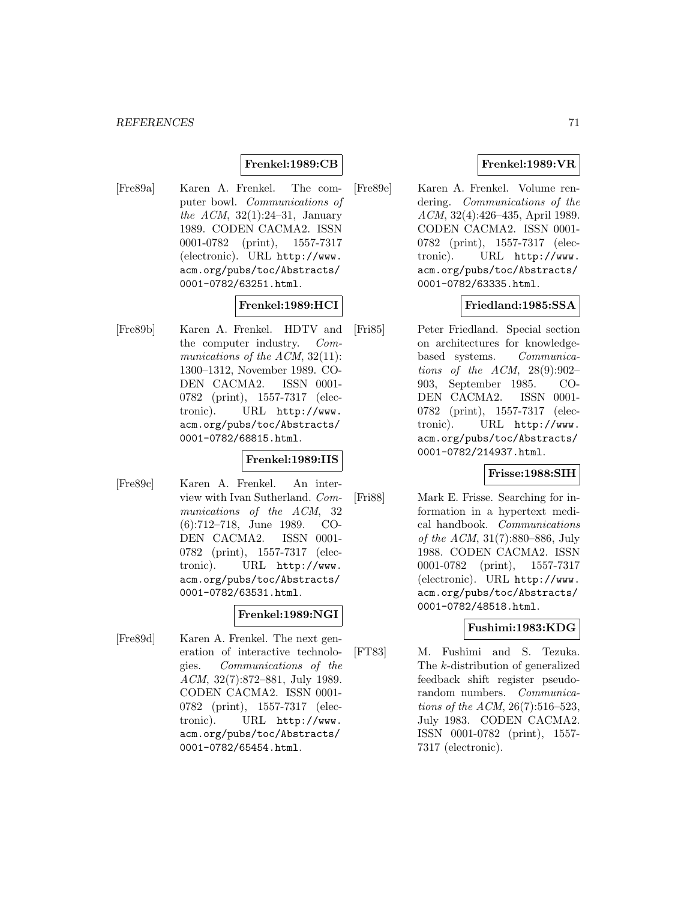**Frenkel:1989:CB**

[Fre89a] Karen A. Frenkel. The computer bowl. *Communications of the ACM*, 32(1):24–31, January 1989. CODEN CACMA2. ISSN 0001-0782 (print), 1557-7317 (electronic). URL `http://www.acm.org/pubs/toc/Abstracts/0001-0782/63251.html`.

**Frenkel:1989:HCI**

[Fre89b] Karen A. Frenkel. HDTV and the computer industry. *Communications of the ACM*, 32(11):1300–1312, November 1989. CODEN CACMA2. ISSN 0001-0782 (print), 1557-7317 (electronic). URL `http://www.acm.org/pubs/toc/Abstracts/0001-0782/68815.html`.

**Frenkel:1989:IIS**

[Fre89c] Karen A. Frenkel. An interview with Ivan Sutherland. *Communications of the ACM*, 32(6):712–718, June 1989. CODEN CACMA2. ISSN 0001-0782 (print), 1557-7317 (electronic). URL `http://www.acm.org/pubs/toc/Abstracts/0001-0782/63531.html`.

**Frenkel:1989:NGI**

[Fre89d] Karen A. Frenkel. The next generation of interactive technologies. *Communications of the ACM*, 32(7):872–881, July 1989. CODEN CACMA2. ISSN 0001-0782 (print), 1557-7317 (electronic). URL `http://www.acm.org/pubs/toc/Abstracts/0001-0782/65454.html`.

**Frenkel:1989:VR**

[Fre89e] Karen A. Frenkel. Volume rendering. *Communications of the ACM*, 32(4):426–435, April 1989. CODEN CACMA2. ISSN 0001-0782 (print), 1557-7317 (electronic). URL `http://www.acm.org/pubs/toc/Abstracts/0001-0782/63335.html`.

**Friedland:1985:SSA**

[Fri85] Peter Friedland. Special section on architectures for knowledge-based systems. *Communications of the ACM*, 28(9):902–903, September 1985. CODEN CACMA2. ISSN 0001-0782 (print), 1557-7317 (electronic). URL `http://www.acm.org/pubs/toc/Abstracts/0001-0782/214937.html`.

**Frisse:1988:SIH**

[Fri88] Mark E. Frisse. Searching for information in a hypertext medical handbook. *Communications of the ACM*, 31(7):880–886, July 1988. CODEN CACMA2. ISSN 0001-0782 (print), 1557-7317 (electronic). URL `http://www.acm.org/pubs/toc/Abstracts/0001-0782/48518.html`.

**Fushimi:1983:KDG**

[FT83] M. Fushimi and S. Tezuka. The $k$-distribution of generalized feedback shift register pseudorandom numbers. *Communications of the ACM*, 26(7):516–523, July 1983. CODEN CACMA2. ISSN 0001-0782 (print), 1557-7317 (electronic).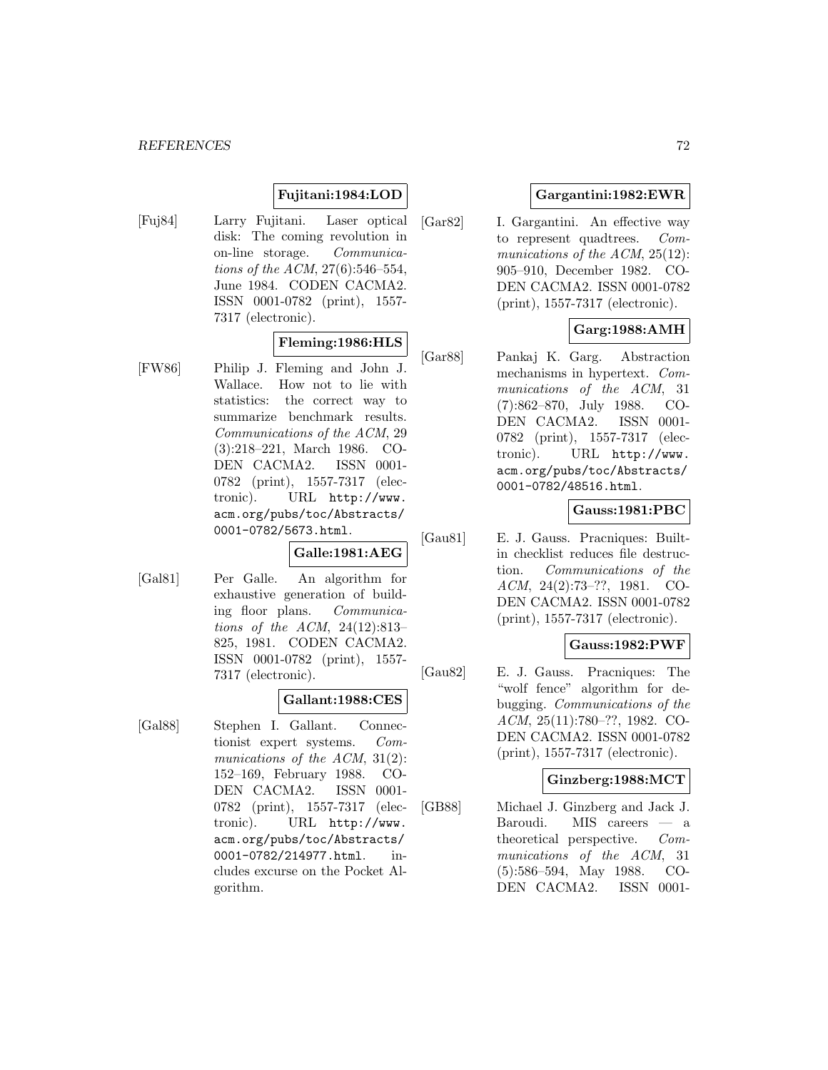**Fujitani:1984:LOD**

[Fuj84] Larry Fujitani. Laser optical disk: The coming revolution in on-line storage. *Communications of the ACM*, 27(6):546–554, June 1984. CODEN CACMA2. ISSN 0001-0782 (print), 1557-7317 (electronic).

**Fleming:1986:HLS**

[FW86] Philip J. Fleming and John J. Wallace. How not to lie with statistics: the correct way to summarize benchmark results. *Communications of the ACM*, 29 (3):218–221, March 1986. CODEN CACMA2. ISSN 0001-0782 (print), 1557-7317 (electronic). URL `http://www.acm.org/pubs/toc/Abstracts/0001-0782/5673.html`.

**Galle:1981:AEG**

[Gal81] Per Galle. An algorithm for exhaustive generation of building floor plans. *Communications of the ACM*, 24(12):813–825, 1981. CODEN CACMA2. ISSN 0001-0782 (print), 1557-7317 (electronic).

**Gallant:1988:CES**

[Gal88] Stephen I. Gallant. Connectionist expert systems. *Communications of the ACM*, 31(2): 152–169, February 1988. CODEN CACMA2. ISSN 0001-0782 (print), 1557-7317 (electronic). URL `http://www.acm.org/pubs/toc/Abstracts/0001-0782/214977.html`. includes excurse on the Pocket Algorithm.

**Gargantini:1982:EWR**

[Gar82] I. Gargantini. An effective way to represent quadtrees. *Communications of the ACM*, 25(12): 905–910, December 1982. CODEN CACMA2. ISSN 0001-0782 (print), 1557-7317 (electronic).

**Garg:1988:AMH**

[Gar88] Pankaj K. Garg. Abstraction mechanisms in hypertext. *Communications of the ACM*, 31 (7):862–870, July 1988. CODEN CACMA2. ISSN 0001-0782 (print), 1557-7317 (electronic). URL `http://www.acm.org/pubs/toc/Abstracts/0001-0782/48516.html`.

**Gauss:1981:PBC**

[Gau81] E. J. Gauss. Pracniques: Built-in checklist reduces file destruction. *Communications of the ACM*, 24(2):73–??, 1981. CODEN CACMA2. ISSN 0001-0782 (print), 1557-7317 (electronic).

**Gauss:1982:PWF**

[Gau82] E. J. Gauss. Pracniques: The "wolf fence" algorithm for debugging. *Communications of the ACM*, 25(11):780–??, 1982. CODEN CACMA2. ISSN 0001-0782 (print), 1557-7317 (electronic).

**Ginzberg:1988:MCT**

[GB88] Michael J. Ginzberg and Jack J. Baroudi. MIS careers — a theoretical perspective. *Communications of the ACM*, 31 (5):586–594, May 1988. CODEN CACMA2. ISSN 0001-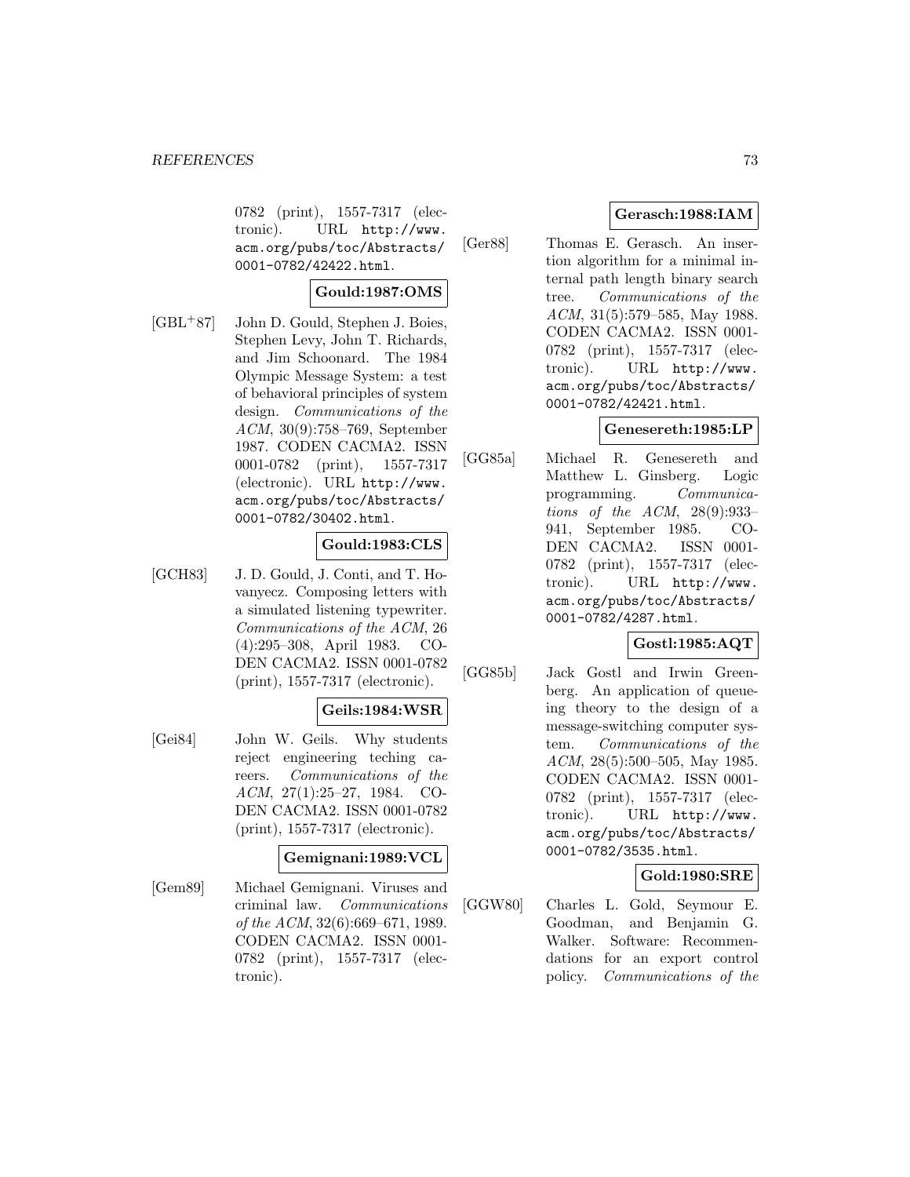0782 (print), 1557-7317 (electronic). URL http://www.acm.org/pubs/toc/Abstracts/0001-0782/42422.html.

**Gould:1987:OMS**

[GBL+87] John D. Gould, Stephen J. Boies, Stephen Levy, John T. Richards, and Jim Schoonard. The 1984 Olympic Message System: a test of behavioral principles of system design. *Communications of the ACM*, 30(9):758–769, September 1987. CODEN CACMA2. ISSN 0001-0782 (print), 1557-7317 (electronic). URL http://www.acm.org/pubs/toc/Abstracts/0001-0782/30402.html.

**Gould:1983:CLS**

[GCH83] J. D. Gould, J. Conti, and T. Hovanyecz. Composing letters with a simulated listening typewriter. *Communications of the ACM*, 26 (4):295–308, April 1983. CODEN CACMA2. ISSN 0001-0782 (print), 1557-7317 (electronic).

**Geils:1984:WSR**

[Gei84] John W. Geils. Why students reject engineering teching careers. *Communications of the ACM*, 27(1):25–27, 1984. CODEN CACMA2. ISSN 0001-0782 (print), 1557-7317 (electronic).

**Gemignani:1989:VCL**

[Gem89] Michael Gemignani. Viruses and criminal law. *Communications of the ACM*, 32(6):669–671, 1989. CODEN CACMA2. ISSN 0001-0782 (print), 1557-7317 (electronic).

**Gerasch:1988:IAM**

[Ger88] Thomas E. Gerasch. An insertion algorithm for a minimal internal path length binary search tree. *Communications of the ACM*, 31(5):579–585, May 1988. CODEN CACMA2. ISSN 0001-0782 (print), 1557-7317 (electronic). URL http://www.acm.org/pubs/toc/Abstracts/0001-0782/42421.html.

**Genesereth:1985:LP**

[GG85a] Michael R. Genesereth and Matthew L. Ginsberg. Logic programming. *Communications of the ACM*, 28(9):933–941, September 1985. CODEN CACMA2. ISSN 0001-0782 (print), 1557-7317 (electronic). URL http://www.acm.org/pubs/toc/Abstracts/0001-0782/4287.html.

**Gostl:1985:AQT**

[GG85b] Jack Gostl and Irwin Greenberg. An application of queueing theory to the design of a message-switching computer system. *Communications of the ACM*, 28(5):500–505, May 1985. CODEN CACMA2. ISSN 0001-0782 (print), 1557-7317 (electronic). URL http://www.acm.org/pubs/toc/Abstracts/0001-0782/3535.html.

**Gold:1980:SRE**

[GGW80] Charles L. Gold, Seymour E. Goodman, and Benjamin G. Walker. Software: Recommendations for an export control policy. *Communications of the*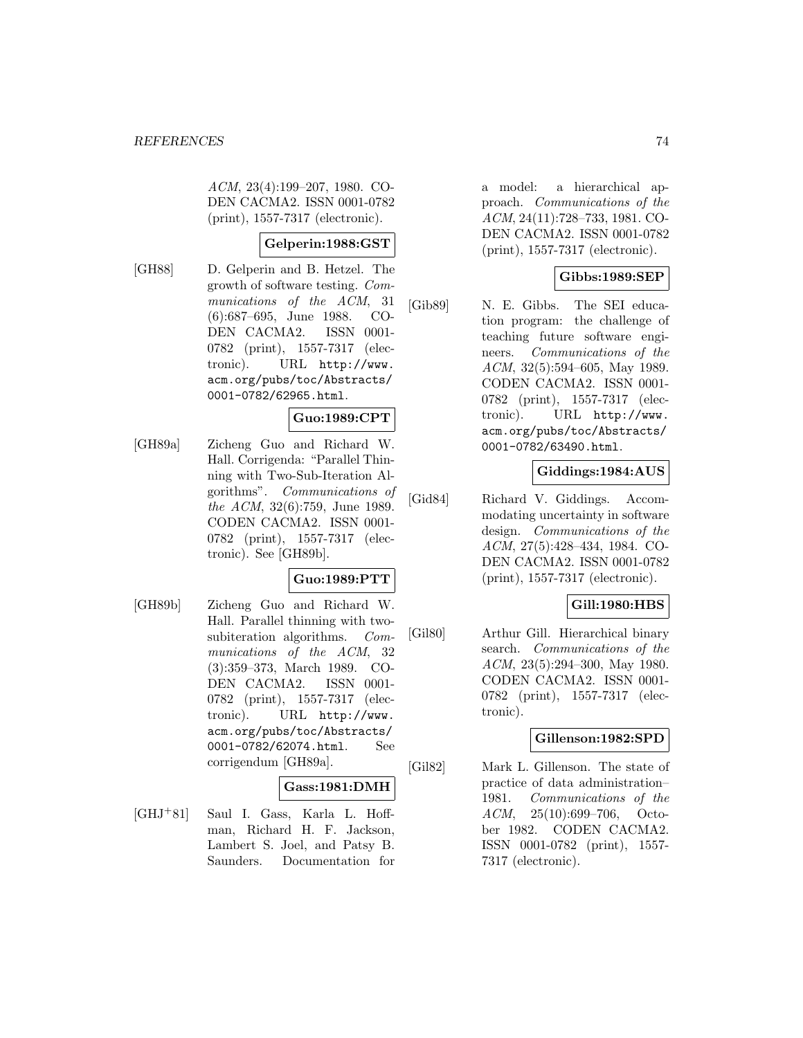*ACM*, 23(4):199–207, 1980. CODEN CACMA2. ISSN 0001-0782 (print), 1557-7317 (electronic).

**Gelperin:1988:GST**

[GH88] D. Gelperin and B. Hetzel. The growth of software testing. *Communications of the ACM*, 31 (6):687–695, June 1988. CODEN CACMA2. ISSN 0001-0782 (print), 1557-7317 (electronic). URL `http://www.acm.org/pubs/toc/Abstracts/0001-0782/62965.html`.

**Guo:1989:CPT**

[GH89a] Zicheng Guo and Richard W. Hall. Corrigenda: "Parallel Thinning with Two-Sub-Iteration Algorithms". *Communications of the ACM*, 32(6):759, June 1989. CODEN CACMA2. ISSN 0001-0782 (print), 1557-7317 (electronic). See [GH89b].

**Guo:1989:PTT**

[GH89b] Zicheng Guo and Richard W. Hall. Parallel thinning with two-subiteration algorithms. *Communications of the ACM*, 32 (3):359–373, March 1989. CODEN CACMA2. ISSN 0001-0782 (print), 1557-7317 (electronic). URL `http://www.acm.org/pubs/toc/Abstracts/0001-0782/62074.html`. See corrigendum [GH89a].

**Gass:1981:DMH**

[GHJ+81] Saul I. Gass, Karla L. Hoffman, Richard H. F. Jackson, Lambert S. Joel, and Patsy B. Saunders. Documentation for a model: a hierarchical approach. *Communications of the ACM*, 24(11):728–733, 1981. CODEN CACMA2. ISSN 0001-0782 (print), 1557-7317 (electronic).

**Gibbs:1989:SEP**

[Gib89] N. E. Gibbs. The SEI education program: the challenge of teaching future software engineers. *Communications of the ACM*, 32(5):594–605, May 1989. CODEN CACMA2. ISSN 0001-0782 (print), 1557-7317 (electronic). URL `http://www.acm.org/pubs/toc/Abstracts/0001-0782/63490.html`.

**Giddings:1984:AUS**

[Gid84] Richard V. Giddings. Accommodating uncertainty in software design. *Communications of the ACM*, 27(5):428–434, 1984. CODEN CACMA2. ISSN 0001-0782 (print), 1557-7317 (electronic).

**Gill:1980:HBS**

[Gil80] Arthur Gill. Hierarchical binary search. *Communications of the ACM*, 23(5):294–300, May 1980. CODEN CACMA2. ISSN 0001-0782 (print), 1557-7317 (electronic).

**Gillenson:1982:SPD**

[Gil82] Mark L. Gillenson. The state of practice of data administration–1981. *Communications of the ACM*, 25(10):699–706, October 1982. CODEN CACMA2. ISSN 0001-0782 (print), 1557-7317 (electronic).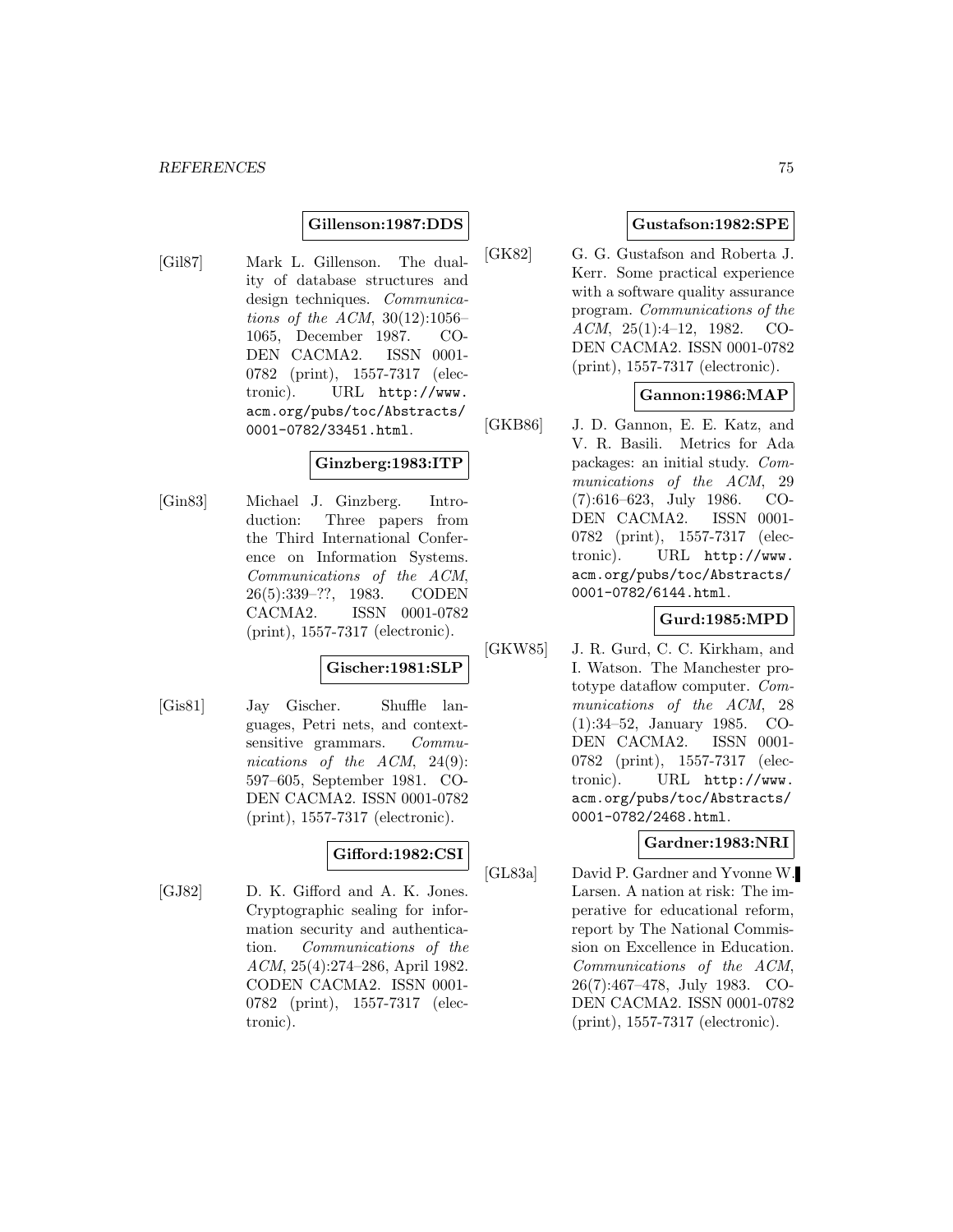**Gillenson:1987:DDS**

[Gil87] Mark L. Gillenson. The duality of database structures and design techniques. *Communications of the ACM*, 30(12):1056–1065, December 1987. CODEN CACMA2. ISSN 0001-0782 (print), 1557-7317 (electronic). URL `http://www.acm.org/pubs/toc/Abstracts/0001-0782/33451.html`.

**Ginzberg:1983:ITP**

[Gin83] Michael J. Ginzberg. Introduction: Three papers from the Third International Conference on Information Systems. *Communications of the ACM*, 26(5):339–??, 1983. CODEN CACMA2. ISSN 0001-0782 (print), 1557-7317 (electronic).

**Gischer:1981:SLP**

[Gis81] Jay Gischer. Shuffle languages, Petri nets, and context-sensitive grammars. *Communications of the ACM*, 24(9):597–605, September 1981. CODEN CACMA2. ISSN 0001-0782 (print), 1557-7317 (electronic).

**Gifford:1982:CSI**

[GJ82] D. K. Gifford and A. K. Jones. Cryptographic sealing for information security and authentication. *Communications of the ACM*, 25(4):274–286, April 1982. CODEN CACMA2. ISSN 0001-0782 (print), 1557-7317 (electronic).

**Gustafson:1982:SPE**

[GK82] G. G. Gustafson and Roberta J. Kerr. Some practical experience with a software quality assurance program. *Communications of the ACM*, 25(1):4–12, 1982. CODEN CACMA2. ISSN 0001-0782 (print), 1557-7317 (electronic).

**Gannon:1986:MAP**

[GKB86] J. D. Gannon, E. E. Katz, and V. R. Basili. Metrics for Ada packages: an initial study. *Communications of the ACM*, 29 (7):616–623, July 1986. CODEN CACMA2. ISSN 0001-0782 (print), 1557-7317 (electronic). URL `http://www.acm.org/pubs/toc/Abstracts/0001-0782/6144.html`.

**Gurd:1985:MPD**

[GKW85] J. R. Gurd, C. C. Kirkham, and I. Watson. The Manchester prototype dataflow computer. *Communications of the ACM*, 28 (1):34–52, January 1985. CODEN CACMA2. ISSN 0001-0782 (print), 1557-7317 (electronic). URL `http://www.acm.org/pubs/toc/Abstracts/0001-0782/2468.html`.

**Gardner:1983:NRI**

[GL83a] David P. Gardner and Yvonne W. Larsen. A nation at risk: The imperative for educational reform, report by The National Commission on Excellence in Education. *Communications of the ACM*, 26(7):467–478, July 1983. CODEN CACMA2. ISSN 0001-0782 (print), 1557-7317 (electronic).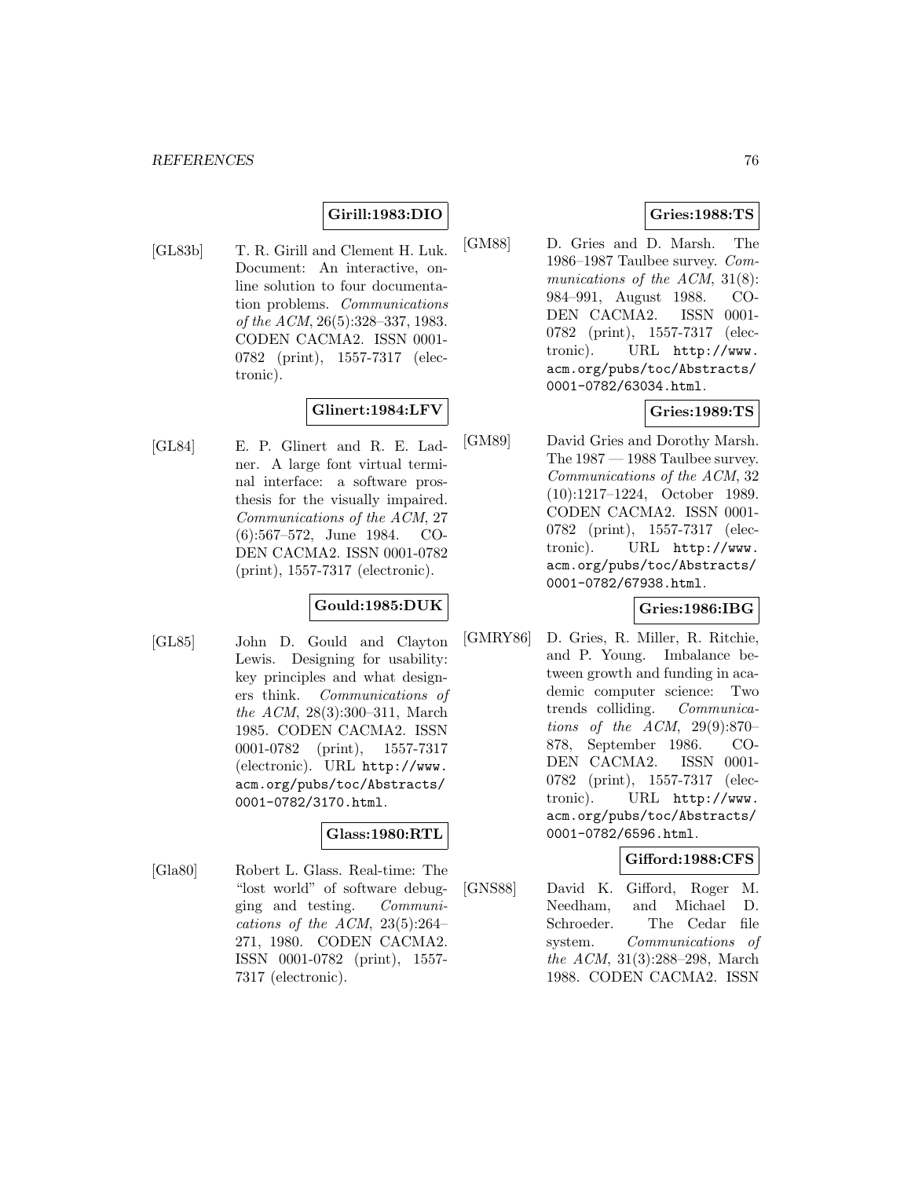**Girill:1983:DIO**

[GL83b] T. R. Girill and Clement H. Luk. Document: An interactive, online solution to four documentation problems. *Communications of the ACM*, 26(5):328–337, 1983. CODEN CACMA2. ISSN 0001-0782 (print), 1557-7317 (electronic).

**Glinert:1984:LFV**

[GL84] E. P. Glinert and R. E. Ladner. A large font virtual terminal interface: a software prosthesis for the visually impaired. *Communications of the ACM*, 27 (6):567–572, June 1984. CODEN CACMA2. ISSN 0001-0782 (print), 1557-7317 (electronic).

**Gould:1985:DUK**

[GL85] John D. Gould and Clayton Lewis. Designing for usability: key principles and what designers think. *Communications of the ACM*, 28(3):300–311, March 1985. CODEN CACMA2. ISSN 0001-0782 (print), 1557-7317 (electronic). URL http://www.acm.org/pubs/toc/Abstracts/0001-0782/3170.html.

**Glass:1980:RTL**

[Gla80] Robert L. Glass. Real-time: The "lost world" of software debugging and testing. *Communications of the ACM*, 23(5):264–271, 1980. CODEN CACMA2. ISSN 0001-0782 (print), 1557-7317 (electronic).

**Gries:1988:TS**

[GM88] D. Gries and D. Marsh. The 1986–1987 Taulbee survey. *Communications of the ACM*, 31(8): 984–991, August 1988. CODEN CACMA2. ISSN 0001-0782 (print), 1557-7317 (electronic). URL http://www.acm.org/pubs/toc/Abstracts/0001-0782/63034.html.

**Gries:1989:TS**

[GM89] David Gries and Dorothy Marsh. The 1987 — 1988 Taulbee survey. *Communications of the ACM*, 32 (10):1217–1224, October 1989. CODEN CACMA2. ISSN 0001-0782 (print), 1557-7317 (electronic). URL http://www.acm.org/pubs/toc/Abstracts/0001-0782/67938.html.

**Gries:1986:IBG**

[GMRY86] D. Gries, R. Miller, R. Ritchie, and P. Young. Imbalance between growth and funding in academic computer science: Two trends colliding. *Communications of the ACM*, 29(9):870–878, September 1986. CODEN CACMA2. ISSN 0001-0782 (print), 1557-7317 (electronic). URL http://www.acm.org/pubs/toc/Abstracts/0001-0782/6596.html.

**Gifford:1988:CFS**

[GNS88] David K. Gifford, Roger M. Needham, and Michael D. Schroeder. The Cedar file system. *Communications of the ACM*, 31(3):288–298, March 1988. CODEN CACMA2. ISSN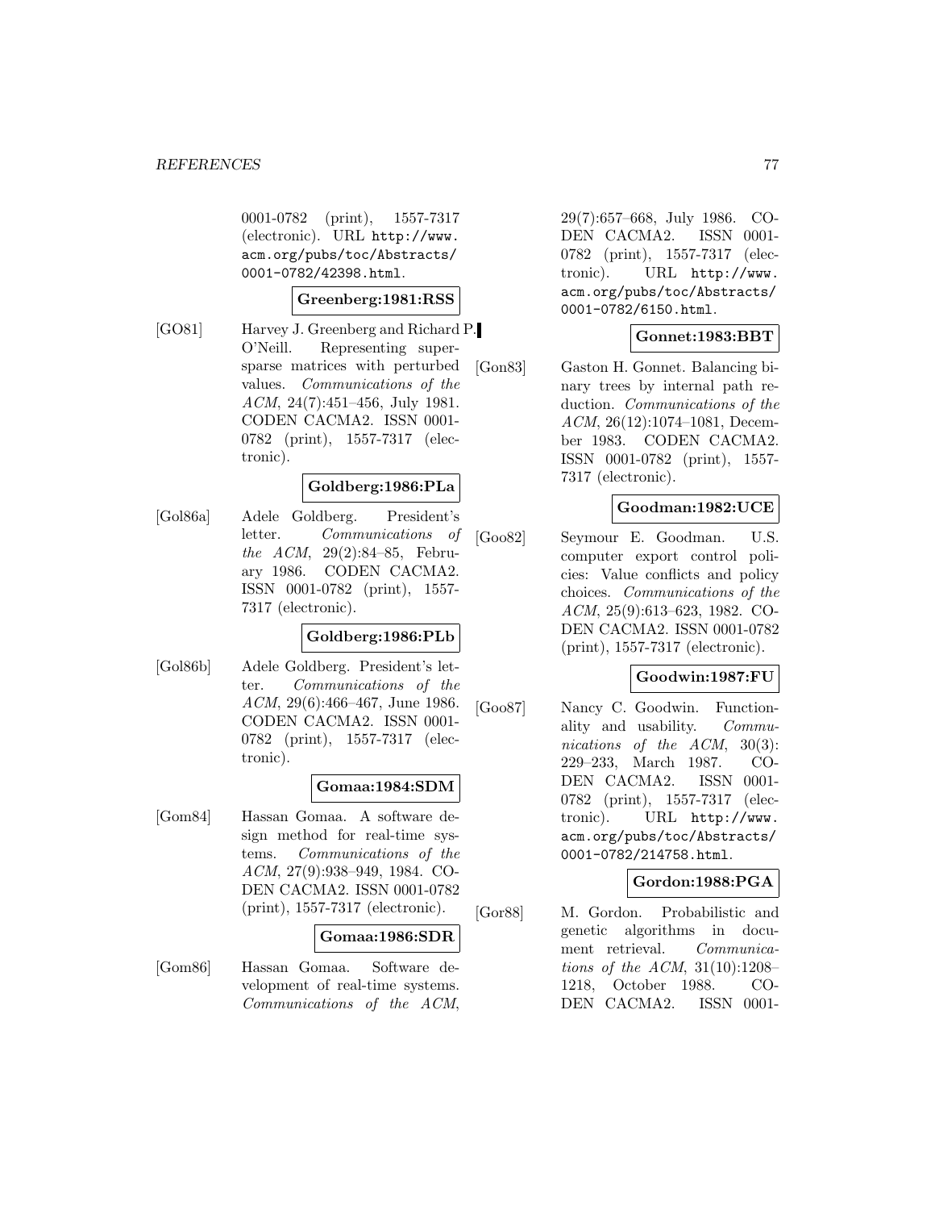0001-0782 (print), 1557-7317 (electronic). URL http://www.acm.org/pubs/toc/Abstracts/0001-0782/42398.html.

**Greenberg:1981:RSS**

[GO81] Harvey J. Greenberg and Richard P. O'Neill. Representing supersparse matrices with perturbed values. *Communications of the ACM*, 24(7):451–456, July 1981. CODEN CACMA2. ISSN 0001-0782 (print), 1557-7317 (electronic).

**Goldberg:1986:PLa**

[Gol86a] Adele Goldberg. President's letter. *Communications of the ACM*, 29(2):84–85, February 1986. CODEN CACMA2. ISSN 0001-0782 (print), 1557-7317 (electronic).

**Goldberg:1986:PLb**

[Gol86b] Adele Goldberg. President's letter. *Communications of the ACM*, 29(6):466–467, June 1986. CODEN CACMA2. ISSN 0001-0782 (print), 1557-7317 (electronic).

**Gomaa:1984:SDM**

[Gom84] Hassan Gomaa. A software design method for real-time systems. *Communications of the ACM*, 27(9):938–949, 1984. CODEN CACMA2. ISSN 0001-0782 (print), 1557-7317 (electronic).

**Gomaa:1986:SDR**

[Gom86] Hassan Gomaa. Software development of real-time systems. *Communications of the ACM*, 29(7):657–668, July 1986. CODEN CACMA2. ISSN 0001-0782 (print), 1557-7317 (electronic). URL http://www.acm.org/pubs/toc/Abstracts/0001-0782/6150.html.

**Gonnet:1983:BBT**

[Gon83] Gaston H. Gonnet. Balancing binary trees by internal path reduction. *Communications of the ACM*, 26(12):1074–1081, December 1983. CODEN CACMA2. ISSN 0001-0782 (print), 1557-7317 (electronic).

**Goodman:1982:UCE**

[Goo82] Seymour E. Goodman. U.S. computer export control policies: Value conflicts and policy choices. *Communications of the ACM*, 25(9):613–623, 1982. CODEN CACMA2. ISSN 0001-0782 (print), 1557-7317 (electronic).

**Goodwin:1987:FU**

[Goo87] Nancy C. Goodwin. Functionality and usability. *Communications of the ACM*, 30(3):229–233, March 1987. CODEN CACMA2. ISSN 0001-0782 (print), 1557-7317 (electronic). URL http://www.acm.org/pubs/toc/Abstracts/0001-0782/214758.html.

**Gordon:1988:PGA**

[Gor88] M. Gordon. Probabilistic and genetic algorithms in document retrieval. *Communications of the ACM*, 31(10):1208–1218, October 1988. CODEN CACMA2. ISSN 0001-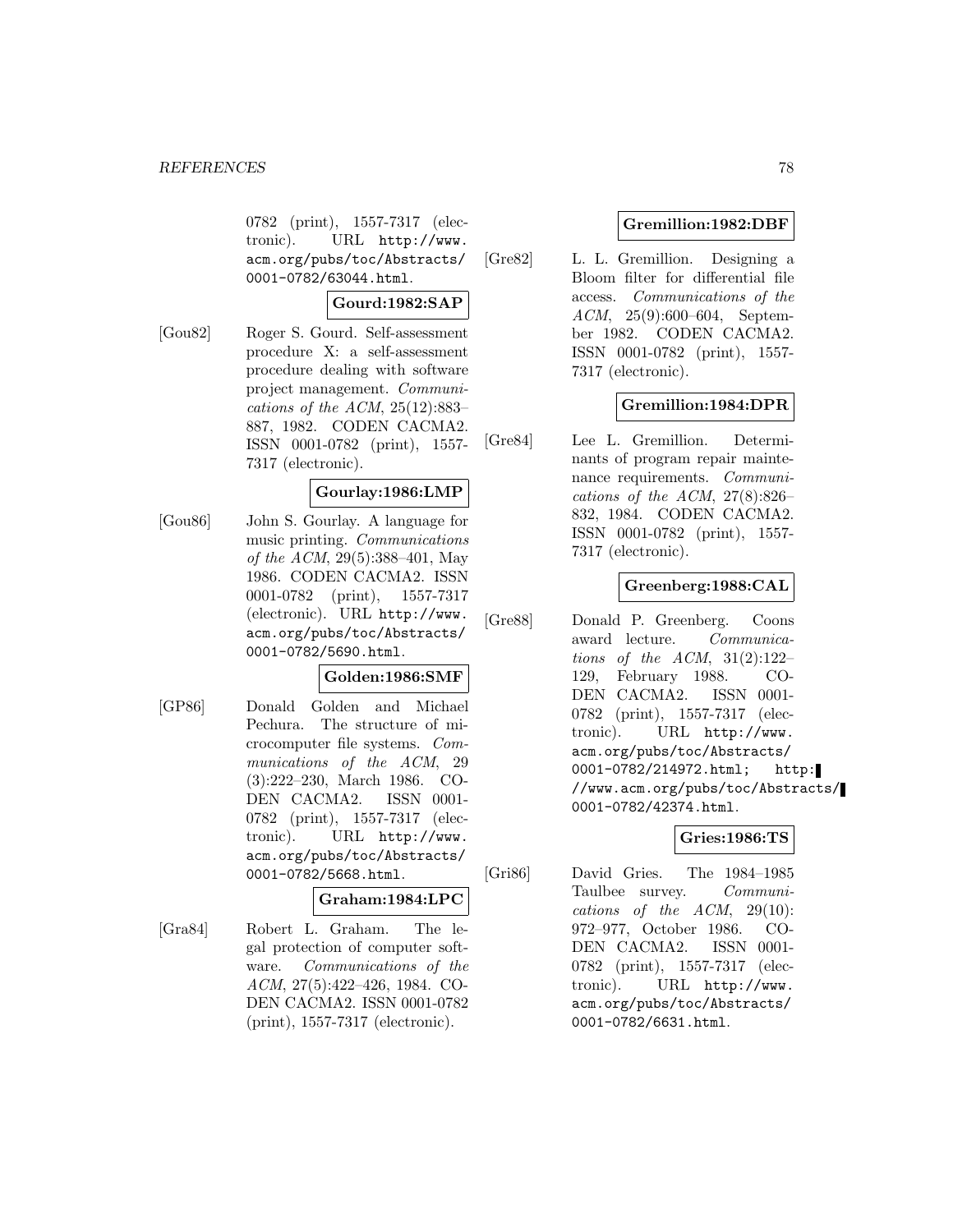0782 (print), 1557-7317 (electronic). URL http://www.acm.org/pubs/toc/Abstracts/0001-0782/63044.html.

**Gourd:1982:SAP**

[Gou82] Roger S. Gourd. Self-assessment procedure X: a self-assessment procedure dealing with software project management. *Communications of the ACM*, 25(12):883–887, 1982. CODEN CACMA2. ISSN 0001-0782 (print), 1557-7317 (electronic).

**Gourlay:1986:LMP**

[Gou86] John S. Gourlay. A language for music printing. *Communications of the ACM*, 29(5):388–401, May 1986. CODEN CACMA2. ISSN 0001-0782 (print), 1557-7317 (electronic). URL http://www.acm.org/pubs/toc/Abstracts/0001-0782/5690.html.

**Golden:1986:SMF**

[GP86] Donald Golden and Michael Pechura. The structure of microcomputer file systems. *Communications of the ACM*, 29 (3):222–230, March 1986. CODEN CACMA2. ISSN 0001-0782 (print), 1557-7317 (electronic). URL http://www.acm.org/pubs/toc/Abstracts/0001-0782/5668.html.

**Graham:1984:LPC**

[Gra84] Robert L. Graham. The legal protection of computer software. *Communications of the ACM*, 27(5):422–426, 1984. CODEN CACMA2. ISSN 0001-0782 (print), 1557-7317 (electronic).

**Gremillion:1982:DBF**

[Gre82] L. L. Gremillion. Designing a Bloom filter for differential file access. *Communications of the ACM*, 25(9):600–604, September 1982. CODEN CACMA2. ISSN 0001-0782 (print), 1557-7317 (electronic).

**Gremillion:1984:DPR**

[Gre84] Lee L. Gremillion. Determinants of program repair maintenance requirements. *Communications of the ACM*, 27(8):826–832, 1984. CODEN CACMA2. ISSN 0001-0782 (print), 1557-7317 (electronic).

**Greenberg:1988:CAL**

[Gre88] Donald P. Greenberg. Coons award lecture. *Communications of the ACM*, 31(2):122–129, February 1988. CODEN CACMA2. ISSN 0001-0782 (print), 1557-7317 (electronic). URL http://www.acm.org/pubs/toc/Abstracts/0001-0782/214972.html; http://www.acm.org/pubs/toc/Abstracts/0001-0782/42374.html.

**Gries:1986:TS**

[Gri86] David Gries. The 1984–1985 Taulbee survey. *Communications of the ACM*, 29(10):972–977, October 1986. CODEN CACMA2. ISSN 0001-0782 (print), 1557-7317 (electronic). URL http://www.acm.org/pubs/toc/Abstracts/0001-0782/6631.html.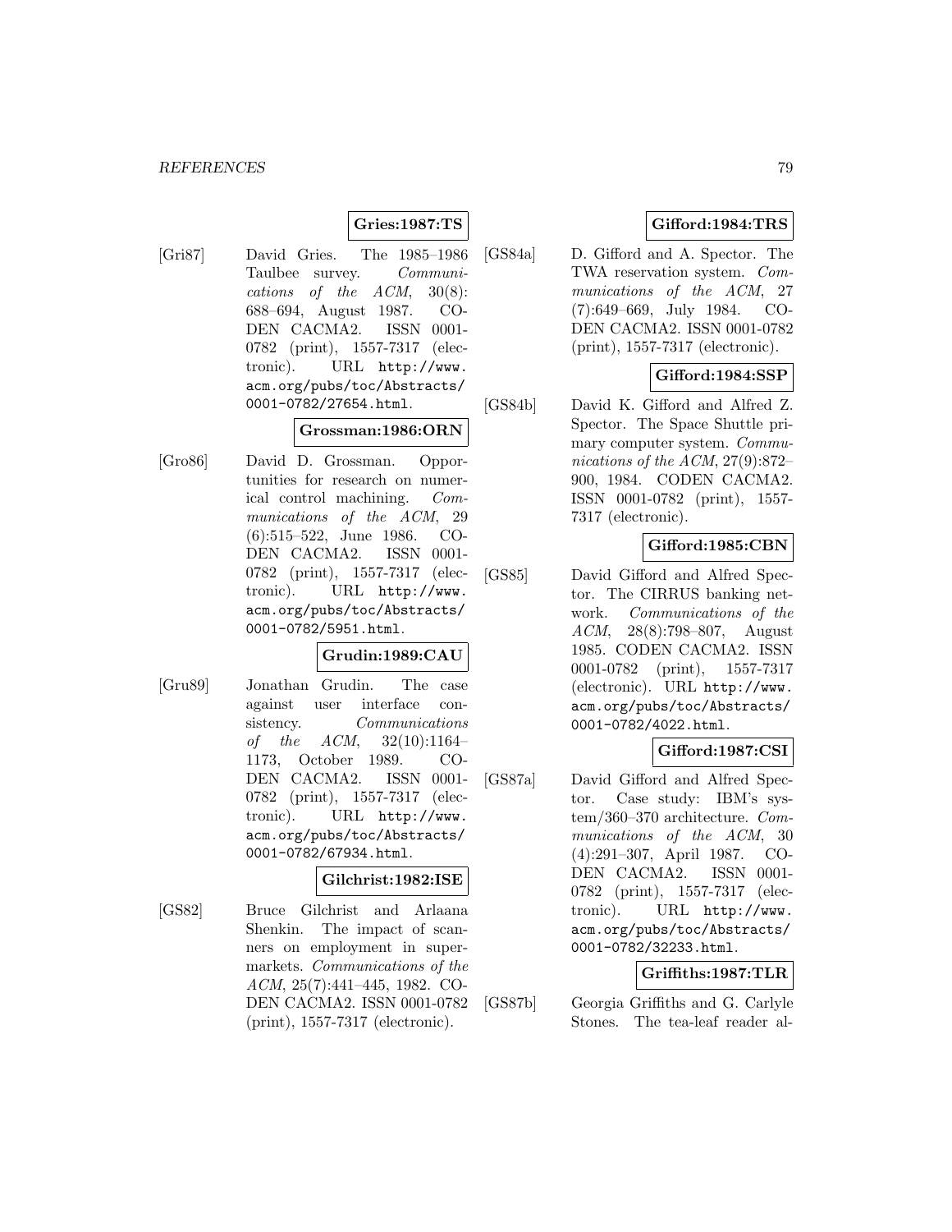**Gries:1987:TS**

[Gri87] David Gries. The 1985–1986 Taulbee survey. *Communications of the ACM*, 30(8): 688–694, August 1987. CODEN CACMA2. ISSN 0001-0782 (print), 1557-7317 (electronic). URL `http://www.acm.org/pubs/toc/Abstracts/0001-0782/27654.html`.

**Grossman:1986:ORN**

[Gro86] David D. Grossman. Opportunities for research on numerical control machining. *Communications of the ACM*, 29 (6):515–522, June 1986. CODEN CACMA2. ISSN 0001-0782 (print), 1557-7317 (electronic). URL `http://www.acm.org/pubs/toc/Abstracts/0001-0782/5951.html`.

**Grudin:1989:CAU**

[Gru89] Jonathan Grudin. The case against user interface consistency. *Communications of the ACM*, 32(10):1164–1173, October 1989. CODEN CACMA2. ISSN 0001-0782 (print), 1557-7317 (electronic). URL `http://www.acm.org/pubs/toc/Abstracts/0001-0782/67934.html`.

**Gilchrist:1982:ISE**

[GS82] Bruce Gilchrist and Arlaana Shenkin. The impact of scanners on employment in supermarkets. *Communications of the ACM*, 25(7):441–445, 1982. CODEN CACMA2. ISSN 0001-0782 (print), 1557-7317 (electronic).

**Gifford:1984:TRS**

[GS84a] D. Gifford and A. Spector. The TWA reservation system. *Communications of the ACM*, 27 (7):649–669, July 1984. CODEN CACMA2. ISSN 0001-0782 (print), 1557-7317 (electronic).

**Gifford:1984:SSP**

[GS84b] David K. Gifford and Alfred Z. Spector. The Space Shuttle primary computer system. *Communications of the ACM*, 27(9):872–900, 1984. CODEN CACMA2. ISSN 0001-0782 (print), 1557-7317 (electronic).

**Gifford:1985:CBN**

[GS85] David Gifford and Alfred Spector. The CIRRUS banking network. *Communications of the ACM*, 28(8):798–807, August 1985. CODEN CACMA2. ISSN 0001-0782 (print), 1557-7317 (electronic). URL `http://www.acm.org/pubs/toc/Abstracts/0001-0782/4022.html`.

**Gifford:1987:CSI**

[GS87a] David Gifford and Alfred Spector. Case study: IBM's system/360–370 architecture. *Communications of the ACM*, 30 (4):291–307, April 1987. CODEN CACMA2. ISSN 0001-0782 (print), 1557-7317 (electronic). URL `http://www.acm.org/pubs/toc/Abstracts/0001-0782/32233.html`.

**Griffiths:1987:TLR**

[GS87b] Georgia Griffiths and G. Carlyle Stones. The tea-leaf reader al-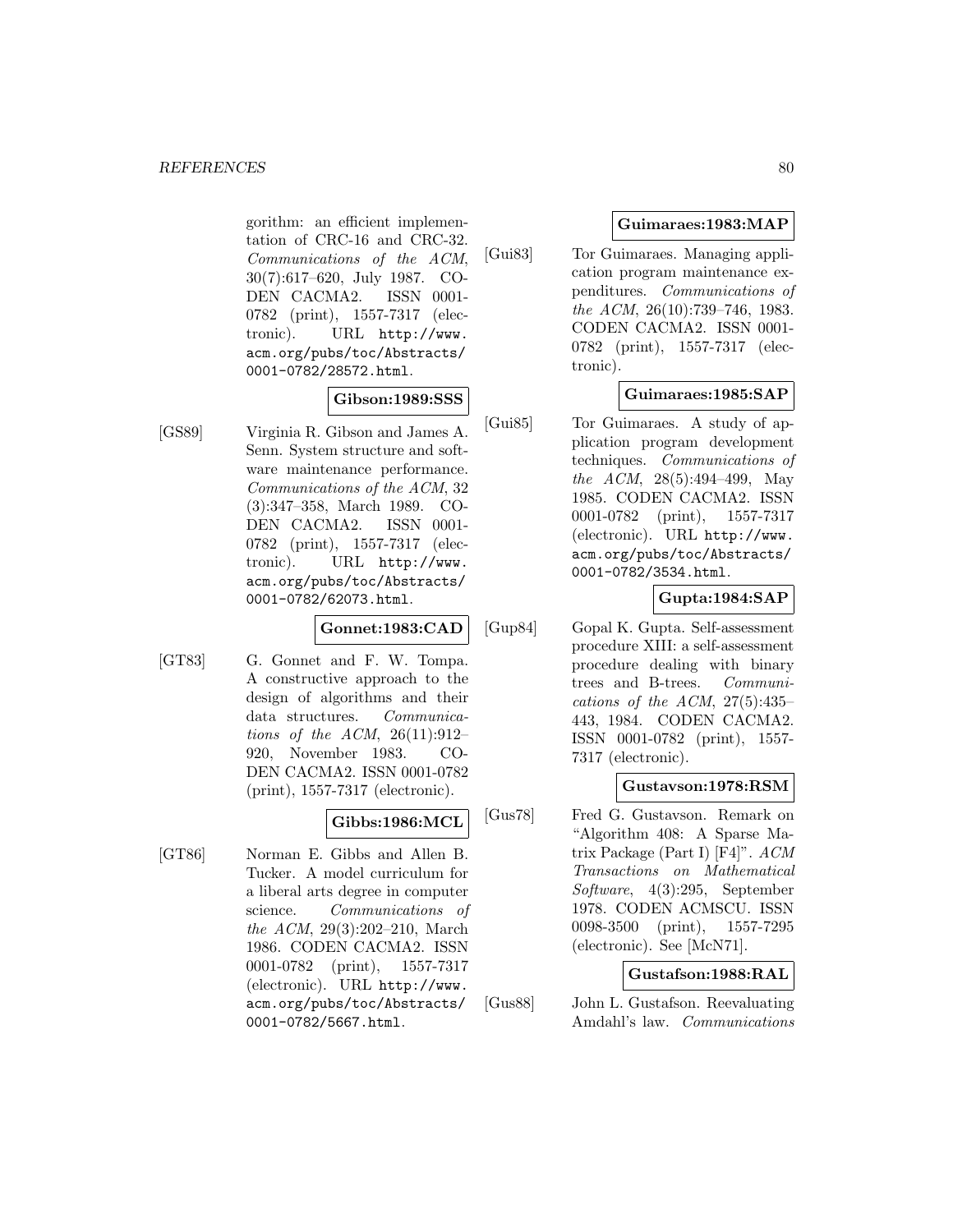gorithm: an efficient implementation of CRC-16 and CRC-32. *Communications of the ACM*, 30(7):617–620, July 1987. CODEN CACMA2. ISSN 0001-0782 (print), 1557-7317 (electronic). URL `http://www.acm.org/pubs/toc/Abstracts/0001-0782/28572.html`.

**Gibson:1989:SSS**

[GS89] Virginia R. Gibson and James A. Senn. System structure and software maintenance performance. *Communications of the ACM*, 32 (3):347–358, March 1989. CODEN CACMA2. ISSN 0001-0782 (print), 1557-7317 (electronic). URL `http://www.acm.org/pubs/toc/Abstracts/0001-0782/62073.html`.

**Gonnet:1983:CAD**

[GT83] G. Gonnet and F. W. Tompa. A constructive approach to the design of algorithms and their data structures. *Communications of the ACM*, 26(11):912–920, November 1983. CODEN CACMA2. ISSN 0001-0782 (print), 1557-7317 (electronic).

**Gibbs:1986:MCL**

[GT86] Norman E. Gibbs and Allen B. Tucker. A model curriculum for a liberal arts degree in computer science. *Communications of the ACM*, 29(3):202–210, March 1986. CODEN CACMA2. ISSN 0001-0782 (print), 1557-7317 (electronic). URL `http://www.acm.org/pubs/toc/Abstracts/0001-0782/5667.html`.

**Guimaraes:1983:MAP**

[Gui83] Tor Guimaraes. Managing application program maintenance expenditures. *Communications of the ACM*, 26(10):739–746, 1983. CODEN CACMA2. ISSN 0001-0782 (print), 1557-7317 (electronic).

**Guimaraes:1985:SAP**

[Gui85] Tor Guimaraes. A study of application program development techniques. *Communications of the ACM*, 28(5):494–499, May 1985. CODEN CACMA2. ISSN 0001-0782 (print), 1557-7317 (electronic). URL `http://www.acm.org/pubs/toc/Abstracts/0001-0782/3534.html`.

**Gupta:1984:SAP**

[Gup84] Gopal K. Gupta. Self-assessment procedure XIII: a self-assessment procedure dealing with binary trees and B-trees. *Communications of the ACM*, 27(5):435–443, 1984. CODEN CACMA2. ISSN 0001-0782 (print), 1557-7317 (electronic).

**Gustavson:1978:RSM**

[Gus78] Fred G. Gustavson. Remark on "Algorithm 408: A Sparse Matrix Package (Part I) [F4]". *ACM Transactions on Mathematical Software*, 4(3):295, September 1978. CODEN ACMSCU. ISSN 0098-3500 (print), 1557-7295 (electronic). See [McN71].

**Gustafson:1988:RAL**

[Gus88] John L. Gustafson. Reevaluating Amdahl's law. *Communications*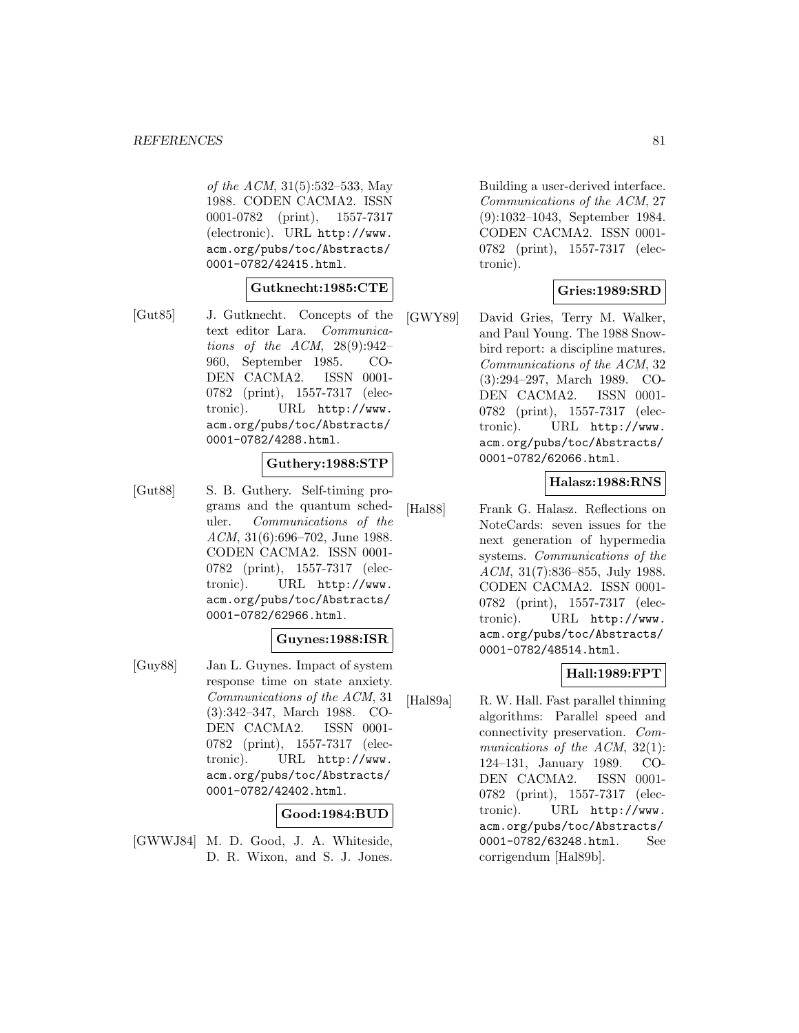of the ACM, 31(5):532–533, May 1988. CODEN CACMA2. ISSN 0001-0782 (print), 1557-7317 (electronic). URL http://www.acm.org/pubs/toc/Abstracts/0001-0782/42415.html.

**Gutknecht:1985:CTE**

[Gut85] J. Gutknecht. Concepts of the text editor Lara. *Communications of the ACM*, 28(9):942–960, September 1985. CODEN CACMA2. ISSN 0001-0782 (print), 1557-7317 (electronic). URL http://www.acm.org/pubs/toc/Abstracts/0001-0782/4288.html.

**Guthery:1988:STP**

[Gut88] S. B. Guthery. Self-timing programs and the quantum scheduler. *Communications of the ACM*, 31(6):696–702, June 1988. CODEN CACMA2. ISSN 0001-0782 (print), 1557-7317 (electronic). URL http://www.acm.org/pubs/toc/Abstracts/0001-0782/62966.html.

**Guynes:1988:ISR**

[Guy88] Jan L. Guynes. Impact of system response time on state anxiety. *Communications of the ACM*, 31(3):342–347, March 1988. CODEN CACMA2. ISSN 0001-0782 (print), 1557-7317 (electronic). URL http://www.acm.org/pubs/toc/Abstracts/0001-0782/42402.html.

**Good:1984:BUD**

[GWWJ84] M. D. Good, J. A. Whiteside, D. R. Wixon, and S. J. Jones. Building a user-derived interface. *Communications of the ACM*, 27(9):1032–1043, September 1984. CODEN CACMA2. ISSN 0001-0782 (print), 1557-7317 (electronic).

**Gries:1989:SRD**

[GWY89] David Gries, Terry M. Walker, and Paul Young. The 1988 Snowbird report: a discipline matures. *Communications of the ACM*, 32(3):294–297, March 1989. CODEN CACMA2. ISSN 0001-0782 (print), 1557-7317 (electronic). URL http://www.acm.org/pubs/toc/Abstracts/0001-0782/62066.html.

**Halasz:1988:RNS**

[Hal88] Frank G. Halasz. Reflections on NoteCards: seven issues for the next generation of hypermedia systems. *Communications of the ACM*, 31(7):836–855, July 1988. CODEN CACMA2. ISSN 0001-0782 (print), 1557-7317 (electronic). URL http://www.acm.org/pubs/toc/Abstracts/0001-0782/48514.html.

**Hall:1989:FPT**

[Hal89a] R. W. Hall. Fast parallel thinning algorithms: Parallel speed and connectivity preservation. *Communications of the ACM*, 32(1):124–131, January 1989. CODEN CACMA2. ISSN 0001-0782 (print), 1557-7317 (electronic). URL http://www.acm.org/pubs/toc/Abstracts/0001-0782/63248.html. See corrigendum [Hal89b].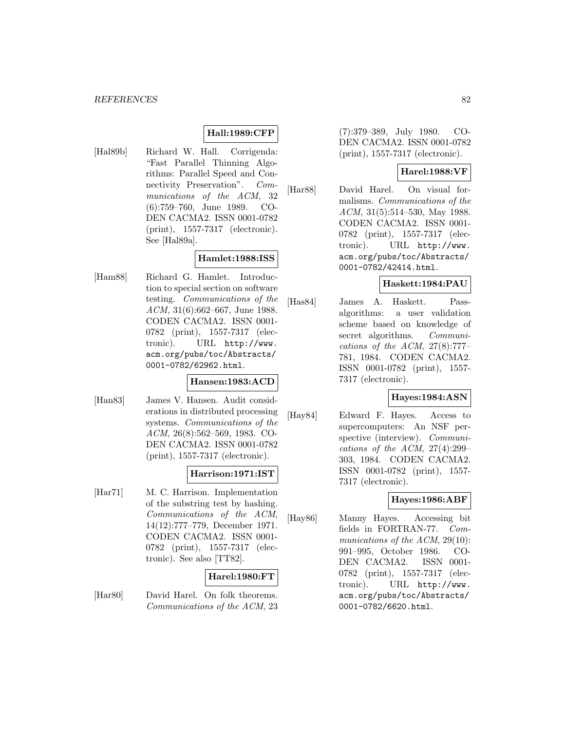**Hall:1989:CFP**

[Hal89b] Richard W. Hall. Corrigenda: "Fast Parallel Thinning Algorithms: Parallel Speed and Connectivity Preservation". *Communications of the ACM*, 32 (6):759–760, June 1989. CODEN CACMA2. ISSN 0001-0782 (print), 1557-7317 (electronic). See [Hal89a].

**Hamlet:1988:ISS**

[Ham88] Richard G. Hamlet. Introduction to special section on software testing. *Communications of the ACM*, 31(6):662–667, June 1988. CODEN CACMA2. ISSN 0001-0782 (print), 1557-7317 (electronic). URL http://www.acm.org/pubs/toc/Abstracts/0001-0782/62962.html.

**Hansen:1983:ACD**

[Han83] James V. Hansen. Audit considerations in distributed processing systems. *Communications of the ACM*, 26(8):562–569, 1983. CODEN CACMA2. ISSN 0001-0782 (print), 1557-7317 (electronic).

**Harrison:1971:IST**

[Har71] M. C. Harrison. Implementation of the substring test by hashing. *Communications of the ACM*, 14(12):777–779, December 1971. CODEN CACMA2. ISSN 0001-0782 (print), 1557-7317 (electronic). See also [TT82].

**Harel:1980:FT**

[Har80] David Harel. On folk theorems. *Communications of the ACM*, 23 (7):379–389, July 1980. CODEN CACMA2. ISSN 0001-0782 (print), 1557-7317 (electronic).

**Harel:1988:VF**

[Har88] David Harel. On visual formalisms. *Communications of the ACM*, 31(5):514–530, May 1988. CODEN CACMA2. ISSN 0001-0782 (print), 1557-7317 (electronic). URL http://www.acm.org/pubs/toc/Abstracts/0001-0782/42414.html.

**Haskett:1984:PAU**

[Has84] James A. Haskett. Pass-algorithms: a user validation scheme based on knowledge of secret algorithms. *Communications of the ACM*, 27(8):777–781, 1984. CODEN CACMA2. ISSN 0001-0782 (print), 1557-7317 (electronic).

**Hayes:1984:ASN**

[Hay84] Edward F. Hayes. Access to supercomputers: An NSF perspective (interview). *Communications of the ACM*, 27(4):299–303, 1984. CODEN CACMA2. ISSN 0001-0782 (print), 1557-7317 (electronic).

**Hayes:1986:ABF**

[Hay86] Manny Hayes. Accessing bit fields in FORTRAN-77. *Communications of the ACM*, 29(10):991–995, October 1986. CODEN CACMA2. ISSN 0001-0782 (print), 1557-7317 (electronic). URL http://www.acm.org/pubs/toc/Abstracts/0001-0782/6620.html.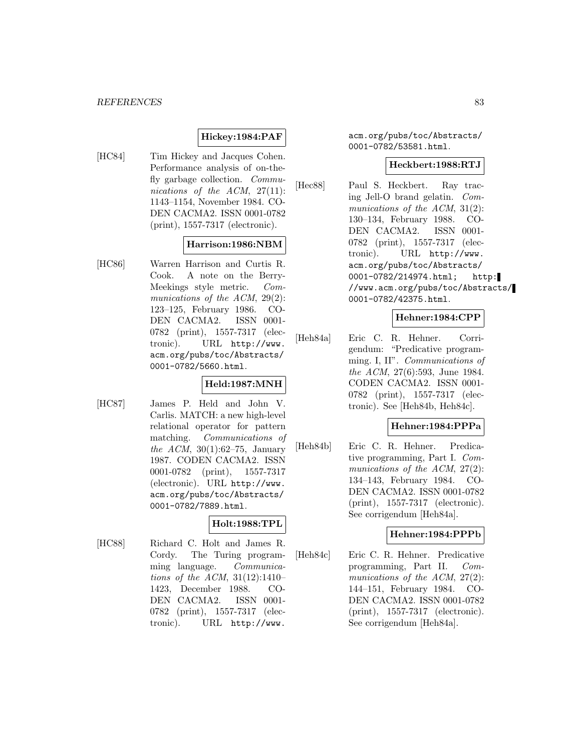**Hickey:1984:PAF**

[HC84] Tim Hickey and Jacques Cohen. Performance analysis of on-the-fly garbage collection. *Communications of the ACM*, 27(11): 1143–1154, November 1984. CODEN CACMA2. ISSN 0001-0782 (print), 1557-7317 (electronic).

**Harrison:1986:NBM**

[HC86] Warren Harrison and Curtis R. Cook. A note on the Berry-Meekings style metric. *Communications of the ACM*, 29(2): 123–125, February 1986. CODEN CACMA2. ISSN 0001-0782 (print), 1557-7317 (electronic). URL http://www.acm.org/pubs/toc/Abstracts/0001-0782/5660.html.

**Held:1987:MNH**

[HC87] James P. Held and John V. Carlis. MATCH: a new high-level relational operator for pattern matching. *Communications of the ACM*, 30(1):62–75, January 1987. CODEN CACMA2. ISSN 0001-0782 (print), 1557-7317 (electronic). URL http://www.acm.org/pubs/toc/Abstracts/0001-0782/7889.html.

**Holt:1988:TPL**

[HC88] Richard C. Holt and James R. Cordy. The Turing programming language. *Communications of the ACM*, 31(12):1410–1423, December 1988. CODEN CACMA2. ISSN 0001-0782 (print), 1557-7317 (electronic). URL http://www.acm.org/pubs/toc/Abstracts/0001-0782/53581.html.

**Heckbert:1988:RTJ**

[Hec88] Paul S. Heckbert. Ray tracing Jell-O brand gelatin. *Communications of the ACM*, 31(2): 130–134, February 1988. CODEN CACMA2. ISSN 0001-0782 (print), 1557-7317 (electronic). URL http://www.acm.org/pubs/toc/Abstracts/0001-0782/214974.html; http://www.acm.org/pubs/toc/Abstracts/0001-0782/42375.html.

**Hehner:1984:CPP**

[Heh84a] Eric C. R. Hehner. Corrigendum: "Predicative programming. I, II". *Communications of the ACM*, 27(6):593, June 1984. CODEN CACMA2. ISSN 0001-0782 (print), 1557-7317 (electronic). See [Heh84b, Heh84c].

**Hehner:1984:PPPa**

[Heh84b] Eric C. R. Hehner. Predicative programming, Part I. *Communications of the ACM*, 27(2): 134–143, February 1984. CODEN CACMA2. ISSN 0001-0782 (print), 1557-7317 (electronic). See corrigendum [Heh84a].

**Hehner:1984:PPPb**

[Heh84c] Eric C. R. Hehner. Predicative programming, Part II. *Communications of the ACM*, 27(2): 144–151, February 1984. CODEN CACMA2. ISSN 0001-0782 (print), 1557-7317 (electronic). See corrigendum [Heh84a].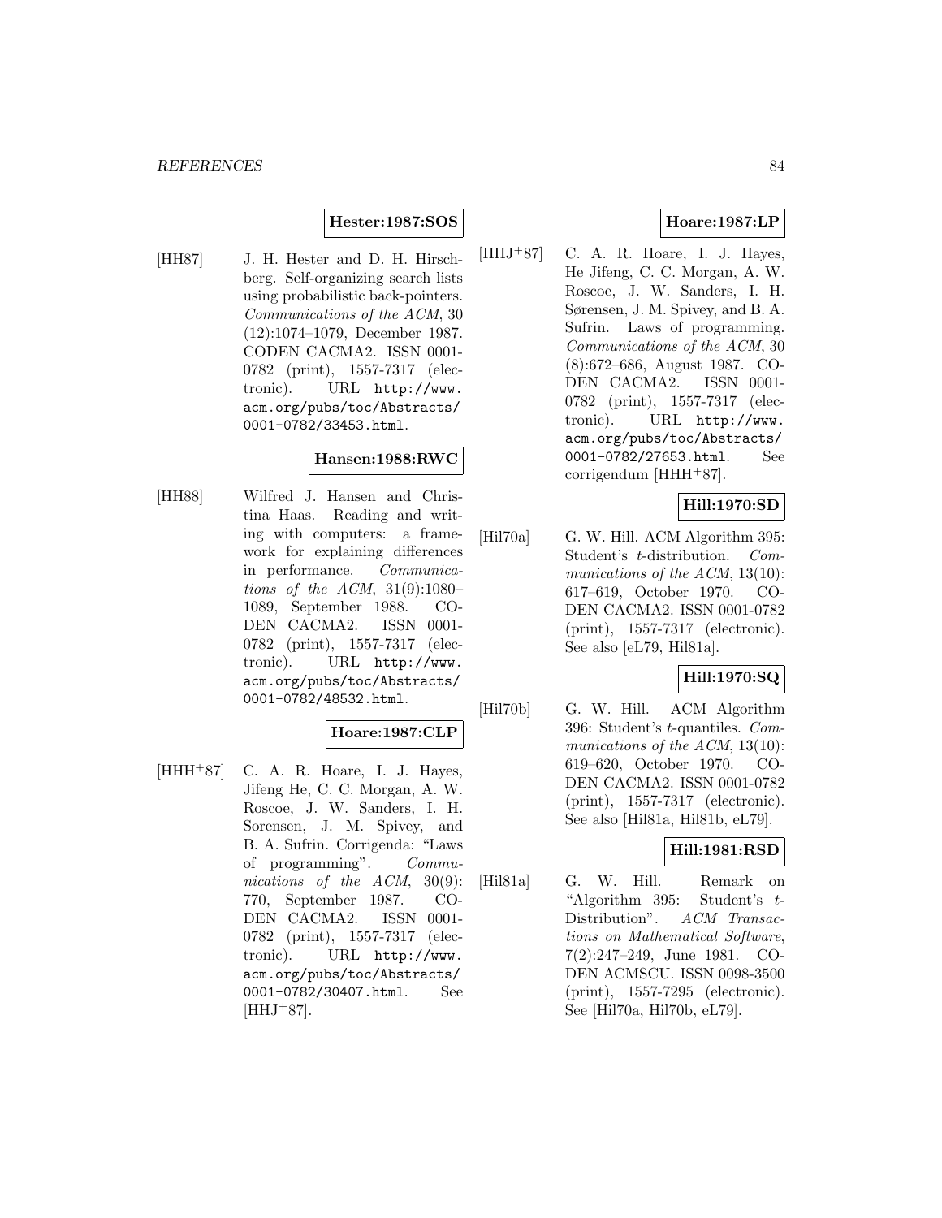**Hester:1987:SOS**

[HH87] J. H. Hester and D. H. Hirschberg. Self-organizing search lists using probabilistic back-pointers. *Communications of the ACM*, 30 (12):1074–1079, December 1987. CODEN CACMA2. ISSN 0001-0782 (print), 1557-7317 (electronic). URL `http://www.acm.org/pubs/toc/Abstracts/0001-0782/33453.html`.

**Hansen:1988:RWC**

[HH88] Wilfred J. Hansen and Christina Haas. Reading and writing with computers: a framework for explaining differences in performance. *Communications of the ACM*, 31(9):1080–1089, September 1988. CODEN CACMA2. ISSN 0001-0782 (print), 1557-7317 (electronic). URL `http://www.acm.org/pubs/toc/Abstracts/0001-0782/48532.html`.

**Hoare:1987:CLP**

[HHH+87] C. A. R. Hoare, I. J. Hayes, Jifeng He, C. C. Morgan, A. W. Roscoe, J. W. Sanders, I. H. Sorensen, J. M. Spivey, and B. A. Sufrin. Corrigenda: "Laws of programming". *Communications of the ACM*, 30(9): 770, September 1987. CODEN CACMA2. ISSN 0001-0782 (print), 1557-7317 (electronic). URL `http://www.acm.org/pubs/toc/Abstracts/0001-0782/30407.html`. See [HHJ+87].

**Hoare:1987:LP**

[HHJ+87] C. A. R. Hoare, I. J. Hayes, He Jifeng, C. C. Morgan, A. W. Roscoe, J. W. Sanders, I. H. Sørensen, J. M. Spivey, and B. A. Sufrin. Laws of programming. *Communications of the ACM*, 30 (8):672–686, August 1987. CODEN CACMA2. ISSN 0001-0782 (print), 1557-7317 (electronic). URL `http://www.acm.org/pubs/toc/Abstracts/0001-0782/27653.html`. See corrigendum [HHH+87].

**Hill:1970:SD**

[Hil70a] G. W. Hill. ACM Algorithm 395: Student's *t*-distribution. *Communications of the ACM*, 13(10): 617–619, October 1970. CODEN CACMA2. ISSN 0001-0782 (print), 1557-7317 (electronic). See also [eL79, Hil81a].

**Hill:1970:SQ**

[Hil70b] G. W. Hill. ACM Algorithm 396: Student's *t*-quantiles. *Communications of the ACM*, 13(10): 619–620, October 1970. CODEN CACMA2. ISSN 0001-0782 (print), 1557-7317 (electronic). See also [Hil81a, Hil81b, eL79].

**Hill:1981:RSD**

[Hil81a] G. W. Hill. Remark on "Algorithm 395: Student's *t*-Distribution". *ACM Transactions on Mathematical Software*, 7(2):247–249, June 1981. CODEN ACMSCU. ISSN 0098-3500 (print), 1557-7295 (electronic). See [Hil70a, Hil70b, eL79].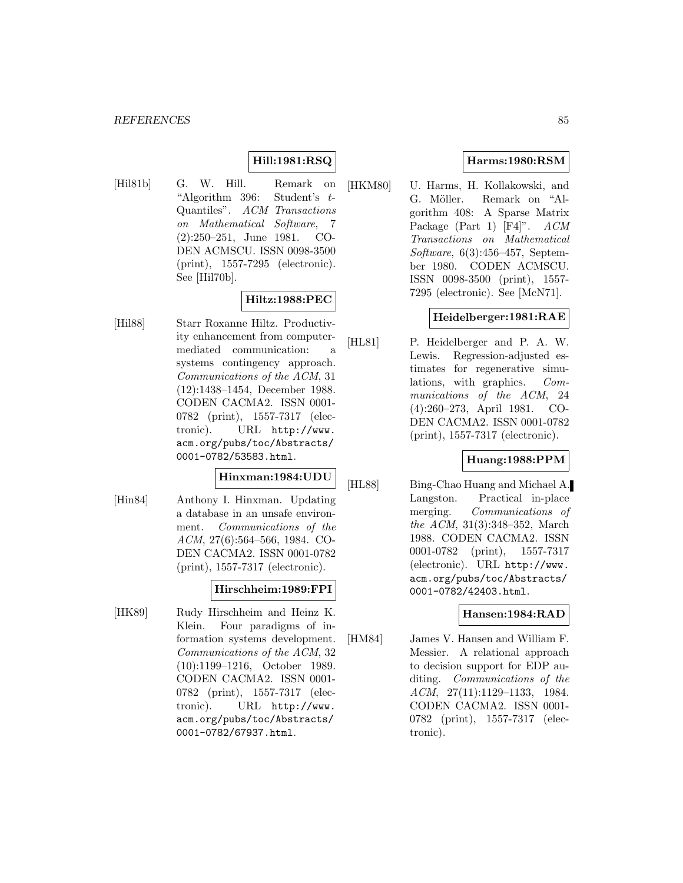**Hill:1981:RSQ**

[Hil81b] G. W. Hill. Remark on "Algorithm 396: Student's $t$-Quantiles". *ACM Transactions on Mathematical Software*, 7 (2):250–251, June 1981. CODEN ACMSCU. ISSN 0098-3500 (print), 1557-7295 (electronic). See [Hil70b].

**Hiltz:1988:PEC**

[Hil88] Starr Roxanne Hiltz. Productivity enhancement from computer-mediated communication: a systems contingency approach. *Communications of the ACM*, 31 (12):1438–1454, December 1988. CODEN CACMA2. ISSN 0001-0782 (print), 1557-7317 (electronic). URL `http://www.acm.org/pubs/toc/Abstracts/0001-0782/53583.html`.

**Hinxman:1984:UDU**

[Hin84] Anthony I. Hinxman. Updating a database in an unsafe environment. *Communications of the ACM*, 27(6):564–566, 1984. CODEN CACMA2. ISSN 0001-0782 (print), 1557-7317 (electronic).

**Hirschheim:1989:FPI**

[HK89] Rudy Hirschheim and Heinz K. Klein. Four paradigms of information systems development. *Communications of the ACM*, 32 (10):1199–1216, October 1989. CODEN CACMA2. ISSN 0001-0782 (print), 1557-7317 (electronic). URL `http://www.acm.org/pubs/toc/Abstracts/0001-0782/67937.html`.

**Harms:1980:RSM**

[HKM80] U. Harms, H. Kollakowski, and G. Möller. Remark on "Algorithm 408: A Sparse Matrix Package (Part 1) [F4]". *ACM Transactions on Mathematical Software*, 6(3):456–457, September 1980. CODEN ACMSCU. ISSN 0098-3500 (print), 1557-7295 (electronic). See [McN71].

**Heidelberger:1981:RAE**

[HL81] P. Heidelberger and P. A. W. Lewis. Regression-adjusted estimates for regenerative simulations, with graphics. *Communications of the ACM*, 24 (4):260–273, April 1981. CODEN CACMA2. ISSN 0001-0782 (print), 1557-7317 (electronic).

**Huang:1988:PPM**

[HL88] Bing-Chao Huang and Michael A. Langston. Practical in-place merging. *Communications of the ACM*, 31(3):348–352, March 1988. CODEN CACMA2. ISSN 0001-0782 (print), 1557-7317 (electronic). URL `http://www.acm.org/pubs/toc/Abstracts/0001-0782/42403.html`.

**Hansen:1984:RAD**

[HM84] James V. Hansen and William F. Messier. A relational approach to decision support for EDP auditing. *Communications of the ACM*, 27(11):1129–1133, 1984. CODEN CACMA2. ISSN 0001-0782 (print), 1557-7317 (electronic).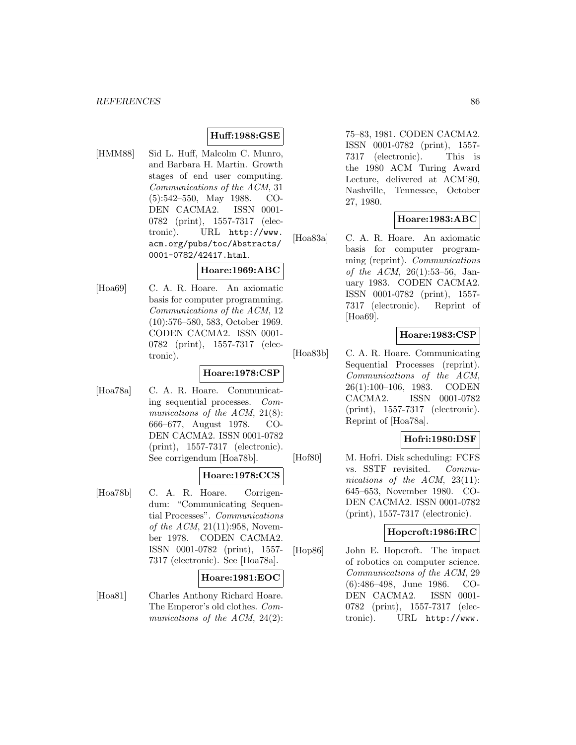**Huff:1988:GSE**

[HMM88] Sid L. Huff, Malcolm C. Munro, and Barbara H. Martin. Growth stages of end user computing. *Communications of the ACM*, 31 (5):542–550, May 1988. CODEN CACMA2. ISSN 0001-0782 (print), 1557-7317 (electronic). URL http://www.acm.org/pubs/toc/Abstracts/0001-0782/42417.html.

**Hoare:1969:ABC**

[Hoa69] C. A. R. Hoare. An axiomatic basis for computer programming. *Communications of the ACM*, 12 (10):576–580, 583, October 1969. CODEN CACMA2. ISSN 0001-0782 (print), 1557-7317 (electronic).

**Hoare:1978:CSP**

[Hoa78a] C. A. R. Hoare. Communicating sequential processes. *Communications of the ACM*, 21(8): 666–677, August 1978. CODEN CACMA2. ISSN 0001-0782 (print), 1557-7317 (electronic). See corrigendum [Hoa78b].

**Hoare:1978:CCS**

[Hoa78b] C. A. R. Hoare. Corrigendum: "Communicating Sequential Processes". *Communications of the ACM*, 21(11):958, November 1978. CODEN CACMA2. ISSN 0001-0782 (print), 1557-7317 (electronic). See [Hoa78a].

**Hoare:1981:EOC**

[Hoa81] Charles Anthony Richard Hoare. The Emperor's old clothes. *Communications of the ACM*, 24(2): 75–83, 1981. CODEN CACMA2. ISSN 0001-0782 (print), 1557-7317 (electronic). This is the 1980 ACM Turing Award Lecture, delivered at ACM'80, Nashville, Tennessee, October 27, 1980.

**Hoare:1983:ABC**

[Hoa83a] C. A. R. Hoare. An axiomatic basis for computer programming (reprint). *Communications of the ACM*, 26(1):53–56, January 1983. CODEN CACMA2. ISSN 0001-0782 (print), 1557-7317 (electronic). Reprint of [Hoa69].

**Hoare:1983:CSP**

[Hoa83b] C. A. R. Hoare. Communicating Sequential Processes (reprint). *Communications of the ACM*, 26(1):100–106, 1983. CODEN CACMA2. ISSN 0001-0782 (print), 1557-7317 (electronic). Reprint of [Hoa78a].

**Hofri:1980:DSF**

[Hof80] M. Hofri. Disk scheduling: FCFS vs. SSTF revisited. *Communications of the ACM*, 23(11): 645–653, November 1980. CODEN CACMA2. ISSN 0001-0782 (print), 1557-7317 (electronic).

**Hopcroft:1986:IRC**

[Hop86] John E. Hopcroft. The impact of robotics on computer science. *Communications of the ACM*, 29 (6):486–498, June 1986. CODEN CACMA2. ISSN 0001-0782 (print), 1557-7317 (electronic). URL http://www.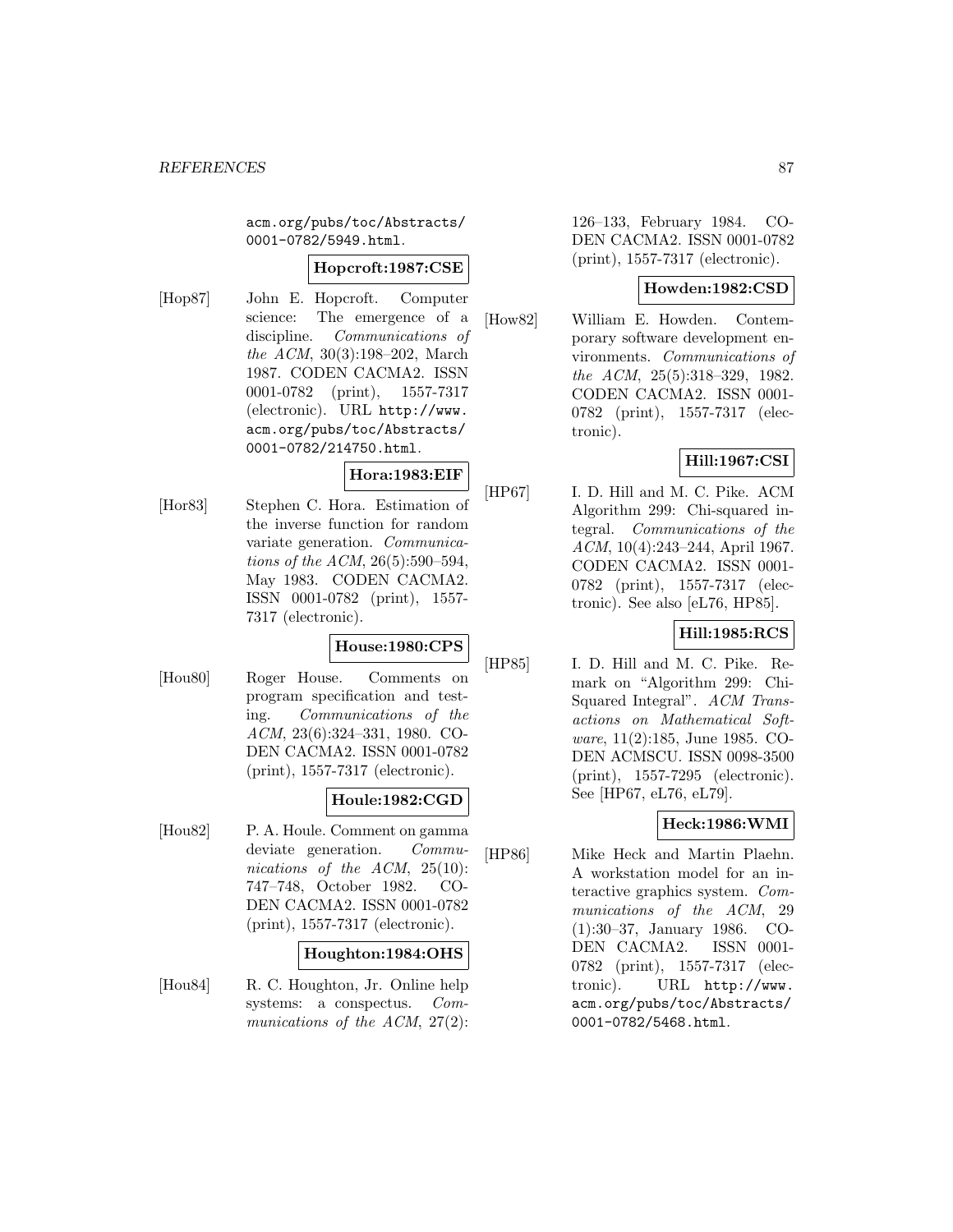acm.org/pubs/toc/Abstracts/0001-0782/5949.html.

**Hopcroft:1987:CSE**

[Hop87] John E. Hopcroft. Computer science: The emergence of a discipline. *Communications of the ACM*, 30(3):198–202, March 1987. CODEN CACMA2. ISSN 0001-0782 (print), 1557-7317 (electronic). URL http://www.acm.org/pubs/toc/Abstracts/0001-0782/214750.html.

**Hora:1983:EIF**

[Hor83] Stephen C. Hora. Estimation of the inverse function for random variate generation. *Communications of the ACM*, 26(5):590–594, May 1983. CODEN CACMA2. ISSN 0001-0782 (print), 1557-7317 (electronic).

**House:1980:CPS**

[Hou80] Roger House. Comments on program specification and testing. *Communications of the ACM*, 23(6):324–331, 1980. CODEN CACMA2. ISSN 0001-0782 (print), 1557-7317 (electronic).

**Houle:1982:CGD**

[Hou82] P. A. Houle. Comment on gamma deviate generation. *Communications of the ACM*, 25(10):747–748, October 1982. CODEN CACMA2. ISSN 0001-0782 (print), 1557-7317 (electronic).

**Houghton:1984:OHS**

[Hou84] R. C. Houghton, Jr. Online help systems: a conspectus. *Communications of the ACM*, 27(2):126–133, February 1984. CODEN CACMA2. ISSN 0001-0782 (print), 1557-7317 (electronic).

**Howden:1982:CSD**

[How82] William E. Howden. Contemporary software development environments. *Communications of the ACM*, 25(5):318–329, 1982. CODEN CACMA2. ISSN 0001-0782 (print), 1557-7317 (electronic).

**Hill:1967:CSI**

[HP67] I. D. Hill and M. C. Pike. ACM Algorithm 299: Chi-squared integral. *Communications of the ACM*, 10(4):243–244, April 1967. CODEN CACMA2. ISSN 0001-0782 (print), 1557-7317 (electronic). See also [eL76, HP85].

**Hill:1985:RCS**

[HP85] I. D. Hill and M. C. Pike. Remark on "Algorithm 299: Chi-Squared Integral". *ACM Transactions on Mathematical Software*, 11(2):185, June 1985. CODEN ACMSCU. ISSN 0098-3500 (print), 1557-7295 (electronic). See [HP67, eL76, eL79].

**Heck:1986:WMI**

[HP86] Mike Heck and Martin Plaehn. A workstation model for an interactive graphics system. *Communications of the ACM*, 29(1):30–37, January 1986. CODEN CACMA2. ISSN 0001-0782 (print), 1557-7317 (electronic). URL http://www.acm.org/pubs/toc/Abstracts/0001-0782/5468.html.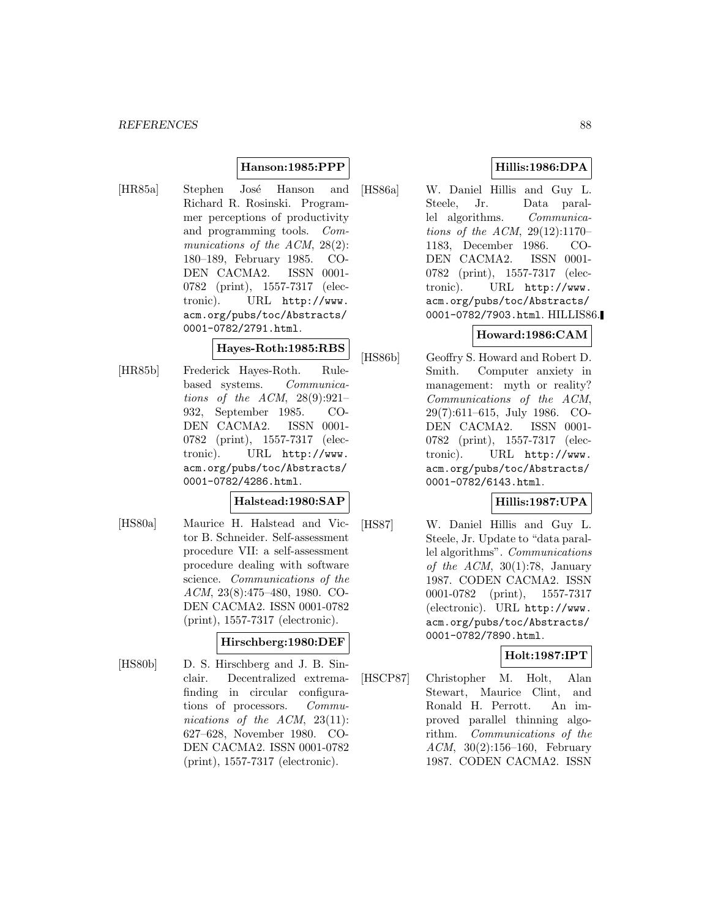**Hanson:1985:PPP**

[HR85a] Stephen José Hanson and Richard R. Rosinski. Programmer perceptions of productivity and programming tools. *Communications of the ACM*, 28(2): 180–189, February 1985. CODEN CACMA2. ISSN 0001-0782 (print), 1557-7317 (electronic). URL http://www.acm.org/pubs/toc/Abstracts/0001-0782/2791.html.

**Hayes-Roth:1985:RBS**

[HR85b] Frederick Hayes-Roth. Rule-based systems. *Communications of the ACM*, 28(9):921–932, September 1985. CODEN CACMA2. ISSN 0001-0782 (print), 1557-7317 (electronic). URL http://www.acm.org/pubs/toc/Abstracts/0001-0782/4286.html.

**Halstead:1980:SAP**

[HS80a] Maurice H. Halstead and Victor B. Schneider. Self-assessment procedure VII: a self-assessment procedure dealing with software science. *Communications of the ACM*, 23(8):475–480, 1980. CODEN CACMA2. ISSN 0001-0782 (print), 1557-7317 (electronic).

**Hirschberg:1980:DEF**

[HS80b] D. S. Hirschberg and J. B. Sinclair. Decentralized extrema-finding in circular configurations of processors. *Communications of the ACM*, 23(11): 627–628, November 1980. CODEN CACMA2. ISSN 0001-0782 (print), 1557-7317 (electronic).

**Hillis:1986:DPA**

[HS86a] W. Daniel Hillis and Guy L. Steele, Jr. Data parallel algorithms. *Communications of the ACM*, 29(12):1170–1183, December 1986. CODEN CACMA2. ISSN 0001-0782 (print), 1557-7317 (electronic). URL http://www.acm.org/pubs/toc/Abstracts/0001-0782/7903.html. HILLIS86.

**Howard:1986:CAM**

[HS86b] Geoffry S. Howard and Robert D. Smith. Computer anxiety in management: myth or reality? *Communications of the ACM*, 29(7):611–615, July 1986. CODEN CACMA2. ISSN 0001-0782 (print), 1557-7317 (electronic). URL http://www.acm.org/pubs/toc/Abstracts/0001-0782/6143.html.

**Hillis:1987:UPA**

[HS87] W. Daniel Hillis and Guy L. Steele, Jr. Update to "data parallel algorithms". *Communications of the ACM*, 30(1):78, January 1987. CODEN CACMA2. ISSN 0001-0782 (print), 1557-7317 (electronic). URL http://www.acm.org/pubs/toc/Abstracts/0001-0782/7890.html.

**Holt:1987:IPT**

[HSCP87] Christopher M. Holt, Alan Stewart, Maurice Clint, and Ronald H. Perrott. An improved parallel thinning algorithm. *Communications of the ACM*, 30(2):156–160, February 1987. CODEN CACMA2. ISSN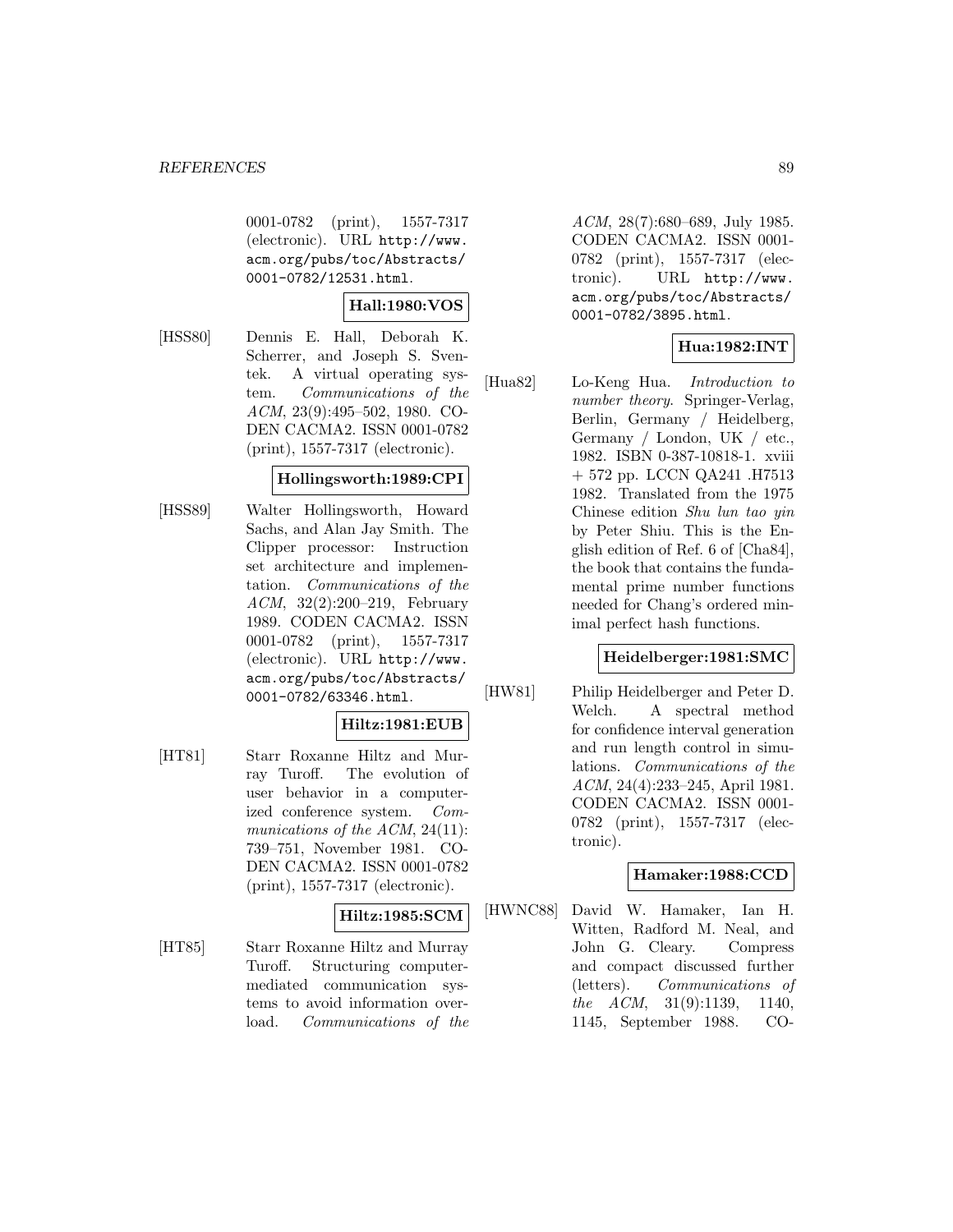0001-0782 (print), 1557-7317 (electronic). URL http://www.acm.org/pubs/toc/Abstracts/0001-0782/12531.html.

**Hall:1980:VOS**

[HSS80] Dennis E. Hall, Deborah K. Scherrer, and Joseph S. Sventek. A virtual operating system. *Communications of the ACM*, 23(9):495–502, 1980. CODEN CACMA2. ISSN 0001-0782 (print), 1557-7317 (electronic).

**Hollingsworth:1989:CPI**

[HSS89] Walter Hollingsworth, Howard Sachs, and Alan Jay Smith. The Clipper processor: Instruction set architecture and implementation. *Communications of the ACM*, 32(2):200–219, February 1989. CODEN CACMA2. ISSN 0001-0782 (print), 1557-7317 (electronic). URL http://www.acm.org/pubs/toc/Abstracts/0001-0782/63346.html.

**Hiltz:1981:EUB**

[HT81] Starr Roxanne Hiltz and Murray Turoff. The evolution of user behavior in a computerized conference system. *Communications of the ACM*, 24(11):739–751, November 1981. CODEN CACMA2. ISSN 0001-0782 (print), 1557-7317 (electronic).

**Hiltz:1985:SCM**

[HT85] Starr Roxanne Hiltz and Murray Turoff. Structuring computer-mediated communication systems to avoid information overload. *Communications of the ACM*, 28(7):680–689, July 1985. CODEN CACMA2. ISSN 0001-0782 (print), 1557-7317 (electronic). URL http://www.acm.org/pubs/toc/Abstracts/0001-0782/3895.html.

**Hua:1982:INT**

[Hua82] Lo-Keng Hua. *Introduction to number theory*. Springer-Verlag, Berlin, Germany / Heidelberg, Germany / London, UK / etc., 1982. ISBN 0-387-10818-1. xviii + 572 pp. LCCN QA241 .H7513 1982. Translated from the 1975 Chinese edition *Shu lun tao yin* by Peter Shiu. This is the English edition of Ref. 6 of [Cha84], the book that contains the fundamental prime number functions needed for Chang's ordered minimal perfect hash functions.

**Heidelberger:1981:SMC**

[HW81] Philip Heidelberger and Peter D. Welch. A spectral method for confidence interval generation and run length control in simulations. *Communications of the ACM*, 24(4):233–245, April 1981. CODEN CACMA2. ISSN 0001-0782 (print), 1557-7317 (electronic).

**Hamaker:1988:CCD**

[HWNC88] David W. Hamaker, Ian H. Witten, Radford M. Neal, and John G. Cleary. Compress and compact discussed further (letters). *Communications of the ACM*, 31(9):1139, 1140, 1145, September 1988. CO-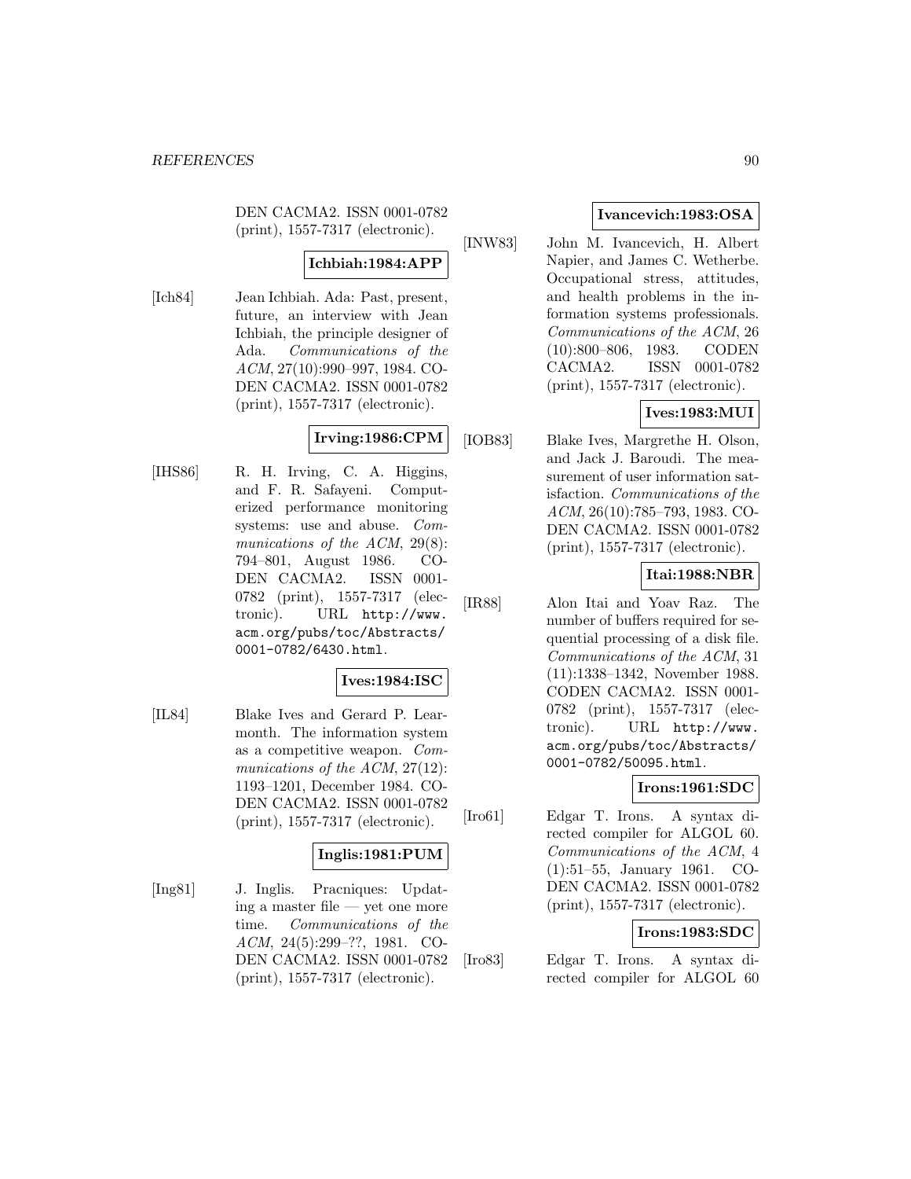DEN CACMA2. ISSN 0001-0782 (print), 1557-7317 (electronic).

**Ichbiah:1984:APP**

[Ich84] Jean Ichbiah. Ada: Past, present, future, an interview with Jean Ichbiah, the principle designer of Ada. *Communications of the ACM*, 27(10):990–997, 1984. CODEN CACMA2. ISSN 0001-0782 (print), 1557-7317 (electronic).

**Irving:1986:CPM**

[IHS86] R. H. Irving, C. A. Higgins, and F. R. Safayeni. Computerized performance monitoring systems: use and abuse. *Communications of the ACM*, 29(8): 794–801, August 1986. CODEN CACMA2. ISSN 0001-0782 (print), 1557-7317 (electronic). URL `http://www.acm.org/pubs/toc/Abstracts/0001-0782/6430.html`.

**Ives:1984:ISC**

[IL84] Blake Ives and Gerard P. Learmonth. The information system as a competitive weapon. *Communications of the ACM*, 27(12): 1193–1201, December 1984. CODEN CACMA2. ISSN 0001-0782 (print), 1557-7317 (electronic).

**Inglis:1981:PUM**

[Ing81] J. Inglis. Pracniques: Updating a master file — yet one more time. *Communications of the ACM*, 24(5):299–??, 1981. CODEN CACMA2. ISSN 0001-0782 (print), 1557-7317 (electronic).

**Ivancevich:1983:OSA**

[INW83] John M. Ivancevich, H. Albert Napier, and James C. Wetherbe. Occupational stress, attitudes, and health problems in the information systems professionals. *Communications of the ACM*, 26 (10):800–806, 1983. CODEN CACMA2. ISSN 0001-0782 (print), 1557-7317 (electronic).

**Ives:1983:MUI**

[IOB83] Blake Ives, Margrethe H. Olson, and Jack J. Baroudi. The measurement of user information satisfaction. *Communications of the ACM*, 26(10):785–793, 1983. CODEN CACMA2. ISSN 0001-0782 (print), 1557-7317 (electronic).

**Itai:1988:NBR**

[IR88] Alon Itai and Yoav Raz. The number of buffers required for sequential processing of a disk file. *Communications of the ACM*, 31 (11):1338–1342, November 1988. CODEN CACMA2. ISSN 0001-0782 (print), 1557-7317 (electronic). URL `http://www.acm.org/pubs/toc/Abstracts/0001-0782/50095.html`.

**Irons:1961:SDC**

[Iro61] Edgar T. Irons. A syntax directed compiler for ALGOL 60. *Communications of the ACM*, 4 (1):51–55, January 1961. CODEN CACMA2. ISSN 0001-0782 (print), 1557-7317 (electronic).

**Irons:1983:SDC**

[Iro83] Edgar T. Irons. A syntax directed compiler for ALGOL 60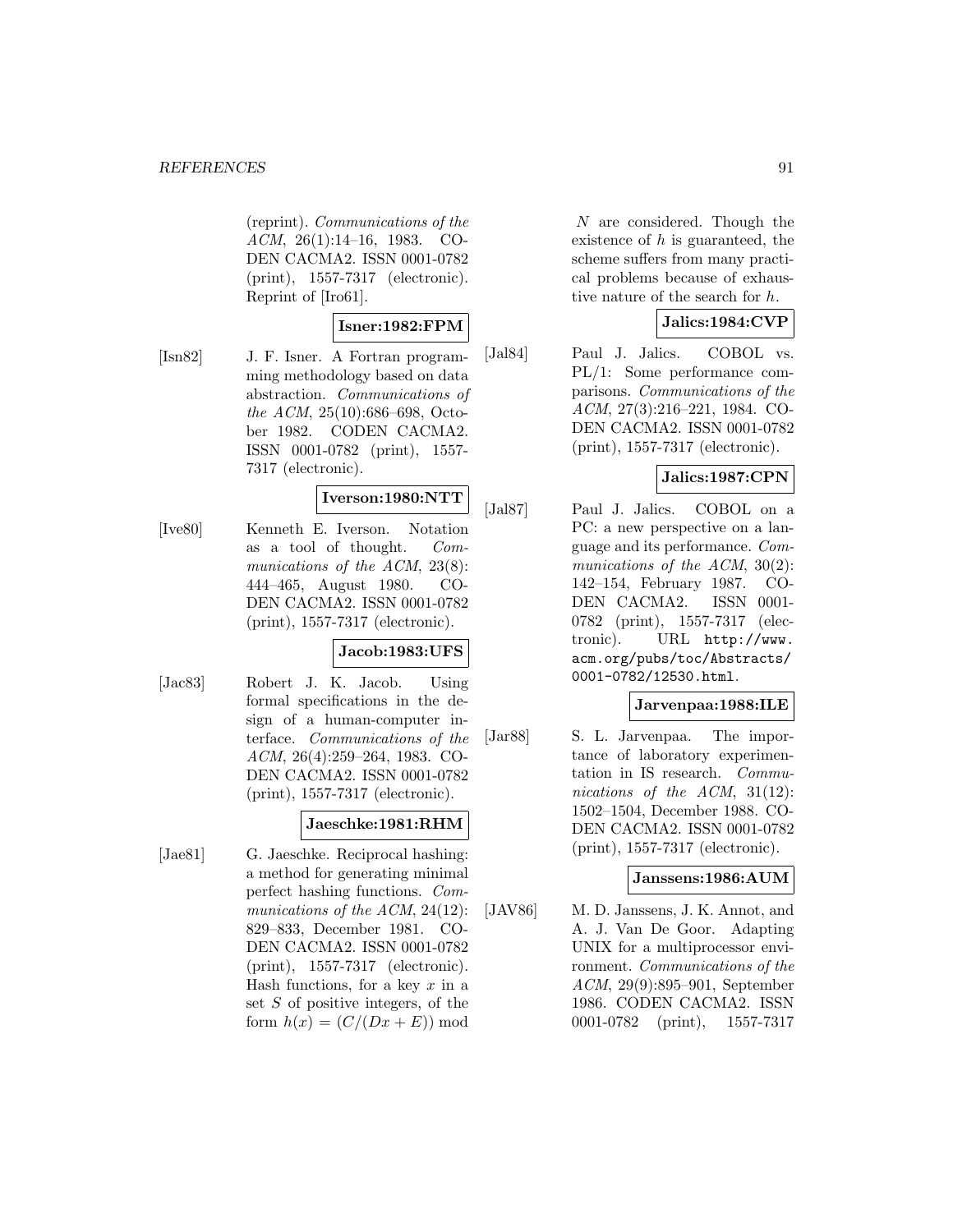(reprint). *Communications of the ACM*, 26(1):14–16, 1983. CODEN CACMA2. ISSN 0001-0782 (print), 1557-7317 (electronic). Reprint of [Iro61].

**Isner:1982:FPM**

[Isn82] J. F. Isner. A Fortran programming methodology based on data abstraction. *Communications of the ACM*, 25(10):686–698, October 1982. CODEN CACMA2. ISSN 0001-0782 (print), 1557-7317 (electronic).

**Iverson:1980:NTT**

[Ive80] Kenneth E. Iverson. Notation as a tool of thought. *Communications of the ACM*, 23(8): 444–465, August 1980. CODEN CACMA2. ISSN 0001-0782 (print), 1557-7317 (electronic).

**Jacob:1983:UFS**

[Jac83] Robert J. K. Jacob. Using formal specifications in the design of a human-computer interface. *Communications of the ACM*, 26(4):259–264, 1983. CODEN CACMA2. ISSN 0001-0782 (print), 1557-7317 (electronic).

**Jaeschke:1981:RHM**

[Jae81] G. Jaeschke. Reciprocal hashing: a method for generating minimal perfect hashing functions. *Communications of the ACM*, 24(12): 829–833, December 1981. CODEN CACMA2. ISSN 0001-0782 (print), 1557-7317 (electronic). Hash functions, for a key $x$ in a set $S$ of positive integers, of the form $h(x) = (C/(Dx + E)) \bmod N$ are considered. Though the existence of $h$ is guaranteed, the scheme suffers from many practical problems because of exhaustive nature of the search for $h$.

**Jalics:1984:CVP**

[Jal84] Paul J. Jalics. COBOL vs. PL/1: Some performance comparisons. *Communications of the ACM*, 27(3):216–221, 1984. CODEN CACMA2. ISSN 0001-0782 (print), 1557-7317 (electronic).

**Jalics:1987:CPN**

[Jal87] Paul J. Jalics. COBOL on a PC: a new perspective on a language and its performance. *Communications of the ACM*, 30(2): 142–154, February 1987. CODEN CACMA2. ISSN 0001-0782 (print), 1557-7317 (electronic). URL http://www.acm.org/pubs/toc/Abstracts/0001-0782/12530.html.

**Jarvenpaa:1988:ILE**

[Jar88] S. L. Jarvenpaa. The importance of laboratory experimentation in IS research. *Communications of the ACM*, 31(12): 1502–1504, December 1988. CODEN CACMA2. ISSN 0001-0782 (print), 1557-7317 (electronic).

**Janssens:1986:AUM**

[JAV86] M. D. Janssens, J. K. Annot, and A. J. Van De Goor. Adapting UNIX for a multiprocessor environment. *Communications of the ACM*, 29(9):895–901, September 1986. CODEN CACMA2. ISSN 0001-0782 (print), 1557-7317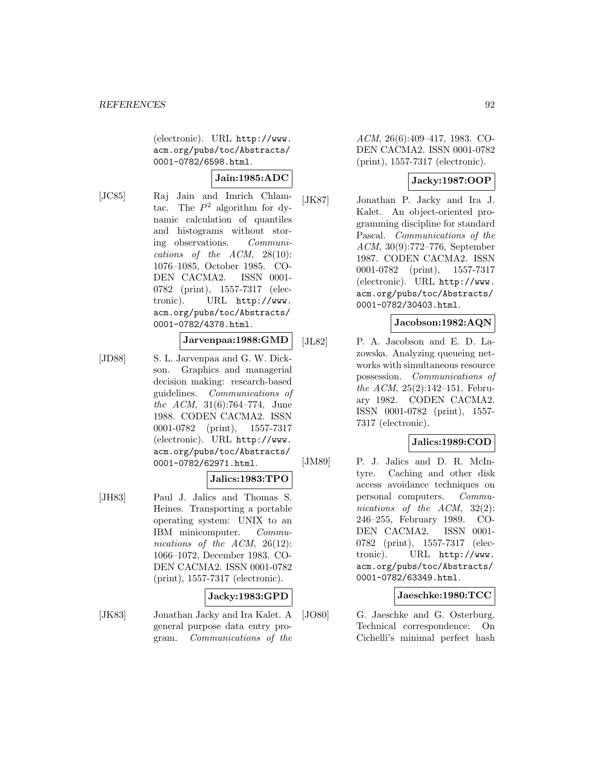(electronic). URL http://www.acm.org/pubs/toc/Abstracts/0001-0782/6598.html.

**Jain:1985:ADC**

[JC85] Raj Jain and Imrich Chlamtac. The $P^2$ algorithm for dynamic calculation of quantiles and histograms without storing observations. *Communications of the ACM*, 28(10): 1076–1085, October 1985. CODEN CACMA2. ISSN 0001-0782 (print), 1557-7317 (electronic). URL http://www.acm.org/pubs/toc/Abstracts/0001-0782/4378.html.

**Jarvenpaa:1988:GMD**

[JD88] S. L. Jarvenpaa and G. W. Dickson. Graphics and managerial decision making: research-based guidelines. *Communications of the ACM*, 31(6):764–774, June 1988. CODEN CACMA2. ISSN 0001-0782 (print), 1557-7317 (electronic). URL http://www.acm.org/pubs/toc/Abstracts/0001-0782/62971.html.

**Jalics:1983:TPO**

[JH83] Paul J. Jalics and Thomas S. Heines. Transporting a portable operating system: UNIX to an IBM minicomputer. *Communications of the ACM*, 26(12): 1066–1072, December 1983. CODEN CACMA2. ISSN 0001-0782 (print), 1557-7317 (electronic).

**Jacky:1983:GPD**

[JK83] Jonathan Jacky and Ira Kalet. A general purpose data entry program. *Communications of the ACM*, 26(6):409–417, 1983. CODEN CACMA2. ISSN 0001-0782 (print), 1557-7317 (electronic).

**Jacky:1987:OOP**

[JK87] Jonathan P. Jacky and Ira J. Kalet. An object-oriented programming discipline for standard Pascal. *Communications of the ACM*, 30(9):772–776, September 1987. CODEN CACMA2. ISSN 0001-0782 (print), 1557-7317 (electronic). URL http://www.acm.org/pubs/toc/Abstracts/0001-0782/30403.html.

**Jacobson:1982:AQN**

[JL82] P. A. Jacobson and E. D. Lazowska. Analyzing queueing networks with simultaneous resource possession. *Communications of the ACM*, 25(2):142–151, February 1982. CODEN CACMA2. ISSN 0001-0782 (print), 1557-7317 (electronic).

**Jalics:1989:COD**

[JM89] P. J. Jalics and D. R. McIntyre. Caching and other disk access avoidance techniques on personal computers. *Communications of the ACM*, 32(2): 246–255, February 1989. CODEN CACMA2. ISSN 0001-0782 (print), 1557-7317 (electronic). URL http://www.acm.org/pubs/toc/Abstracts/0001-0782/63349.html.

**Jaeschke:1980:TCC**

[JO80] G. Jaeschke and G. Osterburg. Technical correspondence: On Cichelli's minimal perfect hash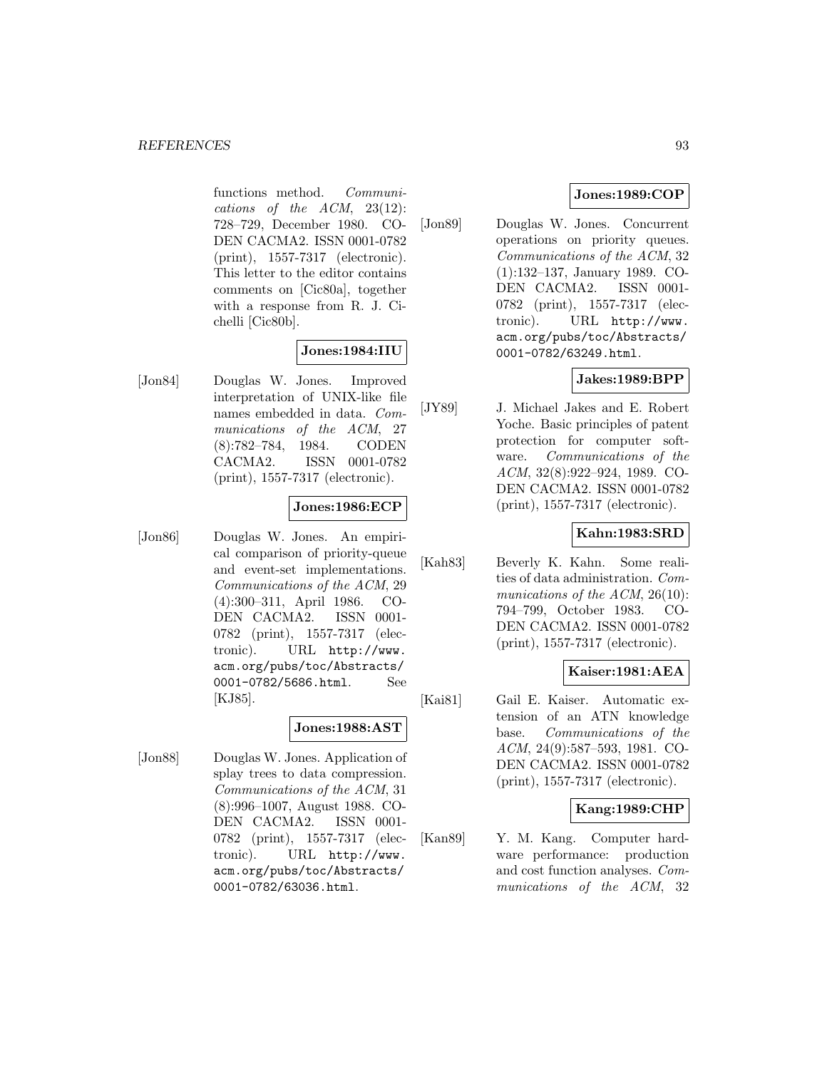functions method. *Communications of the ACM*, 23(12): 728–729, December 1980. CODEN CACMA2. ISSN 0001-0782 (print), 1557-7317 (electronic). This letter to the editor contains comments on [Cic80a], together with a response from R. J. Cichelli [Cic80b].

**Jones:1984:IIU**

[Jon84] Douglas W. Jones. Improved interpretation of UNIX-like file names embedded in data. *Communications of the ACM*, 27 (8):782–784, 1984. CODEN CACMA2. ISSN 0001-0782 (print), 1557-7317 (electronic).

**Jones:1986:ECP**

[Jon86] Douglas W. Jones. An empirical comparison of priority-queue and event-set implementations. *Communications of the ACM*, 29 (4):300–311, April 1986. CODEN CACMA2. ISSN 0001-0782 (print), 1557-7317 (electronic). URL http://www.acm.org/pubs/toc/Abstracts/0001-0782/5686.html. See [KJ85].

**Jones:1988:AST**

[Jon88] Douglas W. Jones. Application of splay trees to data compression. *Communications of the ACM*, 31 (8):996–1007, August 1988. CODEN CACMA2. ISSN 0001-0782 (print), 1557-7317 (electronic). URL http://www.acm.org/pubs/toc/Abstracts/0001-0782/63036.html.

**Jones:1989:COP**

[Jon89] Douglas W. Jones. Concurrent operations on priority queues. *Communications of the ACM*, 32 (1):132–137, January 1989. CODEN CACMA2. ISSN 0001-0782 (print), 1557-7317 (electronic). URL http://www.acm.org/pubs/toc/Abstracts/0001-0782/63249.html.

**Jakes:1989:BPP**

[JY89] J. Michael Jakes and E. Robert Yoche. Basic principles of patent protection for computer software. *Communications of the ACM*, 32(8):922–924, 1989. CODEN CACMA2. ISSN 0001-0782 (print), 1557-7317 (electronic).

**Kahn:1983:SRD**

[Kah83] Beverly K. Kahn. Some realities of data administration. *Communications of the ACM*, 26(10): 794–799, October 1983. CODEN CACMA2. ISSN 0001-0782 (print), 1557-7317 (electronic).

**Kaiser:1981:AEA**

[Kai81] Gail E. Kaiser. Automatic extension of an ATN knowledge base. *Communications of the ACM*, 24(9):587–593, 1981. CODEN CACMA2. ISSN 0001-0782 (print), 1557-7317 (electronic).

**Kang:1989:CHP**

[Kan89] Y. M. Kang. Computer hardware performance: production and cost function analyses. *Communications of the ACM*, 32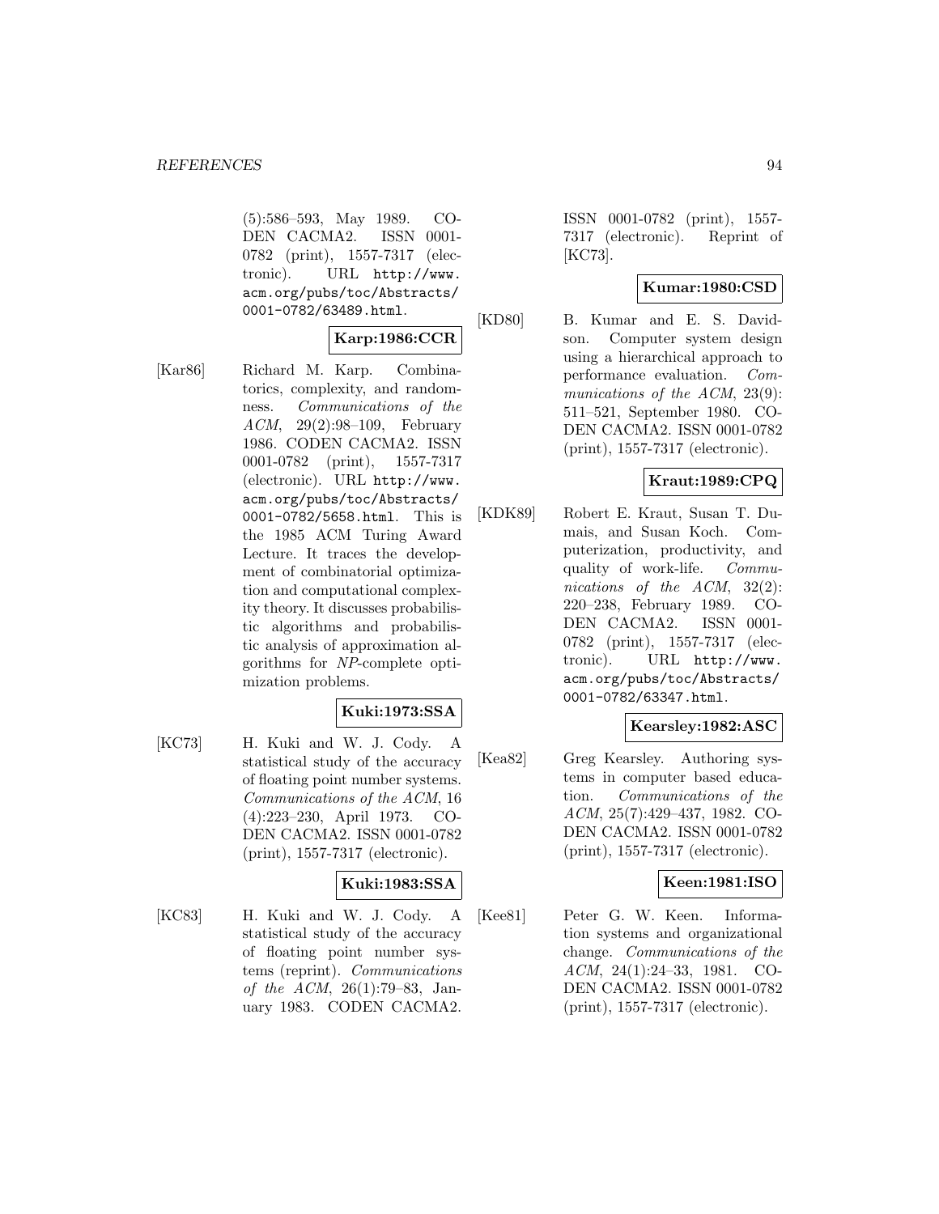(5):586–593, May 1989. CODEN CACMA2. ISSN 0001-0782 (print), 1557-7317 (electronic). URL http://www.acm.org/pubs/toc/Abstracts/0001-0782/63489.html.

**Karp:1986:CCR**

[Kar86] Richard M. Karp. Combinatorics, complexity, and randomness. *Communications of the ACM*, 29(2):98–109, February 1986. CODEN CACMA2. ISSN 0001-0782 (print), 1557-7317 (electronic). URL http://www.acm.org/pubs/toc/Abstracts/0001-0782/5658.html. This is the 1985 ACM Turing Award Lecture. It traces the development of combinatorial optimization and computational complexity theory. It discusses probabilistic algorithms and probabilistic analysis of approximation algorithms for *NP*-complete optimization problems.

**Kuki:1973:SSA**

[KC73] H. Kuki and W. J. Cody. A statistical study of the accuracy of floating point number systems. *Communications of the ACM*, 16(4):223–230, April 1973. CODEN CACMA2. ISSN 0001-0782 (print), 1557-7317 (electronic).

**Kuki:1983:SSA**

[KC83] H. Kuki and W. J. Cody. A statistical study of the accuracy of floating point number systems (reprint). *Communications of the ACM*, 26(1):79–83, January 1983. CODEN CACMA2. ISSN 0001-0782 (print), 1557-7317 (electronic). Reprint of [KC73].

**Kumar:1980:CSD**

[KD80] B. Kumar and E. S. Davidson. Computer system design using a hierarchical approach to performance evaluation. *Communications of the ACM*, 23(9):511–521, September 1980. CODEN CACMA2. ISSN 0001-0782 (print), 1557-7317 (electronic).

**Kraut:1989:CPQ**

[KDK89] Robert E. Kraut, Susan T. Dumais, and Susan Koch. Computerization, productivity, and quality of work-life. *Communications of the ACM*, 32(2):220–238, February 1989. CODEN CACMA2. ISSN 0001-0782 (print), 1557-7317 (electronic). URL http://www.acm.org/pubs/toc/Abstracts/0001-0782/63347.html.

**Kearsley:1982:ASC**

[Kea82] Greg Kearsley. Authoring systems in computer based education. *Communications of the ACM*, 25(7):429–437, 1982. CODEN CACMA2. ISSN 0001-0782 (print), 1557-7317 (electronic).

**Keen:1981:ISO**

[Kee81] Peter G. W. Keen. Information systems and organizational change. *Communications of the ACM*, 24(1):24–33, 1981. CODEN CACMA2. ISSN 0001-0782 (print), 1557-7317 (electronic).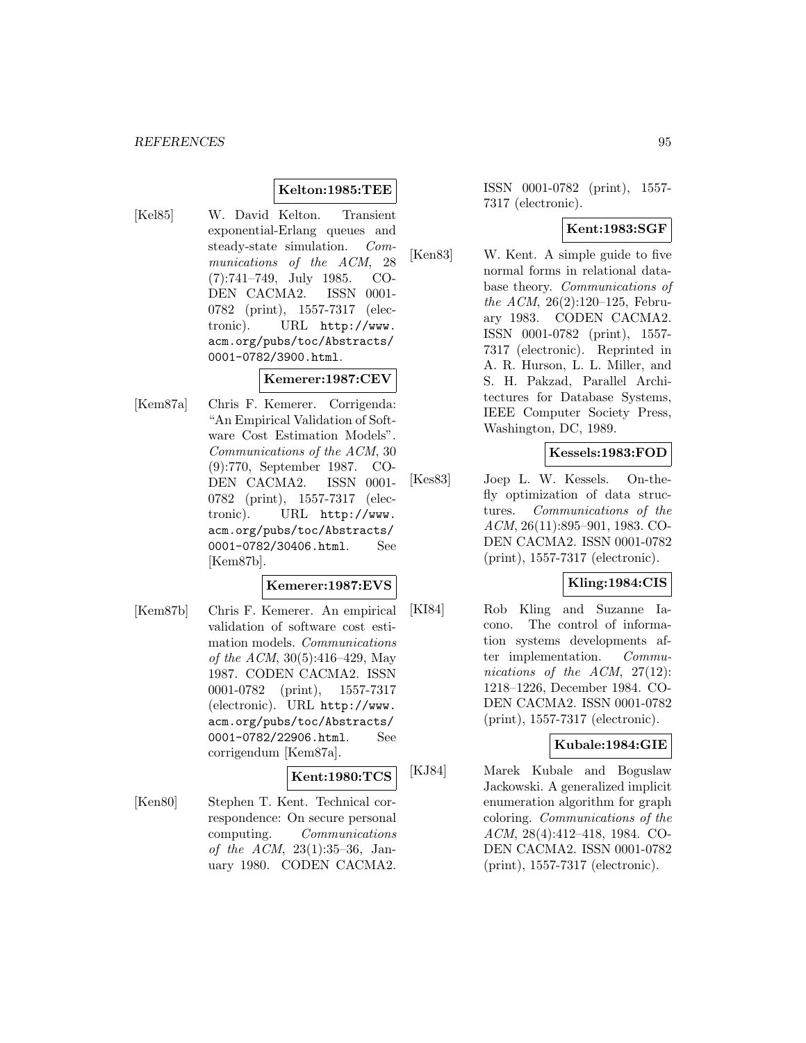**Kelton:1985:TEE**

[Kel85] W. David Kelton. Transient exponential-Erlang queues and steady-state simulation. *Communications of the ACM*, 28 (7):741–749, July 1985. CODEN CACMA2. ISSN 0001-0782 (print), 1557-7317 (electronic). URL http://www.acm.org/pubs/toc/Abstracts/0001-0782/3900.html.

**Kemerer:1987:CEV**

[Kem87a] Chris F. Kemerer. Corrigenda: "An Empirical Validation of Software Cost Estimation Models". *Communications of the ACM*, 30 (9):770, September 1987. CODEN CACMA2. ISSN 0001-0782 (print), 1557-7317 (electronic). URL http://www.acm.org/pubs/toc/Abstracts/0001-0782/30406.html. See [Kem87b].

**Kemerer:1987:EVS**

[Kem87b] Chris F. Kemerer. An empirical validation of software cost estimation models. *Communications of the ACM*, 30(5):416–429, May 1987. CODEN CACMA2. ISSN 0001-0782 (print), 1557-7317 (electronic). URL http://www.acm.org/pubs/toc/Abstracts/0001-0782/22906.html. See corrigendum [Kem87a].

**Kent:1980:TCS**

[Ken80] Stephen T. Kent. Technical correspondence: On secure personal computing. *Communications of the ACM*, 23(1):35–36, January 1980. CODEN CACMA2. ISSN 0001-0782 (print), 1557-7317 (electronic).

**Kent:1983:SGF**

[Ken83] W. Kent. A simple guide to five normal forms in relational database theory. *Communications of the ACM*, 26(2):120–125, February 1983. CODEN CACMA2. ISSN 0001-0782 (print), 1557-7317 (electronic). Reprinted in A. R. Hurson, L. L. Miller, and S. H. Pakzad, Parallel Architectures for Database Systems, IEEE Computer Society Press, Washington, DC, 1989.

**Kessels:1983:FOD**

[Kes83] Joep L. W. Kessels. On-the-fly optimization of data structures. *Communications of the ACM*, 26(11):895–901, 1983. CODEN CACMA2. ISSN 0001-0782 (print), 1557-7317 (electronic).

**Kling:1984:CIS**

[KI84] Rob Kling and Suzanne Iacono. The control of information systems developments after implementation. *Communications of the ACM*, 27(12): 1218–1226, December 1984. CODEN CACMA2. ISSN 0001-0782 (print), 1557-7317 (electronic).

**Kubale:1984:GIE**

[KJ84] Marek Kubale and Boguslaw Jackowski. A generalized implicit enumeration algorithm for graph coloring. *Communications of the ACM*, 28(4):412–418, 1984. CODEN CACMA2. ISSN 0001-0782 (print), 1557-7317 (electronic).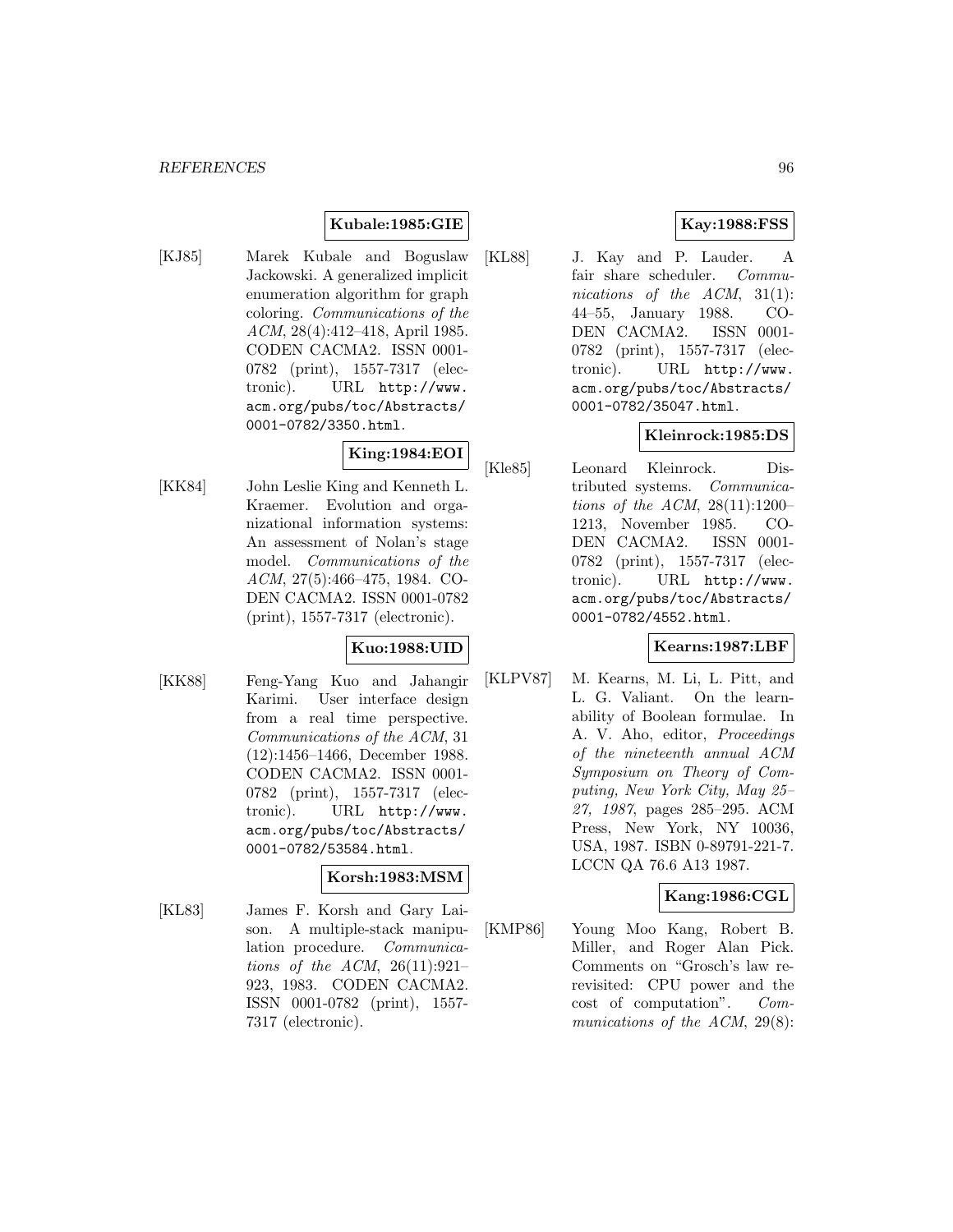**Kubale:1985:GIE**

[KJ85] Marek Kubale and Boguslaw Jackowski. A generalized implicit enumeration algorithm for graph coloring. *Communications of the ACM*, 28(4):412–418, April 1985. CODEN CACMA2. ISSN 0001-0782 (print), 1557-7317 (electronic). URL http://www.acm.org/pubs/toc/Abstracts/0001-0782/3350.html.

**King:1984:EOI**

[KK84] John Leslie King and Kenneth L. Kraemer. Evolution and organizational information systems: An assessment of Nolan's stage model. *Communications of the ACM*, 27(5):466–475, 1984. CODEN CACMA2. ISSN 0001-0782 (print), 1557-7317 (electronic).

**Kuo:1988:UID**

[KK88] Feng-Yang Kuo and Jahangir Karimi. User interface design from a real time perspective. *Communications of the ACM*, 31 (12):1456–1466, December 1988. CODEN CACMA2. ISSN 0001-0782 (print), 1557-7317 (electronic). URL http://www.acm.org/pubs/toc/Abstracts/0001-0782/53584.html.

**Korsh:1983:MSM**

[KL83] James F. Korsh and Gary Laison. A multiple-stack manipulation procedure. *Communications of the ACM*, 26(11):921–923, 1983. CODEN CACMA2. ISSN 0001-0782 (print), 1557-7317 (electronic).

**Kay:1988:FSS**

[KL88] J. Kay and P. Lauder. A fair share scheduler. *Communications of the ACM*, 31(1): 44–55, January 1988. CODEN CACMA2. ISSN 0001-0782 (print), 1557-7317 (electronic). URL http://www.acm.org/pubs/toc/Abstracts/0001-0782/35047.html.

**Kleinrock:1985:DS**

[Kle85] Leonard Kleinrock. Distributed systems. *Communications of the ACM*, 28(11):1200–1213, November 1985. CODEN CACMA2. ISSN 0001-0782 (print), 1557-7317 (electronic). URL http://www.acm.org/pubs/toc/Abstracts/0001-0782/4552.html.

**Kearns:1987:LBF**

[KLPV87] M. Kearns, M. Li, L. Pitt, and L. G. Valiant. On the learnability of Boolean formulae. In A. V. Aho, editor, *Proceedings of the nineteenth annual ACM Symposium on Theory of Computing, New York City, May 25–27, 1987*, pages 285–295. ACM Press, New York, NY 10036, USA, 1987. ISBN 0-89791-221-7. LCCN QA 76.6 A13 1987.

**Kang:1986:CGL**

[KMP86] Young Moo Kang, Robert B. Miller, and Roger Alan Pick. Comments on "Grosch's law re-revisited: CPU power and the cost of computation". *Communications of the ACM*, 29(8):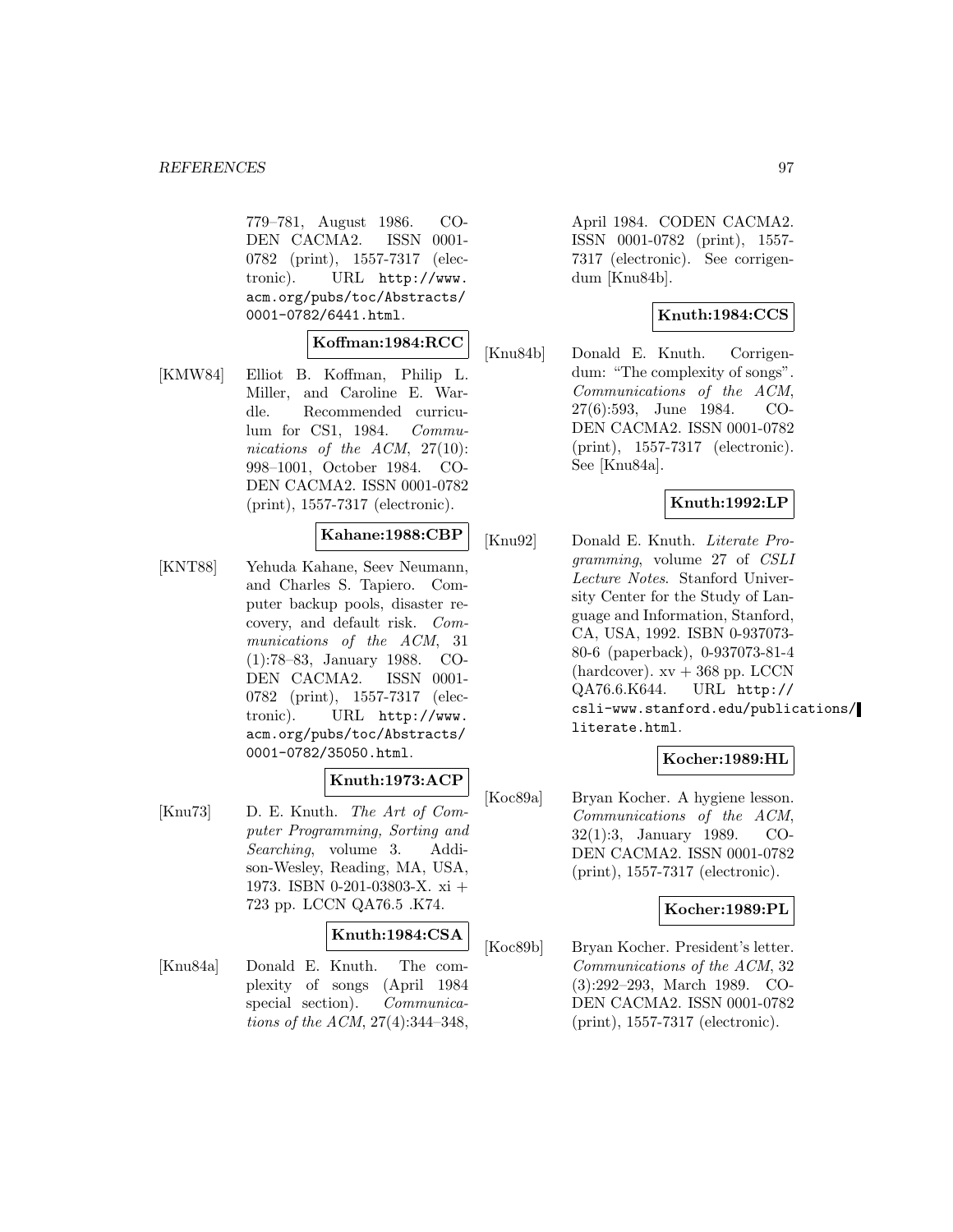779–781, August 1986. CODEN CACMA2. ISSN 0001-0782 (print), 1557-7317 (electronic). URL http://www.acm.org/pubs/toc/Abstracts/0001-0782/6441.html.

**Koffman:1984:RCC**

[KMW84] Elliot B. Koffman, Philip L. Miller, and Caroline E. Wardle. Recommended curriculum for CS1, 1984. *Communications of the ACM*, 27(10): 998–1001, October 1984. CODEN CACMA2. ISSN 0001-0782 (print), 1557-7317 (electronic).

**Kahane:1988:CBP**

[KNT88] Yehuda Kahane, Seev Neumann, and Charles S. Tapiero. Computer backup pools, disaster recovery, and default risk. *Communications of the ACM*, 31 (1):78–83, January 1988. CODEN CACMA2. ISSN 0001-0782 (print), 1557-7317 (electronic). URL http://www.acm.org/pubs/toc/Abstracts/0001-0782/35050.html.

**Knuth:1973:ACP**

[Knu73] D. E. Knuth. *The Art of Computer Programming, Sorting and Searching*, volume 3. Addison-Wesley, Reading, MA, USA, 1973. ISBN 0-201-03803-X. xi + 723 pp. LCCN QA76.5 .K74.

**Knuth:1984:CSA**

[Knu84a] Donald E. Knuth. The complexity of songs (April 1984 special section). *Communications of the ACM*, 27(4):344–348, April 1984. CODEN CACMA2. ISSN 0001-0782 (print), 1557-7317 (electronic). See corrigendum [Knu84b].

**Knuth:1984:CCS**

[Knu84b] Donald E. Knuth. Corrigendum: "The complexity of songs". *Communications of the ACM*, 27(6):593, June 1984. CODEN CACMA2. ISSN 0001-0782 (print), 1557-7317 (electronic). See [Knu84a].

**Knuth:1992:LP**

[Knu92] Donald E. Knuth. *Literate Programming*, volume 27 of *CSLI Lecture Notes*. Stanford University Center for the Study of Language and Information, Stanford, CA, USA, 1992. ISBN 0-937073-80-6 (paperback), 0-937073-81-4 (hardcover). xv + 368 pp. LCCN QA76.6.K644. URL http://csli-www.stanford.edu/publications/literate.html.

**Kocher:1989:HL**

[Koc89a] Bryan Kocher. A hygiene lesson. *Communications of the ACM*, 32(1):3, January 1989. CODEN CACMA2. ISSN 0001-0782 (print), 1557-7317 (electronic).

**Kocher:1989:PL**

[Koc89b] Bryan Kocher. President's letter. *Communications of the ACM*, 32 (3):292–293, March 1989. CODEN CACMA2. ISSN 0001-0782 (print), 1557-7317 (electronic).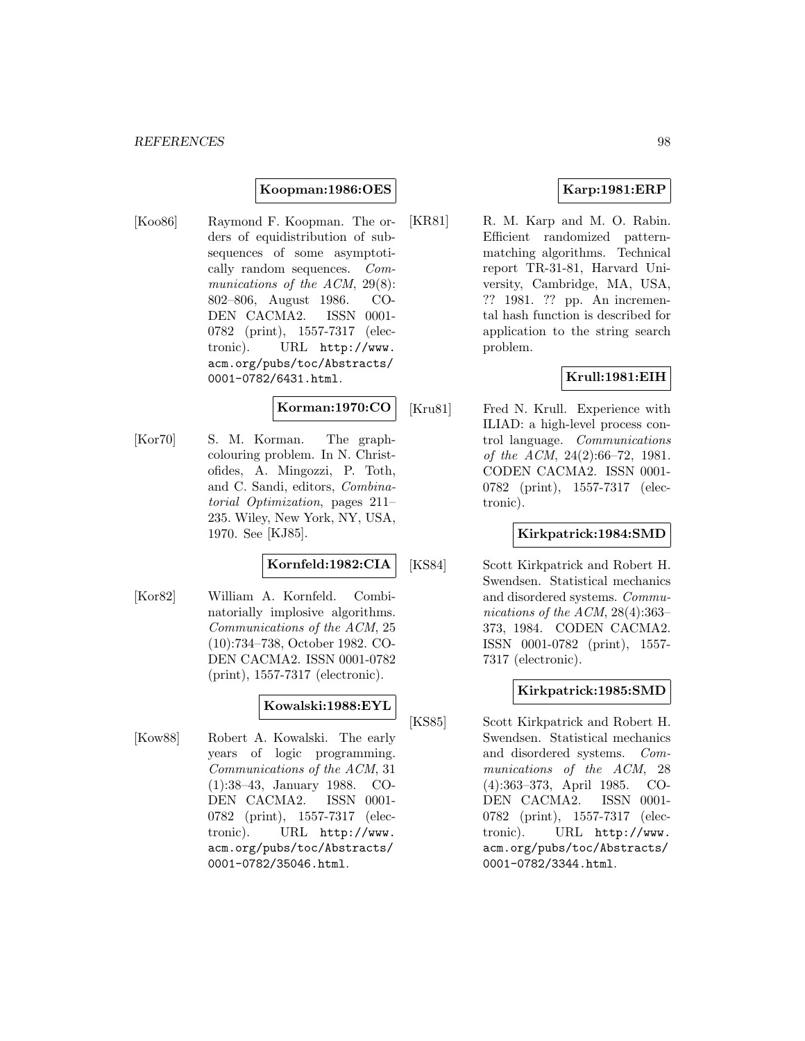**Koopman:1986:OES**

[Koo86] Raymond F. Koopman. The orders of equidistribution of subsequences of some asymptotically random sequences. *Communications of the ACM*, 29(8): 802–806, August 1986. CODEN CACMA2. ISSN 0001-0782 (print), 1557-7317 (electronic). URL `http://www.acm.org/pubs/toc/Abstracts/0001-0782/6431.html`.

**Korman:1970:CO**

[Kor70] S. M. Korman. The graph-colouring problem. In N. Christofides, A. Mingozzi, P. Toth, and C. Sandi, editors, *Combinatorial Optimization*, pages 211–235. Wiley, New York, NY, USA, 1970. See [KJ85].

**Kornfeld:1982:CIA**

[Kor82] William A. Kornfeld. Combinatorially implosive algorithms. *Communications of the ACM*, 25 (10):734–738, October 1982. CODEN CACMA2. ISSN 0001-0782 (print), 1557-7317 (electronic).

**Kowalski:1988:EYL**

[Kow88] Robert A. Kowalski. The early years of logic programming. *Communications of the ACM*, 31 (1):38–43, January 1988. CODEN CACMA2. ISSN 0001-0782 (print), 1557-7317 (electronic). URL `http://www.acm.org/pubs/toc/Abstracts/0001-0782/35046.html`.

**Karp:1981:ERP**

[KR81] R. M. Karp and M. O. Rabin. Efficient randomized pattern-matching algorithms. Technical report TR-31-81, Harvard University, Cambridge, MA, USA, ?? 1981. ?? pp. An incremental hash function is described for application to the string search problem.

**Krull:1981:EIH**

[Kru81] Fred N. Krull. Experience with ILIAD: a high-level process control language. *Communications of the ACM*, 24(2):66–72, 1981. CODEN CACMA2. ISSN 0001-0782 (print), 1557-7317 (electronic).

**Kirkpatrick:1984:SMD**

[KS84] Scott Kirkpatrick and Robert H. Swendsen. Statistical mechanics and disordered systems. *Communications of the ACM*, 28(4):363–373, 1984. CODEN CACMA2. ISSN 0001-0782 (print), 1557-7317 (electronic).

**Kirkpatrick:1985:SMD**

[KS85] Scott Kirkpatrick and Robert H. Swendsen. Statistical mechanics and disordered systems. *Communications of the ACM*, 28 (4):363–373, April 1985. CODEN CACMA2. ISSN 0001-0782 (print), 1557-7317 (electronic). URL `http://www.acm.org/pubs/toc/Abstracts/0001-0782/3344.html`.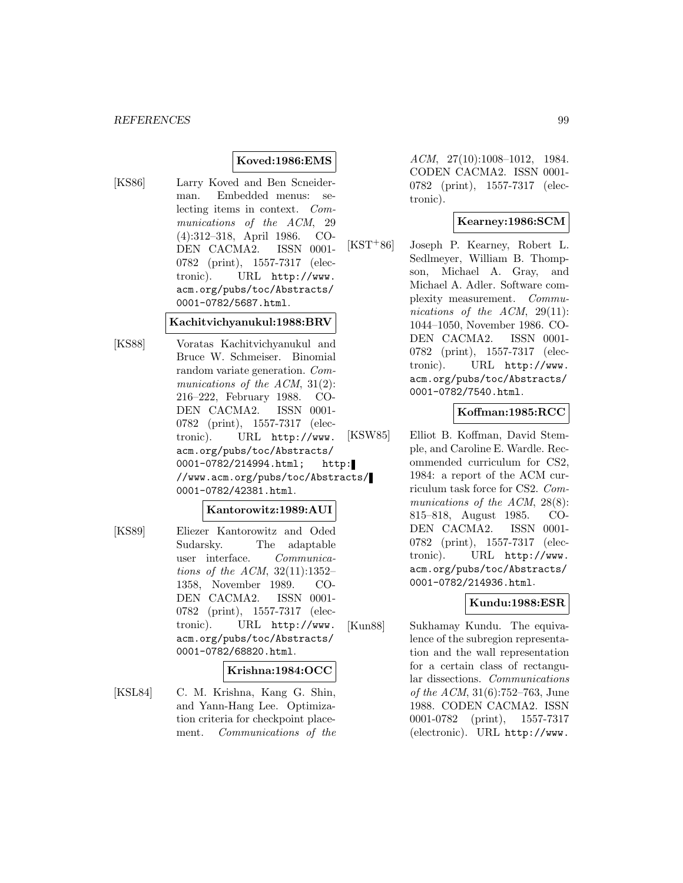**Koved:1986:EMS**

[KS86] Larry Koved and Ben Scneiderman. Embedded menus: selecting items in context. *Communications of the ACM*, 29 (4):312–318, April 1986. CODEN CACMA2. ISSN 0001-0782 (print), 1557-7317 (electronic). URL http://www.acm.org/pubs/toc/Abstracts/0001-0782/5687.html.

**Kachitvichyanukul:1988:BRV**

[KS88] Voratas Kachitvichyanukul and Bruce W. Schmeiser. Binomial random variate generation. *Communications of the ACM*, 31(2): 216–222, February 1988. CODEN CACMA2. ISSN 0001-0782 (print), 1557-7317 (electronic). URL http://www.acm.org/pubs/toc/Abstracts/0001-0782/214994.html; http://www.acm.org/pubs/toc/Abstracts/0001-0782/42381.html.

**Kantorowitz:1989:AUI**

[KS89] Eliezer Kantorowitz and Oded Sudarsky. The adaptable user interface. *Communications of the ACM*, 32(11):1352–1358, November 1989. CODEN CACMA2. ISSN 0001-0782 (print), 1557-7317 (electronic). URL http://www.acm.org/pubs/toc/Abstracts/0001-0782/68820.html.

**Krishna:1984:OCC**

[KSL84] C. M. Krishna, Kang G. Shin, and Yann-Hang Lee. Optimization criteria for checkpoint placement. *Communications of the ACM*, 27(10):1008–1012, 1984. CODEN CACMA2. ISSN 0001-0782 (print), 1557-7317 (electronic).

**Kearney:1986:SCM**

[KST+86] Joseph P. Kearney, Robert L. Sedlmeyer, William B. Thompson, Michael A. Gray, and Michael A. Adler. Software complexity measurement. *Communications of the ACM*, 29(11): 1044–1050, November 1986. CODEN CACMA2. ISSN 0001-0782 (print), 1557-7317 (electronic). URL http://www.acm.org/pubs/toc/Abstracts/0001-0782/7540.html.

**Koffman:1985:RCC**

[KSW85] Elliot B. Koffman, David Stemple, and Caroline E. Wardle. Recommended curriculum for CS2, 1984: a report of the ACM curriculum task force for CS2. *Communications of the ACM*, 28(8): 815–818, August 1985. CODEN CACMA2. ISSN 0001-0782 (print), 1557-7317 (electronic). URL http://www.acm.org/pubs/toc/Abstracts/0001-0782/214936.html.

**Kundu:1988:ESR**

[Kun88] Sukhamay Kundu. The equivalence of the subregion representation and the wall representation for a certain class of rectangular dissections. *Communications of the ACM*, 31(6):752–763, June 1988. CODEN CACMA2. ISSN 0001-0782 (print), 1557-7317 (electronic). URL http://www.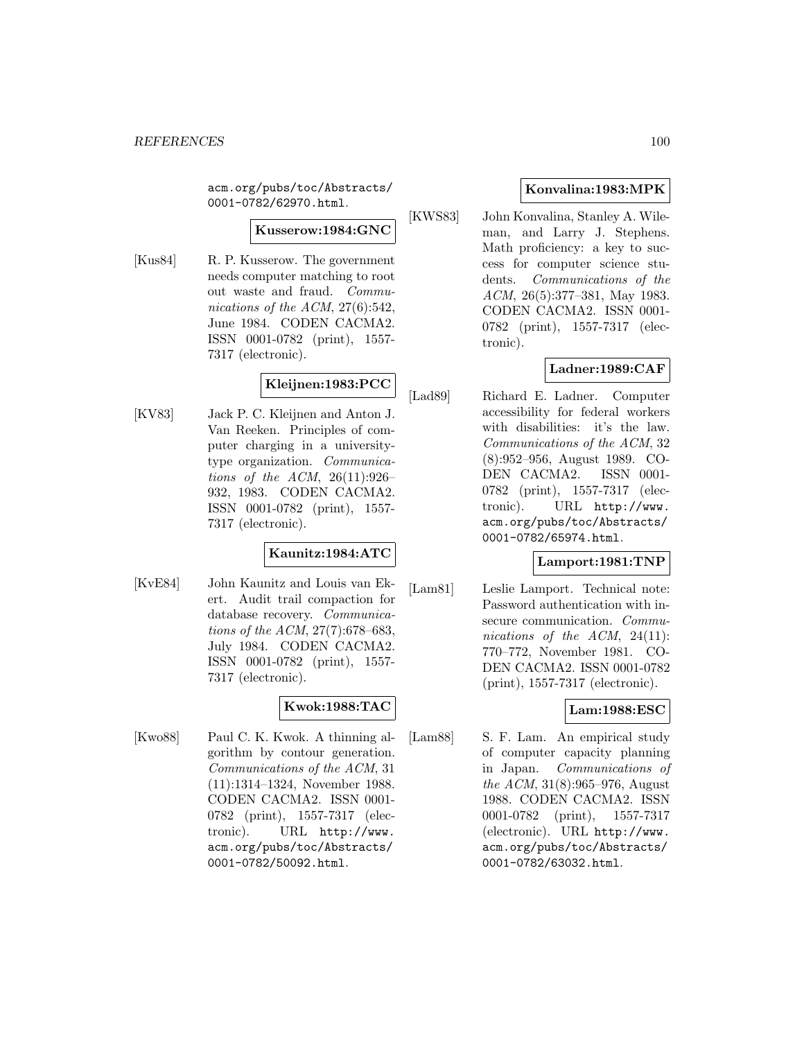acm.org/pubs/toc/Abstracts/0001-0782/62970.html.

**Kusserow:1984:GNC**

[Kus84] R. P. Kusserow. The government needs computer matching to root out waste and fraud. *Communications of the ACM*, 27(6):542, June 1984. CODEN CACMA2. ISSN 0001-0782 (print), 1557-7317 (electronic).

**Kleijnen:1983:PCC**

[KV83] Jack P. C. Kleijnen and Anton J. Van Reeken. Principles of computer charging in a university-type organization. *Communications of the ACM*, 26(11):926–932, 1983. CODEN CACMA2. ISSN 0001-0782 (print), 1557-7317 (electronic).

**Kaunitz:1984:ATC**

[KvE84] John Kaunitz and Louis van Ekert. Audit trail compaction for database recovery. *Communications of the ACM*, 27(7):678–683, July 1984. CODEN CACMA2. ISSN 0001-0782 (print), 1557-7317 (electronic).

**Kwok:1988:TAC**

[Kwo88] Paul C. K. Kwok. A thinning algorithm by contour generation. *Communications of the ACM*, 31(11):1314–1324, November 1988. CODEN CACMA2. ISSN 0001-0782 (print), 1557-7317 (electronic). URL http://www.acm.org/pubs/toc/Abstracts/0001-0782/50092.html.

**Konvalina:1983:MPK**

[KWS83] John Konvalina, Stanley A. Wileman, and Larry J. Stephens. Math proficiency: a key to success for computer science students. *Communications of the ACM*, 26(5):377–381, May 1983. CODEN CACMA2. ISSN 0001-0782 (print), 1557-7317 (electronic).

**Ladner:1989:CAF**

[Lad89] Richard E. Ladner. Computer accessibility for federal workers with disabilities: it's the law. *Communications of the ACM*, 32(8):952–956, August 1989. CODEN CACMA2. ISSN 0001-0782 (print), 1557-7317 (electronic). URL http://www.acm.org/pubs/toc/Abstracts/0001-0782/65974.html.

**Lamport:1981:TNP**

[Lam81] Leslie Lamport. Technical note: Password authentication with insecure communication. *Communications of the ACM*, 24(11):770–772, November 1981. CODEN CACMA2. ISSN 0001-0782 (print), 1557-7317 (electronic).

**Lam:1988:ESC**

[Lam88] S. F. Lam. An empirical study of computer capacity planning in Japan. *Communications of the ACM*, 31(8):965–976, August 1988. CODEN CACMA2. ISSN 0001-0782 (print), 1557-7317 (electronic). URL http://www.acm.org/pubs/toc/Abstracts/0001-0782/63032.html.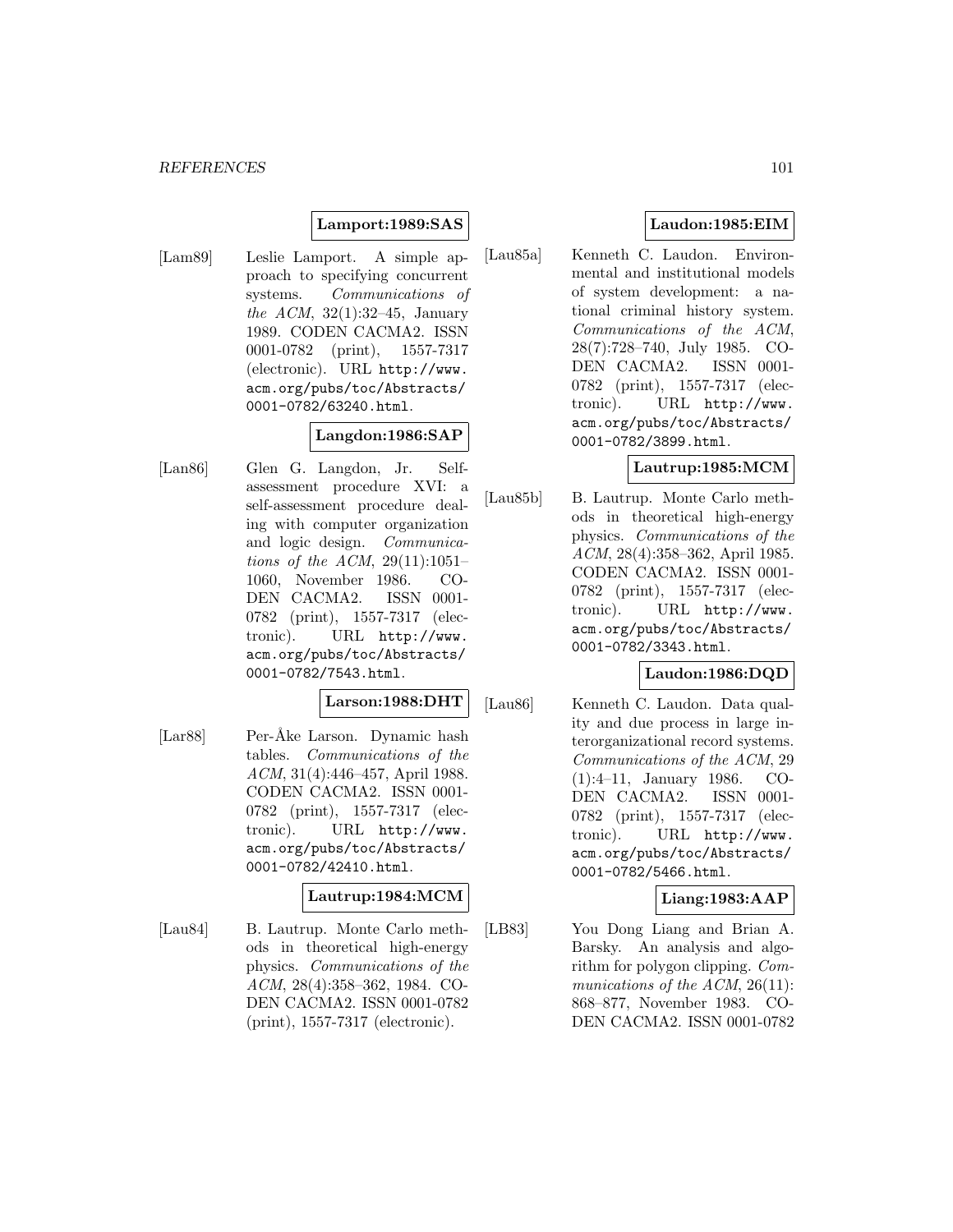**Lamport:1989:SAS**

[Lam89] Leslie Lamport. A simple approach to specifying concurrent systems. *Communications of the ACM*, 32(1):32–45, January 1989. CODEN CACMA2. ISSN 0001-0782 (print), 1557-7317 (electronic). URL http://www.acm.org/pubs/toc/Abstracts/0001-0782/63240.html.

**Langdon:1986:SAP**

[Lan86] Glen G. Langdon, Jr. Self-assessment procedure XVI: a self-assessment procedure dealing with computer organization and logic design. *Communications of the ACM*, 29(11):1051–1060, November 1986. CODEN CACMA2. ISSN 0001-0782 (print), 1557-7317 (electronic). URL http://www.acm.org/pubs/toc/Abstracts/0001-0782/7543.html.

**Larson:1988:DHT**

[Lar88] Per-Åke Larson. Dynamic hash tables. *Communications of the ACM*, 31(4):446–457, April 1988. CODEN CACMA2. ISSN 0001-0782 (print), 1557-7317 (electronic). URL http://www.acm.org/pubs/toc/Abstracts/0001-0782/42410.html.

**Lautrup:1984:MCM**

[Lau84] B. Lautrup. Monte Carlo methods in theoretical high-energy physics. *Communications of the ACM*, 28(4):358–362, 1984. CODEN CACMA2. ISSN 0001-0782 (print), 1557-7317 (electronic).

**Laudon:1985:EIM**

[Lau85a] Kenneth C. Laudon. Environmental and institutional models of system development: a national criminal history system. *Communications of the ACM*, 28(7):728–740, July 1985. CODEN CACMA2. ISSN 0001-0782 (print), 1557-7317 (electronic). URL http://www.acm.org/pubs/toc/Abstracts/0001-0782/3899.html.

**Lautrup:1985:MCM**

[Lau85b] B. Lautrup. Monte Carlo methods in theoretical high-energy physics. *Communications of the ACM*, 28(4):358–362, April 1985. CODEN CACMA2. ISSN 0001-0782 (print), 1557-7317 (electronic). URL http://www.acm.org/pubs/toc/Abstracts/0001-0782/3343.html.

**Laudon:1986:DQD**

[Lau86] Kenneth C. Laudon. Data quality and due process in large interorganizational record systems. *Communications of the ACM*, 29 (1):4–11, January 1986. CODEN CACMA2. ISSN 0001-0782 (print), 1557-7317 (electronic). URL http://www.acm.org/pubs/toc/Abstracts/0001-0782/5466.html.

**Liang:1983:AAP**

[LB83] You Dong Liang and Brian A. Barsky. An analysis and algorithm for polygon clipping. *Communications of the ACM*, 26(11): 868–877, November 1983. CODEN CACMA2. ISSN 0001-0782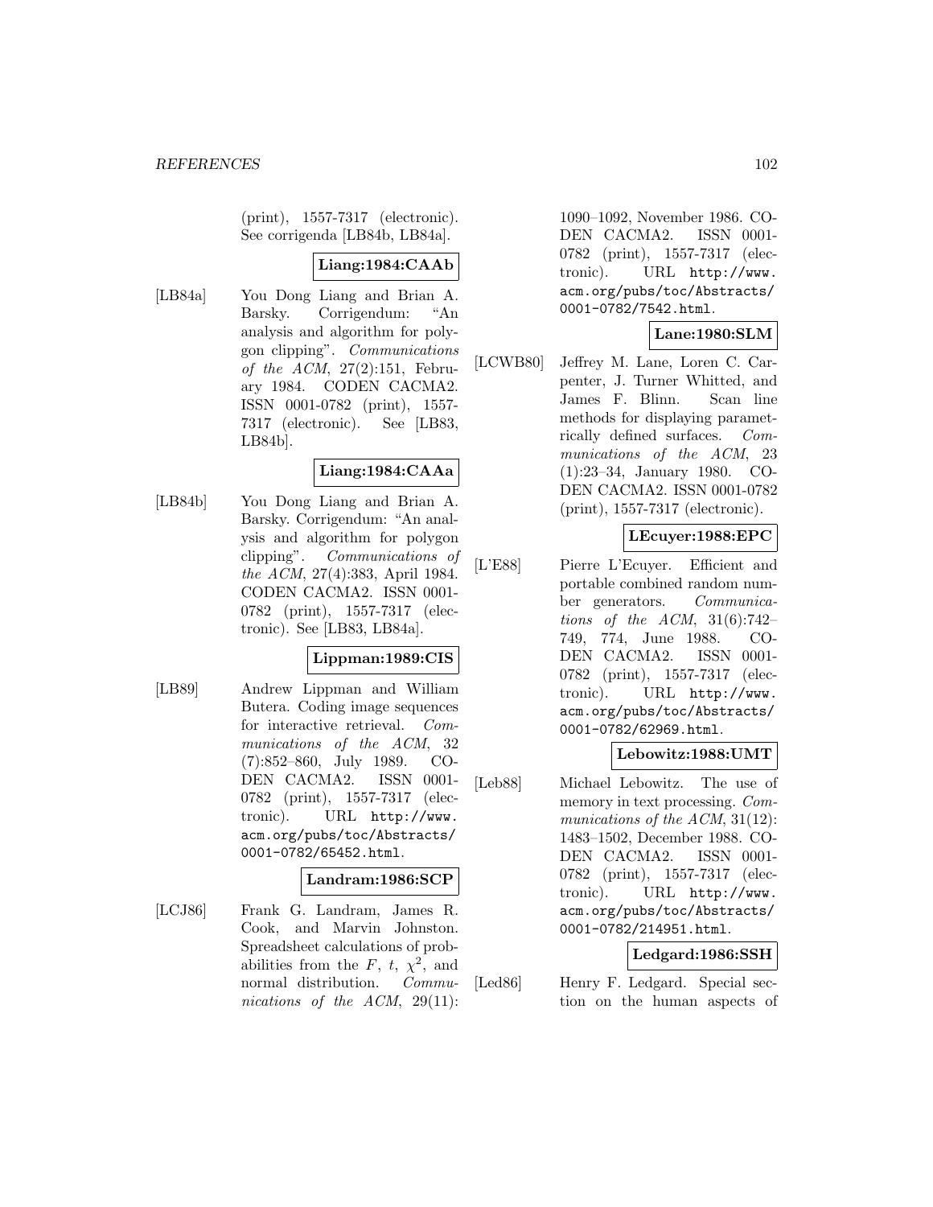(print), 1557-7317 (electronic). See corrigenda [LB84b, LB84a].

**Liang:1984:CAAb**

[LB84a] You Dong Liang and Brian A. Barsky. Corrigendum: "An analysis and algorithm for polygon clipping". *Communications of the ACM*, 27(2):151, February 1984. CODEN CACMA2. ISSN 0001-0782 (print), 1557-7317 (electronic). See [LB83, LB84b].

**Liang:1984:CAAa**

[LB84b] You Dong Liang and Brian A. Barsky. Corrigendum: "An analysis and algorithm for polygon clipping". *Communications of the ACM*, 27(4):383, April 1984. CODEN CACMA2. ISSN 0001-0782 (print), 1557-7317 (electronic). See [LB83, LB84a].

**Lippman:1989:CIS**

[LB89] Andrew Lippman and William Butera. Coding image sequences for interactive retrieval. *Communications of the ACM*, 32 (7):852–860, July 1989. CODEN CACMA2. ISSN 0001-0782 (print), 1557-7317 (electronic). URL http://www.acm.org/pubs/toc/Abstracts/0001-0782/65452.html.

**Landram:1986:SCP**

[LCJ86] Frank G. Landram, James R. Cook, and Marvin Johnston. Spreadsheet calculations of probabilities from the $F$, $t$, $\chi^2$, and normal distribution. *Communications of the ACM*, 29(11): 1090–1092, November 1986. CODEN CACMA2. ISSN 0001-0782 (print), 1557-7317 (electronic). URL http://www.acm.org/pubs/toc/Abstracts/0001-0782/7542.html.

**Lane:1980:SLM**

[LCWB80] Jeffrey M. Lane, Loren C. Carpenter, J. Turner Whitted, and James F. Blinn. Scan line methods for displaying parametrically defined surfaces. *Communications of the ACM*, 23 (1):23–34, January 1980. CODEN CACMA2. ISSN 0001-0782 (print), 1557-7317 (electronic).

**LEcuyer:1988:EPC**

[L'E88] Pierre L'Ecuyer. Efficient and portable combined random number generators. *Communications of the ACM*, 31(6):742–749, 774, June 1988. CODEN CACMA2. ISSN 0001-0782 (print), 1557-7317 (electronic). URL http://www.acm.org/pubs/toc/Abstracts/0001-0782/62969.html.

**Lebowitz:1988:UMT**

[Leb88] Michael Lebowitz. The use of memory in text processing. *Communications of the ACM*, 31(12): 1483–1502, December 1988. CODEN CACMA2. ISSN 0001-0782 (print), 1557-7317 (electronic). URL http://www.acm.org/pubs/toc/Abstracts/0001-0782/214951.html.

**Ledgard:1986:SSH**

[Led86] Henry F. Ledgard. Special section on the human aspects of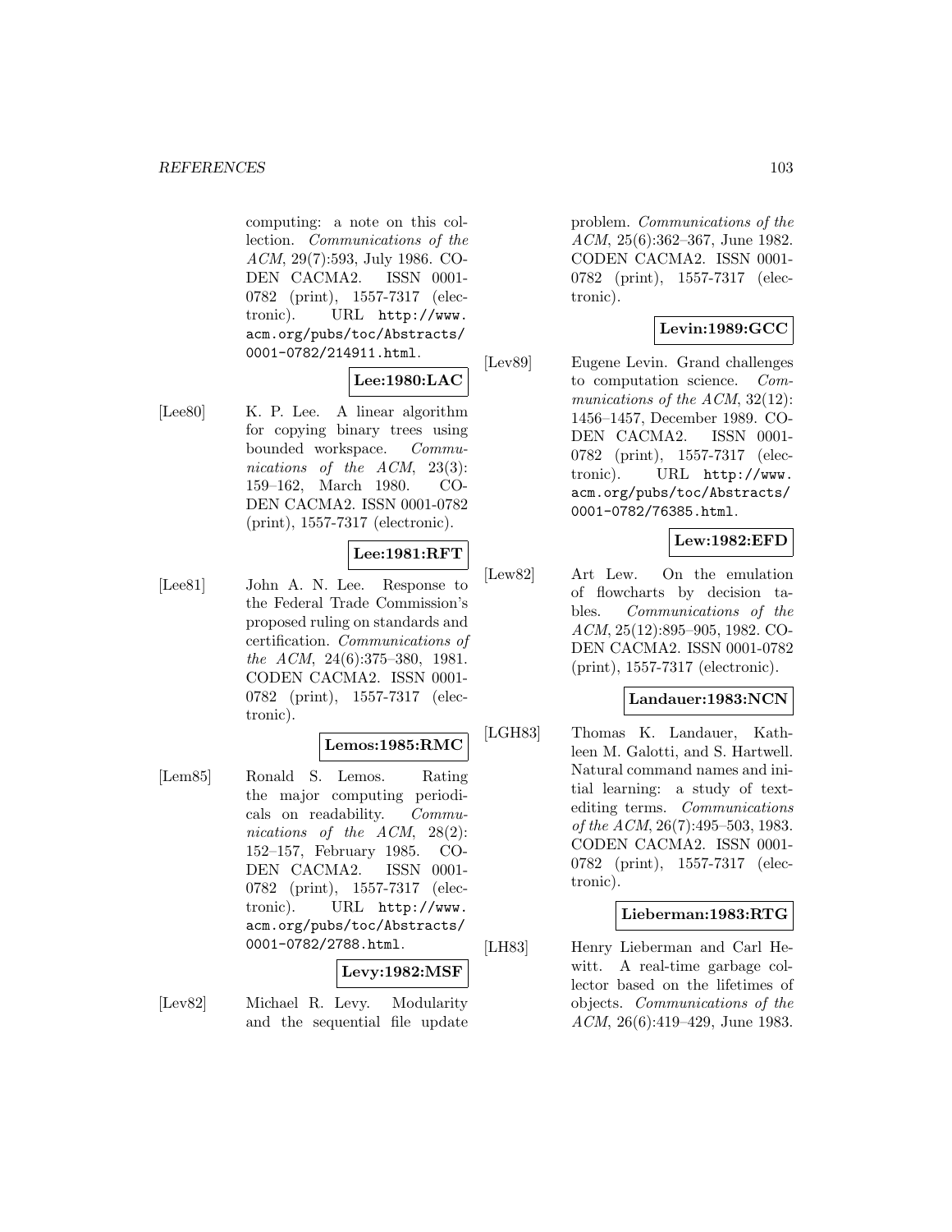computing: a note on this collection. *Communications of the ACM*, 29(7):593, July 1986. CODEN CACMA2. ISSN 0001-0782 (print), 1557-7317 (electronic). URL `http://www.acm.org/pubs/toc/Abstracts/0001-0782/214911.html`.

**Lee:1980:LAC**

[Lee80] K. P. Lee. A linear algorithm for copying binary trees using bounded workspace. *Communications of the ACM*, 23(3): 159–162, March 1980. CODEN CACMA2. ISSN 0001-0782 (print), 1557-7317 (electronic).

**Lee:1981:RFT**

[Lee81] John A. N. Lee. Response to the Federal Trade Commission's proposed ruling on standards and certification. *Communications of the ACM*, 24(6):375–380, 1981. CODEN CACMA2. ISSN 0001-0782 (print), 1557-7317 (electronic).

**Lemos:1985:RMC**

[Lem85] Ronald S. Lemos. Rating the major computing periodicals on readability. *Communications of the ACM*, 28(2): 152–157, February 1985. CODEN CACMA2. ISSN 0001-0782 (print), 1557-7317 (electronic). URL `http://www.acm.org/pubs/toc/Abstracts/0001-0782/2788.html`.

**Levy:1982:MSF**

[Lev82] Michael R. Levy. Modularity and the sequential file update problem. *Communications of the ACM*, 25(6):362–367, June 1982. CODEN CACMA2. ISSN 0001-0782 (print), 1557-7317 (electronic).

**Levin:1989:GCC**

[Lev89] Eugene Levin. Grand challenges to computation science. *Communications of the ACM*, 32(12): 1456–1457, December 1989. CODEN CACMA2. ISSN 0001-0782 (print), 1557-7317 (electronic). URL `http://www.acm.org/pubs/toc/Abstracts/0001-0782/76385.html`.

**Lew:1982:EFD**

[Lew82] Art Lew. On the emulation of flowcharts by decision tables. *Communications of the ACM*, 25(12):895–905, 1982. CODEN CACMA2. ISSN 0001-0782 (print), 1557-7317 (electronic).

**Landauer:1983:NCN**

[LGH83] Thomas K. Landauer, Kathleen M. Galotti, and S. Hartwell. Natural command names and initial learning: a study of text-editing terms. *Communications of the ACM*, 26(7):495–503, 1983. CODEN CACMA2. ISSN 0001-0782 (print), 1557-7317 (electronic).

**Lieberman:1983:RTG**

[LH83] Henry Lieberman and Carl Hewitt. A real-time garbage collector based on the lifetimes of objects. *Communications of the ACM*, 26(6):419–429, June 1983.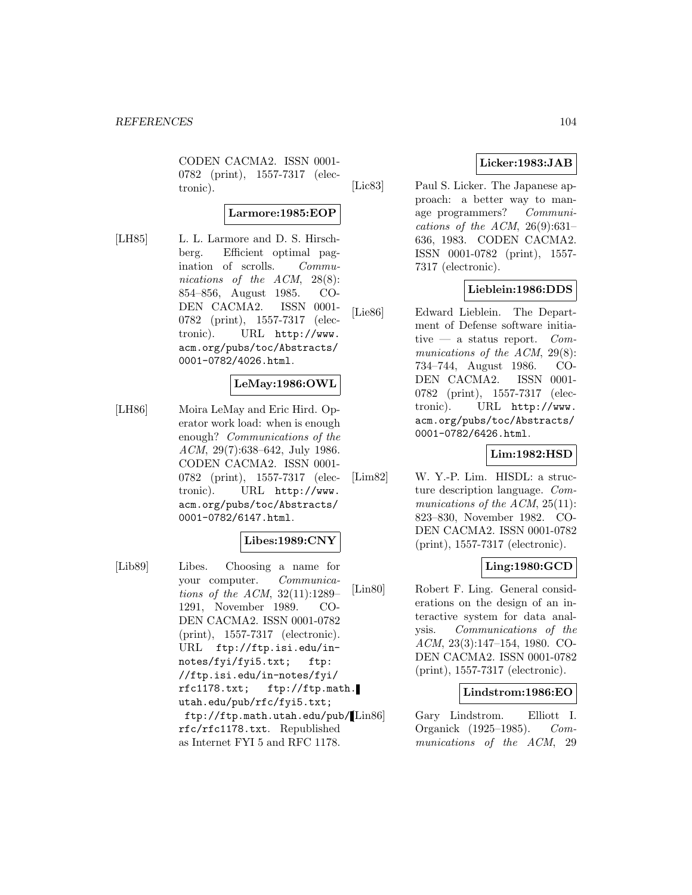CODEN CACMA2. ISSN 0001-0782 (print), 1557-7317 (electronic).

**Larmore:1985:EOP**

[LH85] L. L. Larmore and D. S. Hirschberg. Efficient optimal pagination of scrolls. *Communications of the ACM*, 28(8): 854–856, August 1985. CODEN CACMA2. ISSN 0001-0782 (print), 1557-7317 (electronic). URL http://www.acm.org/pubs/toc/Abstracts/0001-0782/4026.html.

**LeMay:1986:OWL**

[LH86] Moira LeMay and Eric Hird. Operator work load: when is enough enough? *Communications of the ACM*, 29(7):638–642, July 1986. CODEN CACMA2. ISSN 0001-0782 (print), 1557-7317 (electronic). URL http://www.acm.org/pubs/toc/Abstracts/0001-0782/6147.html.

**Libes:1989:CNY**

[Lib89] Libes. Choosing a name for your computer. *Communications of the ACM*, 32(11):1289–1291, November 1989. CODEN CACMA2. ISSN 0001-0782 (print), 1557-7317 (electronic). URL ftp://ftp.isi.edu/in-notes/fyi/fyi5.txt; ftp://ftp.isi.edu/in-notes/fyi/rfc1178.txt; ftp://ftp.math.utah.edu/pub/rfc/fyi5.txt; ftp://ftp.math.utah.edu/pub/rfc/rfc1178.txt. Republished as Internet FYI 5 and RFC 1178.

**Licker:1983:JAB**

[Lic83] Paul S. Licker. The Japanese approach: a better way to manage programmers? *Communications of the ACM*, 26(9):631–636, 1983. CODEN CACMA2. ISSN 0001-0782 (print), 1557-7317 (electronic).

**Lieblein:1986:DDS**

[Lie86] Edward Lieblein. The Department of Defense software initiative — a status report. *Communications of the ACM*, 29(8): 734–744, August 1986. CODEN CACMA2. ISSN 0001-0782 (print), 1557-7317 (electronic). URL http://www.acm.org/pubs/toc/Abstracts/0001-0782/6426.html.

**Lim:1982:HSD**

[Lim82] W. Y.-P. Lim. HISDL: a structure description language. *Communications of the ACM*, 25(11): 823–830, November 1982. CODEN CACMA2. ISSN 0001-0782 (print), 1557-7317 (electronic).

**Ling:1980:GCD**

[Lin80] Robert F. Ling. General considerations on the design of an interactive system for data analysis. *Communications of the ACM*, 23(3):147–154, 1980. CODEN CACMA2. ISSN 0001-0782 (print), 1557-7317 (electronic).

**Lindstrom:1986:EO**

[Lin86] Gary Lindstrom. Elliott I. Organick (1925–1985). *Communications of the ACM*, 29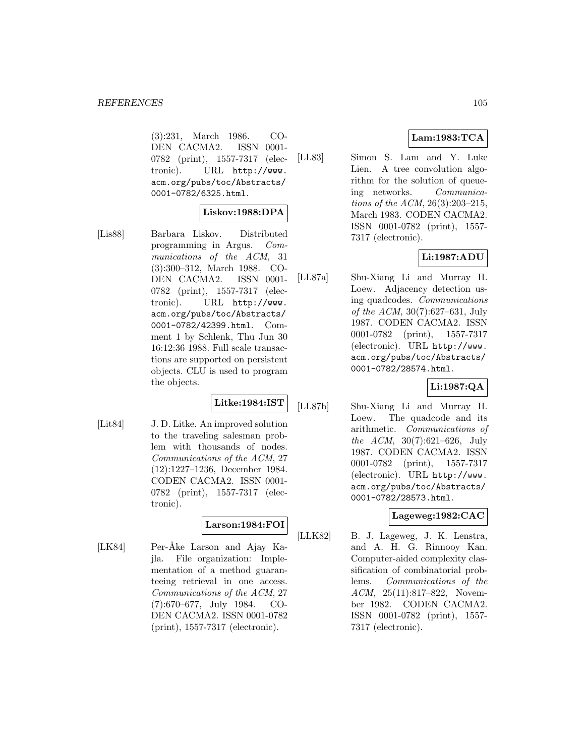(3):231, March 1986. CODEN CACMA2. ISSN 0001-0782 (print), 1557-7317 (electronic). URL http://www.acm.org/pubs/toc/Abstracts/0001-0782/6325.html.

**Liskov:1988:DPA**

[Lis88] Barbara Liskov. Distributed programming in Argus. *Communications of the ACM*, 31 (3):300–312, March 1988. CODEN CACMA2. ISSN 0001-0782 (print), 1557-7317 (electronic). URL http://www.acm.org/pubs/toc/Abstracts/0001-0782/42399.html. Comment 1 by Schlenk, Thu Jun 30 16:12:36 1988. Full scale transactions are supported on persistent objects. CLU is used to program the objects.

**Litke:1984:IST**

[Lit84] J. D. Litke. An improved solution to the traveling salesman problem with thousands of nodes. *Communications of the ACM*, 27 (12):1227–1236, December 1984. CODEN CACMA2. ISSN 0001-0782 (print), 1557-7317 (electronic).

**Larson:1984:FOI**

[LK84] Per-Åke Larson and Ajay Kajla. File organization: Implementation of a method guaranteeing retrieval in one access. *Communications of the ACM*, 27 (7):670–677, July 1984. CODEN CACMA2. ISSN 0001-0782 (print), 1557-7317 (electronic).

**Lam:1983:TCA**

[LL83] Simon S. Lam and Y. Luke Lien. A tree convolution algorithm for the solution of queueing networks. *Communications of the ACM*, 26(3):203–215, March 1983. CODEN CACMA2. ISSN 0001-0782 (print), 1557-7317 (electronic).

**Li:1987:ADU**

[LL87a] Shu-Xiang Li and Murray H. Loew. Adjacency detection using quadcodes. *Communications of the ACM*, 30(7):627–631, July 1987. CODEN CACMA2. ISSN 0001-0782 (print), 1557-7317 (electronic). URL http://www.acm.org/pubs/toc/Abstracts/0001-0782/28574.html.

**Li:1987:QA**

[LL87b] Shu-Xiang Li and Murray H. Loew. The quadcode and its arithmetic. *Communications of the ACM*, 30(7):621–626, July 1987. CODEN CACMA2. ISSN 0001-0782 (print), 1557-7317 (electronic). URL http://www.acm.org/pubs/toc/Abstracts/0001-0782/28573.html.

**Lageweg:1982:CAC**

[LLK82] B. J. Lageweg, J. K. Lenstra, and A. H. G. Rinnooy Kan. Computer-aided complexity classification of combinatorial problems. *Communications of the ACM*, 25(11):817–822, November 1982. CODEN CACMA2. ISSN 0001-0782 (print), 1557-7317 (electronic).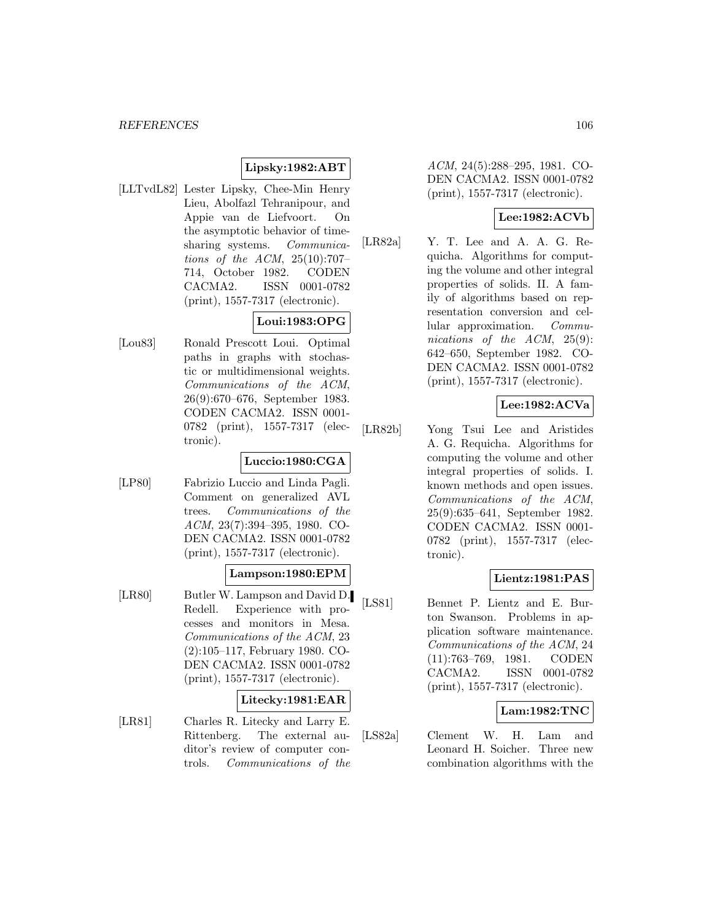**Lipsky:1982:ABT**

[LLTvdL82] Lester Lipsky, Chee-Min Henry Lieu, Abolfazl Tehranipour, and Appie van de Liefvoort. On the asymptotic behavior of time-sharing systems. *Communications of the ACM*, 25(10):707–714, October 1982. CODEN CACMA2. ISSN 0001-0782 (print), 1557-7317 (electronic).

**Loui:1983:OPG**

[Lou83] Ronald Prescott Loui. Optimal paths in graphs with stochastic or multidimensional weights. *Communications of the ACM*, 26(9):670–676, September 1983. CODEN CACMA2. ISSN 0001-0782 (print), 1557-7317 (electronic).

**Luccio:1980:CGA**

[LP80] Fabrizio Luccio and Linda Pagli. Comment on generalized AVL trees. *Communications of the ACM*, 23(7):394–395, 1980. CODEN CACMA2. ISSN 0001-0782 (print), 1557-7317 (electronic).

**Lampson:1980:EPM**

[LR80] Butler W. Lampson and David D. Redell. Experience with processes and monitors in Mesa. *Communications of the ACM*, 23 (2):105–117, February 1980. CODEN CACMA2. ISSN 0001-0782 (print), 1557-7317 (electronic).

**Litecky:1981:EAR**

[LR81] Charles R. Litecky and Larry E. Rittenberg. The external auditor's review of computer controls. *Communications of the ACM*, 24(5):288–295, 1981. CODEN CACMA2. ISSN 0001-0782 (print), 1557-7317 (electronic).

**Lee:1982:ACVb**

[LR82a] Y. T. Lee and A. A. G. Requicha. Algorithms for computing the volume and other integral properties of solids. II. A family of algorithms based on representation conversion and cellular approximation. *Communications of the ACM*, 25(9): 642–650, September 1982. CODEN CACMA2. ISSN 0001-0782 (print), 1557-7317 (electronic).

**Lee:1982:ACVa**

[LR82b] Yong Tsui Lee and Aristides A. G. Requicha. Algorithms for computing the volume and other integral properties of solids. I. known methods and open issues. *Communications of the ACM*, 25(9):635–641, September 1982. CODEN CACMA2. ISSN 0001-0782 (print), 1557-7317 (electronic).

**Lientz:1981:PAS**

[LS81] Bennet P. Lientz and E. Burton Swanson. Problems in application software maintenance. *Communications of the ACM*, 24 (11):763–769, 1981. CODEN CACMA2. ISSN 0001-0782 (print), 1557-7317 (electronic).

**Lam:1982:TNC**

[LS82a] Clement W. H. Lam and Leonard H. Soicher. Three new combination algorithms with the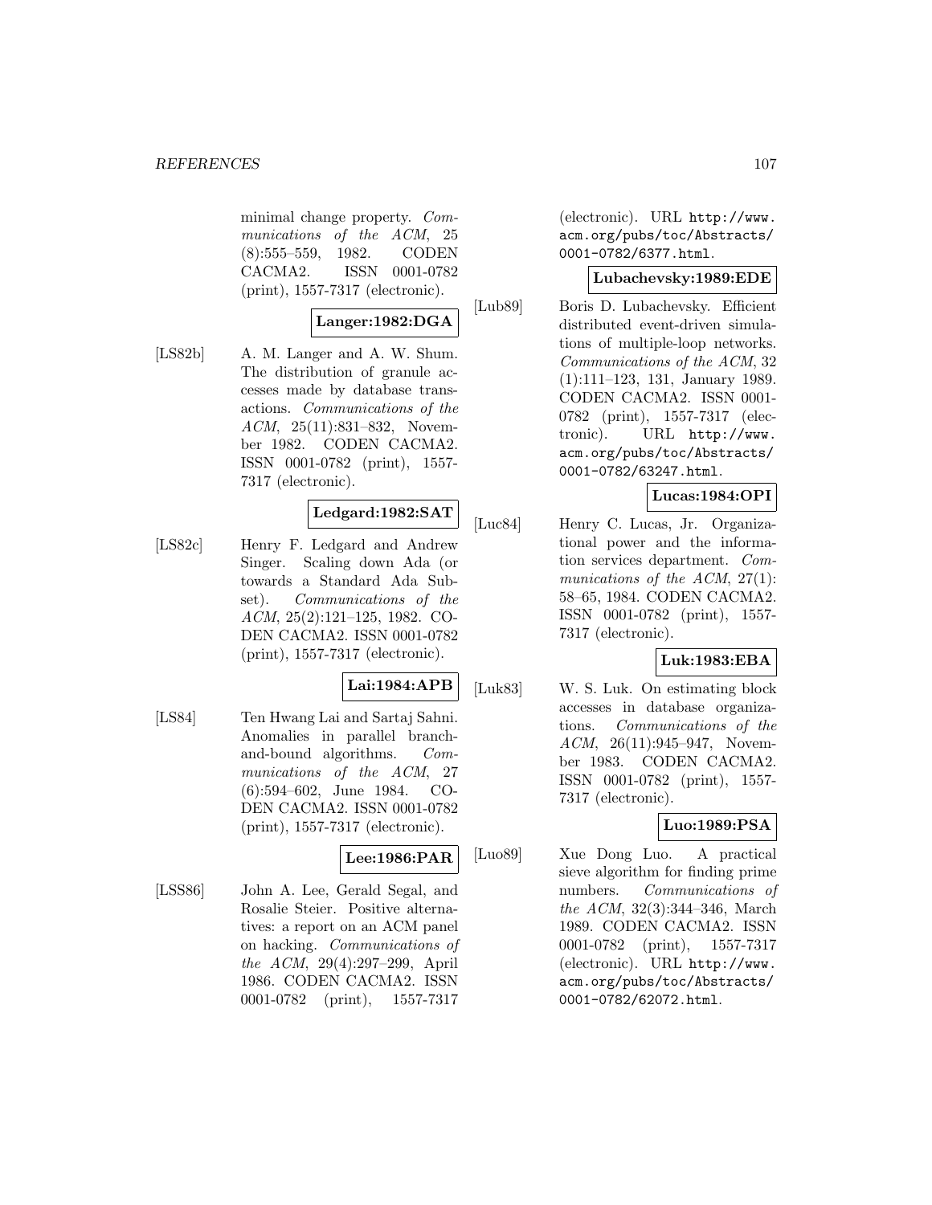minimal change property. *Communications of the ACM*, 25 (8):555–559, 1982. CODEN CACMA2. ISSN 0001-0782 (print), 1557-7317 (electronic).

**Langer:1982:DGA**

[LS82b] A. M. Langer and A. W. Shum. The distribution of granule accesses made by database transactions. *Communications of the ACM*, 25(11):831–832, November 1982. CODEN CACMA2. ISSN 0001-0782 (print), 1557-7317 (electronic).

**Ledgard:1982:SAT**

[LS82c] Henry F. Ledgard and Andrew Singer. Scaling down Ada (or towards a Standard Ada Subset). *Communications of the ACM*, 25(2):121–125, 1982. CODEN CACMA2. ISSN 0001-0782 (print), 1557-7317 (electronic).

**Lai:1984:APB**

[LS84] Ten Hwang Lai and Sartaj Sahni. Anomalies in parallel branch-and-bound algorithms. *Communications of the ACM*, 27 (6):594–602, June 1984. CODEN CACMA2. ISSN 0001-0782 (print), 1557-7317 (electronic).

**Lee:1986:PAR**

[LSS86] John A. Lee, Gerald Segal, and Rosalie Steier. Positive alternatives: a report on an ACM panel on hacking. *Communications of the ACM*, 29(4):297–299, April 1986. CODEN CACMA2. ISSN 0001-0782 (print), 1557-7317 (electronic). URL `http://www.acm.org/pubs/toc/Abstracts/0001-0782/6377.html`.

**Lubachevsky:1989:EDE**

[Lub89] Boris D. Lubachevsky. Efficient distributed event-driven simulations of multiple-loop networks. *Communications of the ACM*, 32 (1):111–123, 131, January 1989. CODEN CACMA2. ISSN 0001-0782 (print), 1557-7317 (electronic). URL `http://www.acm.org/pubs/toc/Abstracts/0001-0782/63247.html`.

**Lucas:1984:OPI**

[Luc84] Henry C. Lucas, Jr. Organizational power and the information services department. *Communications of the ACM*, 27(1): 58–65, 1984. CODEN CACMA2. ISSN 0001-0782 (print), 1557-7317 (electronic).

**Luk:1983:EBA**

[Luk83] W. S. Luk. On estimating block accesses in database organizations. *Communications of the ACM*, 26(11):945–947, November 1983. CODEN CACMA2. ISSN 0001-0782 (print), 1557-7317 (electronic).

**Luo:1989:PSA**

[Luo89] Xue Dong Luo. A practical sieve algorithm for finding prime numbers. *Communications of the ACM*, 32(3):344–346, March 1989. CODEN CACMA2. ISSN 0001-0782 (print), 1557-7317 (electronic). URL `http://www.acm.org/pubs/toc/Abstracts/0001-0782/62072.html`.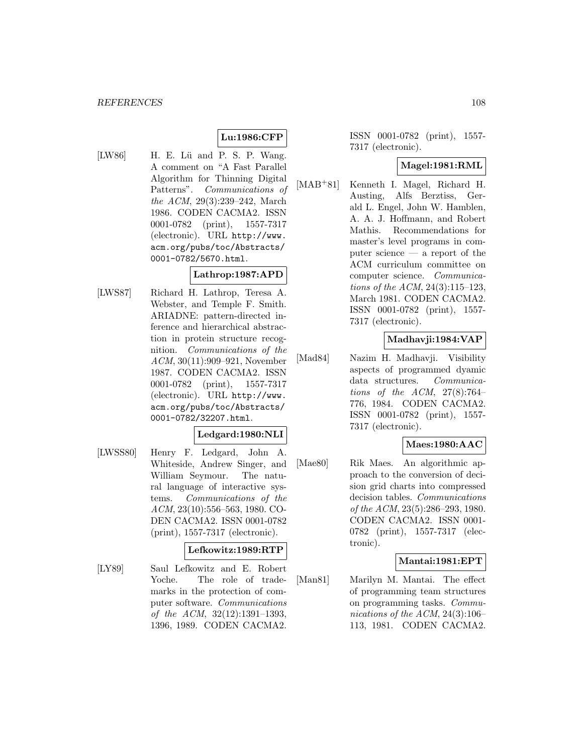**Lu:1986:CFP**

[LW86] H. E. Lü and P. S. P. Wang. A comment on "A Fast Parallel Algorithm for Thinning Digital Patterns". *Communications of the ACM*, 29(3):239–242, March 1986. CODEN CACMA2. ISSN 0001-0782 (print), 1557-7317 (electronic). URL http://www.acm.org/pubs/toc/Abstracts/0001-0782/5670.html.

**Lathrop:1987:APD**

[LWS87] Richard H. Lathrop, Teresa A. Webster, and Temple F. Smith. ARIADNE: pattern-directed inference and hierarchical abstraction in protein structure recognition. *Communications of the ACM*, 30(11):909–921, November 1987. CODEN CACMA2. ISSN 0001-0782 (print), 1557-7317 (electronic). URL http://www.acm.org/pubs/toc/Abstracts/0001-0782/32207.html.

**Ledgard:1980:NLI**

[LWSS80] Henry F. Ledgard, John A. Whiteside, Andrew Singer, and William Seymour. The natural language of interactive systems. *Communications of the ACM*, 23(10):556–563, 1980. CODEN CACMA2. ISSN 0001-0782 (print), 1557-7317 (electronic).

**Lefkowitz:1989:RTP**

[LY89] Saul Lefkowitz and E. Robert Yoche. The role of trademarks in the protection of computer software. *Communications of the ACM*, 32(12):1391–1393, 1396, 1989. CODEN CACMA2. ISSN 0001-0782 (print), 1557-7317 (electronic).

**Magel:1981:RML**

[MAB+81] Kenneth I. Magel, Richard H. Austing, Alfs Berztiss, Gerald L. Engel, John W. Hamblen, A. A. J. Hoffmann, and Robert Mathis. Recommendations for master's level programs in computer science — a report of the ACM curriculum committee on computer science. *Communications of the ACM*, 24(3):115–123, March 1981. CODEN CACMA2. ISSN 0001-0782 (print), 1557-7317 (electronic).

**Madhavji:1984:VAP**

[Mad84] Nazim H. Madhavji. Visibility aspects of programmed dyamic data structures. *Communications of the ACM*, 27(8):764–776, 1984. CODEN CACMA2. ISSN 0001-0782 (print), 1557-7317 (electronic).

**Maes:1980:AAC**

[Mae80] Rik Maes. An algorithmic approach to the conversion of decision grid charts into compressed decision tables. *Communications of the ACM*, 23(5):286–293, 1980. CODEN CACMA2. ISSN 0001-0782 (print), 1557-7317 (electronic).

**Mantai:1981:EPT**

[Man81] Marilyn M. Mantai. The effect of programming team structures on programming tasks. *Communications of the ACM*, 24(3):106–113, 1981. CODEN CACMA2.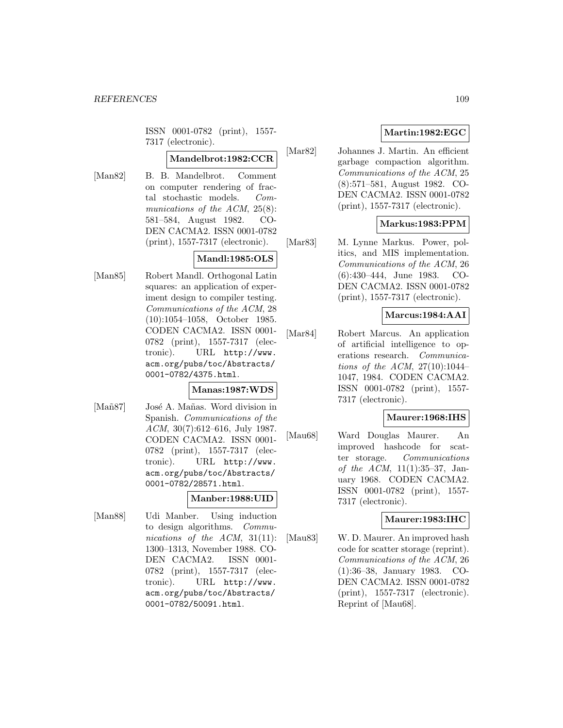ISSN 0001-0782 (print), 1557-7317 (electronic).

**Mandelbrot:1982:CCR**

[Man82] B. B. Mandelbrot. Comment on computer rendering of fractal stochastic models. *Communications of the ACM*, 25(8): 581–584, August 1982. CODEN CACMA2. ISSN 0001-0782 (print), 1557-7317 (electronic).

**Mandl:1985:OLS**

[Man85] Robert Mandl. Orthogonal Latin squares: an application of experiment design to compiler testing. *Communications of the ACM*, 28 (10):1054–1058, October 1985. CODEN CACMA2. ISSN 0001-0782 (print), 1557-7317 (electronic). URL `http://www.acm.org/pubs/toc/Abstracts/0001-0782/4375.html`.

**Manas:1987:WDS**

[Mañ87] José A. Mañas. Word division in Spanish. *Communications of the ACM*, 30(7):612–616, July 1987. CODEN CACMA2. ISSN 0001-0782 (print), 1557-7317 (electronic). URL `http://www.acm.org/pubs/toc/Abstracts/0001-0782/28571.html`.

**Manber:1988:UID**

[Man88] Udi Manber. Using induction to design algorithms. *Communications of the ACM*, 31(11): 1300–1313, November 1988. CODEN CACMA2. ISSN 0001-0782 (print), 1557-7317 (electronic). URL `http://www.acm.org/pubs/toc/Abstracts/0001-0782/50091.html`.

**Martin:1982:EGC**

[Mar82] Johannes J. Martin. An efficient garbage compaction algorithm. *Communications of the ACM*, 25 (8):571–581, August 1982. CODEN CACMA2. ISSN 0001-0782 (print), 1557-7317 (electronic).

**Markus:1983:PPM**

[Mar83] M. Lynne Markus. Power, politics, and MIS implementation. *Communications of the ACM*, 26 (6):430–444, June 1983. CODEN CACMA2. ISSN 0001-0782 (print), 1557-7317 (electronic).

**Marcus:1984:AAI**

[Mar84] Robert Marcus. An application of artificial intelligence to operations research. *Communications of the ACM*, 27(10):1044–1047, 1984. CODEN CACMA2. ISSN 0001-0782 (print), 1557-7317 (electronic).

**Maurer:1968:IHS**

[Mau68] Ward Douglas Maurer. An improved hashcode for scatter storage. *Communications of the ACM*, 11(1):35–37, January 1968. CODEN CACMA2. ISSN 0001-0782 (print), 1557-7317 (electronic).

**Maurer:1983:IHC**

[Mau83] W. D. Maurer. An improved hash code for scatter storage (reprint). *Communications of the ACM*, 26 (1):36–38, January 1983. CODEN CACMA2. ISSN 0001-0782 (print), 1557-7317 (electronic). Reprint of [Mau68].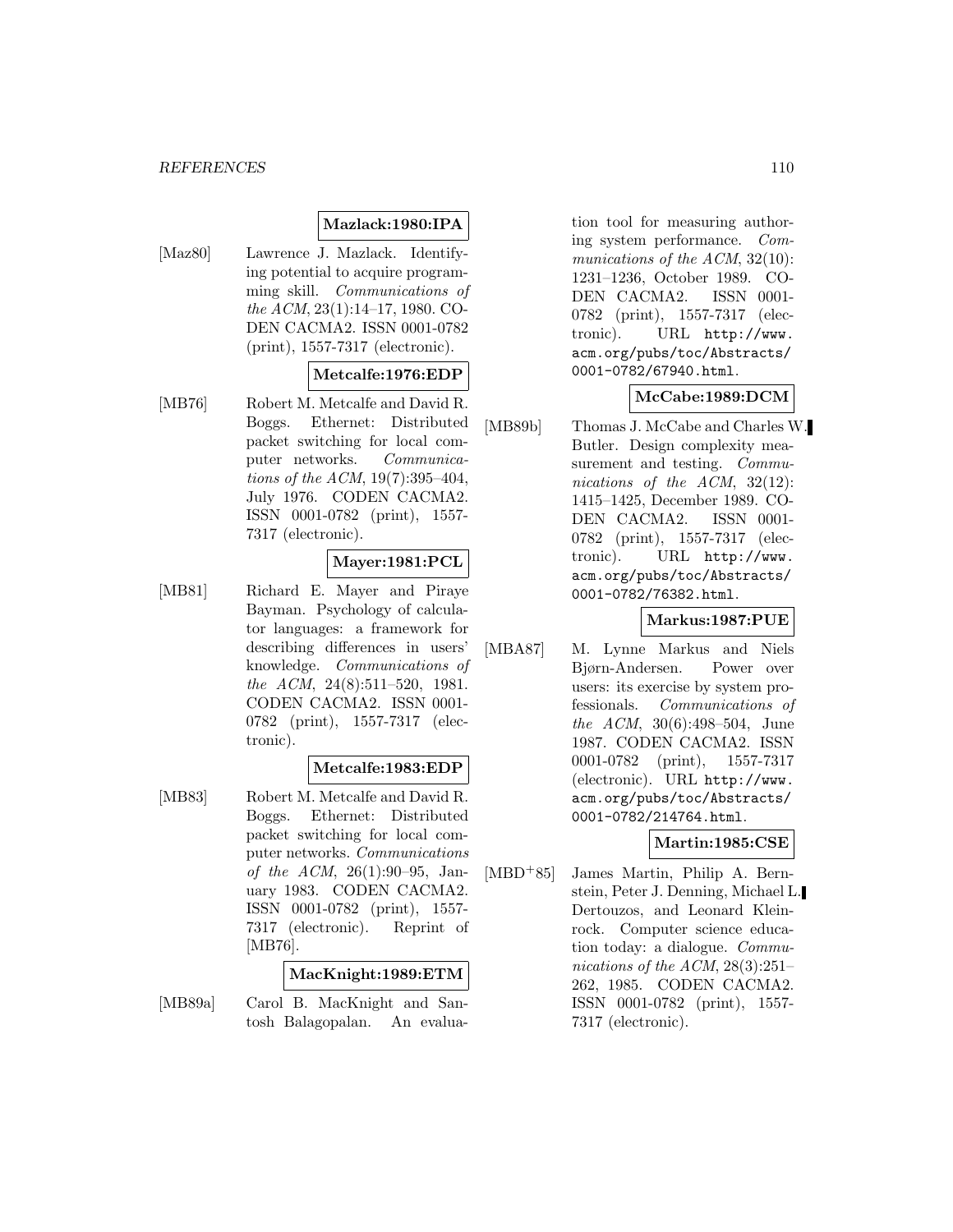**Mazlack:1980:IPA**

[Maz80] Lawrence J. Mazlack. Identifying potential to acquire programming skill. *Communications of the ACM*, 23(1):14–17, 1980. CODEN CACMA2. ISSN 0001-0782 (print), 1557-7317 (electronic).

**Metcalfe:1976:EDP**

[MB76] Robert M. Metcalfe and David R. Boggs. Ethernet: Distributed packet switching for local computer networks. *Communications of the ACM*, 19(7):395–404, July 1976. CODEN CACMA2. ISSN 0001-0782 (print), 1557-7317 (electronic).

**Mayer:1981:PCL**

[MB81] Richard E. Mayer and Piraye Bayman. Psychology of calculator languages: a framework for describing differences in users' knowledge. *Communications of the ACM*, 24(8):511–520, 1981. CODEN CACMA2. ISSN 0001-0782 (print), 1557-7317 (electronic).

**Metcalfe:1983:EDP**

[MB83] Robert M. Metcalfe and David R. Boggs. Ethernet: Distributed packet switching for local computer networks. *Communications of the ACM*, 26(1):90–95, January 1983. CODEN CACMA2. ISSN 0001-0782 (print), 1557-7317 (electronic). Reprint of [MB76].

**MacKnight:1989:ETM**

[MB89a] Carol B. MacKnight and Santosh Balagopalan. An evaluation tool for measuring authoring system performance. *Communications of the ACM*, 32(10):1231–1236, October 1989. CODEN CACMA2. ISSN 0001-0782 (print), 1557-7317 (electronic). URL `http://www.acm.org/pubs/toc/Abstracts/0001-0782/67940.html`.

**McCabe:1989:DCM**

[MB89b] Thomas J. McCabe and Charles W. Butler. Design complexity measurement and testing. *Communications of the ACM*, 32(12):1415–1425, December 1989. CODEN CACMA2. ISSN 0001-0782 (print), 1557-7317 (electronic). URL `http://www.acm.org/pubs/toc/Abstracts/0001-0782/76382.html`.

**Markus:1987:PUE**

[MBA87] M. Lynne Markus and Niels Bjørn-Andersen. Power over users: its exercise by system professionals. *Communications of the ACM*, 30(6):498–504, June 1987. CODEN CACMA2. ISSN 0001-0782 (print), 1557-7317 (electronic). URL `http://www.acm.org/pubs/toc/Abstracts/0001-0782/214764.html`.

**Martin:1985:CSE**

[MBD+85] James Martin, Philip A. Bernstein, Peter J. Denning, Michael L. Dertouzos, and Leonard Kleinrock. Computer science education today: a dialogue. *Communications of the ACM*, 28(3):251–262, 1985. CODEN CACMA2. ISSN 0001-0782 (print), 1557-7317 (electronic).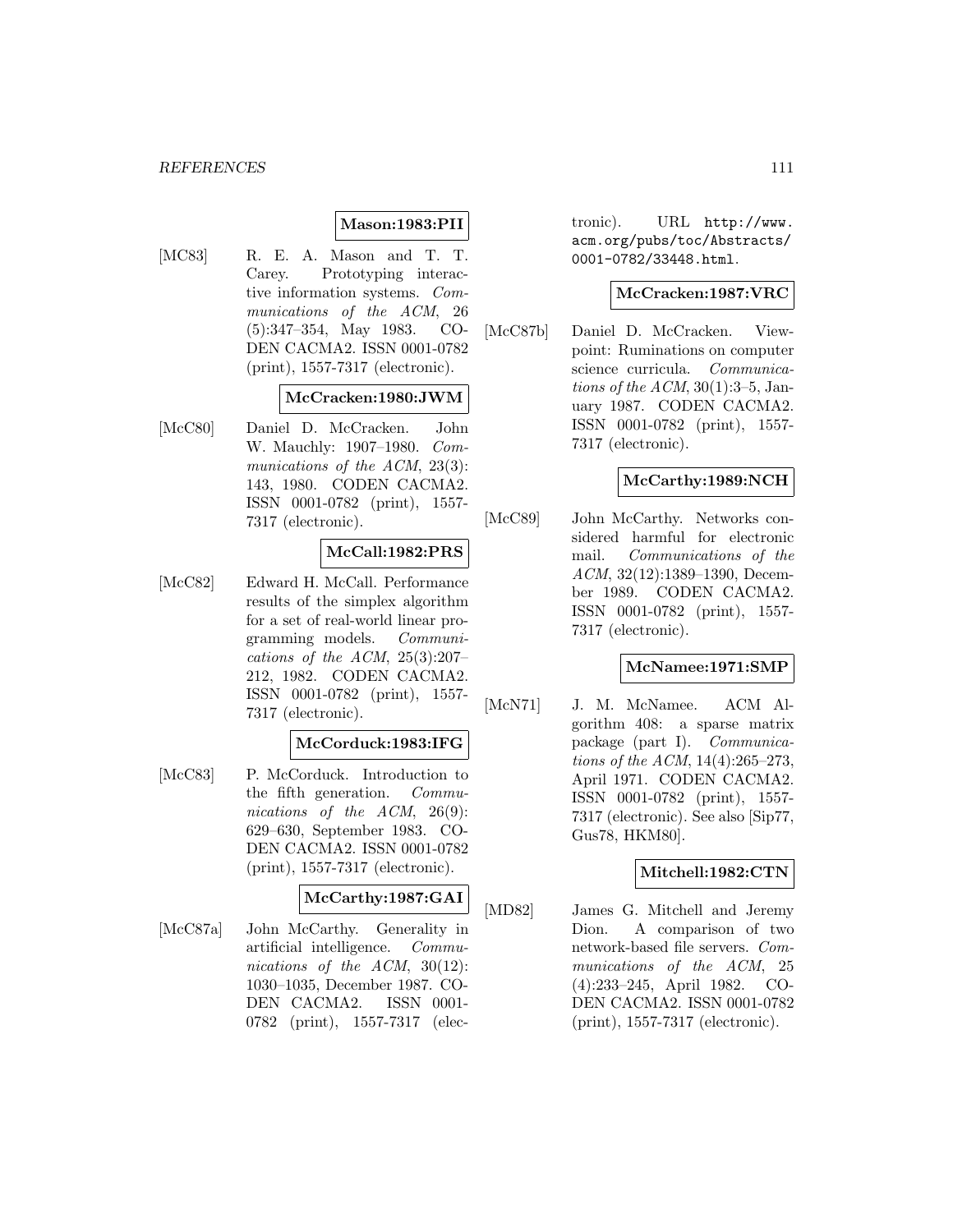**Mason:1983:PII**

[MC83] R. E. A. Mason and T. T. Carey. Prototyping interactive information systems. *Communications of the ACM*, 26 (5):347–354, May 1983. CODEN CACMA2. ISSN 0001-0782 (print), 1557-7317 (electronic).

**McCracken:1980:JWM**

[McC80] Daniel D. McCracken. John W. Mauchly: 1907–1980. *Communications of the ACM*, 23(3): 143, 1980. CODEN CACMA2. ISSN 0001-0782 (print), 1557-7317 (electronic).

**McCall:1982:PRS**

[McC82] Edward H. McCall. Performance results of the simplex algorithm for a set of real-world linear programming models. *Communications of the ACM*, 25(3):207–212, 1982. CODEN CACMA2. ISSN 0001-0782 (print), 1557-7317 (electronic).

**McCorduck:1983:IFG**

[McC83] P. McCorduck. Introduction to the fifth generation. *Communications of the ACM*, 26(9): 629–630, September 1983. CODEN CACMA2. ISSN 0001-0782 (print), 1557-7317 (electronic).

**McCarthy:1987:GAI**

[McC87a] John McCarthy. Generality in artificial intelligence. *Communications of the ACM*, 30(12): 1030–1035, December 1987. CODEN CACMA2. ISSN 0001-0782 (print), 1557-7317 (electronic). URL http://www.acm.org/pubs/toc/Abstracts/0001-0782/33448.html.

**McCracken:1987:VRC**

[McC87b] Daniel D. McCracken. Viewpoint: Ruminations on computer science curricula. *Communications of the ACM*, 30(1):3–5, January 1987. CODEN CACMA2. ISSN 0001-0782 (print), 1557-7317 (electronic).

**McCarthy:1989:NCH**

[McC89] John McCarthy. Networks considered harmful for electronic mail. *Communications of the ACM*, 32(12):1389–1390, December 1989. CODEN CACMA2. ISSN 0001-0782 (print), 1557-7317 (electronic).

**McNamee:1971:SMP**

[McN71] J. M. McNamee. ACM Algorithm 408: a sparse matrix package (part I). *Communications of the ACM*, 14(4):265–273, April 1971. CODEN CACMA2. ISSN 0001-0782 (print), 1557-7317 (electronic). See also [Sip77, Gus78, HKM80].

**Mitchell:1982:CTN**

[MD82] James G. Mitchell and Jeremy Dion. A comparison of two network-based file servers. *Communications of the ACM*, 25 (4):233–245, April 1982. CODEN CACMA2. ISSN 0001-0782 (print), 1557-7317 (electronic).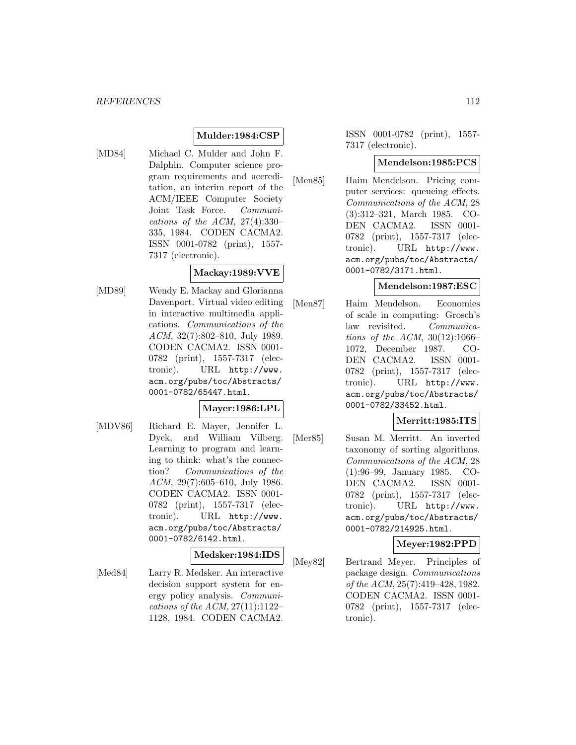**Mulder:1984:CSP**

[MD84] Michael C. Mulder and John F. Dalphin. Computer science program requirements and accreditation, an interim report of the ACM/IEEE Computer Society Joint Task Force. *Communications of the ACM*, 27(4):330–335, 1984. CODEN CACMA2. ISSN 0001-0782 (print), 1557-7317 (electronic).

**Mackay:1989:VVE**

[MD89] Wendy E. Mackay and Glorianna Davenport. Virtual video editing in interactive multimedia applications. *Communications of the ACM*, 32(7):802–810, July 1989. CODEN CACMA2. ISSN 0001-0782 (print), 1557-7317 (electronic). URL `http://www.acm.org/pubs/toc/Abstracts/0001-0782/65447.html`.

**Mayer:1986:LPL**

[MDV86] Richard E. Mayer, Jennifer L. Dyck, and William Vilberg. Learning to program and learning to think: what's the connection? *Communications of the ACM*, 29(7):605–610, July 1986. CODEN CACMA2. ISSN 0001-0782 (print), 1557-7317 (electronic). URL `http://www.acm.org/pubs/toc/Abstracts/0001-0782/6142.html`.

**Medsker:1984:IDS**

[Med84] Larry R. Medsker. An interactive decision support system for energy policy analysis. *Communications of the ACM*, 27(11):1122–1128, 1984. CODEN CACMA2. ISSN 0001-0782 (print), 1557-7317 (electronic).

**Mendelson:1985:PCS**

[Men85] Haim Mendelson. Pricing computer services: queueing effects. *Communications of the ACM*, 28 (3):312–321, March 1985. CODEN CACMA2. ISSN 0001-0782 (print), 1557-7317 (electronic). URL `http://www.acm.org/pubs/toc/Abstracts/0001-0782/3171.html`.

**Mendelson:1987:ESC**

[Men87] Haim Mendelson. Economies of scale in computing: Grosch's law revisited. *Communications of the ACM*, 30(12):1066–1072, December 1987. CODEN CACMA2. ISSN 0001-0782 (print), 1557-7317 (electronic). URL `http://www.acm.org/pubs/toc/Abstracts/0001-0782/33452.html`.

**Merritt:1985:ITS**

[Mer85] Susan M. Merritt. An inverted taxonomy of sorting algorithms. *Communications of the ACM*, 28 (1):96–99, January 1985. CODEN CACMA2. ISSN 0001-0782 (print), 1557-7317 (electronic). URL `http://www.acm.org/pubs/toc/Abstracts/0001-0782/214925.html`.

**Meyer:1982:PPD**

[Mey82] Bertrand Meyer. Principles of package design. *Communications of the ACM*, 25(7):419–428, 1982. CODEN CACMA2. ISSN 0001-0782 (print), 1557-7317 (electronic).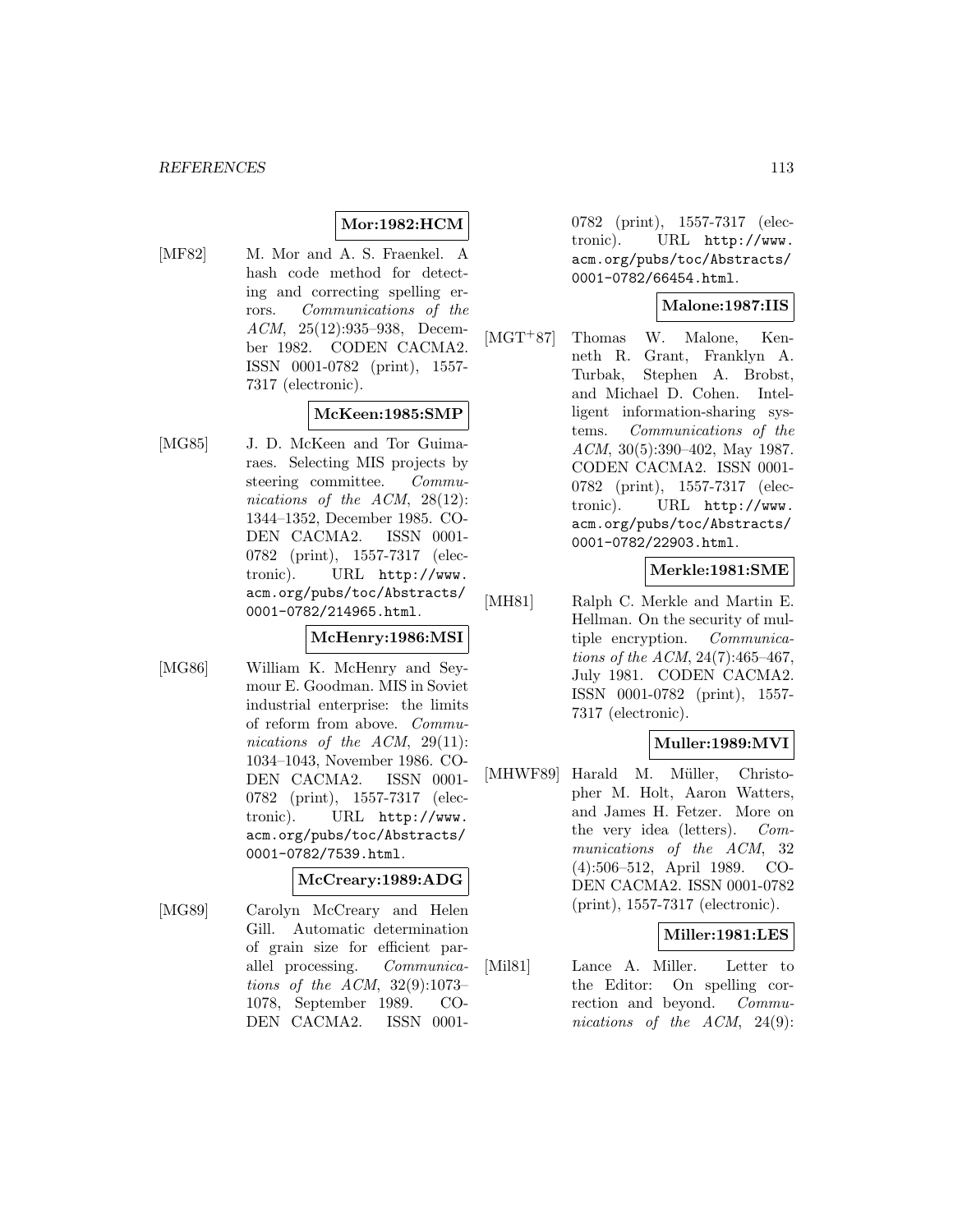**Mor:1982:HCM**

[MF82] M. Mor and A. S. Fraenkel. A hash code method for detecting and correcting spelling errors. *Communications of the ACM*, 25(12):935–938, December 1982. CODEN CACMA2. ISSN 0001-0782 (print), 1557-7317 (electronic).

**McKeen:1985:SMP**

[MG85] J. D. McKeen and Tor Guimaraes. Selecting MIS projects by steering committee. *Communications of the ACM*, 28(12): 1344–1352, December 1985. CODEN CACMA2. ISSN 0001-0782 (print), 1557-7317 (electronic). URL http://www.acm.org/pubs/toc/Abstracts/0001-0782/214965.html.

**McHenry:1986:MSI**

[MG86] William K. McHenry and Seymour E. Goodman. MIS in Soviet industrial enterprise: the limits of reform from above. *Communications of the ACM*, 29(11): 1034–1043, November 1986. CODEN CACMA2. ISSN 0001-0782 (print), 1557-7317 (electronic). URL http://www.acm.org/pubs/toc/Abstracts/0001-0782/7539.html.

**McCreary:1989:ADG**

[MG89] Carolyn McCreary and Helen Gill. Automatic determination of grain size for efficient parallel processing. *Communications of the ACM*, 32(9):1073–1078, September 1989. CODEN CACMA2. ISSN 0001-0782 (print), 1557-7317 (electronic). URL http://www.acm.org/pubs/toc/Abstracts/0001-0782/66454.html.

**Malone:1987:IIS**

[MGT+87] Thomas W. Malone, Kenneth R. Grant, Franklyn A. Turbak, Stephen A. Brobst, and Michael D. Cohen. Intelligent information-sharing systems. *Communications of the ACM*, 30(5):390–402, May 1987. CODEN CACMA2. ISSN 0001-0782 (print), 1557-7317 (electronic). URL http://www.acm.org/pubs/toc/Abstracts/0001-0782/22903.html.

**Merkle:1981:SME**

[MH81] Ralph C. Merkle and Martin E. Hellman. On the security of multiple encryption. *Communications of the ACM*, 24(7):465–467, July 1981. CODEN CACMA2. ISSN 0001-0782 (print), 1557-7317 (electronic).

**Muller:1989:MVI**

[MHWF89] Harald M. Müller, Christopher M. Holt, Aaron Watters, and James H. Fetzer. More on the very idea (letters). *Communications of the ACM*, 32 (4):506–512, April 1989. CODEN CACMA2. ISSN 0001-0782 (print), 1557-7317 (electronic).

**Miller:1981:LES**

[Mil81] Lance A. Miller. Letter to the Editor: On spelling correction and beyond. *Communications of the ACM*, 24(9):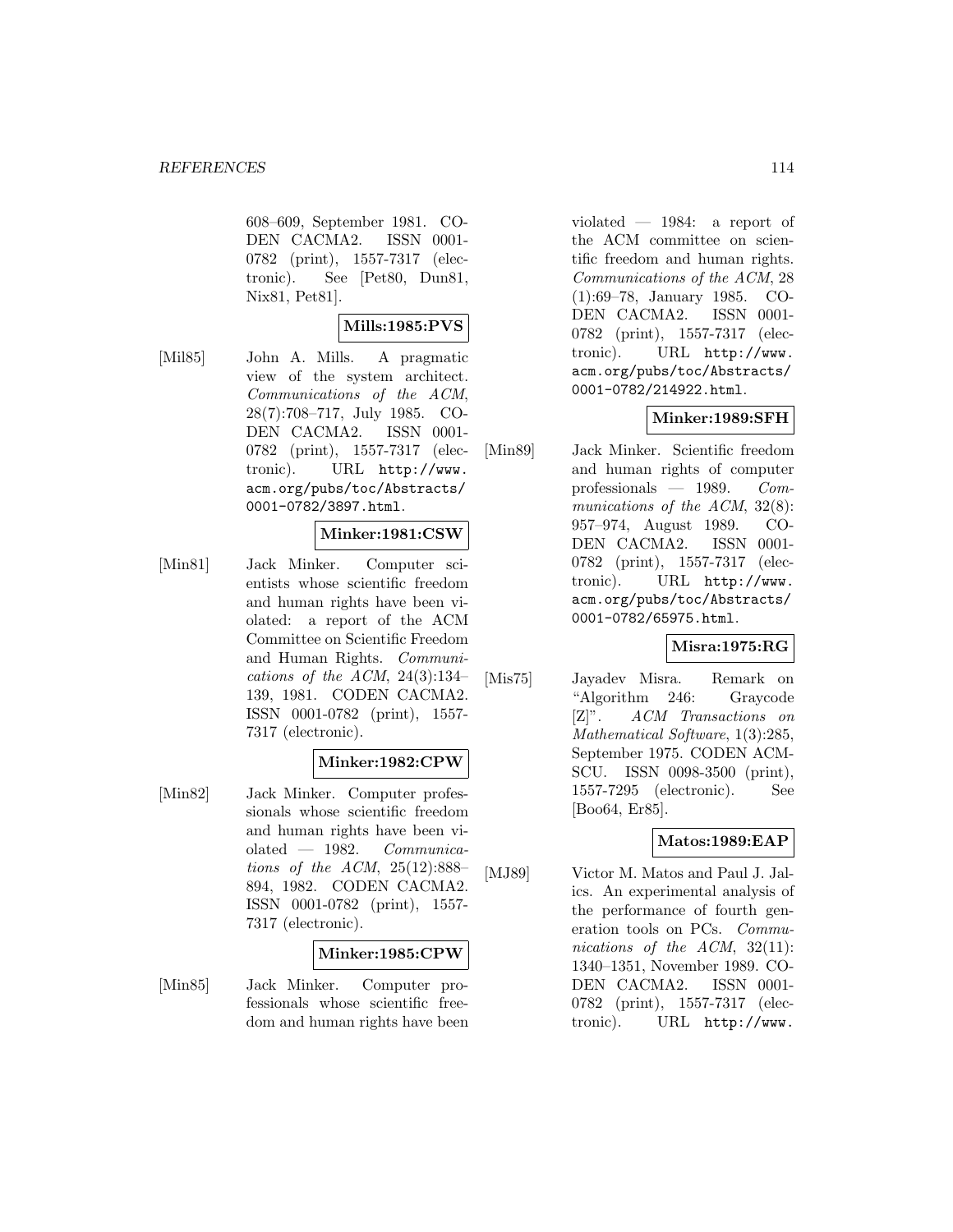608–609, September 1981. CODEN CACMA2. ISSN 0001-0782 (print), 1557-7317 (electronic). See [Pet80, Dun81, Nix81, Pet81].

**Mills:1985:PVS**

[Mil85] John A. Mills. A pragmatic view of the system architect. *Communications of the ACM*, 28(7):708–717, July 1985. CODEN CACMA2. ISSN 0001-0782 (print), 1557-7317 (electronic). URL `http://www.acm.org/pubs/toc/Abstracts/0001-0782/3897.html`.

**Minker:1981:CSW**

[Min81] Jack Minker. Computer scientists whose scientific freedom and human rights have been violated: a report of the ACM Committee on Scientific Freedom and Human Rights. *Communications of the ACM*, 24(3):134–139, 1981. CODEN CACMA2. ISSN 0001-0782 (print), 1557-7317 (electronic).

**Minker:1982:CPW**

[Min82] Jack Minker. Computer professionals whose scientific freedom and human rights have been violated — 1982. *Communications of the ACM*, 25(12):888–894, 1982. CODEN CACMA2. ISSN 0001-0782 (print), 1557-7317 (electronic).

**Minker:1985:CPW**

[Min85] Jack Minker. Computer professionals whose scientific freedom and human rights have been violated — 1984: a report of the ACM committee on scientific freedom and human rights. *Communications of the ACM*, 28 (1):69–78, January 1985. CODEN CACMA2. ISSN 0001-0782 (print), 1557-7317 (electronic). URL `http://www.acm.org/pubs/toc/Abstracts/0001-0782/214922.html`.

**Minker:1989:SFH**

[Min89] Jack Minker. Scientific freedom and human rights of computer professionals — 1989. *Communications of the ACM*, 32(8): 957–974, August 1989. CODEN CACMA2. ISSN 0001-0782 (print), 1557-7317 (electronic). URL `http://www.acm.org/pubs/toc/Abstracts/0001-0782/65975.html`.

**Misra:1975:RG**

[Mis75] Jayadev Misra. Remark on "Algorithm 246: Graycode [Z]". *ACM Transactions on Mathematical Software*, 1(3):285, September 1975. CODEN ACMSCU. ISSN 0098-3500 (print), 1557-7295 (electronic). See [Boo64, Er85].

**Matos:1989:EAP**

[MJ89] Victor M. Matos and Paul J. Jalics. An experimental analysis of the performance of fourth generation tools on PCs. *Communications of the ACM*, 32(11): 1340–1351, November 1989. CODEN CACMA2. ISSN 0001-0782 (print), 1557-7317 (electronic). URL `http://www.`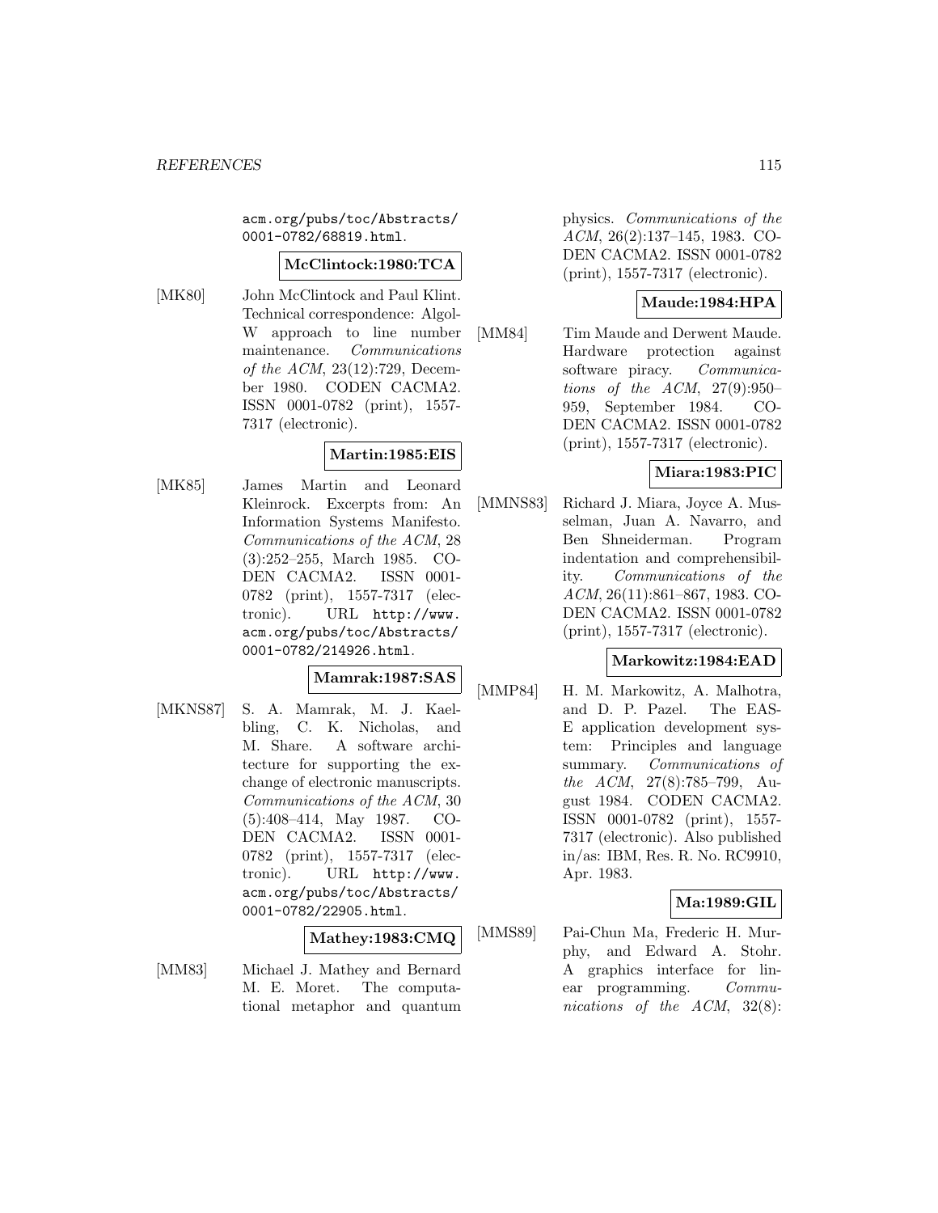acm.org/pubs/toc/Abstracts/0001-0782/68819.html.

**McClintock:1980:TCA**

[MK80] John McClintock and Paul Klint. Technical correspondence: Algol-W approach to line number maintenance. *Communications of the ACM*, 23(12):729, December 1980. CODEN CACMA2. ISSN 0001-0782 (print), 1557-7317 (electronic).

**Martin:1985:EIS**

[MK85] James Martin and Leonard Kleinrock. Excerpts from: An Information Systems Manifesto. *Communications of the ACM*, 28 (3):252–255, March 1985. CODEN CACMA2. ISSN 0001-0782 (print), 1557-7317 (electronic). URL http://www.acm.org/pubs/toc/Abstracts/0001-0782/214926.html.

**Mamrak:1987:SAS**

[MKNS87] S. A. Mamrak, M. J. Kaelbling, C. K. Nicholas, and M. Share. A software architecture for supporting the exchange of electronic manuscripts. *Communications of the ACM*, 30 (5):408–414, May 1987. CODEN CACMA2. ISSN 0001-0782 (print), 1557-7317 (electronic). URL http://www.acm.org/pubs/toc/Abstracts/0001-0782/22905.html.

**Mathey:1983:CMQ**

[MM83] Michael J. Mathey and Bernard M. E. Moret. The computational metaphor and quantum physics. *Communications of the ACM*, 26(2):137–145, 1983. CODEN CACMA2. ISSN 0001-0782 (print), 1557-7317 (electronic).

**Maude:1984:HPA**

[MM84] Tim Maude and Derwent Maude. Hardware protection against software piracy. *Communications of the ACM*, 27(9):950–959, September 1984. CODEN CACMA2. ISSN 0001-0782 (print), 1557-7317 (electronic).

**Miara:1983:PIC**

[MMNS83] Richard J. Miara, Joyce A. Musselman, Juan A. Navarro, and Ben Shneiderman. Program indentation and comprehensibility. *Communications of the ACM*, 26(11):861–867, 1983. CODEN CACMA2. ISSN 0001-0782 (print), 1557-7317 (electronic).

**Markowitz:1984:EAD**

[MMP84] H. M. Markowitz, A. Malhotra, and D. P. Pazel. The EAS-E application development system: Principles and language summary. *Communications of the ACM*, 27(8):785–799, August 1984. CODEN CACMA2. ISSN 0001-0782 (print), 1557-7317 (electronic). Also published in/as: IBM, Res. R. No. RC9910, Apr. 1983.

**Ma:1989:GIL**

[MMS89] Pai-Chun Ma, Frederic H. Murphy, and Edward A. Stohr. A graphics interface for linear programming. *Communications of the ACM*, 32(8):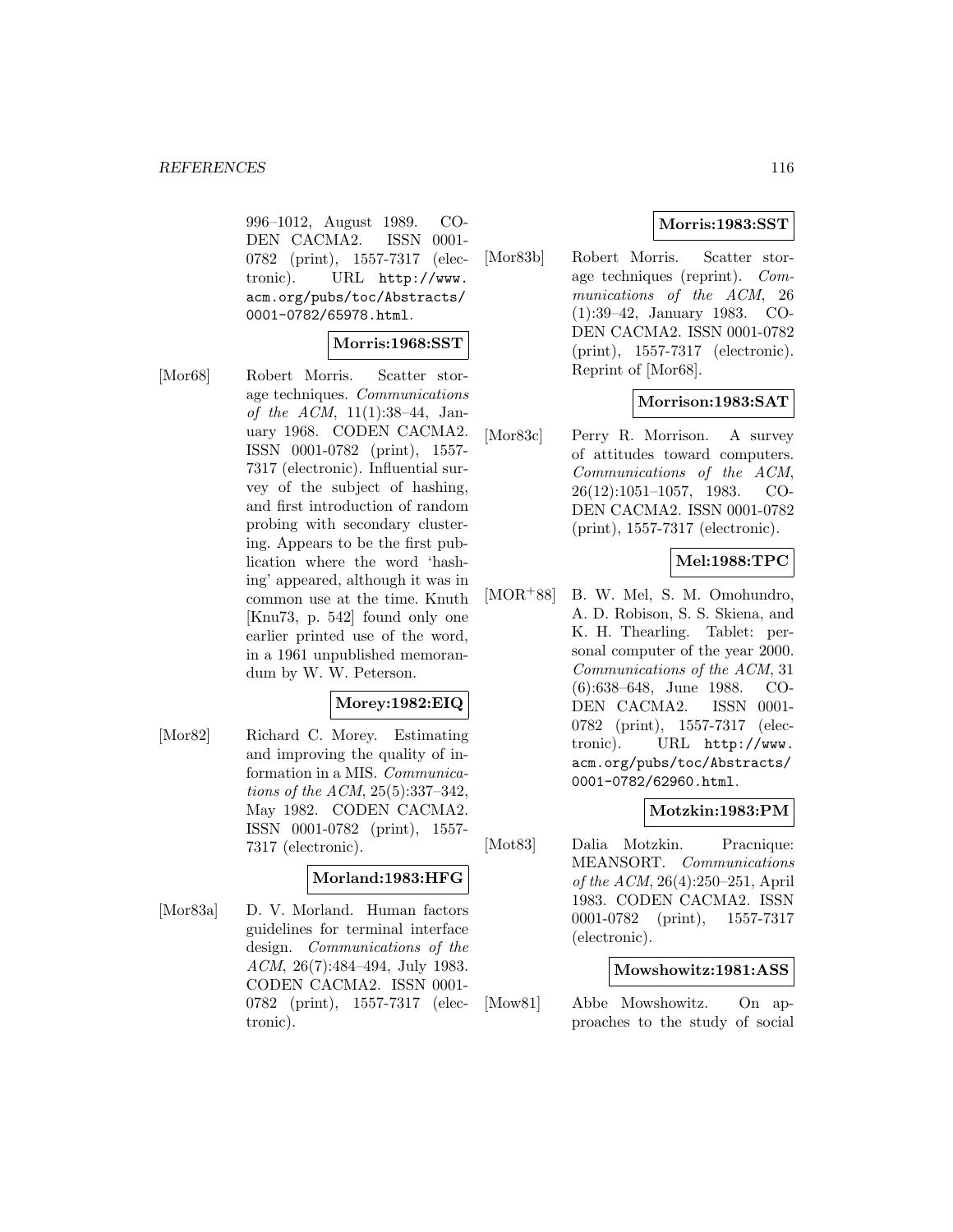996–1012, August 1989. CODEN CACMA2. ISSN 0001-0782 (print), 1557-7317 (electronic). URL http://www.acm.org/pubs/toc/Abstracts/0001-0782/65978.html.

**Morris:1968:SST**

[Mor68] Robert Morris. Scatter storage techniques. *Communications of the ACM*, 11(1):38–44, January 1968. CODEN CACMA2. ISSN 0001-0782 (print), 1557-7317 (electronic). Influential survey of the subject of hashing, and first introduction of random probing with secondary clustering. Appears to be the first publication where the word 'hashing' appeared, although it was in common use at the time. Knuth [Knu73, p. 542] found only one earlier printed use of the word, in a 1961 unpublished memorandum by W. W. Peterson.

**Morey:1982:EIQ**

[Mor82] Richard C. Morey. Estimating and improving the quality of information in a MIS. *Communications of the ACM*, 25(5):337–342, May 1982. CODEN CACMA2. ISSN 0001-0782 (print), 1557-7317 (electronic).

**Morland:1983:HFG**

[Mor83a] D. V. Morland. Human factors guidelines for terminal interface design. *Communications of the ACM*, 26(7):484–494, July 1983. CODEN CACMA2. ISSN 0001-0782 (print), 1557-7317 (electronic).

**Morris:1983:SST**

[Mor83b] Robert Morris. Scatter storage techniques (reprint). *Communications of the ACM*, 26 (1):39–42, January 1983. CODEN CACMA2. ISSN 0001-0782 (print), 1557-7317 (electronic). Reprint of [Mor68].

**Morrison:1983:SAT**

[Mor83c] Perry R. Morrison. A survey of attitudes toward computers. *Communications of the ACM*, 26(12):1051–1057, 1983. CODEN CACMA2. ISSN 0001-0782 (print), 1557-7317 (electronic).

**Mel:1988:TPC**

[MOR+88] B. W. Mel, S. M. Omohundro, A. D. Robison, S. S. Skiena, and K. H. Thearling. Tablet: personal computer of the year 2000. *Communications of the ACM*, 31 (6):638–648, June 1988. CODEN CACMA2. ISSN 0001-0782 (print), 1557-7317 (electronic). URL http://www.acm.org/pubs/toc/Abstracts/0001-0782/62960.html.

**Motzkin:1983:PM**

[Mot83] Dalia Motzkin. Pracnique: MEANSORT. *Communications of the ACM*, 26(4):250–251, April 1983. CODEN CACMA2. ISSN 0001-0782 (print), 1557-7317 (electronic).

**Mowshowitz:1981:ASS**

[Mow81] Abbe Mowshowitz. On approaches to the study of social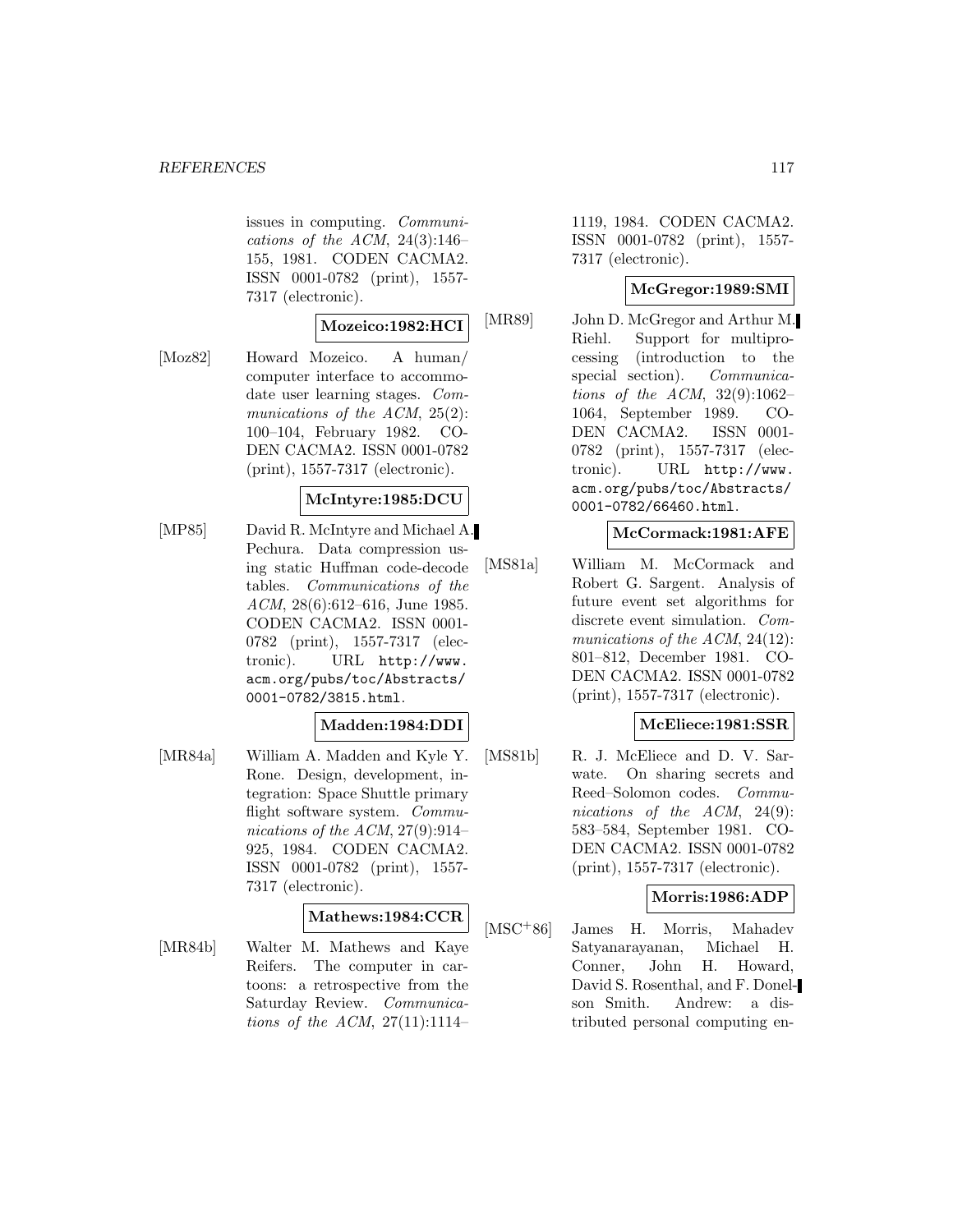issues in computing. *Communications of the ACM*, 24(3):146–155, 1981. CODEN CACMA2. ISSN 0001-0782 (print), 1557-7317 (electronic).

**Mozeico:1982:HCI**

[Moz82] Howard Mozeico. A human/computer interface to accommodate user learning stages. *Communications of the ACM*, 25(2): 100–104, February 1982. CODEN CACMA2. ISSN 0001-0782 (print), 1557-7317 (electronic).

**McIntyre:1985:DCU**

[MP85] David R. McIntyre and Michael A. Pechura. Data compression using static Huffman code-decode tables. *Communications of the ACM*, 28(6):612–616, June 1985. CODEN CACMA2. ISSN 0001-0782 (print), 1557-7317 (electronic). URL `http://www.acm.org/pubs/toc/Abstracts/0001-0782/3815.html`.

**Madden:1984:DDI**

[MR84a] William A. Madden and Kyle Y. Rone. Design, development, integration: Space Shuttle primary flight software system. *Communications of the ACM*, 27(9):914–925, 1984. CODEN CACMA2. ISSN 0001-0782 (print), 1557-7317 (electronic).

**Mathews:1984:CCR**

[MR84b] Walter M. Mathews and Kaye Reifers. The computer in cartoons: a retrospective from the Saturday Review. *Communications of the ACM*, 27(11):1114–1119, 1984. CODEN CACMA2. ISSN 0001-0782 (print), 1557-7317 (electronic).

**McGregor:1989:SMI**

[MR89] John D. McGregor and Arthur M. Riehl. Support for multiprocessing (introduction to the special section). *Communications of the ACM*, 32(9):1062–1064, September 1989. CODEN CACMA2. ISSN 0001-0782 (print), 1557-7317 (electronic). URL `http://www.acm.org/pubs/toc/Abstracts/0001-0782/66460.html`.

**McCormack:1981:AFE**

[MS81a] William M. McCormack and Robert G. Sargent. Analysis of future event set algorithms for discrete event simulation. *Communications of the ACM*, 24(12): 801–812, December 1981. CODEN CACMA2. ISSN 0001-0782 (print), 1557-7317 (electronic).

**McEliece:1981:SSR**

[MS81b] R. J. McEliece and D. V. Sarwate. On sharing secrets and Reed–Solomon codes. *Communications of the ACM*, 24(9): 583–584, September 1981. CODEN CACMA2. ISSN 0001-0782 (print), 1557-7317 (electronic).

**Morris:1986:ADP**

[MSC+86] James H. Morris, Mahadev Satyanarayanan, Michael H. Conner, John H. Howard, David S. Rosenthal, and F. Donelson Smith. Andrew: a distributed personal computing en-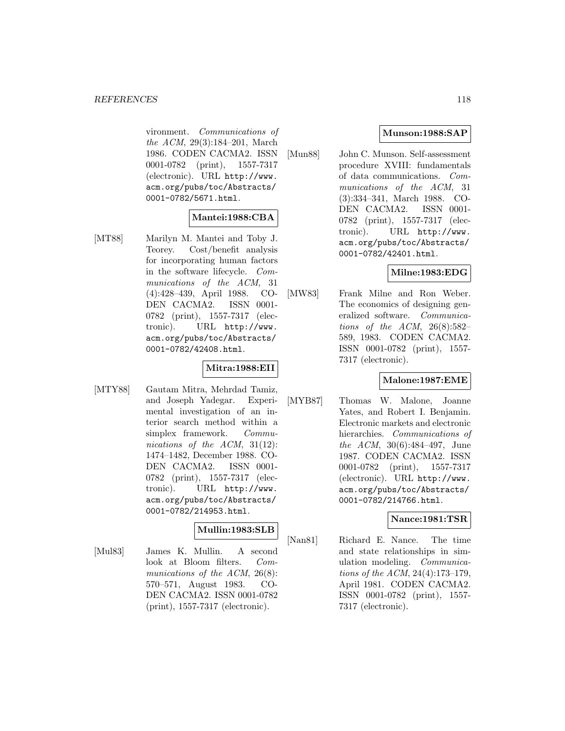vironment. *Communications of the ACM*, 29(3):184–201, March 1986. CODEN CACMA2. ISSN 0001-0782 (print), 1557-7317 (electronic). URL http://www.acm.org/pubs/toc/Abstracts/0001-0782/5671.html.

**Mantei:1988:CBA**

[MT88] Marilyn M. Mantei and Toby J. Teorey. Cost/benefit analysis for incorporating human factors in the software lifecycle. *Communications of the ACM*, 31 (4):428–439, April 1988. CODEN CACMA2. ISSN 0001-0782 (print), 1557-7317 (electronic). URL http://www.acm.org/pubs/toc/Abstracts/0001-0782/42408.html.

**Mitra:1988:EII**

[MTY88] Gautam Mitra, Mehrdad Tamiz, and Joseph Yadegar. Experimental investigation of an interior search method within a simplex framework. *Communications of the ACM*, 31(12): 1474–1482, December 1988. CODEN CACMA2. ISSN 0001-0782 (print), 1557-7317 (electronic). URL http://www.acm.org/pubs/toc/Abstracts/0001-0782/214953.html.

**Mullin:1983:SLB**

[Mul83] James K. Mullin. A second look at Bloom filters. *Communications of the ACM*, 26(8): 570–571, August 1983. CODEN CACMA2. ISSN 0001-0782 (print), 1557-7317 (electronic).

**Munson:1988:SAP**

[Mun88] John C. Munson. Self-assessment procedure XVIII: fundamentals of data communications. *Communications of the ACM*, 31 (3):334–341, March 1988. CODEN CACMA2. ISSN 0001-0782 (print), 1557-7317 (electronic). URL http://www.acm.org/pubs/toc/Abstracts/0001-0782/42401.html.

**Milne:1983:EDG**

[MW83] Frank Milne and Ron Weber. The economics of designing generalized software. *Communications of the ACM*, 26(8):582–589, 1983. CODEN CACMA2. ISSN 0001-0782 (print), 1557-7317 (electronic).

**Malone:1987:EME**

[MYB87] Thomas W. Malone, Joanne Yates, and Robert I. Benjamin. Electronic markets and electronic hierarchies. *Communications of the ACM*, 30(6):484–497, June 1987. CODEN CACMA2. ISSN 0001-0782 (print), 1557-7317 (electronic). URL http://www.acm.org/pubs/toc/Abstracts/0001-0782/214766.html.

**Nance:1981:TSR**

[Nan81] Richard E. Nance. The time and state relationships in simulation modeling. *Communications of the ACM*, 24(4):173–179, April 1981. CODEN CACMA2. ISSN 0001-0782 (print), 1557-7317 (electronic).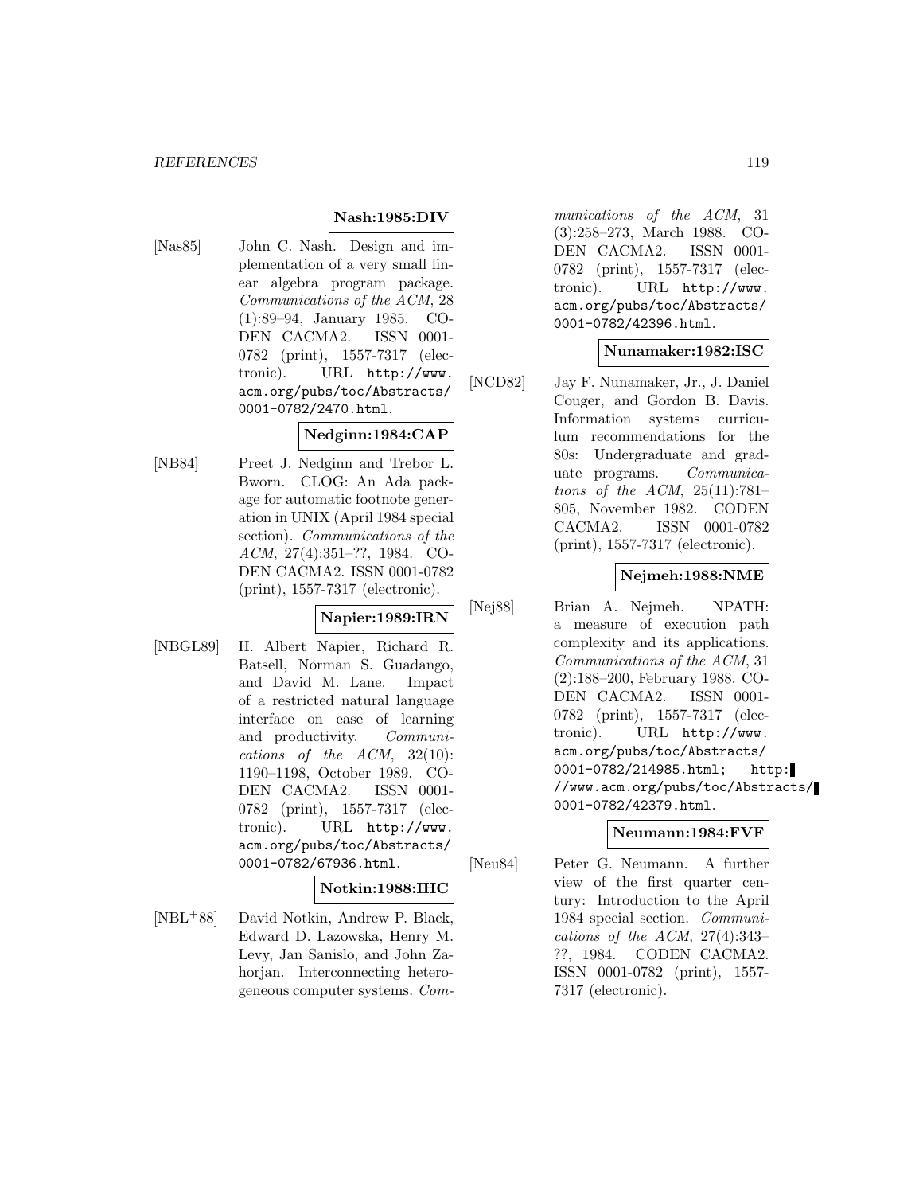**Nash:1985:DIV**

[Nas85] John C. Nash. Design and implementation of a very small linear algebra program package. *Communications of the ACM*, 28 (1):89–94, January 1985. CODEN CACMA2. ISSN 0001-0782 (print), 1557-7317 (electronic). URL `http://www.acm.org/pubs/toc/Abstracts/0001-0782/2470.html`.

**Nedginn:1984:CAP**

[NB84] Preet J. Nedginn and Trebor L. Bworn. CLOG: An Ada package for automatic footnote generation in UNIX (April 1984 special section). *Communications of the ACM*, 27(4):351–??, 1984. CODEN CACMA2. ISSN 0001-0782 (print), 1557-7317 (electronic).

**Napier:1989:IRN**

[NBGL89] H. Albert Napier, Richard R. Batsell, Norman S. Guadango, and David M. Lane. Impact of a restricted natural language interface on ease of learning and productivity. *Communications of the ACM*, 32(10): 1190–1198, October 1989. CODEN CACMA2. ISSN 0001-0782 (print), 1557-7317 (electronic). URL `http://www.acm.org/pubs/toc/Abstracts/0001-0782/67936.html`.

**Notkin:1988:IHC**

[NBL+88] David Notkin, Andrew P. Black, Edward D. Lazowska, Henry M. Levy, Jan Sanislo, and John Zahorjan. Interconnecting heterogeneous computer systems. *Communications of the ACM*, 31 (3):258–273, March 1988. CODEN CACMA2. ISSN 0001-0782 (print), 1557-7317 (electronic). URL `http://www.acm.org/pubs/toc/Abstracts/0001-0782/42396.html`.

**Nunamaker:1982:ISC**

[NCD82] Jay F. Nunamaker, Jr., J. Daniel Couger, and Gordon B. Davis. Information systems curriculum recommendations for the 80s: Undergraduate and graduate programs. *Communications of the ACM*, 25(11):781–805, November 1982. CODEN CACMA2. ISSN 0001-0782 (print), 1557-7317 (electronic).

**Nejmeh:1988:NME**

[Nej88] Brian A. Nejmeh. NPATH: a measure of execution path complexity and its applications. *Communications of the ACM*, 31 (2):188–200, February 1988. CODEN CACMA2. ISSN 0001-0782 (print), 1557-7317 (electronic). URL `http://www.acm.org/pubs/toc/Abstracts/0001-0782/214985.html`; `http://www.acm.org/pubs/toc/Abstracts/0001-0782/42379.html`.

**Neumann:1984:FVF**

[Neu84] Peter G. Neumann. A further view of the first quarter century: Introduction to the April 1984 special section. *Communications of the ACM*, 27(4):343–??, 1984. CODEN CACMA2. ISSN 0001-0782 (print), 1557-7317 (electronic).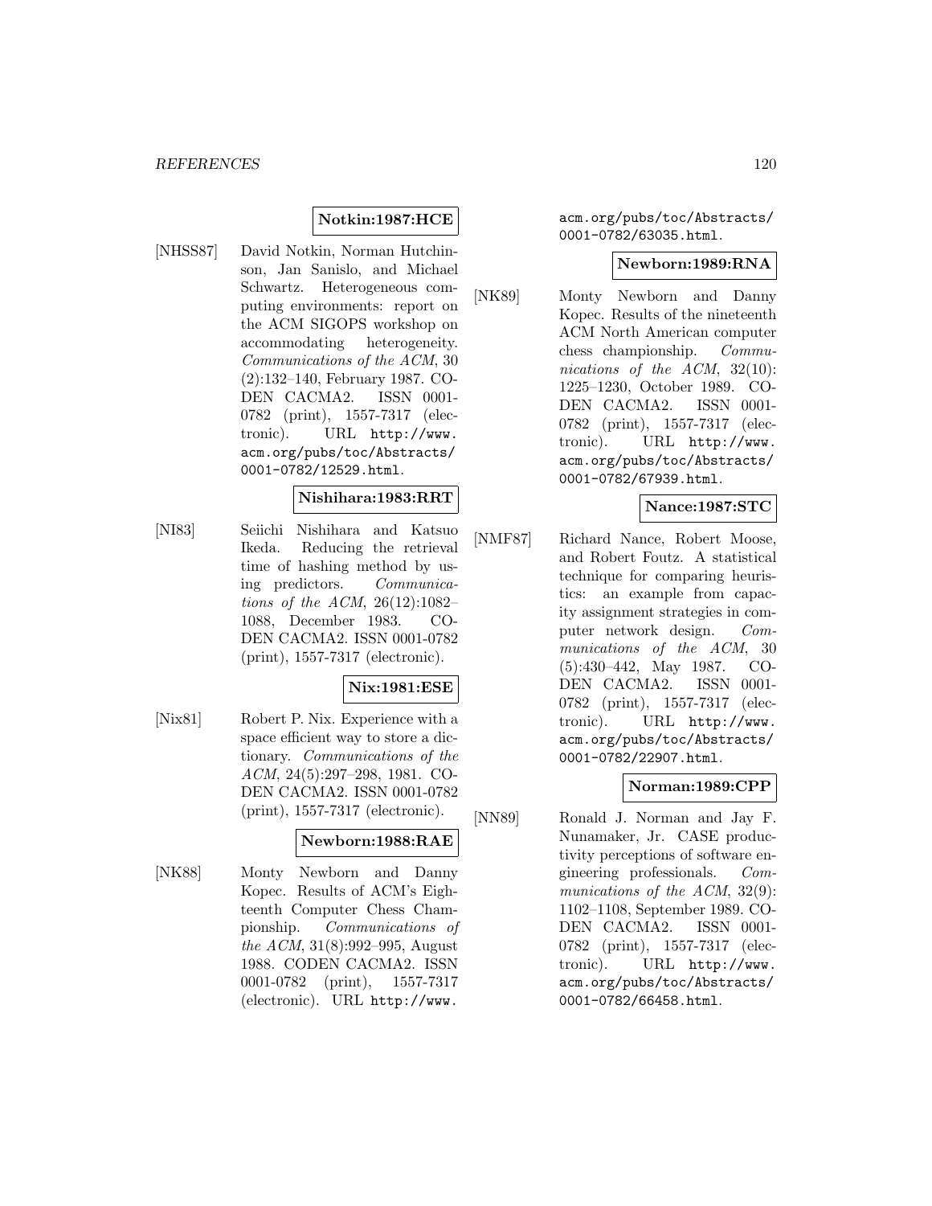**Notkin:1987:HCE**

[NHSS87] David Notkin, Norman Hutchinson, Jan Sanislo, and Michael Schwartz. Heterogeneous computing environments: report on the ACM SIGOPS workshop on accommodating heterogeneity. *Communications of the ACM*, 30 (2):132–140, February 1987. CODEN CACMA2. ISSN 0001-0782 (print), 1557-7317 (electronic). URL http://www.acm.org/pubs/toc/Abstracts/0001-0782/12529.html.

**Nishihara:1983:RRT**

[NI83] Seiichi Nishihara and Katsuo Ikeda. Reducing the retrieval time of hashing method by using predictors. *Communications of the ACM*, 26(12):1082–1088, December 1983. CODEN CACMA2. ISSN 0001-0782 (print), 1557-7317 (electronic).

**Nix:1981:ESE**

[Nix81] Robert P. Nix. Experience with a space efficient way to store a dictionary. *Communications of the ACM*, 24(5):297–298, 1981. CODEN CACMA2. ISSN 0001-0782 (print), 1557-7317 (electronic).

**Newborn:1988:RAE**

[NK88] Monty Newborn and Danny Kopec. Results of ACM's Eighteenth Computer Chess Championship. *Communications of the ACM*, 31(8):992–995, August 1988. CODEN CACMA2. ISSN 0001-0782 (print), 1557-7317 (electronic). URL http://www.acm.org/pubs/toc/Abstracts/0001-0782/63035.html.

**Newborn:1989:RNA**

[NK89] Monty Newborn and Danny Kopec. Results of the nineteenth ACM North American computer chess championship. *Communications of the ACM*, 32(10):1225–1230, October 1989. CODEN CACMA2. ISSN 0001-0782 (print), 1557-7317 (electronic). URL http://www.acm.org/pubs/toc/Abstracts/0001-0782/67939.html.

**Nance:1987:STC**

[NMF87] Richard Nance, Robert Moose, and Robert Foutz. A statistical technique for comparing heuristics: an example from capacity assignment strategies in computer network design. *Communications of the ACM*, 30 (5):430–442, May 1987. CODEN CACMA2. ISSN 0001-0782 (print), 1557-7317 (electronic). URL http://www.acm.org/pubs/toc/Abstracts/0001-0782/22907.html.

**Norman:1989:CPP**

[NN89] Ronald J. Norman and Jay F. Nunamaker, Jr. CASE productivity perceptions of software engineering professionals. *Communications of the ACM*, 32(9):1102–1108, September 1989. CODEN CACMA2. ISSN 0001-0782 (print), 1557-7317 (electronic). URL http://www.acm.org/pubs/toc/Abstracts/0001-0782/66458.html.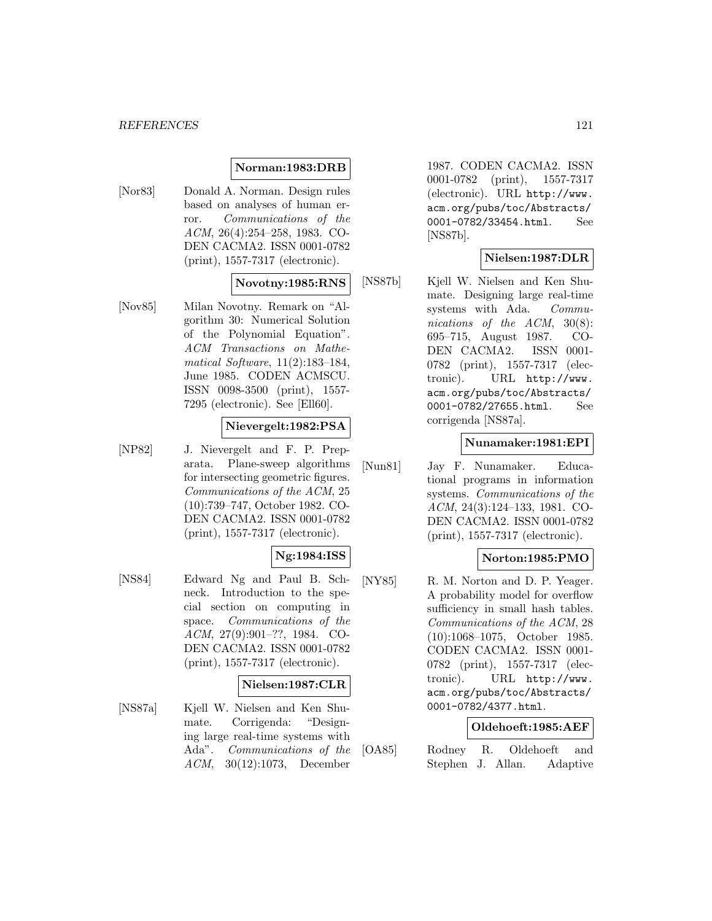**Norman:1983:DRB**

[Nor83] Donald A. Norman. Design rules based on analyses of human error. *Communications of the ACM*, 26(4):254–258, 1983. CODEN CACMA2. ISSN 0001-0782 (print), 1557-7317 (electronic).

**Novotny:1985:RNS**

[Nov85] Milan Novotny. Remark on "Algorithm 30: Numerical Solution of the Polynomial Equation". *ACM Transactions on Mathematical Software*, 11(2):183–184, June 1985. CODEN ACMSCU. ISSN 0098-3500 (print), 1557-7295 (electronic). See [Ell60].

**Nievergelt:1982:PSA**

[NP82] J. Nievergelt and F. P. Preparata. Plane-sweep algorithms for intersecting geometric figures. *Communications of the ACM*, 25 (10):739–747, October 1982. CODEN CACMA2. ISSN 0001-0782 (print), 1557-7317 (electronic).

**Ng:1984:ISS**

[NS84] Edward Ng and Paul B. Schneck. Introduction to the special section on computing in space. *Communications of the ACM*, 27(9):901–??, 1984. CODEN CACMA2. ISSN 0001-0782 (print), 1557-7317 (electronic).

**Nielsen:1987:CLR**

[NS87a] Kjell W. Nielsen and Ken Shumate. Corrigenda: "Designing large real-time systems with Ada". *Communications of the ACM*, 30(12):1073, December 1987. CODEN CACMA2. ISSN 0001-0782 (print), 1557-7317 (electronic). URL `http://www.acm.org/pubs/toc/Abstracts/0001-0782/33454.html`. See [NS87b].

**Nielsen:1987:DLR**

[NS87b] Kjell W. Nielsen and Ken Shumate. Designing large real-time systems with Ada. *Communications of the ACM*, 30(8): 695–715, August 1987. CODEN CACMA2. ISSN 0001-0782 (print), 1557-7317 (electronic). URL `http://www.acm.org/pubs/toc/Abstracts/0001-0782/27655.html`. See corrigenda [NS87a].

**Nunamaker:1981:EPI**

[Nun81] Jay F. Nunamaker. Educational programs in information systems. *Communications of the ACM*, 24(3):124–133, 1981. CODEN CACMA2. ISSN 0001-0782 (print), 1557-7317 (electronic).

**Norton:1985:PMO**

[NY85] R. M. Norton and D. P. Yeager. A probability model for overflow sufficiency in small hash tables. *Communications of the ACM*, 28 (10):1068–1075, October 1985. CODEN CACMA2. ISSN 0001-0782 (print), 1557-7317 (electronic). URL `http://www.acm.org/pubs/toc/Abstracts/0001-0782/4377.html`.

**Oldehoeft:1985:AEF**

[OA85] Rodney R. Oldehoeft and Stephen J. Allan. Adaptive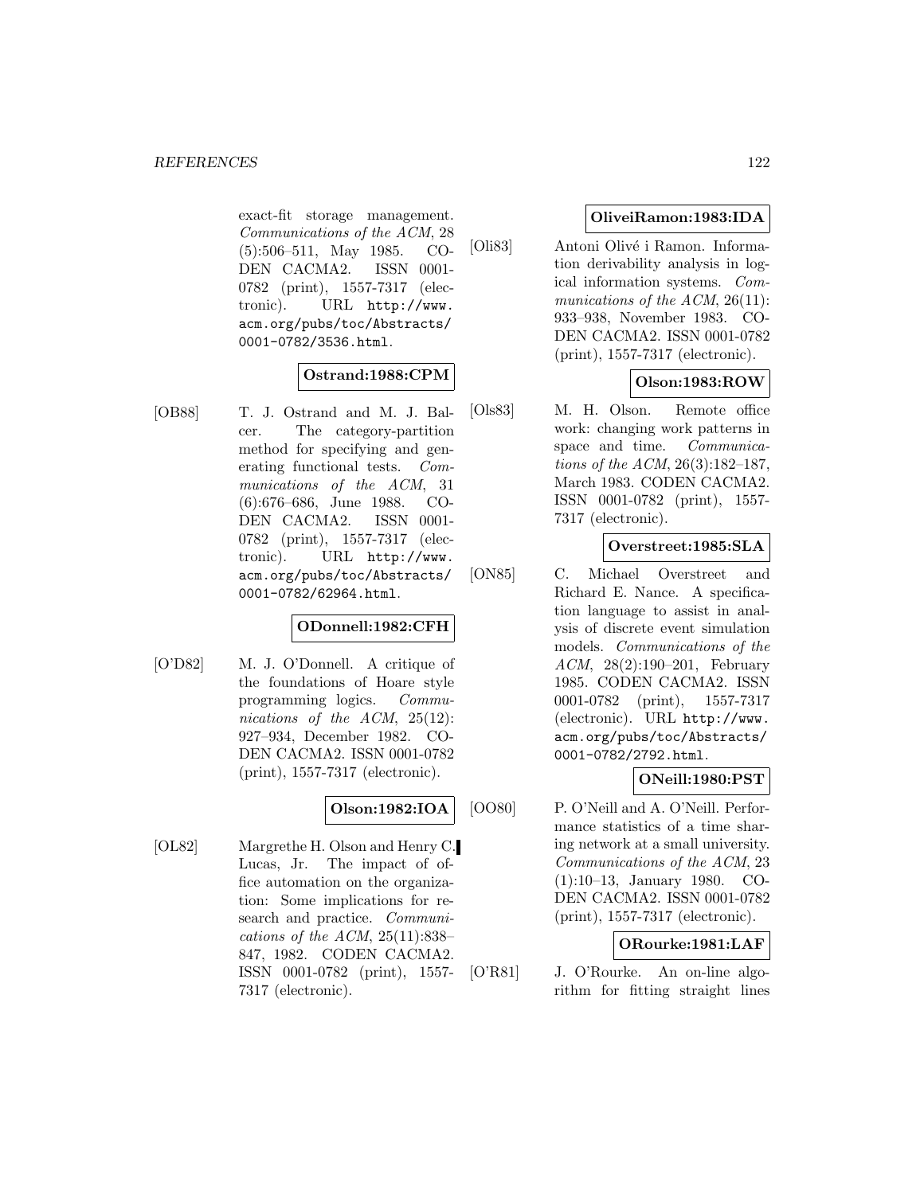exact-fit storage management. *Communications of the ACM*, 28 (5):506–511, May 1985. CODEN CACMA2. ISSN 0001-0782 (print), 1557-7317 (electronic). URL http://www.acm.org/pubs/toc/Abstracts/0001-0782/3536.html.

**Ostrand:1988:CPM**

[OB88] T. J. Ostrand and M. J. Balcer. The category-partition method for specifying and generating functional tests. *Communications of the ACM*, 31 (6):676–686, June 1988. CODEN CACMA2. ISSN 0001-0782 (print), 1557-7317 (electronic). URL http://www.acm.org/pubs/toc/Abstracts/0001-0782/62964.html.

**ODonnell:1982:CFH**

[O'D82] M. J. O'Donnell. A critique of the foundations of Hoare style programming logics. *Communications of the ACM*, 25(12): 927–934, December 1982. CODEN CACMA2. ISSN 0001-0782 (print), 1557-7317 (electronic).

**Olson:1982:IOA**

[OL82] Margrethe H. Olson and Henry C. Lucas, Jr. The impact of office automation on the organization: Some implications for research and practice. *Communications of the ACM*, 25(11):838–847, 1982. CODEN CACMA2. ISSN 0001-0782 (print), 1557-7317 (electronic).

**OliveiRamon:1983:IDA**

[Oli83] Antoni Olivé i Ramon. Information derivability analysis in logical information systems. *Communications of the ACM*, 26(11): 933–938, November 1983. CODEN CACMA2. ISSN 0001-0782 (print), 1557-7317 (electronic).

**Olson:1983:ROW**

[Ols83] M. H. Olson. Remote office work: changing work patterns in space and time. *Communications of the ACM*, 26(3):182–187, March 1983. CODEN CACMA2. ISSN 0001-0782 (print), 1557-7317 (electronic).

**Overstreet:1985:SLA**

[ON85] C. Michael Overstreet and Richard E. Nance. A specification language to assist in analysis of discrete event simulation models. *Communications of the ACM*, 28(2):190–201, February 1985. CODEN CACMA2. ISSN 0001-0782 (print), 1557-7317 (electronic). URL http://www.acm.org/pubs/toc/Abstracts/0001-0782/2792.html.

**ONeill:1980:PST**

[OO80] P. O'Neill and A. O'Neill. Performance statistics of a time sharing network at a small university. *Communications of the ACM*, 23 (1):10–13, January 1980. CODEN CACMA2. ISSN 0001-0782 (print), 1557-7317 (electronic).

**ORourke:1981:LAF**

[O'R81] J. O'Rourke. An on-line algorithm for fitting straight lines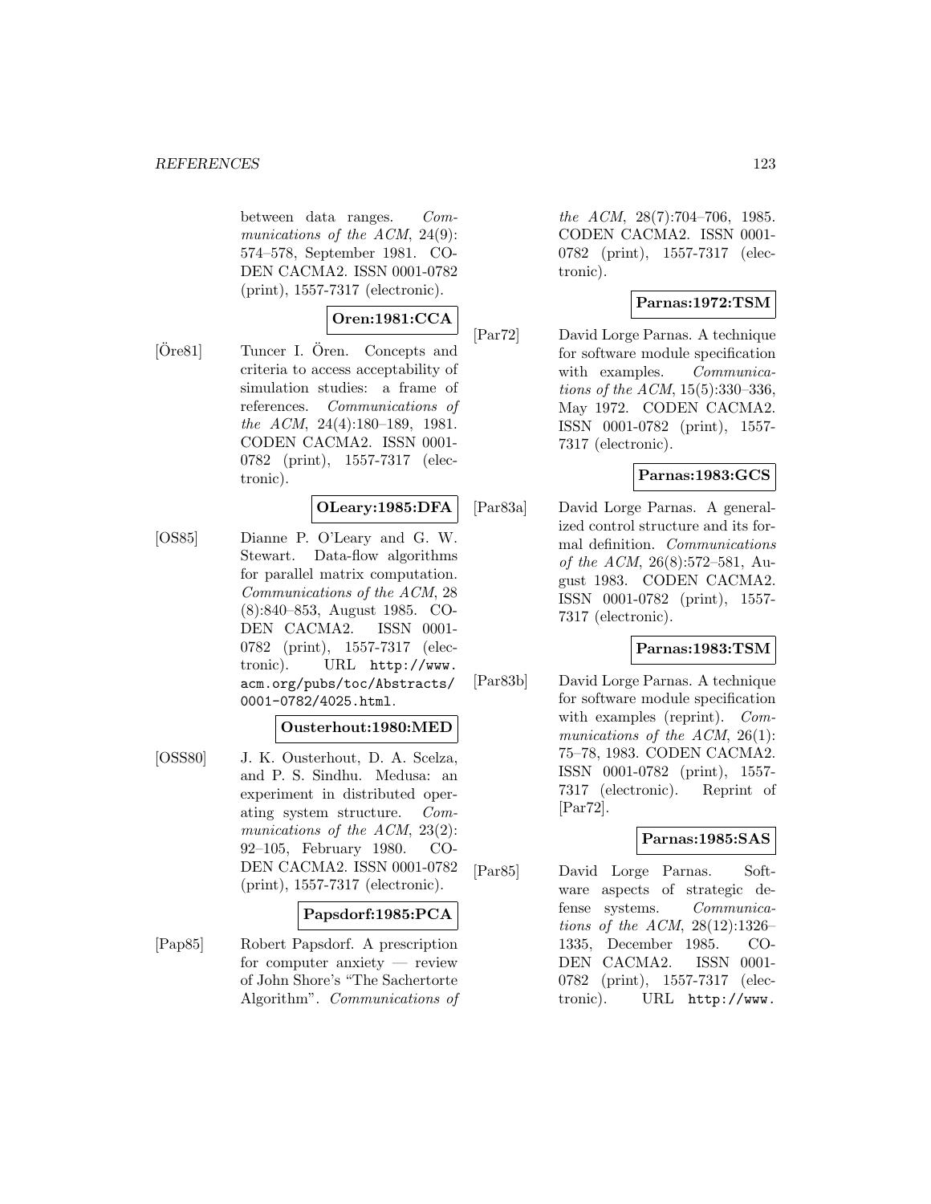between data ranges. *Communications of the ACM*, 24(9): 574–578, September 1981. CODEN CACMA2. ISSN 0001-0782 (print), 1557-7317 (electronic).

**Oren:1981:CCA**

[Öre81] Tuncer I. Ören. Concepts and criteria to access acceptability of simulation studies: a frame of references. *Communications of the ACM*, 24(4):180–189, 1981. CODEN CACMA2. ISSN 0001-0782 (print), 1557-7317 (electronic).

**OLeary:1985:DFA**

[OS85] Dianne P. O'Leary and G. W. Stewart. Data-flow algorithms for parallel matrix computation. *Communications of the ACM*, 28 (8):840–853, August 1985. CODEN CACMA2. ISSN 0001-0782 (print), 1557-7317 (electronic). URL `http://www.acm.org/pubs/toc/Abstracts/0001-0782/4025.html`.

**Ousterhout:1980:MED**

[OSS80] J. K. Ousterhout, D. A. Scelza, and P. S. Sindhu. Medusa: an experiment in distributed operating system structure. *Communications of the ACM*, 23(2): 92–105, February 1980. CODEN CACMA2. ISSN 0001-0782 (print), 1557-7317 (electronic).

**Papsdorf:1985:PCA**

[Pap85] Robert Papsdorf. A prescription for computer anxiety — review of John Shore's "The Sachertorte Algorithm". *Communications of the ACM*, 28(7):704–706, 1985. CODEN CACMA2. ISSN 0001-0782 (print), 1557-7317 (electronic).

**Parnas:1972:TSM**

[Par72] David Lorge Parnas. A technique for software module specification with examples. *Communications of the ACM*, 15(5):330–336, May 1972. CODEN CACMA2. ISSN 0001-0782 (print), 1557-7317 (electronic).

**Parnas:1983:GCS**

[Par83a] David Lorge Parnas. A generalized control structure and its formal definition. *Communications of the ACM*, 26(8):572–581, August 1983. CODEN CACMA2. ISSN 0001-0782 (print), 1557-7317 (electronic).

**Parnas:1983:TSM**

[Par83b] David Lorge Parnas. A technique for software module specification with examples (reprint). *Communications of the ACM*, 26(1): 75–78, 1983. CODEN CACMA2. ISSN 0001-0782 (print), 1557-7317 (electronic). Reprint of [Par72].

**Parnas:1985:SAS**

[Par85] David Lorge Parnas. Software aspects of strategic defense systems. *Communications of the ACM*, 28(12):1326–1335, December 1985. CODEN CACMA2. ISSN 0001-0782 (print), 1557-7317 (electronic). URL `http://www.`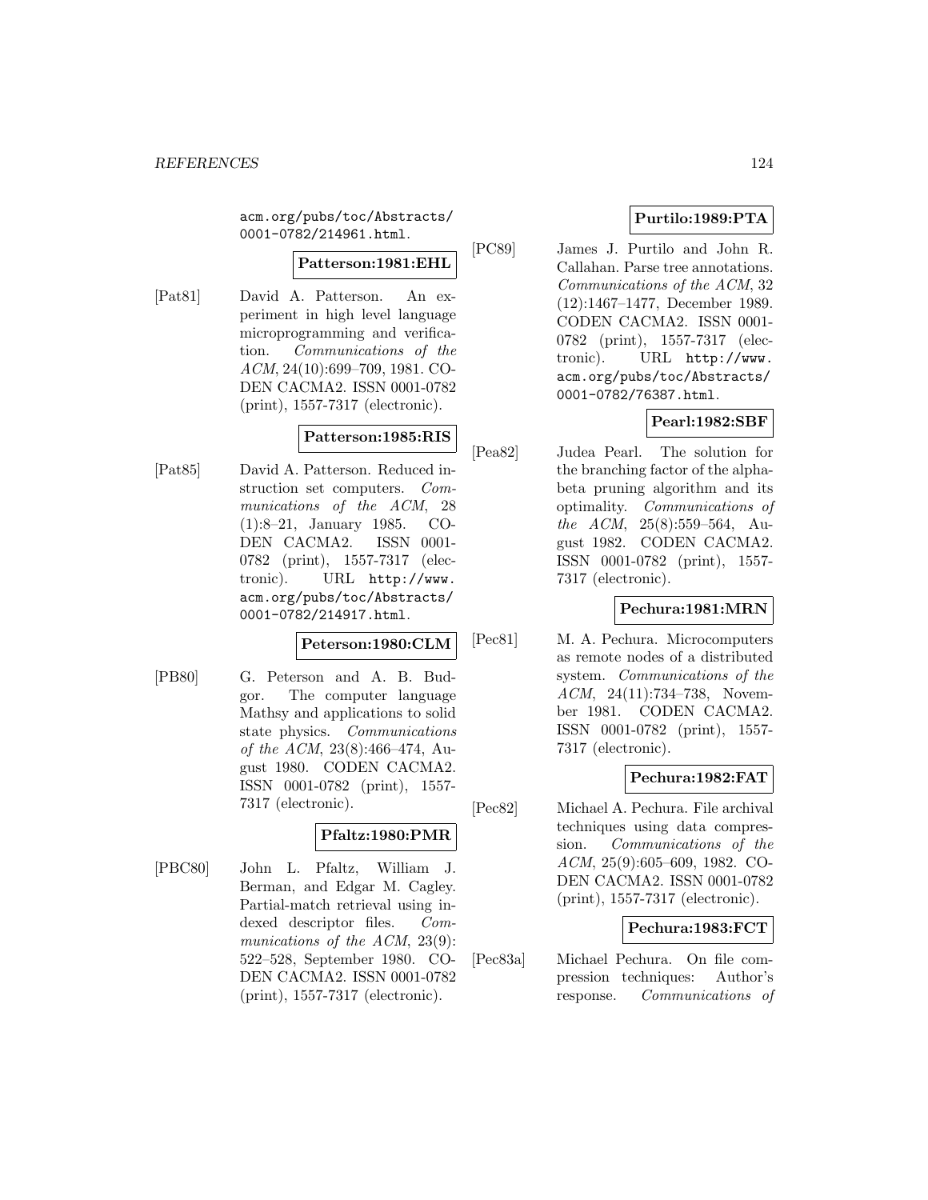acm.org/pubs/toc/Abstracts/0001-0782/214961.html.

**Patterson:1981:EHL**

[Pat81] David A. Patterson. An experiment in high level language microprogramming and verification. *Communications of the ACM*, 24(10):699–709, 1981. CODEN CACMA2. ISSN 0001-0782 (print), 1557-7317 (electronic).

**Patterson:1985:RIS**

[Pat85] David A. Patterson. Reduced instruction set computers. *Communications of the ACM*, 28 (1):8–21, January 1985. CODEN CACMA2. ISSN 0001-0782 (print), 1557-7317 (electronic). URL http://www.acm.org/pubs/toc/Abstracts/0001-0782/214917.html.

**Peterson:1980:CLM**

[PB80] G. Peterson and A. B. Budgor. The computer language Mathsy and applications to solid state physics. *Communications of the ACM*, 23(8):466–474, August 1980. CODEN CACMA2. ISSN 0001-0782 (print), 1557-7317 (electronic).

**Pfaltz:1980:PMR**

[PBC80] John L. Pfaltz, William J. Berman, and Edgar M. Cagley. Partial-match retrieval using indexed descriptor files. *Communications of the ACM*, 23(9): 522–528, September 1980. CODEN CACMA2. ISSN 0001-0782 (print), 1557-7317 (electronic).

**Purtilo:1989:PTA**

[PC89] James J. Purtilo and John R. Callahan. Parse tree annotations. *Communications of the ACM*, 32 (12):1467–1477, December 1989. CODEN CACMA2. ISSN 0001-0782 (print), 1557-7317 (electronic). URL http://www.acm.org/pubs/toc/Abstracts/0001-0782/76387.html.

**Pearl:1982:SBF**

[Pea82] Judea Pearl. The solution for the branching factor of the alpha-beta pruning algorithm and its optimality. *Communications of the ACM*, 25(8):559–564, August 1982. CODEN CACMA2. ISSN 0001-0782 (print), 1557-7317 (electronic).

**Pechura:1981:MRN**

[Pec81] M. A. Pechura. Microcomputers as remote nodes of a distributed system. *Communications of the ACM*, 24(11):734–738, November 1981. CODEN CACMA2. ISSN 0001-0782 (print), 1557-7317 (electronic).

**Pechura:1982:FAT**

[Pec82] Michael A. Pechura. File archival techniques using data compression. *Communications of the ACM*, 25(9):605–609, 1982. CODEN CACMA2. ISSN 0001-0782 (print), 1557-7317 (electronic).

**Pechura:1983:FCT**

[Pec83a] Michael Pechura. On file compression techniques: Author's response. *Communications of*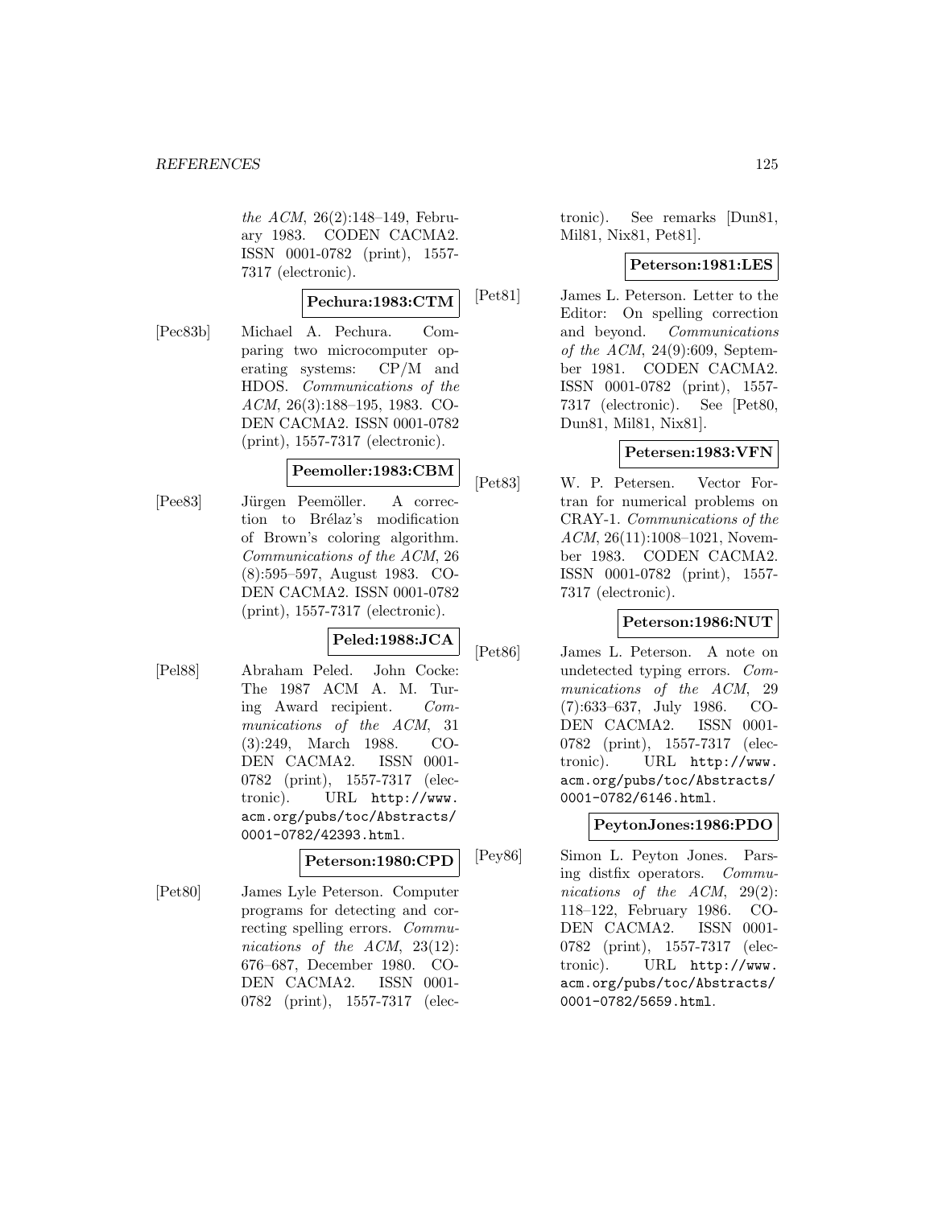*the ACM*, 26(2):148–149, February 1983. CODEN CACMA2. ISSN 0001-0782 (print), 1557-7317 (electronic).

**Pechura:1983:CTM**

[Pec83b] Michael A. Pechura. Comparing two microcomputer operating systems: CP/M and HDOS. *Communications of the ACM*, 26(3):188–195, 1983. CODEN CACMA2. ISSN 0001-0782 (print), 1557-7317 (electronic).

**Peemoller:1983:CBM**

[Pee83] Jürgen Peemöller. A correction to Brélaz's modification of Brown's coloring algorithm. *Communications of the ACM*, 26 (8):595–597, August 1983. CODEN CACMA2. ISSN 0001-0782 (print), 1557-7317 (electronic).

**Peled:1988:JCA**

[Pel88] Abraham Peled. John Cocke: The 1987 ACM A. M. Turing Award recipient. *Communications of the ACM*, 31 (3):249, March 1988. CODEN CACMA2. ISSN 0001-0782 (print), 1557-7317 (electronic). URL `http://www.acm.org/pubs/toc/Abstracts/0001-0782/42393.html`.

**Peterson:1980:CPD**

[Pet80] James Lyle Peterson. Computer programs for detecting and correcting spelling errors. *Communications of the ACM*, 23(12): 676–687, December 1980. CODEN CACMA2. ISSN 0001-0782 (print), 1557-7317 (electronic). See remarks [Dun81, Mil81, Nix81, Pet81].

**Peterson:1981:LES**

[Pet81] James L. Peterson. Letter to the Editor: On spelling correction and beyond. *Communications of the ACM*, 24(9):609, September 1981. CODEN CACMA2. ISSN 0001-0782 (print), 1557-7317 (electronic). See [Pet80, Dun81, Mil81, Nix81].

**Petersen:1983:VFN**

[Pet83] W. P. Petersen. Vector Fortran for numerical problems on CRAY-1. *Communications of the ACM*, 26(11):1008–1021, November 1983. CODEN CACMA2. ISSN 0001-0782 (print), 1557-7317 (electronic).

**Peterson:1986:NUT**

[Pet86] James L. Peterson. A note on undetected typing errors. *Communications of the ACM*, 29 (7):633–637, July 1986. CODEN CACMA2. ISSN 0001-0782 (print), 1557-7317 (electronic). URL `http://www.acm.org/pubs/toc/Abstracts/0001-0782/6146.html`.

**PeytonJones:1986:PDO**

[Pey86] Simon L. Peyton Jones. Parsing distfix operators. *Communications of the ACM*, 29(2): 118–122, February 1986. CODEN CACMA2. ISSN 0001-0782 (print), 1557-7317 (electronic). URL `http://www.acm.org/pubs/toc/Abstracts/0001-0782/5659.html`.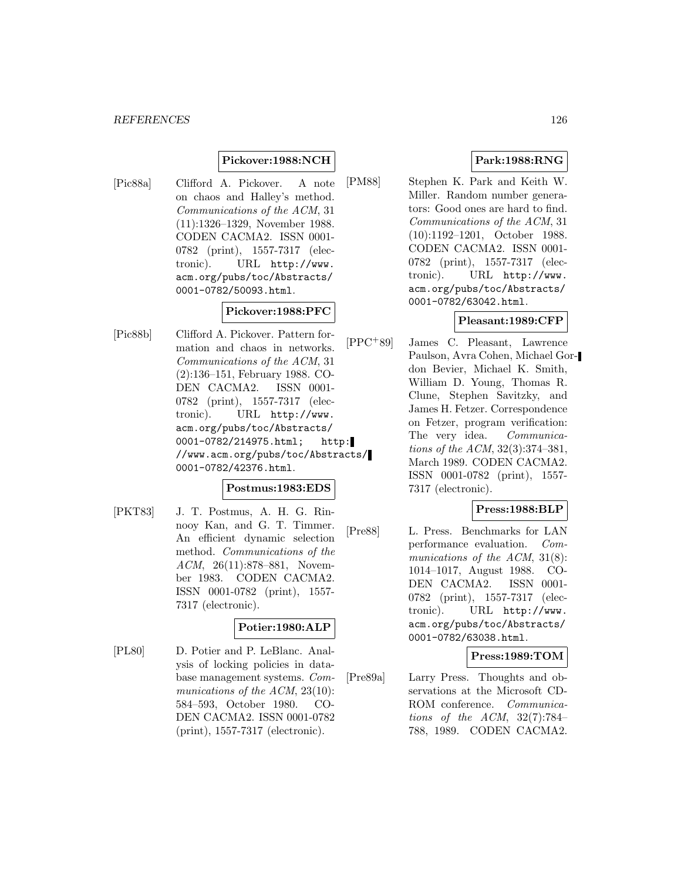**Pickover:1988:NCH**

[Pic88a] Clifford A. Pickover. A note on chaos and Halley's method. *Communications of the ACM*, 31 (11):1326–1329, November 1988. CODEN CACMA2. ISSN 0001-0782 (print), 1557-7317 (electronic). URL `http://www.acm.org/pubs/toc/Abstracts/0001-0782/50093.html`.

**Pickover:1988:PFC**

[Pic88b] Clifford A. Pickover. Pattern formation and chaos in networks. *Communications of the ACM*, 31 (2):136–151, February 1988. CODEN CACMA2. ISSN 0001-0782 (print), 1557-7317 (electronic). URL `http://www.acm.org/pubs/toc/Abstracts/0001-0782/214975.html`; `http://www.acm.org/pubs/toc/Abstracts/0001-0782/42376.html`.

**Postmus:1983:EDS**

[PKT83] J. T. Postmus, A. H. G. Rinnooy Kan, and G. T. Timmer. An efficient dynamic selection method. *Communications of the ACM*, 26(11):878–881, November 1983. CODEN CACMA2. ISSN 0001-0782 (print), 1557-7317 (electronic).

**Potier:1980:ALP**

[PL80] D. Potier and P. LeBlanc. Analysis of locking policies in database management systems. *Communications of the ACM*, 23(10): 584–593, October 1980. CODEN CACMA2. ISSN 0001-0782 (print), 1557-7317 (electronic).

**Park:1988:RNG**

[PM88] Stephen K. Park and Keith W. Miller. Random number generators: Good ones are hard to find. *Communications of the ACM*, 31 (10):1192–1201, October 1988. CODEN CACMA2. ISSN 0001-0782 (print), 1557-7317 (electronic). URL `http://www.acm.org/pubs/toc/Abstracts/0001-0782/63042.html`.

**Pleasant:1989:CFP**

[PPC+89] James C. Pleasant, Lawrence Paulson, Avra Cohen, Michael Gordon Bevier, Michael K. Smith, William D. Young, Thomas R. Clune, Stephen Savitzky, and James H. Fetzer. Correspondence on Fetzer, program verification: The very idea. *Communications of the ACM*, 32(3):374–381, March 1989. CODEN CACMA2. ISSN 0001-0782 (print), 1557-7317 (electronic).

**Press:1988:BLP**

[Pre88] L. Press. Benchmarks for LAN performance evaluation. *Communications of the ACM*, 31(8): 1014–1017, August 1988. CODEN CACMA2. ISSN 0001-0782 (print), 1557-7317 (electronic). URL `http://www.acm.org/pubs/toc/Abstracts/0001-0782/63038.html`.

**Press:1989:TOM**

[Pre89a] Larry Press. Thoughts and observations at the Microsoft CD-ROM conference. *Communications of the ACM*, 32(7):784–788, 1989. CODEN CACMA2.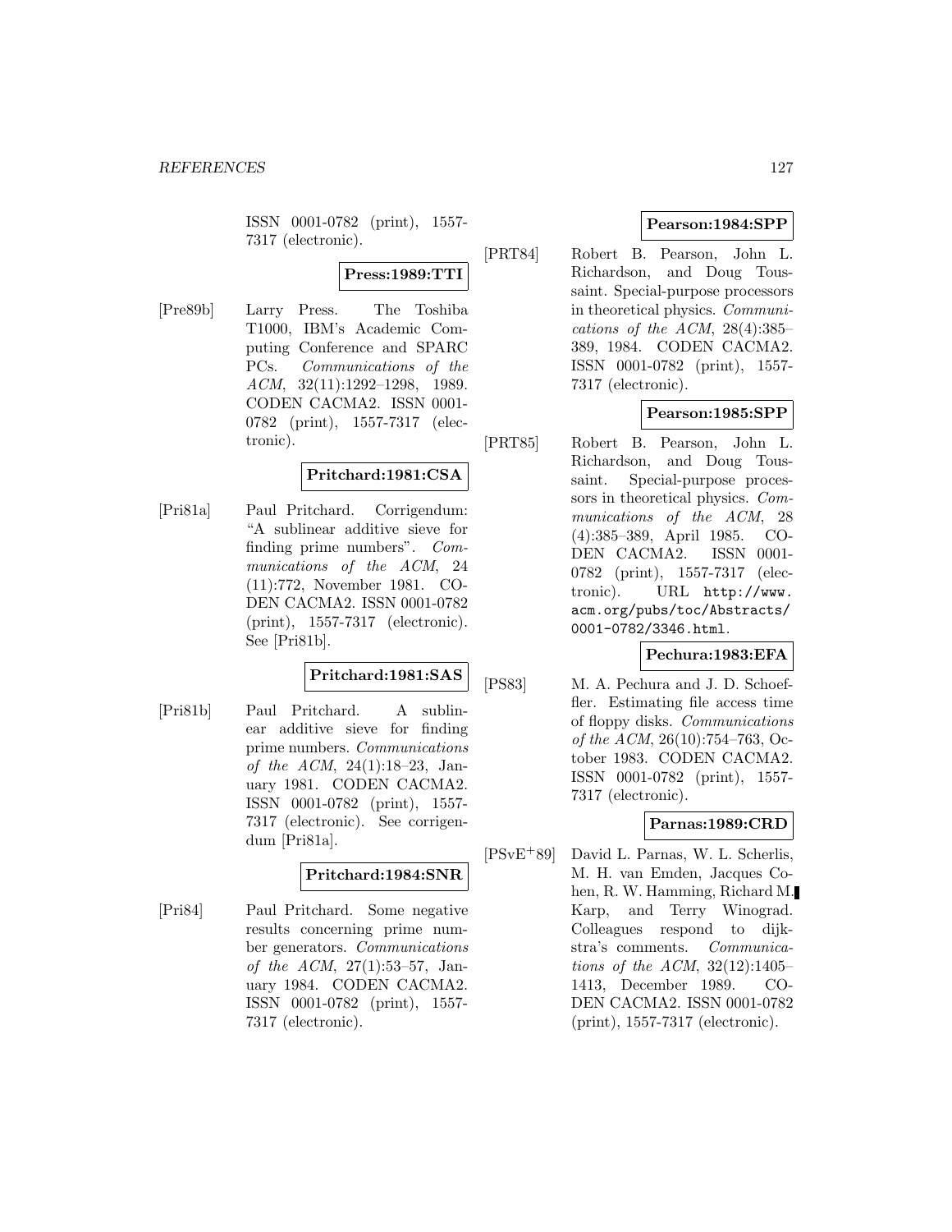ISSN 0001-0782 (print), 1557-7317 (electronic).

**Press:1989:TTI**

[Pre89b] Larry Press. The Toshiba T1000, IBM's Academic Computing Conference and SPARC PCs. *Communications of the ACM*, 32(11):1292–1298, 1989. CODEN CACMA2. ISSN 0001-0782 (print), 1557-7317 (electronic).

**Pritchard:1981:CSA**

[Pri81a] Paul Pritchard. Corrigendum: "A sublinear additive sieve for finding prime numbers". *Communications of the ACM*, 24 (11):772, November 1981. CODEN CACMA2. ISSN 0001-0782 (print), 1557-7317 (electronic). See [Pri81b].

**Pritchard:1981:SAS**

[Pri81b] Paul Pritchard. A sublinear additive sieve for finding prime numbers. *Communications of the ACM*, 24(1):18–23, January 1981. CODEN CACMA2. ISSN 0001-0782 (print), 1557-7317 (electronic). See corrigendum [Pri81a].

**Pritchard:1984:SNR**

[Pri84] Paul Pritchard. Some negative results concerning prime number generators. *Communications of the ACM*, 27(1):53–57, January 1984. CODEN CACMA2. ISSN 0001-0782 (print), 1557-7317 (electronic).

**Pearson:1984:SPP**

[PRT84] Robert B. Pearson, John L. Richardson, and Doug Toussaint. Special-purpose processors in theoretical physics. *Communications of the ACM*, 28(4):385–389, 1984. CODEN CACMA2. ISSN 0001-0782 (print), 1557-7317 (electronic).

**Pearson:1985:SPP**

[PRT85] Robert B. Pearson, John L. Richardson, and Doug Toussaint. Special-purpose processors in theoretical physics. *Communications of the ACM*, 28 (4):385–389, April 1985. CODEN CACMA2. ISSN 0001-0782 (print), 1557-7317 (electronic). URL http://www.acm.org/pubs/toc/Abstracts/0001-0782/3346.html.

**Pechura:1983:EFA**

[PS83] M. A. Pechura and J. D. Schoeffler. Estimating file access time of floppy disks. *Communications of the ACM*, 26(10):754–763, October 1983. CODEN CACMA2. ISSN 0001-0782 (print), 1557-7317 (electronic).

**Parnas:1989:CRD**

[PSvE+89] David L. Parnas, W. L. Scherlis, M. H. van Emden, Jacques Cohen, R. W. Hamming, Richard M. Karp, and Terry Winograd. Colleagues respond to dijkstra's comments. *Communications of the ACM*, 32(12):1405–1413, December 1989. CODEN CACMA2. ISSN 0001-0782 (print), 1557-7317 (electronic).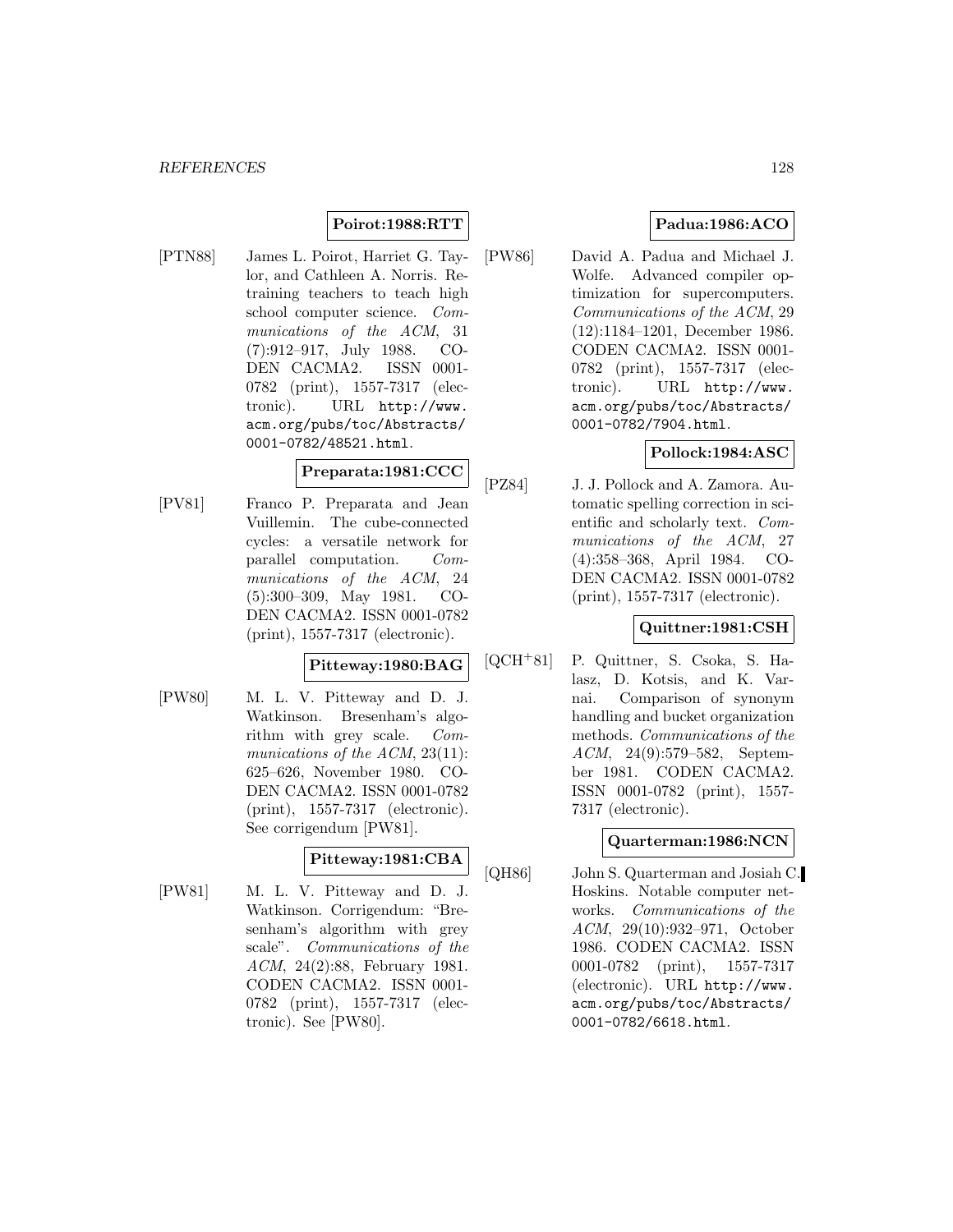**Poirot:1988:RTT**

[PTN88] James L. Poirot, Harriet G. Taylor, and Cathleen A. Norris. Retraining teachers to teach high school computer science. *Communications of the ACM*, 31 (7):912–917, July 1988. CODEN CACMA2. ISSN 0001-0782 (print), 1557-7317 (electronic). URL http://www.acm.org/pubs/toc/Abstracts/0001-0782/48521.html.

**Preparata:1981:CCC**

[PV81] Franco P. Preparata and Jean Vuillemin. The cube-connected cycles: a versatile network for parallel computation. *Communications of the ACM*, 24 (5):300–309, May 1981. CODEN CACMA2. ISSN 0001-0782 (print), 1557-7317 (electronic).

**Pitteway:1980:BAG**

[PW80] M. L. V. Pitteway and D. J. Watkinson. Bresenham's algorithm with grey scale. *Communications of the ACM*, 23(11): 625–626, November 1980. CODEN CACMA2. ISSN 0001-0782 (print), 1557-7317 (electronic). See corrigendum [PW81].

**Pitteway:1981:CBA**

[PW81] M. L. V. Pitteway and D. J. Watkinson. Corrigendum: "Bresenham's algorithm with grey scale". *Communications of the ACM*, 24(2):88, February 1981. CODEN CACMA2. ISSN 0001-0782 (print), 1557-7317 (electronic). See [PW80].

**Padua:1986:ACO**

[PW86] David A. Padua and Michael J. Wolfe. Advanced compiler optimization for supercomputers. *Communications of the ACM*, 29 (12):1184–1201, December 1986. CODEN CACMA2. ISSN 0001-0782 (print), 1557-7317 (electronic). URL http://www.acm.org/pubs/toc/Abstracts/0001-0782/7904.html.

**Pollock:1984:ASC**

[PZ84] J. J. Pollock and A. Zamora. Automatic spelling correction in scientific and scholarly text. *Communications of the ACM*, 27 (4):358–368, April 1984. CODEN CACMA2. ISSN 0001-0782 (print), 1557-7317 (electronic).

**Quittner:1981:CSH**

[QCH+81] P. Quittner, S. Csoka, S. Halasz, D. Kotsis, and K. Varnai. Comparison of synonym handling and bucket organization methods. *Communications of the ACM*, 24(9):579–582, September 1981. CODEN CACMA2. ISSN 0001-0782 (print), 1557-7317 (electronic).

**Quarterman:1986:NCN**

[QH86] John S. Quarterman and Josiah C. Hoskins. Notable computer networks. *Communications of the ACM*, 29(10):932–971, October 1986. CODEN CACMA2. ISSN 0001-0782 (print), 1557-7317 (electronic). URL http://www.acm.org/pubs/toc/Abstracts/0001-0782/6618.html.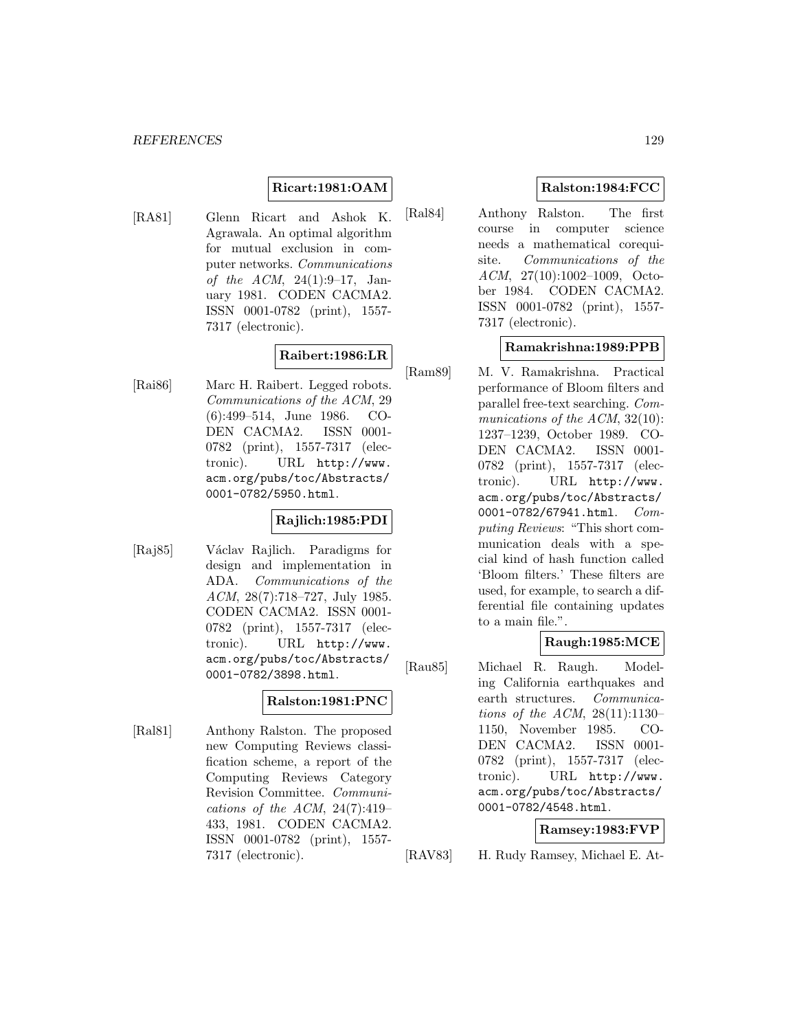**Ricart:1981:OAM**

[RA81] Glenn Ricart and Ashok K. Agrawala. An optimal algorithm for mutual exclusion in computer networks. *Communications of the ACM*, 24(1):9–17, January 1981. CODEN CACMA2. ISSN 0001-0782 (print), 1557-7317 (electronic).

**Raibert:1986:LR**

[Rai86] Marc H. Raibert. Legged robots. *Communications of the ACM*, 29 (6):499–514, June 1986. CODEN CACMA2. ISSN 0001-0782 (print), 1557-7317 (electronic). URL `http://www.acm.org/pubs/toc/Abstracts/0001-0782/5950.html`.

**Rajlich:1985:PDI**

[Raj85] Václav Rajlich. Paradigms for design and implementation in ADA. *Communications of the ACM*, 28(7):718–727, July 1985. CODEN CACMA2. ISSN 0001-0782 (print), 1557-7317 (electronic). URL `http://www.acm.org/pubs/toc/Abstracts/0001-0782/3898.html`.

**Ralston:1981:PNC**

[Ral81] Anthony Ralston. The proposed new Computing Reviews classification scheme, a report of the Computing Reviews Category Revision Committee. *Communications of the ACM*, 24(7):419–433, 1981. CODEN CACMA2. ISSN 0001-0782 (print), 1557-7317 (electronic).

**Ralston:1984:FCC**

[Ral84] Anthony Ralston. The first course in computer science needs a mathematical corequisite. *Communications of the ACM*, 27(10):1002–1009, October 1984. CODEN CACMA2. ISSN 0001-0782 (print), 1557-7317 (electronic).

**Ramakrishna:1989:PPB**

[Ram89] M. V. Ramakrishna. Practical performance of Bloom filters and parallel free-text searching. *Communications of the ACM*, 32(10): 1237–1239, October 1989. CODEN CACMA2. ISSN 0001-0782 (print), 1557-7317 (electronic). URL `http://www.acm.org/pubs/toc/Abstracts/0001-0782/67941.html`. *Computing Reviews*: "This short communication deals with a special kind of hash function called 'Bloom filters.' These filters are used, for example, to search a differential file containing updates to a main file.".

**Raugh:1985:MCE**

[Rau85] Michael R. Raugh. Modeling California earthquakes and earth structures. *Communications of the ACM*, 28(11):1130–1150, November 1985. CODEN CACMA2. ISSN 0001-0782 (print), 1557-7317 (electronic). URL `http://www.acm.org/pubs/toc/Abstracts/0001-0782/4548.html`.

**Ramsey:1983:FVP**

[RAV83] H. Rudy Ramsey, Michael E. At-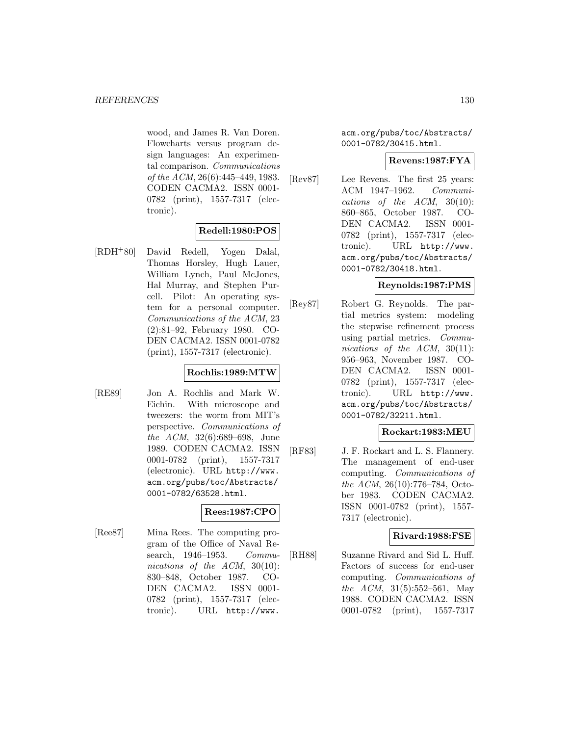wood, and James R. Van Doren. Flowcharts versus program design languages: An experimental comparison. *Communications of the ACM*, 26(6):445–449, 1983. CODEN CACMA2. ISSN 0001-0782 (print), 1557-7317 (electronic).

**Redell:1980:POS**

[RDH+80] David Redell, Yogen Dalal, Thomas Horsley, Hugh Lauer, William Lynch, Paul McJones, Hal Murray, and Stephen Purcell. Pilot: An operating system for a personal computer. *Communications of the ACM*, 23 (2):81–92, February 1980. CODEN CACMA2. ISSN 0001-0782 (print), 1557-7317 (electronic).

**Rochlis:1989:MTW**

[RE89] Jon A. Rochlis and Mark W. Eichin. With microscope and tweezers: the worm from MIT's perspective. *Communications of the ACM*, 32(6):689–698, June 1989. CODEN CACMA2. ISSN 0001-0782 (print), 1557-7317 (electronic). URL `http://www.acm.org/pubs/toc/Abstracts/0001-0782/63528.html`.

**Rees:1987:CPO**

[Ree87] Mina Rees. The computing program of the Office of Naval Research, 1946–1953. *Communications of the ACM*, 30(10): 830–848, October 1987. CODEN CACMA2. ISSN 0001-0782 (print), 1557-7317 (electronic). URL `http://www.acm.org/pubs/toc/Abstracts/0001-0782/30415.html`.

**Revens:1987:FYA**

[Rev87] Lee Revens. The first 25 years: ACM 1947–1962. *Communications of the ACM*, 30(10): 860–865, October 1987. CODEN CACMA2. ISSN 0001-0782 (print), 1557-7317 (electronic). URL `http://www.acm.org/pubs/toc/Abstracts/0001-0782/30418.html`.

**Reynolds:1987:PMS**

[Rey87] Robert G. Reynolds. The partial metrics system: modeling the stepwise refinement process using partial metrics. *Communications of the ACM*, 30(11): 956–963, November 1987. CODEN CACMA2. ISSN 0001-0782 (print), 1557-7317 (electronic). URL `http://www.acm.org/pubs/toc/Abstracts/0001-0782/32211.html`.

**Rockart:1983:MEU**

[RF83] J. F. Rockart and L. S. Flannery. The management of end-user computing. *Communications of the ACM*, 26(10):776–784, October 1983. CODEN CACMA2. ISSN 0001-0782 (print), 1557-7317 (electronic).

**Rivard:1988:FSE**

[RH88] Suzanne Rivard and Sid L. Huff. Factors of success for end-user computing. *Communications of the ACM*, 31(5):552–561, May 1988. CODEN CACMA2. ISSN 0001-0782 (print), 1557-7317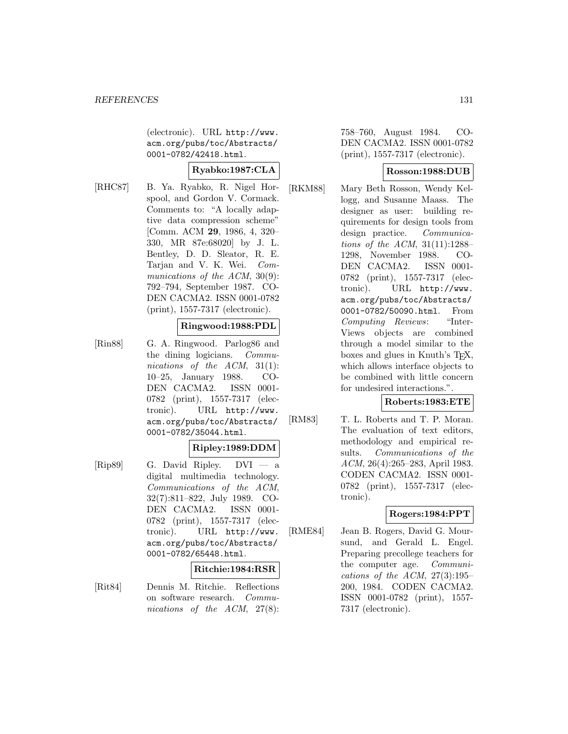(electronic). URL http://www.acm.org/pubs/toc/Abstracts/0001-0782/42418.html.

**Ryabko:1987:CLA**

[RHC87] B. Ya. Ryabko, R. Nigel Horspool, and Gordon V. Cormack. Comments to: "A locally adaptive data compression scheme" [Comm. ACM **29**, 1986, 4, 320–330, MR 87e:68020] by J. L. Bentley, D. D. Sleator, R. E. Tarjan and V. K. Wei. *Communications of the ACM*, 30(9): 792–794, September 1987. CODEN CACMA2. ISSN 0001-0782 (print), 1557-7317 (electronic).

**Ringwood:1988:PDL**

[Rin88] G. A. Ringwood. Parlog86 and the dining logicians. *Communications of the ACM*, 31(1): 10–25, January 1988. CODEN CACMA2. ISSN 0001-0782 (print), 1557-7317 (electronic). URL http://www.acm.org/pubs/toc/Abstracts/0001-0782/35044.html.

**Ripley:1989:DDM**

[Rip89] G. David Ripley. DVI — a digital multimedia technology. *Communications of the ACM*, 32(7):811–822, July 1989. CODEN CACMA2. ISSN 0001-0782 (print), 1557-7317 (electronic). URL http://www.acm.org/pubs/toc/Abstracts/0001-0782/65448.html.

**Ritchie:1984:RSR**

[Rit84] Dennis M. Ritchie. Reflections on software research. *Communications of the ACM*, 27(8): 758–760, August 1984. CODEN CACMA2. ISSN 0001-0782 (print), 1557-7317 (electronic).

**Rosson:1988:DUB**

[RKM88] Mary Beth Rosson, Wendy Kellogg, and Susanne Maass. The designer as user: building requirements for design tools from design practice. *Communications of the ACM*, 31(11):1288–1298, November 1988. CODEN CACMA2. ISSN 0001-0782 (print), 1557-7317 (electronic). URL http://www.acm.org/pubs/toc/Abstracts/0001-0782/50090.html. From *Computing Reviews*: "InterViews objects are combined through a model similar to the boxes and glues in Knuth's TEX, which allows interface objects to be combined with little concern for undesired interactions.".

**Roberts:1983:ETE**

[RM83] T. L. Roberts and T. P. Moran. The evaluation of text editors, methodology and empirical results. *Communications of the ACM*, 26(4):265–283, April 1983. CODEN CACMA2. ISSN 0001-0782 (print), 1557-7317 (electronic).

**Rogers:1984:PPT**

[RME84] Jean B. Rogers, David G. Moursund, and Gerald L. Engel. Preparing precollege teachers for the computer age. *Communications of the ACM*, 27(3):195–200, 1984. CODEN CACMA2. ISSN 0001-0782 (print), 1557-7317 (electronic).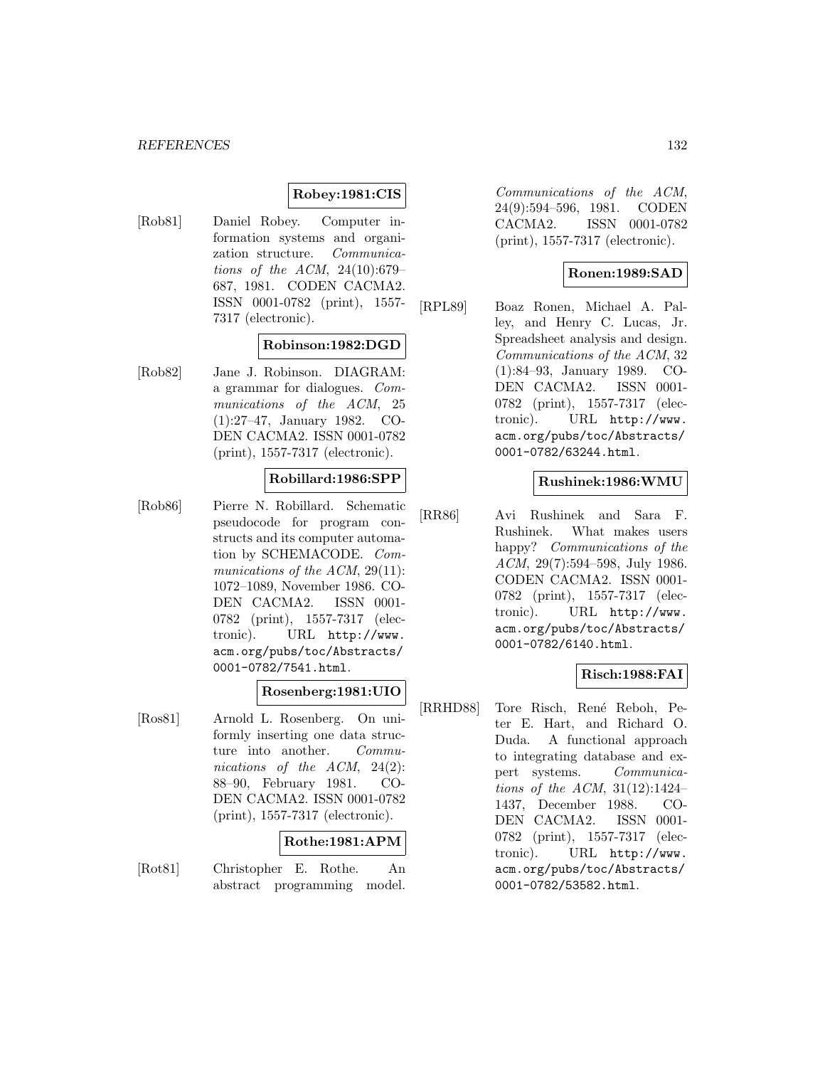**Robey:1981:CIS**

[Rob81] Daniel Robey. Computer information systems and organization structure. *Communications of the ACM*, 24(10):679–687, 1981. CODEN CACMA2. ISSN 0001-0782 (print), 1557-7317 (electronic).

**Robinson:1982:DGD**

[Rob82] Jane J. Robinson. DIAGRAM: a grammar for dialogues. *Communications of the ACM*, 25 (1):27–47, January 1982. CODEN CACMA2. ISSN 0001-0782 (print), 1557-7317 (electronic).

**Robillard:1986:SPP**

[Rob86] Pierre N. Robillard. Schematic pseudocode for program constructs and its computer automation by SCHEMACODE. *Communications of the ACM*, 29(11): 1072–1089, November 1986. CODEN CACMA2. ISSN 0001-0782 (print), 1557-7317 (electronic). URL http://www.acm.org/pubs/toc/Abstracts/0001-0782/7541.html.

**Rosenberg:1981:UIO**

[Ros81] Arnold L. Rosenberg. On uniformly inserting one data structure into another. *Communications of the ACM*, 24(2): 88–90, February 1981. CODEN CACMA2. ISSN 0001-0782 (print), 1557-7317 (electronic).

**Rothe:1981:APM**

[Rot81] Christopher E. Rothe. An abstract programming model. *Communications of the ACM*, 24(9):594–596, 1981. CODEN CACMA2. ISSN 0001-0782 (print), 1557-7317 (electronic).

**Ronen:1989:SAD**

[RPL89] Boaz Ronen, Michael A. Palley, and Henry C. Lucas, Jr. Spreadsheet analysis and design. *Communications of the ACM*, 32 (1):84–93, January 1989. CODEN CACMA2. ISSN 0001-0782 (print), 1557-7317 (electronic). URL http://www.acm.org/pubs/toc/Abstracts/0001-0782/63244.html.

**Rushinek:1986:WMU**

[RR86] Avi Rushinek and Sara F. Rushinek. What makes users happy? *Communications of the ACM*, 29(7):594–598, July 1986. CODEN CACMA2. ISSN 0001-0782 (print), 1557-7317 (electronic). URL http://www.acm.org/pubs/toc/Abstracts/0001-0782/6140.html.

**Risch:1988:FAI**

[RRHD88] Tore Risch, René Reboh, Peter E. Hart, and Richard O. Duda. A functional approach to integrating database and expert systems. *Communications of the ACM*, 31(12):1424–1437, December 1988. CODEN CACMA2. ISSN 0001-0782 (print), 1557-7317 (electronic). URL http://www.acm.org/pubs/toc/Abstracts/0001-0782/53582.html.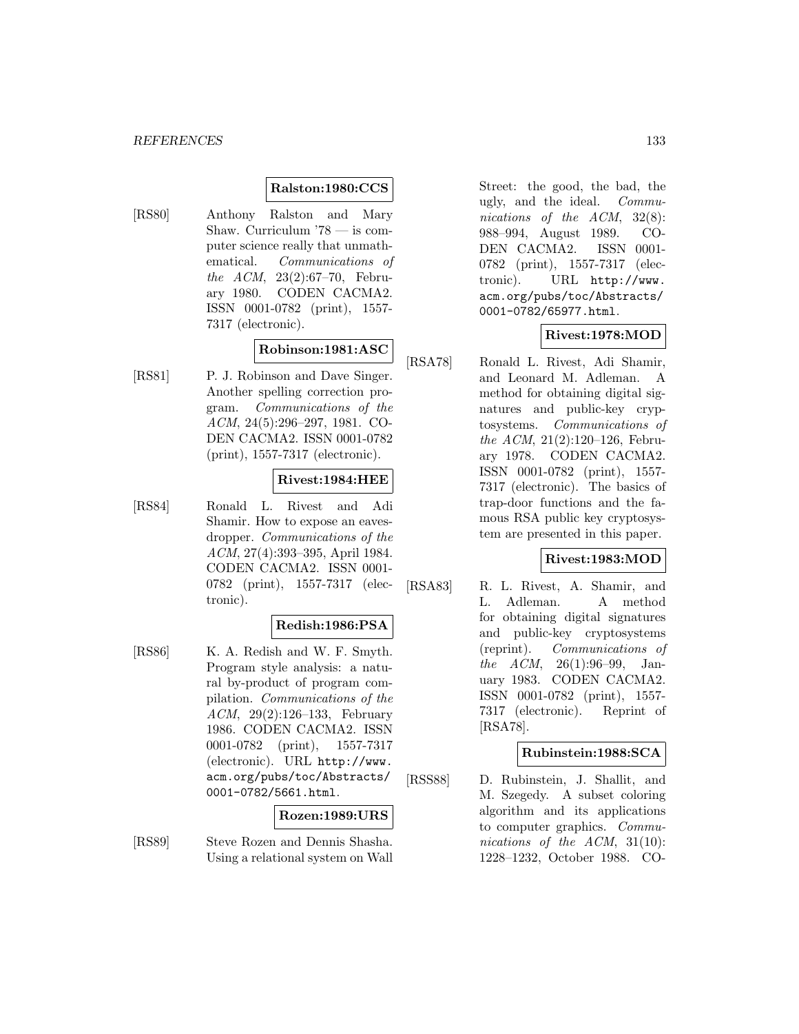**Ralston:1980:CCS**

[RS80] Anthony Ralston and Mary Shaw. Curriculum '78 — is computer science really that unmathematical. *Communications of the ACM*, 23(2):67–70, February 1980. CODEN CACMA2. ISSN 0001-0782 (print), 1557-7317 (electronic).

**Robinson:1981:ASC**

[RS81] P. J. Robinson and Dave Singer. Another spelling correction program. *Communications of the ACM*, 24(5):296–297, 1981. CODEN CACMA2. ISSN 0001-0782 (print), 1557-7317 (electronic).

**Rivest:1984:HEE**

[RS84] Ronald L. Rivest and Adi Shamir. How to expose an eavesdropper. *Communications of the ACM*, 27(4):393–395, April 1984. CODEN CACMA2. ISSN 0001-0782 (print), 1557-7317 (electronic).

**Redish:1986:PSA**

[RS86] K. A. Redish and W. F. Smyth. Program style analysis: a natural by-product of program compilation. *Communications of the ACM*, 29(2):126–133, February 1986. CODEN CACMA2. ISSN 0001-0782 (print), 1557-7317 (electronic). URL `http://www.acm.org/pubs/toc/Abstracts/0001-0782/5661.html`.

**Rozen:1989:URS**

[RS89] Steve Rozen and Dennis Shasha. Using a relational system on Wall Street: the good, the bad, the ugly, and the ideal. *Communications of the ACM*, 32(8):988–994, August 1989. CODEN CACMA2. ISSN 0001-0782 (print), 1557-7317 (electronic). URL `http://www.acm.org/pubs/toc/Abstracts/0001-0782/65977.html`.

**Rivest:1978:MOD**

[RSA78] Ronald L. Rivest, Adi Shamir, and Leonard M. Adleman. A method for obtaining digital signatures and public-key cryptosystems. *Communications of the ACM*, 21(2):120–126, February 1978. CODEN CACMA2. ISSN 0001-0782 (print), 1557-7317 (electronic). The basics of trap-door functions and the famous RSA public key cryptosystem are presented in this paper.

**Rivest:1983:MOD**

[RSA83] R. L. Rivest, A. Shamir, and L. Adleman. A method for obtaining digital signatures and public-key cryptosystems (reprint). *Communications of the ACM*, 26(1):96–99, January 1983. CODEN CACMA2. ISSN 0001-0782 (print), 1557-7317 (electronic). Reprint of [RSA78].

**Rubinstein:1988:SCA**

[RSS88] D. Rubinstein, J. Shallit, and M. Szegedy. A subset coloring algorithm and its applications to computer graphics. *Communications of the ACM*, 31(10):1228–1232, October 1988. CO-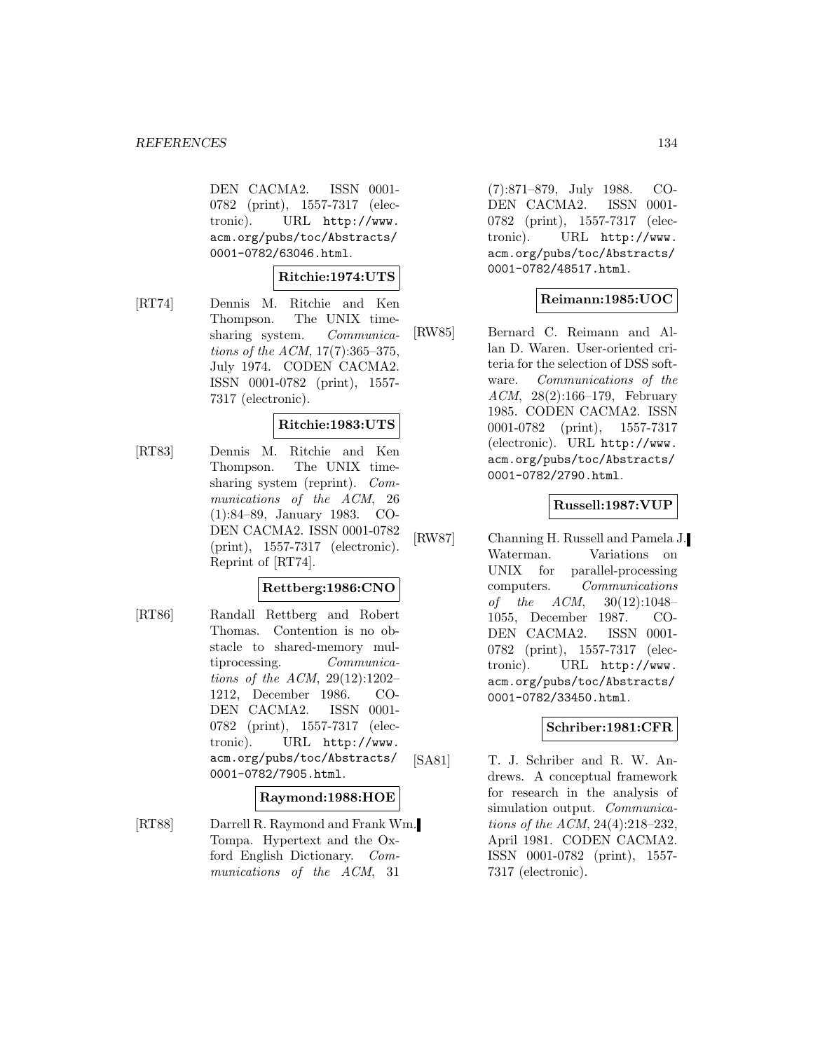DEN CACMA2. ISSN 0001-0782 (print), 1557-7317 (electronic). URL http://www.acm.org/pubs/toc/Abstracts/0001-0782/63046.html.

**Ritchie:1974:UTS**

[RT74] Dennis M. Ritchie and Ken Thompson. The UNIX time-sharing system. *Communications of the ACM*, 17(7):365–375, July 1974. CODEN CACMA2. ISSN 0001-0782 (print), 1557-7317 (electronic).

**Ritchie:1983:UTS**

[RT83] Dennis M. Ritchie and Ken Thompson. The UNIX time-sharing system (reprint). *Communications of the ACM*, 26 (1):84–89, January 1983. CODEN CACMA2. ISSN 0001-0782 (print), 1557-7317 (electronic). Reprint of [RT74].

**Rettberg:1986:CNO**

[RT86] Randall Rettberg and Robert Thomas. Contention is no obstacle to shared-memory multiprocessing. *Communications of the ACM*, 29(12):1202–1212, December 1986. CODEN CACMA2. ISSN 0001-0782 (print), 1557-7317 (electronic). URL http://www.acm.org/pubs/toc/Abstracts/0001-0782/7905.html.

**Raymond:1988:HOE**

[RT88] Darrell R. Raymond and Frank Wm. Tompa. Hypertext and the Oxford English Dictionary. *Communications of the ACM*, 31 (7):871–879, July 1988. CODEN CACMA2. ISSN 0001-0782 (print), 1557-7317 (electronic). URL http://www.acm.org/pubs/toc/Abstracts/0001-0782/48517.html.

**Reimann:1985:UOC**

[RW85] Bernard C. Reimann and Allan D. Waren. User-oriented criteria for the selection of DSS software. *Communications of the ACM*, 28(2):166–179, February 1985. CODEN CACMA2. ISSN 0001-0782 (print), 1557-7317 (electronic). URL http://www.acm.org/pubs/toc/Abstracts/0001-0782/2790.html.

**Russell:1987:VUP**

[RW87] Channing H. Russell and Pamela J. Waterman. Variations on UNIX for parallel-processing computers. *Communications of the ACM*, 30(12):1048–1055, December 1987. CODEN CACMA2. ISSN 0001-0782 (print), 1557-7317 (electronic). URL http://www.acm.org/pubs/toc/Abstracts/0001-0782/33450.html.

**Schriber:1981:CFR**

[SA81] T. J. Schriber and R. W. Andrews. A conceptual framework for research in the analysis of simulation output. *Communications of the ACM*, 24(4):218–232, April 1981. CODEN CACMA2. ISSN 0001-0782 (print), 1557-7317 (electronic).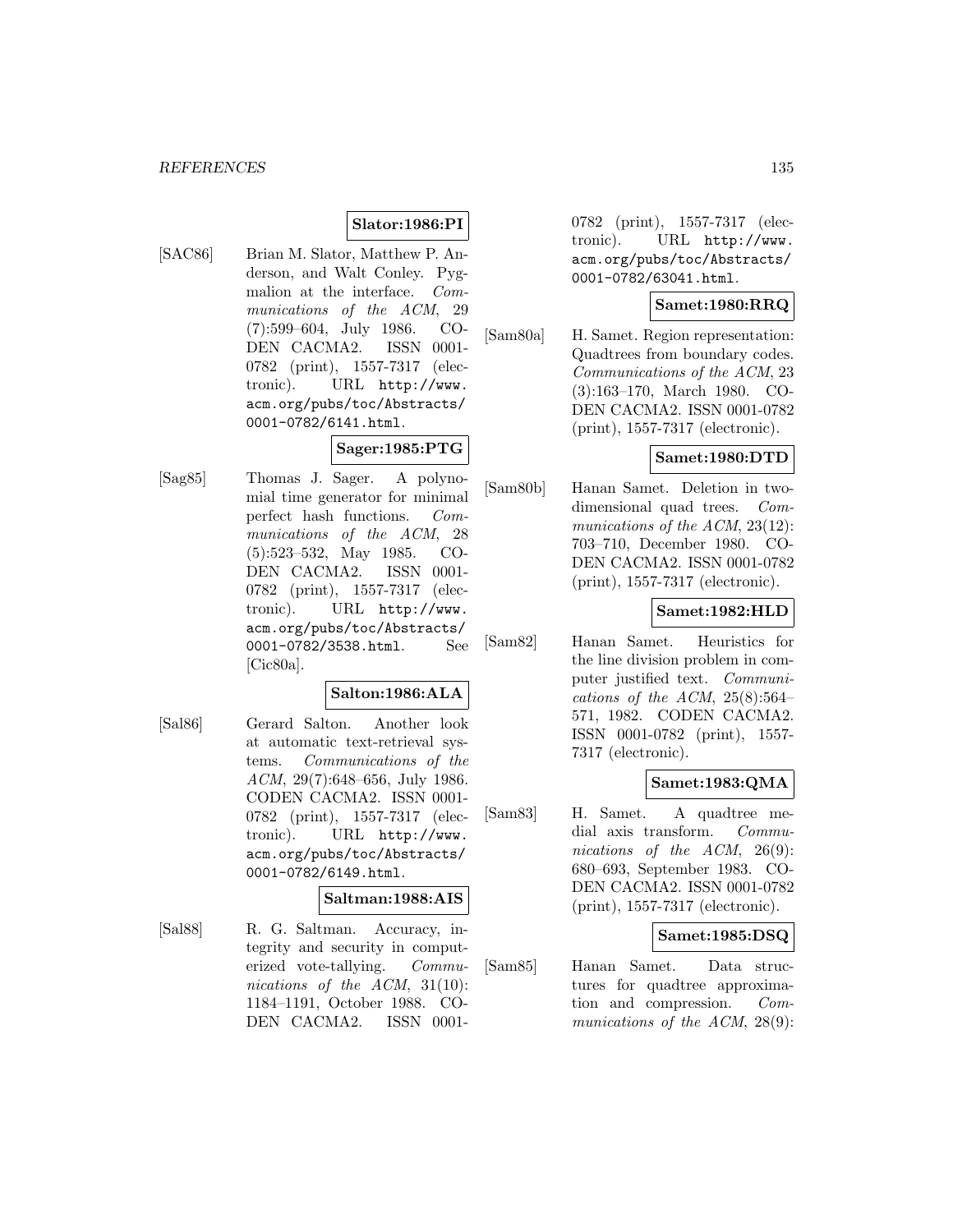**Slator:1986:PI**

[SAC86] Brian M. Slator, Matthew P. Anderson, and Walt Conley. Pygmalion at the interface. *Communications of the ACM*, 29 (7):599–604, July 1986. CODEN CACMA2. ISSN 0001-0782 (print), 1557-7317 (electronic). URL `http://www.acm.org/pubs/toc/Abstracts/0001-0782/6141.html`.

**Sager:1985:PTG**

[Sag85] Thomas J. Sager. A polynomial time generator for minimal perfect hash functions. *Communications of the ACM*, 28 (5):523–532, May 1985. CODEN CACMA2. ISSN 0001-0782 (print), 1557-7317 (electronic). URL `http://www.acm.org/pubs/toc/Abstracts/0001-0782/3538.html`. See [Cic80a].

**Salton:1986:ALA**

[Sal86] Gerard Salton. Another look at automatic text-retrieval systems. *Communications of the ACM*, 29(7):648–656, July 1986. CODEN CACMA2. ISSN 0001-0782 (print), 1557-7317 (electronic). URL `http://www.acm.org/pubs/toc/Abstracts/0001-0782/6149.html`.

**Saltman:1988:AIS**

[Sal88] R. G. Saltman. Accuracy, integrity and security in computerized vote-tallying. *Communications of the ACM*, 31(10): 1184–1191, October 1988. CODEN CACMA2. ISSN 0001-0782 (print), 1557-7317 (electronic). URL `http://www.acm.org/pubs/toc/Abstracts/0001-0782/63041.html`.

**Samet:1980:RRQ**

[Sam80a] H. Samet. Region representation: Quadtrees from boundary codes. *Communications of the ACM*, 23 (3):163–170, March 1980. CODEN CACMA2. ISSN 0001-0782 (print), 1557-7317 (electronic).

**Samet:1980:DTD**

[Sam80b] Hanan Samet. Deletion in two-dimensional quad trees. *Communications of the ACM*, 23(12): 703–710, December 1980. CODEN CACMA2. ISSN 0001-0782 (print), 1557-7317 (electronic).

**Samet:1982:HLD**

[Sam82] Hanan Samet. Heuristics for the line division problem in computer justified text. *Communications of the ACM*, 25(8):564–571, 1982. CODEN CACMA2. ISSN 0001-0782 (print), 1557-7317 (electronic).

**Samet:1983:QMA**

[Sam83] H. Samet. A quadtree medial axis transform. *Communications of the ACM*, 26(9): 680–693, September 1983. CODEN CACMA2. ISSN 0001-0782 (print), 1557-7317 (electronic).

**Samet:1985:DSQ**

[Sam85] Hanan Samet. Data structures for quadtree approximation and compression. *Communications of the ACM*, 28(9):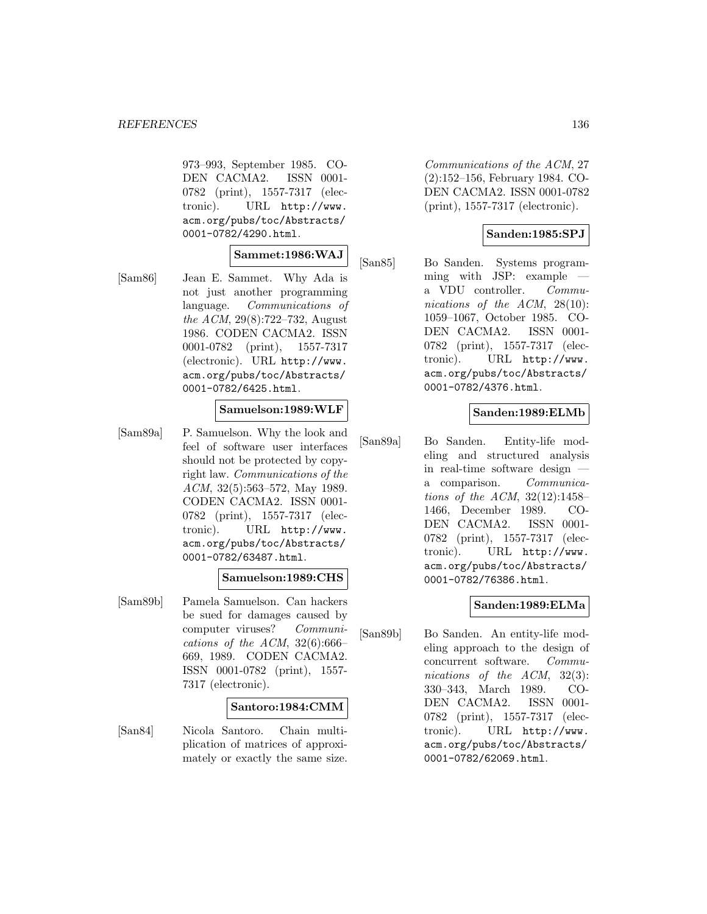973–993, September 1985. CODEN CACMA2. ISSN 0001-0782 (print), 1557-7317 (electronic). URL http://www.acm.org/pubs/toc/Abstracts/0001-0782/4290.html.

**Sammet:1986:WAJ**

[Sam86] Jean E. Sammet. Why Ada is not just another programming language. *Communications of the ACM*, 29(8):722–732, August 1986. CODEN CACMA2. ISSN 0001-0782 (print), 1557-7317 (electronic). URL http://www.acm.org/pubs/toc/Abstracts/0001-0782/6425.html.

**Samuelson:1989:WLF**

[Sam89a] P. Samuelson. Why the look and feel of software user interfaces should not be protected by copyright law. *Communications of the ACM*, 32(5):563–572, May 1989. CODEN CACMA2. ISSN 0001-0782 (print), 1557-7317 (electronic). URL http://www.acm.org/pubs/toc/Abstracts/0001-0782/63487.html.

**Samuelson:1989:CHS**

[Sam89b] Pamela Samuelson. Can hackers be sued for damages caused by computer viruses? *Communications of the ACM*, 32(6):666–669, 1989. CODEN CACMA2. ISSN 0001-0782 (print), 1557-7317 (electronic).

**Santoro:1984:CMM**

[San84] Nicola Santoro. Chain multiplication of matrices of approximately or exactly the same size. *Communications of the ACM*, 27(2):152–156, February 1984. CODEN CACMA2. ISSN 0001-0782 (print), 1557-7317 (electronic).

**Sanden:1985:SPJ**

[San85] Bo Sanden. Systems programming with JSP: example — a VDU controller. *Communications of the ACM*, 28(10):1059–1067, October 1985. CODEN CACMA2. ISSN 0001-0782 (print), 1557-7317 (electronic). URL http://www.acm.org/pubs/toc/Abstracts/0001-0782/4376.html.

**Sanden:1989:ELMb**

[San89a] Bo Sanden. Entity-life modeling and structured analysis in real-time software design — a comparison. *Communications of the ACM*, 32(12):1458–1466, December 1989. CODEN CACMA2. ISSN 0001-0782 (print), 1557-7317 (electronic). URL http://www.acm.org/pubs/toc/Abstracts/0001-0782/76386.html.

**Sanden:1989:ELMa**

[San89b] Bo Sanden. An entity-life modeling approach to the design of concurrent software. *Communications of the ACM*, 32(3):330–343, March 1989. CODEN CACMA2. ISSN 0001-0782 (print), 1557-7317 (electronic). URL http://www.acm.org/pubs/toc/Abstracts/0001-0782/62069.html.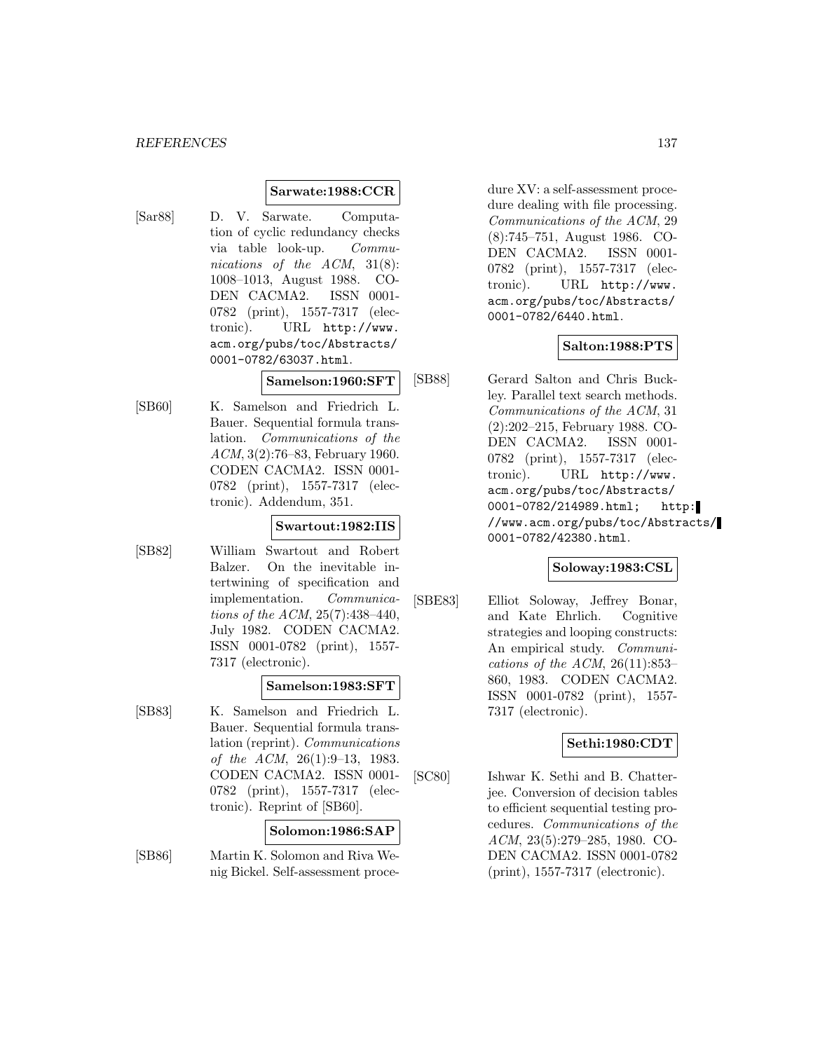**Sarwate:1988:CCR**

[Sar88] D. V. Sarwate. Computation of cyclic redundancy checks via table look-up. *Communications of the ACM*, 31(8): 1008–1013, August 1988. CODEN CACMA2. ISSN 0001-0782 (print), 1557-7317 (electronic). URL http://www.acm.org/pubs/toc/Abstracts/0001-0782/63037.html.

**Samelson:1960:SFT**

[SB60] K. Samelson and Friedrich L. Bauer. Sequential formula translation. *Communications of the ACM*, 3(2):76–83, February 1960. CODEN CACMA2. ISSN 0001-0782 (print), 1557-7317 (electronic). Addendum, 351.

**Swartout:1982:IIS**

[SB82] William Swartout and Robert Balzer. On the inevitable intertwining of specification and implementation. *Communications of the ACM*, 25(7):438–440, July 1982. CODEN CACMA2. ISSN 0001-0782 (print), 1557-7317 (electronic).

**Samelson:1983:SFT**

[SB83] K. Samelson and Friedrich L. Bauer. Sequential formula translation (reprint). *Communications of the ACM*, 26(1):9–13, 1983. CODEN CACMA2. ISSN 0001-0782 (print), 1557-7317 (electronic). Reprint of [SB60].

**Solomon:1986:SAP**

[SB86] Martin K. Solomon and Riva Wenig Bickel. Self-assessment procedure XV: a self-assessment procedure dealing with file processing. *Communications of the ACM*, 29 (8):745–751, August 1986. CODEN CACMA2. ISSN 0001-0782 (print), 1557-7317 (electronic). URL http://www.acm.org/pubs/toc/Abstracts/0001-0782/6440.html.

**Salton:1988:PTS**

[SB88] Gerard Salton and Chris Buckley. Parallel text search methods. *Communications of the ACM*, 31 (2):202–215, February 1988. CODEN CACMA2. ISSN 0001-0782 (print), 1557-7317 (electronic). URL http://www.acm.org/pubs/toc/Abstracts/0001-0782/214989.html; http://www.acm.org/pubs/toc/Abstracts/0001-0782/42380.html.

**Soloway:1983:CSL**

[SBE83] Elliot Soloway, Jeffrey Bonar, and Kate Ehrlich. Cognitive strategies and looping constructs: An empirical study. *Communications of the ACM*, 26(11):853–860, 1983. CODEN CACMA2. ISSN 0001-0782 (print), 1557-7317 (electronic).

**Sethi:1980:CDT**

[SC80] Ishwar K. Sethi and B. Chatterjee. Conversion of decision tables to efficient sequential testing procedures. *Communications of the ACM*, 23(5):279–285, 1980. CODEN CACMA2. ISSN 0001-0782 (print), 1557-7317 (electronic).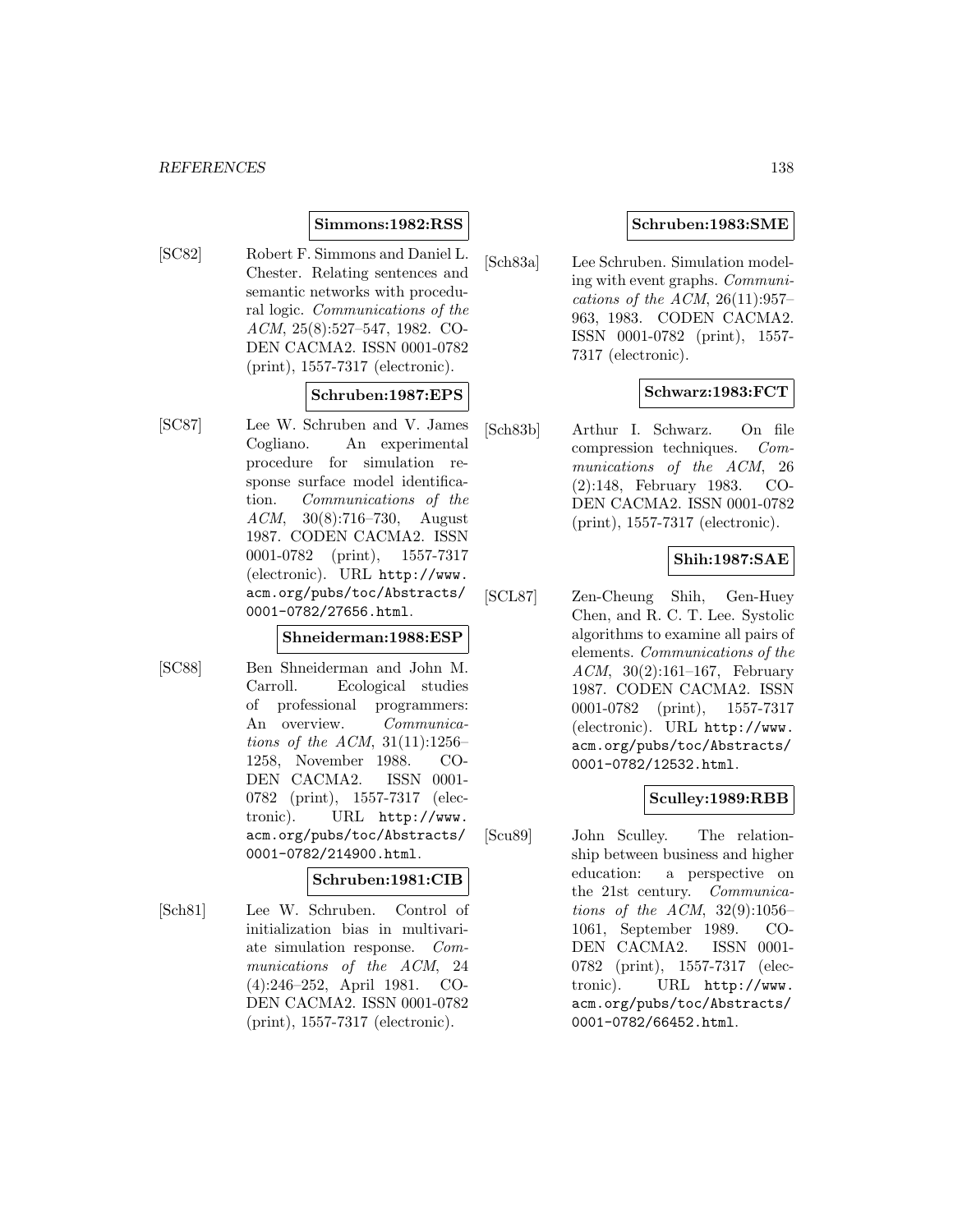**Simmons:1982:RSS**

[SC82] Robert F. Simmons and Daniel L. Chester. Relating sentences and semantic networks with procedural logic. *Communications of the ACM*, 25(8):527–547, 1982. CODEN CACMA2. ISSN 0001-0782 (print), 1557-7317 (electronic).

**Schruben:1987:EPS**

[SC87] Lee W. Schruben and V. James Cogliano. An experimental procedure for simulation response surface model identification. *Communications of the ACM*, 30(8):716–730, August 1987. CODEN CACMA2. ISSN 0001-0782 (print), 1557-7317 (electronic). URL http://www.acm.org/pubs/toc/Abstracts/0001-0782/27656.html.

**Shneiderman:1988:ESP**

[SC88] Ben Shneiderman and John M. Carroll. Ecological studies of professional programmers: An overview. *Communications of the ACM*, 31(11):1256–1258, November 1988. CODEN CACMA2. ISSN 0001-0782 (print), 1557-7317 (electronic). URL http://www.acm.org/pubs/toc/Abstracts/0001-0782/214900.html.

**Schruben:1981:CIB**

[Sch81] Lee W. Schruben. Control of initialization bias in multivariate simulation response. *Communications of the ACM*, 24 (4):246–252, April 1981. CODEN CACMA2. ISSN 0001-0782 (print), 1557-7317 (electronic).

**Schruben:1983:SME**

[Sch83a] Lee Schruben. Simulation modeling with event graphs. *Communications of the ACM*, 26(11):957–963, 1983. CODEN CACMA2. ISSN 0001-0782 (print), 1557-7317 (electronic).

**Schwarz:1983:FCT**

[Sch83b] Arthur I. Schwarz. On file compression techniques. *Communications of the ACM*, 26 (2):148, February 1983. CODEN CACMA2. ISSN 0001-0782 (print), 1557-7317 (electronic).

**Shih:1987:SAE**

[SCL87] Zen-Cheung Shih, Gen-Huey Chen, and R. C. T. Lee. Systolic algorithms to examine all pairs of elements. *Communications of the ACM*, 30(2):161–167, February 1987. CODEN CACMA2. ISSN 0001-0782 (print), 1557-7317 (electronic). URL http://www.acm.org/pubs/toc/Abstracts/0001-0782/12532.html.

**Sculley:1989:RBB**

[Scu89] John Sculley. The relationship between business and higher education: a perspective on the 21st century. *Communications of the ACM*, 32(9):1056–1061, September 1989. CODEN CACMA2. ISSN 0001-0782 (print), 1557-7317 (electronic). URL http://www.acm.org/pubs/toc/Abstracts/0001-0782/66452.html.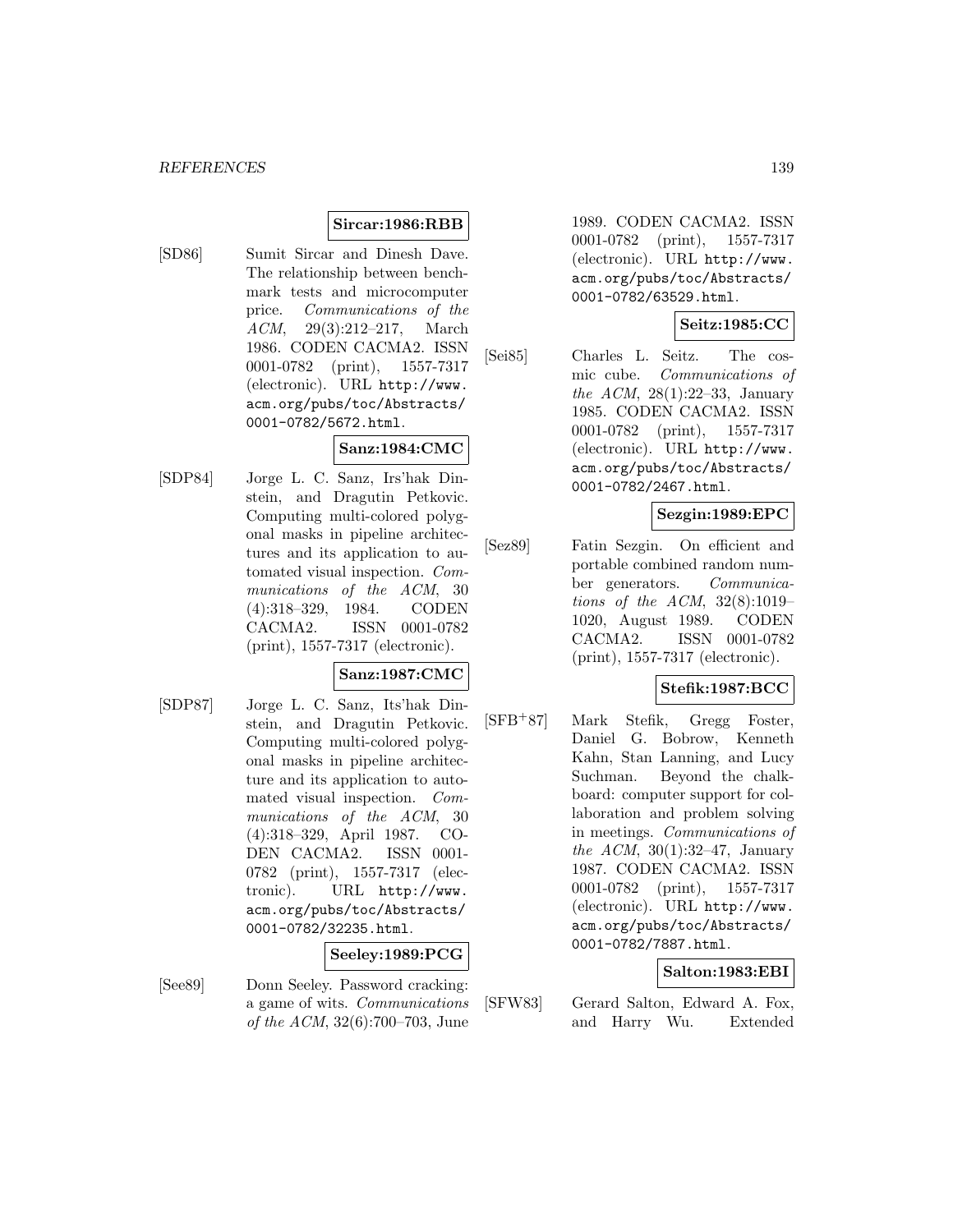**Sircar:1986:RBB**

[SD86] Sumit Sircar and Dinesh Dave. The relationship between benchmark tests and microcomputer price. *Communications of the ACM*, 29(3):212–217, March 1986. CODEN CACMA2. ISSN 0001-0782 (print), 1557-7317 (electronic). URL http://www.acm.org/pubs/toc/Abstracts/0001-0782/5672.html.

**Sanz:1984:CMC**

[SDP84] Jorge L. C. Sanz, Irs'hak Dinstein, and Dragutin Petkovic. Computing multi-colored polygonal masks in pipeline architectures and its application to automated visual inspection. *Communications of the ACM*, 30 (4):318–329, 1984. CODEN CACMA2. ISSN 0001-0782 (print), 1557-7317 (electronic).

**Sanz:1987:CMC**

[SDP87] Jorge L. C. Sanz, Its'hak Dinstein, and Dragutin Petkovic. Computing multi-colored polygonal masks in pipeline architecture and its application to automated visual inspection. *Communications of the ACM*, 30 (4):318–329, April 1987. CODEN CACMA2. ISSN 0001-0782 (print), 1557-7317 (electronic). URL http://www.acm.org/pubs/toc/Abstracts/0001-0782/32235.html.

**Seeley:1989:PCG**

[See89] Donn Seeley. Password cracking: a game of wits. *Communications of the ACM*, 32(6):700–703, June 1989. CODEN CACMA2. ISSN 0001-0782 (print), 1557-7317 (electronic). URL http://www.acm.org/pubs/toc/Abstracts/0001-0782/63529.html.

**Seitz:1985:CC**

[Sei85] Charles L. Seitz. The cosmic cube. *Communications of the ACM*, 28(1):22–33, January 1985. CODEN CACMA2. ISSN 0001-0782 (print), 1557-7317 (electronic). URL http://www.acm.org/pubs/toc/Abstracts/0001-0782/2467.html.

**Sezgin:1989:EPC**

[Sez89] Fatin Sezgin. On efficient and portable combined random number generators. *Communications of the ACM*, 32(8):1019–1020, August 1989. CODEN CACMA2. ISSN 0001-0782 (print), 1557-7317 (electronic).

**Stefik:1987:BCC**

[SFB+87] Mark Stefik, Gregg Foster, Daniel G. Bobrow, Kenneth Kahn, Stan Lanning, and Lucy Suchman. Beyond the chalkboard: computer support for collaboration and problem solving in meetings. *Communications of the ACM*, 30(1):32–47, January 1987. CODEN CACMA2. ISSN 0001-0782 (print), 1557-7317 (electronic). URL http://www.acm.org/pubs/toc/Abstracts/0001-0782/7887.html.

**Salton:1983:EBI**

[SFW83] Gerard Salton, Edward A. Fox, and Harry Wu. Extended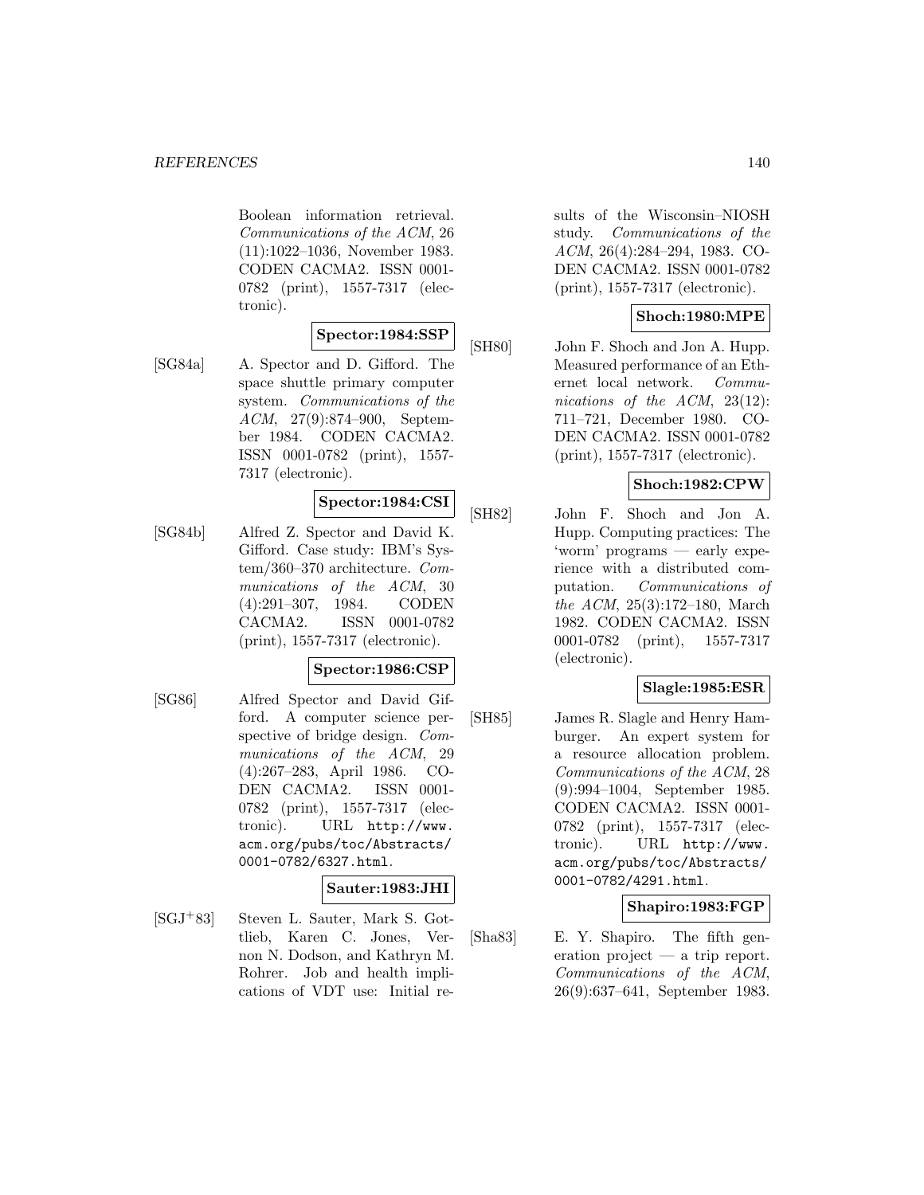Boolean information retrieval. *Communications of the ACM*, 26 (11):1022–1036, November 1983. CODEN CACMA2. ISSN 0001-0782 (print), 1557-7317 (electronic).

**Spector:1984:SSP**

[SG84a] A. Spector and D. Gifford. The space shuttle primary computer system. *Communications of the ACM*, 27(9):874–900, September 1984. CODEN CACMA2. ISSN 0001-0782 (print), 1557-7317 (electronic).

**Spector:1984:CSI**

[SG84b] Alfred Z. Spector and David K. Gifford. Case study: IBM's System/360–370 architecture. *Communications of the ACM*, 30 (4):291–307, 1984. CODEN CACMA2. ISSN 0001-0782 (print), 1557-7317 (electronic).

**Spector:1986:CSP**

[SG86] Alfred Spector and David Gifford. A computer science perspective of bridge design. *Communications of the ACM*, 29 (4):267–283, April 1986. CODEN CACMA2. ISSN 0001-0782 (print), 1557-7317 (electronic). URL http://www.acm.org/pubs/toc/Abstracts/0001-0782/6327.html.

**Sauter:1983:JHI**

[SGJ+83] Steven L. Sauter, Mark S. Gottlieb, Karen C. Jones, Vernon N. Dodson, and Kathryn M. Rohrer. Job and health implications of VDT use: Initial results of the Wisconsin–NIOSH study. *Communications of the ACM*, 26(4):284–294, 1983. CODEN CACMA2. ISSN 0001-0782 (print), 1557-7317 (electronic).

**Shoch:1980:MPE**

[SH80] John F. Shoch and Jon A. Hupp. Measured performance of an Ethernet local network. *Communications of the ACM*, 23(12): 711–721, December 1980. CODEN CACMA2. ISSN 0001-0782 (print), 1557-7317 (electronic).

**Shoch:1982:CPW**

[SH82] John F. Shoch and Jon A. Hupp. Computing practices: The 'worm' programs — early experience with a distributed computation. *Communications of the ACM*, 25(3):172–180, March 1982. CODEN CACMA2. ISSN 0001-0782 (print), 1557-7317 (electronic).

**Slagle:1985:ESR**

[SH85] James R. Slagle and Henry Hamburger. An expert system for a resource allocation problem. *Communications of the ACM*, 28 (9):994–1004, September 1985. CODEN CACMA2. ISSN 0001-0782 (print), 1557-7317 (electronic). URL http://www.acm.org/pubs/toc/Abstracts/0001-0782/4291.html.

**Shapiro:1983:FGP**

[Sha83] E. Y. Shapiro. The fifth generation project — a trip report. *Communications of the ACM*, 26(9):637–641, September 1983.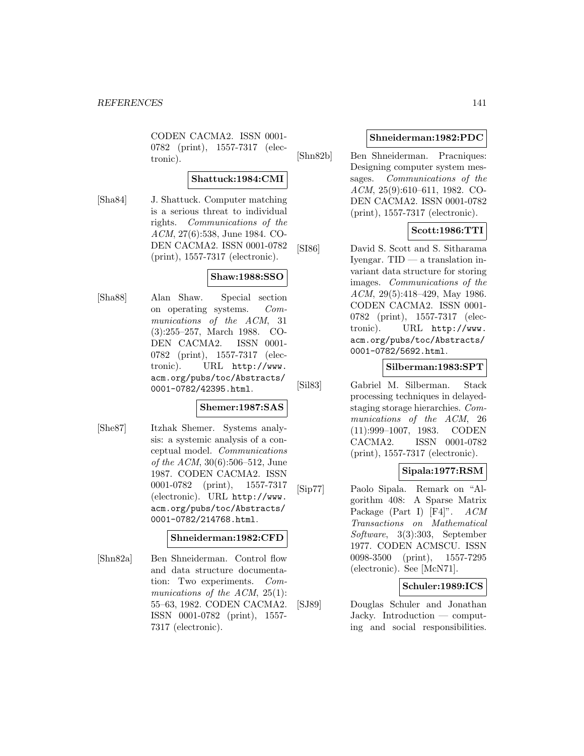CODEN CACMA2. ISSN 0001-0782 (print), 1557-7317 (electronic).

**Shattuck:1984:CMI**

[Sha84] J. Shattuck. Computer matching is a serious threat to individual rights. *Communications of the ACM*, 27(6):538, June 1984. CODEN CACMA2. ISSN 0001-0782 (print), 1557-7317 (electronic).

**Shaw:1988:SSO**

[Sha88] Alan Shaw. Special section on operating systems. *Communications of the ACM*, 31 (3):255–257, March 1988. CODEN CACMA2. ISSN 0001-0782 (print), 1557-7317 (electronic). URL `http://www.acm.org/pubs/toc/Abstracts/0001-0782/42395.html`.

**Shemer:1987:SAS**

[She87] Itzhak Shemer. Systems analysis: a systemic analysis of a conceptual model. *Communications of the ACM*, 30(6):506–512, June 1987. CODEN CACMA2. ISSN 0001-0782 (print), 1557-7317 (electronic). URL `http://www.acm.org/pubs/toc/Abstracts/0001-0782/214768.html`.

**Shneiderman:1982:CFD**

[Shn82a] Ben Shneiderman. Control flow and data structure documentation: Two experiments. *Communications of the ACM*, 25(1): 55–63, 1982. CODEN CACMA2. ISSN 0001-0782 (print), 1557-7317 (electronic).

**Shneiderman:1982:PDC**

[Shn82b] Ben Shneiderman. Pracniques: Designing computer system messages. *Communications of the ACM*, 25(9):610–611, 1982. CODEN CACMA2. ISSN 0001-0782 (print), 1557-7317 (electronic).

**Scott:1986:TTI**

[SI86] David S. Scott and S. Sitharama Iyengar. TID — a translation invariant data structure for storing images. *Communications of the ACM*, 29(5):418–429, May 1986. CODEN CACMA2. ISSN 0001-0782 (print), 1557-7317 (electronic). URL `http://www.acm.org/pubs/toc/Abstracts/0001-0782/5692.html`.

**Silberman:1983:SPT**

[Sil83] Gabriel M. Silberman. Stack processing techniques in delayed-staging storage hierarchies. *Communications of the ACM*, 26 (11):999–1007, 1983. CODEN CACMA2. ISSN 0001-0782 (print), 1557-7317 (electronic).

**Sipala:1977:RSM**

[Sip77] Paolo Sipala. Remark on "Algorithm 408: A Sparse Matrix Package (Part I) [F4]". *ACM Transactions on Mathematical Software*, 3(3):303, September 1977. CODEN ACMSCU. ISSN 0098-3500 (print), 1557-7295 (electronic). See [McN71].

**Schuler:1989:ICS**

[SJ89] Douglas Schuler and Jonathan Jacky. Introduction — computing and social responsibilities.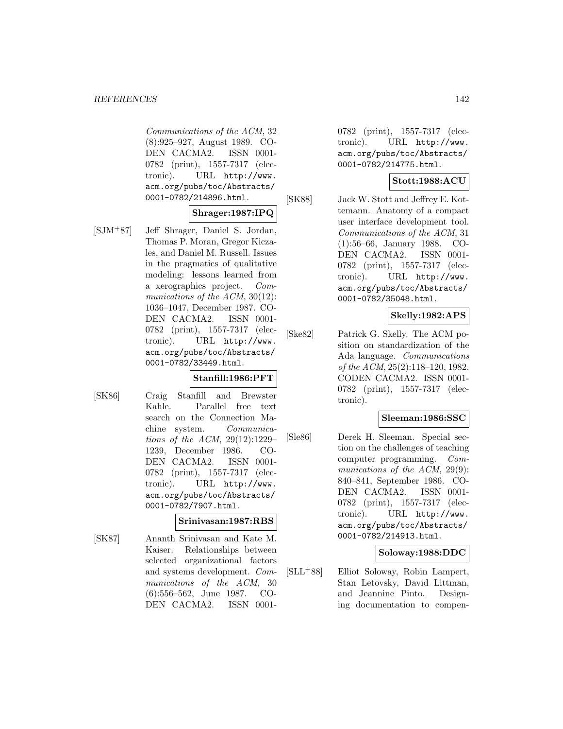*Communications of the ACM*, 32 (8):925–927, August 1989. CODEN CACMA2. ISSN 0001-0782 (print), 1557-7317 (electronic). URL http://www.acm.org/pubs/toc/Abstracts/0001-0782/214896.html.

**Shrager:1987:IPQ**

[SJM+87] Jeff Shrager, Daniel S. Jordan, Thomas P. Moran, Gregor Kiczales, and Daniel M. Russell. Issues in the pragmatics of qualitative modeling: lessons learned from a xerographics project. *Communications of the ACM*, 30(12): 1036–1047, December 1987. CODEN CACMA2. ISSN 0001-0782 (print), 1557-7317 (electronic). URL http://www.acm.org/pubs/toc/Abstracts/0001-0782/33449.html.

**Stanfill:1986:PFT**

[SK86] Craig Stanfill and Brewster Kahle. Parallel free text search on the Connection Machine system. *Communications of the ACM*, 29(12):1229–1239, December 1986. CODEN CACMA2. ISSN 0001-0782 (print), 1557-7317 (electronic). URL http://www.acm.org/pubs/toc/Abstracts/0001-0782/7907.html.

**Srinivasan:1987:RBS**

[SK87] Ananth Srinivasan and Kate M. Kaiser. Relationships between selected organizational factors and systems development. *Communications of the ACM*, 30 (6):556–562, June 1987. CODEN CACMA2. ISSN 0001-0782 (print), 1557-7317 (electronic). URL http://www.acm.org/pubs/toc/Abstracts/0001-0782/214775.html.

**Stott:1988:ACU**

[SK88] Jack W. Stott and Jeffrey E. Kottemann. Anatomy of a compact user interface development tool. *Communications of the ACM*, 31 (1):56–66, January 1988. CODEN CACMA2. ISSN 0001-0782 (print), 1557-7317 (electronic). URL http://www.acm.org/pubs/toc/Abstracts/0001-0782/35048.html.

**Skelly:1982:APS**

[Ske82] Patrick G. Skelly. The ACM position on standardization of the Ada language. *Communications of the ACM*, 25(2):118–120, 1982. CODEN CACMA2. ISSN 0001-0782 (print), 1557-7317 (electronic).

**Sleeman:1986:SSC**

[Sle86] Derek H. Sleeman. Special section on the challenges of teaching computer programming. *Communications of the ACM*, 29(9): 840–841, September 1986. CODEN CACMA2. ISSN 0001-0782 (print), 1557-7317 (electronic). URL http://www.acm.org/pubs/toc/Abstracts/0001-0782/214913.html.

**Soloway:1988:DDC**

[SLL+88] Elliot Soloway, Robin Lampert, Stan Letovsky, David Littman, and Jeannine Pinto. Designing documentation to compen-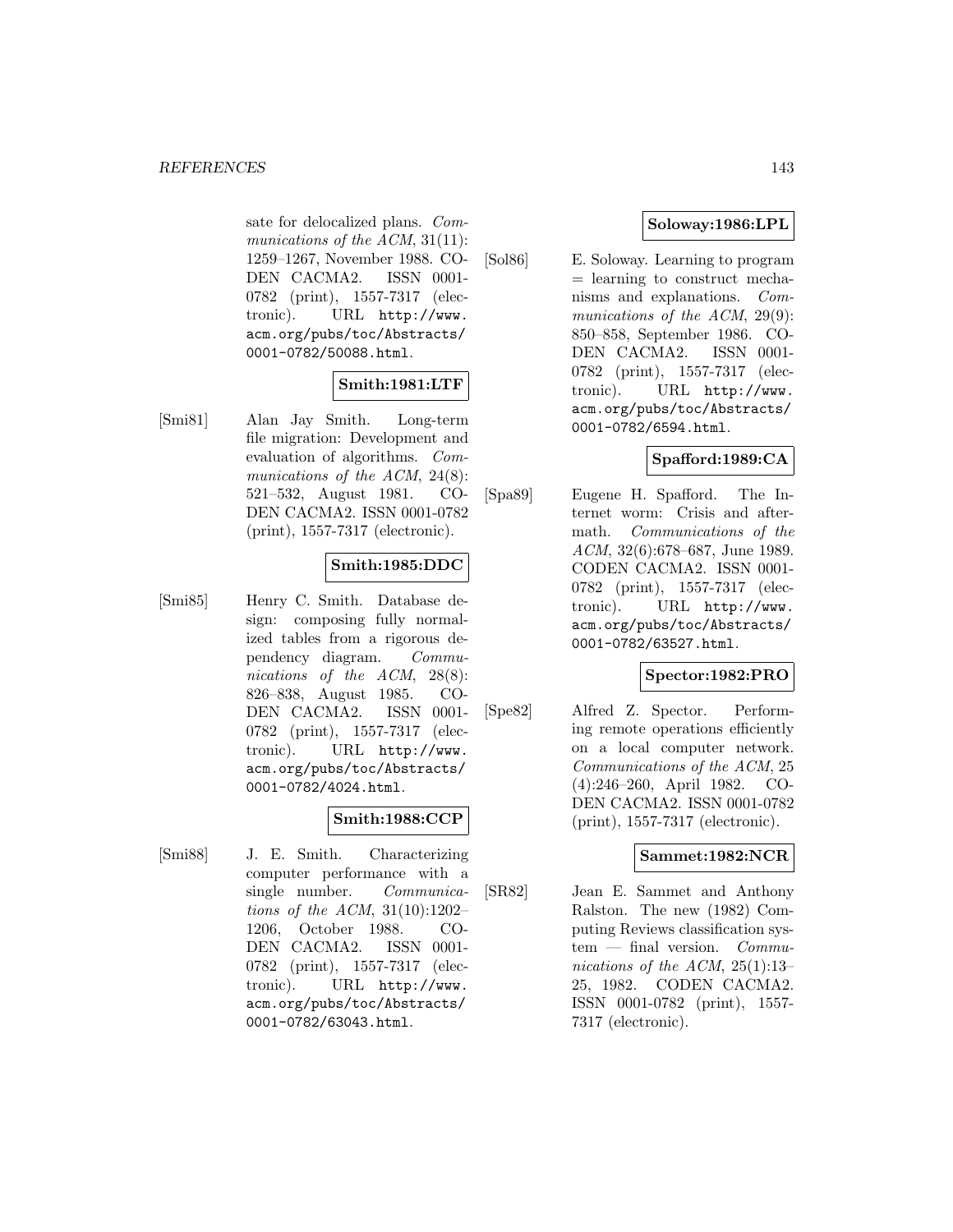sate for delocalized plans. *Communications of the ACM*, 31(11): 1259–1267, November 1988. CODEN CACMA2. ISSN 0001-0782 (print), 1557-7317 (electronic). URL http://www.acm.org/pubs/toc/Abstracts/0001-0782/50088.html.

**Smith:1981:LTF**

[Smi81] Alan Jay Smith. Long-term file migration: Development and evaluation of algorithms. *Communications of the ACM*, 24(8): 521–532, August 1981. CODEN CACMA2. ISSN 0001-0782 (print), 1557-7317 (electronic).

**Smith:1985:DDC**

[Smi85] Henry C. Smith. Database design: composing fully normalized tables from a rigorous dependency diagram. *Communications of the ACM*, 28(8): 826–838, August 1985. CODEN CACMA2. ISSN 0001-0782 (print), 1557-7317 (electronic). URL http://www.acm.org/pubs/toc/Abstracts/0001-0782/4024.html.

**Smith:1988:CCP**

[Smi88] J. E. Smith. Characterizing computer performance with a single number. *Communications of the ACM*, 31(10):1202–1206, October 1988. CODEN CACMA2. ISSN 0001-0782 (print), 1557-7317 (electronic). URL http://www.acm.org/pubs/toc/Abstracts/0001-0782/63043.html.

**Soloway:1986:LPL**

[Sol86] E. Soloway. Learning to program = learning to construct mechanisms and explanations. *Communications of the ACM*, 29(9): 850–858, September 1986. CODEN CACMA2. ISSN 0001-0782 (print), 1557-7317 (electronic). URL http://www.acm.org/pubs/toc/Abstracts/0001-0782/6594.html.

**Spafford:1989:CA**

[Spa89] Eugene H. Spafford. The Internet worm: Crisis and aftermath. *Communications of the ACM*, 32(6):678–687, June 1989. CODEN CACMA2. ISSN 0001-0782 (print), 1557-7317 (electronic). URL http://www.acm.org/pubs/toc/Abstracts/0001-0782/63527.html.

**Spector:1982:PRO**

[Spe82] Alfred Z. Spector. Performing remote operations efficiently on a local computer network. *Communications of the ACM*, 25 (4):246–260, April 1982. CODEN CACMA2. ISSN 0001-0782 (print), 1557-7317 (electronic).

**Sammet:1982:NCR**

[SR82] Jean E. Sammet and Anthony Ralston. The new (1982) Computing Reviews classification system — final version. *Communications of the ACM*, 25(1):13–25, 1982. CODEN CACMA2. ISSN 0001-0782 (print), 1557-7317 (electronic).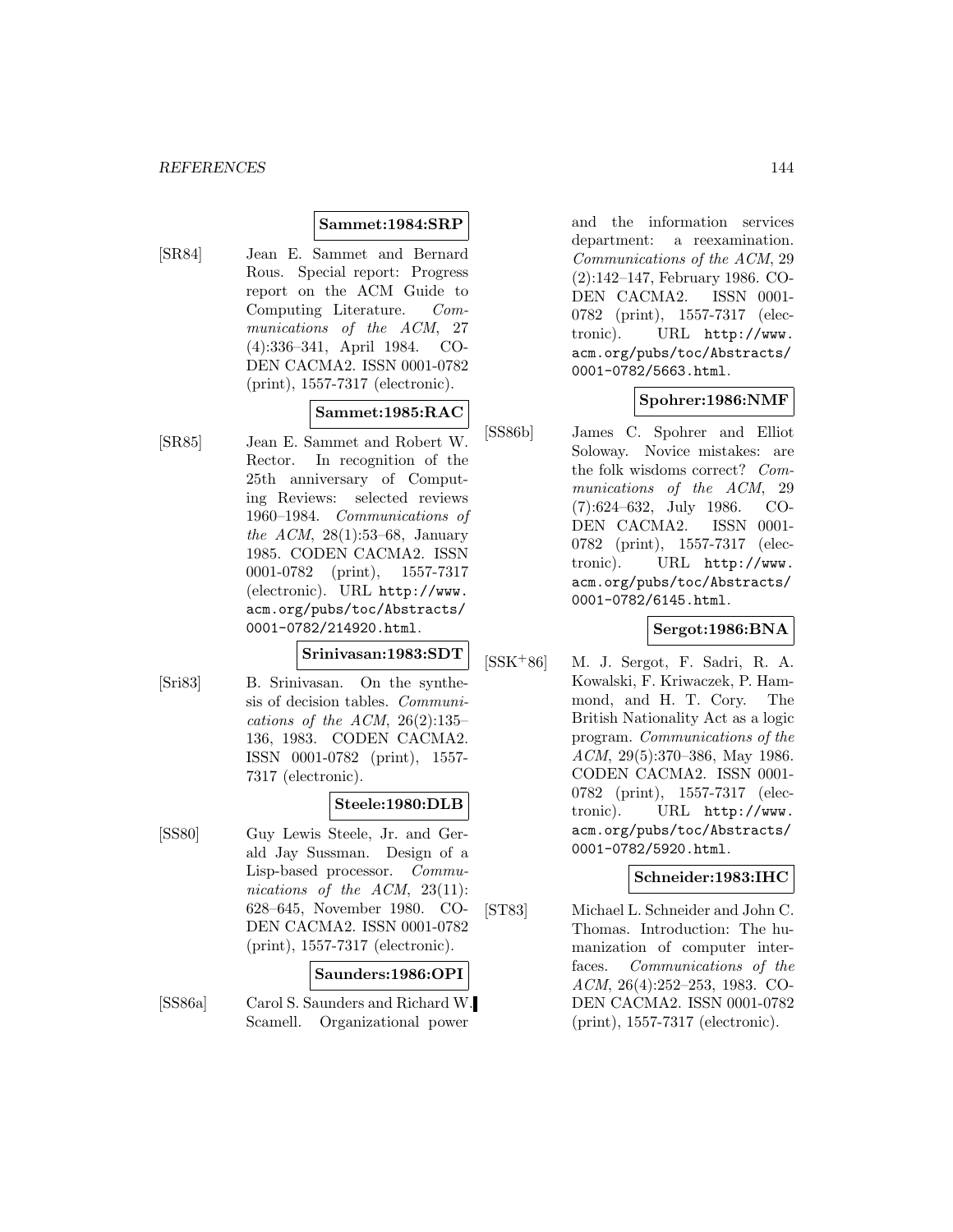**Sammet:1984:SRP**

[SR84] Jean E. Sammet and Bernard Rous. Special report: Progress report on the ACM Guide to Computing Literature. *Communications of the ACM*, 27 (4):336–341, April 1984. CODEN CACMA2. ISSN 0001-0782 (print), 1557-7317 (electronic).

**Sammet:1985:RAC**

[SR85] Jean E. Sammet and Robert W. Rector. In recognition of the 25th anniversary of Computing Reviews: selected reviews 1960–1984. *Communications of the ACM*, 28(1):53–68, January 1985. CODEN CACMA2. ISSN 0001-0782 (print), 1557-7317 (electronic). URL http://www.acm.org/pubs/toc/Abstracts/0001-0782/214920.html.

**Srinivasan:1983:SDT**

[Sri83] B. Srinivasan. On the synthesis of decision tables. *Communications of the ACM*, 26(2):135–136, 1983. CODEN CACMA2. ISSN 0001-0782 (print), 1557-7317 (electronic).

**Steele:1980:DLB**

[SS80] Guy Lewis Steele, Jr. and Gerald Jay Sussman. Design of a Lisp-based processor. *Communications of the ACM*, 23(11): 628–645, November 1980. CODEN CACMA2. ISSN 0001-0782 (print), 1557-7317 (electronic).

**Saunders:1986:OPI**

[SS86a] Carol S. Saunders and Richard W. Scamell. Organizational power and the information services department: a reexamination. *Communications of the ACM*, 29 (2):142–147, February 1986. CODEN CACMA2. ISSN 0001-0782 (print), 1557-7317 (electronic). URL http://www.acm.org/pubs/toc/Abstracts/0001-0782/5663.html.

**Spohrer:1986:NMF**

[SS86b] James C. Spohrer and Elliot Soloway. Novice mistakes: are the folk wisdoms correct? *Communications of the ACM*, 29 (7):624–632, July 1986. CODEN CACMA2. ISSN 0001-0782 (print), 1557-7317 (electronic). URL http://www.acm.org/pubs/toc/Abstracts/0001-0782/6145.html.

**Sergot:1986:BNA**

[SSK+86] M. J. Sergot, F. Sadri, R. A. Kowalski, F. Kriwaczek, P. Hammond, and H. T. Cory. The British Nationality Act as a logic program. *Communications of the ACM*, 29(5):370–386, May 1986. CODEN CACMA2. ISSN 0001-0782 (print), 1557-7317 (electronic). URL http://www.acm.org/pubs/toc/Abstracts/0001-0782/5920.html.

**Schneider:1983:IHC**

[ST83] Michael L. Schneider and John C. Thomas. Introduction: The humanization of computer interfaces. *Communications of the ACM*, 26(4):252–253, 1983. CODEN CACMA2. ISSN 0001-0782 (print), 1557-7317 (electronic).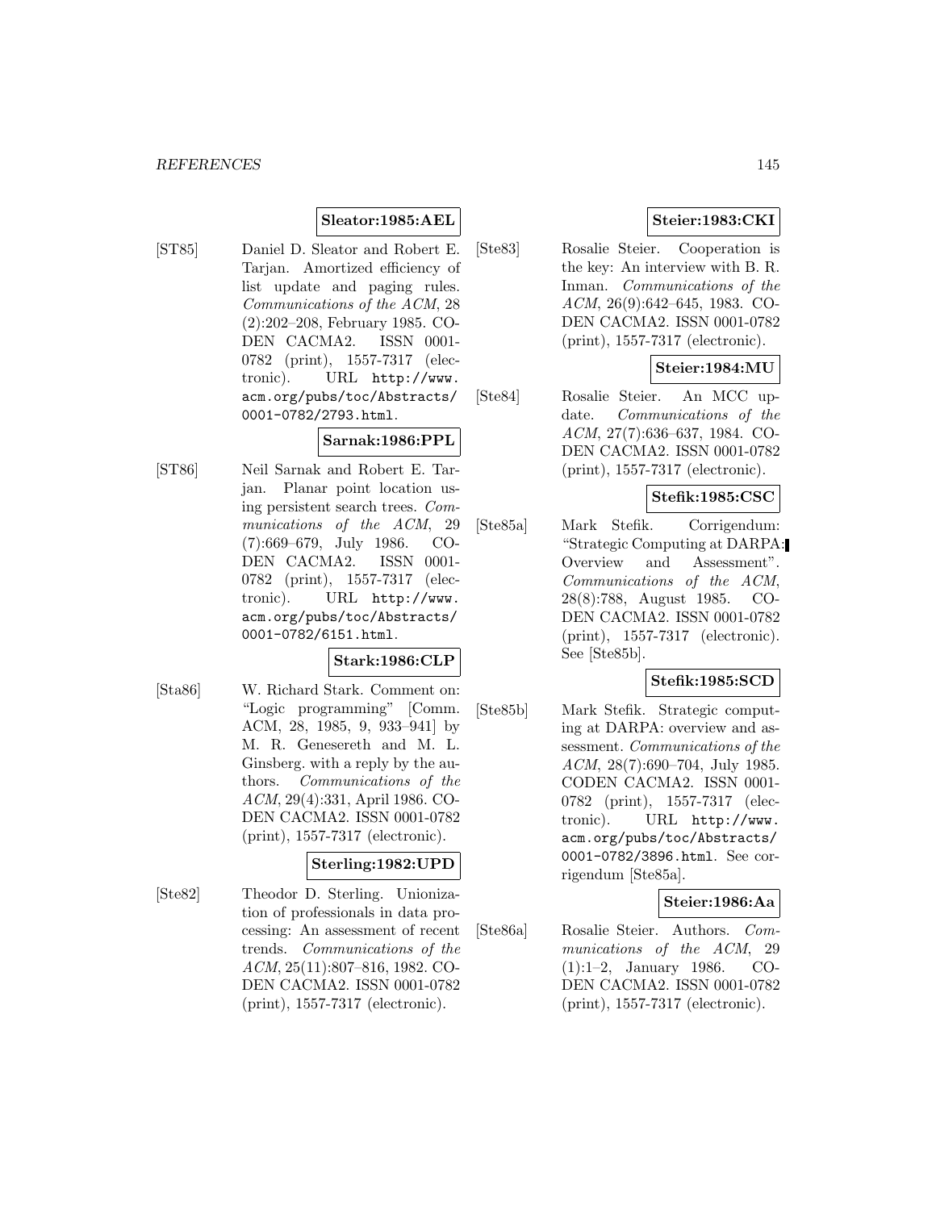**Sleator:1985:AEL**

[ST85] Daniel D. Sleator and Robert E. Tarjan. Amortized efficiency of list update and paging rules. *Communications of the ACM*, 28 (2):202–208, February 1985. CODEN CACMA2. ISSN 0001-0782 (print), 1557-7317 (electronic). URL `http://www.acm.org/pubs/toc/Abstracts/0001-0782/2793.html`.

**Sarnak:1986:PPL**

[ST86] Neil Sarnak and Robert E. Tarjan. Planar point location using persistent search trees. *Communications of the ACM*, 29 (7):669–679, July 1986. CODEN CACMA2. ISSN 0001-0782 (print), 1557-7317 (electronic). URL `http://www.acm.org/pubs/toc/Abstracts/0001-0782/6151.html`.

**Stark:1986:CLP**

[Sta86] W. Richard Stark. Comment on: "Logic programming" [Comm. ACM, 28, 1985, 9, 933–941] by M. R. Genesereth and M. L. Ginsberg. with a reply by the authors. *Communications of the ACM*, 29(4):331, April 1986. CODEN CACMA2. ISSN 0001-0782 (print), 1557-7317 (electronic).

**Sterling:1982:UPD**

[Ste82] Theodor D. Sterling. Unionization of professionals in data processing: An assessment of recent trends. *Communications of the ACM*, 25(11):807–816, 1982. CODEN CACMA2. ISSN 0001-0782 (print), 1557-7317 (electronic).

**Steier:1983:CKI**

[Ste83] Rosalie Steier. Cooperation is the key: An interview with B. R. Inman. *Communications of the ACM*, 26(9):642–645, 1983. CODEN CACMA2. ISSN 0001-0782 (print), 1557-7317 (electronic).

**Steier:1984:MU**

[Ste84] Rosalie Steier. An MCC update. *Communications of the ACM*, 27(7):636–637, 1984. CODEN CACMA2. ISSN 0001-0782 (print), 1557-7317 (electronic).

**Stefik:1985:CSC**

[Ste85a] Mark Stefik. Corrigendum: "Strategic Computing at DARPA: Overview and Assessment". *Communications of the ACM*, 28(8):788, August 1985. CODEN CACMA2. ISSN 0001-0782 (print), 1557-7317 (electronic). See [Ste85b].

**Stefik:1985:SCD**

[Ste85b] Mark Stefik. Strategic computing at DARPA: overview and assessment. *Communications of the ACM*, 28(7):690–704, July 1985. CODEN CACMA2. ISSN 0001-0782 (print), 1557-7317 (electronic). URL `http://www.acm.org/pubs/toc/Abstracts/0001-0782/3896.html`. See corrigendum [Ste85a].

**Steier:1986:Aa**

[Ste86a] Rosalie Steier. Authors. *Communications of the ACM*, 29 (1):1–2, January 1986. CODEN CACMA2. ISSN 0001-0782 (print), 1557-7317 (electronic).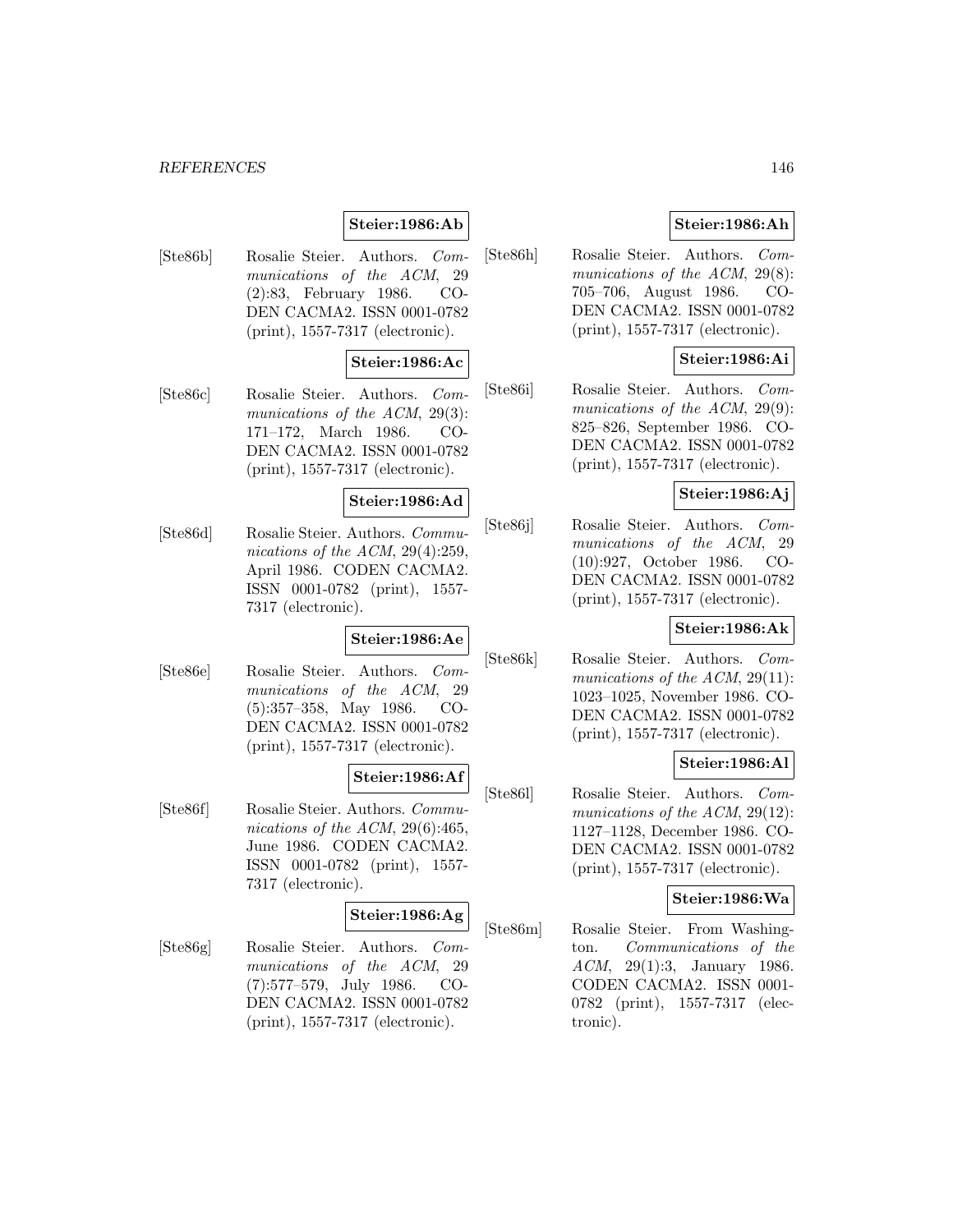**Steier:1986:Ab**

[Ste86b] Rosalie Steier. Authors. *Communications of the ACM*, 29 (2):83, February 1986. CODEN CACMA2. ISSN 0001-0782 (print), 1557-7317 (electronic).

**Steier:1986:Ac**

[Ste86c] Rosalie Steier. Authors. *Communications of the ACM*, 29(3): 171–172, March 1986. CODEN CACMA2. ISSN 0001-0782 (print), 1557-7317 (electronic).

**Steier:1986:Ad**

[Ste86d] Rosalie Steier. Authors. *Communications of the ACM*, 29(4):259, April 1986. CODEN CACMA2. ISSN 0001-0782 (print), 1557-7317 (electronic).

**Steier:1986:Ae**

[Ste86e] Rosalie Steier. Authors. *Communications of the ACM*, 29 (5):357–358, May 1986. CODEN CACMA2. ISSN 0001-0782 (print), 1557-7317 (electronic).

**Steier:1986:Af**

[Ste86f] Rosalie Steier. Authors. *Communications of the ACM*, 29(6):465, June 1986. CODEN CACMA2. ISSN 0001-0782 (print), 1557-7317 (electronic).

**Steier:1986:Ag**

[Ste86g] Rosalie Steier. Authors. *Communications of the ACM*, 29 (7):577–579, July 1986. CODEN CACMA2. ISSN 0001-0782 (print), 1557-7317 (electronic).

**Steier:1986:Ah**

[Ste86h] Rosalie Steier. Authors. *Communications of the ACM*, 29(8): 705–706, August 1986. CODEN CACMA2. ISSN 0001-0782 (print), 1557-7317 (electronic).

**Steier:1986:Ai**

[Ste86i] Rosalie Steier. Authors. *Communications of the ACM*, 29(9): 825–826, September 1986. CODEN CACMA2. ISSN 0001-0782 (print), 1557-7317 (electronic).

**Steier:1986:Aj**

[Ste86j] Rosalie Steier. Authors. *Communications of the ACM*, 29 (10):927, October 1986. CODEN CACMA2. ISSN 0001-0782 (print), 1557-7317 (electronic).

**Steier:1986:Ak**

[Ste86k] Rosalie Steier. Authors. *Communications of the ACM*, 29(11): 1023–1025, November 1986. CODEN CACMA2. ISSN 0001-0782 (print), 1557-7317 (electronic).

**Steier:1986:Al**

[Ste86l] Rosalie Steier. Authors. *Communications of the ACM*, 29(12): 1127–1128, December 1986. CODEN CACMA2. ISSN 0001-0782 (print), 1557-7317 (electronic).

**Steier:1986:Wa**

[Ste86m] Rosalie Steier. From Washington. *Communications of the ACM*, 29(1):3, January 1986. CODEN CACMA2. ISSN 0001-0782 (print), 1557-7317 (electronic).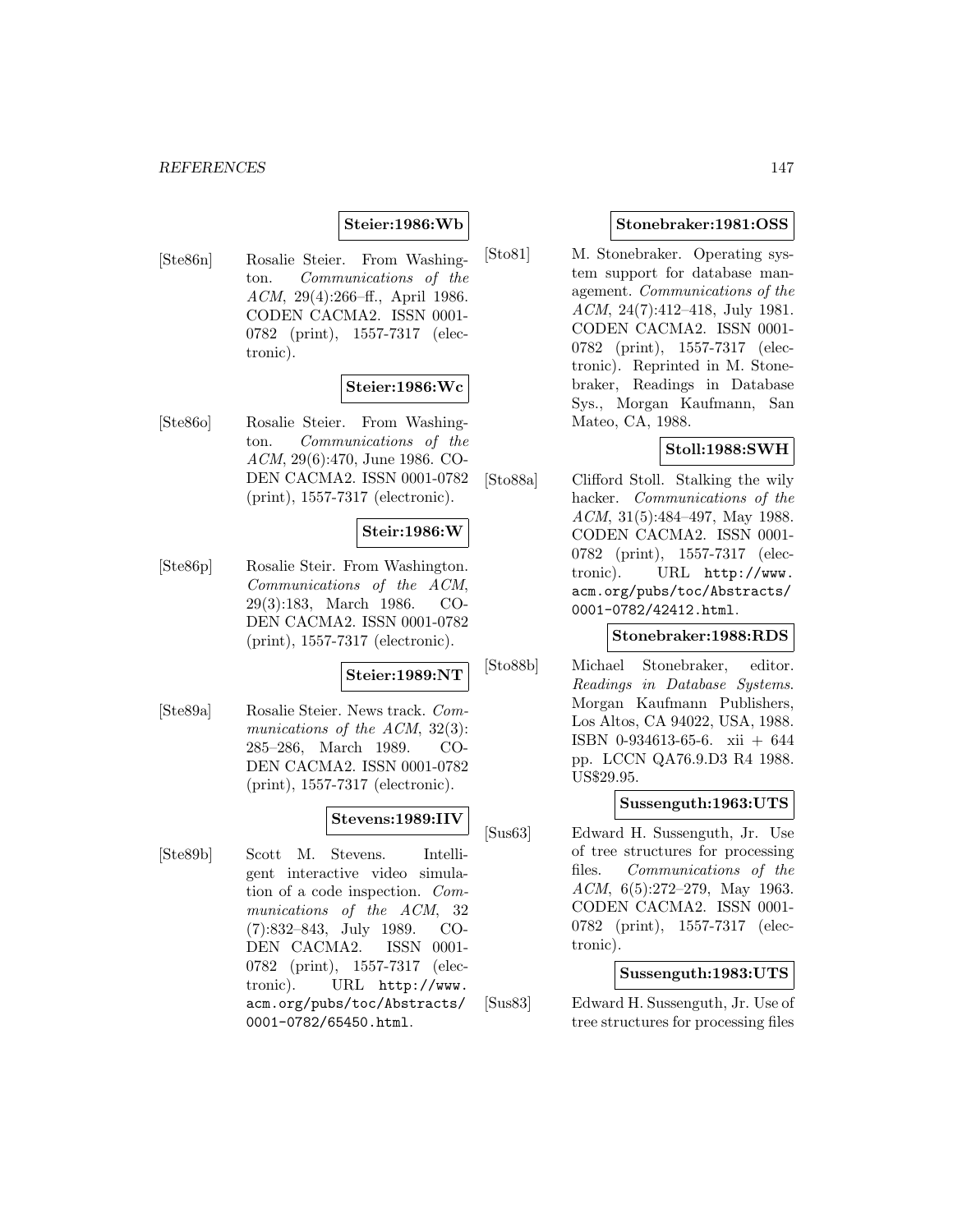**Steier:1986:Wb**

[Ste86n] Rosalie Steier. From Washington. *Communications of the ACM*, 29(4):266–ff., April 1986. CODEN CACMA2. ISSN 0001-0782 (print), 1557-7317 (electronic).

**Steier:1986:Wc**

[Ste86o] Rosalie Steier. From Washington. *Communications of the ACM*, 29(6):470, June 1986. CODEN CACMA2. ISSN 0001-0782 (print), 1557-7317 (electronic).

**Steir:1986:W**

[Ste86p] Rosalie Steir. From Washington. *Communications of the ACM*, 29(3):183, March 1986. CODEN CACMA2. ISSN 0001-0782 (print), 1557-7317 (electronic).

**Steier:1989:NT**

[Ste89a] Rosalie Steier. News track. *Communications of the ACM*, 32(3): 285–286, March 1989. CODEN CACMA2. ISSN 0001-0782 (print), 1557-7317 (electronic).

**Stevens:1989:IIV**

[Ste89b] Scott M. Stevens. Intelligent interactive video simulation of a code inspection. *Communications of the ACM*, 32 (7):832–843, July 1989. CODEN CACMA2. ISSN 0001-0782 (print), 1557-7317 (electronic). URL http://www.acm.org/pubs/toc/Abstracts/0001-0782/65450.html.

**Stonebraker:1981:OSS**

[Sto81] M. Stonebraker. Operating system support for database management. *Communications of the ACM*, 24(7):412–418, July 1981. CODEN CACMA2. ISSN 0001-0782 (print), 1557-7317 (electronic). Reprinted in M. Stonebraker, Readings in Database Sys., Morgan Kaufmann, San Mateo, CA, 1988.

**Stoll:1988:SWH**

[Sto88a] Clifford Stoll. Stalking the wily hacker. *Communications of the ACM*, 31(5):484–497, May 1988. CODEN CACMA2. ISSN 0001-0782 (print), 1557-7317 (electronic). URL http://www.acm.org/pubs/toc/Abstracts/0001-0782/42412.html.

**Stonebraker:1988:RDS**

[Sto88b] Michael Stonebraker, editor. *Readings in Database Systems*. Morgan Kaufmann Publishers, Los Altos, CA 94022, USA, 1988. ISBN 0-934613-65-6. xii + 644 pp. LCCN QA76.9.D3 R4 1988. US$29.95.

**Sussenguth:1963:UTS**

[Sus63] Edward H. Sussenguth, Jr. Use of tree structures for processing files. *Communications of the ACM*, 6(5):272–279, May 1963. CODEN CACMA2. ISSN 0001-0782 (print), 1557-7317 (electronic).

**Sussenguth:1983:UTS**

[Sus83] Edward H. Sussenguth, Jr. Use of tree structures for processing files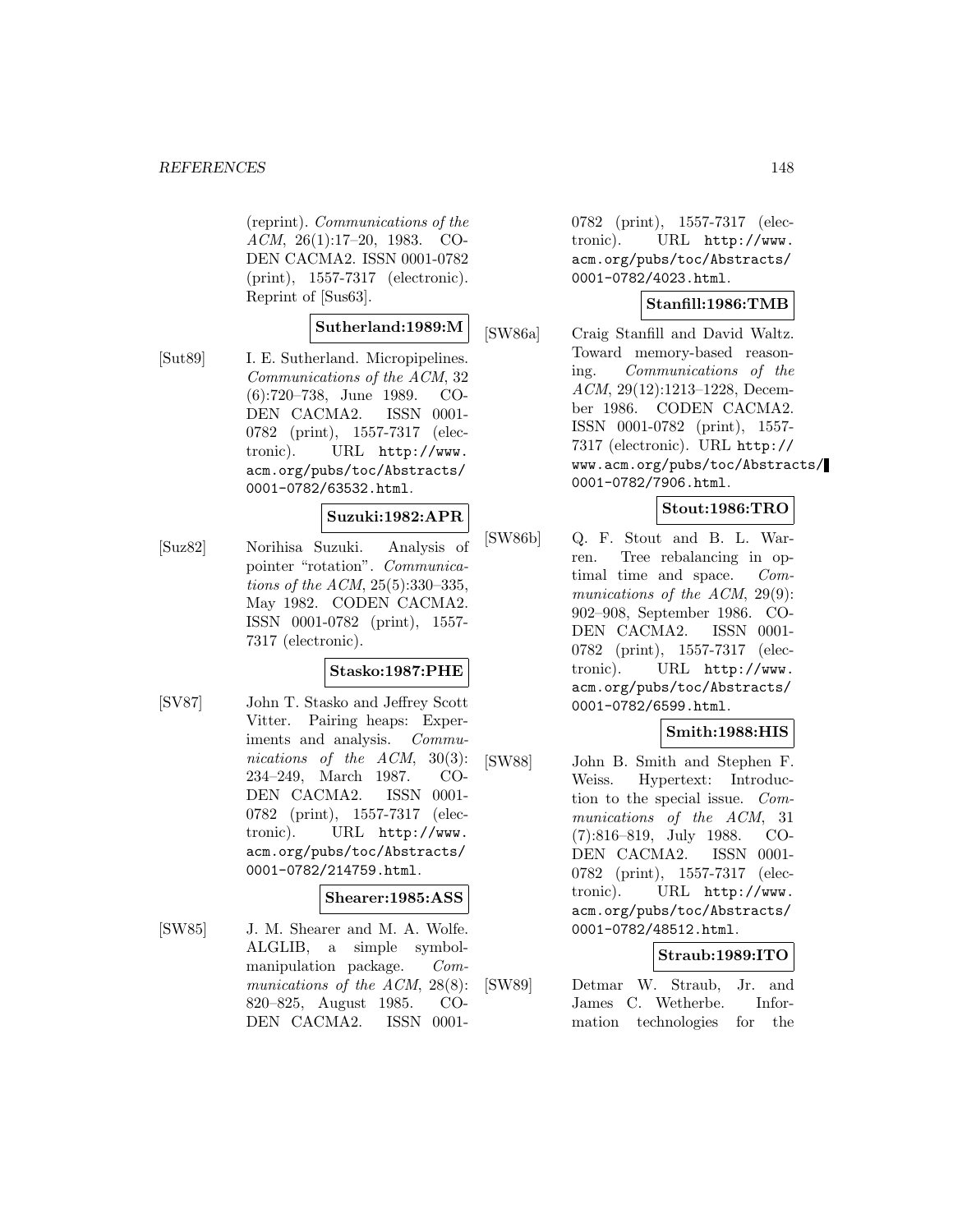(reprint). *Communications of the ACM*, 26(1):17–20, 1983. CODEN CACMA2. ISSN 0001-0782 (print), 1557-7317 (electronic). Reprint of [Sus63].

**Sutherland:1989:M**

[Sut89] I. E. Sutherland. Micropipelines. *Communications of the ACM*, 32 (6):720–738, June 1989. CODEN CACMA2. ISSN 0001-0782 (print), 1557-7317 (electronic). URL http://www.acm.org/pubs/toc/Abstracts/0001-0782/63532.html.

**Suzuki:1982:APR**

[Suz82] Norihisa Suzuki. Analysis of pointer "rotation". *Communications of the ACM*, 25(5):330–335, May 1982. CODEN CACMA2. ISSN 0001-0782 (print), 1557-7317 (electronic).

**Stasko:1987:PHE**

[SV87] John T. Stasko and Jeffrey Scott Vitter. Pairing heaps: Experiments and analysis. *Communications of the ACM*, 30(3): 234–249, March 1987. CODEN CACMA2. ISSN 0001-0782 (print), 1557-7317 (electronic). URL http://www.acm.org/pubs/toc/Abstracts/0001-0782/214759.html.

**Shearer:1985:ASS**

[SW85] J. M. Shearer and M. A. Wolfe. ALGLIB, a simple symbol-manipulation package. *Communications of the ACM*, 28(8): 820–825, August 1985. CODEN CACMA2. ISSN 0001-0782 (print), 1557-7317 (electronic). URL http://www.acm.org/pubs/toc/Abstracts/0001-0782/4023.html.

**Stanfill:1986:TMB**

[SW86a] Craig Stanfill and David Waltz. Toward memory-based reasoning. *Communications of the ACM*, 29(12):1213–1228, December 1986. CODEN CACMA2. ISSN 0001-0782 (print), 1557-7317 (electronic). URL http://www.acm.org/pubs/toc/Abstracts/0001-0782/7906.html.

**Stout:1986:TRO**

[SW86b] Q. F. Stout and B. L. Warren. Tree rebalancing in optimal time and space. *Communications of the ACM*, 29(9): 902–908, September 1986. CODEN CACMA2. ISSN 0001-0782 (print), 1557-7317 (electronic). URL http://www.acm.org/pubs/toc/Abstracts/0001-0782/6599.html.

**Smith:1988:HIS**

[SW88] John B. Smith and Stephen F. Weiss. Hypertext: Introduction to the special issue. *Communications of the ACM*, 31 (7):816–819, July 1988. CODEN CACMA2. ISSN 0001-0782 (print), 1557-7317 (electronic). URL http://www.acm.org/pubs/toc/Abstracts/0001-0782/48512.html.

**Straub:1989:ITO**

[SW89] Detmar W. Straub, Jr. and James C. Wetherbe. Information technologies for the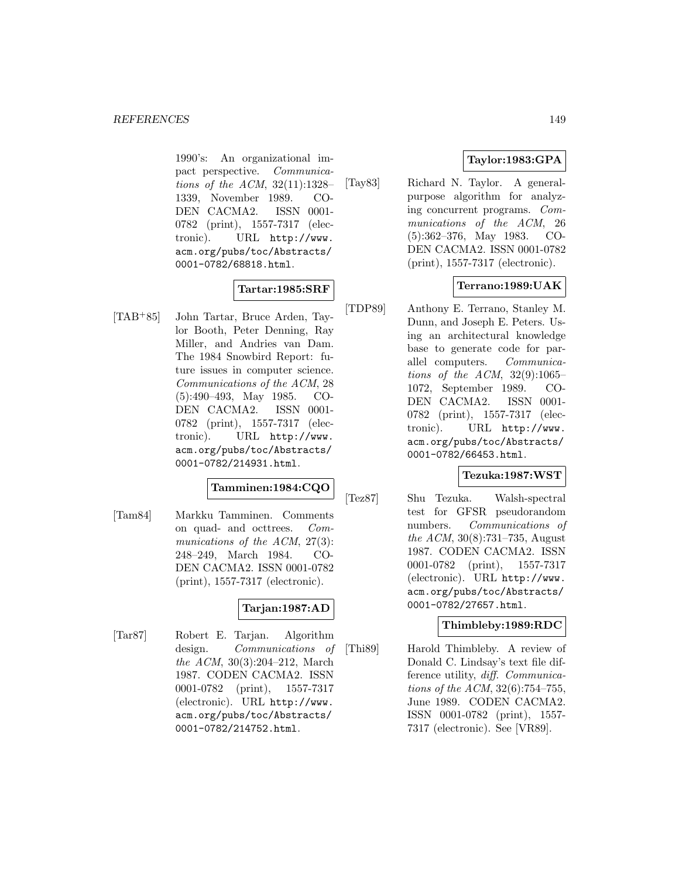1990's: An organizational impact perspective. *Communications of the ACM*, 32(11):1328–1339, November 1989. CODEN CACMA2. ISSN 0001-0782 (print), 1557-7317 (electronic). URL http://www.acm.org/pubs/toc/Abstracts/0001-0782/68818.html.

**Tartar:1985:SRF**

[TAB[+]85] John Tartar, Bruce Arden, Taylor Booth, Peter Denning, Ray Miller, and Andries van Dam. The 1984 Snowbird Report: future issues in computer science. *Communications of the ACM*, 28 (5):490–493, May 1985. CODEN CACMA2. ISSN 0001-0782 (print), 1557-7317 (electronic). URL http://www.acm.org/pubs/toc/Abstracts/0001-0782/214931.html.

**Tamminen:1984:CQO**

[Tam84] Markku Tamminen. Comments on quad- and octtrees. *Communications of the ACM*, 27(3): 248–249, March 1984. CODEN CACMA2. ISSN 0001-0782 (print), 1557-7317 (electronic).

**Tarjan:1987:AD**

[Tar87] Robert E. Tarjan. Algorithm design. *Communications of the ACM*, 30(3):204–212, March 1987. CODEN CACMA2. ISSN 0001-0782 (print), 1557-7317 (electronic). URL http://www.acm.org/pubs/toc/Abstracts/0001-0782/214752.html.

**Taylor:1983:GPA**

[Tay83] Richard N. Taylor. A general-purpose algorithm for analyzing concurrent programs. *Communications of the ACM*, 26 (5):362–376, May 1983. CODEN CACMA2. ISSN 0001-0782 (print), 1557-7317 (electronic).

**Terrano:1989:UAK**

[TDP89] Anthony E. Terrano, Stanley M. Dunn, and Joseph E. Peters. Using an architectural knowledge base to generate code for parallel computers. *Communications of the ACM*, 32(9):1065–1072, September 1989. CODEN CACMA2. ISSN 0001-0782 (print), 1557-7317 (electronic). URL http://www.acm.org/pubs/toc/Abstracts/0001-0782/66453.html.

**Tezuka:1987:WST**

[Tez87] Shu Tezuka. Walsh-spectral test for GFSR pseudorandom numbers. *Communications of the ACM*, 30(8):731–735, August 1987. CODEN CACMA2. ISSN 0001-0782 (print), 1557-7317 (electronic). URL http://www.acm.org/pubs/toc/Abstracts/0001-0782/27657.html.

**Thimbleby:1989:RDC**

[Thi89] Harold Thimbleby. A review of Donald C. Lindsay's text file difference utility, *diff*. *Communications of the ACM*, 32(6):754–755, June 1989. CODEN CACMA2. ISSN 0001-0782 (print), 1557-7317 (electronic). See [VR89].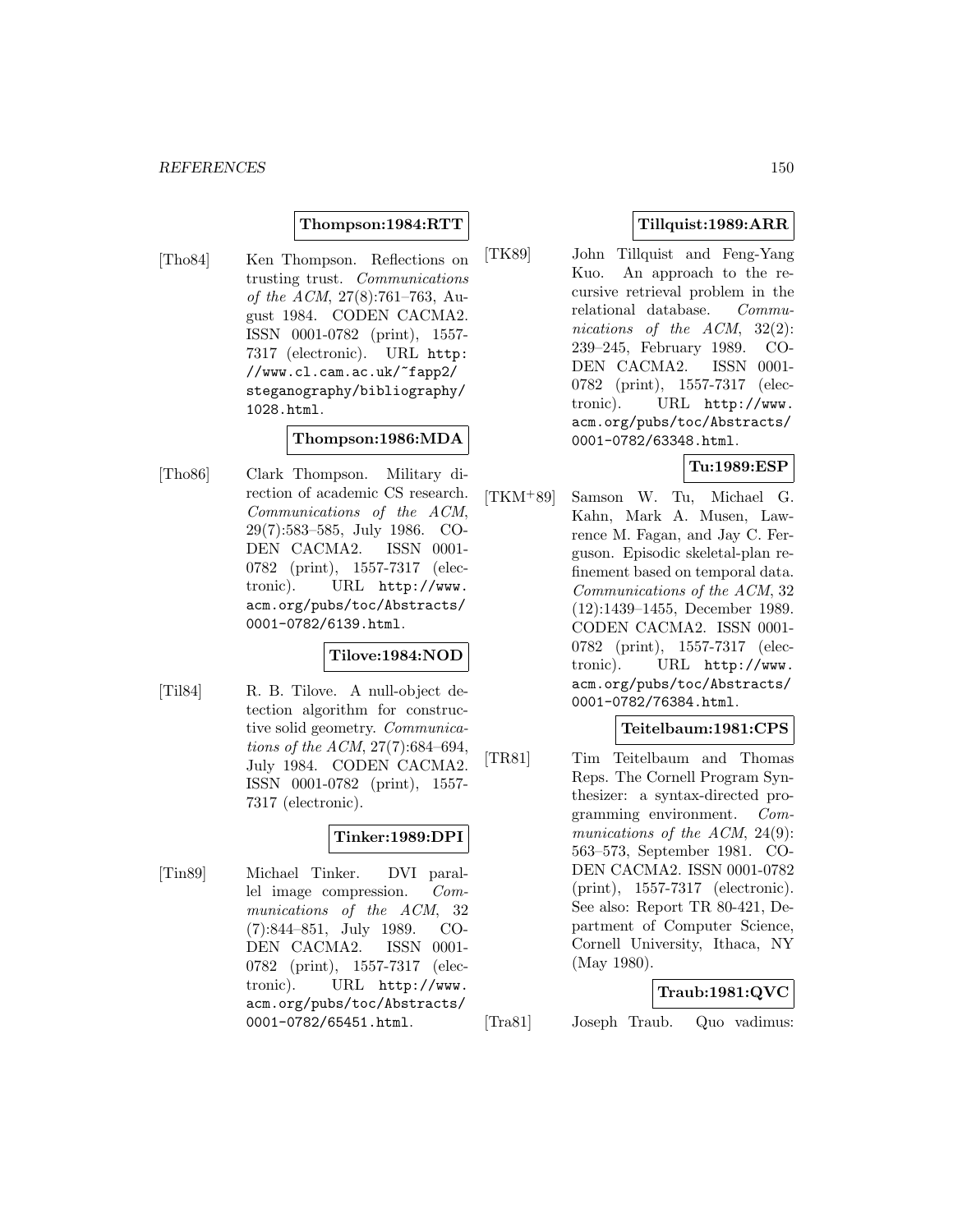**Thompson:1984:RTT**

[Tho84] Ken Thompson. Reflections on trusting trust. *Communications of the ACM*, 27(8):761–763, August 1984. CODEN CACMA2. ISSN 0001-0782 (print), 1557-7317 (electronic). URL `http://www.cl.cam.ac.uk/~fapp2/steganography/bibliography/1028.html`.

**Thompson:1986:MDA**

[Tho86] Clark Thompson. Military direction of academic CS research. *Communications of the ACM*, 29(7):583–585, July 1986. CODEN CACMA2. ISSN 0001-0782 (print), 1557-7317 (electronic). URL `http://www.acm.org/pubs/toc/Abstracts/0001-0782/6139.html`.

**Tilove:1984:NOD**

[Til84] R. B. Tilove. A null-object detection algorithm for constructive solid geometry. *Communications of the ACM*, 27(7):684–694, July 1984. CODEN CACMA2. ISSN 0001-0782 (print), 1557-7317 (electronic).

**Tinker:1989:DPI**

[Tin89] Michael Tinker. DVI parallel image compression. *Communications of the ACM*, 32(7):844–851, July 1989. CODEN CACMA2. ISSN 0001-0782 (print), 1557-7317 (electronic). URL `http://www.acm.org/pubs/toc/Abstracts/0001-0782/65451.html`.

**Tillquist:1989:ARR**

[TK89] John Tillquist and Feng-Yang Kuo. An approach to the recursive retrieval problem in the relational database. *Communications of the ACM*, 32(2):239–245, February 1989. CODEN CACMA2. ISSN 0001-0782 (print), 1557-7317 (electronic). URL `http://www.acm.org/pubs/toc/Abstracts/0001-0782/63348.html`.

**Tu:1989:ESP**

[TKM+89] Samson W. Tu, Michael G. Kahn, Mark A. Musen, Lawrence M. Fagan, and Jay C. Ferguson. Episodic skeletal-plan refinement based on temporal data. *Communications of the ACM*, 32(12):1439–1455, December 1989. CODEN CACMA2. ISSN 0001-0782 (print), 1557-7317 (electronic). URL `http://www.acm.org/pubs/toc/Abstracts/0001-0782/76384.html`.

**Teitelbaum:1981:CPS**

[TR81] Tim Teitelbaum and Thomas Reps. The Cornell Program Synthesizer: a syntax-directed programming environment. *Communications of the ACM*, 24(9):563–573, September 1981. CODEN CACMA2. ISSN 0001-0782 (print), 1557-7317 (electronic). See also: Report TR 80-421, Department of Computer Science, Cornell University, Ithaca, NY (May 1980).

**Traub:1981:QVC**

[Tra81] Joseph Traub. Quo vadimus: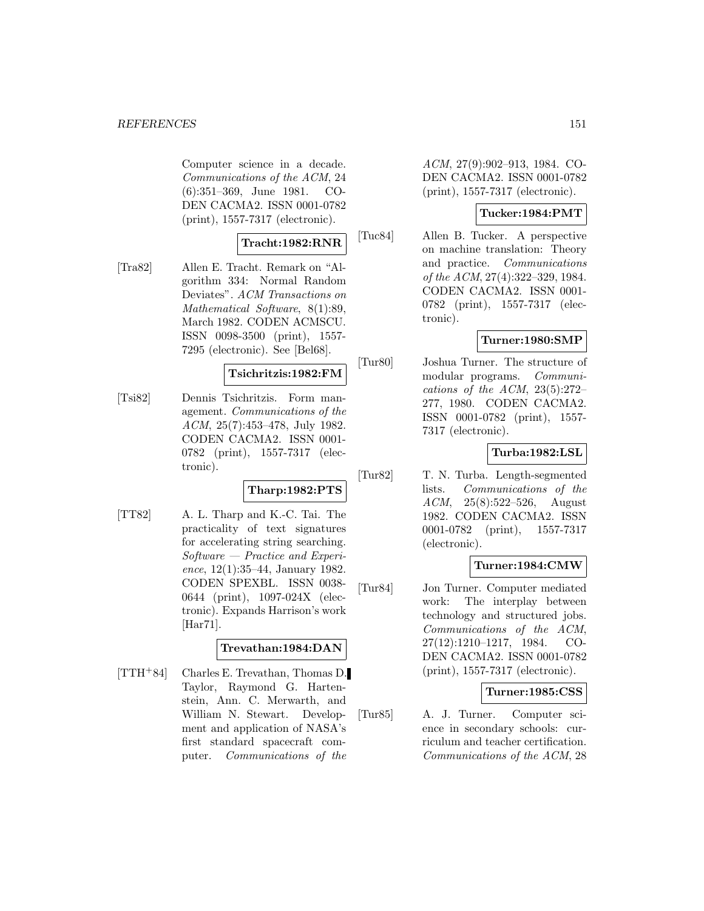Computer science in a decade. *Communications of the ACM*, 24 (6):351–369, June 1981. CODEN CACMA2. ISSN 0001-0782 (print), 1557-7317 (electronic).

**Tracht:1982:RNR**

[Tra82] Allen E. Tracht. Remark on "Algorithm 334: Normal Random Deviates". *ACM Transactions on Mathematical Software*, 8(1):89, March 1982. CODEN ACMSCU. ISSN 0098-3500 (print), 1557-7295 (electronic). See [Bel68].

**Tsichritzis:1982:FM**

[Tsi82] Dennis Tsichritzis. Form management. *Communications of the ACM*, 25(7):453–478, July 1982. CODEN CACMA2. ISSN 0001-0782 (print), 1557-7317 (electronic).

**Tharp:1982:PTS**

[TT82] A. L. Tharp and K.-C. Tai. The practicality of text signatures for accelerating string searching. *Software — Practice and Experience*, 12(1):35–44, January 1982. CODEN SPEXBL. ISSN 0038-0644 (print), 1097-024X (electronic). Expands Harrison's work [Har71].

**Trevathan:1984:DAN**

[TTH+84] Charles E. Trevathan, Thomas D. Taylor, Raymond G. Hartenstein, Ann. C. Merwarth, and William N. Stewart. Development and application of NASA's first standard spacecraft computer. *Communications of the ACM*, 27(9):902–913, 1984. CODEN CACMA2. ISSN 0001-0782 (print), 1557-7317 (electronic).

**Tucker:1984:PMT**

[Tuc84] Allen B. Tucker. A perspective on machine translation: Theory and practice. *Communications of the ACM*, 27(4):322–329, 1984. CODEN CACMA2. ISSN 0001-0782 (print), 1557-7317 (electronic).

**Turner:1980:SMP**

[Tur80] Joshua Turner. The structure of modular programs. *Communications of the ACM*, 23(5):272–277, 1980. CODEN CACMA2. ISSN 0001-0782 (print), 1557-7317 (electronic).

**Turba:1982:LSL**

[Tur82] T. N. Turba. Length-segmented lists. *Communications of the ACM*, 25(8):522–526, August 1982. CODEN CACMA2. ISSN 0001-0782 (print), 1557-7317 (electronic).

**Turner:1984:CMW**

[Tur84] Jon Turner. Computer mediated work: The interplay between technology and structured jobs. *Communications of the ACM*, 27(12):1210–1217, 1984. CODEN CACMA2. ISSN 0001-0782 (print), 1557-7317 (electronic).

**Turner:1985:CSS**

[Tur85] A. J. Turner. Computer science in secondary schools: curriculum and teacher certification. *Communications of the ACM*, 28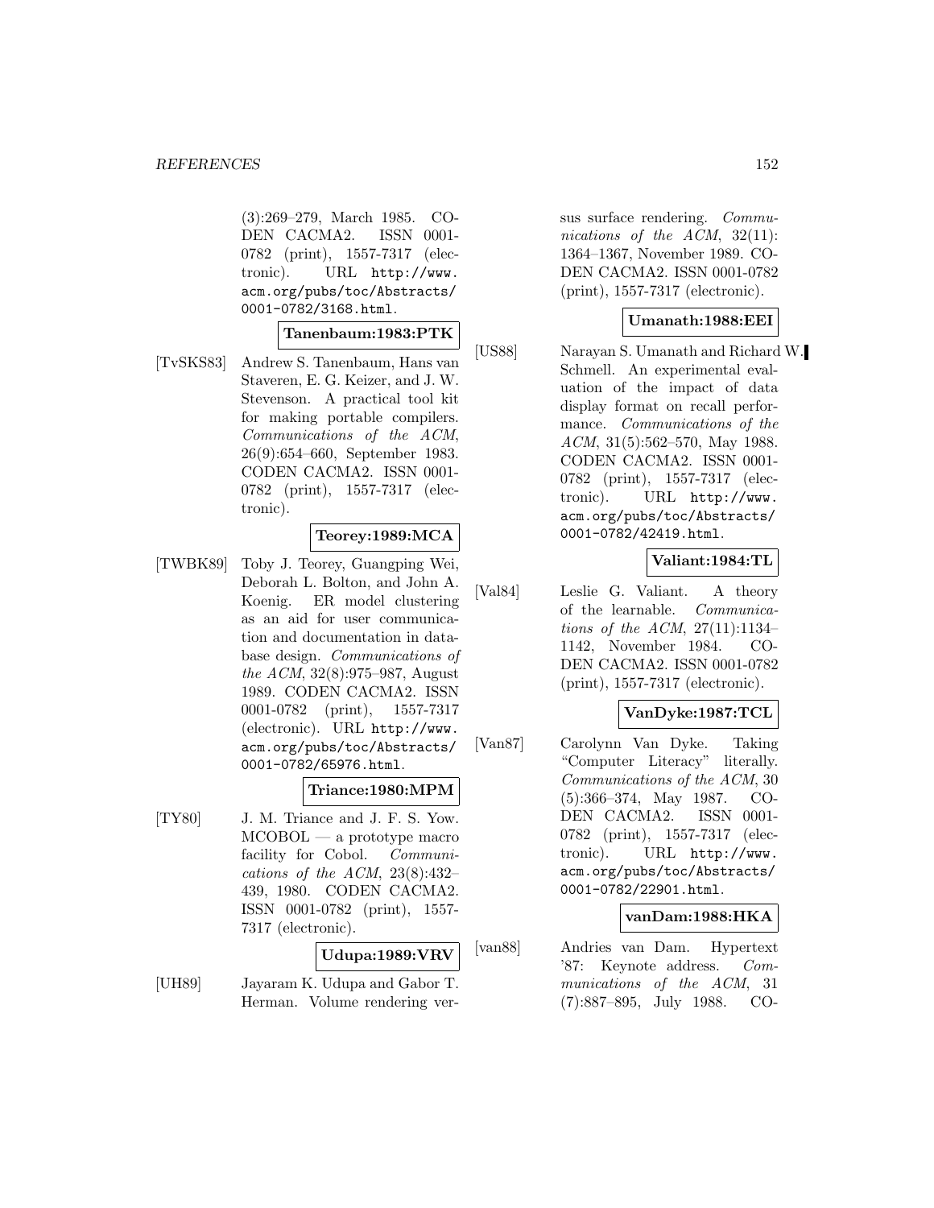(3):269–279, March 1985. CODEN CACMA2. ISSN 0001-0782 (print), 1557-7317 (electronic). URL http://www.acm.org/pubs/toc/Abstracts/0001-0782/3168.html.

**Tanenbaum:1983:PTK**

[TvSKS83] Andrew S. Tanenbaum, Hans van Staveren, E. G. Keizer, and J. W. Stevenson. A practical tool kit for making portable compilers. *Communications of the ACM*, 26(9):654–660, September 1983. CODEN CACMA2. ISSN 0001-0782 (print), 1557-7317 (electronic).

**Teorey:1989:MCA**

[TWBK89] Toby J. Teorey, Guangping Wei, Deborah L. Bolton, and John A. Koenig. ER model clustering as an aid for user communication and documentation in database design. *Communications of the ACM*, 32(8):975–987, August 1989. CODEN CACMA2. ISSN 0001-0782 (print), 1557-7317 (electronic). URL http://www.acm.org/pubs/toc/Abstracts/0001-0782/65976.html.

**Triance:1980:MPM**

[TY80] J. M. Triance and J. F. S. Yow. MCOBOL — a prototype macro facility for Cobol. *Communications of the ACM*, 23(8):432–439, 1980. CODEN CACMA2. ISSN 0001-0782 (print), 1557-7317 (electronic).

**Udupa:1989:VRV**

[UH89] Jayaram K. Udupa and Gabor T. Herman. Volume rendering versus surface rendering. *Communications of the ACM*, 32(11):1364–1367, November 1989. CODEN CACMA2. ISSN 0001-0782 (print), 1557-7317 (electronic).

**Umanath:1988:EEI**

[US88] Narayan S. Umanath and Richard W. Schmell. An experimental evaluation of the impact of data display format on recall performance. *Communications of the ACM*, 31(5):562–570, May 1988. CODEN CACMA2. ISSN 0001-0782 (print), 1557-7317 (electronic). URL http://www.acm.org/pubs/toc/Abstracts/0001-0782/42419.html.

**Valiant:1984:TL**

[Val84] Leslie G. Valiant. A theory of the learnable. *Communications of the ACM*, 27(11):1134–1142, November 1984. CODEN CACMA2. ISSN 0001-0782 (print), 1557-7317 (electronic).

**VanDyke:1987:TCL**

[Van87] Carolynn Van Dyke. Taking "Computer Literacy" literally. *Communications of the ACM*, 30(5):366–374, May 1987. CODEN CACMA2. ISSN 0001-0782 (print), 1557-7317 (electronic). URL http://www.acm.org/pubs/toc/Abstracts/0001-0782/22901.html.

**vanDam:1988:HKA**

[van88] Andries van Dam. Hypertext '87: Keynote address. *Communications of the ACM*, 31(7):887–895, July 1988. CO-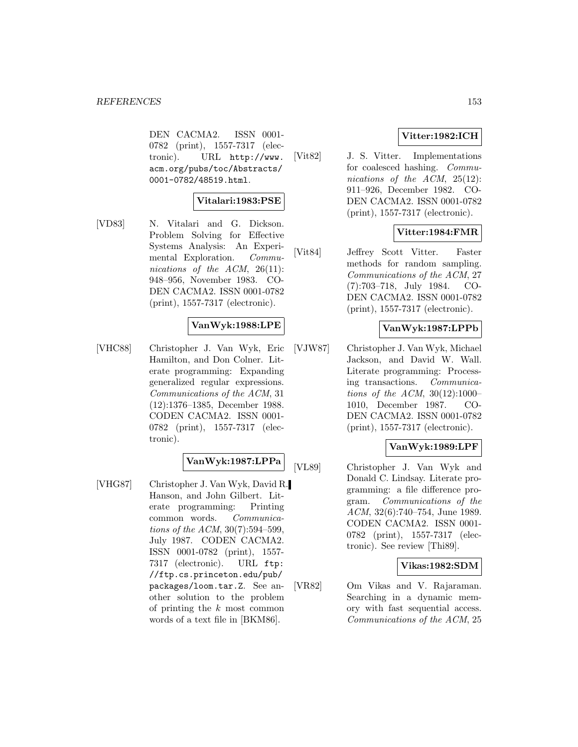DEN CACMA2. ISSN 0001-0782 (print), 1557-7317 (electronic). URL http://www.acm.org/pubs/toc/Abstracts/0001-0782/48519.html.

**Vitalari:1983:PSE**

[VD83] N. Vitalari and G. Dickson. Problem Solving for Effective Systems Analysis: An Experimental Exploration. *Communications of the ACM*, 26(11): 948–956, November 1983. CODEN CACMA2. ISSN 0001-0782 (print), 1557-7317 (electronic).

**VanWyk:1988:LPE**

[VHC88] Christopher J. Van Wyk, Eric Hamilton, and Don Colner. Literate programming: Expanding generalized regular expressions. *Communications of the ACM*, 31 (12):1376–1385, December 1988. CODEN CACMA2. ISSN 0001-0782 (print), 1557-7317 (electronic).

**VanWyk:1987:LPPa**

[VHG87] Christopher J. Van Wyk, David R. Hanson, and John Gilbert. Literate programming: Printing common words. *Communications of the ACM*, 30(7):594–599, July 1987. CODEN CACMA2. ISSN 0001-0782 (print), 1557-7317 (electronic). URL ftp://ftp.cs.princeton.edu/pub/packages/loom.tar.Z. See another solution to the problem of printing the $k$ most common words of a text file in [BKM86].

**Vitter:1982:ICH**

[Vit82] J. S. Vitter. Implementations for coalesced hashing. *Communications of the ACM*, 25(12): 911–926, December 1982. CODEN CACMA2. ISSN 0001-0782 (print), 1557-7317 (electronic).

**Vitter:1984:FMR**

[Vit84] Jeffrey Scott Vitter. Faster methods for random sampling. *Communications of the ACM*, 27 (7):703–718, July 1984. CODEN CACMA2. ISSN 0001-0782 (print), 1557-7317 (electronic).

**VanWyk:1987:LPPb**

[VJW87] Christopher J. Van Wyk, Michael Jackson, and David W. Wall. Literate programming: Processing transactions. *Communications of the ACM*, 30(12):1000–1010, December 1987. CODEN CACMA2. ISSN 0001-0782 (print), 1557-7317 (electronic).

**VanWyk:1989:LPF**

[VL89] Christopher J. Van Wyk and Donald C. Lindsay. Literate programming: a file difference program. *Communications of the ACM*, 32(6):740–754, June 1989. CODEN CACMA2. ISSN 0001-0782 (print), 1557-7317 (electronic). See review [Thi89].

**Vikas:1982:SDM**

[VR82] Om Vikas and V. Rajaraman. Searching in a dynamic memory with fast sequential access. *Communications of the ACM*, 25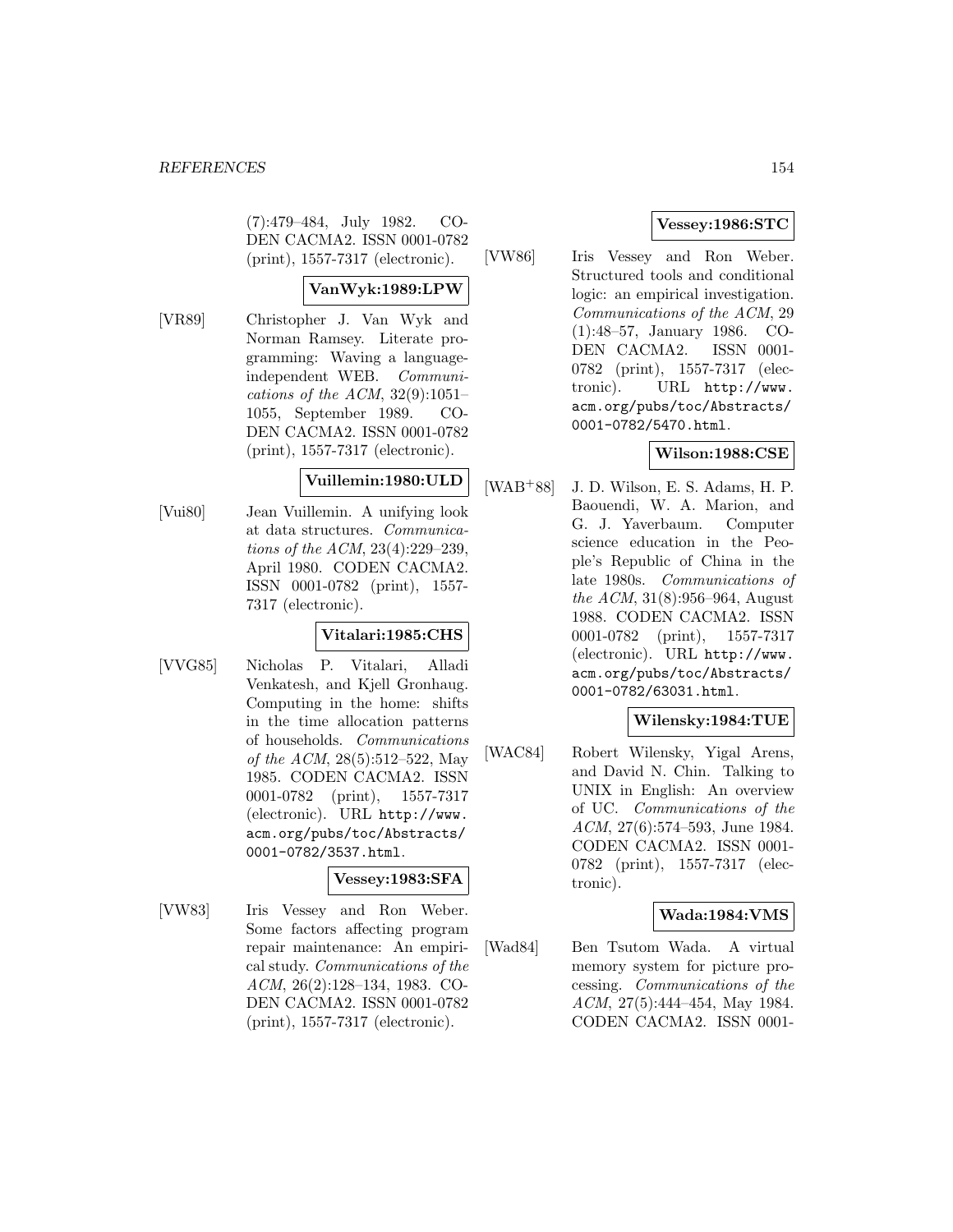(7):479–484, July 1982. CODEN CACMA2. ISSN 0001-0782 (print), 1557-7317 (electronic).

**VanWyk:1989:LPW**

[VR89] Christopher J. Van Wyk and Norman Ramsey. Literate programming: Waving a language-independent WEB. *Communications of the ACM*, 32(9):1051–1055, September 1989. CODEN CACMA2. ISSN 0001-0782 (print), 1557-7317 (electronic).

**Vuillemin:1980:ULD**

[Vui80] Jean Vuillemin. A unifying look at data structures. *Communications of the ACM*, 23(4):229–239, April 1980. CODEN CACMA2. ISSN 0001-0782 (print), 1557-7317 (electronic).

**Vitalari:1985:CHS**

[VVG85] Nicholas P. Vitalari, Alladi Venkatesh, and Kjell Gronhaug. Computing in the home: shifts in the time allocation patterns of households. *Communications of the ACM*, 28(5):512–522, May 1985. CODEN CACMA2. ISSN 0001-0782 (print), 1557-7317 (electronic). URL `http://www.acm.org/pubs/toc/Abstracts/0001-0782/3537.html`.

**Vessey:1983:SFA**

[VW83] Iris Vessey and Ron Weber. Some factors affecting program repair maintenance: An empirical study. *Communications of the ACM*, 26(2):128–134, 1983. CODEN CACMA2. ISSN 0001-0782 (print), 1557-7317 (electronic).

**Vessey:1986:STC**

[VW86] Iris Vessey and Ron Weber. Structured tools and conditional logic: an empirical investigation. *Communications of the ACM*, 29 (1):48–57, January 1986. CODEN CACMA2. ISSN 0001-0782 (print), 1557-7317 (electronic). URL `http://www.acm.org/pubs/toc/Abstracts/0001-0782/5470.html`.

**Wilson:1988:CSE**

[WAB+88] J. D. Wilson, E. S. Adams, H. P. Baouendi, W. A. Marion, and G. J. Yaverbaum. Computer science education in the People's Republic of China in the late 1980s. *Communications of the ACM*, 31(8):956–964, August 1988. CODEN CACMA2. ISSN 0001-0782 (print), 1557-7317 (electronic). URL `http://www.acm.org/pubs/toc/Abstracts/0001-0782/63031.html`.

**Wilensky:1984:TUE**

[WAC84] Robert Wilensky, Yigal Arens, and David N. Chin. Talking to UNIX in English: An overview of UC. *Communications of the ACM*, 27(6):574–593, June 1984. CODEN CACMA2. ISSN 0001-0782 (print), 1557-7317 (electronic).

**Wada:1984:VMS**

[Wad84] Ben Tsutom Wada. A virtual memory system for picture processing. *Communications of the ACM*, 27(5):444–454, May 1984. CODEN CACMA2. ISSN 0001-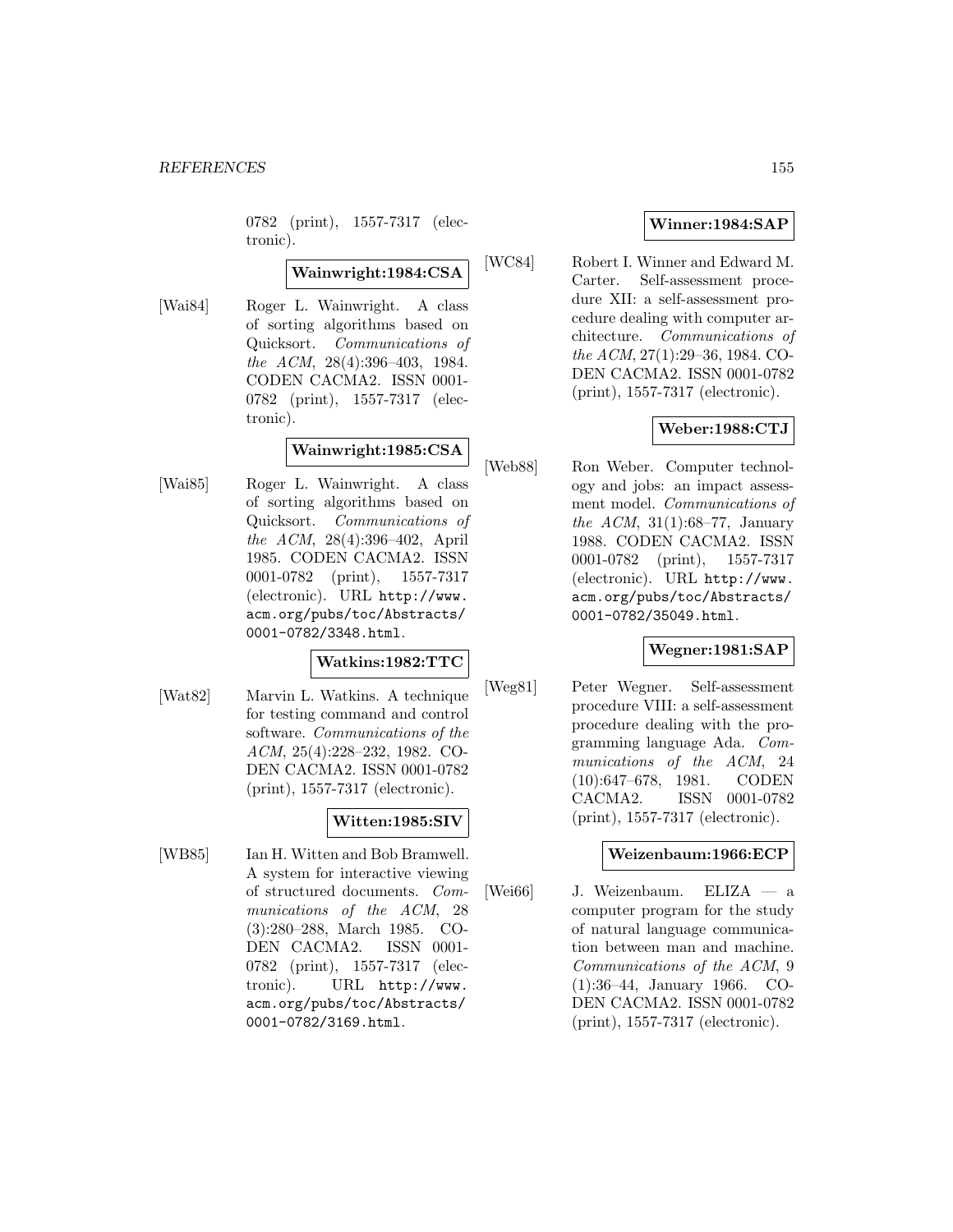0782 (print), 1557-7317 (electronic).

**Wainwright:1984:CSA**

[Wai84] Roger L. Wainwright. A class of sorting algorithms based on Quicksort. *Communications of the ACM*, 28(4):396–403, 1984. CODEN CACMA2. ISSN 0001-0782 (print), 1557-7317 (electronic).

**Wainwright:1985:CSA**

[Wai85] Roger L. Wainwright. A class of sorting algorithms based on Quicksort. *Communications of the ACM*, 28(4):396–402, April 1985. CODEN CACMA2. ISSN 0001-0782 (print), 1557-7317 (electronic). URL http://www.acm.org/pubs/toc/Abstracts/0001-0782/3348.html.

**Watkins:1982:TTC**

[Wat82] Marvin L. Watkins. A technique for testing command and control software. *Communications of the ACM*, 25(4):228–232, 1982. CODEN CACMA2. ISSN 0001-0782 (print), 1557-7317 (electronic).

**Witten:1985:SIV**

[WB85] Ian H. Witten and Bob Bramwell. A system for interactive viewing of structured documents. *Communications of the ACM*, 28 (3):280–288, March 1985. CODEN CACMA2. ISSN 0001-0782 (print), 1557-7317 (electronic). URL http://www.acm.org/pubs/toc/Abstracts/0001-0782/3169.html.

**Winner:1984:SAP**

[WC84] Robert I. Winner and Edward M. Carter. Self-assessment procedure XII: a self-assessment procedure dealing with computer architecture. *Communications of the ACM*, 27(1):29–36, 1984. CODEN CACMA2. ISSN 0001-0782 (print), 1557-7317 (electronic).

**Weber:1988:CTJ**

[Web88] Ron Weber. Computer technology and jobs: an impact assessment model. *Communications of the ACM*, 31(1):68–77, January 1988. CODEN CACMA2. ISSN 0001-0782 (print), 1557-7317 (electronic). URL http://www.acm.org/pubs/toc/Abstracts/0001-0782/35049.html.

**Wegner:1981:SAP**

[Weg81] Peter Wegner. Self-assessment procedure VIII: a self-assessment procedure dealing with the programming language Ada. *Communications of the ACM*, 24 (10):647–678, 1981. CODEN CACMA2. ISSN 0001-0782 (print), 1557-7317 (electronic).

**Weizenbaum:1966:ECP**

[Wei66] J. Weizenbaum. ELIZA — a computer program for the study of natural language communication between man and machine. *Communications of the ACM*, 9 (1):36–44, January 1966. CODEN CACMA2. ISSN 0001-0782 (print), 1557-7317 (electronic).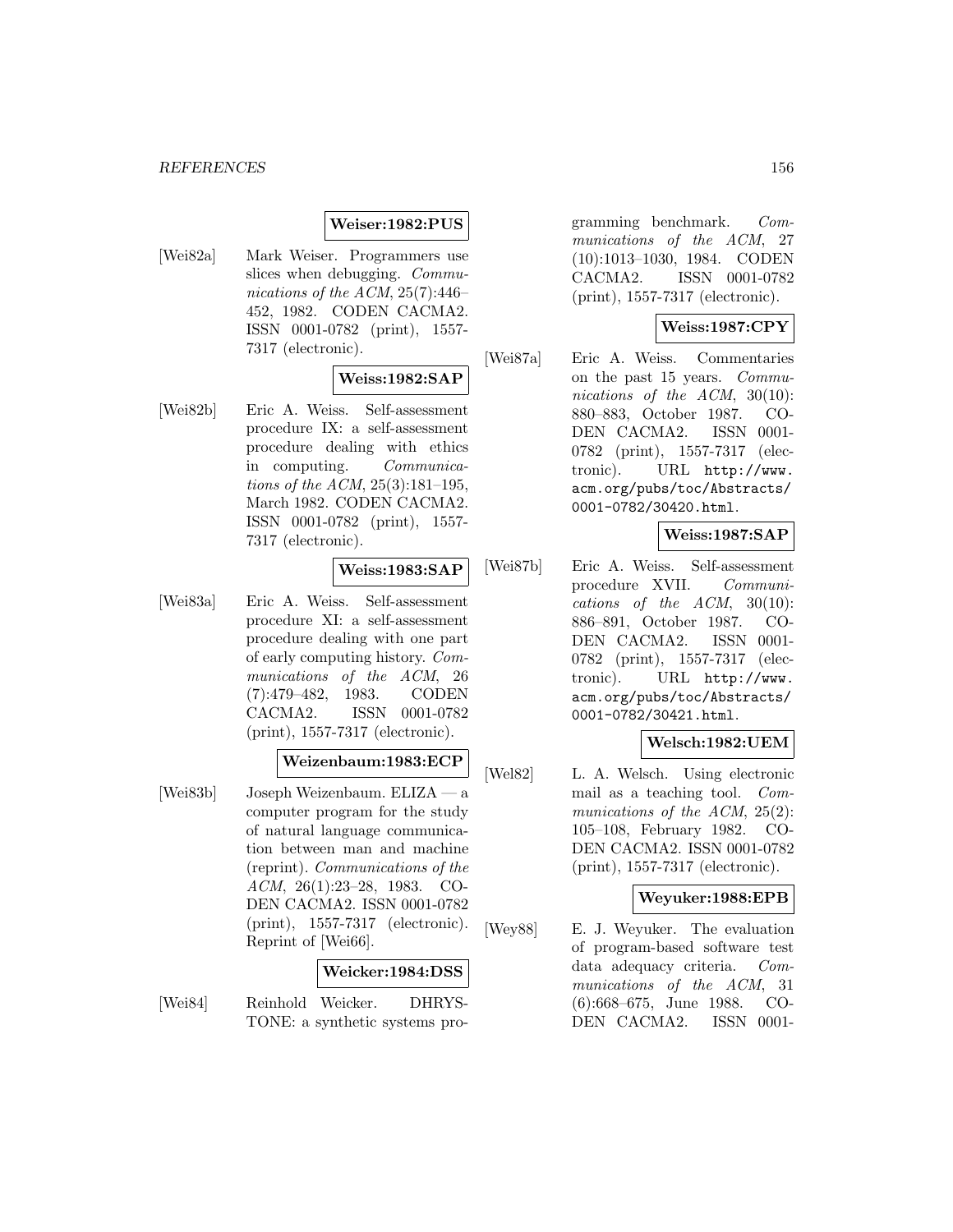**Weiser:1982:PUS**

[Wei82a] Mark Weiser. Programmers use slices when debugging. *Communications of the ACM*, 25(7):446–452, 1982. CODEN CACMA2. ISSN 0001-0782 (print), 1557-7317 (electronic).

**Weiss:1982:SAP**

[Wei82b] Eric A. Weiss. Self-assessment procedure IX: a self-assessment procedure dealing with ethics in computing. *Communications of the ACM*, 25(3):181–195, March 1982. CODEN CACMA2. ISSN 0001-0782 (print), 1557-7317 (electronic).

**Weiss:1983:SAP**

[Wei83a] Eric A. Weiss. Self-assessment procedure XI: a self-assessment procedure dealing with one part of early computing history. *Communications of the ACM*, 26(7):479–482, 1983. CODEN CACMA2. ISSN 0001-0782 (print), 1557-7317 (electronic).

**Weizenbaum:1983:ECP**

[Wei83b] Joseph Weizenbaum. ELIZA — a computer program for the study of natural language communication between man and machine (reprint). *Communications of the ACM*, 26(1):23–28, 1983. CODEN CACMA2. ISSN 0001-0782 (print), 1557-7317 (electronic). Reprint of [Wei66].

**Weicker:1984:DSS**

[Wei84] Reinhold Weicker. DHRYSTONE: a synthetic systems programming benchmark. *Communications of the ACM*, 27(10):1013–1030, 1984. CODEN CACMA2. ISSN 0001-0782 (print), 1557-7317 (electronic).

**Weiss:1987:CPY**

[Wei87a] Eric A. Weiss. Commentaries on the past 15 years. *Communications of the ACM*, 30(10):880–883, October 1987. CODEN CACMA2. ISSN 0001-0782 (print), 1557-7317 (electronic). URL http://www.acm.org/pubs/toc/Abstracts/0001-0782/30420.html.

**Weiss:1987:SAP**

[Wei87b] Eric A. Weiss. Self-assessment procedure XVII. *Communications of the ACM*, 30(10):886–891, October 1987. CODEN CACMA2. ISSN 0001-0782 (print), 1557-7317 (electronic). URL http://www.acm.org/pubs/toc/Abstracts/0001-0782/30421.html.

**Welsch:1982:UEM**

[Wel82] L. A. Welsch. Using electronic mail as a teaching tool. *Communications of the ACM*, 25(2):105–108, February 1982. CODEN CACMA2. ISSN 0001-0782 (print), 1557-7317 (electronic).

**Weyuker:1988:EPB**

[Wey88] E. J. Weyuker. The evaluation of program-based software test data adequacy criteria. *Communications of the ACM*, 31(6):668–675, June 1988. CODEN CACMA2. ISSN 0001-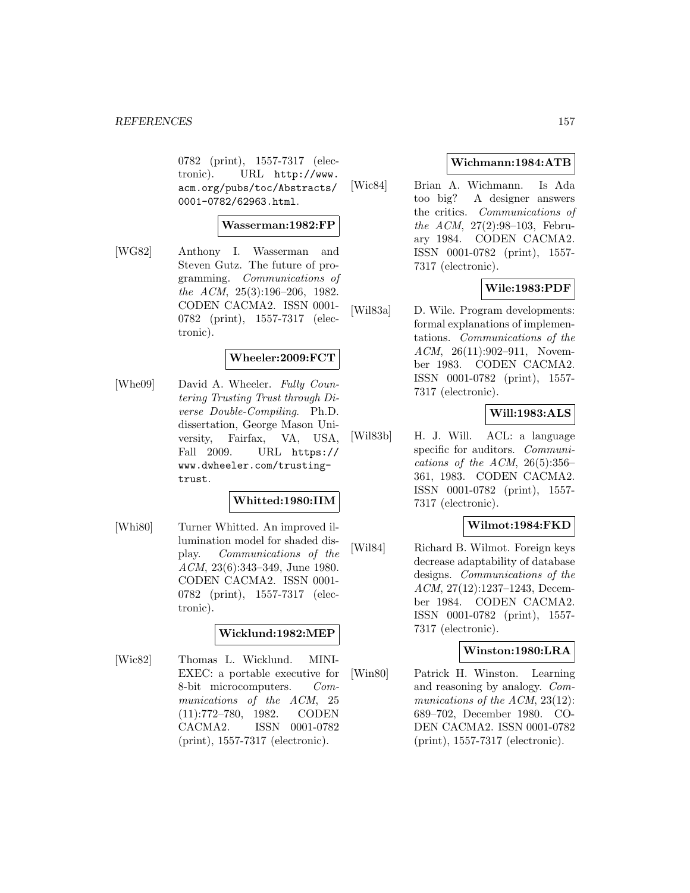0782 (print), 1557-7317 (electronic). URL http://www.acm.org/pubs/toc/Abstracts/0001-0782/62963.html.

**Wasserman:1982:FP**

[WG82] Anthony I. Wasserman and Steven Gutz. The future of programming. *Communications of the ACM*, 25(3):196–206, 1982. CODEN CACMA2. ISSN 0001-0782 (print), 1557-7317 (electronic).

**Wheeler:2009:FCT**

[Whe09] David A. Wheeler. *Fully Countering Trusting Trust through Diverse Double-Compiling*. Ph.D. dissertation, George Mason University, Fairfax, VA, USA, Fall 2009. URL https://www.dwheeler.com/trusting-trust.

**Whitted:1980:IIM**

[Whi80] Turner Whitted. An improved illumination model for shaded display. *Communications of the ACM*, 23(6):343–349, June 1980. CODEN CACMA2. ISSN 0001-0782 (print), 1557-7317 (electronic).

**Wicklund:1982:MEP**

[Wic82] Thomas L. Wicklund. MINI-EXEC: a portable executive for 8-bit microcomputers. *Communications of the ACM*, 25 (11):772–780, 1982. CODEN CACMA2. ISSN 0001-0782 (print), 1557-7317 (electronic).

**Wichmann:1984:ATB**

[Wic84] Brian A. Wichmann. Is Ada too big? A designer answers the critics. *Communications of the ACM*, 27(2):98–103, February 1984. CODEN CACMA2. ISSN 0001-0782 (print), 1557-7317 (electronic).

**Wile:1983:PDF**

[Wil83a] D. Wile. Program developments: formal explanations of implementations. *Communications of the ACM*, 26(11):902–911, November 1983. CODEN CACMA2. ISSN 0001-0782 (print), 1557-7317 (electronic).

**Will:1983:ALS**

[Wil83b] H. J. Will. ACL: a language specific for auditors. *Communications of the ACM*, 26(5):356–361, 1983. CODEN CACMA2. ISSN 0001-0782 (print), 1557-7317 (electronic).

**Wilmot:1984:FKD**

[Wil84] Richard B. Wilmot. Foreign keys decrease adaptability of database designs. *Communications of the ACM*, 27(12):1237–1243, December 1984. CODEN CACMA2. ISSN 0001-0782 (print), 1557-7317 (electronic).

**Winston:1980:LRA**

[Win80] Patrick H. Winston. Learning and reasoning by analogy. *Communications of the ACM*, 23(12):689–702, December 1980. CODEN CACMA2. ISSN 0001-0782 (print), 1557-7317 (electronic).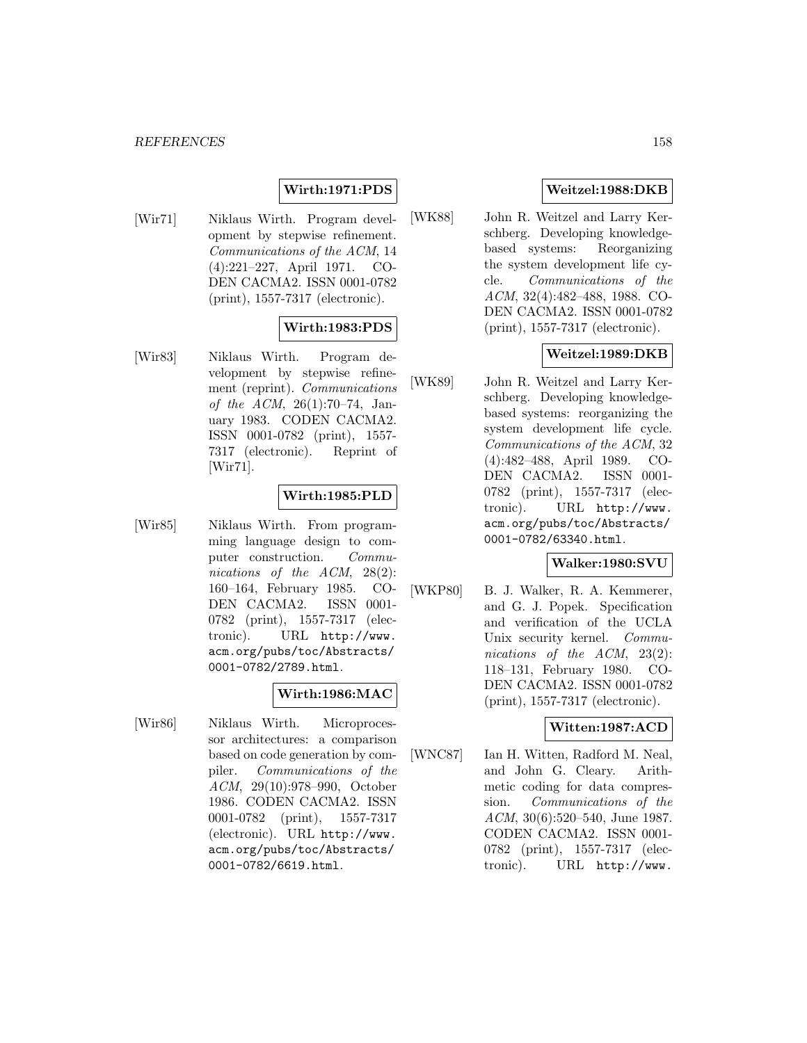**Wirth:1971:PDS**

[Wir71] Niklaus Wirth. Program development by stepwise refinement. *Communications of the ACM*, 14 (4):221–227, April 1971. CODEN CACMA2. ISSN 0001-0782 (print), 1557-7317 (electronic).

**Wirth:1983:PDS**

[Wir83] Niklaus Wirth. Program development by stepwise refinement (reprint). *Communications of the ACM*, 26(1):70–74, January 1983. CODEN CACMA2. ISSN 0001-0782 (print), 1557-7317 (electronic). Reprint of [Wir71].

**Wirth:1985:PLD**

[Wir85] Niklaus Wirth. From programming language design to computer construction. *Communications of the ACM*, 28(2): 160–164, February 1985. CODEN CACMA2. ISSN 0001-0782 (print), 1557-7317 (electronic). URL http://www.acm.org/pubs/toc/Abstracts/0001-0782/2789.html.

**Wirth:1986:MAC**

[Wir86] Niklaus Wirth. Microprocessor architectures: a comparison based on code generation by compiler. *Communications of the ACM*, 29(10):978–990, October 1986. CODEN CACMA2. ISSN 0001-0782 (print), 1557-7317 (electronic). URL http://www.acm.org/pubs/toc/Abstracts/0001-0782/6619.html.

**Weitzel:1988:DKB**

[WK88] John R. Weitzel and Larry Kerschberg. Developing knowledge-based systems: Reorganizing the system development life cycle. *Communications of the ACM*, 32(4):482–488, 1988. CODEN CACMA2. ISSN 0001-0782 (print), 1557-7317 (electronic).

**Weitzel:1989:DKB**

[WK89] John R. Weitzel and Larry Kerschberg. Developing knowledge-based systems: reorganizing the system development life cycle. *Communications of the ACM*, 32 (4):482–488, April 1989. CODEN CACMA2. ISSN 0001-0782 (print), 1557-7317 (electronic). URL http://www.acm.org/pubs/toc/Abstracts/0001-0782/63340.html.

**Walker:1980:SVU**

[WKP80] B. J. Walker, R. A. Kemmerer, and G. J. Popek. Specification and verification of the UCLA Unix security kernel. *Communications of the ACM*, 23(2): 118–131, February 1980. CODEN CACMA2. ISSN 0001-0782 (print), 1557-7317 (electronic).

**Witten:1987:ACD**

[WNC87] Ian H. Witten, Radford M. Neal, and John G. Cleary. Arithmetic coding for data compression. *Communications of the ACM*, 30(6):520–540, June 1987. CODEN CACMA2. ISSN 0001-0782 (print), 1557-7317 (electronic). URL http://www.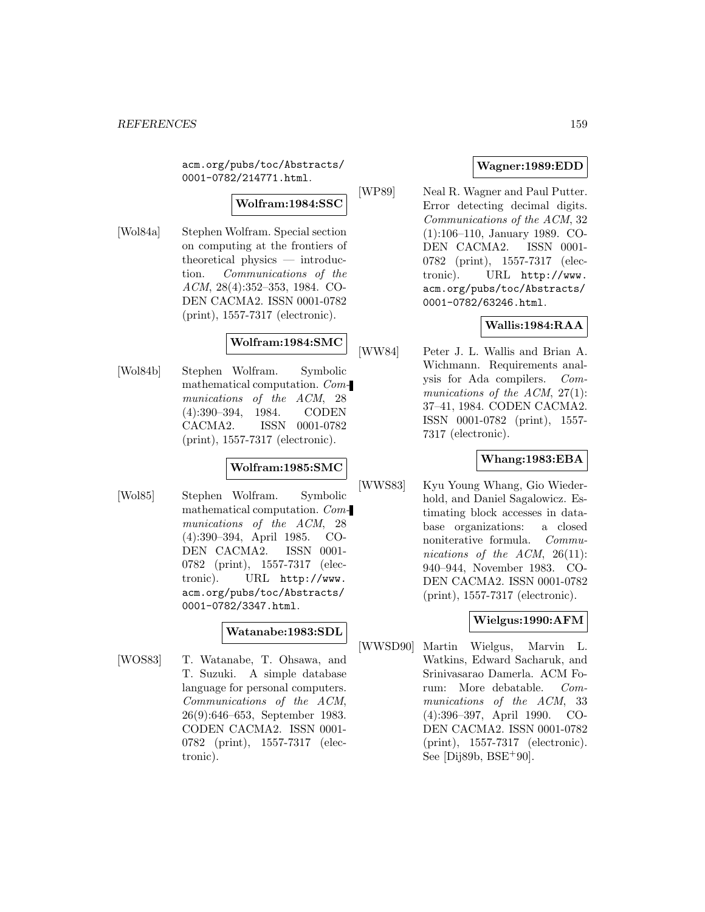acm.org/pubs/toc/Abstracts/0001-0782/214771.html.

**Wolfram:1984:SSC**

[Wol84a] Stephen Wolfram. Special section on computing at the frontiers of theoretical physics — introduction. *Communications of the ACM*, 28(4):352–353, 1984. CODEN CACMA2. ISSN 0001-0782 (print), 1557-7317 (electronic).

**Wolfram:1984:SMC**

[Wol84b] Stephen Wolfram. Symbolic mathematical computation. *Communications of the ACM*, 28 (4):390–394, 1984. CODEN CACMA2. ISSN 0001-0782 (print), 1557-7317 (electronic).

**Wolfram:1985:SMC**

[Wol85] Stephen Wolfram. Symbolic mathematical computation. *Communications of the ACM*, 28 (4):390–394, April 1985. CODEN CACMA2. ISSN 0001-0782 (print), 1557-7317 (electronic). URL http://www.acm.org/pubs/toc/Abstracts/0001-0782/3347.html.

**Watanabe:1983:SDL**

[WOS83] T. Watanabe, T. Ohsawa, and T. Suzuki. A simple database language for personal computers. *Communications of the ACM*, 26(9):646–653, September 1983. CODEN CACMA2. ISSN 0001-0782 (print), 1557-7317 (electronic).

**Wagner:1989:EDD**

[WP89] Neal R. Wagner and Paul Putter. Error detecting decimal digits. *Communications of the ACM*, 32 (1):106–110, January 1989. CODEN CACMA2. ISSN 0001-0782 (print), 1557-7317 (electronic). URL http://www.acm.org/pubs/toc/Abstracts/0001-0782/63246.html.

**Wallis:1984:RAA**

[WW84] Peter J. L. Wallis and Brian A. Wichmann. Requirements analysis for Ada compilers. *Communications of the ACM*, 27(1): 37–41, 1984. CODEN CACMA2. ISSN 0001-0782 (print), 1557-7317 (electronic).

**Whang:1983:EBA**

[WWS83] Kyu Young Whang, Gio Wiederhold, and Daniel Sagalowicz. Estimating block accesses in database organizations: a closed noniterative formula. *Communications of the ACM*, 26(11): 940–944, November 1983. CODEN CACMA2. ISSN 0001-0782 (print), 1557-7317 (electronic).

**Wielgus:1990:AFM**

[WWSD90] Martin Wielgus, Marvin L. Watkins, Edward Sacharuk, and Srinivasarao Damerla. ACM Forum: More debatable. *Communications of the ACM*, 33 (4):396–397, April 1990. CODEN CACMA2. ISSN 0001-0782 (print), 1557-7317 (electronic). See [Dij89b, BSE+90].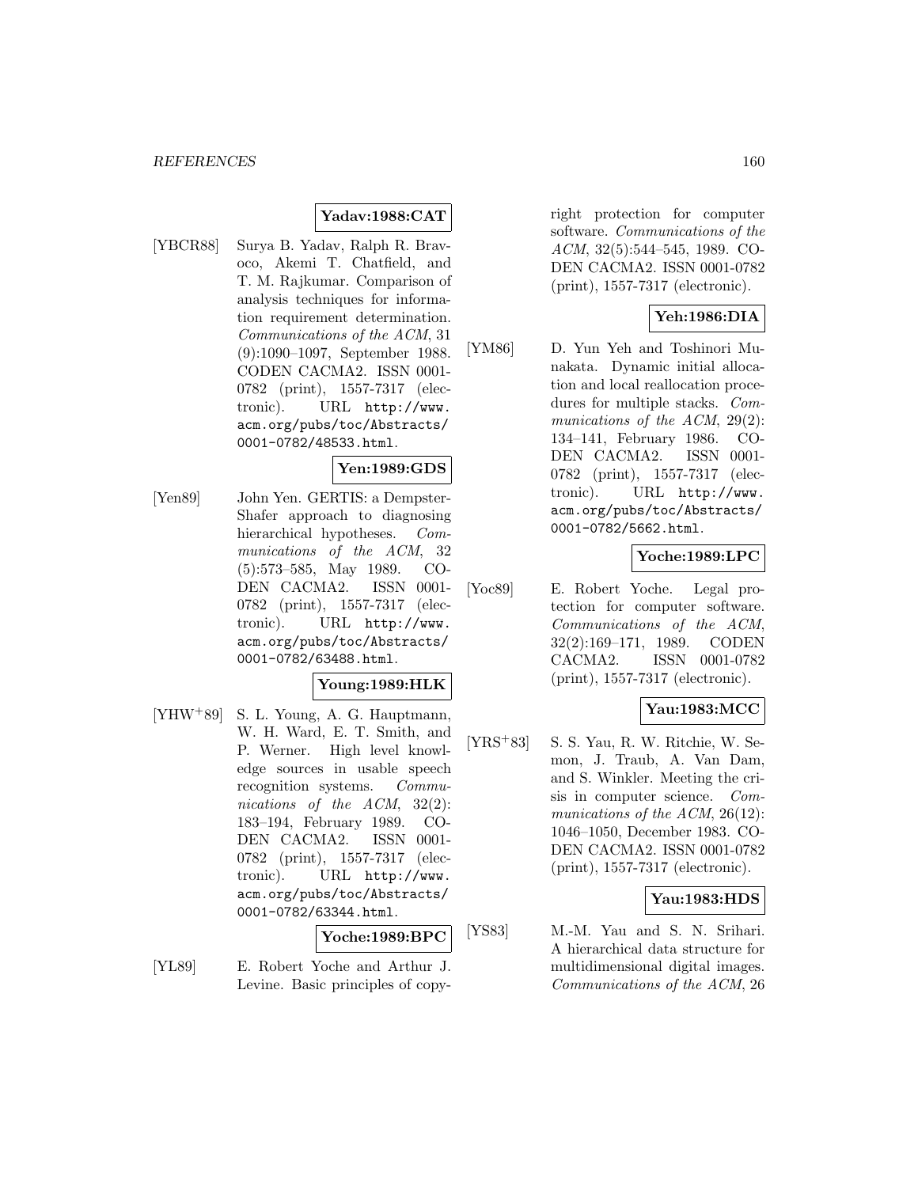**Yadav:1988:CAT**

[YBCR88] Surya B. Yadav, Ralph R. Bravoco, Akemi T. Chatfield, and T. M. Rajkumar. Comparison of analysis techniques for information requirement determination. *Communications of the ACM*, 31 (9):1090–1097, September 1988. CODEN CACMA2. ISSN 0001-0782 (print), 1557-7317 (electronic). URL `http://www.acm.org/pubs/toc/Abstracts/0001-0782/48533.html`.

**Yen:1989:GDS**

[Yen89] John Yen. GERTIS: a Dempster-Shafer approach to diagnosing hierarchical hypotheses. *Communications of the ACM*, 32 (5):573–585, May 1989. CODEN CACMA2. ISSN 0001-0782 (print), 1557-7317 (electronic). URL `http://www.acm.org/pubs/toc/Abstracts/0001-0782/63488.html`.

**Young:1989:HLK**

[YHW+89] S. L. Young, A. G. Hauptmann, W. H. Ward, E. T. Smith, and P. Werner. High level knowledge sources in usable speech recognition systems. *Communications of the ACM*, 32(2): 183–194, February 1989. CODEN CACMA2. ISSN 0001-0782 (print), 1557-7317 (electronic). URL `http://www.acm.org/pubs/toc/Abstracts/0001-0782/63344.html`.

**Yoche:1989:BPC**

[YL89] E. Robert Yoche and Arthur J. Levine. Basic principles of copyright protection for computer software. *Communications of the ACM*, 32(5):544–545, 1989. CODEN CACMA2. ISSN 0001-0782 (print), 1557-7317 (electronic).

**Yeh:1986:DIA**

[YM86] D. Yun Yeh and Toshinori Munakata. Dynamic initial allocation and local reallocation procedures for multiple stacks. *Communications of the ACM*, 29(2): 134–141, February 1986. CODEN CACMA2. ISSN 0001-0782 (print), 1557-7317 (electronic). URL `http://www.acm.org/pubs/toc/Abstracts/0001-0782/5662.html`.

**Yoche:1989:LPC**

[Yoc89] E. Robert Yoche. Legal protection for computer software. *Communications of the ACM*, 32(2):169–171, 1989. CODEN CACMA2. ISSN 0001-0782 (print), 1557-7317 (electronic).

**Yau:1983:MCC**

[YRS+83] S. S. Yau, R. W. Ritchie, W. Semon, J. Traub, A. Van Dam, and S. Winkler. Meeting the crisis in computer science. *Communications of the ACM*, 26(12): 1046–1050, December 1983. CODEN CACMA2. ISSN 0001-0782 (print), 1557-7317 (electronic).

**Yau:1983:HDS**

[YS83] M.-M. Yau and S. N. Srihari. A hierarchical data structure for multidimensional digital images. *Communications of the ACM*, 26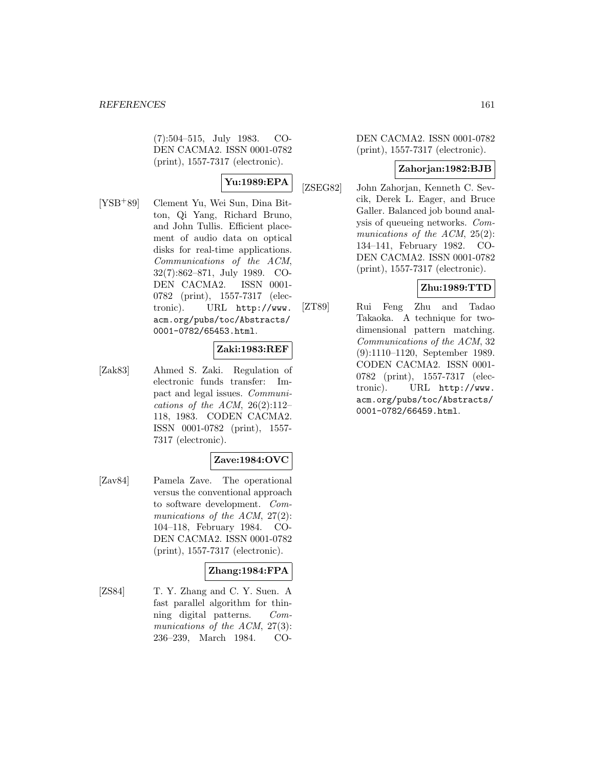(7):504–515, July 1983. CODEN CACMA2. ISSN 0001-0782 (print), 1557-7317 (electronic).

**Yu:1989:EPA**

[YSB+89] Clement Yu, Wei Sun, Dina Bitton, Qi Yang, Richard Bruno, and John Tullis. Efficient placement of audio data on optical disks for real-time applications. *Communications of the ACM*, 32(7):862–871, July 1989. CODEN CACMA2. ISSN 0001-0782 (print), 1557-7317 (electronic). URL `http://www.acm.org/pubs/toc/Abstracts/0001-0782/65453.html`.

**Zaki:1983:REF**

[Zak83] Ahmed S. Zaki. Regulation of electronic funds transfer: Impact and legal issues. *Communications of the ACM*, 26(2):112–118, 1983. CODEN CACMA2. ISSN 0001-0782 (print), 1557-7317 (electronic).

**Zave:1984:OVC**

[Zav84] Pamela Zave. The operational versus the conventional approach to software development. *Communications of the ACM*, 27(2): 104–118, February 1984. CODEN CACMA2. ISSN 0001-0782 (print), 1557-7317 (electronic).

**Zhang:1984:FPA**

[ZS84] T. Y. Zhang and C. Y. Suen. A fast parallel algorithm for thinning digital patterns. *Communications of the ACM*, 27(3): 236–239, March 1984. CODEN CACMA2. ISSN 0001-0782 (print), 1557-7317 (electronic).

**Zahorjan:1982:BJB**

[ZSEG82] John Zahorjan, Kenneth C. Sevcik, Derek L. Eager, and Bruce Galler. Balanced job bound analysis of queueing networks. *Communications of the ACM*, 25(2): 134–141, February 1982. CODEN CACMA2. ISSN 0001-0782 (print), 1557-7317 (electronic).

**Zhu:1989:TTD**

[ZT89] Rui Feng Zhu and Tadao Takaoka. A technique for two-dimensional pattern matching. *Communications of the ACM*, 32 (9):1110–1120, September 1989. CODEN CACMA2. ISSN 0001-0782 (print), 1557-7317 (electronic). URL `http://www.acm.org/pubs/toc/Abstracts/0001-0782/66459.html`.